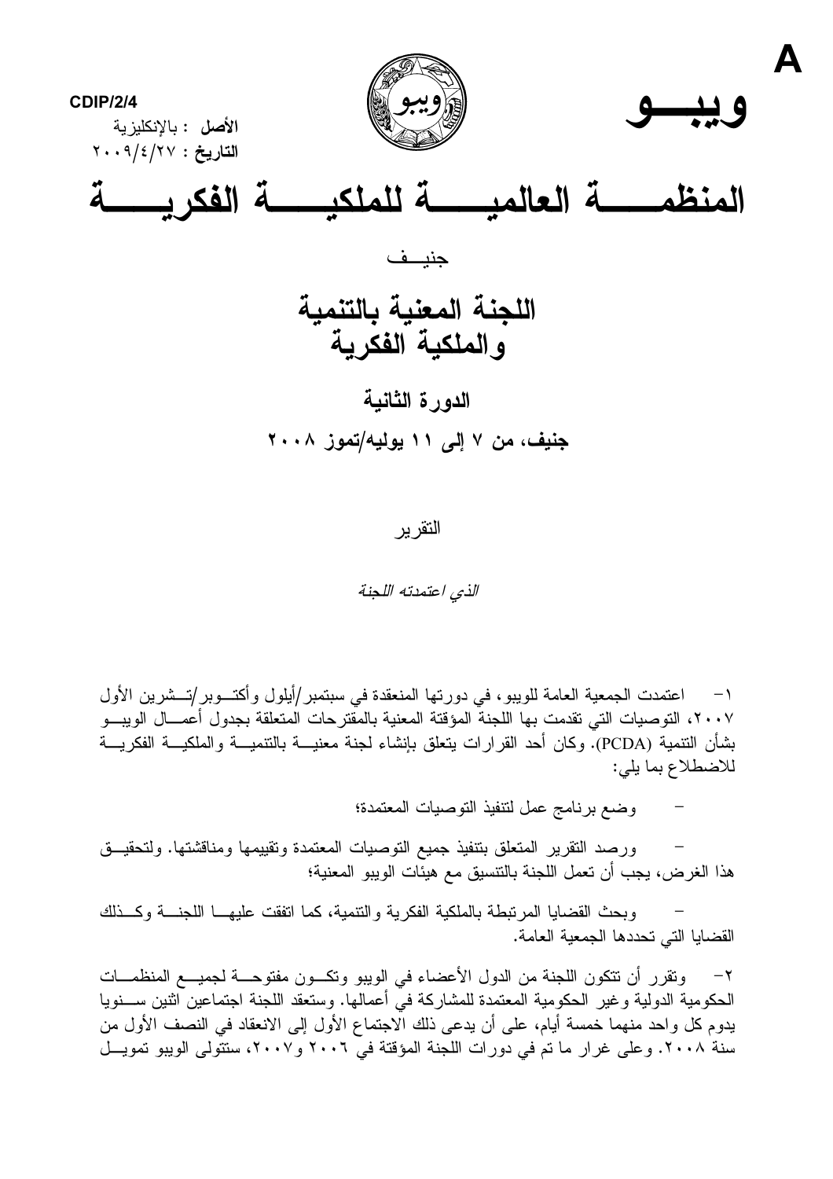A

ويبـــو

CDIP/2/4

**الأصل** : بالإنكليزية

**التاريخ** : ٢٠٠٩/٤/٢٧

# المنظمـــــة العالميـــــة للملكيـــــة الفكريـــــة

جنيــف

# اللجنة المعنية بالتنمية والملكية الفكرية

## الدورة الثانية

## جنيف، من ٧ إلى ١١ يوليه/تموز ٢٠٠٨

التقرير

*الذي اعتمدته اللجنة*

١- اعتمدت الجمعية العامة للويبو، في دورتها المنعقدة في سبتمبر/أيلول وأكتـوبر/تـشرين الأول ٢٠٠٧، التوصيات التي تقدمت بها اللجنة المؤقتة المعنية بالمقترحات المتعلقة بجدول أعمـال الويبـو بشأن التنمية (PCDA). وكان أحد القرارات يتعلق بإنشاء لجنة معنيـة بالتنميـة والملكيـة الفكريـة للاضطلاع بما يلي:

- وضع برنامج عمل لتنفيذ التوصيات المعتمدة؛
- ورصد التقرير المتعلق بتنفيذ جميع التوصيات المعتمدة وتقييمها ومناقشتها. ولتحقيـق هذا الغرض، يجب أن تعمل اللجنة بالتنسيق مع هيئات الويبو المعنية؛
- وبحث القضايا المرتبطة بالملكية الفكرية والتنمية، كما اتفقت عليهـا اللجنـة وكـذلك القضايا التي تحددها الجمعية العامة.

٢- وتقرر أن تتكون اللجنة من الدول الأعضاء في الويبو وتكـون مفتوحـة لجميـع المنظمـات الحكومية الدولية وغير الحكومية المعتمدة للمشاركة في أعمالها. وستعقد اللجنة اجتماعين اثنين سـنويا يدوم كل واحد منهما خمسة أيام، على أن يدعى ذلك الاجتماع الأول إلى الانعقاد في النصف الأول من سنة ٢٠٠٨. وعلى غرار ما تم في دورات اللجنة المؤقتة في ٢٠٠٦ و٢٠٠٧، ستتولى الويبو تمويـل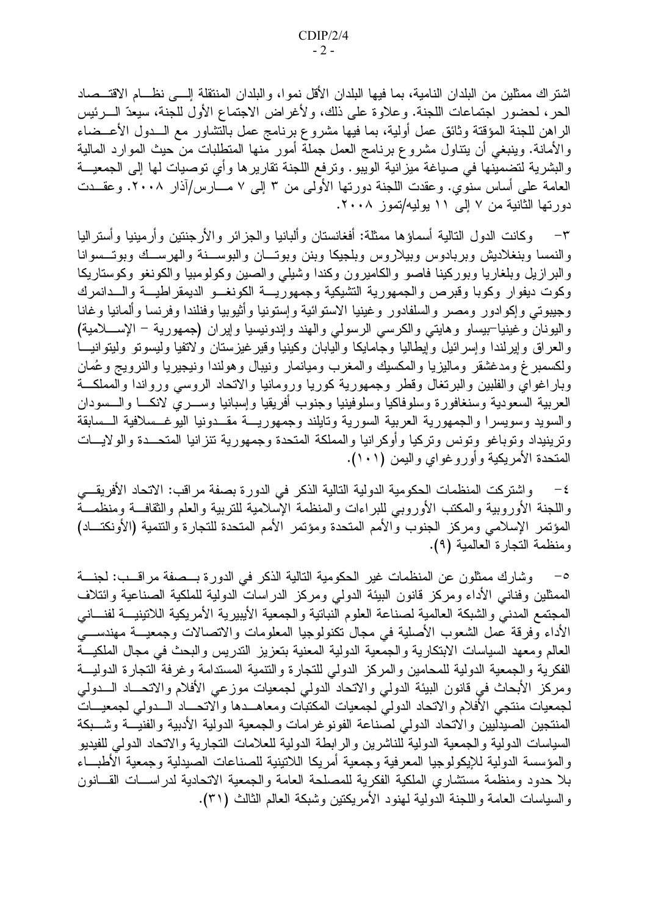اشتراك ممثلين من البلدان النامية، بما فيها البلدان الأقل نموا، والبلدان المنتقلة إلى نظام الاقتصاد الحر، لحضور اجتماعات اللجنة. وعلاوة على ذلك، ولأغراض الاجتماع الأول للجنة، سيعدّ الرئيس الراهن للجنة المؤقتة وثائق عمل أولية، بما فيها مشروع برنامج عمل بالتشاور مع الدول الأعضاء والأمانة. وينبغي أن يتناول مشروع برنامج العمل جملة أمور منها المتطلبات من حيث الموارد المالية والبشرية لتضمينها في صياغة ميزانية الويبو. وترفع اللجنة تقاريرها وأي توصيات لها إلى الجمعية العامة على أساس سنوي. وعقدت اللجنة دورتها الأولى من ٣ إلى ٧ مارس/آذار ٢٠٠٨. وعقدت دورتها الثانية من ٧ إلى ١١ يوليه/تموز ٢٠٠٨.

٣- وكانت الدول التالية أسماؤها ممثلة: أفغانستان وألبانيا والجزائر والأرجنتين وأرمينيا وأستراليا والنمسا وبنغلاديش وبربادوس وبيلاروس وبلجيكا وبنن وبوتان والبوسنة والهرسك وبوتسوانا والبرازيل وبلغاريا وبوركينا فاصو والكاميرون وكندا وشيلي والصين وكولومبيا والكونغو وكوستاريكا وكوت ديفوار وكوبا وقبرص والجمهورية التشيكية وجمهورية الكونغو الديمقراطية والدانمرك وجيبوتي وإكوادور ومصر والسلفادور وغينيا الاستوائية وإستونيا وأثيوبيا وفنلندا وفرنسا وألمانيا وغانا واليونان وغينيا–بيساو وهايتي والكرسي الرسولي والهند وإندونيسيا وإيران (جمهورية – الإسلامية) والعراق وإيرلندا وإسرائيل وإيطاليا وجامايكا واليابان وكينيا وقيرغيزستان ولاتفيا وليسوتو وليتوانيا ولكسمبرغ ومدغشقر وماليزيا والمكسيك والمغرب وميانمار ونيبال وهولندا ونيجيريا والنرويج وعُمان وباراغواي والفلبين والبرتغال وقطر وجمهورية كوريا ورومانيا والاتحاد الروسي ورواندا والمملكة العربية السعودية وسنغافورة وسلوفاكيا وسلوفينيا وجنوب أفريقيا وإسبانيا وسري لانكا والسودان والسويد وسويسرا والجمهورية العربية السورية وتايلند وجمهورية مقدونيا اليوغسلافية السابقة وترينيداد وتوباغو وتونس وتركيا وأوكرانيا والمملكة المتحدة وجمهورية تنزانيا المتحدة والولايات المتحدة الأمريكية وأوروغواي واليمن (١٠١).

٤- واشتركت المنظمات الحكومية الدولية التالية الذكر في الدورة بصفة مراقب: الاتحاد الأفريقي واللجنة الأوروبية والمكتب الأوروبي للبراءات والمنظمة الإسلامية للتربية والعلم والثقافة ومنظمة المؤتمر الإسلامي ومركز الجنوب والأمم المتحدة ومؤتمر الأمم المتحدة للتجارة والتنمية (الأونكتاد) ومنظمة التجارة العالمية (٩).

٥- وشارك ممثلون عن المنظمات غير الحكومية التالية الذكر في الدورة بصفة مراقب: لجنة الممثلين وفناني الأداء ومركز قانون البيئة الدولي ومركز الدراسات الدولية للملكية الصناعية وائتلاف المجتمع المدني والشبكة العالمية لصناعة العلوم النباتية والجمعية الأيبيرية الأمريكية اللاتينية لفناني الأداء وفرقة عمل الشعوب الأصلية في مجال تكنولوجيا المعلومات والاتصالات وجمعية مهندسي العالم ومعهد السياسات الابتكارية والجمعية الدولية المعنية بتعزيز التدريس والبحث في مجال الملكية الفكرية والجمعية الدولية للمحامين والمركز الدولي للتجارة والتنمية المستدامة وغرفة التجارة الدولية ومركز الأبحاث في قانون البيئة الدولي والاتحاد الدولي لجمعيات موزعي الأفلام والاتحاد الدولي لجمعيات منتجي الأفلام والاتحاد الدولي لجمعيات المكتبات ومعاهدها والاتحاد الدولي لجمعيات المنتجين الصيدليين والاتحاد الدولي لصناعة الفونوغرامات والجمعية الدولية الأدبية والفنية وشبكة السياسات الدولية والجمعية الدولية للناشرين والرابطة الدولية للعلامات التجارية والاتحاد الدولي للفيديو والمؤسسة الدولية للإيكولوجيا المعرفية وجمعية أمريكا اللاتينية للصناعات الصيدلية وجمعية الأطباء بلا حدود ومنظمة مستشاري الملكية الفكرية للمصلحة العامة والجمعية الاتحادية لدراسات القانون والسياسات العامة واللجنة الدولية لهنود الأمريكتين وشبكة العالم الثالث (٣١).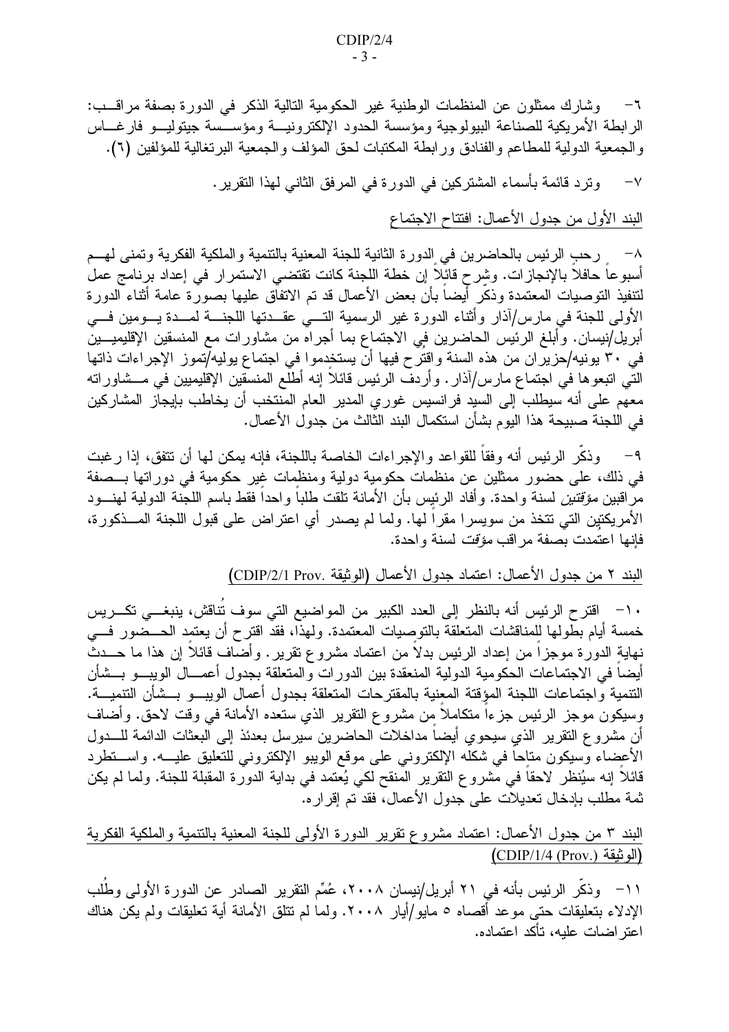٦- وشارك ممثلون عن المنظمات الوطنية غير الحكومية التالية الذكر في الدورة بصفة مراقب: الرابطة الأمريكية للصناعة البيولوجية ومؤسسة الحدود الإلكترونية ومؤسسة جيتوليو فارغاس والجمعية الدولية للمطاعم والفنادق ورابطة المكتبات لحق المؤلف والجمعية البرتغالية للمؤلفين (٦).

٧- وترد قائمة بأسماء المشتركين في الدورة في المرفق الثاني لهذا التقرير.

البند الأول من جدول الأعمال: افتتاح الاجتماع

٨- رحب الرئيس بالحاضرين في الدورة الثانية للجنة المعنية بالتنمية والملكية الفكرية وتمنى لهم أسبوعاً حافلاً بالإنجازات. وشرح قائلاً إن خطة اللجنة كانت تقتضي الاستمرار في إعداد برنامج عمل لتنفيذ التوصيات المعتمدة وذكّر أيضاً بأن بعض الأعمال قد تم الاتفاق عليها بصورة عامة أثناء الدورة الأولى للجنة في مارس/آذار وأثناء الدورة غير الرسمية التي عقدتها اللجنة لمدة يومين في أبريل/نيسان. وأبلغ الرئيس الحاضرين في الاجتماع بما أجراه من مشاورات مع المنسقين الإقليميين في ٣٠ يونيه/حزيران من هذه السنة واقترح فيها أن يستخدموا في اجتماع يوليه/تموز الإجراءات ذاتها التي اتبعوها في اجتماع مارس/آذار. وأردف الرئيس قائلاً إنه أطلع المنسقين الإقليميين في مشاوراته معهم على أنه سيطلب إلى السيد فرانسيس غوري المدير العام المنتخب أن يخاطب بإيجاز المشاركين في اللجنة صبيحة هذا اليوم بشأن استكمال البند الثالث من جدول الأعمال.

٩- وذكّر الرئيس أنه وفقاً للقواعد والإجراءات الخاصة باللجنة، فإنه يمكن لها أن تتفق، إذا رغبت في ذلك، على حضور ممثلين عن منظمات حكومية دولية ومنظمات غير حكومية في دوراتها بصفة مراقبين *مؤقتين* لسنة واحدة. وأفاد الرئيس بأن الأمانة تلقت طلباً واحداً فقط باسم اللجنة الدولية لهنود الأمريكتين التي تتخذ من سويسرا مقراً لها. ولما لم يصدر أي اعتراض على قبول اللجنة المذكورة، فإنها اعتمدت بصفة مراقب *مؤقت* لسنة واحدة.

البند ٢ من جدول الأعمال: اعتماد جدول الأعمال (الوثيقة CDIP/2/1 Prov.)

١٠- اقترح الرئيس أنه بالنظر إلى العدد الكبير من المواضيع التي سوف تُناقش، ينبغي تكريس خمسة أيام بطولها للمناقشات المتعلقة بالتوصيات المعتمدة. ولهذا، فقد اقترح أن يعتمد الحضور في نهاية الدورة موجزاً من إعداد الرئيس بدلاً من اعتماد مشروع تقرير. وأضاف قائلاً إن هذا ما حدث أيضاً في الاجتماعات الحكومية الدولية المنعقدة بين الدورات والمتعلقة بجدول أعمال الويبو بشأن التنمية واجتماعات اللجنة المؤقتة المعنية بالمقترحات المتعلقة بجدول أعمال الويبو بشأن التنمية. وسيكون موجز الرئيس جزءاً متكاملاً من مشروع التقرير الذي ستعده الأمانة في وقت لاحق. وأضاف أن مشروع التقرير الذي سيحوي أيضاً مداخلات الحاضرين سيرسل بعدئذ إلى البعثات الدائمة للدول الأعضاء وسيكون متاحاً في شكله الإلكتروني على موقع الويبو الإلكتروني للتعليق عليه. واستطرد قائلاً إنه سيُنظر لاحقاً في مشروع التقرير المنقح لكي يُعتمد في بداية الدورة المقبلة للجنة. ولما لم يكن ثمة مطلب بإدخال تعديلات على جدول الأعمال، فقد تم إقراره.

البند ٣ من جدول الأعمال: اعتماد مشروع تقرير الدورة الأولى للجنة المعنية بالتنمية والملكية الفكرية (الوثيقة CDIP/1/4 (Prov.))

١١- وذكّر الرئيس بأنه في ٢١ أبريل/نيسان ٢٠٠٨، عُمِّم التقرير الصادر عن الدورة الأولى وطُلب الإدلاء بتعليقات حتى موعد أقصاه ٥ مايو/أيار ٢٠٠٨. ولما لم تتلق الأمانة أية تعليقات ولم يكن هناك اعتراضات عليه، تأكد اعتماده.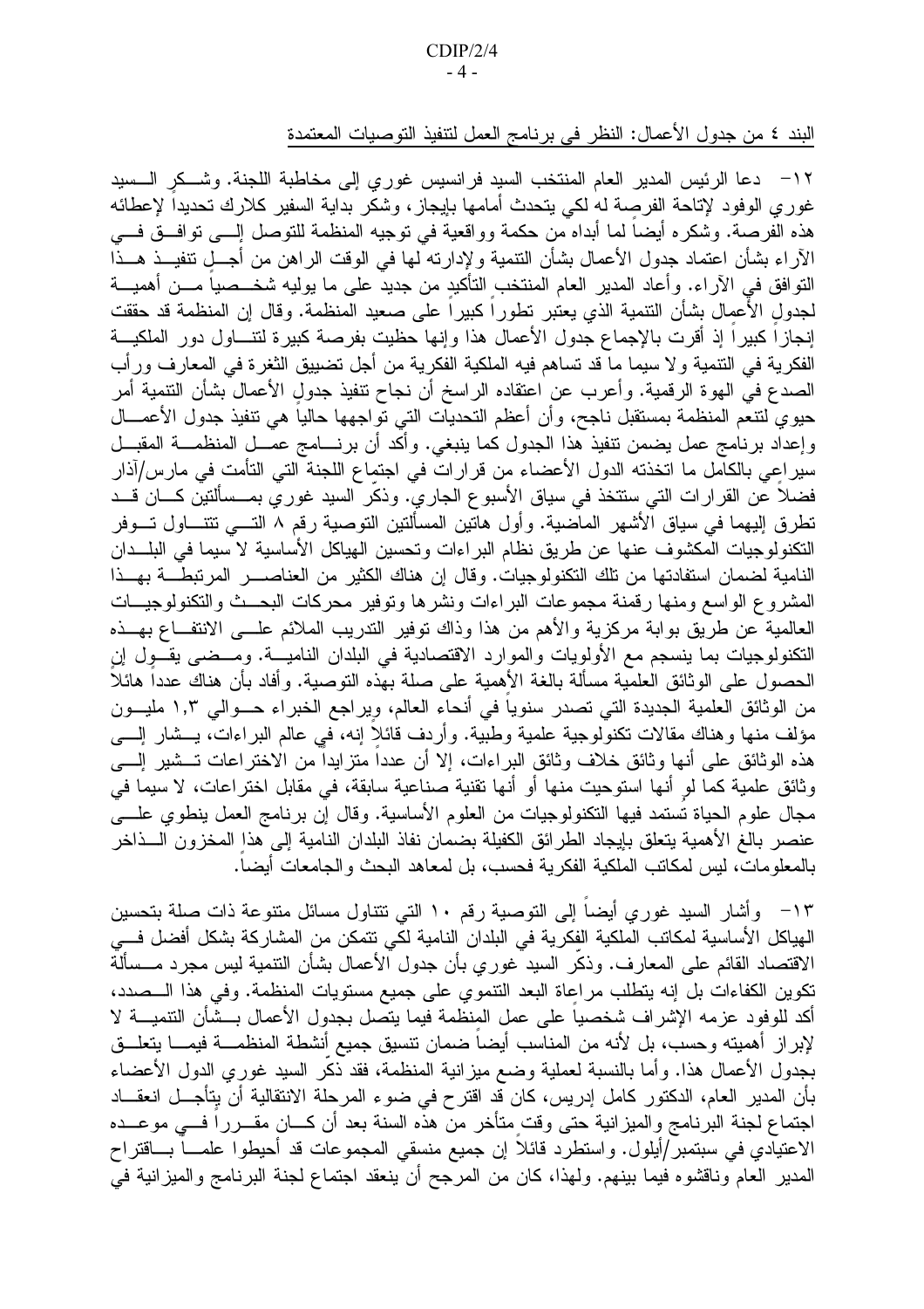البند ٤ من جدول الأعمال: النظر في برنامج العمل لتنفيذ التوصيات المعتمدة

١٢- دعا الرئيس المدير العام المنتخب السيد فرانسيس غوري إلى مخاطبة اللجنة. وشكر السيد غوري الوفود لإتاحة الفرصة له لكي يتحدث أمامها بإيجاز، وشكر بداية السفير كلارك تحديداً لإعطائه هذه الفرصة. وشكره أيضاً لما أبداه من حكمة وواقعية في توجيه المنظمة للتوصل إلى توافق في الآراء بشأن اعتماد جدول الأعمال بشأن التنمية ولإدارته لها في الوقت الراهن من أجل تنفيذ هذا التوافق في الآراء. وأعاد المدير العام المنتخب التأكيد من جديد على ما يوليه شخصياً من أهمية لجدول الأعمال بشأن التنمية الذي يعتبر تطوراً كبيراً على صعيد المنظمة. وقال إن المنظمة قد حققت إنجازاً كبيراً إذ أقرت بالإجماع جدول الأعمال هذا وإنها حظيت بفرصة كبيرة لتناول دور الملكية الفكرية في التنمية ولا سيما ما قد تساهم فيه الملكية الفكرية من أجل تضييق الثغرة في المعارف ورأب الصدع في الهوة الرقمية. وأعرب عن اعتقاده الراسخ أن نجاح تنفيذ جدول الأعمال بشأن التنمية أمر حيوي لتنعم المنظمة بمستقبل ناجح، وأن أعظم التحديات التي تواجهها حالياً هي تنفيذ جدول الأعمال وإعداد برنامج عمل يضمن تنفيذ هذا الجدول كما ينبغي. وأكد أن برنامج عمل المنظمة المقبل سيراعي بالكامل ما اتخذته الدول الأعضاء من قرارات في اجتماع اللجنة التي التأمت في مارس/آذار فضلاً عن القرارات التي ستتخذ في سياق الأسبوع الجاري. وذكّر السيد غوري بمسألتين كان قد تطرق إليهما في سياق الأشهر الماضية. وأول هاتين المسألتين التوصية رقم ٨ التي تتناول توفر التكنولوجيات المكشوف عنها عن طريق نظام البراءات وتحسين الهياكل الأساسية لا سيما في البلدان النامية لضمان استفادتها من تلك التكنولوجيات. وقال إن هناك الكثير من العناصر المرتبطة بهذا المشروع الواسع ومنها رقمنة مجموعات البراءات ونشرها وتوفير محركات البحث والتكنولوجيات العالمية عن طريق بوابة مركزية والأهم من هذا وذاك توفير التدريب الملائم على الانتفاع بهذه التكنولوجيات بما ينسجم مع الأولويات والموارد الاقتصادية في البلدان النامية. ومضى يقول إن الحصول على الوثائق العلمية مسألة بالغة الأهمية على صلة بهذه التوصية. وأفاد بأن هناك عدداً هائلاً من الوثائق العلمية الجديدة التي تصدر سنوياً في أنحاء العالم، ويراجع الخبراء حوالي ١,٣ مليون مؤلف منها وهناك مقالات تكنولوجية علمية وطبية. وأردف قائلاً إنه، في عالم البراءات، يشار إلى هذه الوثائق على أنها وثائق خلاف وثائق البراءات، إلا أن عدداً متزايداً من الاختراعات تشير إلى وثائق علمية كما لو أنها استوحيت منها أو أنها تقنية صناعية سابقة، في مقابل اختراعات، لا سيما في مجال علوم الحياة تستمد فيها التكنولوجيات من العلوم الأساسية. وقال إن برنامج العمل ينطوي على عنصر بالغ الأهمية يتعلق بإيجاد الطرائق الكفيلة بضمان نفاذ البلدان النامية إلى هذا المخزون الذاخر بالمعلومات، ليس لمكاتب الملكية الفكرية فحسب، بل لمعاهد البحث والجامعات أيضاً.

١٣- وأشار السيد غوري أيضاً إلى التوصية رقم ١٠ التي تتناول مسائل متنوعة ذات صلة بتحسين الهياكل الأساسية لمكاتب الملكية الفكرية في البلدان النامية لكي تتمكن من المشاركة بشكل أفضل في الاقتصاد القائم على المعارف. وذكّر السيد غوري بأن جدول الأعمال بشأن التنمية ليس مجرد مسألة تكوين الكفاءات بل إنه يتطلب مراعاة البعد التنموي على جميع مستويات المنظمة. وفي هذا الصدد، أكد للوفود عزمه الإشراف شخصياً على عمل المنظمة فيما يتصل بجدول الأعمال بشأن التنمية لا لإبراز أهميته وحسب، بل لأنه من المناسب أيضاً ضمان تنسيق جميع أنشطة المنظمة فيما يتعلق بجدول الأعمال هذا. وأما بالنسبة لعملية وضع ميزانية المنظمة، فقد ذكّر السيد غوري الدول الأعضاء بأن المدير العام، الدكتور كامل إدريس، كان قد اقترح في ضوء المرحلة الانتقالية أن يتأجل انعقاد اجتماع لجنة البرنامج والميزانية حتى وقت متأخر من هذه السنة بعد أن كان مقرراً في موعده الاعتيادي في سبتمبر/أيلول. واستطرد قائلاً إن جميع منسقي المجموعات قد أحيطوا علماً باقتراح المدير العام وناقشوه فيما بينهم. ولهذا، كان من المرجح أن ينعقد اجتماع لجنة البرنامج والميزانية في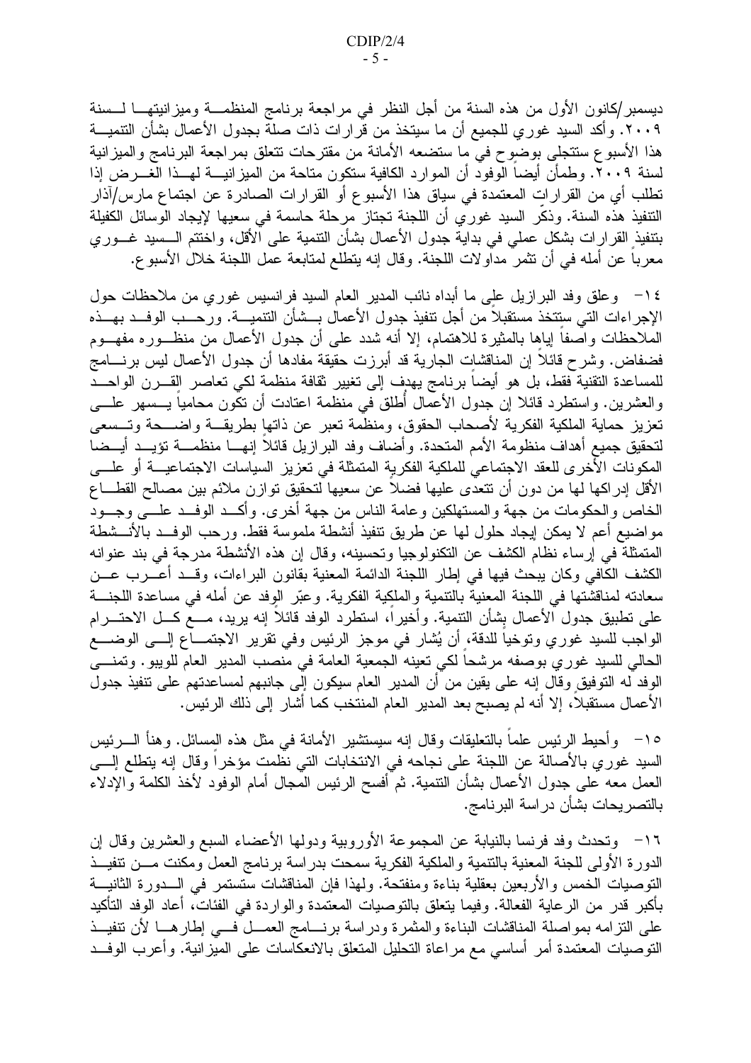ديسمبر/كانون الأول من هذه السنة من أجل النظر في مراجعة برنامج المنظمة وميزانيتها لسنة ٢٠٠٩. وأكد السيد غوري للجميع أن ما سيتخذ من قرارات ذات صلة بجدول الأعمال بشأن التنمية هذا الأسبوع ستتجلى بوضوح في ما ستضعه الأمانة من مقترحات تتعلق بمراجعة البرنامج والميزانية لسنة ٢٠٠٩. وطمأن أيضاً الوفود أن الموارد الكافية ستكون متاحة من الميزانية لهذا الغرض إذا تطلب أي من القرارات المعتمدة في سياق هذا الأسبوع أو القرارات الصادرة عن اجتماع مارس/آذار التنفيذ هذه السنة. وذكّر السيد غوري أن اللجنة تجتاز مرحلة حاسمة في سعيها لإيجاد الوسائل الكفيلة بتنفيذ القرارات بشكل عملي في بداية جدول الأعمال بشأن التنمية على الأقل، واختتم السيد غوري معرباً عن أمله في أن تثمر مداولات اللجنة. وقال إنه يتطلع لمتابعة عمل اللجنة خلال الأسبوع.

١٤- وعلق وفد البرازيل على ما أبداه نائب المدير العام السيد فرانسيس غوري من ملاحظات حول الإجراءات التي ستتخذ مستقبلاً من أجل تنفيذ جدول الأعمال بشأن التنمية. ورحب الوفد بهذه الملاحظات واصفاً إياها بالمثيرة للاهتمام، إلا أنه شدد على أن جدول الأعمال من منظوره مفهوم فضفاض. وشرح قائلاً إن المناقشات الجارية قد أبرزت حقيقة مفادها أن جدول الأعمال ليس برنامج للمساعدة التقنية فقط، بل هو أيضاً برنامج يهدف إلى تغيير ثقافة منظمة لكي تعاصر القرن الواحد والعشرين. واستطرد قائلا إن جدول الأعمال أُطلق في منظمة اعتادت أن تكون محامياً يسهر على تعزيز حماية الملكية الفكرية لأصحاب الحقوق، ومنظمة تعبر عن ذاتها بطريقة واضحة وتسعى لتحقيق جميع أهداف منظومة الأمم المتحدة. وأضاف وفد البرازيل قائلاً إنها منظمة تؤيد أيضا المكونات الأخرى للعقد الاجتماعي للملكية الفكرية المتمثلة في تعزيز السياسات الاجتماعية أو على الأقل إدراكها لها من دون أن تتعدى عليها فضلاً عن سعيها لتحقيق توازن ملائم بين مصالح القطاع الخاص والحكومات من جهة والمستهلكين وعامة الناس من جهة أخرى. وأكد الوفد على وجود مواضيع أعم لا يمكن إيجاد حلول لها عن طريق تنفيذ أنشطة ملموسة فقط. ورحب الوفد بالأنشطة المتمثلة في إرساء نظام الكشف عن التكنولوجيا وتحسينه، وقال إن هذه الأنشطة مدرجة في بند عنوانه الكشف الكافي وكان يبحث فيها في إطار اللجنة الدائمة المعنية بقانون البراءات، وقد أعرب عن سعادته لمناقشتها في اللجنة المعنية بالتنمية والملكية الفكرية. وعبّر الوفد عن أمله في مساعدة اللجنة على تطبيق جدول الأعمال بشأن التنمية. وأخيراً، استطرد الوفد قائلاً إنه يريد، مع كل الاحترام الواجب للسيد غوري وتوخياً للدقة، أن يُشار في موجز الرئيس وفي تقرير الاجتماع إلى الوضع الحالي للسيد غوري بوصفه مرشحاً لكي تعينه الجمعية العامة في منصب المدير العام للويبو. وتمنى الوفد له التوفيق وقال إنه على يقين من أن المدير العام سيكون إلى جانبهم لمساعدتهم على تنفيذ جدول الأعمال مستقبلاً، إلا أنه لم يصبح بعد المدير العام المنتخب كما أشار إلى ذلك الرئيس.

١٥- وأحيط الرئيس علماً بالتعليقات وقال إنه سيستشير الأمانة في مثل هذه المسائل. وهنأ الرئيس السيد غوري بالأصالة عن اللجنة على نجاحه في الانتخابات التي نظمت مؤخراً وقال إنه يتطلع إلى العمل معه على جدول الأعمال بشأن التنمية. ثم أفسح الرئيس المجال أمام الوفود لأخذ الكلمة والإدلاء بالتصريحات بشأن دراسة البرنامج.

١٦- وتحدث وفد فرنسا بالنيابة عن المجموعة الأوروبية ودولها الأعضاء السبع والعشرين وقال إن الدورة الأولى للجنة المعنية بالتنمية والملكية الفكرية سمحت بدراسة برنامج العمل ومكنت من تنفيذ التوصيات الخمس والأربعين بعقلية بناءة ومنفتحة. ولهذا فإن المناقشات ستستمر في الدورة الثانية بأكبر قدر من الرعاية الفعالة. وفيما يتعلق بالتوصيات المعتمدة والواردة في الفئات، أعاد الوفد التأكيد على التزامه بمواصلة المناقشات البناءة والمثمرة ودراسة برنامج العمل في إطارها لأن تنفيذ التوصيات المعتمدة أمر أساسي مع مراعاة التحليل المتعلق بالانعكاسات على الميزانية. وأعرب الوفد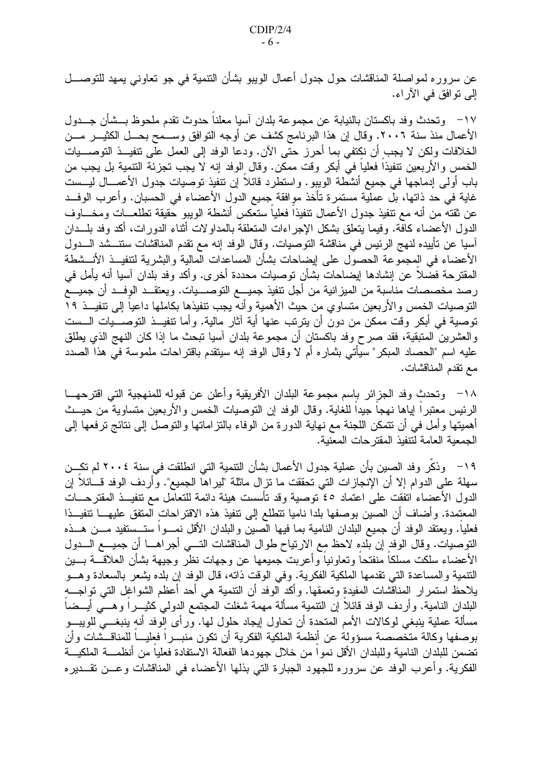عن سروره لمواصلة المناقشات حول جدول أعمال الويبو بشأن التنمية في جو تعاوني يمهد للتوصل إلى توافق في الآراء.

١٧- وتحدث وفد باكستان بالنيابة عن مجموعة بلدان آسيا معلناً حدوث تقدم ملحوظ بشأن جدول الأعمال منذ سنة ٢٠٠٦. وقال إن هذا البرنامج كشف عن أوجه التوافق وسمح بحل الكثير من الخلافات ولكن لا يجب أن نكتفي بما أحرز حتى الآن. ودعا الوفد إلى العمل على تنفيذ التوصيات الخمس والأربعين تنفيذاً فعلياً في أبكر وقت ممكن. وقال الوفد إنه لا يجب تجزئة التنمية بل يجب من باب أولى إدماجها في جميع أنشطة الويبو. واستطرد قائلاً إن تنفيذ توصيات جدول الأعمال ليست غاية في حد ذاتها، بل عملية مستمرة تأخذ موافقة جميع الدول الأعضاء في الحسبان. وأعرب الوفد عن ثقته من أنه مع تنفيذ جدول الأعمال تنفيذاً فعلياً ستعكس أنشطة الويبو حقيقة تطلعات ومخاوف الدول الأعضاء كافة. وفيما يتعلق بشكل الإجراءات المتعلقة بالمداولات أثناء الدورات، أكد وفد بلدان آسيا عن تأييده لنهج الرئيس في مناقشة التوصيات. وقال الوفد إنه مع تقدم المناقشات ستنشد الدول الأعضاء في المجموعة الحصول على إيضاحات بشأن المساعدات المالية والبشرية لتنفيذ الأنشطة المقترحة فضلاً عن إنشادها إيضاحات بشأن توصيات محددة أخرى. وأكد وفد بلدان آسيا أنه يأمل في رصد مخصصات مناسبة من الميزانية من أجل تنفيذ جميع التوصيات. ويعتقد الوفد أن جميع التوصيات الخمس والأربعين متساوي من حيث الأهمية وأنه يجب تنفيذها بكاملها داعياً إلى تنفيذ ١٩ توصية في أبكر وقت ممكن من دون أن يترتب عنها أية آثار مالية. وأما تنفيذ التوصيات الست والعشرين المتبقية، فقد صرح وفد باكستان أن مجموعة بلدان آسيا تبحث ما إذا كان النهج الذي يطلق عليه اسم "الحصاد المبكر" سيأتي بثماره أم لا وقال الوفد إنه سيتقدم باقتراحات ملموسة في هذا الصدد مع تقدم المناقشات.

١٨- وتحدث وفد الجزائر باسم مجموعة البلدان الأفريقية وأعلن عن قبوله للمنهجية التي اقترحها الرئيس معتبراً إياها نهجاً جيداً للغاية. وقال الوفد إن التوصيات الخمس والأربعين متساوية من حيث أهميتها وأمل في أن تتمكن اللجنة مع نهاية الدورة من الوفاء بالتزاماتها والتوصل إلى نتائج ترفعها إلى الجمعية العامة لتنفيذ المقترحات المعنية.

١٩- وذكّر وفد الصين بأن عملية جدول الأعمال بشأن التنمية التي انطلقت في سنة ٢٠٠٤ لم تكن سهلة على الدوام إلا أن الإنجازات التي تحققت ما تزال ماثلة "ليراها الجميع". وأردف الوفد قائلاً إن الدول الأعضاء اتفقت على اعتماد ٤٥ توصية وقد تأسست هيئة دائمة للتعامل مع تنفيذ المقترحات المعتمدة. وأضاف أن الصين بوصفها بلدا ناميا تتطلع إلى تنفيذ هذه الاقتراحات المتفق عليها تنفيذا فعلياً. ويعتقد الوفد أن جميع البلدان النامية بما فيها الصين والبلدان الأقل نمواً ستستفيد من هذه التوصيات. وقال الوفد إن بلده لاحظ مع الارتياح طوال المناقشات التي أجراها أن جميع الدول الأعضاء سلكت مسلكاً منفتحاً وتعاونياً وأعربت جميعها عن وجهات نظر وجيهة بشأن العلاقة بين التنمية والمساعدة التي تقدمها الملكية الفكرية. وفي الوقت ذاته، قال الوفد إن بلده يشعر بالسعادة وهو يلاحظ استمرار المناقشات المفيدة وتعمقها. وأكد الوفد أن التنمية هي أحد أعظم الشواغل التي تواجهه البلدان النامية. وأردف الوفد قائلاً إن التنمية مسألة مهمة شغلت المجتمع الدولي كثيراً وهي أيضاً مسألة عملية ينبغي لوكالات الأمم المتحدة أن تحاول إيجاد حلول لها. ورأى الوفد أنه ينبغي للويبو بوصفها وكالة متخصصة مسؤولة عن أنظمة الملكية الفكرية أن تكون منبراً فعلياً للمناقشات وأن تضمن للبلدان النامية وللبلدان الأقل نمواً من خلال جهودها الفعالة الاستفادة فعلياً من أنظمة الملكية الفكرية. وأعرب الوفد عن سروره للجهود الجبارة التي بذلها الأعضاء في المناقشات وعن تقديره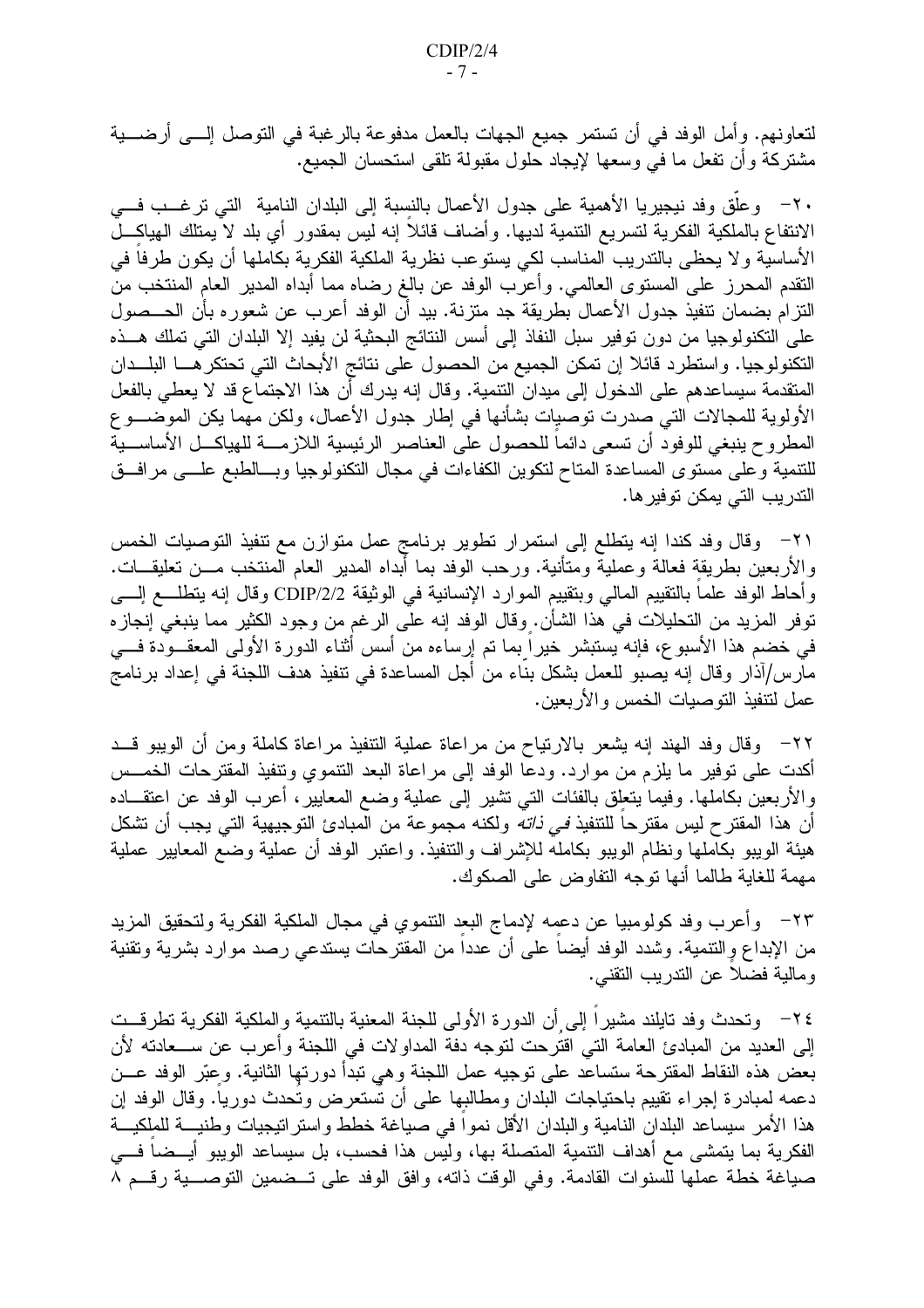لتعاونهم. وأمل الوفد في أن تستمر جميع الجهات بالعمل مدفوعة بالرغبة في التوصل إلى أرضية مشتركة وأن تفعل ما في وسعها لإيجاد حلول مقبولة تلقى استحسان الجميع.

٢٠- وعلّق وفد نيجيريا الأهمية على جدول الأعمال بالنسبة إلى البلدان النامية التي ترغب في الانتفاع بالملكية الفكرية لتسريع التنمية لديها. وأضاف قائلاً إنه ليس بمقدور أي بلد لا يمتلك الهياكل الأساسية ولا يحظى بالتدريب المناسب لكي يستوعب نظرية الملكية الفكرية بكاملها أن يكون طرفاً في التقدم المحرز على المستوى العالمي. وأعرب الوفد عن بالغ رضاه مما أبداه المدير العام المنتخب من التزام بضمان تنفيذ جدول الأعمال بطريقة جد متزنة. بيد أن الوفد أعرب عن شعوره بأن الحصول على التكنولوجيا من دون توفير سبل النفاذ إلى أسس النتائج البحثية لن يفيد إلا البلدان التي تملك هذه التكنولوجيا. واستطرد قائلا إن تمكن الجميع من الحصول على نتائج الأبحاث التي تحتكرها البلدان المتقدمة سيساعدهم على الدخول إلى ميدان التنمية. وقال إنه يدرك أن هذا الاجتماع قد لا يعطي بالفعل الأولوية للمجالات التي صدرت توصيات بشأنها في إطار جدول الأعمال، ولكن مهما يكن الموضوع المطروح ينبغي للوفود أن تسعى دائماً للحصول على العناصر الرئيسية اللازمة للهياكل الأساسية للتنمية وعلى مستوى المساعدة المتاح لتكوين الكفاءات في مجال التكنولوجيا وبالطبع على مرافق التدريب التي يمكن توفيرها.

٢١- وقال وفد كندا إنه يتطلع إلى استمرار تطوير برنامج عمل متوازن مع تنفيذ التوصيات الخمس والأربعين بطريقة فعالة وعملية ومتأنية. ورحب الوفد بما أبداه المدير العام المنتخب من تعليقات. وأحاط الوفد علماً بالتقييم المالي وبتقييم الموارد الإنسانية في الوثيقة CDIP/2/2 وقال إنه يتطلع إلى توفر المزيد من التحليلات في هذا الشأن. وقال الوفد إنه على الرغم من وجود الكثير مما ينبغي إنجازه في خضم هذا الأسبوع، فإنه يستبشر خيراً بما تم إرساءه من أسس أثناء الدورة الأولى المعقودة في مارس/آذار وقال إنه يصبو للعمل بشكل بناء من أجل المساعدة في تنفيذ هدف اللجنة في إعداد برنامج عمل لتنفيذ التوصيات الخمس والأربعين.

٢٢- وقال وفد الهند إنه يشعر بالارتياح من مراعاة عملية التنفيذ مراعاة كاملة ومن أن الويبو قد أكدت على توفير ما يلزم من موارد. ودعا الوفد إلى مراعاة البعد التنموي وتنفيذ المقترحات الخمس والأربعين بكاملها. وفيما يتعلق بالفئات التي تشير إلى عملية وضع المعايير، أعرب الوفد عن اعتقاده أن هذا المقترح ليس مقترحاً للتنفيذ *في ذاته* ولكنه مجموعة من المبادئ التوجيهية التي يجب أن تشكل هيئة الويبو بكاملها ونظام الويبو بكامله للإشراف والتنفيذ. واعتبر الوفد أن عملية وضع المعايير عملية مهمة للغاية طالما أنها توجه التفاوض على الصكوك.

٢٣- وأعرب وفد كولومبيا عن دعمه لإدماج البعد التنموي في مجال الملكية الفكرية ولتحقيق المزيد من الإبداع والتنمية. وشدد الوفد أيضاً على أن عدداً من المقترحات يستدعي رصد موارد بشرية وتقنية ومالية فضلاً عن التدريب التقني.

٢٤- وتحدث وفد تايلند مشيراً إلى أن الدورة الأولى للجنة المعنية بالتنمية والملكية الفكرية تطرقت إلى العديد من المبادئ العامة التي اقترحت لتوجه دفة المداولات في اللجنة وأعرب عن سعادته لأن بعض هذه النقاط المقترحة ستساعد على توجيه عمل اللجنة وهي تبدأ دورتها الثانية. وعبّر الوفد عن دعمه لمبادرة إجراء تقييم باحتياجات البلدان ومطالبها على أن تستعرض وتحدث دورياً. وقال الوفد إن هذا الأمر سيساعد البلدان النامية والبلدان الأقل نمواً في صياغة خطط واستراتيجيات وطنية للملكية الفكرية بما يتمشى مع أهداف التنمية المتصلة بها، وليس هذا فحسب، بل سيساعد الويبو أيضاً في صياغة خطة عملها للسنوات القادمة. وفي الوقت ذاته، وافق الوفد على تضمين التوصية رقم ٨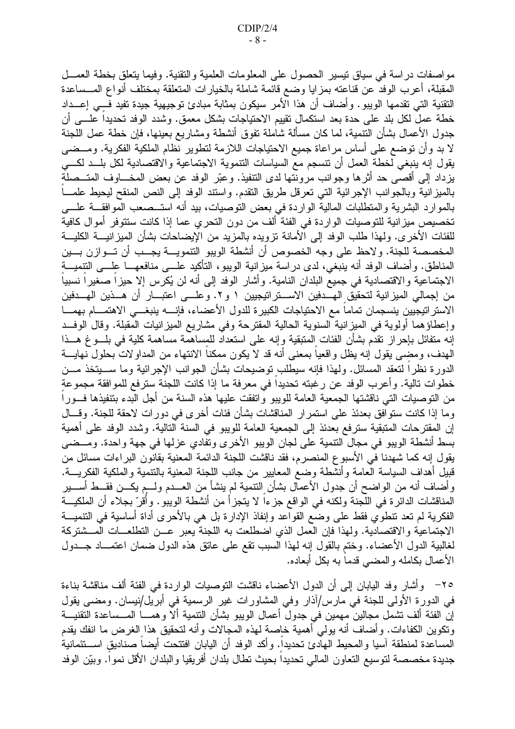مواصفات دراسة في سياق تيسير الحصول على المعلومات العلمية والتقنية. وفيما يتعلق بخطة العمل المقبلة، أعرب الوفد عن قناعته بمزايا وضع قائمة شاملة بالخيارات المتعلقة بمختلف أنواع المساعدة التقنية التي تقدمها الويبو. وأضاف أن هذا الأمر سيكون بمثابة مبادئ توجيهية جيدة تفيد في إعداد خطة عمل لكل بلد على حدة بعد استكمال تقييم الاحتياجات بشكل معمق. وشدد الوفد تحديداً على أن جدول الأعمال بشأن التنمية، لما كان مسألة شاملة تفوق أنشطة ومشاريع بعينها، فإن خطة عمل اللجنة لا بد وأن توضع على أساس مراعاة جميع الاحتياجات اللازمة لتطوير نظام الملكية الفكرية. ومضى يقول إنه ينبغي لخطة العمل أن تنسجم مع السياسات التنموية الاجتماعية والاقتصادية لكل بلد لكي يزداد إلى أقصى حد أثرها وجوانب مرونتها لدى التنفيذ. وعبّر الوفد عن بعض المخاوف المتصلة بالميزانية وبالجوانب الإجرائية التي تعرقل طريق التقدم. واستند الوفد إلى النص المنقح ليحيط علماً بالموارد البشرية والمتطلبات المالية الواردة في بعض التوصيات، بيد أنه استصعب الموافقة على تخصيص ميزانية للتوصيات الواردة في الفئة ألف من دون التحري عما إذا كانت ستتوفر أموال كافية للفئات الأخرى. ولهذا طلب الوفد إلى الأمانة تزويده بالمزيد من الإيضاحات بشأن الميزانية الكلية المخصصة للجنة. ولاحظ على وجه الخصوص أن أنشطة الويبو التنموية يجب أن توازن بين المناطق. وأضاف الوفد أنه ينبغي، لدى دراسة ميزانية الويبو، التأكيد على منافعها على التنمية الاجتماعية والاقتصادية في جميع البلدان النامية. وأشار الوفد إلى أنه لن يُكرس إلا حيزاً صغيراً نسبياً من إجمالي الميزانية لتحقيق الهدفين الاستراتيجيين ١ و٢. وعلى اعتبار أن هذين الهدفين الاستراتيجيين ينسجمان تماماً مع الاحتياجات الكبيرة للدول الأعضاء، فإنه ينبغي الاهتمام بهما وإعطاؤهما أولوية في الميزانية السنوية الحالية المقترحة وفي مشاريع الميزانيات المقبلة. وقال الوفد إنه متفائل بإحراز تقدم بشأن الفئات المتبقية وإنه على استعداد للمساهمة مساهمة كلية في بلوغ هذا الهدف، ومضى يقول إنه يظل واقعياً بمعنى أنه قد لا يكون ممكناً الانتهاء من المداولات بحلول نهاية الدورة نظراً لتعقد المسائل. ولهذا فإنه سيطلب توضيحات بشأن الجوانب الإجرائية وما سيتخذ من خطوات تالية. وأعرب الوفد عن رغبته تحديداً في معرفة ما إذا كانت اللجنة سترفع للموافقة مجموعة من التوصيات التي ناقشتها الجمعية العامة للويبو واتفقت عليها هذه السنة من أجل البدء بتنفيذها فوراً وما إذا كانت ستوافق بعدئذ على استمرار المناقشات بشأن فئات أخرى في دورات لاحقة للجنة. وقال إن المقترحات المتبقية سترفع بعدئذ إلى الجمعية العامة للويبو في السنة التالية. وشدد الوفد على أهمية بسط أنشطة الويبو في مجال التنمية على لجان الويبو الأخرى وتفادي عزلها في جهة واحدة. ومضى يقول إنه كما شهدنا في الأسبوع المنصرم، فقد ناقشت اللجنة الدائمة المعنية بقانون البراءات مسائل من قبيل أهداف السياسة العامة وأنشطة وضع المعايير من جانب اللجنة المعنية بالتنمية والملكية الفكرية. وأضاف أنه من الواضح أن جدول الأعمال بشأن التنمية لم ينشأ من العدم ولم يكن فقط أسير المناقشات الدائرة في اللجنة ولكنه في الواقع جزءاً لا يتجزأ من أنشطة الويبو. وأقرّ بجلاء أن الملكية الفكرية لم تعد تنطوي فقط على وضع القواعد وإنفاذ الإدارة بل هي بالأحرى أداة أساسية في التنمية الاجتماعية والاقتصادية. ولهذا فإن العمل الذي اضطلعت به اللجنة يعبر عن التطلعات المشتركة لغالبية الدول الأعضاء. وختم بالقول إنه لهذا السبب تقع على عاتق هذه الدول ضمان اعتماد جدول الأعمال بكامله والمضي قدماً به بكل أبعاده.

٢٥- وأشار وفد اليابان إلى أن الدول الأعضاء ناقشت التوصيات الواردة في الفئة ألف مناقشة بناءة في الدورة الأولى للجنة في مارس/آذار وفي المشاورات غير الرسمية في أبريل/نيسان. ومضى يقول إن الفئة ألف تشمل مجالين مهمين في جدول أعمال الويبو بشأن التنمية ألا وهما المساعدة التقنية وتكوين الكفاءات. وأضاف أنه يولي أهمية خاصة لهذه المجالات وأنه لتحقيق هذا الغرض ما انفك يقدم المساعدة لمنطقة آسيا والمحيط الهادئ تحديداً. وأكد الوفد أن اليابان افتتحت أيضاً صناديق استئمانية جديدة مخصصة لتوسيع التعاون المالي تحديداً بحيث تطال بلدان أفريقيا والبلدان الأقل نمواً. وبيّن الوفد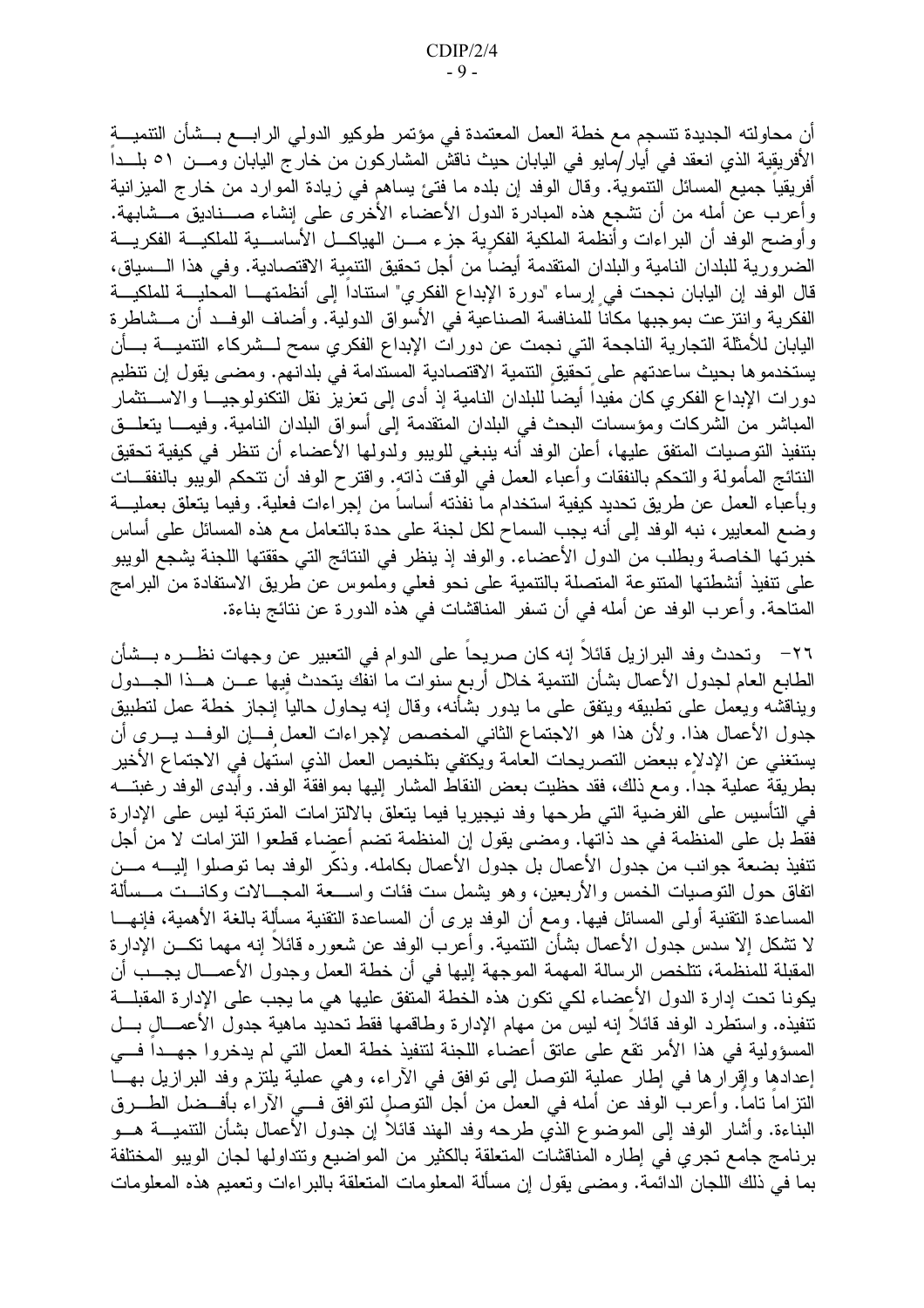أن محاولته الجديدة تنسجم مع خطة العمل المعتمدة في مؤتمر طوكيو الدولي الرابع بشأن التنمية الأفريقية الذي انعقد في أيار/مايو في اليابان حيث ناقش المشاركون من خارج اليابان ومن ٥١ بلداً أفريقياً جميع المسائل التنموية. وقال الوفد إن بلده ما فتئ يساهم في زيادة الموارد من خارج الميزانية وأعرب عن أمله من أن تشجع هذه المبادرة الدول الأعضاء الأخرى على إنشاء صناديق مشابهة. وأوضح الوفد أن البراءات وأنظمة الملكية الفكرية جزء من الهياكل الأساسية للملكية الفكرية الضرورية للبلدان النامية والبلدان المتقدمة أيضاً من أجل تحقيق التنمية الاقتصادية. وفي هذا السياق، قال الوفد إن اليابان نجحت في إرساء "دورة الإبداع الفكري" استناداً إلى أنظمتها المحلية للملكية الفكرية وانتزعت بموجبها مكاناً للمنافسة الصناعية في الأسواق الدولية. وأضاف الوفد أن مشاطرة اليابان للأمثلة التجارية الناجحة التي نجمت عن دورات الإبداع الفكري سمح لشركاء التنمية بأن يستخدموها بحيث ساعدتهم على تحقيق التنمية الاقتصادية المستدامة في بلدانهم. ومضى يقول إن تنظيم دورات الإبداع الفكري كان مفيداً أيضاً للبلدان النامية إذ أدى إلى تعزيز نقل التكنولوجيا والاستثمار المباشر من الشركات ومؤسسات البحث في البلدان المتقدمة إلى أسواق البلدان النامية. وفيما يتعلق بتنفيذ التوصيات المتفق عليها، أعلن الوفد أنه ينبغي للويبو ولدولها الأعضاء أن تنظر في كيفية تحقيق النتائج المأمولة والتحكم بالنفقات وأعباء العمل في الوقت ذاته. واقترح الوفد أن تتحكم الويبو بالنفقات وبأعباء العمل عن طريق تحديد كيفية استخدام ما نفذته أساساً من إجراءات فعلية. وفيما يتعلق بعملية وضع المعايير، نبه الوفد إلى أنه يجب السماح لكل لجنة على حدة بالتعامل مع هذه المسائل على أساس خبرتها الخاصة وبطلب من الدول الأعضاء. والوفد إذ ينظر في النتائج التي حققتها اللجنة يشجع الويبو على تنفيذ أنشطتها المتنوعة المتصلة بالتنمية على نحو فعلي وملموس عن طريق الاستفادة من البرامج المتاحة. وأعرب الوفد عن أمله في أن تسفر المناقشات في هذه الدورة عن نتائج بناءة.

٢٦- وتحدث وفد البرازيل قائلاً إنه كان صريحاً على الدوام في التعبير عن وجهات نظره بشأن الطابع العام لجدول الأعمال بشأن التنمية خلال أربع سنوات ما انفك يتحدث فيها عن هذا الجدول ويناقشه ويعمل على تطبيقه ويتفق على ما يدور بشأنه، وقال إنه يحاول حالياً إنجاز خطة عمل لتطبيق جدول الأعمال هذا. ولأن هذا هو الاجتماع الثاني المخصص لإجراءات العمل فإن الوفد يرى أن يستغني عن الإدلاء ببعض التصريحات العامة ويكتفي بتلخيص العمل الذي استُهل في الاجتماع الأخير بطريقة عملية جداً. ومع ذلك، فقد حظيت بعض النقاط المشار إليها بموافقة الوفد. وأبدى الوفد رغبته في التأسيس على الفرضية التي طرحها وفد نيجيريا فيما يتعلق بالالتزامات المترتبة ليس على الإدارة فقط بل على المنظمة في حد ذاتها. ومضى يقول إن المنظمة تضم أعضاء قطعوا التزامات لا من أجل تنفيذ بضعة جوانب من جدول الأعمال بل جدول الأعمال بكامله. وذكّر الوفد بما توصلوا إليه من اتفاق حول التوصيات الخمس والأربعين، وهو يشمل ست فئات واسعة المجالات وكانت مسألة المساعدة التقنية أولى المسائل فيها. ومع أن الوفد يرى أن المساعدة التقنية مسألة بالغة الأهمية، فإنها لا تشكل إلا سدس جدول الأعمال بشأن التنمية. وأعرب الوفد عن شعوره قائلاً إنه مهما تكن الإدارة المقبلة للمنظمة، تتلخص الرسالة المهمة الموجهة إليها في أن خطة العمل وجدول الأعمال يجب أن يكونا تحت إدارة الدول الأعضاء لكي تكون هذه الخطة المتفق عليها هي ما يجب على الإدارة المقبلة تنفيذه. واستطرد الوفد قائلاً إنه ليس من مهام الإدارة وطاقمها فقط تحديد ماهية جدول الأعمال بل المسؤولية في هذا الأمر تقع على عاتق أعضاء اللجنة لتنفيذ خطة العمل التي لم يدخروا جهداً في إعدادها وإقرارها في إطار عملية التوصل إلى توافق في الآراء، وهي عملية يلتزم وفد البرازيل بها التزاماً تاماً. وأعرب الوفد عن أمله في العمل من أجل التوصل لتوافق في الآراء بأفضل الطرق البناءة. وأشار الوفد إلى الموضوع الذي طرحه وفد الهند قائلاً إن جدول الأعمال بشأن التنمية هو برنامج جامع تجري في إطاره المناقشات المتعلقة بالكثير من المواضيع وتتداولها لجان الويبو المختلفة بما في ذلك اللجان الدائمة. ومضى يقول إن مسألة المعلومات المتعلقة بالبراءات وتعميم هذه المعلومات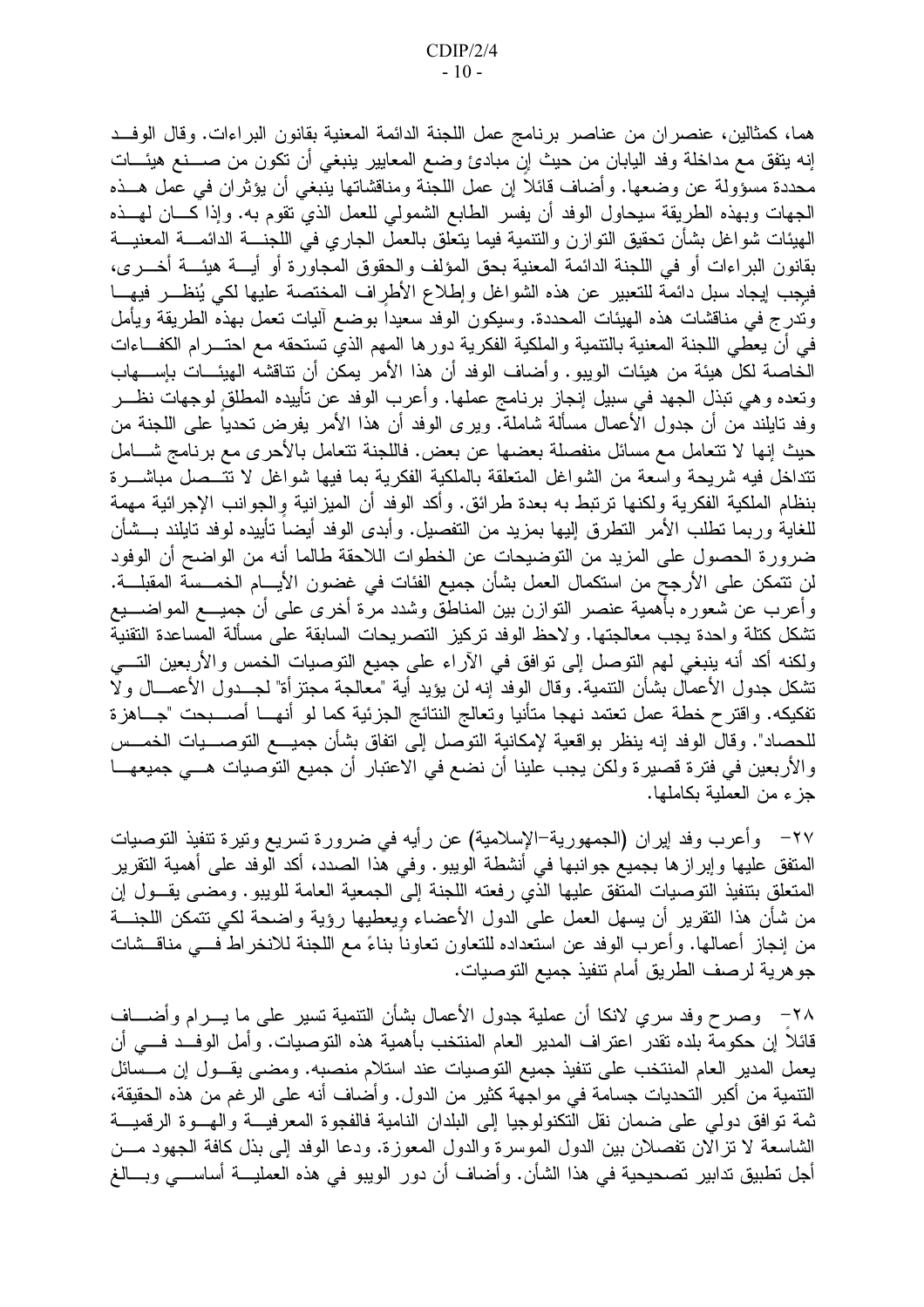هما، كمثالين، عنصران من عناصر برنامج عمل اللجنة الدائمة المعنية بقانون البراءات. وقال الوفد إنه يتفق مع مداخلة وفد اليابان من حيث إن مبادئ وضع المعايير ينبغي أن تكون من صنع هيئات محددة مسؤولة عن وضعها. وأضاف قائلاً إن عمل اللجنة ومناقشاتها ينبغي أن يؤثران في عمل هذه الجهات وبهذه الطريقة سيحاول الوفد أن يفسر الطابع الشمولي للعمل الذي تقوم به. وإذا كان لهذه الهيئات شواغل بشأن تحقيق التوازن والتنمية فيما يتعلق بالعمل الجاري في اللجنة الدائمة المعنية بقانون البراءات أو في اللجنة الدائمة المعنية بحق المؤلف والحقوق المجاورة أو أية هيئة أخرى، فيجب إيجاد سبل دائمة للتعبير عن هذه الشواغل وإطلاع الأطراف المختصة عليها لكي يُنظر فيها وتدرج في مناقشات هذه الهيئات المحددة. وسيكون الوفد سعيداً بوضع آليات تعمل بهذه الطريقة ويأمل في أن يعطي اللجنة المعنية بالتنمية والملكية الفكرية دورها المهم الذي تستحقه مع احترام الكفاءات الخاصة لكل هيئة من هيئات الويبو. وأضاف الوفد أن هذا الأمر يمكن أن تناقشه الهيئات بإسهاب وتعده وهي تبذل الجهد في سبيل إنجاز برنامج عملها. وأعرب الوفد عن تأييده المطلق لوجهات نظر وفد تايلند من أن جدول الأعمال مسألة شاملة. ويرى الوفد أن هذا الأمر يفرض تحدياً على اللجنة من حيث إنها لا تتعامل مع مسائل منفصلة بعضها عن بعض. فاللجنة تتعامل بالأحرى مع برنامج شامل تتداخل فيه شريحة واسعة من الشواغل المتعلقة بالملكية الفكرية بما فيها شواغل لا تتصل مباشرة بنظام الملكية الفكرية ولكنها ترتبط به بعدة طرائق. وأكد الوفد أن الميزانية والجوانب الإجرائية مهمة للغاية وربما تطلب الأمر التطرق إليها بمزيد من التفصيل. وأبدى الوفد أيضاً تأييده لوفد تايلند بشأن ضرورة الحصول على المزيد من التوضيحات عن الخطوات اللاحقة طالما أنه من الواضح أن الوفود لن تتمكن على الأرجح من استكمال العمل بشأن جميع الفئات في غضون الأيام الخمسة المقبلة. وأعرب عن شعوره بأهمية عنصر التوازن بين المناطق وشدد مرة أخرى على أن جميع المواضيع تشكل كتلة واحدة يجب معالجتها. ولاحظ الوفد تركيز التصريحات السابقة على مسألة المساعدة التقنية ولكنه أكد أنه ينبغي لهم التوصل إلى توافق في الآراء على جميع التوصيات الخمس والأربعين التي تشكل جدول الأعمال بشأن التنمية. وقال الوفد إنه لن يؤيد أية "معالجة مجتزأة" لجدول الأعمال ولا تفكيكه. واقترح خطة عمل تعتمد نهجا متأنيا وتعالج النتائج الجزئية كما لو أنها أصبحت "جاهزة للحصاد". وقال الوفد إنه ينظر بواقعية لإمكانية التوصل إلى اتفاق بشأن جميع التوصيات الخمس والأربعين في فترة قصيرة ولكن يجب علينا أن نضع في الاعتبار أن جميع التوصيات هي جميعها جزء من العملية بكاملها.

٢٧- وأعرب وفد إيران (الجمهورية-الإسلامية) عن رأيه في ضرورة تسريع وتيرة تنفيذ التوصيات المتفق عليها وإبرازها بجميع جوانبها في أنشطة الويبو. وفي هذا الصدد، أكد الوفد على أهمية التقرير المتعلق بتنفيذ التوصيات المتفق عليها الذي رفعته اللجنة إلى الجمعية العامة للويبو. ومضى يقول إن من شأن هذا التقرير أن يسهل العمل على الدول الأعضاء ويعطيها رؤية واضحة لكي تتمكن اللجنة من إنجاز أعمالها. وأعرب الوفد عن استعداده للتعاون تعاوناً بناءً مع اللجنة للانخراط في مناقشات جوهرية لرصف الطريق أمام تنفيذ جميع التوصيات.

٢٨- وصرح وفد سري لانكا أن عملية جدول الأعمال بشأن التنمية تسير على ما يرام وأضاف قائلاً إن حكومة بلده تقدر اعتراف المدير العام المنتخب بأهمية هذه التوصيات. وأمل الوفد في أن يعمل المدير العام المنتخب على تنفيذ جميع التوصيات عند استلام منصبه. ومضى يقول إن مسائل التنمية من أكبر التحديات جسامة في مواجهة كثير من الدول. وأضاف أنه على الرغم من هذه الحقيقة، ثمة توافق دولي على ضمان نقل التكنولوجيا إلى البلدان النامية فالفجوة المعرفية والهوة الرقمية الشاسعة لا تزالان تفصلان بين الدول الموسرة والدول المعوزة. ودعا الوفد إلى بذل كافة الجهود من أجل تطبيق تدابير تصحيحية في هذا الشأن. وأضاف أن دور الويبو في هذه العملية أساسي وبالغ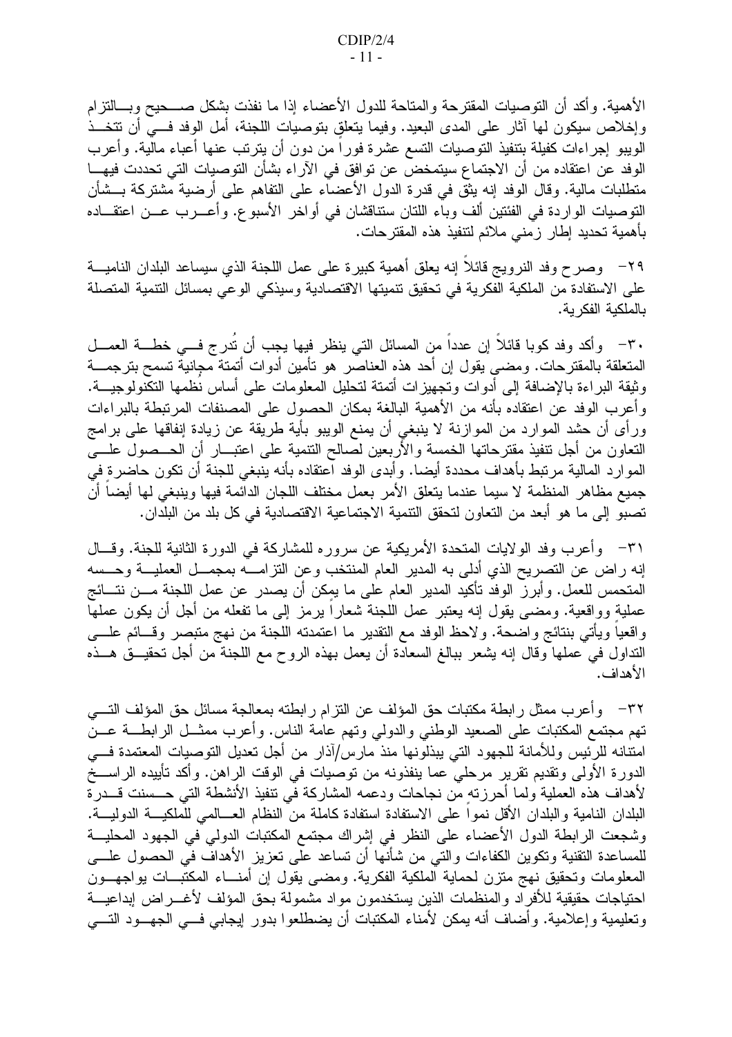الأهمية. وأكد أن التوصيات المقترحة والمتاحة للدول الأعضاء إذا ما نفذت بشكل صحيح وبالتزام وإخلاص سيكون لها آثار على المدى البعيد. وفيما يتعلق بتوصيات اللجنة، أمل الوفد في أن تتخذ الويبو إجراءات كفيلة بتنفيذ التوصيات التسع عشرة فوراً من دون أن يترتب عنها أعباء مالية. وأعرب الوفد عن اعتقاده من أن الاجتماع سيتمخض عن توافق في الآراء بشأن التوصيات التي تحددت فيها متطلبات مالية. وقال الوفد إنه يثق في قدرة الدول الأعضاء على التفاهم على أرضية مشتركة بشأن التوصيات الواردة في الفئتين ألف وباء اللتان ستناقشان في أواخر الأسبوع. وأعرب عن اعتقاده بأهمية تحديد إطار زمني ملائم لتنفيذ هذه المقترحات.

٢٩- وصرح وفد النرويج قائلاً إنه يعلق أهمية كبيرة على عمل اللجنة الذي سيساعد البلدان النامية على الاستفادة من الملكية الفكرية في تحقيق تنميتها الاقتصادية وسيذكي الوعي بمسائل التنمية المتصلة بالملكية الفكرية.

٣٠- وأكد وفد كوبا قائلاً إن عدداً من المسائل التي ينظر فيها يجب أن تُدرج في خطة العمل المتعلقة بالمقترحات. ومضى يقول إن أحد هذه العناصر هو تأمين أدوات أتمتة مجانية تسمح بترجمة وثيقة البراءة بالإضافة إلى أدوات وتجهيزات أتمتة لتحليل المعلومات على أساس نظمها التكنولوجية. وأعرب الوفد عن اعتقاده بأنه من الأهمية البالغة بمكان الحصول على المصنفات المرتبطة بالبراءات ورأى أن حشد الموارد من الموازنة لا ينبغي أن يمنع الويبو بأية طريقة عن زيادة إنفاقها على برامج التعاون من أجل تنفيذ مقترحاتها الخمسة والأربعين لصالح التنمية على اعتبار أن الحصول على الموارد المالية مرتبط بأهداف محددة أيضاً. وأبدى الوفد اعتقاده بأنه ينبغي للجنة أن تكون حاضرة في جميع مظاهر المنظمة لا سيما عندما يتعلق الأمر بعمل مختلف اللجان الدائمة فيها وينبغي لها أيضاً أن تصبو إلى ما هو أبعد من التعاون لتحقق التنمية الاجتماعية الاقتصادية في كل بلد من البلدان.

٣١- وأعرب وفد الولايات المتحدة الأمريكية عن سروره للمشاركة في الدورة الثانية للجنة. وقال إنه راض عن التصريح الذي أدلى به المدير العام المنتخب وعن التزامه بمجمل العملية وحسه المتحمس للعمل. وأبرز الوفد تأكيد المدير العام على ما يمكن أن يصدر عن عمل اللجنة من نتائج عملية وواقعية. ومضى يقول إنه يعتبر عمل اللجنة شعاراً يرمز إلى ما تفعله من أجل أن يكون عملها واقعياً ويأتي بنتائج واضحة. ولاحظ الوفد مع التقدير ما اعتمدته اللجنة من نهج متبصر وقائم على التداول في عملها وقال إنه يشعر ببالغ السعادة أن يعمل بهذه الروح مع اللجنة من أجل تحقيق هذه الأهداف.

٣٢- وأعرب ممثل رابطة مكتبات حق المؤلف عن التزام رابطته بمعالجة مسائل حق المؤلف التي تهم مجتمع المكتبات على الصعيد الوطني والدولي وتهم عامة الناس. وأعرب ممثل الرابطة عن امتنانه للرئيس وللأمانة للجهود التي يبذلونها منذ مارس/آذار من أجل تعديل التوصيات المعتمدة في الدورة الأولى وتقديم تقرير مرحلي عما ينفذونه من توصيات في الوقت الراهن. وأكد تأييده الراسخ لأهداف هذه العملية ولما أحرزته من نجاحات ودعمه المشاركة في تنفيذ الأنشطة التي حسنت قدرة البلدان النامية والبلدان الأقل نمواً على الاستفادة استفادة كاملة من النظام العالمي للملكية الدولية. وشجعت الرابطة الدول الأعضاء على النظر في إشراك مجتمع المكتبات الدولي في الجهود المحلية للمساعدة التقنية وتكوين الكفاءات والتي من شأنها أن تساعد على تعزيز الأهداف في الحصول على المعلومات وتحقيق نهج متزن لحماية الملكية الفكرية. ومضى يقول إن أمناء المكتبات يواجهون احتياجات حقيقية للأفراد والمنظمات الذين يستخدمون مواد مشمولة بحق المؤلف لأغراض إبداعية وتعليمية وإعلامية. وأضاف أنه يمكن لأمناء المكتبات أن يضطلعوا بدور إيجابي في الجهود التي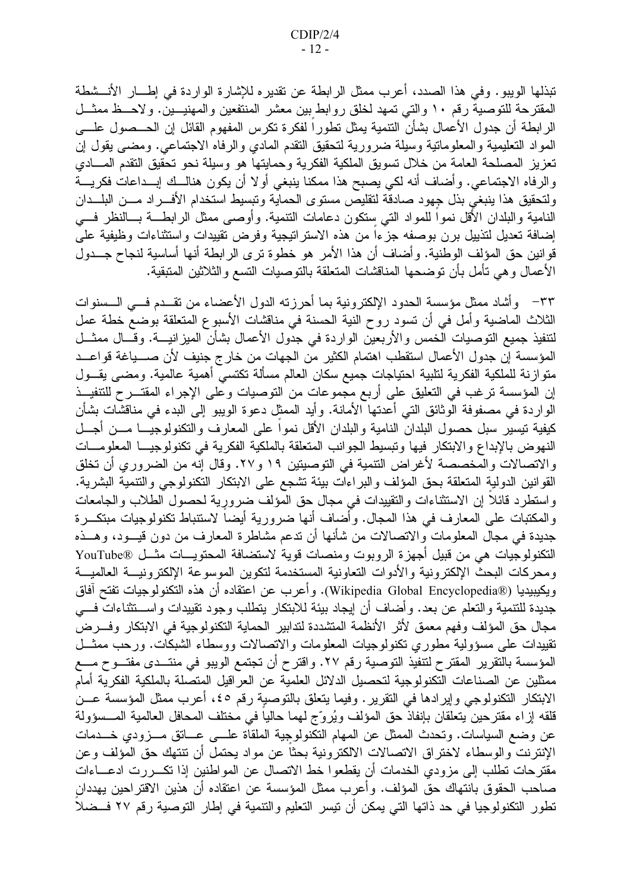تبذلها الويبو. وفي هذا الصدد، أعرب ممثل الرابطة عن تقديره للإشارة الواردة في إطار الأنشطة المقترحة للتوصية رقم ١٠ والتي تمهد لخلق روابط بين معشر المنتفعين والمهنيين. ولاحظ ممثل الرابطة أن جدول الأعمال بشأن التنمية يمثل تطوراً لفكرة تكرس المفهوم القائل إن الحصول على المواد التعليمية والمعلوماتية وسيلة ضرورية لتحقيق التقدم المادي والرفاه الاجتماعي. ومضى يقول إن تعزيز المصلحة العامة من خلال تسويق الملكية الفكرية وحمايتها هو وسيلة نحو تحقيق التقدم المادي والرفاه الاجتماعي. وأضاف أنه لكي يصبح هذا ممكنا ينبغي أولا أن يكون هنالك إبداعات فكرية ولتحقيق هذا ينبغي بذل جهود صادقة لتقليص مستوى الحماية وتبسيط استخدام الأفراد من البلدان النامية والبلدان الأقل نمواً للمواد التي ستكون دعامات التنمية. وأوصى ممثل الرابطة بالنظر في إضافة تعديل لتذييل برن بوصفه جزءاً من هذه الاستراتيجية وفرض تقييدات واستثناءات وظيفية على قوانين حق المؤلف الوطنية. وأضاف أن هذا الأمر هو خطوة ترى الرابطة أنها أساسية لنجاح جدول الأعمال وهي تأمل بأن توضحها المناقشات المتعلقة بالتوصيات التسع والثلاثين المتبقية.

٣٣- وأشاد ممثل مؤسسة الحدود الإلكترونية بما أحرزته الدول الأعضاء من تقدم في السنوات الثلاث الماضية وأمل في أن تسود روح النية الحسنة في مناقشات الأسبوع المتعلقة بوضع خطة عمل لتنفيذ جميع التوصيات الخمس والأربعين الواردة في جدول الأعمال بشأن الميزانية. وقال ممثل المؤسسة إن جدول الأعمال استقطب اهتمام الكثير من الجهات من خارج جنيف لأن صياغة قواعد متوازنة للملكية الفكرية لتلبية احتياجات جميع سكان العالم مسألة تكتسي أهمية عالمية. ومضى يقول إن المؤسسة ترغب في التعليق على أربع مجموعات من التوصيات وعلى الإجراء المقترح للتنفيذ الواردة في مصفوفة الوثائق التي أعدتها الأمانة. وأيد الممثل دعوة الويبو إلى البدء في مناقشات بشأن كيفية تيسير سبل حصول البلدان النامية والبلدان الأقل نمواً على المعارف والتكنولوجيا من أجل النهوض بالإبداع والابتكار فيها وتبسيط الجوانب المتعلقة بالملكية الفكرية في تكنولوجيا المعلومات والاتصالات والمخصصة لأغراض التنمية في التوصيتين ١٩ و٢٧. وقال إنه من الضروري أن تخلق القوانين الدولية المتعلقة بحق المؤلف والبراءات بيئة تشجع على الابتكار التكنولوجي والتنمية البشرية. واستطرد قائلاً إن الاستثناءات والتقييدات في مجال حق المؤلف ضرورية لحصول الطلاب والجامعات والمكتبات على المعارف في هذا المجال. وأضاف أنها ضرورية أيضاً لاستنباط تكنولوجيات مبتكرة جديدة في مجال المعلومات والاتصالات من شأنها أن تدعم مشاطرة المعارف من دون قيود، وهذه التكنولوجيات هي من قبيل أجهزة الروبوت ومنصات قوية لاستضافة المحتويات مثل YouTube® ومحركات البحث الإلكترونية والأدوات التعاونية المستخدمة لتكوين الموسوعة الإلكترونية العالمية ويكيبيديا (Wikipedia Global Encyclopedia®). وأعرب عن اعتقاده أن هذه التكنولوجيات تفتح آفاق جديدة للتنمية والتعلم عن بعد. وأضاف أن إيجاد بيئة للابتكار يتطلب وجود تقييدات واستثناءات في مجال حق المؤلف وفهم معمق لأثر الأنظمة المتشددة لتدابير الحماية التكنولوجية في الابتكار وفرض تقييدات على مسؤولية مطوري تكنولوجيات المعلومات والاتصالات ووسطاء الشبكات. ورحب ممثل المؤسسة بالتقرير المقترح لتنفيذ التوصية رقم ٢٧. واقترح أن تجتمع الويبو في منتدى مفتوح مع ممثلين عن الصناعات التكنولوجية لتحصيل الدلائل العلمية عن العراقيل المتصلة بالملكية الفكرية أمام الابتكار التكنولوجي وإيرادها في التقرير. وفيما يتعلق بالتوصية رقم ٤٥، أعرب ممثل المؤسسة عن قلقه إزاء مقترحين يتعلقان بإنفاذ حق المؤلف ويُروّج لهما حالياً في مختلف المحافل العالمية المسؤولة عن وضع السياسات. وتحدث الممثل عن المهام التكنولوجية الملقاة على عاتق مزودي خدمات الإنترنت والوسطاء لاختراق الاتصالات الالكترونية بحثاً عن مواد يحتمل أن تنتهك حق المؤلف وعن مقترحات تطلب إلى مزودي الخدمات أن يقطعوا خط الاتصال عن المواطنين إذا تكررت ادعاءات صاحب الحقوق بانتهاك حق المؤلف. وأعرب ممثل المؤسسة عن اعتقاده أن هذين الاقتراحين يهددان تطور التكنولوجيا في حد ذاتها التي يمكن أن تيسر التعليم والتنمية في إطار التوصية رقم ٢٧ فضلاً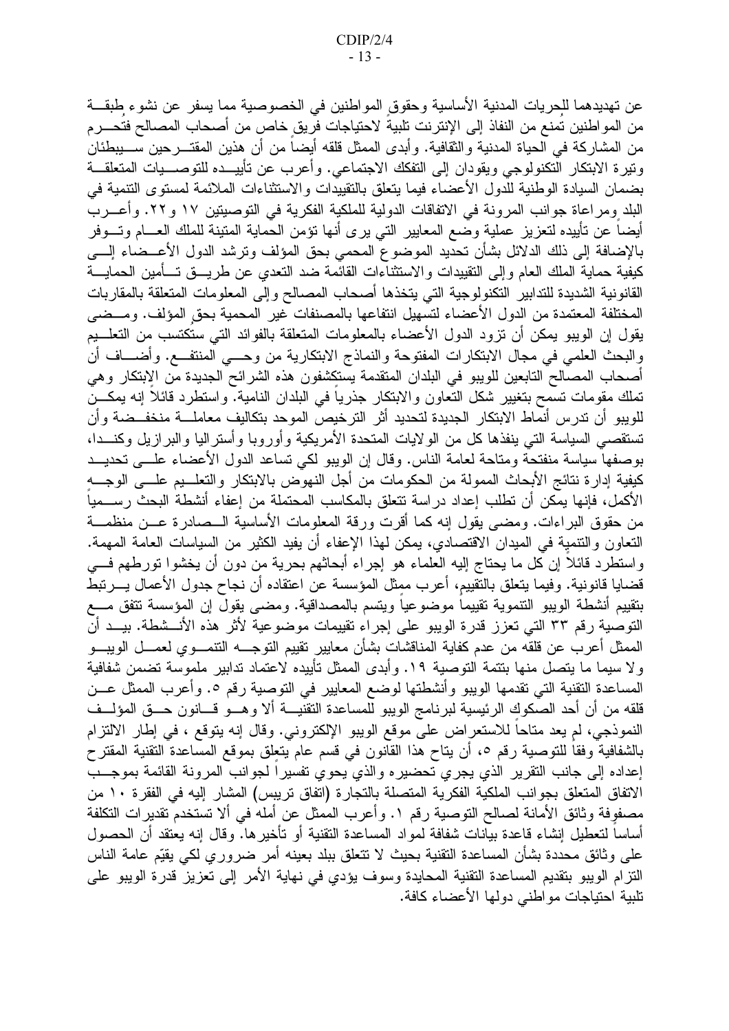عن تهديدهما للحريات المدنية الأساسية وحقوق المواطنين في الخصوصية مما يسفر عن نشوء طبقة من المواطنين تمنع من النفاذ إلى الإنترنت تلبية لاحتياجات فريق خاص من أصحاب المصالح فتحرم من المشاركة في الحياة المدنية والثقافية. وأبدى الممثل قلقه أيضاً من أن هذين المقترحين سيبطئان وتيرة الابتكار التكنولوجي ويقودان إلى التفكك الاجتماعي. وأعرب عن تأييده للتوصيات المتعلقة بضمان السيادة الوطنية للدول الأعضاء فيما يتعلق بالتقييدات والاستثناءات الملائمة لمستوى التنمية في البلد ومراعاة جوانب المرونة في الاتفاقات الدولية للملكية الفكرية في التوصيتين ١٧ و٢٢. وأعرب أيضاً عن تأييده لتعزيز عملية وضع المعايير التي يرى أنها تؤمن الحماية المتينة للملك العام وتوفر بالإضافة إلى ذلك الدلائل بشأن تحديد الموضوع المحمي بحق المؤلف وترشد الدول الأعضاء إلى كيفية حماية الملك العام وإلى التقييدات والاستثناءات القائمة ضد التعدي عن طريق تأمين الحماية القانونية الشديدة للتدابير التكنولوجية التي يتخذها أصحاب المصالح وإلى المعلومات المتعلقة بالمقاربات المختلفة المعتمدة من الدول الأعضاء لتسهيل انتفاعها بالمصنفات غير المحمية بحق المؤلف. ومضى يقول إن الويبو يمكن أن تزود الدول الأعضاء بالمعلومات المتعلقة بالفوائد التي ستكتسب من التعليم والبحث العلمي في مجال الابتكارات المفتوحة والنماذج الابتكارية من وحي المنتفع. وأضاف أن أصحاب المصالح التابعين للويبو في البلدان المتقدمة يستكشفون هذه الشرائح الجديدة من الابتكار وهي تملك مقومات تسمح بتغيير شكل التعاون والابتكار جذرياً في البلدان النامية. واستطرد قائلاً إنه يمكن للويبو أن تدرس أنماط الابتكار الجديدة لتحديد أثر الترخيص الموحد بتكاليف معاملة منخفضة وأن تستقصي السياسة التي ينفذها كل من الولايات المتحدة الأمريكية وأوروبا وأستراليا والبرازيل وكندا، بوصفها سياسة منفتحة ومتاحة لعامة الناس. وقال إن الويبو لكي تساعد الدول الأعضاء على تحديد كيفية إدارة نتائج الأبحاث الممولة من الحكومات من أجل النهوض بالابتكار والتعليم على الوجه الأكمل، فإنها يمكن أن تطلب إعداد دراسة تتعلق بالمكاسب المحتملة من إعفاء أنشطة البحث رسمياً من حقوق البراءات. ومضى يقول إنه كما أقرت ورقة المعلومات الأساسية الصادرة عن منظمة التعاون والتنمية في الميدان الاقتصادي، يمكن لهذا الإعفاء أن يفيد الكثير من السياسات العامة المهمة. واستطرد قائلاً إن كل ما يحتاج إليه العلماء هو إجراء أبحاثهم بحرية من دون أن يخشوا تورطهم في قضايا قانونية. وفيما يتعلق بالتقييم، أعرب ممثل المؤسسة عن اعتقاده أن نجاح جدول الأعمال يرتبط بتقييم أنشطة الويبو التنموية تقييماً موضوعياً ويتسم بالمصداقية. ومضى يقول إن المؤسسة تتفق مع التوصية رقم ٣٣ التي تعزز قدرة الويبو على إجراء تقييمات موضوعية لأثر هذه الأنشطة. بيد أن الممثل أعرب عن قلقه من عدم كفاية المناقشات بشأن معايير تقييم التوجه التنموي لعمل الويبو ولا سيما ما يتصل منها بتتمة التوصية ١٩. وأبدى الممثل تأييده لاعتماد تدابير ملموسة تضمن شفافية المساعدة التقنية التي تقدمها الويبو وأنشطتها لوضع المعايير في التوصية رقم ٥. وأعرب الممثل عن قلقه من أن أحد الصكوك الرئيسية لبرنامج الويبو للمساعدة التقنية ألا وهو قانون حق المؤلف النموذجي، لم يعد متاحاً للاستعراض على موقع الويبو الإلكتروني. وقال إنه يتوقع ، في إطار الالتزام بالشفافية وفقاً للتوصية رقم ٥، أن يتاح هذا القانون في قسم عام يتعلق بموقع المساعدة التقنية المقترح إعداده إلى جانب التقرير الذي يجري تحضيره والذي يحوي تفسيراً لجوانب المرونة القائمة بموجب الاتفاق المتعلق بجوانب الملكية الفكرية المتصلة بالتجارة (اتفاق تريبس) المشار إليه في الفقرة ١٠ من مصفوفة وثائق الأمانة لصالح التوصية رقم ١. وأعرب الممثل عن أمله في ألا تستخدم تقديرات التكلفة أساساً لتعطيل إنشاء قاعدة بيانات شفافة لمواد المساعدة التقنية أو تأخيرها. وقال إنه يعتقد أن الحصول على وثائق محددة بشأن المساعدة التقنية بحيث لا تتعلق ببلد بعينه أمر ضروري لكي يقيّم عامة الناس التزام الويبو بتقديم المساعدة التقنية المحايدة وسوف يؤدي في نهاية الأمر إلى تعزيز قدرة الويبو على تلبية احتياجات مواطني دولها الأعضاء كافة.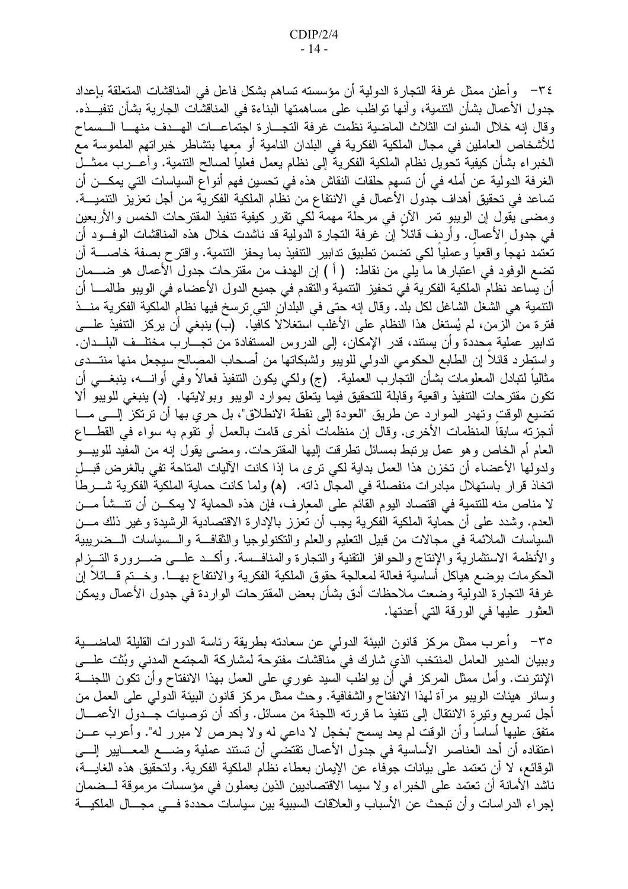٣٤- وأعلن ممثل غرفة التجارة الدولية أن مؤسسته تساهم بشكل فاعل في المناقشات المتعلقة بإعداد جدول الأعمال بشأن التنمية، وأنها تواظب على مساهمتها البناءة في المناقشات الجارية بشأن تنفيذه. وقال إنه خلال السنوات الثلاث الماضية نظمت غرفة التجارة اجتماعات الهدف منها السماح للأشخاص العاملين في مجال الملكية الفكرية في البلدان النامية أو معها بتشاطر خبراتهم الملموسة مع الخبراء بشأن كيفية تحويل نظام الملكية الفكرية إلى نظام يعمل فعلياً لصالح التنمية. وأعرب ممثل الغرفة الدولية عن أمله في أن تسهم حلقات النقاش هذه في تحسين فهم أنواع السياسات التي يمكن أن تساعد في تحقيق أهداف جدول الأعمال في الانتفاع من نظام الملكية الفكرية من أجل تعزيز التنمية. ومضى يقول إن الويبو تمر الآن في مرحلة مهمة لكي تقرر كيفية تنفيذ المقترحات الخمس والأربعين في جدول الأعمال. وأردف قائلاً إن غرفة التجارة الدولية قد ناشدت خلال هذه المناقشات الوفود أن تعتمد نهجاً واقعياً وعملياً لكي تضمن تطبيق تدابير التنفيذ بما يحفز التنمية. واقترح بصفة خاصة أن تضع الوفود في اعتبارها ما يلي من نقاط: (أ) إن الهدف من مقترحات جدول الأعمال هو ضمان أن يساعد نظام الملكية الفكرية في تحفيز التنمية والتقدم في جميع الدول الأعضاء في الويبو طالما أن التنمية هي الشغل الشاغل لكل بلد. وقال إنه حتى في البلدان التي ترسخ فيها نظام الملكية الفكرية منذ فترة من الزمن، لم يُستغل هذا النظام على الأغلب استغلالاً كافياً. (ب) ينبغي أن يركز التنفيذ على تدابير عملية محددة وأن يستند، قدر الإمكان، إلى الدروس المستفادة من تجارب مختلف البلدان. واستطرد قائلاً إن الطابع الحكومي الدولي للويبو ولشبكاتها من أصحاب المصالح سيجعل منها منتدى مثالياً لتبادل المعلومات بشأن التجارب العملية. (ج) ولكي يكون التنفيذ فعالاً وفي أوانه، ينبغي أن تكون مقترحات التنفيذ واقعية وقابلة للتحقيق فيما يتعلق بموارد الويبو وبولايتها. (د) ينبغي للويبو ألا تضيع الوقت وتهدر الموارد عن طريق "العودة إلى نقطة الانطلاق"، بل حري بها أن ترتكز إلى ما أنجزته سابقاً المنظمات الأخرى. وقال إن منظمات أخرى قامت بالعمل أو تقوم به سواء في القطاع العام أم الخاص وهو عمل يرتبط بمسائل تطرقت إليها المقترحات. ومضى يقول إنه من المفيد للويبو ولدولها الأعضاء أن تخزن هذا العمل بداية لكي ترى ما إذا كانت الآليات المتاحة تفي بالغرض قبل اتخاذ قرار باستهلال مبادرات منفصلة في المجال ذاته. (هـ) ولما كانت حماية الملكية الفكرية شرطاً لا مناص منه للتنمية في اقتصاد اليوم القائم على المعارف، فإن هذه الحماية لا يمكن أن تنشأ من العدم. وشدد على أن حماية الملكية الفكرية يجب أن تُعزز بالإدارة الاقتصادية الرشيدة وغير ذلك من السياسات الملائمة في مجالات من قبيل التعليم والعلم والتكنولوجيا والثقافة والسياسات الضريبية والأنظمة الاستثمارية والإنتاج والحوافز التقنية والتجارة والمنافسة. وأكد على ضرورة التزام الحكومات بوضع هياكل أساسية فعالة لمعالجة حقوق الملكية الفكرية والانتفاع بها. وختم قائلاً إن غرفة التجارة الدولية وضعت ملاحظات أدق بشأن بعض المقترحات الواردة في جدول الأعمال ويمكن العثور عليها في الورقة التي أعدتها.

٣٥- وأعرب ممثل مركز قانون البيئة الدولي عن سعادته بطريقة رئاسة الدورات القليلة الماضية وببيان المدير العام المنتخب الذي شارك في مناقشات مفتوحة لمشاركة المجتمع المدني وبُثت على الإنترنت. وأمل ممثل المركز في أن يواظب السيد غوري على العمل بهذا الانفتاح وأن تكون اللجنة وسائر هيئات الويبو مرآة لهذا الانفتاح والشفافية. وحث ممثل مركز قانون البيئة الدولي على العمل من أجل تسريع وتيرة الانتقال إلى تنفيذ ما قررته اللجنة من مسائل. وأكد أن توصيات جدول الأعمال متفق عليها أساساً وأن الوقت لم يعد يسمح "بخجل لا داعي له ولا بحرص لا مبرر له". وأعرب عن اعتقاده أن أحد العناصر الأساسية في جدول الأعمال تقتضي أن تستند عملية وضع المعايير إلى الوقائع، لا أن تعتمد على بيانات جوفاء عن الإيمان بعطاء نظام الملكية الفكرية. ولتحقيق هذه الغاية، ناشد الأمانة أن تعتمد على الخبراء ولا سيما الاقتصاديين الذين يعملون في مؤسسات مرموقة لضمان إجراء الدراسات وأن تبحث عن الأسباب والعلاقات السببية بين سياسات محددة في مجال الملكية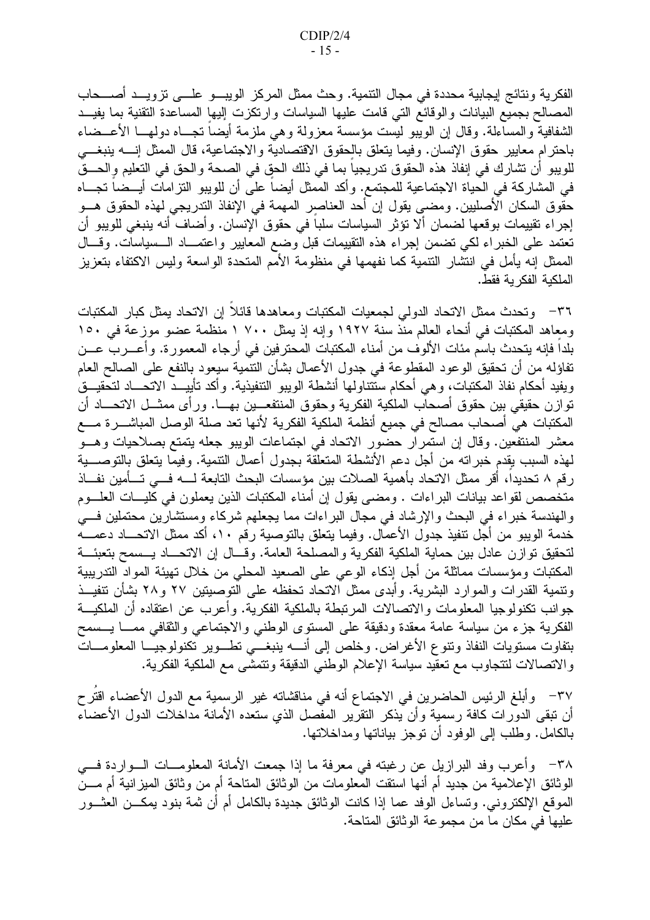الفكرية ونتائج إيجابية محددة في مجال التنمية. وحث ممثل المركز الويبو على تزويد أصحاب المصالح بجميع البيانات والوقائع التي قامت عليها السياسات وارتكزت إليها المساعدة التقنية بما يفيد الشفافية والمساءلة. وقال إن الويبو ليست مؤسسة معزولة وهي ملزمة أيضاً تجاه دولها الأعضاء باحترام معايير حقوق الإنسان. وفيما يتعلق بالحقوق الاقتصادية والاجتماعية، قال الممثل إنه ينبغي للويبو أن تشارك في إنفاذ هذه الحقوق تدريجياً بما في ذلك الحق في الصحة والحق في التعليم والحق في المشاركة في الحياة الاجتماعية للمجتمع. وأكد الممثل أيضاً على أن للويبو التزامات أيضاً تجاه حقوق السكان الأصليين. ومضى يقول إن أحد العناصر المهمة في الإنفاذ التدريجي لهذه الحقوق هو إجراء تقييمات بوقعها لضمان ألا تؤثر السياسات سلباً في حقوق الإنسان. وأضاف أنه ينبغي للويبو أن تعتمد على الخبراء لكي تضمن إجراء هذه التقييمات قبل وضع المعايير واعتماد السياسات. وقال الممثل إنه يأمل في انتشار التنمية كما نفهمها في منظومة الأمم المتحدة الواسعة وليس الاكتفاء بتعزيز الملكية الفكرية فقط.

٣٦- وتحدث ممثل الاتحاد الدولي لجمعيات المكتبات ومعاهدها قائلاً إن الاتحاد يمثل كبار المكتبات ومعاهد المكتبات في أنحاء العالم منذ سنة ١٩٢٧ وإنه إذ يمثل ١ ٧٠٠ منظمة عضو موزعة في ١٥٠ بلداً فإنه يتحدث باسم مئات الألوف من أمناء المكتبات المحترفين في أرجاء المعمورة. وأعرب عن تفاؤله من أن تحقيق الوعود المقطوعة في جدول الأعمال بشأن التنمية سيعود بالنفع على الصالح العام ويفيد أحكام نفاذ المكتبات، وهي أحكام ستتناولها أنشطة الويبو التنفيذية. وأكد تأييد الاتحاد لتحقيق توازن حقيقي بين حقوق أصحاب الملكية الفكرية وحقوق المنتفعين بها. ورأى ممثل الاتحاد أن المكتبات هي أصحاب مصالح في جميع أنظمة الملكية الفكرية لأنها تعد صلة الوصل المباشرة مع معشر المنتفعين. وقال إن استمرار حضور الاتحاد في اجتماعات الويبو جعله يتمتع بصلاحيات وهو لهذه السبب يقدم خبراته من أجل دعم الأنشطة المتعلقة بجدول أعمال التنمية. وفيما يتعلق بالتوصية رقم ٨ تحديداً، أقر ممثل الاتحاد بأهمية الصلات بين مؤسسات البحث التابعة له في تأمين نفاذ متخصص لقواعد بيانات البراءات . ومضى يقول إن أمناء المكتبات الذين يعملون في كليات العلوم والهندسة خبراء في البحث والإرشاد في مجال البراءات مما يجعلهم شركاء ومستشارين محتملين في خدمة الويبو من أجل تنفيذ جدول الأعمال. وفيما يتعلق بالتوصية رقم ١٠، أكد ممثل الاتحاد دعمه لتحقيق توازن عادل بين حماية الملكية الفكرية والمصلحة العامة. وقال إن الاتحاد يسمح بتعبئة المكتبات ومؤسسات مماثلة من أجل إذكاء الوعي على الصعيد المحلي من خلال تهيئة المواد التدريبية وتنمية القدرات والموارد البشرية. وأبدى ممثل الاتحاد تحفظه على التوصيتين ٢٧ و٢٨ بشأن تنفيذ جوانب تكنولوجيا المعلومات والاتصالات المرتبطة بالملكية الفكرية. وأعرب عن اعتقاده أن الملكية الفكرية جزء من سياسة عامة معقدة ودقيقة على المستوى الوطني والاجتماعي والثقافي مما يسمح بتفاوت مستويات النفاذ وتنوع الأغراض. وخلص إلى أنه ينبغي تطوير تكنولوجيا المعلومات والاتصالات لتتجاوب مع تعقيد سياسة الإعلام الوطني الدقيقة وتتمشى مع الملكية الفكرية.

٣٧- وأبلغ الرئيس الحاضرين في الاجتماع أنه في مناقشاته غير الرسمية مع الدول الأعضاء اقتُرح أن تبقى الدورات كافة رسمية وأن يذكر التقرير المفصل الذي ستعده الأمانة مداخلات الدول الأعضاء بالكامل. وطلب إلى الوفود أن توجز بياناتها ومداخلاتها.

٣٨- وأعرب وفد البرازيل عن رغبته في معرفة ما إذا جمعت الأمانة المعلومات الواردة في الوثائق الإعلامية من جديد أم أنها استقت المعلومات من الوثائق المتاحة أم من وثائق الميزانية أم من الموقع الإلكتروني. وتساءل الوفد عما إذا كانت الوثائق جديدة بالكامل أم أن ثمة بنود يمكن العثور عليها في مكان ما من مجموعة الوثائق المتاحة.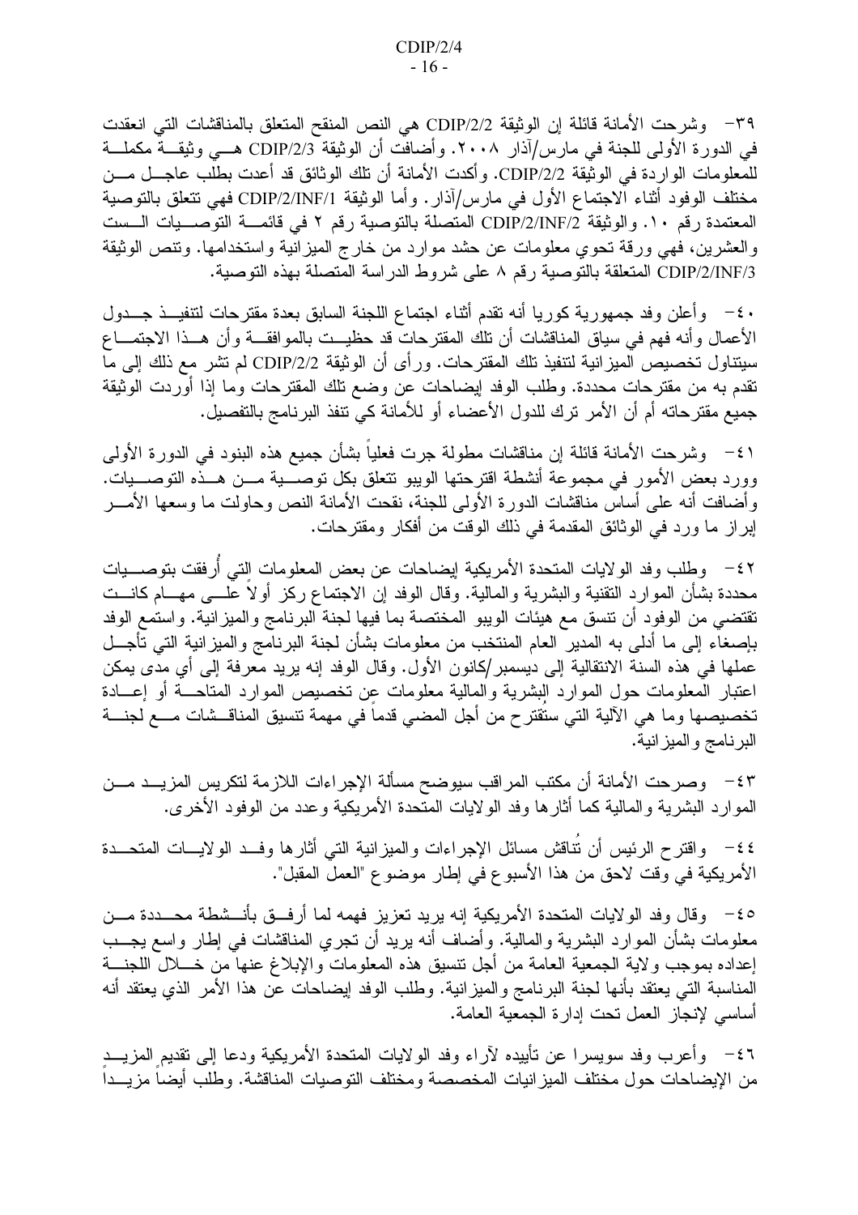٣٩- وشرحت الأمانة قائلة إن الوثيقة CDIP/2/2 هي النص المنقح المتعلق بالمناقشات التي انعقدت في الدورة الأولى للجنة في مارس/آذار ٢٠٠٨. وأضافت أن الوثيقة CDIP/2/3 هي وثيقة مكملة للمعلومات الواردة في الوثيقة CDIP/2/2. وأكدت الأمانة أن تلك الوثائق قد أعدت بطلب عاجل من مختلف الوفود أثناء الاجتماع الأول في مارس/آذار. وأما الوثيقة CDIP/2/INF/1 فهي تتعلق بالتوصية المعتمدة رقم ١٠. والوثيقة CDIP/2/INF/2 المتصلة بالتوصية رقم ٢ في قائمة التوصيات الست والعشرين، فهي ورقة تحوي معلومات عن حشد موارد من خارج الميزانية واستخدامها. وتنص الوثيقة CDIP/2/INF/3 المتعلقة بالتوصية رقم ٨ على شروط الدراسة المتصلة بهذه التوصية.

٤٠- وأعلن وفد جمهورية كوريا أنه تقدم أثناء اجتماع اللجنة السابق بعدة مقترحات لتنفيذ جدول الأعمال وأنه فهم في سياق المناقشات أن تلك المقترحات قد حظيت بالموافقة وأن هذا الاجتماع سيتناول تخصيص الميزانية لتنفيذ تلك المقترحات. ورأى أن الوثيقة CDIP/2/2 لم تشر مع ذلك إلى ما تقدم به من مقترحات محددة. وطلب الوفد إيضاحات عن وضع تلك المقترحات وما إذا أوردت الوثيقة جميع مقترحاته أم أن الأمر ترك للدول الأعضاء أو للأمانة كي تنفذ البرنامج بالتفصيل.

٤١- وشرحت الأمانة قائلة إن مناقشات مطولة جرت فعلياً بشأن جميع هذه البنود في الدورة الأولى وورد بعض الأمور في مجموعة أنشطة اقترحتها الويبو تتعلق بكل توصية من هذه التوصيات. وأضافت أنه على أساس مناقشات الدورة الأولى للجنة، نقحت الأمانة النص وحاولت ما وسعها الأمر إبراز ما ورد في الوثائق المقدمة في ذلك الوقت من أفكار ومقترحات.

٤٢- وطلب وفد الولايات المتحدة الأمريكية إيضاحات عن بعض المعلومات التي أُرفقت بتوصيات محددة بشأن الموارد التقنية والبشرية والمالية. وقال الوفد إن الاجتماع ركز أولاً على مهام كانت تقتضي من الوفود أن تنسق مع هيئات الويبو المختصة بما فيها لجنة البرنامج والميزانية. واستمع الوفد بإصغاء إلى ما أدلى به المدير العام المنتخب من معلومات بشأن لجنة البرنامج والميزانية التي تأجل عملها في هذه السنة الانتقالية إلى ديسمبر/كانون الأول. وقال الوفد إنه يريد معرفة إلى أي مدى يمكن اعتبار المعلومات حول الموارد البشرية والمالية معلومات عن تخصيص الموارد المتاحة أو إعادة تخصيصها وما هي الآلية التي ستقترح من أجل المضي قدماً في مهمة تنسيق المناقشات مع لجنة البرنامج والميزانية.

٤٣- وصرحت الأمانة أن مكتب المراقب سيوضح مسألة الإجراءات اللازمة لتكريس المزيد من الموارد البشرية والمالية كما أثارها وفد الولايات المتحدة الأمريكية وعدد من الوفود الأخرى.

٤٤- واقترح الرئيس أن تُناقش مسائل الإجراءات والميزانية التي أثارها وفد الولايات المتحدة الأمريكية في وقت لاحق من هذا الأسبوع في إطار موضوع "العمل المقبل".

٤٥- وقال وفد الولايات المتحدة الأمريكية إنه يريد تعزيز فهمه لما أرفق بأنشطة محددة من معلومات بشأن الموارد البشرية والمالية. وأضاف أنه يريد أن تجري المناقشات في إطار واسع يجب إعداده بموجب ولاية الجمعية العامة من أجل تنسيق هذه المعلومات والإبلاغ عنها من خلال اللجنة المناسبة التي يعتقد بأنها لجنة البرنامج والميزانية. وطلب الوفد إيضاحات عن هذا الأمر الذي يعتقد أنه أساسي لإنجاز العمل تحت إدارة الجمعية العامة.

٤٦- وأعرب وفد سويسرا عن تأييده لآراء وفد الولايات المتحدة الأمريكية ودعا إلى تقديم المزيد من الإيضاحات حول مختلف الميزانيات المخصصة ومختلف التوصيات المناقشة. وطلب أيضاً مزيداً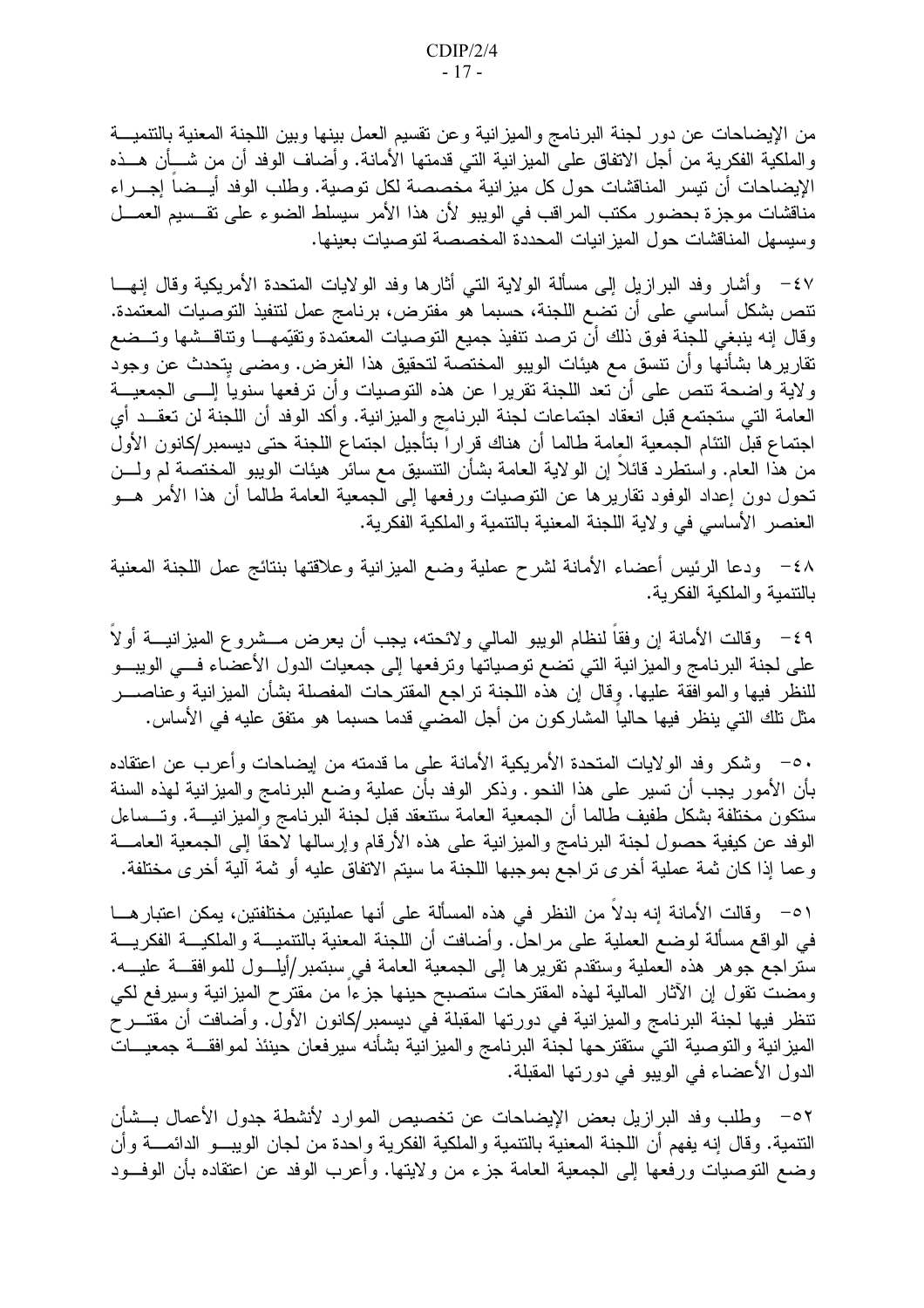من الإيضاحات عن دور لجنة البرنامج والميزانية وعن تقسيم العمل بينها وبين اللجنة المعنية بالتنمية والملكية الفكرية من أجل الاتفاق على الميزانية التي قدمتها الأمانة. وأضاف الوفد أن من شأن هذه الإيضاحات أن تيسر المناقشات حول كل ميزانية مخصصة لكل توصية. وطلب الوفد أيضاً إجراء مناقشات موجزة بحضور مكتب المراقب في الويبو لأن هذا الأمر سيسلط الضوء على تقسيم العمل وسيسهل المناقشات حول الميزانيات المحددة المخصصة لتوصيات بعينها.

٤٧- وأشار وفد البرازيل إلى مسألة الولاية التي أثارها وفد الولايات المتحدة الأمريكية وقال إنها تنص بشكل أساسي على أن تضع اللجنة، حسبما هو مفترض، برنامج عمل لتنفيذ التوصيات المعتمدة. وقال إنه ينبغي للجنة فوق ذلك أن ترصد تنفيذ جميع التوصيات المعتمدة وتقيّمها وتناقشها وتضع تقاريرها بشأنها وأن تنسق مع هيئات الويبو المختصة لتحقيق هذا الغرض. ومضى يتحدث عن وجود ولاية واضحة تنص على أن تعد اللجنة تقريرا عن هذه التوصيات وأن ترفعها سنوياً إلى الجمعية العامة التي ستجتمع قبل انعقاد اجتماعات لجنة البرنامج والميزانية. وأكد الوفد أن اللجنة لن تعقد أي اجتماع قبل التئام الجمعية العامة طالما أن هناك قراراً بتأجيل اجتماع اللجنة حتى ديسمبر/كانون الأول من هذا العام. واستطرد قائلاً إن الولاية العامة بشأن التنسيق مع سائر هيئات الويبو المختصة لم ولن تحول دون إعداد الوفود تقاريرها عن التوصيات ورفعها إلى الجمعية العامة طالما أن هذا الأمر هو العنصر الأساسي في ولاية اللجنة المعنية بالتنمية والملكية الفكرية.

٤٨- ودعا الرئيس أعضاء الأمانة لشرح عملية وضع الميزانية وعلاقتها بنتائج عمل اللجنة المعنية بالتنمية والملكية الفكرية.

٤٩- وقالت الأمانة إن وفقاً لنظام الويبو المالي ولائحته، يجب أن يعرض مشروع الميزانية أولاً على لجنة البرنامج والميزانية التي تضع توصياتها وترفعها إلى جمعيات الدول الأعضاء في الويبو للنظر فيها والموافقة عليها. وقال إن هذه اللجنة تراجع المقترحات المفصلة بشأن الميزانية وعناصر مثل تلك التي ينظر فيها حالياً المشاركون من أجل المضي قدما حسبما هو متفق عليه في الأساس.

٥٠- وشكر وفد الولايات المتحدة الأمريكية الأمانة على ما قدمته من إيضاحات وأعرب عن اعتقاده بأن الأمور يجب أن تسير على هذا النحو. وذكر الوفد بأن عملية وضع البرنامج والميزانية لهذه السنة ستكون مختلفة بشكل طفيف طالما أن الجمعية العامة ستنعقد قبل لجنة البرنامج والميزانية. وتساءل الوفد عن كيفية حصول لجنة البرنامج والميزانية على هذه الأرقام وإرسالها لاحقاً إلى الجمعية العامة وعما إذا كان ثمة عملية أخرى تراجع بموجبها اللجنة ما سيتم الاتفاق عليه أو ثمة آلية أخرى مختلفة.

٥١- وقالت الأمانة إنه بدلاً من النظر في هذه المسألة على أنها عمليتين مختلفتين، يمكن اعتبارها في الواقع مسألة لوضع العملية على مراحل. وأضافت أن اللجنة المعنية بالتنمية والملكية الفكرية ستراجع جوهر هذه العملية وستقدم تقريرها إلى الجمعية العامة في سبتمبر/أيلول للموافقة عليه. ومضت تقول إن الآثار المالية لهذه المقترحات ستصبح حينها جزءاً من مقترح الميزانية وسيرفع لكي تنظر فيها لجنة البرنامج والميزانية في دورتها المقبلة في ديسمبر/كانون الأول. وأضافت أن مقترح الميزانية والتوصية التي ستقترحها لجنة البرنامج والميزانية بشأنه سيرفعان حينئذ لموافقة جمعيات الدول الأعضاء في الويبو في دورتها المقبلة.

٥٢- وطلب وفد البرازيل بعض الإيضاحات عن تخصيص الموارد لأنشطة جدول الأعمال بشأن التنمية. وقال إنه يفهم أن اللجنة المعنية بالتنمية والملكية الفكرية واحدة من لجان الويبو الدائمة وأن وضع التوصيات ورفعها إلى الجمعية العامة جزء من ولايتها. وأعرب الوفد عن اعتقاده بأن الوفود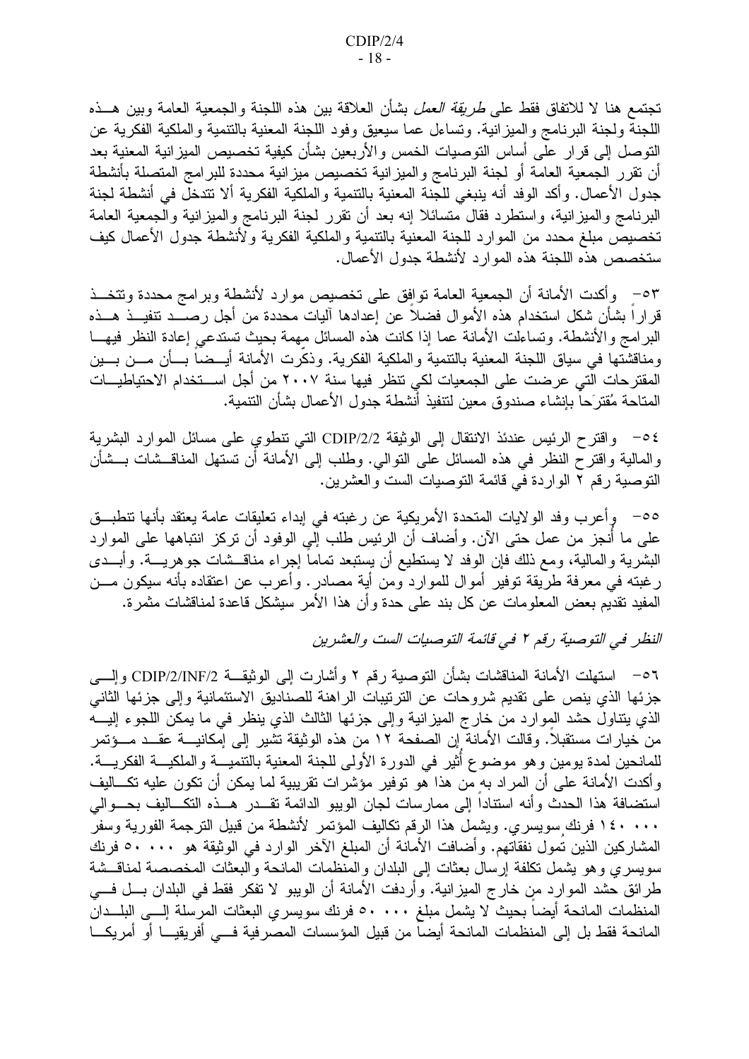تجتمع هنا لا للاتفاق فقط على *طريقة العمل* بشأن العلاقة بين هذه اللجنة والجمعية العامة وبين هذه اللجنة ولجنة البرنامج والميزانية. وتساءل عما سيعيق وفود اللجنة المعنية بالتنمية والملكية الفكرية عن التوصل إلى قرار على أساس التوصيات الخمس والأربعين بشأن كيفية تخصيص الميزانية المعنية بعد أن تقرر الجمعية العامة أو لجنة البرنامج والميزانية تخصيص ميزانية محددة للبرامج المتصلة بأنشطة جدول الأعمال. وأكد الوفد أنه ينبغي للجنة المعنية بالتنمية والملكية الفكرية ألا تتدخل في أنشطة لجنة البرنامج والميزانية، واستطرد فقال متسائلا إنه بعد أن تقرر لجنة البرنامج والميزانية والجمعية العامة تخصيص مبلغ محدد من الموارد للجنة المعنية بالتنمية والملكية الفكرية ولأنشطة جدول الأعمال كيف ستخصص هذه اللجنة هذه الموارد لأنشطة جدول الأعمال.

٥٣- وأكدت الأمانة أن الجمعية العامة توافق على تخصيص موارد لأنشطة وبرامج محددة وتتخذ قراراً بشأن شكل استخدام هذه الأموال فضلاً عن إعدادها آليات محددة من أجل رصد تنفيذ هذه البرامج والأنشطة. وتساءلت الأمانة عما إذا كانت هذه المسائل مهمة بحيث تستدعي إعادة النظر فيها ومناقشتها في سياق اللجنة المعنية بالتنمية والملكية الفكرية. وذكّرت الأمانة أيضاً بأن من بين المقترحات التي عرضت على الجمعيات لكي تنظر فيها سنة ٢٠٠٧ من أجل استخدام الاحتياطيات المتاحة مُقترَحاً بإنشاء صندوق معين لتنفيذ أنشطة جدول الأعمال بشأن التنمية.

٥٤- واقترح الرئيس عندئذ الانتقال إلى الوثيقة CDIP/2/2 التي تنطوي على مسائل الموارد البشرية والمالية واقترح النظر في هذه المسائل على التوالي. وطلب إلى الأمانة أن تستهل المناقشات بشأن التوصية رقم ٢ الواردة في قائمة التوصيات الست والعشرين.

٥٥- وأعرب وفد الولايات المتحدة الأمريكية عن رغبته في إبداء تعليقات عامة يعتقد بأنها تنطبق على ما أُنجز من عمل حتى الآن. وأضاف أن الرئيس طلب إلى الوفود أن تركز انتباهها على الموارد البشرية والمالية، ومع ذلك فإن الوفد لا يستطيع أن يستبعد تماماً إجراء مناقشات جوهرية. وأبدى رغبته في معرفة طريقة توفير أموال للموارد ومن أية مصادر. وأعرب عن اعتقاده بأنه سيكون من المفيد تقديم بعض المعلومات عن كل بند على حدة وأن هذا الأمر سيشكل قاعدة لمناقشات مثمرة.

*النظر في التوصية رقم ٢ في قائمة التوصيات الست والعشرين*

٥٦- استهلت الأمانة المناقشات بشأن التوصية رقم ٢ وأشارت إلى الوثيقة CDIP/2/INF/2 وإلى جزئها الذي ينص على تقديم شروحات عن الترتيبات الراهنة للصناديق الاستئمانية وإلى جزئها الثاني الذي يتناول حشد الموارد من خارج الميزانية وإلى جزئها الثالث الذي ينظر في ما يمكن اللجوء إليه من خيارات مستقبلاً. وقالت الأمانة إن الصفحة ١٢ من هذه الوثيقة تشير إلى إمكانية عقد مؤتمر للمانحين لمدة يومين وهو موضوع أثير في الدورة الأولى للجنة المعنية بالتنمية والملكية الفكرية. وأكدت الأمانة على أن المراد به من هذا هو توفير مؤشرات تقريبية لما يمكن أن تكون عليه تكاليف استضافة هذا الحدث وأنه استناداً إلى ممارسات لجان الويبو الدائمة تقدر هذه التكاليف بحوالي ١٤٠ ٠٠٠ فرنك سويسري. ويشمل هذا الرقم تكاليف المؤتمر لأنشطة من قبيل الترجمة الفورية وسفر المشاركين الذين تُمول نفقاتهم. وأضافت الأمانة أن المبلغ الآخر الوارد في الوثيقة هو ٥٠ ٠٠٠ فرنك سويسري وهو يشمل تكلفة إرسال بعثات إلى البلدان والمنظمات المانحة والبعثات المخصصة لمناقشة طرائق حشد الموارد من خارج الميزانية. وأردفت الأمانة أن الويبو لا تفكر فقط في البلدان بل في المنظمات المانحة أيضاً بحيث لا يشمل مبلغ ٥٠ ٠٠٠ فرنك سويسري البعثات المرسلة إلى البلدان المانحة فقط بل إلى المنظمات المانحة أيضاً من قبيل المؤسسات المصرفية في أفريقيا أو أمريكا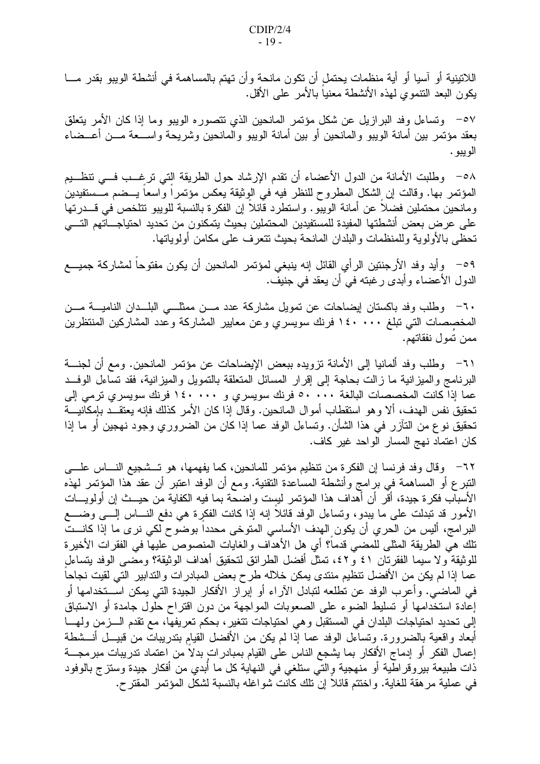اللاتينية أو آسيا أو أية منظمات يحتمل أن تكون مانحة وأن تهتم بالمساهمة في أنشطة الويبو بقدر ما يكون البعد التنموي لهذه الأنشطة معنياً بالأمر على الأقل.

٥٧- وتساءل وفد البرازيل عن شكل مؤتمر المانحين الذي تتصوره الويبو وما إذا كان الأمر يتعلق بعقد مؤتمر بين أمانة الويبو والمانحين أو بين أمانة الويبو والمانحين وشريحة واسعة من أعضاء الويبو.

٥٨- وطلبت الأمانة من الدول الأعضاء أن تقدم الإرشاد حول الطريقة التي ترغب في تنظيم المؤتمر بها. وقالت إن الشكل المطروح للنظر فيه في الوثيقة يعكس مؤتمراً واسعاً يضم مستفيدين ومانحين محتملين فضلاً عن أمانة الويبو. واستطرد قائلاً إن الفكرة بالنسبة للويبو تتلخص في قدرتها على عرض بعض أنشطتها المفيدة للمستفيدين المحتملين بحيث يتمكنون من تحديد احتياجاتهم التي تحظى بالأولوية وللمنظمات والبلدان المانحة بحيث تتعرف على مكامن أولوياتها.

٥٩- وأيد وفد الأرجنتين الرأي القائل إنه ينبغي لمؤتمر المانحين أن يكون مفتوحاً لمشاركة جميع الدول الأعضاء وأبدى رغبته في أن يعقد في جنيف.

٦٠- وطلب وفد باكستان إيضاحات عن تمويل مشاركة عدد من ممثلي البلدان النامية من المخصصات التي تبلغ ١٤٠ ٠٠٠ فرنك سويسري وعن معايير المشاركة وعدد المشاركين المنتظرين ممن تُمول نفقاتهم.

٦١- وطلب وفد ألمانيا إلى الأمانة تزويده ببعض الإيضاحات عن مؤتمر المانحين. ومع أن لجنة البرنامج والميزانية ما زالت بحاجة إلى إقرار المسائل المتعلقة بالتمويل والميزانية، فقد تساءل الوفد عما إذا كانت المخصصات البالغة ٥٠ ٠٠٠ فرنك سويسري و ١٤٠ ٠٠٠ فرنك سويسري ترمي إلى تحقيق نفس الهدف، ألا وهو استقطاب أموال المانحين. وقال إذا كان الأمر كذلك فإنه يعتقد بإمكانية تحقيق نوع من التآزر في هذا الشأن. وتساءل الوفد عما إذا كان من الضروري وجود نهجين أو ما إذا كان اعتماد نهج المسار الواحد غير كاف.

٦٢- وقال وفد فرنسا إن الفكرة من تنظيم مؤتمر للمانحين، كما يفهمها، هو تشجيع الناس على التبرع أو المساهمة في برامج وأنشطة المساعدة التقنية. ومع أن الوفد اعتبر أن عقد هذا المؤتمر لهذه الأسباب فكرة جيدة، أقر أن أهداف هذا المؤتمر ليست واضحة بما فيه الكفاية من حيث إن أولويات الأمور قد تبدلت على ما يبدو، وتساءل الوفد قائلاً إنه إذا كانت الفكرة هي دفع الناس إلى وضع البرامج، أليس من الحري أن يكون الهدف الأساسي المتوخى محدداً بوضوح لكي نرى ما إذا كانت تلك هي الطريقة المثلى للمضي قدماً؟ أي هل الأهداف والغايات المنصوص عليها في الفقرات الأخيرة للوثيقة ولا سيما الفقرتان ٤١ و٤٢، تمثل أفضل الطرائق لتحقيق أهداف الوثيقة؟ ومضى الوفد يتساءل عما إذا لم يكن من الأفضل تنظيم منتدى يمكن خلاله طرح بعض المبادرات والتدابير التي لقيت نجاحاً في الماضي. وأعرب الوفد عن تطلعه لتبادل الآراء أو إبراز الأفكار الجيدة التي يمكن استخدامها أو إعادة استخدامها أو تسليط الضوء على الصعوبات المواجهة من دون اقتراح حلول جامدة أو الاستباق إلى تحديد احتياجات البلدان في المستقبل وهي احتياجات تتغير، بحكم تعريفها، مع تقدم الزمن ولها أبعاد واقعية بالضرورة. وتساءل الوفد عما إذا لم يكن من الأفضل القيام بتدريبات من قبيل أنشطة إعمال الفكر أو إدماج الأفكار بما يشجع الناس على القيام بمبادرات بدلاً من اعتماد تدريبات مبرمجة ذات طبيعة بيروقراطية أو منهجية والتي ستلغي في النهاية كل ما أُبدي من أفكار جيدة وستزج بالوفود في عملية مرهقة للغاية. واختتم قائلاً إن تلك كانت شواغله بالنسبة لشكل المؤتمر المقترح.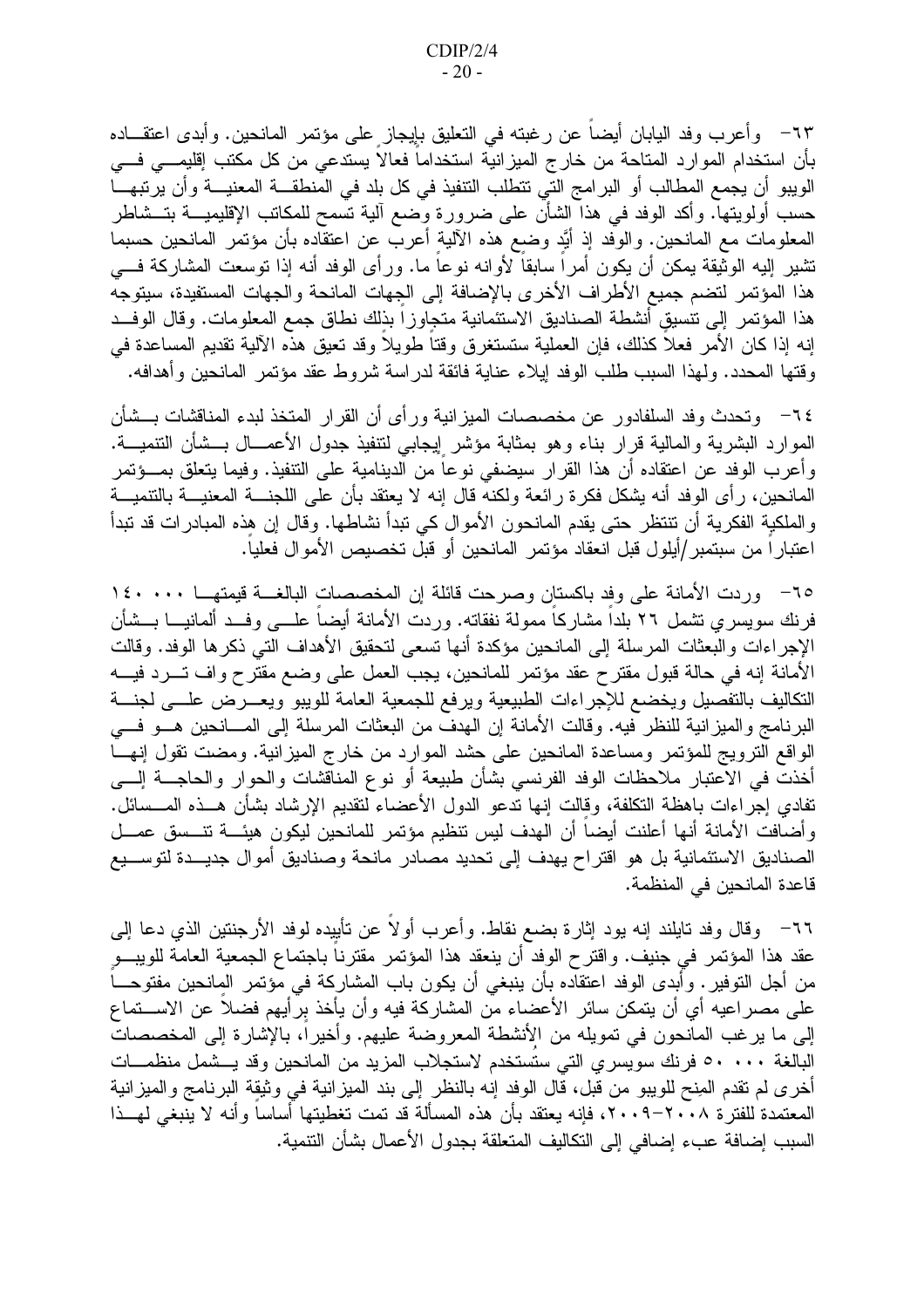٦٣- وأعرب وفد اليابان أيضاً عن رغبته في التعليق بإيجاز على مؤتمر المانحين. وأبدى اعتقاده بأن استخدام الموارد المتاحة من خارج الميزانية استخداماً فعالاً يستدعي من كل مكتب إقليمي في الويبو أن يجمع المطالب أو البرامج التي تتطلب التنفيذ في كل بلد في المنطقة المعنية وأن يرتبها حسب أولويتها. وأكد الوفد في هذا الشأن على ضرورة وضع آلية تسمح للمكاتب الإقليمية بتشاطر المعلومات مع المانحين. والوفد إذ أيّد وضع هذه الآلية أعرب عن اعتقاده بأن مؤتمر المانحين حسبما تشير إليه الوثيقة يمكن أن يكون أمراً سابقاً لأوانه نوعاً ما. ورأى الوفد أنه إذا توسعت المشاركة في هذا المؤتمر لتضم جميع الأطراف الأخرى بالإضافة إلى الجهات المانحة والجهات المستفيدة، سيتوجه هذا المؤتمر إلى تنسيق أنشطة الصناديق الاستئمانية متجاوزاً بذلك نطاق جمع المعلومات. وقال الوفد إنه إذا كان الأمر فعلاً كذلك، فإن العملية ستستغرق وقتاً طويلاً وقد تعيق هذه الآلية تقديم المساعدة في وقتها المحدد. ولهذا السبب طلب الوفد إيلاء عناية فائقة لدراسة شروط عقد مؤتمر المانحين وأهدافه.

٦٤- وتحدث وفد السلفادور عن مخصصات الميزانية ورأى أن القرار المتخذ لبدء المناقشات بشأن الموارد البشرية والمالية قرار بناء وهو بمثابة مؤشر إيجابي لتنفيذ جدول الأعمال بشأن التنمية. وأعرب الوفد عن اعتقاده أن هذا القرار سيضفي نوعاً من الدينامية على التنفيذ. وفيما يتعلق بمؤتمر المانحين، رأى الوفد أنه يشكل فكرة رائعة ولكنه قال إنه لا يعتقد بأن على اللجنة المعنية بالتنمية والملكية الفكرية أن تنتظر حتى يقدم المانحون الأموال كي تبدأ نشاطها. وقال إن هذه المبادرات قد تبدأ اعتباراً من سبتمبر/أيلول قبل انعقاد مؤتمر المانحين أو قبل تخصيص الأموال فعلياً.

٦٥- وردت الأمانة على وفد باكستان وصرحت قائلة إن المخصصات البالغة قيمتها ١٤٠ ٠٠٠ فرنك سويسري تشمل ٢٦ بلداً مشاركاً ممولة نفقاته. وردت الأمانة أيضاً على وفد ألمانيا بشأن الإجراءات والبعثات المرسلة إلى المانحين مؤكدة أنها تسعى لتحقيق الأهداف التي ذكرها الوفد. وقالت الأمانة إنه في حالة قبول مقترح عقد مؤتمر للمانحين، يجب العمل على وضع مقترح واف ترد فيه التكاليف بالتفصيل ويخضع للإجراءات الطبيعية ويرفع للجمعية العامة للويبو ويعرض على لجنة البرنامج والميزانية للنظر فيه. وقالت الأمانة إن الهدف من البعثات المرسلة إلى المانحين هو في الواقع الترويج للمؤتمر ومساعدة المانحين على حشد الموارد من خارج الميزانية. ومضت تقول إنها أخذت في الاعتبار ملاحظات الوفد الفرنسي بشأن طبيعة أو نوع المناقشات والحوار والحاجة إلى تفادي إجراءات باهظة التكلفة، وقالت إنها تدعو الدول الأعضاء لتقديم الإرشاد بشأن هذه المسائل. وأضافت الأمانة أنها أعلنت أيضاً أن الهدف ليس تنظيم مؤتمر للمانحين ليكون هيئة تنسق عمل الصناديق الاستئمانية بل هو اقتراح يهدف إلى تحديد مصادر مانحة وصناديق أموال جديدة لتوسيع قاعدة المانحين في المنظمة.

٦٦- وقال وفد تايلند إنه يود إثارة بضع نقاط. وأعرب أولاً عن تأييده لوفد الأرجنتين الذي دعا إلى عقد هذا المؤتمر في جنيف. واقترح الوفد أن ينعقد هذا المؤتمر مقترناً باجتماع الجمعية العامة للويبو من أجل التوفير. وأبدى الوفد اعتقاده بأن ينبغي أن يكون باب المشاركة في مؤتمر المانحين مفتوحاً على مصراعيه أي أن يتمكن سائر الأعضاء من المشاركة فيه وأن يأخذ برأيهم فضلاً عن الاستماع إلى ما يرغب المانحون في تمويله من الأنشطة المعروضة عليهم. وأخيراً، بالإشارة إلى المخصصات البالغة ٥٠ ٠٠٠ فرنك سويسري التي ستستخدم لاستجلاب المزيد من المانحين وقد يشمل منظمات أخرى لم تقدم المِنح للويبو من قبل، قال الوفد إنه بالنظر إلى بند الميزانية في وثيقة البرنامج والميزانية المعتمدة للفترة ٢٠٠٨-٢٠٠٩، فإنه يعتقد بأن هذه المسألة قد تمت تغطيتها أساساً وأنه لا ينبغي لهذا السبب إضافة عبء إضافي إلى التكاليف المتعلقة بجدول الأعمال بشأن التنمية.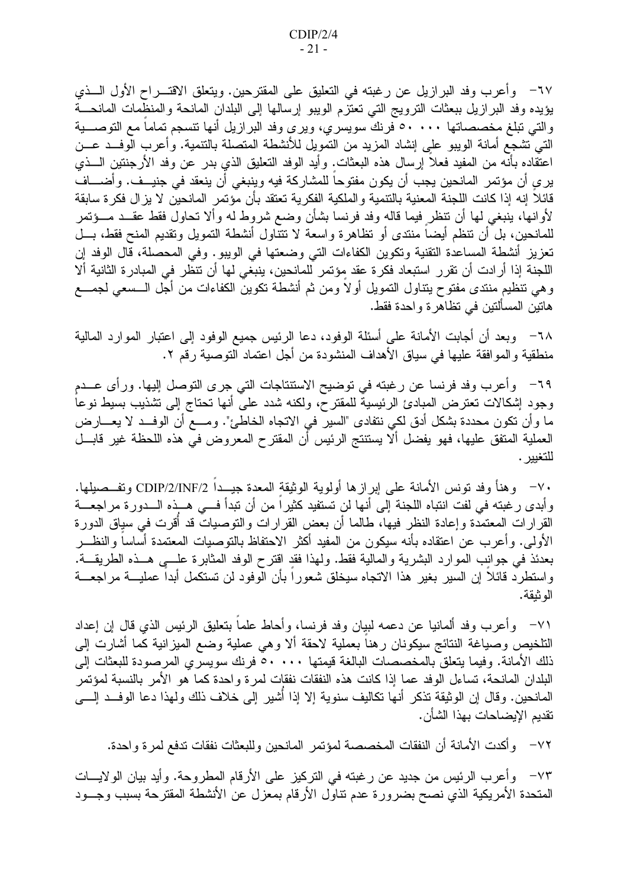٦٧- وأعرب وفد البرازيل عن رغبته في التعليق على المقترحين. ويتعلق الاقتراح الأول الذي يؤيده وفد البرازيل ببعثات الترويج التي تعتزم الويبو إرسالها إلى البلدان المانحة والمنظمات المانحة والتي تبلغ مخصصاتها ٥٠٠٠٠ فرنك سويسري، ويرى وفد البرازيل أنها تنسجم تماماً مع التوصية التي تشجع أمانة الويبو على إنشاد المزيد من التمويل للأنشطة المتصلة بالتنمية. وأعرب الوفد عن اعتقاده بأنه من المفيد فعلاً إرسال هذه البعثات. وأيد الوفد التعليق الذي بدر عن وفد الأرجنتين الذي يرى أن مؤتمر المانحين يجب أن يكون مفتوحاً للمشاركة فيه وينبغي أن ينعقد في جنيف. وأضاف قائلاً إنه إذا كانت اللجنة المعنية بالتنمية والملكية الفكرية تعتقد بأن مؤتمر المانحين لا يزال فكرة سابقة لأوانها، ينبغي لها أن تنظر فيما قاله وفد فرنسا بشأن وضع شروط له وألا تحاول فقط عقد مؤتمر للمانحين، بل أن تنظم أيضاً منتدى أو تظاهرة واسعة لا تتناول أنشطة التمويل وتقديم المنح فقط، بل تعزيز أنشطة المساعدة التقنية وتكوين الكفاءات التي وضعتها في الويبو. وفي المحصلة، قال الوفد إن اللجنة إذا أرادت أن تقرر استبعاد فكرة عقد مؤتمر للمانحين، ينبغي لها أن تنظر في المبادرة الثانية ألا وهي تنظيم منتدى مفتوح يتناول التمويل أولاً ومن ثم أنشطة تكوين الكفاءات من أجل السعي لجمع هاتين المسألتين في تظاهرة واحدة فقط.

٦٨- وبعد أن أجابت الأمانة على أسئلة الوفود، دعا الرئيس جميع الوفود إلى اعتبار الموارد المالية منطقية والموافقة عليها في سياق الأهداف المنشودة من أجل اعتماد التوصية رقم ٢.

٦٩- وأعرب وفد فرنسا عن رغبته في توضيح الاستنتاجات التي جرى التوصل إليها. ورأى عدم وجود إشكالات تعترض المبادئ الرئيسية للمقترح، ولكنه شدد على أنها تحتاج إلى تشذيب بسيط نوعاً ما وأن تكون محددة بشكل أدق لكي نتفادى "السير في الاتجاه الخاطئ". ومع أن الوفد لا يعارض العملية المتفق عليها، فهو يفضل ألا يستنتج الرئيس أن المقترح المعروض في هذه اللحظة غير قابل للتغيير.

٧٠- وهنأ وفد تونس الأمانة على إبرازها أولوية الوثيقة المعدة جيداً CDIP/2/INF/2 وتفصيلها. وأبدى رغبته في لفت انتباه اللجنة إلى أنها لن تستفيد كثيراً من أن تبدأ في هذه الدورة مراجعة القرارات المعتمدة وإعادة النظر فيها، طالما أن بعض القرارات والتوصيات قد أقرت في سياق الدورة الأولى. وأعرب عن اعتقاده بأنه سيكون من المفيد أكثر الاحتفاظ بالتوصيات المعتمدة أساساً والنظر بعدئذ في جوانب الموارد البشرية والمالية فقط. ولهذا فقد اقترح الوفد المثابرة على هذه الطريقة. واستطرد قائلاً إن السير بغير هذا الاتجاه سيخلق شعوراً بأن الوفود لن تستكمل أبداً عملية مراجعة الوثيقة.

٧١- وأعرب وفد ألمانيا عن دعمه لبيان وفد فرنسا، وأحاط علماً بتعليق الرئيس الذي قال إن إعداد التلخيص وصياغة النتائج سيكونان رهناً بعملية لاحقة ألا وهي عملية وضع الميزانية كما أشارت إلى ذلك الأمانة. وفيما يتعلق بالمخصصات البالغة قيمتها ٥٠٠٠٠ فرنك سويسري المرصودة للبعثات إلى البلدان المانحة، تساءل الوفد عما إذا كانت هذه النفقات نفقات لمرة واحدة كما هو الأمر بالنسبة لمؤتمر المانحين. وقال إن الوثيقة تذكر أنها تكاليف سنوية إلا إذا أُشير إلى خلاف ذلك ولهذا دعا الوفد إلى تقديم الإيضاحات بهذا الشأن.

٧٢- وأكدت الأمانة أن النفقات المخصصة لمؤتمر المانحين وللبعثات نفقات تدفع لمرة واحدة.

٧٣- وأعرب الرئيس من جديد عن رغبته في التركيز على الأرقام المطروحة. وأيد بيان الولايات المتحدة الأمريكية الذي نصح بضرورة عدم تناول الأرقام بمعزل عن الأنشطة المقترحة بسبب وجود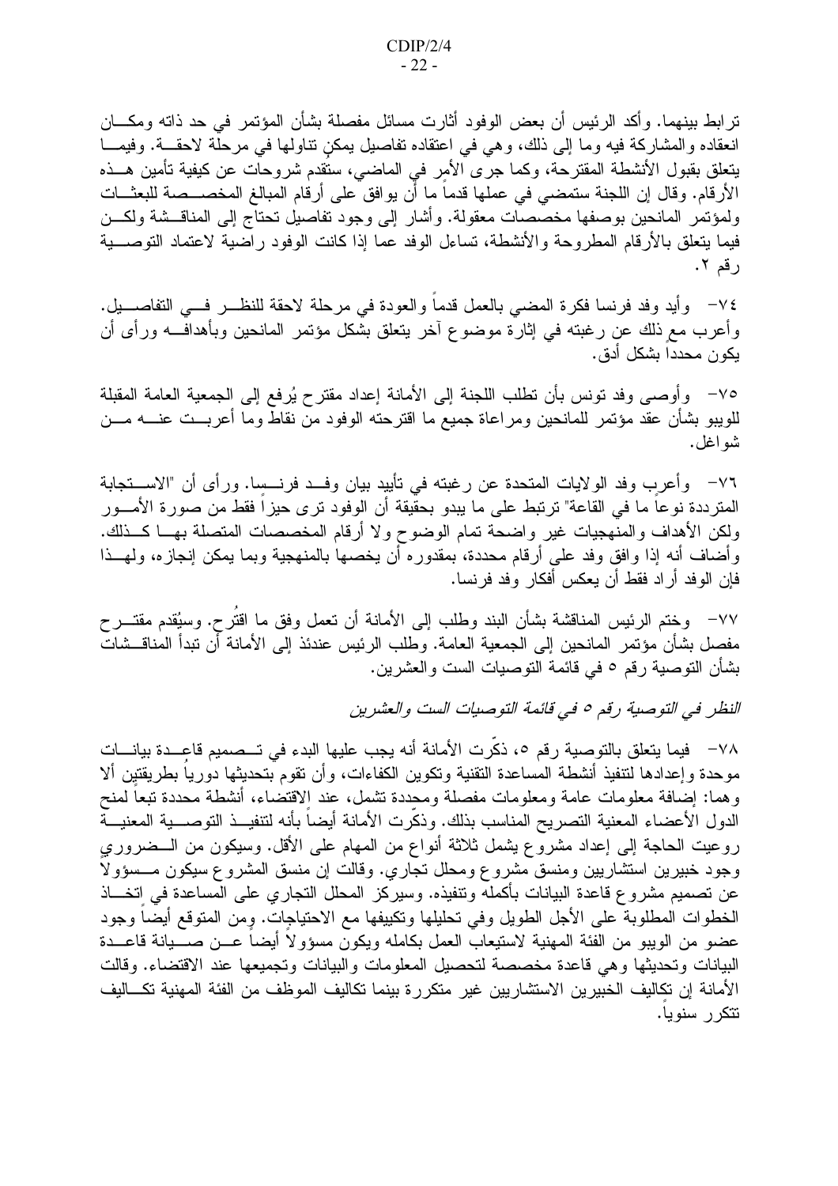ترابط بينهما. وأكد الرئيس أن بعض الوفود أثارت مسائل مفصلة بشأن المؤتمر في حد ذاته ومكان انعقاده والمشاركة فيه وما إلى ذلك، وهي في اعتقاده تفاصيل يمكن تناولها في مرحلة لاحقة. وفيما يتعلق بقبول الأنشطة المقترحة، وكما جرى الأمر في الماضي، ستقدم شروحات عن كيفية تأمين هذه الأرقام. وقال إن اللجنة ستمضي في عملها قدماً ما أن يوافق على أرقام المبالغ المخصصة للبعثات ولمؤتمر المانحين بوصفها مخصصات معقولة. وأشار إلى وجود تفاصيل تحتاج إلى المناقشة ولكن فيما يتعلق بالأرقام المطروحة والأنشطة، تساءل الوفد عما إذا كانت الوفود راضية لاعتماد التوصية رقم ٢.

٧٤- وأيد وفد فرنسا فكرة المضي بالعمل قدماً والعودة في مرحلة لاحقة للنظر في التفاصيل. وأعرب مع ذلك عن رغبته في إثارة موضوع آخر يتعلق بشكل مؤتمر المانحين وبأهدافه ورأى أن يكون محدداً بشكل أدق.

٧٥- وأوصى وفد تونس بأن تطلب اللجنة إلى الأمانة إعداد مقترح يُرفع إلى الجمعية العامة المقبلة للويبو بشأن عقد مؤتمر للمانحين ومراعاة جميع ما اقترحته الوفود من نقاط وما أعربت عنه من شواغل.

٧٦- وأعرب وفد الولايات المتحدة عن رغبته في تأييد بيان وفد فرنسا. ورأى أن "الاستجابة المترددة نوعاً ما في القاعة" ترتبط على ما يبدو بحقيقة أن الوفود ترى حيزاً فقط من صورة الأمور ولكن الأهداف والمنهجيات غير واضحة تمام الوضوح ولا أرقام المخصصات المتصلة بها كذلك. وأضاف أنه إذا وافق وفد على أرقام محددة، بمقدوره أن يخصها بالمنهجية وبما يمكن إنجازه، ولهذا فإن الوفد أراد فقط أن يعكس أفكار وفد فرنسا.

٧٧- وختم الرئيس المناقشة بشأن البند وطلب إلى الأمانة أن تعمل وفق ما اقتُرح. وسيُقدم مقترح مفصل بشأن مؤتمر المانحين إلى الجمعية العامة. وطلب الرئيس عندئذ إلى الأمانة أن تبدأ المناقشات بشأن التوصية رقم ٥ في قائمة التوصيات الست والعشرين.

*النظر في التوصية رقم ٥ في قائمة التوصيات الست والعشرين*

٧٨- فيما يتعلق بالتوصية رقم ٥، ذكّرت الأمانة أنه يجب عليها البدء في تصميم قاعدة بيانات موحدة وإعدادها لتنفيذ أنشطة المساعدة التقنية وتكوين الكفاءات، وأن تقوم بتحديثها دورياً بطريقتين ألا وهما: إضافة معلومات عامة ومعلومات مفصلة ومحددة تشمل، عند الاقتضاء، أنشطة محددة تبعاً لمنح الدول الأعضاء المعنية التصريح المناسب بذلك. وذكّرت الأمانة أيضاً بأنه لتنفيذ التوصية المعنية روعيت الحاجة إلى إعداد مشروع يشمل ثلاثة أنواع من المهام على الأقل. وسيكون من الضروري وجود خبيرين استشاريين ومنسق مشروع ومحلل تجاري. وقالت إن منسق المشروع سيكون مسؤولاً عن تصميم مشروع قاعدة البيانات بأكمله وتنفيذه. وسيركز المحلل التجاري على المساعدة في اتخاذ الخطوات المطلوبة على الأجل الطويل وفي تحليلها وتكييفها مع الاحتياجات. ومن المتوقع أيضاً وجود عضو من الويبو من الفئة المهنية لاستيعاب العمل بكامله ويكون مسؤولاً أيضاً عن صيانة قاعدة البيانات وتحديثها وهي قاعدة مخصصة لتحصيل المعلومات والبيانات وتجميعها عند الاقتضاء. وقالت الأمانة إن تكاليف الخبيرين الاستشاريين غير متكررة بينما تكاليف الموظف من الفئة المهنية تكاليف تتكرر سنوياً.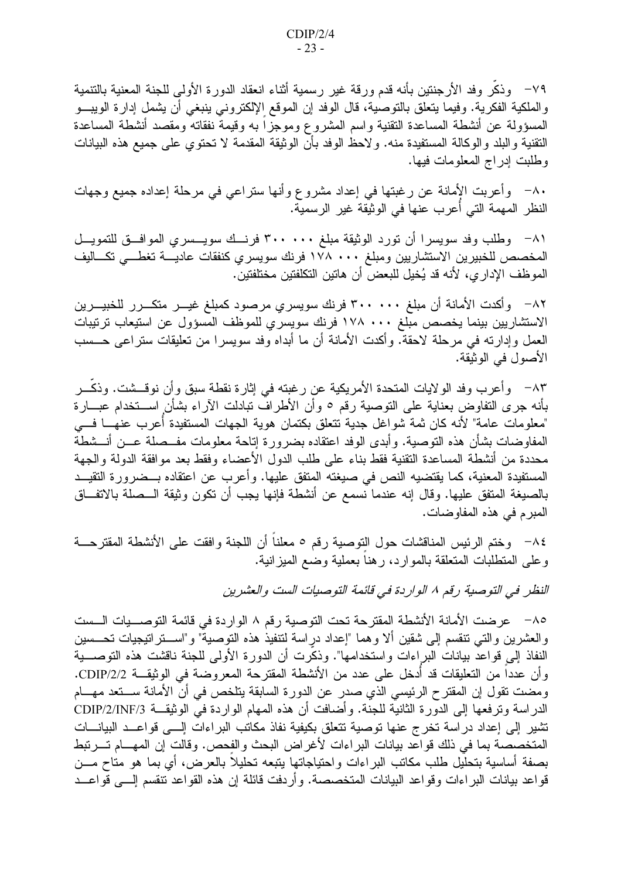٧٩- وذكّر وفد الأرجنتين بأنه قدم ورقة غير رسمية أثناء انعقاد الدورة الأولى للجنة المعنية بالتنمية والملكية الفكرية. وفيما يتعلق بالتوصية، قال الوفد إن الموقع الإلكتروني ينبغي أن يشمل إدارة الويب المسؤولة عن أنشطة المساعدة التقنية واسم المشروع وموجزاً به وقيمة نفقاته ومقصد أنشطة المساعدة التقنية والبلد والوكالة المستفيدة منه. ولاحظ الوفد بأن الوثيقة المقدمة لا تحتوي على جميع هذه البيانات وطلبت إدراج المعلومات فيها.

٨٠- وأعربت الأمانة عن رغبتها في إعداد مشروع وأنها ستراعي في مرحلة إعداده جميع وجهات النظر المهمة التي أُعرب عنها في الوثيقة غير الرسمية.

٨١- وطلب وفد سويسرا أن تورد الوثيقة مبلغ ٣٠٠ ٠٠٠ فرنك سويسري الموافق للتمويل المخصص للخبيرين الاستشاريين ومبلغ ١٧٨ ٠٠٠ فرنك سويسري كنفقات عادية تغطي تكاليف الموظف الإداري، لأنه قد يُخيل للبعض أن هاتين التكلفتين مختلفتين.

٨٢- وأكدت الأمانة أن مبلغ ٣٠٠ ٠٠٠ فرنك سويسري مرصود كمبلغ غير متكرر للخبيرين الاستشاريين بينما يخصص مبلغ ١٧٨ ٠٠٠ فرنك سويسري للموظف المسؤول عن استيعاب ترتيبات العمل وإدارته في مرحلة لاحقة. وأكدت الأمانة أن ما أبداه وفد سويسرا من تعليقات ستراعى حسب الأصول في الوثيقة.

٨٣- وأعرب وفد الولايات المتحدة الأمريكية عن رغبته في إثارة نقطة سبق وأن نوقشت. وذكّر بأنه جرى التفاوض بعناية على التوصية رقم ٥ وأن الأطراف تبادلت الآراء بشأن استخدام عبارة "معلومات عامة" لأنه كان ثمة شواغل جديدة تتعلق بكتمان هوية الجهات المستفيدة أُعرب عنها في المفاوضات بشأن هذه التوصية. وأبدى الوفد اعتقاده بضرورة إتاحة معلومات مفصلة عن أنشطة محددة من أنشطة المساعدة التقنية فقط بناء على طلب الدول الأعضاء وفقط بعد موافقة الدولة والجهة المستفيدة المعنية، كما يقتضيه النص في صيغته المتفق عليها. وأعرب عن اعتقاده بضرورة التقيد بالصيغة المتفق عليها. وقال إنه عندما نسمع عن أنشطة فإنها يجب أن تكون وثيقة الصلة بالاتفاق المبرم في هذه المفاوضات.

٨٤- وختم الرئيس المناقشات حول التوصية رقم ٥ معلناً أن اللجنة وافقت على الأنشطة المقترحة وعلى المتطلبات المتعلقة بالموارد، رهناً بعملية وضع الميزانية.

*النظر في التوصية رقم ٨ الواردة في قائمة التوصيات الست والعشرين*

٨٥- عرضت الأمانة الأنشطة المقترحة تحت التوصية رقم ٨ الواردة في قائمة التوصيات الست والعشرين والتي تنقسم إلى شقين ألا وهما "إعداد دراسة لتنفيذ هذه التوصية" و"استراتيجيات تحسين النفاذ إلى قواعد بيانات البراءات واستخدامها". وذكرت أن الدورة الأولى للجنة ناقشت هذه التوصية وأن عدداً من التعليقات قد أُدخل على عدد من الأنشطة المقترحة المعروضة في الوثيقة CDIP/2/2. ومضت تقول إن المقترح الرئيسي الذي صدر عن الدورة السابقة يتلخص في أن الأمانة ستعد مهام الدراسة وترفعها إلى الدورة الثانية للجنة. وأضافت أن هذه المهام الواردة في الوثيقة CDIP/2/INF/3 تشير إلى إعداد دراسة تخرج عنها توصية تتعلق بكيفية نفاذ مكاتب البراءات إلى قواعد البيانات المتخصصة بما في ذلك قواعد بيانات البراءات لأغراض البحث والفحص. وقالت إن المهام ترتبط بصفة أساسية بتحليل طلب مكاتب البراءات واحتياجاتها يتبعه تحليلاً بالعرض، أي بما هو متاح من قواعد بيانات البراءات وقواعد البيانات المتخصصة. وأردفت قائلة إن هذه القواعد تنقسم إلى قواعد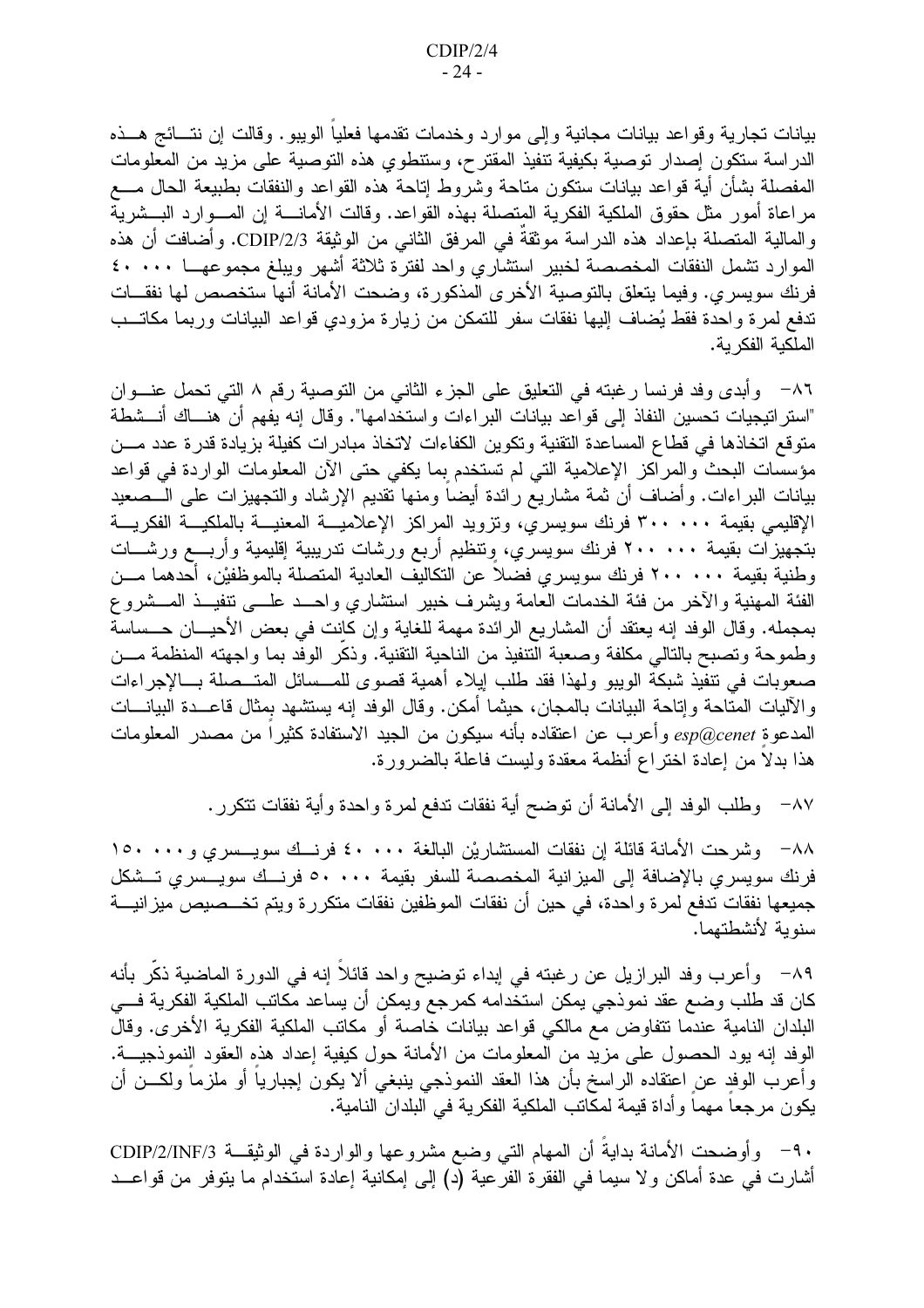بيانات تجارية وقواعد بيانات مجانية وإلى موارد وخدمات تقدمها فعلياً الويبو. وقالت إن نتائج هذه الدراسة ستكون إصدار توصية بكيفية تنفيذ المقترح، وستنطوي هذه التوصية على مزيد من المعلومات المفصلة بشأن أية قواعد بيانات ستكون متاحة وشروط إتاحة هذه القواعد والنفقات بطبيعة الحال مع مراعاة أمور مثل حقوق الملكية الفكرية المتصلة بهذه القواعد. وقالت الأمانة إن الموارد البشرية والمالية المتصلة بإعداد هذه الدراسة موثقةٌ في المرفق الثاني من الوثيقة CDIP/2/3. وأضافت أن هذه الموارد تشمل النفقات المخصصة لخبير استشاري واحد لفترة ثلاثة أشهر ويبلغ مجموعها ٤٠ ٠٠٠ فرنك سويسري. وفيما يتعلق بالتوصية الأخرى المذكورة، وضحت الأمانة أنها ستخصص لها نفقات تدفع لمرة واحدة فقط يُضاف إليها نفقات سفر للتمكن من زيارة مزودي قواعد البيانات وربما مكاتب الملكية الفكرية.

٨٦- وأبدى وفد فرنسا رغبته في التعليق على الجزء الثاني من التوصية رقم ٨ التي تحمل عنوان "استراتيجيات تحسين النفاذ إلى قواعد بيانات البراءات واستخدامها". وقال إنه يفهم أن هناك أنشطة متوقع اتخاذها في قطاع المساعدة التقنية وتكوين الكفاءات لاتخاذ مبادرات كفيلة بزيادة قدرة عدد من مؤسسات البحث والمراكز الإعلامية التي لم تستخدم بما يكفي حتى الآن المعلومات الواردة في قواعد بيانات البراءات. وأضاف أن ثمة مشاريع رائدة أيضاً ومنها تقديم الإرشاد والتجهيزات على الصعيد الإقليمي بقيمة ٣٠٠ ٠٠٠ فرنك سويسري، وتزويد المراكز الإعلامية المعنية بالملكية الفكرية بتجهيزات بقيمة ٢٠٠ ٠٠٠ فرنك سويسري، وتنظيم أربع ورشات تدريبية إقليمية وأربع ورشات وطنية بقيمة ٢٠٠ ٠٠٠ فرنك سويسري فضلاً عن التكاليف العادية المتصلة بالموظفيْن، أحدهما من الفئة المهنية والآخر من فئة الخدمات العامة ويشرف خبير استشاري واحد على تنفيذ المشروع بمجمله. وقال الوفد إنه يعتقد أن المشاريع الرائدة مهمة للغاية وإن كانت في بعض الأحيان حساسة وطموحة وتصبح بالتالي مكلفة وصعبة التنفيذ من الناحية التقنية. وذكّر الوفد بما واجهته المنظمة من صعوبات في تنفيذ شبكة الويبو ولهذا فقد طلب إيلاء أهمية قصوى للمسائل المتصلة بالإجراءات والآليات المتاحة وإتاحة البيانات بالمجان، حيثما أمكن. وقال الوفد إنه يستشهد بمثال قاعدة البيانات المدعوة *esp@cenet* وأعرب عن اعتقاده بأنه سيكون من الجيد الاستفادة كثيراً من مصدر المعلومات هذا بدلاً من إعادة اختراع أنظمة معقدة وليست فاعلة بالضرورة.

٨٧- وطلب الوفد إلى الأمانة أن توضح أية نفقات تدفع لمرة واحدة وأية نفقات تتكرر.

٨٨- وشرحت الأمانة قائلة إن نفقات المستشاريْن البالغة ٤٠ ٠٠٠ فرنك سويسري و١٥٠ ٠٠٠ فرنك سويسري بالإضافة إلى الميزانية المخصصة للسفر بقيمة ٥٠ ٠٠٠ فرنك سويسري تشكل جميعها نفقات تدفع لمرة واحدة، في حين أن نفقات الموظفين نفقات متكررة ويتم تخصيص ميزانية سنوية لأنشطتهما.

٨٩- وأعرب وفد البرازيل عن رغبته في إبداء توضيح واحد قائلاً إنه في الدورة الماضية ذكّر بأنه كان قد طلب وضع عقد نموذجي يمكن استخدامه كمرجع ويمكن أن يساعد مكاتب الملكية الفكرية في البلدان النامية عندما تتفاوض مع مالكي قواعد بيانات خاصة أو مكاتب الملكية الفكرية الأخرى. وقال الوفد إنه يود الحصول على مزيد من المعلومات من الأمانة حول كيفية إعداد هذه العقود النموذجية. وأعرب الوفد عن اعتقاده الراسخ بأن هذا العقد النموذجي ينبغي ألا يكون إجبارياً أو ملزماً ولكن أن يكون مرجعاً مهماً وأداة قيمة لمكاتب الملكية الفكرية في البلدان النامية.

٩٠- وأوضحت الأمانة بدايةً أن المهام التي وضع مشروعها والواردة في الوثيقة CDIP/2/INF/3 أشارت في عدة أماكن ولا سيما في الفقرة الفرعية (د) إلى إمكانية إعادة استخدام ما يتوفر من قواعد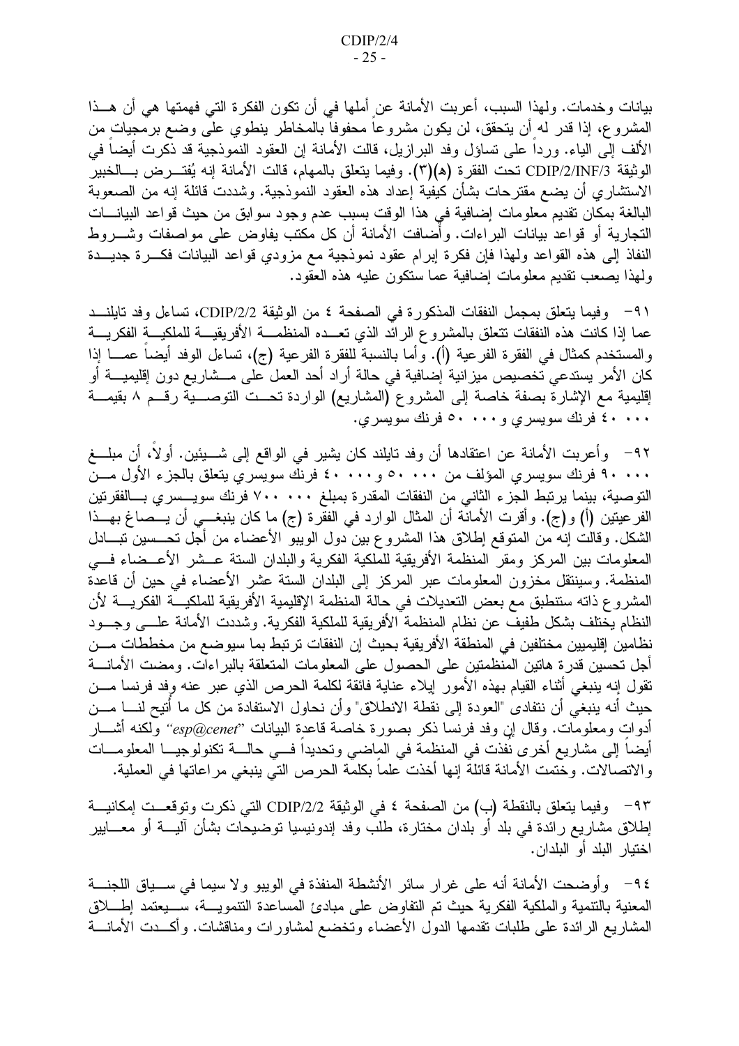بيانات وخدمات. ولهذا السبب، أعربت الأمانة عن أملها في أن تكون الفكرة التي فهمتها هي أن هذا المشروع، إذا قدر له أن يتحقق، لن يكون مشروعاً محفوفاً بالمخاطر ينطوي على وضع برمجيات من الألف إلى الياء. ورداً على تساؤل وفد البرازيل، قالت الأمانة إن العقود النموذجية قد ذكرت أيضاً في الوثيقة CDIP/2/INF/3 تحت الفقرة (هـ)(٣). وفيما يتعلق بالمهام، قالت الأمانة إنه يُفترض بالخبير الاستشاري أن يضع مقترحات بشأن كيفية إعداد هذه العقود النموذجية. وشددت قائلة إنه من الصعوبة البالغة بمكان تقديم معلومات إضافية في هذا الوقت بسبب عدم وجود سوابق من حيث قواعد البيانات التجارية أو قواعد بيانات البراءات. وأضافت الأمانة أن كل مكتب يفاوض على مواصفات وشروط النفاذ إلى هذه القواعد ولهذا فإن فكرة إبرام عقود نموذجية مع مزودي قواعد البيانات فكرة جديدة ولهذا يصعب تقديم معلومات إضافية عما ستكون عليه هذه العقود.

٩١- وفيما يتعلق بمجمل النفقات المذكورة في الصفحة ٤ من الوثيقة CDIP/2/2، تساءل وفد تايلند عما إذا كانت هذه النفقات تتعلق بالمشروع الرائد الذي تعده المنظمة الأفريقية للملكية الفكرية والمستخدم كمثال في الفقرة الفرعية (أ). وأما بالنسبة للفقرة الفرعية (ج)، تساءل الوفد أيضاً عما إذا كان الأمر يستدعي تخصيص ميزانية إضافية في حالة أراد أحد العمل على مشاريع دون إقليمية أو إقليمية مع الإشارة بصفة خاصة إلى المشروع (المشاريع) الواردة تحت التوصية رقم ٨ بقيمة ٤٠ ٠٠٠ فرنك سويسري و٥٠ ٠٠٠ فرنك سويسري.

٩٢- وأعربت الأمانة عن اعتقادها أن وفد تايلند كان يشير في الواقع إلى شيئين. أولاً، أن مبلغ ٩٠ ٠٠٠ فرنك سويسري المؤلف من ٥٠ ٠٠٠ و٤٠ ٠٠٠ فرنك سويسري يتعلق بالجزء الأول من التوصية، بينما يرتبط الجزء الثاني من النفقات المقدرة بمبلغ ٧٠٠ ٠٠٠ فرنك سويسري بالفقرتين الفرعيتين (أ) و(ج). وأقرت الأمانة أن المثال الوارد في الفقرة (ج) ما كان ينبغي أن يصاغ بهذا الشكل. وقالت إنه من المتوقع إطلاق هذا المشروع بين دول الويبو الأعضاء من أجل تحسين تبادل المعلومات بين المركز ومقر المنظمة الأفريقية للملكية الفكرية والبلدان الستة عشر الأعضاء في المنظمة. وسينتقل مخزون المعلومات عبر المركز إلى البلدان الستة عشر الأعضاء في حين أن قاعدة المشروع ذاته ستنطبق مع بعض التعديلات في حالة المنظمة الإقليمية الأفريقية للملكية الفكرية لأن النظام يختلف بشكل طفيف عن نظام المنظمة الأفريقية للملكية الفكرية. وشددت الأمانة على وجود نظامين إقليميين مختلفين في المنطقة الأفريقية بحيث إن النفقات ترتبط بما سيوضع من مخططات من أجل تحسين قدرة هاتين المنظمتين على الحصول على المعلومات المتعلقة بالبراءات. ومضت الأمانة تقول إنه ينبغي أثناء القيام بهذه الأمور إيلاء عناية فائقة لكلمة الحرص الذي عبر عنه وفد فرنسا من حيث أنه ينبغي أن نتفادى "العودة إلى نقطة الانطلاق" وأن نحاول الاستفادة من كل ما أُتيح لنا من أدوات ومعلومات. وقال إن وفد فرنسا ذكر بصورة خاصة قاعدة البيانات "*esp@cenet*" ولكنه أشار أيضاً إلى مشاريع أخرى نفذت في المنظمة في الماضي وتحديداً في حالة تكنولوجيا المعلومات والاتصالات. وختمت الأمانة قائلة إنها أخذت علماً بكلمة الحرص التي ينبغي مراعاتها في العملية.

٩٣- وفيما يتعلق بالنقطة (ب) من الصفحة ٤ في الوثيقة CDIP/2/2 التي ذكرت وتوقعت إمكانية إطلاق مشاريع رائدة في بلد أو بلدان مختارة، طلب وفد إندونيسيا توضيحات بشأن آلية أو معايير اختيار البلد أو البلدان.

٩٤- وأوضحت الأمانة أنه على غرار سائر الأنشطة المنفذة في الويبو ولا سيما في سياق اللجنة المعنية بالتنمية والملكية الفكرية حيث تم التفاوض على مبادئ المساعدة التنموية، سيعتمد إطلاق المشاريع الرائدة على طلبات تقدمها الدول الأعضاء وتخضع لمشاورات ومناقشات. وأكدت الأمانة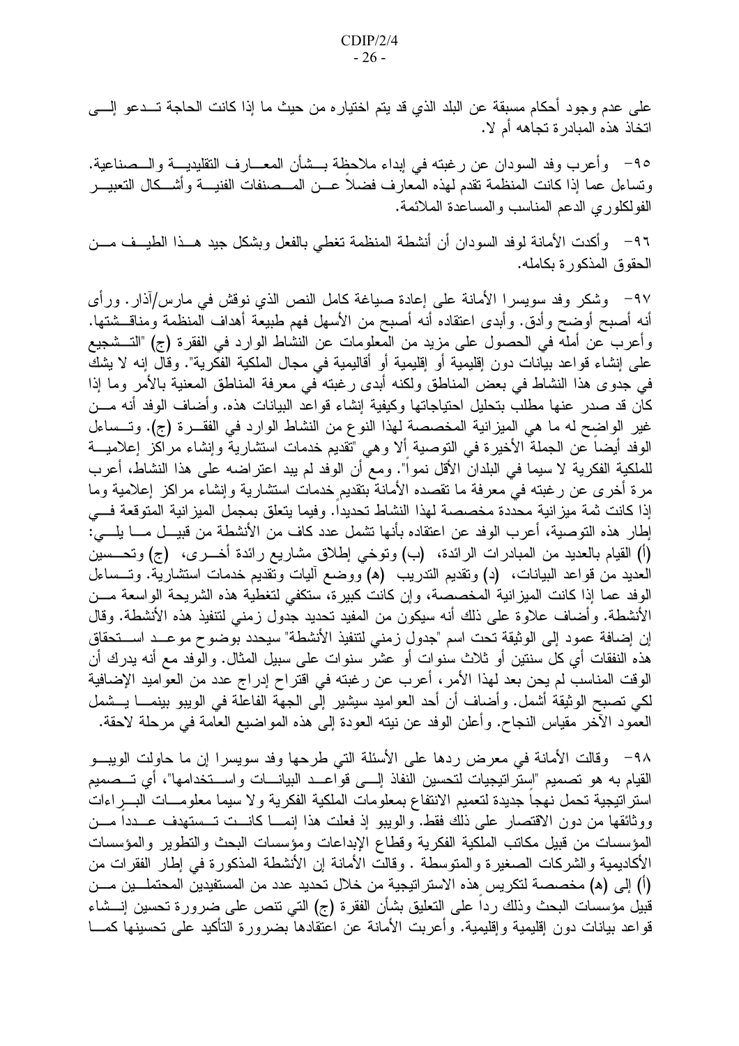على عدم وجود أحكام مسبقة عن البلد الذي قد يتم اختياره من حيث ما إذا كانت الحاجة تدعو إلى اتخاذ هذه المبادرة تجاهه أم لا.

٩٥- وأعرب وفد السودان عن رغبته في إبداء ملاحظة بشأن المعارف التقليدية والصناعية. وتساءل عما إذا كانت المنظمة تقدم لهذه المعارف فضلاً عن المصنفات الفنية وأشكال التعبير الفولكلوري الدعم المناسب والمساعدة الملائمة.

٩٦- وأكدت الأمانة لوفد السودان أن أنشطة المنظمة تغطي بالفعل وبشكل جيد هذا الطيف من الحقوق المذكورة بكامله.

٩٧- وشكر وفد سويسرا الأمانة على إعادة صياغة كامل النص الذي نوقش في مارس/آذار. ورأى أنه أصبح أوضح وأدق. وأبدى اعتقاده أنه أصبح من الأسهل فهم طبيعة أهداف المنظمة ومناقشتها. وأعرب عن أمله في الحصول على مزيد من المعلومات عن النشاط الوارد في الفقرة (ج) "التشجيع على إنشاء قواعد بيانات دون إقليمية أو إقليمية أو أقاليمية في مجال الملكية الفكرية". وقال إنه لا يشك في جدوى هذا النشاط في بعض المناطق ولكنه أبدى رغبته في معرفة المناطق المعنية بالأمر وما إذا كان قد صدر عنها مطلب بتحليل احتياجاتها وكيفية إنشاء قواعد البيانات هذه. وأضاف الوفد أنه من غير الواضح له ما هي الميزانية المخصصة لهذا النوع من النشاط الوارد في الفقرة (ج). وتساءل الوفد أيضاً عن الجملة الأخيرة في التوصية ألا وهي "تقديم خدمات استشارية وإنشاء مراكز إعلامية للملكية الفكرية لا سيما في البلدان الأقل نمواً". ومع أن الوفد لم يبد اعتراضه على هذا النشاط، أعرب مرة أخرى عن رغبته في معرفة ما تقصده الأمانة بتقديم خدمات استشارية وإنشاء مراكز إعلامية وما إذا كانت ثمة ميزانية محددة مخصصة لهذا النشاط تحديداً. وفيما يتعلق بمجمل الميزانية المتوقعة في إطار هذه التوصية، أعرب الوفد عن اعتقاده بأنها تشمل عدد كاف من الأنشطة من قبيل ما يلي: (أ) القيام بالعديد من المبادرات الرائدة، (ب) وتوخي إطلاق مشاريع رائدة أخرى، (ج) وتحسين العديد من قواعد البيانات، (د) وتقديم التدريب (ه) ووضع آليات وتقديم خدمات استشارية. وتساءل الوفد عما إذا كانت الميزانية المخصصة، وإن كانت كبيرة، ستكفي لتغطية هذه الشريحة الواسعة من الأنشطة. وأضاف علاوة على ذلك أنه سيكون من المفيد تحديد جدول زمني لتنفيذ هذه الأنشطة. وقال إن إضافة عمود إلى الوثيقة تحت اسم "جدول زمني لتنفيذ الأنشطة" سيحدد بوضوح موعد استحقاق هذه النفقات أي كل سنتين أو ثلاث سنوات أو عشر سنوات على سبيل المثال. والوفد مع أنه يدرك أن الوقت المناسب لم يحن بعد لهذا الأمر، أعرب عن رغبته في اقتراح إدراج عدد من العواميد الإضافية لكي تصبح الوثيقة أشمل. وأضاف أن أحد العواميد سيشير إلى الجهة الفاعلة في الويبو بينما يشمل العمود الآخر مقياس النجاح. وأعلن الوفد عن نيته العودة إلى هذه المواضيع العامة في مرحلة لاحقة.

٩٨- وقالت الأمانة في معرض ردها على الأسئلة التي طرحها وفد سويسرا إن ما حاولت الويبو القيام به هو تصميم "استراتيجيات لتحسين النفاذ إلى قواعد البيانات واستخدامها"، أي تصميم استراتيجية تحمل نهجاً جديدة لتعميم الانتفاع بمعلومات الملكية الفكرية ولا سيما معلومات البراءات ووثائقها من دون الاقتصار على ذلك فقط. والويبو إذ فعلت هذا إنما كانت تستهدف عدداً من المؤسسات من قبيل مكاتب الملكية الفكرية وقطاع الإبداعات ومؤسسات البحث والتطوير والمؤسسات الأكاديمية والشركات الصغيرة والمتوسطة . وقالت الأمانة إن الأنشطة المذكورة في إطار الفقرات من (أ) إلى (ه) مخصصة لتكريس هذه الاستراتيجية من خلال تحديد عدد من المستفيدين المحتملين من قبيل مؤسسات البحث وذلك رداً على التعليق بشأن الفقرة (ج) التي تنص على ضرورة تحسين إنشاء قواعد بيانات دون إقليمية وإقليمية. وأعربت الأمانة عن اعتقادها بضرورة التأكيد على تحسينها كما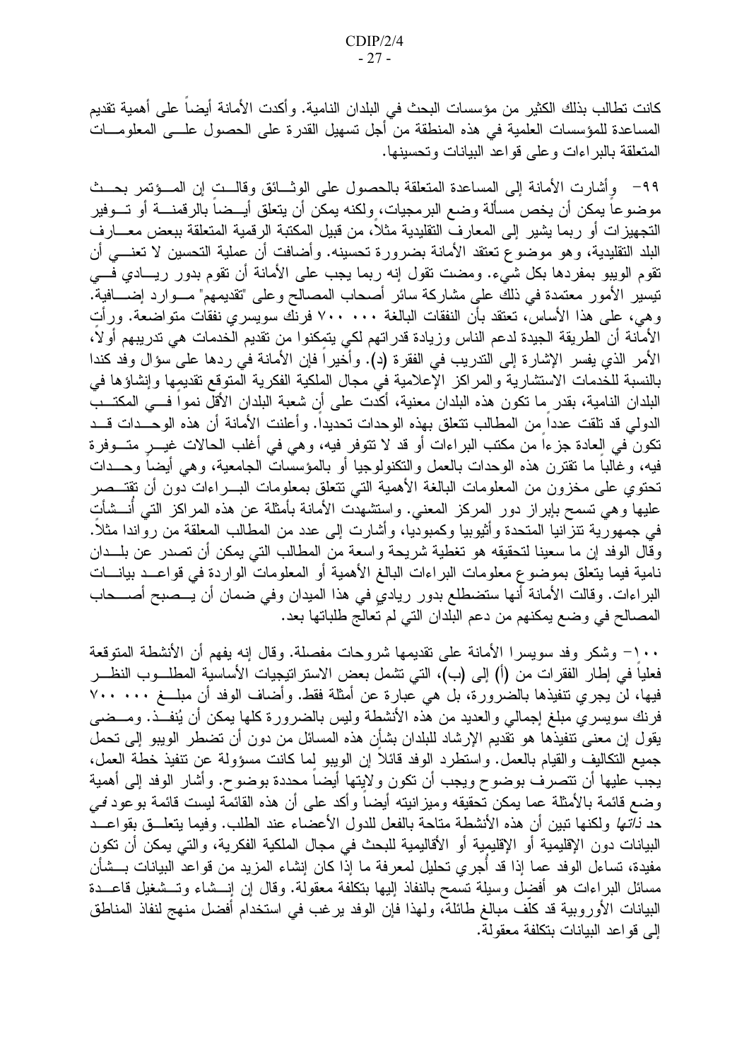كانت تطالب بذلك الكثير من مؤسسات البحث في البلدان النامية. وأكدت الأمانة أيضاً على أهمية تقديم المساعدة للمؤسسات العلمية في هذه المنطقة من أجل تسهيل القدرة على الحصول على المعلومات المتعلقة بالبراءات وعلى قواعد البيانات وتحسينها.

٩٩- وأشارت الأمانة إلى المساعدة المتعلقة بالحصول على الوثائق وقالت إن المؤتمر بحث موضوعاً يمكن أن يخص مسألة وضع البرمجيات، ولكنه يمكن أن يتعلق أيضاً بالرقمنة أو توفير التجهيزات أو ربما يشير إلى المعارف التقليدية مثلاً، من قبيل المكتبة الرقمية المتعلقة ببعض معارف البلد التقليدية، وهو موضوع تعتقد الأمانة بضرورة تحسينه. وأضافت أن عملية التحسين لا تعني أن تقوم الويبو بمفردها بكل شيء. ومضت تقول إنه ربما يجب على الأمانة أن تقوم بدور ريادي في تيسير الأمور معتمدة في ذلك على مشاركة سائر أصحاب المصالح وعلى "تقديمهم" موارد إضافية. وهي، على هذا الأساس، تعتقد بأن النفقات البالغة ٧٠٠ ٠٠٠ فرنك سويسري نفقات متواضعة. ورأت الأمانة أن الطريقة الجيدة لدعم الناس وزيادة قدراتهم لكي يتمكنوا من تقديم الخدمات هي تدريبهم أولاً، الأمر الذي يفسر الإشارة إلى التدريب في الفقرة (د). وأخيراً فإن الأمانة في ردها على سؤال وفد كندا بالنسبة للخدمات الاستشارية والمراكز الإعلامية في مجال الملكية الفكرية المتوقع تقديمها وإنشاؤها في البلدان النامية، بقدر ما تكون هذه البلدان معنية، أكدت على أن شعبة البلدان الأقل نمواً في المكتب الدولي قد تلقت عدداً من المطالب تتعلق بهذه الوحدات تحديداً. وأعلنت الأمانة أن هذه الوحدات قد تكون في العادة جزءاً من مكتب البراءات أو قد لا تتوفر فيه، وهي في أغلب الحالات غير متوفرة فيه، وغالباً ما تقترن هذه الوحدات بالعمل والتكنولوجيا أو بالمؤسسات الجامعية، وهي أيضاً وحدات تحتوي على مخزون من المعلومات البالغة الأهمية التي تتعلق بمعلومات البراءات دون أن تقتصر عليها وهي تسمح بإبراز دور المركز المعني. واستشهدت الأمانة بأمثلة عن هذه المراكز التي أُنشأت في جمهورية تنزانيا المتحدة وأثيوبيا وكمبوديا، وأشارت إلى عدد من المطالب المعلقة من رواندا مثلاً. وقال الوفد إن ما سعينا لتحقيقه هو تغطية شريحة واسعة من المطالب التي يمكن أن تصدر عن بلدان نامية فيما يتعلق بموضوع معلومات البراءات البالغ الأهمية أو المعلومات الواردة في قواعد بيانات البراءات. وقالت الأمانة أنها ستضطلع بدور ريادي في هذا الميدان وفي ضمان أن يصبح أصحاب المصالح في وضع يمكنهم من دعم البلدان التي لم تعالج طلباتها بعد.

١٠٠- وشكر وفد سويسرا الأمانة على تقديمها شروحات مفصلة. وقال إنه يفهم أن الأنشطة المتوقعة فعلياً في إطار الفقرات من (أ) إلى (ب)، التي تشمل بعض الاستراتيجيات الأساسية المطلوب النظر فيها، لن يجري تنفيذها بالضرورة، بل هي عبارة عن أمثلة فقط. وأضاف الوفد أن مبلغ ٧٠٠ ٠٠٠ فرنك سويسري مبلغ إجمالي والعديد من هذه الأنشطة وليس بالضرورة كلها يمكن أن يُنفذ. ومضى يقول إن معنى تنفيذها هو تقديم الإرشاد للبلدان بشأن هذه المسائل من دون أن تضطر الويبو إلى تحمل جميع التكاليف والقيام بالعمل. واستطرد الوفد قائلاً إن الويبو لما كانت مسؤولة عن تنفيذ خطة العمل، يجب عليها أن تتصرف بوضوح ويجب أن تكون ولايتها أيضاً محددة بوضوح. وأشار الوفد إلى أهمية وضع قائمة بالأمثلة عما يمكن تحقيقه وميزانيته أيضاً وأكد على أن هذه القائمة ليست قائمة بوعود *في حد ذاتها* ولكنها تبين أن هذه الأنشطة متاحة بالفعل للدول الأعضاء عند الطلب. وفيما يتعلق بقواعد البيانات دون الإقليمية أو الإقليمية أو الأقاليمية للبحث في مجال الملكية الفكرية، والتي يمكن أن تكون مفيدة، تساءل الوفد عما إذا قد أُجري تحليل لمعرفة ما إذا كان إنشاء المزيد من قواعد البيانات بشأن مسائل البراءات هو أفضل وسيلة تسمح بالنفاذ إليها بتكلفة معقولة. وقال إن إنشاء وتشغيل قاعدة البيانات الأوروبية قد كلّف مبالغ طائلة، ولهذا فإن الوفد يرغب في استخدام أفضل منهج لنفاذ المناطق إلى قواعد البيانات بتكلفة معقولة.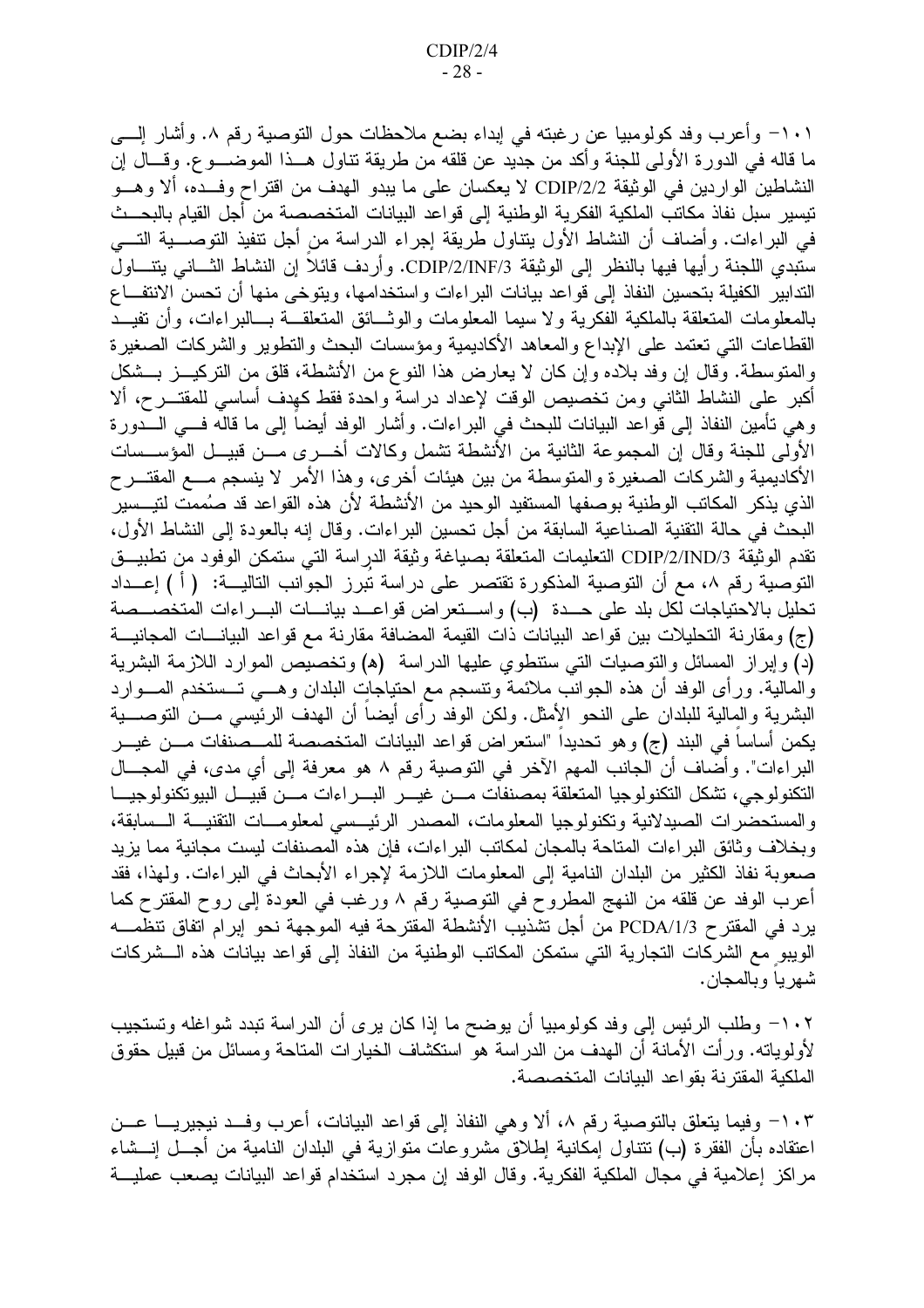١٠١- وأعرب وفد كولومبيا عن رغبته في إبداء بضع ملاحظات حول التوصية رقم ٨. وأشار إلى ما قاله في الدورة الأولى للجنة وأكد من جديد عن قلقه من طريقة تناول هذا الموضوع. وقال إن النشاطين الواردين في الوثيقة CDIP/2/2 لا يعكسان على ما يبدو الهدف من اقتراح وفده، ألا وهو تيسير سبل نفاذ مكاتب الملكية الفكرية الوطنية إلى قواعد البيانات المتخصصة من أجل القيام بالبحث في البراءات. وأضاف أن النشاط الأول يتناول طريقة إجراء الدراسة من أجل تنفيذ التوصية التي ستبدي اللجنة رأيها فيها بالنظر إلى الوثيقة CDIP/2/INF/3. وأردف قائلاً إن النشاط الثاني يتناول التدابير الكفيلة بتحسين النفاذ إلى قواعد بيانات البراءات واستخدامها، ويتوخى منها أن تحسن الانتفاع بالمعلومات المتعلقة بالملكية الفكرية ولا سيما المعلومات والوثائق المتعلقة بالبراءات، وأن تفيد القطاعات التي تعتمد على الإبداع والمعاهد الأكاديمية ومؤسسات البحث والتطوير والشركات الصغيرة والمتوسطة. وقال إن وفد بلاده وإن كان لا يعارض هذا النوع من الأنشطة، قلق من التركيز بشكل أكبر على النشاط الثاني ومن تخصيص الوقت لإعداد دراسة واحدة فقط كهدف أساسي للمقترح، ألا وهي تأمين النفاذ إلى قواعد البيانات للبحث في البراءات. وأشار الوفد أيضاً إلى ما قاله في الدورة الأولى للجنة وقال إن المجموعة الثانية من الأنشطة تشمل وكالات أخرى من قبيل المؤسسات الأكاديمية والشركات الصغيرة والمتوسطة من بين هيئات أخرى، وهذا الأمر لا ينسجم مع المقترح الذي يذكر المكاتب الوطنية بوصفها المستفيد الوحيد من الأنشطة لأن هذه القواعد قد صُممت لتيسير البحث في حالة التقنية الصناعية السابقة من أجل تحسين البراءات. وقال إنه بالعودة إلى النشاط الأول، تقدم الوثيقة CDIP/2/IND/3 التعليمات المتعلقة بصياغة وثيقة الدراسة التي ستمكن الوفود من تطبيق التوصية رقم ٨، مع أن التوصية المذكورة تقتصر على دراسة تبرز الجوانب التالية: (أ) إعداد تحليل بالاحتياجات لكل بلد على حدة (ب) واستعراض قواعد بيانات البراءات المتخصصة (ج) ومقارنة التحليلات بين قواعد البيانات ذات القيمة المضافة مقارنة مع قواعد البيانات المجانية (د) وإبراز المسائل والتوصيات التي ستنطوي عليها الدراسة (ه) وتخصيص الموارد اللازمة البشرية والمالية. ورأى الوفد أن هذه الجوانب ملائمة وتنسجم مع احتياجات البلدان وهي تستخدم الموارد البشرية والمالية للبلدان على النحو الأمثل. ولكن الوفد رأى أيضاً أن الهدف الرئيسي من التوصية يكمن أساساً في البند (ج) وهو تحديداً "استعراض قواعد البيانات المتخصصة للمصنفات من غير البراءات". وأضاف أن الجانب المهم الآخر في التوصية رقم ٨ هو معرفة إلى أي مدى، في المجال التكنولوجي، تشكل التكنولوجيا المتعلقة بمصنفات من غير البراءات من قبيل البيوتكنولوجيا والمستحضرات الصيدلانية وتكنولوجيا المعلومات، المصدر الرئيسي لمعلومات التقنية السابقة، وبخلاف وثائق البراءات المتاحة بالمجان لمكاتب البراءات، فإن هذه المصنفات ليست مجانية مما يزيد صعوبة نفاذ الكثير من البلدان النامية إلى المعلومات اللازمة لإجراء الأبحاث في البراءات. ولهذا، فقد أعرب الوفد عن قلقه من النهج المطروح في التوصية رقم ٨ ورغب في العودة إلى روح المقترح كما يرد في المقترح PCDA/1/3 من أجل تشذيب الأنشطة المقترحة فيه الموجهة نحو إبرام اتفاق تنظمه الويبو مع الشركات التجارية التي ستمكن المكاتب الوطنية من النفاذ إلى قواعد بيانات هذه الشركات شهرياً وبالمجان.

١٠٢- وطلب الرئيس إلى وفد كولومبيا أن يوضح ما إذا كان يرى أن الدراسة تبدد شواغله وتستجيب لأولوياته. ورأت الأمانة أن الهدف من الدراسة هو استكشاف الخيارات المتاحة ومسائل من قبيل حقوق الملكية المقترنة بقواعد البيانات المتخصصة.

١٠٣- وفيما يتعلق بالتوصية رقم ٨، ألا وهي النفاذ إلى قواعد البيانات، أعرب وفد نيجيريا عن اعتقاده بأن الفقرة (ب) تتناول إمكانية إطلاق مشروعات متوازية في البلدان النامية من أجل إنشاء مراكز إعلامية في مجال الملكية الفكرية. وقال الوفد إن مجرد استخدام قواعد البيانات يصعب عملية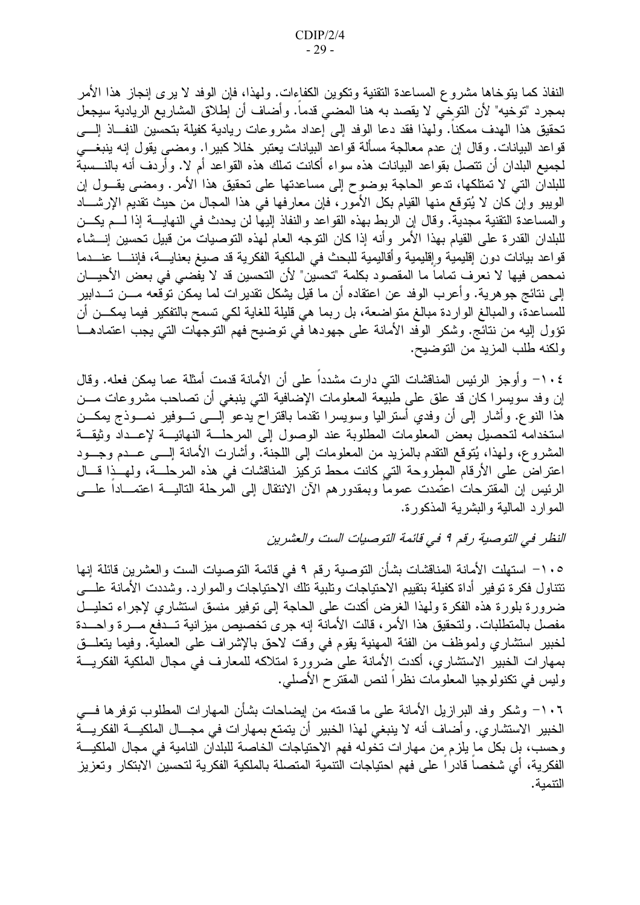النفاذ كما يتوخاها مشروع المساعدة التقنية وتكوين الكفاءات. ولهذا، فإن الوفد لا يرى إنجاز هذا الأمر بمجرد "توخيه" لأن التوخي لا يقصد به هنا المضي قدماً. وأضاف أن إطلاق المشاريع الريادية سيجعل تحقيق هذا الهدف ممكناً. ولهذا فقد دعا الوفد إلى إعداد مشروعات ريادية كفيلة بتحسين النفاذ إلى قواعد البيانات. وقال إن عدم معالجة مسألة قواعد البيانات يعتبر خللا كبيرا. ومضى يقول إنه ينبغي لجميع البلدان أن تتصل بقواعد البيانات هذه سواء أكانت تملك هذه القواعد أم لا. وأردف أنه بالنسبة للبلدان التي لا تمتلكها، تدعو الحاجة بوضوح إلى مساعدتها على تحقيق هذا الأمر. ومضى يقول إن الويبو وإن كان لا يُتوقع منها القيام بكل الأمور، فإن معارفها في هذا المجال من حيث تقديم الإرشاد والمساعدة التقنية مجدية. وقال إن الربط بهذه القواعد والنفاذ إليها لن يحدث في النهاية إذا لم يكن للبلدان القدرة على القيام بهذا الأمر وأنه إذا كان التوجه العام لهذه التوصيات من قبيل تحسين إنشاء قواعد بيانات دون إقليمية وإقليمية وأقاليمية للبحث في الملكية الفكرية قد صيغ بعناية، فإننا عندما نمحص فيها لا نعرف تماماً ما المقصود بكلمة "تحسين" لأن التحسين قد لا يفضي في بعض الأحيان إلى نتائج جوهرية. وأعرب الوفد عن اعتقاده أن ما قيل يشكل تقديرات لما يمكن توقعه من تدابير للمساعدة، والمبالغ الواردة مبالغ متواضعة، بل ربما هي قليلة للغاية لكي تسمح بالتفكير فيما يمكن أن تؤول إليه من نتائج. وشكر الوفد الأمانة على جهودها في توضيح فهم التوجهات التي يجب اعتمادها ولكنه طلب المزيد من التوضيح.

١٠٤- وأوجز الرئيس المناقشات التي دارت مشدداً على أن الأمانة قدمت أمثلة عما يمكن فعله. وقال إن وفد سويسرا كان قد علق على طبيعة المعلومات الإضافية التي ينبغي أن تصاحب مشروعات من هذا النوع. وأشار إلى أن وفدي أستراليا وسويسرا تقدما باقتراح يدعو إلى توفير نموذج يمكن استخدامه لتحصيل بعض المعلومات المطلوبة عند الوصول إلى المرحلة النهائية لإعداد وثيقة المشروع، ولهذا، يُتوقع التقدم بالمزيد من المعلومات إلى اللجنة. وأشارت الأمانة إلى عدم وجود اعتراض على الأرقام المطروحة التي كانت محط تركيز المناقشات في هذه المرحلة، ولهذا قال الرئيس إن المقترحات اعتُمدت عموماً وبمقدورهم الآن الانتقال إلى المرحلة التالية اعتماداً على الموارد المالية والبشرية المذكورة.

*النظر في التوصية رقم ٩ في قائمة التوصيات الست والعشرين*

١٠٥- استهلت الأمانة المناقشات بشأن التوصية رقم ٩ في قائمة التوصيات الست والعشرين قائلة إنها تتناول فكرة توفير أداة كفيلة بتقييم الاحتياجات وتلبية تلك الاحتياجات والموارد. وشددت الأمانة على ضرورة بلورة هذه الفكرة ولهذا الغرض أكدت على الحاجة إلى توفير منسق استشاري لإجراء تحليل مفصل بالمتطلبات. ولتحقيق هذا الأمر، قالت الأمانة إنه جرى تخصيص ميزانية تدفع مرة واحدة لخبير استشاري ولموظف من الفئة المهنية يقوم في وقت لاحق بالإشراف على العملية. وفيما يتعلق بمهارات الخبير الاستشاري، أكدت الأمانة على ضرورة امتلاكه للمعارف في مجال الملكية الفكرية وليس في تكنولوجيا المعلومات نظراً لنص المقترح الأصلي.

١٠٦- وشكر وفد البرازيل الأمانة على ما قدمته من إيضاحات بشأن المهارات المطلوب توفرها في الخبير الاستشاري. وأضاف أنه لا ينبغي لهذا الخبير أن يتمتع بمهارات في مجال الملكية الفكرية وحسب، بل بكل ما يلزم من مهارات تخوله فهم الاحتياجات الخاصة للبلدان النامية في مجال الملكية الفكرية، أي شخصاً قادراً على فهم احتياجات التنمية المتصلة بالملكية الفكرية لتحسين الابتكار وتعزيز التنمية.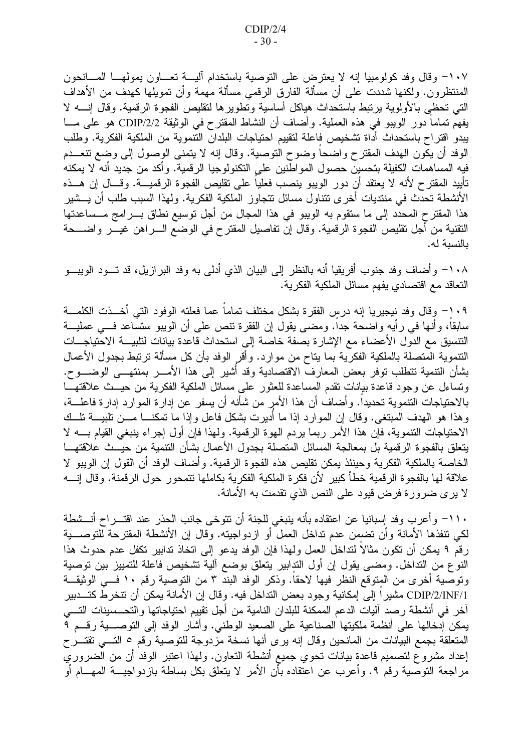١٠٧- وقال وفد كولومبيا إنه لا يعترض على التوصية باستخدام آلية تعاون يمولها المانحون المنتظرون. ولكنها شددت على أن مسألة الفارق الرقمي مسألة مهمة وأن تمويلها كهدف من الأهداف التي تحظى بالأولوية يرتبط باستحداث هياكل أساسية وتطويرها لتقليص الفجوة الرقمية. وقال إنه لا يفهم تماماً دور الويبو في هذه العملية. وأضاف أن النشاط المقترح في الوثيقة CDIP/2/2 هو على ما يبدو اقتراح باستحداث أداة تشخيص فاعلة لتقييم احتياجات البلدان التنموية من الملكية الفكرية. وطلب الوفد أن يكون الهدف المقترح واضحاً وضوح التوصية. وقال إنه لا يتمنى الوصول إلى وضع تنعدم فيه المساهمات الكفيلة بتحسين حصول المواطنين على التكنولوجيا الرقمية. وأكد من جديد أنه لا يمكنه تأييد المقترح لأنه لا يعتقد أن دور الويبو ينصب فعلياً على تقليص الفجوة الرقمية. وقال إن هذه الأنشطة تحدث في منتديات أخرى تتناول مسائل تتجاوز الملكية الفكرية. ولهذا السبب طلب أن يشير هذا المقترح المحدد إلى ما ستقوم به الويبو في هذا المجال من أجل توسيع نطاق برامج مساعدتها التقنية من أجل تقليص الفجوة الرقمية. وقال إن تفاصيل المقترح في الوضع الراهن غير واضحة بالنسبة له.

١٠٨- وأضاف وفد جنوب أفريقيا أنه بالنظر إلى البيان الذي أدلى به وفد البرازيل، قد تود الويبو التعاقد مع اقتصادي يفهم مسائل الملكية الفكرية.

١٠٩- وقال وفد نيجيريا إنه درس الفقرة بشكل مختلف تماماً عما فعلته الوفود التي أخذت الكلمة سابقاً، وأنها في رأيه واضحة جداً. ومضى يقول إن الفقرة تنص على أن الويبو ستساعد في عملية التنسيق مع الدول الأعضاء مع الإشارة بصفة خاصة إلى استحداث قاعدة بيانات لتلبية الاحتياجات التنموية المتصلة بالملكية الفكرية بما يتاح من موارد. وأقر الوفد بأن كل مسألة ترتبط بجدول الأعمال بشأن التنمية تتطلب توفر بعض المعارف الاقتصادية وقد أشير إلى هذا الأمر بمنتهى الوضوح. وتساءل عن وجود قاعدة بيانات تقدم المساعدة للعثور على مسائل الملكية الفكرية من حيث علاقتها بالاحتياجات التنموية تحديداً. وأضاف أن هذا الأمر من شأنه أن يسفر عن إدارة الموارد إدارة فاعلة، وهذا هو الهدف المبتغى. وقال إن الموارد إذا ما أديرت بشكل فاعل وإذا ما تمكنا من تلبية تلك الاحتياجات التنموية، فإن هذا الأمر ربما يردم الهوة الرقمية. ولهذا فإن أول إجراء ينبغي القيام به لا يتعلق بالفجوة الرقمية بل بمعالجة المسائل المتصلة بجدول الأعمال بشأن التنمية من حيث علاقتها الخاصة بالملكية الفكرية وحينئذ يمكن تقليص هذه الفجوة الرقمية. وأضاف الوفد أن القول إن الويبو لا علاقة لها بالفجوة الرقمية خطأ كبير لأن فكرة الملكية الفكرية بكاملها تتمحور حول الرقمنة. وقال إنه لا يرى ضرورة فرض قيود على النص الذي تقدمت به الأمانة.

١١٠- وأعرب وفد إسبانيا عن اعتقاده بأنه ينبغي للجنة أن تتوخى جانب الحذر عند اقتراح أنشطة لكي تنفذها الأمانة وأن تضمن عدم تداخل العمل أو ازدواجيته. وقال إن الأنشطة المقترحة للتوصية رقم ٩ يمكن أن تكون مثالاً لتداخل العمل ولهذا فإن الوفد يدعو إلى اتخاذ تدابير تكفل عدم حدوث هذا النوع من التداخل. ومضى يقول إن أول التدابير يتعلق بوضع آلية تشخيص فاعلة للتمييز بين توصية وتوصية أخرى من المتوقع النظر فيها لاحقاً. وذكر الوفد البند ٣ من التوصية رقم ١٠ في الوثيقة CDIP/2/INF/1 مشيراً إلى إمكانية وجود بعض التداخل فيه. وقال إن الأمانة يمكن أن تنخرط كتدبير آخر في أنشطة رصد آليات الدعم الممكنة للبلدان النامية من أجل تقييم احتياجاتها والتحسينات التي يمكن إدخالها على أنظمة ملكيتها الصناعية على الصعيد الوطني. وأشار الوفد إلى التوصية رقم ٩ المتعلقة بجمع البيانات من المانحين وقال إنه يرى أنها نسخة مزدوجة للتوصية رقم ٥ التي تقترح إعداد مشروع لتصميم قاعدة بيانات تحوي جميع أنشطة التعاون. ولهذا اعتبر الوفد أن من الضروري مراجعة التوصية رقم ٩. وأعرب عن اعتقاده بأن الأمر لا يتعلق بكل بساطة بازدواجية المهام أو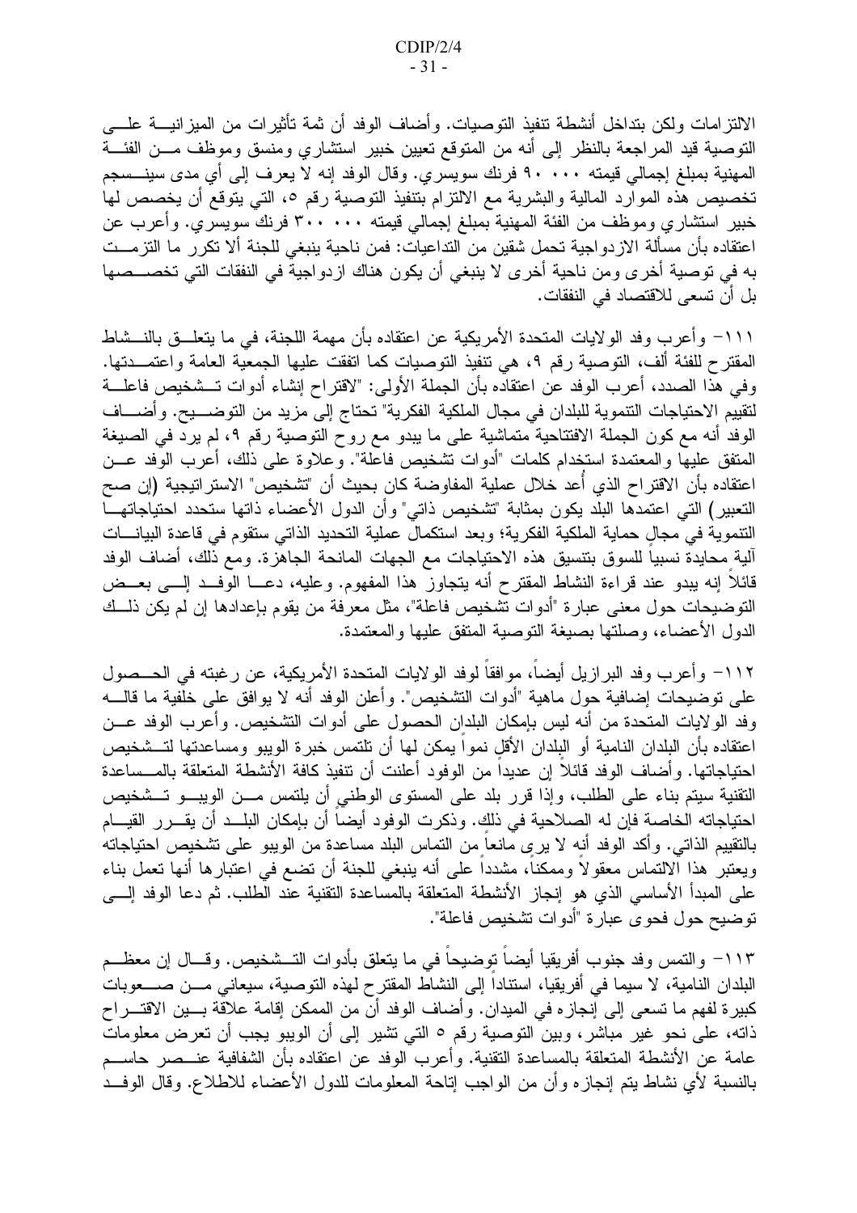الالتزامات ولكن بتداخل أنشطة تنفيذ التوصيات. وأضاف الوفد أن ثمة تأثيرات من الميزانية على التوصية قيد المراجعة بالنظر إلى أنه من المتوقع تعيين خبير استشاري ومنسق وموظف من الفئة المهنية بمبلغ إجمالي قيمته ۹۰ ۰۰۰ فرنك سويسري. وقال الوفد إنه لا يعرف إلى أي مدى سينسجم تخصيص هذه الموارد المالية والبشرية مع الالتزام بتنفيذ التوصية رقم ٥، التي يتوقع أن يخصص لها خبير استشاري وموظف من الفئة المهنية بمبلغ إجمالي قيمته ۳۰۰ ۰۰۰ فرنك سويسري. وأعرب عن اعتقاده بأن مسألة الازدواجية تحمل شقين من التداعيات: فمن ناحية ينبغي للجنة ألا تكرر ما التزمت به في توصية أخرى ومن ناحية أخرى لا ينبغي أن يكون هناك ازدواجية في النفقات التي تخصصها بل أن تسعى للاقتصاد في النفقات.

١١١- وأعرب وفد الولايات المتحدة الأمريكية عن اعتقاده بأن مهمة اللجنة، في ما يتعلق بالنشاط المقترح للفئة ألف، التوصية رقم ۹، هي تنفيذ التوصيات كما اتفقت عليها الجمعية العامة واعتمدتها. وفي هذا الصدد، أعرب الوفد عن اعتقاده بأن الجملة الأولى: "الاقتراح إنشاء أدوات تشخيص فاعلة لتقييم الاحتياجات التنموية للبلدان في مجال الملكية الفكرية" تحتاج إلى مزيد من التوضيح. وأضاف الوفد أنه مع كون الجملة الافتتاحية متماشية على ما يبدو مع روح التوصية رقم ۹، لم يرد في الصيغة المتفق عليها والمعتمدة استخدام كلمات "أدوات تشخيص فاعلة". وعلاوة على ذلك، أعرب الوفد عن اعتقاده بأن الاقتراح الذي أُعد خلال عملية المفاوضة كان بحيث أن "تشخيص" الاستراتيجية (إن صح التعبير) التي اعتمدها البلد يكون بمثابة "تشخيص ذاتي" وأن الدول الأعضاء ذاتها ستحدد احتياجاتها التنموية في مجال حماية الملكية الفكرية؛ وبعد استكمال عملية التحديد الذاتي ستقوم في قاعدة البيانات آلية محايدة نسبياً للسوق بتنسيق هذه الاحتياجات مع الجهات المانحة الجاهزة. ومع ذلك، أضاف الوفد قائلاً إنه يبدو عند قراءة النشاط المقترح أنه يتجاوز هذا المفهوم. وعليه، دعا الوفد إلى بعض التوضيحات حول معنى عبارة "أدوات تشخيص فاعلة"، مثل معرفة من يقوم بإعدادها إن لم يكن ذلك الدول الأعضاء، وصلتها بصيغة التوصية المتفق عليها والمعتمدة.

١١٢- وأعرب وفد البرازيل أيضاً، موافقاً لوفد الولايات المتحدة الأمريكية، عن رغبته في الحصول على توضيحات إضافية حول ماهية "أدوات التشخيص". وأعلن الوفد أنه لا يوافق على خلفية ما قاله وفد الولايات المتحدة من أنه ليس بإمكان البلدان الحصول على أدوات التشخيص. وأعرب الوفد عن اعتقاده بأن البلدان النامية أو البلدان الأقل نمواً يمكن لها أن تلتمس خبرة الويبو ومساعدتها لتشخيص احتياجاتها. وأضاف الوفد قائلاً إن عديداً من الوفود أعلنت أن تنفيذ كافة الأنشطة المتعلقة بالمساعدة التقنية سيتم بناء على الطلب، وإذا قرر بلد على المستوى الوطني أن يلتمس من الويبو تشخيص احتياجاته الخاصة فإن له الصلاحية في ذلك. وذكرت الوفود أيضاً أن بإمكان البلد أن يقرر القيام بالتقييم الذاتي. وأكد الوفد أنه لا يرى مانعاً من التماس البلد مساعدة من الويبو على تشخيص احتياجاته ويعتبر هذا الالتماس معقولاً وممكناً، مشدداً على أنه ينبغي للجنة أن تضع في اعتبارها أنها تعمل بناء على المبدأ الأساسي الذي هو إنجاز الأنشطة المتعلقة بالمساعدة التقنية عند الطلب. ثم دعا الوفد إلى توضيح حول فحوى عبارة "أدوات تشخيص فاعلة".

١١٣- والتمس وفد جنوب أفريقيا أيضاً توضيحاً في ما يتعلق بأدوات التشخيص. وقال إن معظم البلدان النامية، لا سيما في أفريقيا، استناداً إلى النشاط المقترح لهذه التوصية، سيعاني من صعوبات كبيرة لفهم ما تسعى إلى إنجازه في الميدان. وأضاف الوفد أن من الممكن إقامة علاقة بين الاقتراح ذاته، على نحو غير مباشر، وبين التوصية رقم ٥ التي تشير إلى أن الويبو يجب أن تعرض معلومات عامة عن الأنشطة المتعلقة بالمساعدة التقنية. وأعرب الوفد عن اعتقاده بأن الشفافية عنصر حاسم بالنسبة لأي نشاط يتم إنجازه وأن من الواجب إتاحة المعلومات للدول الأعضاء للاطلاع. وقال الوفد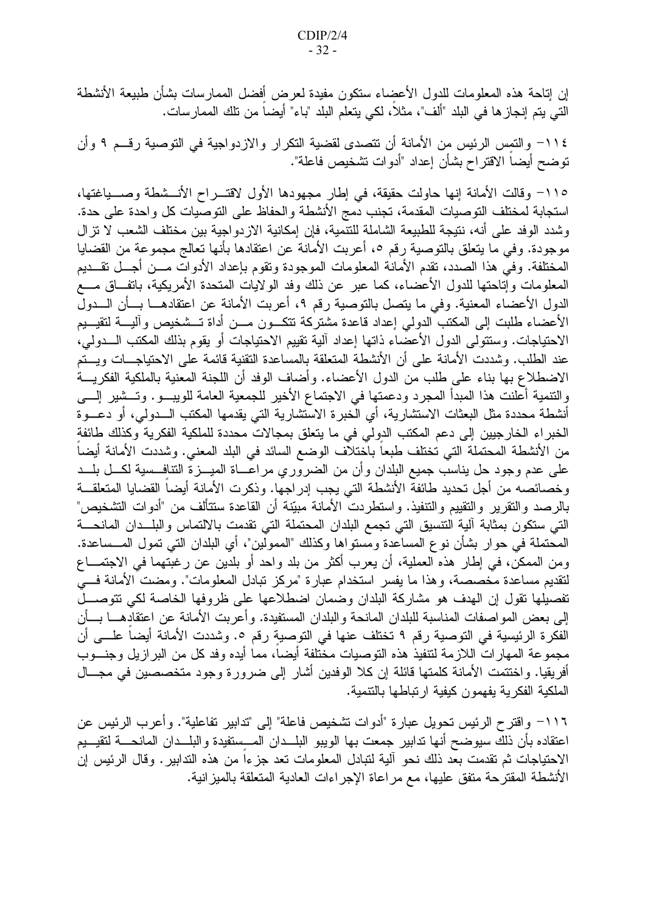إن إتاحة هذه المعلومات للدول الأعضاء ستكون مفيدة لعرض أفضل الممارسات بشأن طبيعة الأنشطة التي يتم إنجازها في البلد "ألف"، مثلاً، لكي يتعلم البلد "باء" أيضاً من تلك الممارسات.

١١٤- والتمس الرئيس من الأمانة أن تتصدى لقضية التكرار والازدواجية في التوصية رقم ٩ وأن توضح أيضاً الاقتراح بشأن إعداد "أدوات تشخيص فاعلة".

١١٥- وقالت الأمانة إنها حاولت حقيقة، في إطار مجهودها الأول لاقتراح الأنشطة وصياغتها، استجابة لمختلف التوصيات المقدمة، تجنب دمج الأنشطة والحفاظ على التوصيات كل واحدة على حدة. وشدد الوفد على أنه، نتيجة للطبيعة الشاملة للتنمية، فإن إمكانية الازدواجية بين مختلف الشعب لا تزال موجودة. وفي ما يتعلق بالتوصية رقم ٥، أعربت الأمانة عن اعتقادها بأنها تعالج مجموعة من القضايا المختلفة. وفي هذا الصدد، تقدم الأمانة المعلومات الموجودة وتقوم بإعداد الأدوات من أجل تقديم المعلومات وإتاحتها للدول الأعضاء، كما عبر عن ذلك وفد الولايات المتحدة الأمريكية، باتفاق مع الدول الأعضاء المعنية. وفي ما يتصل بالتوصية رقم ٩، أعربت الأمانة عن اعتقادها بأن الدول الأعضاء طلبت إلى المكتب الدولي إعداد قاعدة مشتركة تتكون من أداة تشخيص وآلية لتقييم الاحتياجات. وستتولى الدول الأعضاء ذاتها إعداد آلية تقييم الاحتياجات أو يقوم بذلك المكتب الدولي، عند الطلب. وشددت الأمانة على أن الأنشطة المتعلقة بالمساعدة التقنية قائمة على الاحتياجات ويتم الاضطلاع بها بناء على طلب من الدول الأعضاء. وأضاف الوفد أن اللجنة المعنية بالملكية الفكرية والتنمية أعلنت هذا المبدأ المجرد ودعمتها في الاجتماع الأخير للجمعية العامة للويبو. وتشير إلى أنشطة محددة مثل البعثات الاستشارية، أي الخبرة الاستشارية التي يقدمها المكتب الدولي، أو دعوة الخبراء الخارجيين إلى دعم المكتب الدولي في ما يتعلق بمجالات محددة للملكية الفكرية وكذلك طائفة من الأنشطة المحتملة التي تختلف طبعاً باختلاف الوضع السائد في البلد المعني. وشددت الأمانة أيضاً على عدم وجود حل يناسب جميع البلدان وأن من الضروري مراعاة الميزة التنافسية لكل بلد وخصائصه من أجل تحديد طائفة الأنشطة التي يجب إدراجها. وذكرت الأمانة أيضاً القضايا المتعلقة بالرصد والتقرير والتقييم والتنفيذ. واستطردت الأمانة مبيّنة أن القاعدة ستتألف من "أدوات التشخيص" التي ستكون بمثابة آلية التنسيق التي تجمع البلدان المحتملة التي تقدمت بالالتماس والبلدان المانحة المحتملة في حوار بشأن نوع المساعدة ومستواها وكذلك "الممولين"، أي البلدان التي تمول المساعدة. ومن الممكن، في إطار هذه العملية، أن يعرب أكثر من بلد واحد أو بلدين عن رغبتهما في الاجتماع لتقديم مساعدة مخصصة، وهذا ما يفسر استخدام عبارة "مركز تبادل المعلومات". ومضت الأمانة في تفصيلها تقول إن الهدف هو مشاركة البلدان وضمان اضطلاعها على ظروفها الخاصة لكي تتوصل إلى بعض المواصفات المناسبة للبلدان المانحة والبلدان المستفيدة. وأعربت الأمانة عن اعتقادها بأن الفكرة الرئيسية في التوصية رقم ٩ تختلف عنها في التوصية رقم ٥. وشددت الأمانة أيضاً على أن مجموعة المهارات اللازمة لتنفيذ هذه التوصيات مختلفة أيضاً، مما أيده وفد كل من البرازيل وجنوب أفريقيا. واختتمت الأمانة كلمتها قائلة إن كلا الوفدين أشار إلى ضرورة وجود متخصصين في مجال الملكية الفكرية يفهمون كيفية ارتباطها بالتنمية.

١١٦- واقترح الرئيس تحويل عبارة "أدوات تشخيص فاعلة" إلى "تدابير تفاعلية". وأعرب الرئيس عن اعتقاده بأن ذلك سيوضح أنها تدابير جمعت بها الويبو البلدان المستفيدة والبلدان المانحة لتقييم الاحتياجات ثم تقدمت بعد ذلك نحو آلية لتبادل المعلومات تعد جزءاً من هذه التدابير. وقال الرئيس إن الأنشطة المقترحة متفق عليها، مع مراعاة الإجراءات العادية المتعلقة بالميزانية.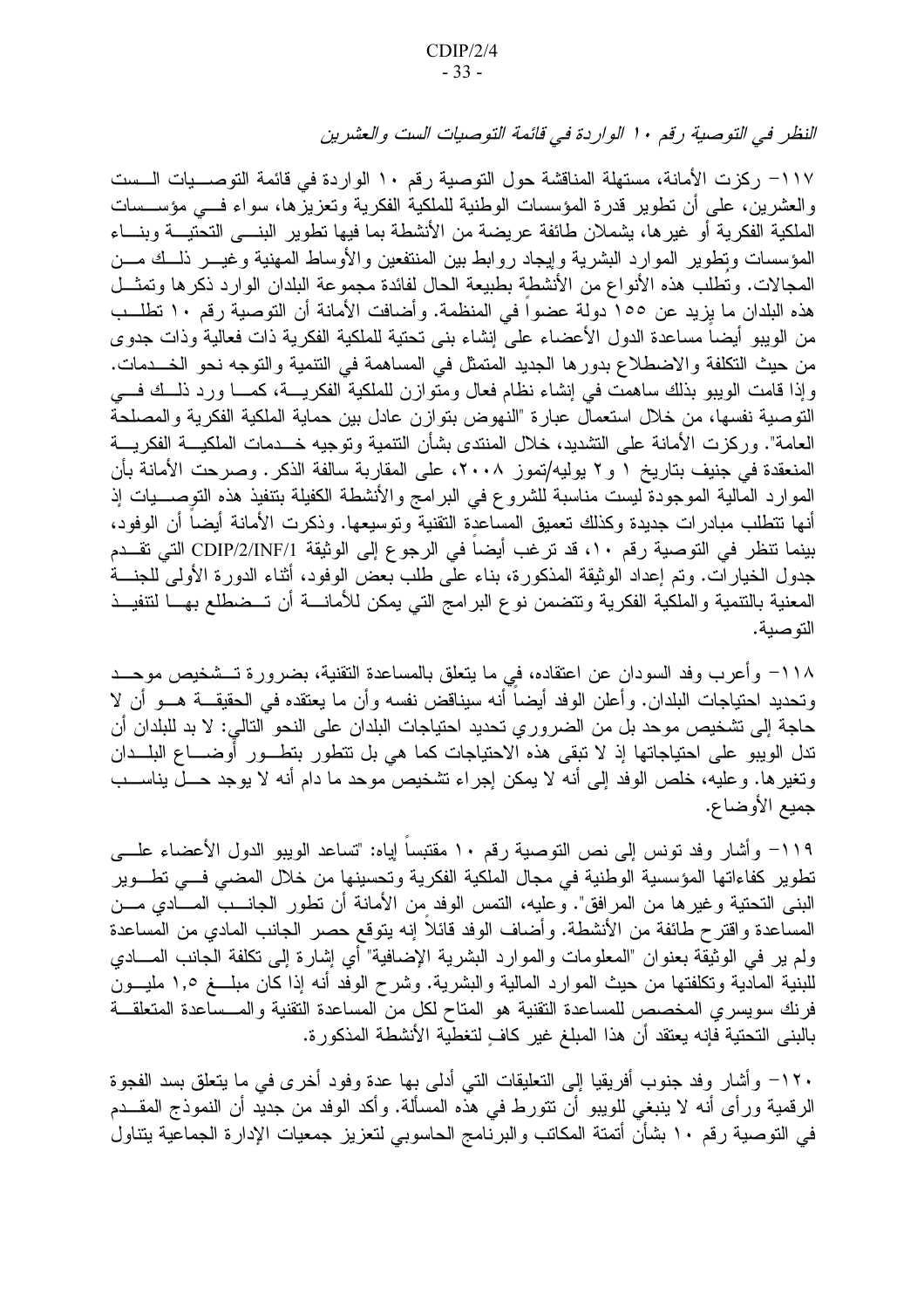*النظر في التوصية رقم ١٠ الواردة في قائمة التوصيات الست والعشرين*

١١٧- ركزت الأمانة، مستهلة المناقشة حول التوصية رقم ١٠ الواردة في قائمة التوصيات الست والعشرين، على أن تطوير قدرة المؤسسات الوطنية للملكية الفكرية وتعزيزها، سواء في مؤسسات الملكية الفكرية أو غيرها، يشملان طائفة عريضة من الأنشطة بما فيها تطوير البنى التحتية وبناء المؤسسات وتطوير الموارد البشرية وإيجاد روابط بين المنتفعين والأوساط المهنية وغير ذلك من المجالات. وتُطلب هذه الأنواع من الأنشطة بطبيعة الحال لفائدة مجموعة البلدان الوارد ذكرها وتمثل هذه البلدان ما يزيد عن ١٥٥ دولة عضواً في المنظمة. وأضافت الأمانة أن التوصية رقم ١٠ تطلب من الويبو أيضاً مساعدة الدول الأعضاء على إنشاء بنى تحتية للملكية الفكرية ذات فعالية وذات جدوى من حيث التكلفة والاضطلاع بدورها الجديد المتمثل في المساهمة في التنمية والتوجه نحو الخدمات. وإذا قامت الويبو بذلك ساهمت في إنشاء نظام فعال ومتوازن للملكية الفكرية، كما ورد ذلك في التوصية نفسها، من خلال استعمال عبارة "النهوض بتوازن عادل بين حماية الملكية الفكرية والمصلحة العامة". وركزت الأمانة على التشديد، خلال المنتدى بشأن التنمية وتوجيه خدمات الملكية الفكرية المنعقدة في جنيف بتاريخ ١ و٢ يوليه/تموز ٢٠٠٨، على المقاربة سالفة الذكر. وصرحت الأمانة بأن الموارد المالية الموجودة ليست مناسبة للشروع في البرامج والأنشطة الكفيلة بتنفيذ هذه التوصيات إذ أنها تتطلب مبادرات جديدة وكذلك تعميق المساعدة التقنية وتوسيعها. وذكرت الأمانة أيضاً أن الوفود، بينما تنظر في التوصية رقم ١٠، قد ترغب أيضاً في الرجوع إلى الوثيقة CDIP/2/INF/1 التي تقدم جدول الخيارات. وتم إعداد الوثيقة المذكورة، بناء على طلب بعض الوفود، أثناء الدورة الأولى للجنة المعنية بالتنمية والملكية الفكرية وتتضمن نوع البرامج التي يمكن للأمانة أن تضطلع بها لتنفيذ التوصية.

١١٨- وأعرب وفد السودان عن اعتقاده، في ما يتعلق بالمساعدة التقنية، بضرورة تشخيص موحد وتحديد احتياجات البلدان. وأعلن الوفد أيضاً أنه سيناقض نفسه وأن ما يعتقده في الحقيقة هو أن لا حاجة إلى تشخيص موحد بل من الضروري تحديد احتياجات البلدان على النحو التالي: لا بد للبلدان أن تدل الويبو على احتياجاتها إذ لا تبقى هذه الاحتياجات كما هي بل تتطور بتطور أوضاع البلدان وتغيرها. وعليه، خلص الوفد إلى أنه لا يمكن إجراء تشخيص موحد ما دام أنه لا يوجد حل يناسب جميع الأوضاع.

١١٩- وأشار وفد تونس إلى نص التوصية رقم ١٠ مقتبساً إياه: "تساعد الويبو الدول الأعضاء على تطوير كفاءاتها المؤسسية الوطنية في مجال الملكية الفكرية وتحسينها من خلال المضي في تطوير البنى التحتية وغيرها من المرافق". وعليه، التمس الوفد من الأمانة أن تطور الجانب المادي من المساعدة واقترح طائفة من الأنشطة. وأضاف الوفد قائلاً إنه يتوقع حصر الجانب المادي من المساعدة ولم يرد في الوثيقة بعنوان "المعلومات والموارد البشرية الإضافية" أي إشارة إلى تكلفة الجانب المادي للبنية المادية وتكلفتها من حيث الموارد المالية والبشرية. وشرح الوفد أنه إذا كان مبلغ ١,٥ مليون فرنك سويسري المخصص للمساعدة التقنية هو المتاح لكل من المساعدة التقنية والمساعدة المتعلقة بالبنى التحتية فإنه يعتقد أن هذا المبلغ غير كافٍ لتغطية الأنشطة المذكورة.

١٢٠- وأشار وفد جنوب أفريقيا إلى التعليقات التي أدلى بها عدة وفود أخرى في ما يتعلق بسد الفجوة الرقمية ورأى أنه لا ينبغي للويبو أن تتورط في هذه المسألة. وأكد الوفد من جديد أن النموذج المقدم في التوصية رقم ١٠ بشأن أتمتة المكاتب والبرنامج الحاسوبي لتعزيز جمعيات الإدارة الجماعية يتناول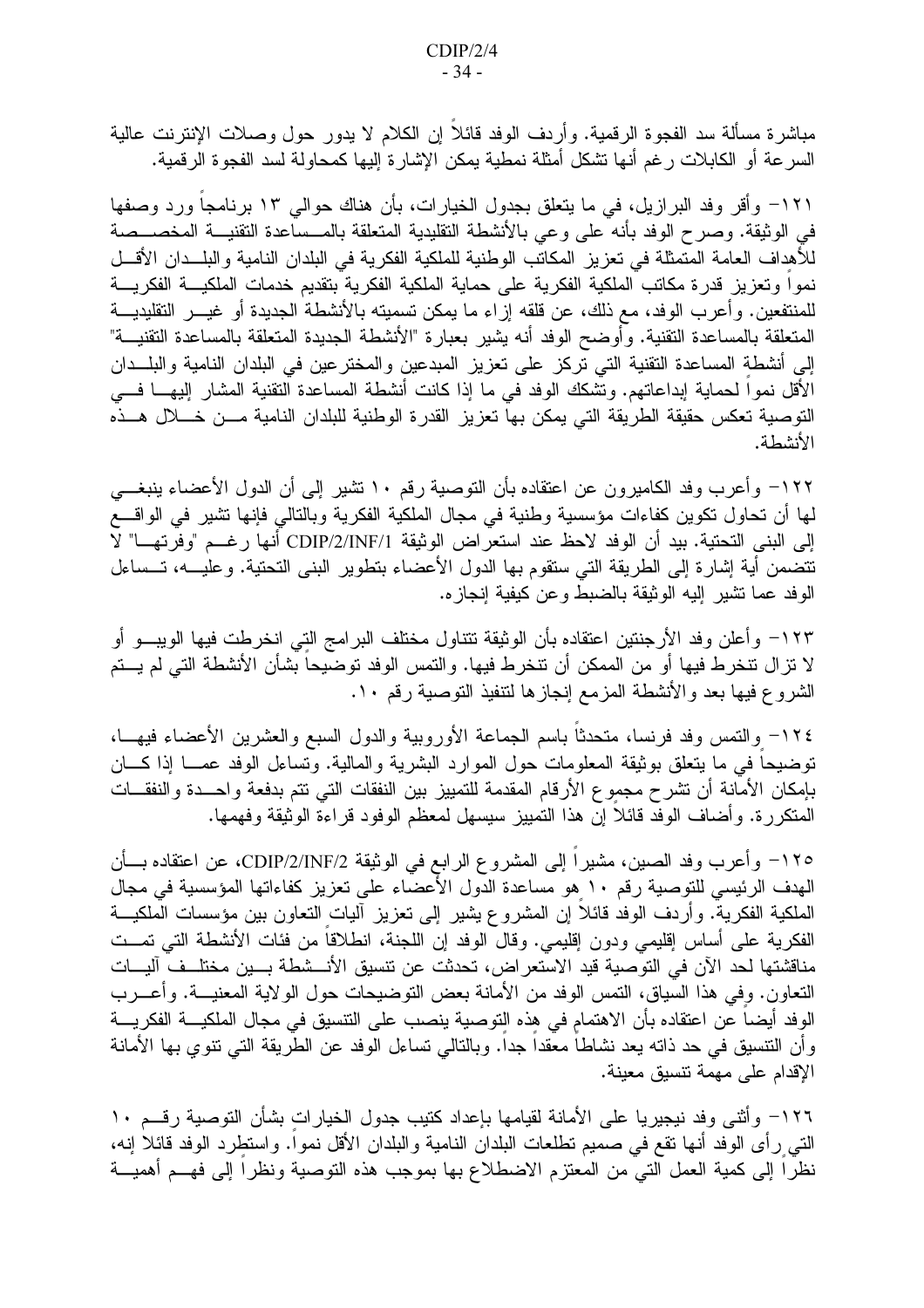مباشرة مسألة سد الفجوة الرقمية. وأردف الوفد قائلاً إن الكلام لا يدور حول وصلات الإنترنت عالية السرعة أو الكابلات رغم أنها تشكل أمثلة نمطية يمكن الإشارة إليها كمحاولة لسد الفجوة الرقمية.

١٢١- وأقر وفد البرازيل، في ما يتعلق بجدول الخيارات، بأن هناك حوالي ١٣ برنامجاً ورد وصفها في الوثيقة. وصرح الوفد بأنه على وعي بالأنشطة التقليدية المتعلقة بالمساعدة التقنية المخصصة للأهداف العامة المتمثلة في تعزيز المكاتب الوطنية للملكية الفكرية في البلدان النامية والبلدان الأقل نمواً وتعزيز قدرة مكاتب الملكية الفكرية على حماية الملكية الفكرية بتقديم خدمات الملكية الفكرية للمنتفعين. وأعرب الوفد، مع ذلك، عن قلقه إزاء ما يمكن تسميته بالأنشطة الجديدة أو غير التقليدية المتعلقة بالمساعدة التقنية. وأوضح الوفد أنه يشير بعبارة "الأنشطة الجديدة المتعلقة بالمساعدة التقنية" إلى أنشطة المساعدة التقنية التي تركز على تعزيز المبدعين والمخترعين في البلدان النامية والبلدان الأقل نمواً لحماية إبداعاتهم. وتشكك الوفد في ما إذا كانت أنشطة المساعدة التقنية المشار إليها في التوصية تعكس حقيقة الطريقة التي يمكن بها تعزيز القدرة الوطنية للبلدان النامية من خلال هذه الأنشطة.

١٢٢- وأعرب وفد الكاميرون عن اعتقاده بأن التوصية رقم ١٠ تشير إلى أن الدول الأعضاء ينبغي لها أن تحاول تكوين كفاءات مؤسسية وطنية في مجال الملكية الفكرية وبالتالي فإنها تشير في الواقع إلى البنى التحتية. بيد أن الوفد لاحظ عند استعراض الوثيقة CDIP/2/INF/1 أنها رغم "وفرتها" لا تتضمن أية إشارة إلى الطريقة التي ستقوم بها الدول الأعضاء بتطوير البنى التحتية. وعليه، تساءل الوفد عما تشير إليه الوثيقة بالضبط وعن كيفية إنجازه.

١٢٣- وأعلن وفد الأرجنتين اعتقاده بأن الوثيقة تتناول مختلف البرامج التي انخرطت فيها الويبو أو لا تزال تنخرط فيها أو من الممكن أن تنخرط فيها. والتمس الوفد توضيحاً بشأن الأنشطة التي لم يتم الشروع فيها بعد والأنشطة المزمع إنجازها لتنفيذ التوصية رقم ١٠.

١٢٤- والتمس وفد فرنسا، متحدثاً باسم الجماعة الأوروبية والدول السبع والعشرين الأعضاء فيها، توضيحاً في ما يتعلق بوثيقة المعلومات حول الموارد البشرية والمالية. وتساءل الوفد عما إذا كان بإمكان الأمانة أن تشرح مجموع الأرقام المقدمة للتمييز بين النفقات التي تتم بدفعة واحدة والنفقات المتكررة. وأضاف الوفد قائلاً إن هذا التمييز سيسهل لمعظم الوفود قراءة الوثيقة وفهمها.

١٢٥- وأعرب وفد الصين، مشيراً إلى المشروع الرابع في الوثيقة CDIP/2/INF/2، عن اعتقاده بأن الهدف الرئيسي للتوصية رقم ١٠ هو مساعدة الدول الأعضاء على تعزيز كفاءاتها المؤسسية في مجال الملكية الفكرية. وأردف الوفد قائلاً إن المشروع يشير إلى تعزيز آليات التعاون بين مؤسسات الملكية الفكرية على أساس إقليمي ودون إقليمي. وقال الوفد إن اللجنة، انطلاقاً من فئات الأنشطة التي تمت مناقشتها لحد الآن في التوصية قيد الاستعراض، تحدثت عن تنسيق الأنشطة بين مختلف آليات التعاون. وفي هذا السياق، التمس الوفد من الأمانة بعض التوضيحات حول الولاية المعنية. وأعرب الوفد أيضاً عن اعتقاده بأن الاهتمام في هذه التوصية ينصب على التنسيق في مجال الملكية الفكرية وأن التنسيق في حد ذاته يعد نشاطاً معقداً جداً. وبالتالي تساءل الوفد عن الطريقة التي تنوي بها الأمانة الإقدام على مهمة تنسيق معينة.

١٢٦- وأثنى وفد نيجيريا على الأمانة لقيامها بإعداد كتيب جدول الخيارات بشأن التوصية رقم ١٠ التي رأى الوفد أنها تقع في صميم تطلعات البلدان النامية والبلدان الأقل نمواً. واستطرد الوفد قائلا إنه، نظراً إلى كمية العمل التي من المعتزم الاضطلاع بها بموجب هذه التوصية ونظراً إلى فهم أهمية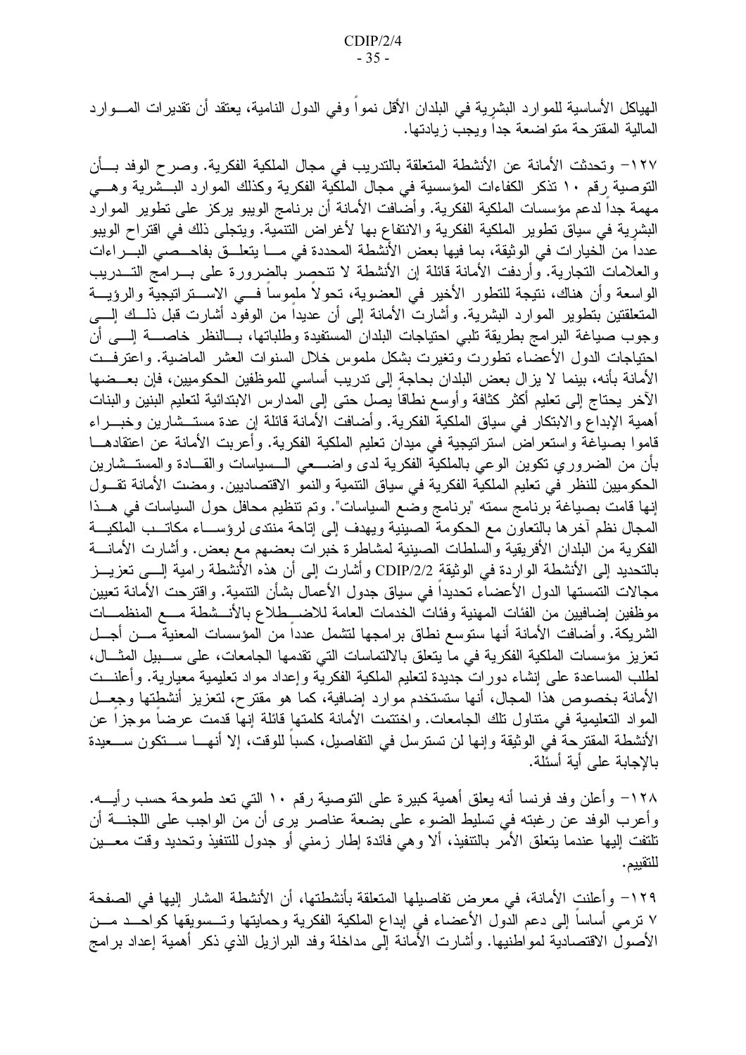الهياكل الأساسية للموارد البشرية في البلدان الأقل نمواً وفي الدول النامية، يعتقد أن تقديرات المـوارد المالية المقترحة متواضعة جداً ويجب زيادتها.

١٢٧- وتحدثت الأمانة عن الأنشطة المتعلقة بالتدريب في مجال الملكية الفكرية. وصرح الوفد بـأن التوصية رقم ١٠ تذكر الكفاءات المؤسسية في مجال الملكية الفكرية وكذلك الموارد البشرية وهـي مهمة جداً لدعم مؤسسات الملكية الفكرية. وأضافت الأمانة أن برنامج الويبو يركز على تطوير الموارد البشرية في سياق تطوير الملكية الفكرية والانتفاع بها لأغراض التنمية. ويتجلى ذلك في اقتراح الويبو عدداً من الخيارات في الوثيقة، بما فيها بعض الأنشطة المحددة في ما يتعلق بفاحصي البراءات والعلامات التجارية. وأردفت الأمانة قائلة إن الأنشطة لا تنحصر بالضرورة على برامج التدريب الواسعة وأن هناك، نتيجة للتطور الأخير في العضوية، تحولاً ملموساً في الاستراتيجية والرؤية المتعلقتين بتطوير الموارد البشرية. وأشارت الأمانة إلى أن عديداً من الوفود أشارت قبل ذلك إلى وجوب صياغة البرامج بطريقة تلبي احتياجات البلدان المستفيدة وطلباتها، بالنظر خاصة إلى أن احتياجات الدول الأعضاء تطورت وتغيرت بشكل ملموس خلال السنوات العشر الماضية. واعترفت الأمانة بأنه، بينما لا يزال بعض البلدان بحاجة إلى تدريب أساسي للموظفين الحكوميين، فإن بعضها الآخر يحتاج إلى تعليم أكثر كثافة وأوسع نطاقاً يصل حتى إلى المدارس الابتدائية لتعليم البنين والبنات أهمية الإبداع والابتكار في سياق الملكية الفكرية. وأضافت الأمانة قائلة إن عدة مستشارين وخبراء قاموا بصياغة واستعراض استراتيجية في ميدان تعليم الملكية الفكرية. وأعربت الأمانة عن اعتقادها بأن من الضروري تكوين الوعي بالملكية الفكرية لدى واضعي السياسات والقادة والمستشارين الحكوميين للنظر في تعليم الملكية الفكرية في سياق التنمية والنمو الاقتصاديين. ومضت الأمانة تقول إنها قامت بصياغة برنامج سمته "برنامج وضع السياسات". وتم تنظيم محافل حول السياسات في هذا المجال نظم آخرها بالتعاون مع الحكومة الصينية ويهدف إلى إتاحة منتدى لرؤساء مكاتب الملكية الفكرية من البلدان الأفريقية والسلطات الصينية لمشاطرة خبرات بعضهم مع بعض. وأشارت الأمانة بالتحديد إلى الأنشطة الواردة في الوثيقة CDIP/2/2 وأشارت إلى أن هذه الأنشطة رامية إلى تعزيز مجالات التمستها الدول الأعضاء تحديداً في سياق جدول الأعمال بشأن التنمية. واقترحت الأمانة تعيين موظفين إضافيين من الفئات المهنية وفئات الخدمات العامة للاضطلاع بالأنشطة مع المنظمات الشريكة. وأضافت الأمانة أنها ستوسع نطاق برامجها لتشمل عدداً من المؤسسات المعنية من أجل تعزيز مؤسسات الملكية الفكرية في ما يتعلق بالالتماسات التي تقدمها الجامعات، على سبيل المثال، لطلب المساعدة على إنشاء دورات جديدة لتعليم الملكية الفكرية وإعداد مواد تعليمية معيارية. وأعلنت الأمانة بخصوص هذا المجال، أنها ستستخدم موارد إضافية، كما هو مقترح، لتعزيز أنشطتها وجعل المواد التعليمية في متناول تلك الجامعات. واختتمت الأمانة كلمتها قائلة إنها قدمت عرضاً موجزاً عن الأنشطة المقترحة في الوثيقة وإنها لن تسترسل في التفاصيل، كسباً للوقت، إلا أنها ستكون سعيدة بالإجابة على أية أسئلة.

١٢٨- وأعلن وفد فرنسا أنه يعلق أهمية كبيرة على التوصية رقم ١٠ التي تعد طموحة حسب رأيه. وأعرب الوفد عن رغبته في تسليط الضوء على بضعة عناصر يرى أن من الواجب على اللجنة أن تلتفت إليها عندما يتعلق الأمر بالتنفيذ، ألا وهي فائدة إطار زمني أو جدول للتنفيذ وتحديد وقت معين للتقييم.

١٢٩- وأعلنت الأمانة، في معرض تفاصيلها المتعلقة بأنشطتها، أن الأنشطة المشار إليها في الصفحة ٧ ترمي أساساً إلى دعم الدول الأعضاء في إبداع الملكية الفكرية وحمايتها وتسويقها كواحد من الأصول الاقتصادية لمواطنيها. وأشارت الأمانة إلى مداخلة وفد البرازيل الذي ذكر أهمية إعداد برامج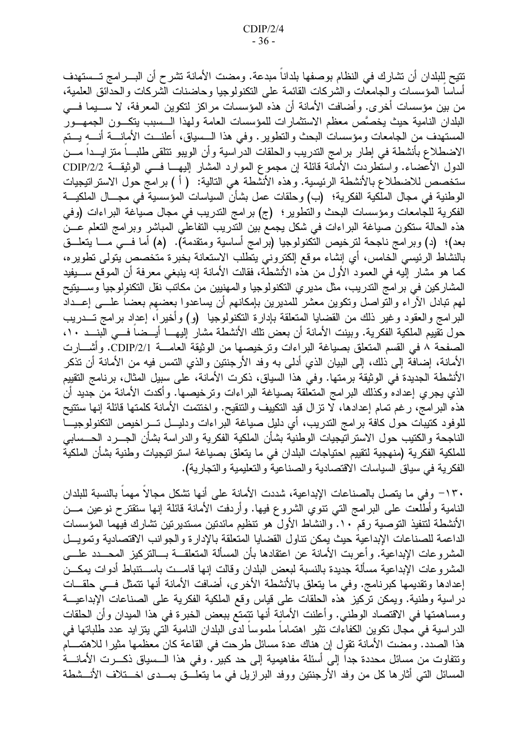تتيح للبلدان أن تشارك في النظام بوصفها بلداناً مبدعة. ومضت الأمانة تشرح أن البرامج تستهدف أساساً المؤسسات والجامعات والشركات القائمة على التكنولوجيا وحاضنات الشركات والحدائق العلمية، من بين مؤسسات أخرى. وأضافت الأمانة أن هذه المؤسسات مراكز لتكوين المعرفة، لا سيما في البلدان النامية حيث يخصَّص معظم الاستثمارات للمؤسسات العامة ولهذا السبب يتكون الجمهور المستهدف من الجامعات ومؤسسات البحث والتطوير. وفي هذا السياق، أعلنت الأمانة أنه يتم الاضطلاع بأنشطة في إطار برامج التدريب والحلقات الدراسية وأن الويبو تتلقى طلباً متزايداً من الدول الأعضاء. واستطردت الأمانة قائلة إن مجموع الموارد المشار إليها في الوثيقة CDIP/2/2 ستخصص للاضطلاع بالأنشطة الرئيسية. وهذه الأنشطة هي التالية: (أ) برامج حول الاستراتيجيات الوطنية في مجال الملكية الفكرية؛ (ب) وحلقات عمل بشأن السياسات المؤسسية في مجال الملكية الفكرية للجامعات ومؤسسات البحث والتطوير؛ (ج) برامج التدريب في مجال صياغة البراءات (وفي هذه الحالة ستكون صياغة البراءات في شكل يجمع بين التدريب التفاعلي المباشر وبرامج التعلم عن بعد)؛ (د) وبرامج ناجحة لترخيص التكنولوجيا (برامج أساسية ومتقدمة). (هـ) أما في ما يتعلق بالنشاط الرئيسي الخامس، أي إنشاء موقع إلكتروني يتطلب الاستعانة بخبرة متخصص يتولى تطويره، كما هو مشار إليه في العمود الأول من هذه الأنشطة، فقالت الأمانة إنه ينبغي معرفة أن الموقع سيفيد المشاركين في برامج التدريب، مثل مديري التكنولوجيا والمهنيين من مكاتب نقل التكنولوجيا وسيتيح لهم تبادل الآراء والتواصل وتكوين معشر للمديرين بإمكانهم أن يساعدوا بعضهم بعضاً على إعداد البرامج والعقود وغير ذلك من القضايا المتعلقة بإدارة التكنولوجيا (و) وأخيراً، إعداد برامج تدريب حول تقييم الملكية الفكرية. وبينت الأمانة أن بعض تلك الأنشطة مشار إليها أيضاً في البند ١٠، الصفحة ٨ في القسم المتعلق بصياغة البراءات وترخيصها من الوثيقة العامة CDIP/2/1. وأشارت الأمانة، إضافة إلى ذلك، إلى البيان الذي أدلى به وفد الأرجنتين والذي التمس فيه من الأمانة أن تذكر الأنشطة الجديدة في الوثيقة برمتها. وفي هذا السياق، ذكرت الأمانة، على سبيل المثال، برنامج التقييم الذي يجري إعداده وكذلك البرامج المتعلقة بصياغة البراءات وترخيصها. وأكدت الأمانة من جديد أن هذه البرامج، رغم تمام إعدادها، لا تزال قيد التكييف والتنقيح. واختتمت الأمانة كلمتها قائلة إنها ستتيح للوفود كتيبات حول كافة برامج التدريب، أي دليل صياغة البراءات ودليل تراخيص التكنولوجيا الناجحة والكتيب حول الاستراتيجيات الوطنية بشأن الملكية الفكرية والدراسة بشأن الجرد الحسابي للملكية الفكرية (منهجية لتقييم احتياجات البلدان في ما يتعلق بصياغة استراتيجيات وطنية بشأن الملكية الفكرية في سياق السياسات الاقتصادية والصناعية والتعليمية والتجارية).

١٣٠- وفي ما يتصل بالصناعات الإبداعية، شددت الأمانة على أنها تشكل مجالاً مهماً بالنسبة للبلدان النامية وأطلعت على البرامج التي تنوي الشروع فيها. وأردفت الأمانة قائلة إنها ستقترح نوعين من الأنشطة لتنفيذ التوصية رقم ١٠. والنشاط الأول هو تنظيم مائدتين مستديرتين تشارك فيهما المؤسسات الداعمة للصناعات الإبداعية حيث يمكن تناول القضايا المتعلقة بالإدارة والجوانب الاقتصادية وتمويل المشروعات الإبداعية. وأعربت الأمانة عن اعتقادها بأن المسألة المتعلقة بالتركيز المحدد على المشروعات الإبداعية مسألة جديدة بالنسبة لبعض البلدان وقالت إنها قامت باستنباط أدوات يمكن إعدادها وتقديمها كبرنامج. وفي ما يتعلق بالأنشطة الأخرى، أضافت الأمانة أنها تتمثل في حلقات دراسية وطنية. ويمكن تركيز هذه الحلقات على قياس وقع الملكية الفكرية على الصناعات الإبداعية ومساهمتها في الاقتصاد الوطني. وأعلنت الأمانة أنها تتمتع ببعض الخبرة في هذا الميدان وأن الحلقات الدراسية في مجال تكوين الكفاءات تثير اهتماماً ملموساً لدى البلدان النامية التي يتزايد عدد طلباتها في هذا الصدد. ومضت الأمانة تقول إن هناك عدة مسائل طرحت في القاعة كان معظمها مثيرا للاهتمام وتتفاوت من مسائل محددة جداً إلى أسئلة مفاهيمية إلى حد كبير. وفي هذا السياق ذكرت الأمانة المسائل التي أثارها كل من وفد الأرجنتين ووفد البرازيل في ما يتعلق بمدى اختلاف الأنشطة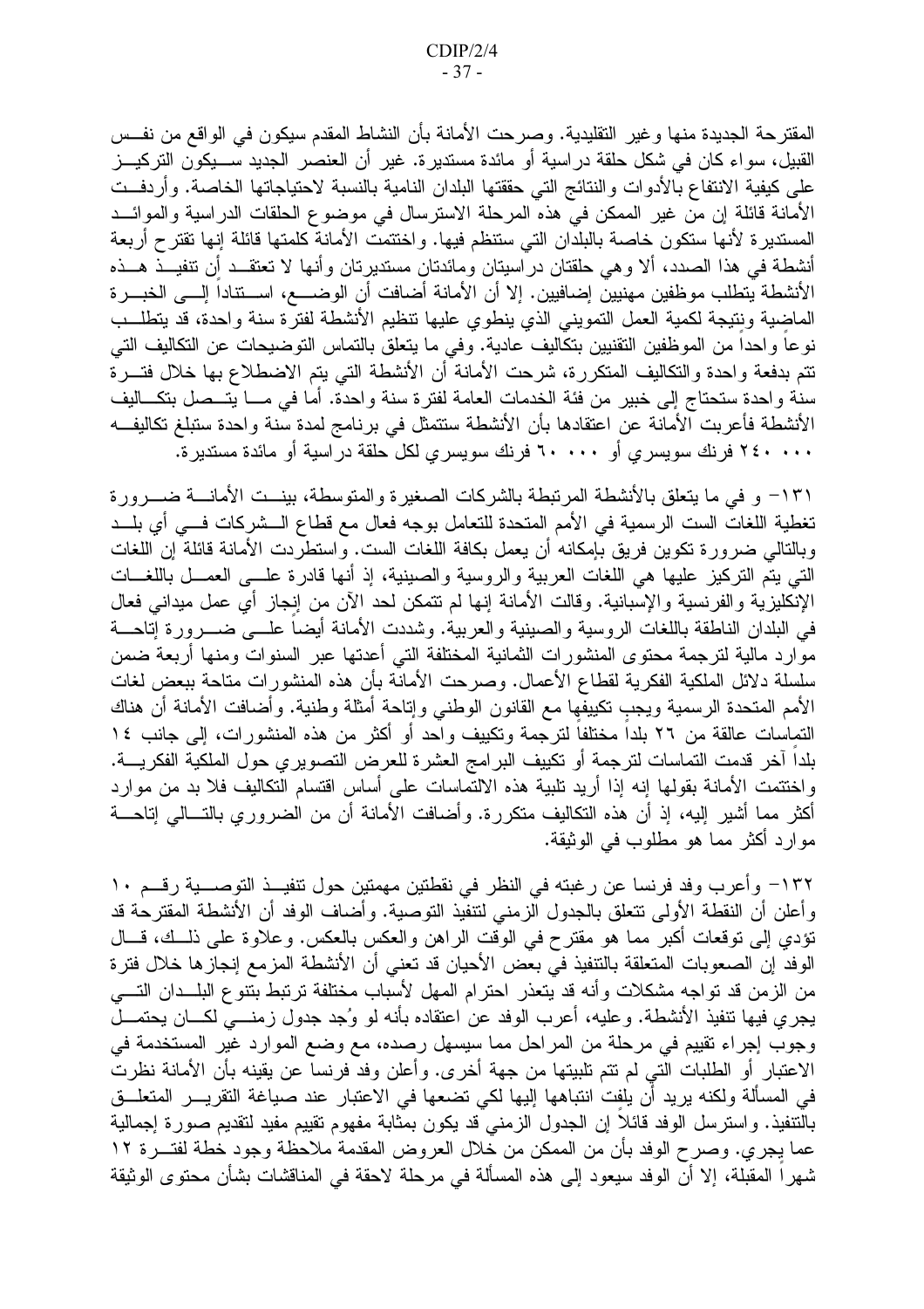المقترحة الجديدة منها وغير التقليدية. وصرحت الأمانة بأن النشاط المقدم سيكون في الواقع من نفس القبيل، سواء كان في شكل حلقة دراسية أو مائدة مستديرة. غير أن العنصر الجديد سيكون التركيز على كيفية الانتفاع بالأدوات والنتائج التي حققتها البلدان النامية بالنسبة لاحتياجاتها الخاصة. وأردفت الأمانة قائلة إن من غير الممكن في هذه المرحلة الاسترسال في موضوع الحلقات الدراسية والموائد المستديرة لأنها ستكون خاصة بالبلدان التي ستنظم فيها. واختتمت الأمانة كلمتها قائلة إنها تقترح أربعة أنشطة في هذا الصدد، ألا وهي حلقتان دراسيتان ومائدتان مستديرتان وأنها لا تعتقد أن تنفيذ هذه الأنشطة يتطلب موظفين مهنيين إضافيين. إلا أن الأمانة أضافت أن الوضع، استناداً إلى الخبرة الماضية ونتيجة لكمية العمل التمويني الذي ينطوي عليها تنظيم الأنشطة لفترة سنة واحدة، قد يتطلب نوعاً واحداً من الموظفين التقنيين بتكاليف عادية. وفي ما يتعلق بالتماس التوضيحات عن التكاليف التي تتم بدفعة واحدة والتكاليف المتكررة، شرحت الأمانة أن الأنشطة التي يتم الاضطلاع بها خلال فترة سنة واحدة ستحتاج إلى خبير من فئة الخدمات العامة لفترة سنة واحدة. أما في ما يتصل بتكاليف الأنشطة فأعربت الأمانة عن اعتقادها بأن الأنشطة ستتمثل في برنامج لمدة سنة واحدة ستبلغ تكاليفه ٢٤٠ ٠٠٠ فرنك سويسري أو ٦٠ ٠٠٠ فرنك سويسري لكل حلقة دراسية أو مائدة مستديرة.

١٣١- و في ما يتعلق بالأنشطة المرتبطة بالشركات الصغيرة والمتوسطة، بينت الأمانة ضرورة تغطية اللغات الست الرسمية في الأمم المتحدة للتعامل بوجه فعال مع قطاع الشركات في أي بلد وبالتالي ضرورة تكوين فريق بإمكانه أن يعمل بكافة اللغات الست. واستطردت الأمانة قائلة إن اللغات التي يتم التركيز عليها هي اللغات العربية والروسية والصينية، إذ أنها قادرة على العمل باللغات الإنكليزية والفرنسية والإسبانية. وقالت الأمانة إنها لم تتمكن لحد الآن من إنجاز أي عمل ميداني فعال في البلدان الناطقة باللغات الروسية والصينية والعربية. وشددت الأمانة أيضاً على ضرورة إتاحة موارد مالية لترجمة محتوى المنشورات الثمانية المختلفة التي أعدتها عبر السنوات ومنها أربعة ضمن سلسلة دلائل الملكية الفكرية لقطاع الأعمال. وصرحت الأمانة بأن هذه المنشورات متاحة ببعض لغات الأمم المتحدة الرسمية ويجب تكييفها مع القانون الوطني وإتاحة أمثلة وطنية. وأضافت الأمانة أن هناك التماسات عالقة من ٢٦ بلداً مختلفاً لترجمة وتكييف واحد أو أكثر من هذه المنشورات، إلى جانب ١٤ بلداً آخر قدمت التماسات لترجمة أو تكييف البرامج العشرة للعرض التصويري حول الملكية الفكرية. واختتمت الأمانة بقولها إنه إذا أريد تلبية هذه الالتماسات على أساس اقتسام التكاليف فلا بد من موارد أكثر مما أشير إليه، إذ أن هذه التكاليف متكررة. وأضافت الأمانة أن من الضروري بالتالي إتاحة موارد أكثر مما هو مطلوب في الوثيقة.

١٣٢- وأعرب وفد فرنسا عن رغبته في النظر في نقطتين مهمتين حول تنفيذ التوصية رقم ١٠ وأعلن أن النقطة الأولى تتعلق بالجدول الزمني لتنفيذ التوصية. وأضاف الوفد أن الأنشطة المقترحة قد تؤدي إلى توقعات أكبر مما هو مقترح في الوقت الراهن والعكس بالعكس. وعلاوة على ذلك، قال الوفد إن الصعوبات المتعلقة بالتنفيذ في بعض الأحيان قد تعني أن الأنشطة المزمع إنجازها خلال فترة من الزمن قد تواجه مشكلات وأنه قد يتعذر احترام المهل لأسباب مختلفة ترتبط بتنوع البلدان التي يجري فيها تنفيذ الأنشطة. وعليه، أعرب الوفد عن اعتقاده بأنه لو وُجد جدول زمني لكان يحتمل وجوب إجراء تقييم في مرحلة من المراحل مما سيسهل رصده، مع وضع الموارد غير المستخدمة في الاعتبار أو الطلبات التي لم تتم تلبيتها من جهة أخرى. وأعلن وفد فرنسا عن يقينه بأن الأمانة نظرت في المسألة ولكنه يريد أن يلفت انتباهها إليها لكي تضعها في الاعتبار عند صياغة التقرير المتعلق بالتنفيذ. واسترسل الوفد قائلاً إن الجدول الزمني قد يكون بمثابة مفهوم تقييم مفيد لتقديم صورة إجمالية عما يجري. وصرح الوفد بأن من الممكن من خلال العروض المقدمة ملاحظة وجود خطة لفترة ١٢ شهراً المقبلة، إلا أن الوفد سيعود إلى هذه المسألة في مرحلة لاحقة في المناقشات بشأن محتوى الوثيقة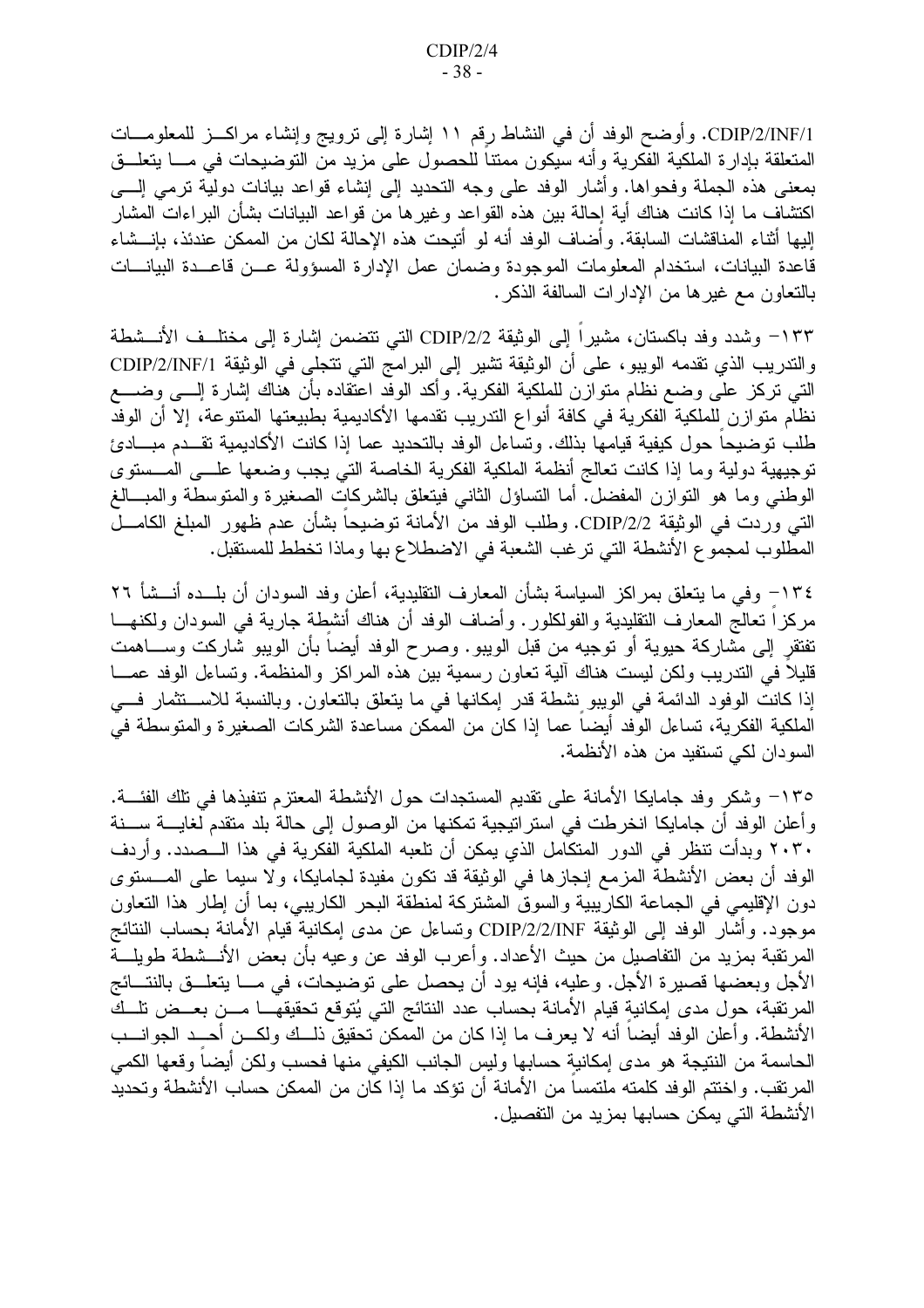CDIP/2/INF/1. وأوضح الوفد أن في النشاط رقم ١١ إشارة إلى ترويج وإنشاء مراكز للمعلومات المتعلقة بإدارة الملكية الفكرية وأنه سيكون ممتناً للحصول على مزيد من التوضيحات في ما يتعلق بمعنى هذه الجملة وفحواها. وأشار الوفد على وجه التحديد إلى إنشاء قواعد بيانات دولية ترمي إلى اكتشاف ما إذا كانت هناك أية إحالة بين هذه القواعد وغيرها من قواعد البيانات بشأن البراءات المشار إليها أثناء المناقشات السابقة. وأضاف الوفد أنه لو أتيحت هذه الإحالة لكان من الممكن عندئذ، بإنشاء قاعدة البيانات، استخدام المعلومات الموجودة وضمان عمل الإدارة المسؤولة عن قاعدة البيانات بالتعاون مع غيرها من الإدارات السالفة الذكر.

١٣٣- وشدد وفد باكستان، مشيراً إلى الوثيقة CDIP/2/2 التي تتضمن إشارة إلى مختلف الأنشطة والتدريب الذي تقدمه الويبو، على أن الوثيقة تشير إلى البرامج التي تتجلى في الوثيقة CDIP/2/INF/1 التي تركز على وضع نظام متوازن للملكية الفكرية. وأكد الوفد اعتقاده بأن هناك إشارة إلى وضع نظام متوازن للملكية الفكرية في كافة أنواع التدريب تقدمها الأكاديمية بطبيعتها المتنوعة، إلا أن الوفد طلب توضيحاً حول كيفية قيامها بذلك. وتساءل الوفد بالتحديد عما إذا كانت الأكاديمية تقدم مبادئ توجيهية دولية وما إذا كانت تعالج أنظمة الملكية الفكرية الخاصة التي يجب وضعها على المستوى الوطني وما هو التوازن المفضل. أما التساؤل الثاني فيتعلق بالشركات الصغيرة والمتوسطة والمبالغ التي وردت في الوثيقة CDIP/2/2. وطلب الوفد من الأمانة توضيحاً بشأن عدم ظهور المبلغ الكامل المطلوب لمجموع الأنشطة التي ترغب الشعبة في الاضطلاع بها وماذا تخطط للمستقبل.

١٣٤- وفي ما يتعلق بمراكز السياسة بشأن المعارف التقليدية، أعلن وفد السودان أن بلده أنشأ ٢٦ مركزاً تعالج المعارف التقليدية والفولكلور. وأضاف الوفد أن هناك أنشطة جارية في السودان ولكنها تفتقر إلى مشاركة حيوية أو توجيه من قبل الويبو. وصرح الوفد أيضاً بأن الويبو شاركت وساهمت قليلاً في التدريب ولكن ليست هناك آلية تعاون رسمية بين هذه المراكز والمنظمة. وتساءل الوفد عما إذا كانت الوفود الدائمة في الويبو نشطة قدر إمكانها في ما يتعلق بالتعاون. وبالنسبة للاستثمار في الملكية الفكرية، تساءل الوفد أيضاً عما إذا كان من الممكن مساعدة الشركات الصغيرة والمتوسطة في السودان لكي تستفيد من هذه الأنظمة.

١٣٥- وشكر وفد جامايكا الأمانة على تقديم المستجدات حول الأنشطة المعتزم تنفيذها في تلك الفئة. وأعلن الوفد أن جامايكا انخرطت في استراتيجية تمكنها من الوصول إلى حالة بلد متقدم لغاية سنة ٢٠٣٠ وبدأت تنظر في الدور المتكامل الذي يمكن أن تلعبه الملكية الفكرية في هذا الصدد. وأردف الوفد أن بعض الأنشطة المزمع إنجازها في الوثيقة قد تكون مفيدة لجامايكا، ولا سيما على المستوى دون الإقليمي في الجماعة الكاريبية والسوق المشتركة لمنطقة البحر الكاريبي، بما أن إطار هذا التعاون موجود. وأشار الوفد إلى الوثيقة CDIP/2/2/INF وتساءل عن مدى إمكانية قيام الأمانة بحساب النتائج المرتقبة بمزيد من التفاصيل من حيث الأعداد. وأعرب الوفد عن وعيه بأن بعض الأنشطة طويلة الأجل وبعضها قصيرة الأجل. وعليه، فإنه يود أن يحصل على توضيحات، في ما يتعلق بالنتائج المرتقبة، حول مدى إمكانية قيام الأمانة بحساب عدد النتائج التي يُتوقع تحقيقها من بعض تلك الأنشطة. وأعلن الوفد أيضاً أنه لا يعرف ما إذا كان من الممكن تحقيق ذلك ولكن أحد الجوانب الحاسمة من النتيجة هو مدى إمكانية حسابها وليس الجانب الكيفي منها فحسب ولكن أيضاً وقعها الكمي المرتقب. واختتم الوفد كلمته ملتمساً من الأمانة أن تؤكد ما إذا كان من الممكن حساب الأنشطة وتحديد الأنشطة التي يمكن حسابها بمزيد من التفصيل.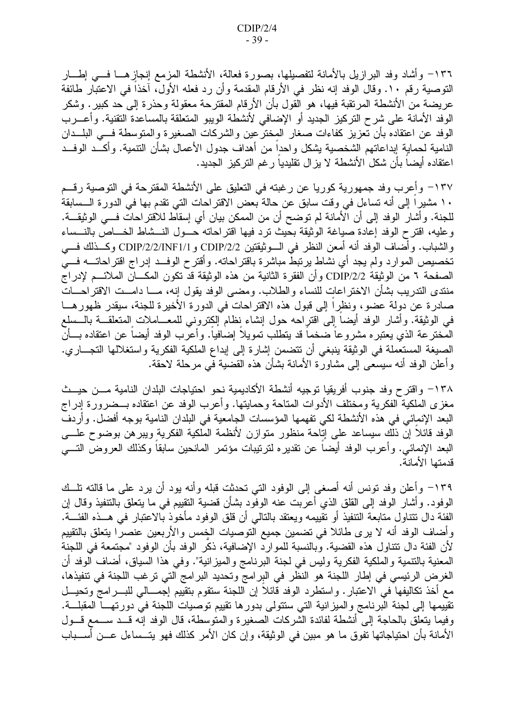١٣٦- وأشاد وفد البرازيل بالأمانة لتفصيلها، بصورة فعالة، الأنشطة المزمع إنجازها في إطار التوصية رقم ١٠. وقال الوفد إنه نظر في الأرقام المقدمة وأن رد فعله الأول، آخذاً في الاعتبار طائفة عريضة من الأنشطة المرتقبة فيها، هو القول بأن الأرقام المقترحة معقولة وحذرة إلى حد كبير. وشكر الوفد الأمانة على شرح التركيز الجديد أو الإضافي لأنشطة الويبو المتعلقة بالمساعدة التقنية. وأعرب الوفد عن اعتقاده بأن تعزيز كفاءات صغار المخترعين والشركات الصغيرة والمتوسطة في البلدان النامية لحماية إبداعاتهم الشخصية يشكل واحداً من أهداف جدول الأعمال بشأن التنمية. وأكد الوفد اعتقاده أيضاً بأن شكل الأنشطة لا يزال تقليدياً رغم التركيز الجديد.

١٣٧- وأعرب وفد جمهورية كوريا عن رغبته في التعليق على الأنشطة المقترحة في التوصية رقم ١٠ مشيراً إلى أنه تساءل في وقت سابق عن حالة بعض الاقتراحات التي تقدم بها في الدورة السابقة للجنة. وأشار الوفد إلى أن الأمانة لم توضح أن من الممكن بيان أي إسقاط للاقتراحات في الوثيقة. وعليه، اقترح الوفد إعادة صياغة الوثيقة بحيث ترد فيها اقتراحاته حول النشاط الخاص بالنساء والشباب. وأضاف الوفد أنه أمعن النظر في الوثيقتين CDIP/2/2 وCDIP/2/2/INF1/1 وكذلك في تخصيص الموارد ولم يجد أي نشاط يرتبط مباشرة باقتراحاته. وأقترح الوفد إدراج اقتراحاته في الصفحة ٦ من الوثيقة CDIP/2/2 وأن الفقرة الثانية من هذه الوثيقة قد تكون المكان الملائم لإدراج منتدى التدريب بشأن الاختراعات للنساء والطلاب. ومضى الوفد يقول إنه، ما دامت الاقتراحات صادرة عن دولة عضو، ونظراً إلى قبول هذه الاقتراحات في الدورة الأخيرة للجنة، سيقدر ظهورها في الوثيقة. وأشار الوفد أيضاً إلى اقتراحه حول إنشاء نظام إلكتروني للمعاملات المتعلقة بالسلع المخترعة الذي يعتبره مشروعاً ضخماً قد يتطلب تمويلاً إضافياً. وأعرب الوفد أيضاً عن اعتقاده بأن الصيغة المستعملة في الوثيقة ينبغي أن تتضمن إشارة إلى إبداع الملكية الفكرية واستغلالها التجاري. وأعلن الوفد أنه سيسعى إلى مشاورة الأمانة بشأن هذه القضية في مرحلة لاحقة.

١٣٨- واقترح وفد جنوب أفريقيا توجيه أنشطة الأكاديمية نحو احتياجات البلدان النامية من حيث مغزى الملكية الفكرية ومختلف الأدوات المتاحة وحمايتها. وأعرب الوفد عن اعتقاده بضرورة إدراج البعد الإنمائي في هذه الأنشطة لكي تفهمها المؤسسات الجامعية في البلدان النامية بوجه أفضل. وأردف الوفد قائلاً إن ذلك سيساعد على إتاحة منظور متوازن لأنظمة الملكية الفكرية ويبرهن بوضوح على البعد الإنمائي. وأعرب الوفد أيضاً عن تقديره لترتيبات مؤتمر المانحين سابقاً وكذلك العروض التي قدمتها الأمانة.

١٣٩- وأعلن وفد تونس أنه أصغى إلى الوفود التي تحدثت قبله وأنه يود أن يرد على ما قالته تلك الوفود. وأشار الوفد إلى القلق الذي أعربت عنه الوفود بشأن قضية التقييم في ما يتعلق بالتنفيذ وقال إن الفئة دال تتناول متابعة التنفيذ أو تقييمه ويعتقد بالتالي أن قلق الوفود مأخوذ بالاعتبار في هذه الفئة. وأضاف الوفد أنه لا يرى طائلاً في تضمين جميع التوصيات الخمس والأربعين عنصراً يتعلق بالتقييم لأن الفئة دال تتناول هذه القضية. وبالنسبة للموارد الإضافية، ذكّر الوفد بأن الوفود "مجتمعة في اللجنة المعنية بالتنمية والملكية الفكرية وليس في لجنة البرنامج والميزانية". وفي هذا السياق، أضاف الوفد أن الغرض الرئيسي في إطار اللجنة هو النظر في البرامج وتحديد البرامج التي ترغب اللجنة في تنفيذها، مع أخذ تكاليفها في الاعتبار. واستطرد الوفد قائلاً إن اللجنة ستقوم بتقييم إجمالي للبرامج وتحيل تقييمها إلى لجنة البرنامج والميزانية التي ستتولى بدورها تقييم توصيات اللجنة في دورتها المقبلة. وفيما يتعلق بالحاجة إلى أنشطة لفائدة الشركات الصغيرة والمتوسطة، قال الوفد إنه قد سمع قول الأمانة بأن احتياجاتها تفوق ما هو مبين في الوثيقة، وإن كان الأمر كذلك فهو يتساءل عن أسباب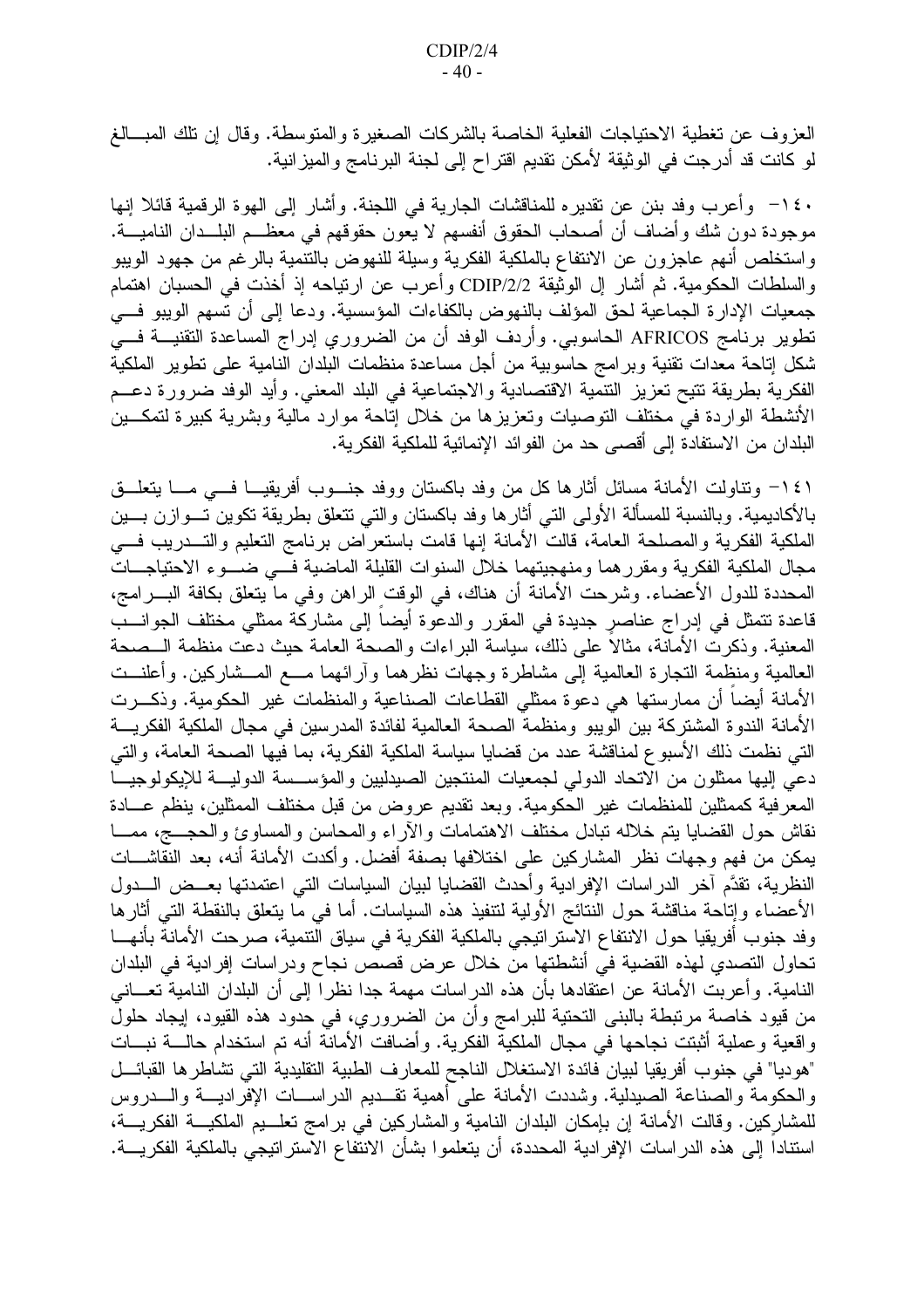العزوف عن تغطية الاحتياجات الفعلية الخاصة بالشركات الصغيرة والمتوسطة. وقال إن تلك المبالغ لو كانت قد أدرجت في الوثيقة لأمكن تقديم اقتراح إلى لجنة البرنامج والميزانية.

١٤٠- وأعرب وفد بنن عن تقديره للمناقشات الجارية في اللجنة. وأشار إلى الهوة الرقمية قائلا إنها موجودة دون شك وأضاف أن أصحاب الحقوق أنفسهم لا يعون حقوقهم في معظم البلدان النامية. واستخلص أنهم عاجزون عن الانتفاع بالملكية الفكرية وسيلة للنهوض بالتنمية بالرغم من جهود الويبو والسلطات الحكومية. ثم أشار إل الوثيقة CDIP/2/2 وأعرب عن ارتياحه إذ أخذت في الحسبان اهتمام جمعيات الإدارة الجماعية لحق المؤلف بالنهوض بالكفاءات المؤسسية. ودعا إلى أن تسهم الويبو في تطوير برنامج AFRICOS الحاسوبي. وأردف الوفد أن من الضروري إدراج المساعدة التقنية في شكل إتاحة معدات تقنية وبرامج حاسوبية من أجل مساعدة منظمات البلدان النامية على تطوير الملكية الفكرية بطريقة تتيح تعزيز التنمية الاقتصادية والاجتماعية في البلد المعني. وأيد الوفد ضرورة دعم الأنشطة الواردة في مختلف التوصيات وتعزيزها من خلال إتاحة موارد مالية وبشرية كبيرة لتمكين البلدان من الاستفادة إلى أقصى حد من الفوائد الإنمائية للملكية الفكرية.

١٤١- وتناولت الأمانة مسائل أثارها كل من وفد باكستان ووفد جنوب أفريقيا في ما يتعلق بالأكاديمية. وبالنسبة للمسألة الأولى التي أثارها وفد باكستان والتي تتعلق بطريقة تكوين توازن بين الملكية الفكرية والمصلحة العامة، قالت الأمانة إنها قامت باستعراض برنامج التعليم والتدريب في مجال الملكية الفكرية ومقررهما ومنهجيتهما خلال السنوات القليلة الماضية في ضوء الاحتياجات المحددة للدول الأعضاء. وشرحت الأمانة أن هناك، في الوقت الراهن وفي ما يتعلق بكافة البرامج، قاعدة تتمثل في إدراج عناصر جديدة في المقرر والدعوة أيضاً إلى مشاركة ممثلي مختلف الجوانب المعنية. وذكرت الأمانة، مثالاً على ذلك، سياسة البراءات والصحة العامة حيث دعت منظمة الصحة العالمية ومنظمة التجارة العالمية إلى مشاطرة وجهات نظرهما وآرائهما مع المشاركين. وأعلنت الأمانة أيضاً أن ممارستها هي دعوة ممثلي القطاعات الصناعية والمنظمات غير الحكومية. وذكرت الأمانة الندوة المشتركة بين الويبو ومنظمة الصحة العالمية لفائدة المدرسين في مجال الملكية الفكرية التي نظمت ذلك الأسبوع لمناقشة عدد من قضايا سياسة الملكية الفكرية، بما فيها الصحة العامة، والتي دعي إليها ممثلون من الاتحاد الدولي لجمعيات المنتجين الصيدليين والمؤسسة الدولية للإيكولوجيا المعرفية كممثلين للمنظمات غير الحكومية. وبعد تقديم عروض من قبل مختلف الممثلين، ينظم عادة نقاش حول القضايا يتم خلاله تبادل مختلف الاهتمامات والآراء والمحاسن والمساوئ والحجج، مما يمكن من فهم وجهات نظر المشاركين على اختلافها بصفة أفضل. وأكدت الأمانة أنه، بعد النقاشات النظرية، تقدَّم آخر الدراسات الإفرادية وأحدث القضايا لبيان السياسات التي اعتمدتها بعض الدول الأعضاء وإتاحة مناقشة حول النتائج الأولية لتنفيذ هذه السياسات. أما في ما يتعلق بالنقطة التي أثارها وفد جنوب أفريقيا حول الانتفاع الاستراتيجي بالملكية الفكرية في سياق التنمية، صرحت الأمانة بأنها تحاول التصدي لهذه القضية في أنشطتها من خلال عرض قصص نجاح ودراسات إفرادية في البلدان النامية. وأعربت الأمانة عن اعتقادها بأن هذه الدراسات مهمة جدا نظرا إلى أن البلدان النامية تعاني من قيود خاصة مرتبطة بالبنى التحتية للبرامج وأن من الضروري، في حدود هذه القيود، إيجاد حلول واقعية وعملية أثبتت نجاحها في مجال الملكية الفكرية. وأضافت الأمانة أنه تم استخدام حالة نبات "هوديا" في جنوب أفريقيا لبيان فائدة الاستغلال الناجح للمعارف الطبية التقليدية التي تشاطرها القبائل والحكومة والصناعة الصيدلية. وشددت الأمانة على أهمية تقديم الدراسات الإفرادية والدروس للمشاركين. وقالت الأمانة إن بإمكان البلدان النامية والمشاركين في برامج تعليم الملكية الفكرية، استناداً إلى هذه الدراسات الإفرادية المحددة، أن يتعلموا بشأن الانتفاع الاستراتيجي بالملكية الفكرية.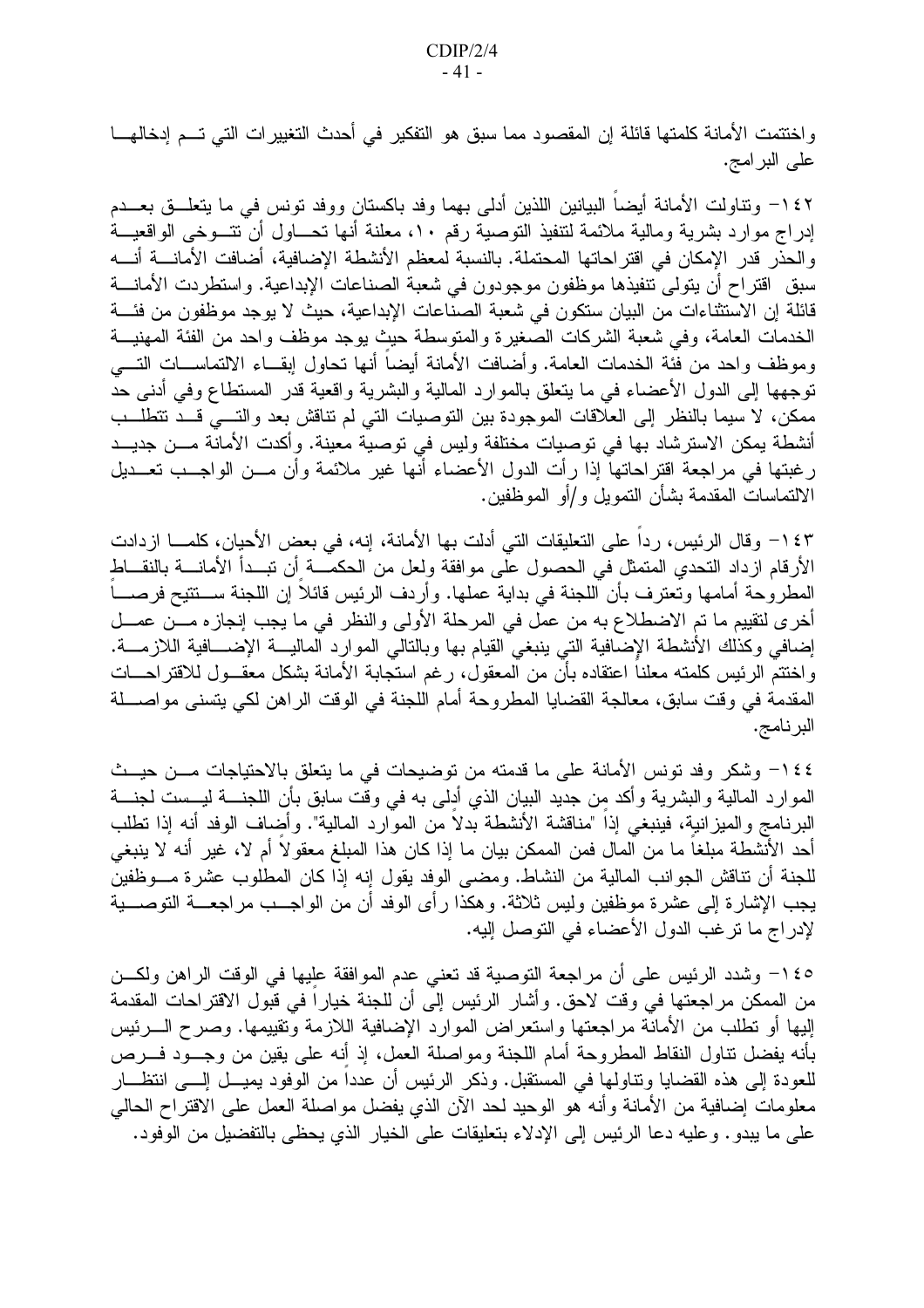واختتمت الأمانة كلمتها قائلة إن المقصود مما سبق هو التفكير في أحدث التغييرات التي تم إدخالها على البرامج.

١٤٢- وتناولت الأمانة أيضاً البيانين اللذين أدلى بهما وفد باكستان ووفد تونس في ما يتعلق بعدم إدراج موارد بشرية ومالية ملائمة لتنفيذ التوصية رقم ١٠، معلنة أنها تحاول أن تتوخى الواقعية والحذر قدر الإمكان في اقتراحاتها المحتملة. بالنسبة لمعظم الأنشطة الإضافية، أضافت الأمانة أنه سبق اقتراح أن يتولى تنفيذها موظفون موجودون في شعبة الصناعات الإبداعية. واستطردت الأمانة قائلة إن الاستثناءات من البيان ستكون في شعبة الصناعات الإبداعية، حيث لا يوجد موظفون من فئة الخدمات العامة، وفي شعبة الشركات الصغيرة والمتوسطة حيث يوجد موظف واحد من الفئة المهنية وموظف واحد من فئة الخدمات العامة. وأضافت الأمانة أيضاً أنها تحاول إبقاء الالتماسات التي توجهها إلى الدول الأعضاء في ما يتعلق بالموارد المالية والبشرية واقعية قدر المستطاع وفي أدنى حد ممكن، لا سيما بالنظر إلى العلاقات الموجودة بين التوصيات التي لم تناقش بعد والتي قد تتطلب أنشطة يمكن الاسترشاد بها في توصيات مختلفة وليس في توصية معينة. وأكدت الأمانة من جديد رغبتها في مراجعة اقتراحاتها إذا رأت الدول الأعضاء أنها غير ملائمة وأن من الواجب تعديل الالتماسات المقدمة بشأن التمويل و/أو الموظفين.

١٤٣- وقال الرئيس، رداً على التعليقات التي أدلت بها الأمانة، إنه، في بعض الأحيان، كلما ازدادت الأرقام ازداد التحدي المتمثل في الحصول على موافقة ولعل من الحكمة أن تبدأ الأمانة بالنقاط المطروحة أمامها وتعترف بأن اللجنة في بداية عملها. وأردف الرئيس قائلاً إن اللجنة ستتيح فرصاً أخرى لتقييم ما تم الاضطلاع به من عمل في المرحلة الأولى والنظر في ما يجب إنجازه من عمل إضافي وكذلك الأنشطة الإضافية التي ينبغي القيام بها وبالتالي الموارد المالية الإضافية اللازمة. واختتم الرئيس كلمته معلناً اعتقاده بأن من المعقول، رغم استجابة الأمانة بشكل معقول للاقتراحات المقدمة في وقت سابق، معالجة القضايا المطروحة أمام اللجنة في الوقت الراهن لكي يتسنى مواصلة البرنامج.

١٤٤- وشكر وفد تونس الأمانة على ما قدمته من توضيحات في ما يتعلق بالاحتياجات من حيث الموارد المالية والبشرية وأكد من جديد البيان الذي أدلى به في وقت سابق بأن اللجنة ليست لجنة البرنامج والميزانية، فينبغي إذاً "مناقشة الأنشطة بدلاً من الموارد المالية". وأضاف الوفد أنه إذا تطلب أحد الأنشطة مبلغاً ما من المال فمن الممكن بيان ما إذا كان هذا المبلغ معقولاً أم لا، غير أنه لا ينبغي للجنة أن تناقش الجوانب المالية من النشاط. ومضى الوفد يقول إنه إذا كان المطلوب عشرة موظفين يجب الإشارة إلى عشرة موظفين وليس ثلاثة. وهكذا رأى الوفد أن من الواجب مراجعة التوصية لإدراج ما ترغب الدول الأعضاء في التوصل إليه.

١٤٥- وشدد الرئيس على أن مراجعة التوصية قد تعني عدم الموافقة عليها في الوقت الراهن ولكن من الممكن مراجعتها في وقت لاحق. وأشار الرئيس إلى أن للجنة خياراً في قبول الاقتراحات المقدمة إليها أو تطلب من الأمانة مراجعتها واستعراض الموارد الإضافية اللازمة وتقييمها. وصرح الرئيس بأنه يفضل تناول النقاط المطروحة أمام اللجنة ومواصلة العمل، إذ أنه على يقين من وجود فرص للعودة إلى هذه القضايا وتناولها في المستقبل. وذكر الرئيس أن عدداً من الوفود يميل إلى انتظار معلومات إضافية من الأمانة وأنه هو الوحيد لحد الآن الذي يفضل مواصلة العمل على الاقتراح الحالي على ما يبدو. وعليه دعا الرئيس إلى الإدلاء بتعليقات على الخيار الذي يحظى بالتفضيل من الوفود.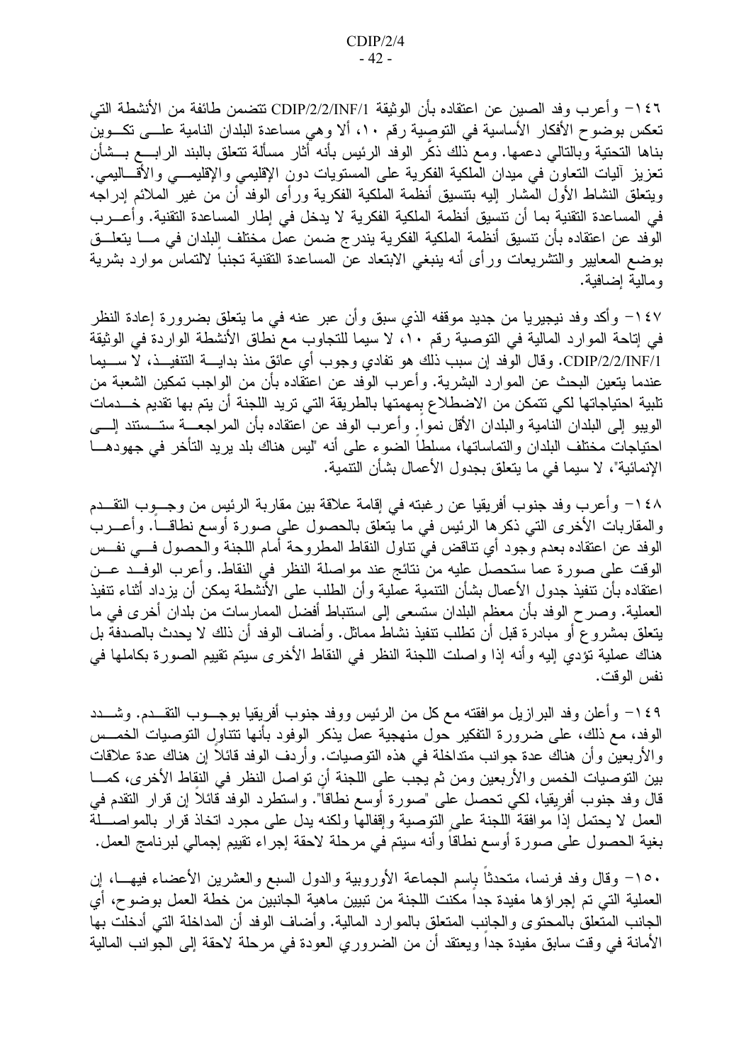١٤٦- وأعرب وفد الصين عن اعتقاده بأن الوثيقة CDIP/2/2/INF/1 تتضمن طائفة من الأنشطة التي تعكس بوضوح الأفكار الأساسية في التوصية رقم ١٠، ألا وهي مساعدة البلدان النامية على تكوين بناها التحتية وبالتالي دعمها. ومع ذلك ذكّر الوفد الرئيس بأنه أثار مسألة تتعلق بالبند الرابع بشأن تعزيز آليات التعاون في ميدان الملكية الفكرية على المستويات دون الإقليمي والإقليمي والأقاليمي. ويتعلق النشاط الأول المشار إليه بتنسيق أنظمة الملكية الفكرية ورأى الوفد أن من غير الملائم إدراجه في المساعدة التقنية بما أن تنسيق أنظمة الملكية الفكرية لا يدخل في إطار المساعدة التقنية. وأعرب الوفد عن اعتقاده بأن تنسيق أنظمة الملكية الفكرية يندرج ضمن عمل مختلف البلدان في ما يتعلق بوضع المعايير والتشريعات ورأى أنه ينبغي الابتعاد عن المساعدة التقنية تجنباً لالتماس موارد بشرية ومالية إضافية.

١٤٧- وأكد وفد نيجيريا من جديد موقفه الذي سبق وأن عبر عنه في ما يتعلق بضرورة إعادة النظر في إتاحة الموارد المالية في التوصية رقم ١٠، لا سيما للتجاوب مع نطاق الأنشطة الواردة في الوثيقة CDIP/2/2/INF/1. وقال الوفد إن سبب ذلك هو تفادي وجوب أي عائق منذ بداية التنفيذ، لا سيما عندما يتعين البحث عن الموارد البشرية. وأعرب الوفد عن اعتقاده بأن من الواجب تمكين الشعبة من تلبية احتياجاتها لكي تتمكن من الاضطلاع بمهمتها بالطريقة التي تريد اللجنة أن يتم بها تقديم خدمات الويبو إلى البلدان النامية والبلدان الأقل نمواً. وأعرب الوفد عن اعتقاده بأن المراجعة ستستند إلى احتياجات مختلف البلدان والتماساتها، مسلطاً الضوء على أنه "ليس هناك بلد يريد التأخر في جهودها الإنمائية"، لا سيما في ما يتعلق بجدول الأعمال بشأن التنمية.

١٤٨- وأعرب وفد جنوب أفريقيا عن رغبته في إقامة علاقة بين مقاربة الرئيس من وجوب التقدم والمقاربات الأخرى التي ذكرها الرئيس في ما يتعلق بالحصول على صورة أوسع نطاقاً. وأعرب الوفد عن اعتقاده بعدم وجود أي تناقض في تناول النقاط المطروحة أمام اللجنة والحصول في نفس الوقت على صورة عما ستحصل عليه من نتائج عند مواصلة النظر في النقاط. وأعرب الوفد عن اعتقاده بأن تنفيذ جدول الأعمال بشأن التنمية عملية وأن الطلب على الأنشطة يمكن أن يزداد أثناء تنفيذ العملية. وصرح الوفد بأن معظم البلدان ستسعى إلى استنباط أفضل الممارسات من بلدان أخرى في ما يتعلق بمشروع أو مبادرة قبل أن تطلب تنفيذ نشاط مماثل. وأضاف الوفد أن ذلك لا يحدث بالصدفة بل هناك عملية تؤدي إليه وأنه إذا واصلت اللجنة النظر في النقاط الأخرى سيتم تقييم الصورة بكاملها في نفس الوقت.

١٤٩- وأعلن وفد البرازيل موافقته مع كل من الرئيس ووفد جنوب أفريقيا بوجوب التقدم. وشدد الوفد، مع ذلك، على ضرورة التفكير حول منهجية عمل يذكر الوفود بأنها تتناول التوصيات الخمس والأربعين وأن هناك عدة جوانب متداخلة في هذه التوصيات. وأردف الوفد قائلاً إن هناك عدة علاقات بين التوصيات الخمس والأربعين ومن ثم يجب على اللجنة أن تواصل النظر في النقاط الأخرى، كما قال وفد جنوب أفريقيا، لكي تحصل على "صورة أوسع نطاقاً". واستطرد الوفد قائلاً إن قرار التقدم في العمل لا يحتمل إذاً موافقة اللجنة على التوصية وإقفالها ولكنه يدل على مجرد اتخاذ قرار بالمواصلة بغية الحصول على صورة أوسع نطاقاً وأنه سيتم في مرحلة لاحقة إجراء تقييم إجمالي لبرنامج العمل.

١٥٠- وقال وفد فرنسا، متحدثاً باسم الجماعة الأوروبية والدول السبع والعشرين الأعضاء فيها، إن العملية التي تم إجراؤها مفيدة جداً مكنت اللجنة من تبيين ماهية الجانبين من خطة العمل بوضوح، أي الجانب المتعلق بالمحتوى والجانب المتعلق بالموارد المالية. وأضاف الوفد أن المداخلة التي أدخلت بها الأمانة في وقت سابق مفيدة جداً ويعتقد أن من الضروري العودة في مرحلة لاحقة إلى الجوانب المالية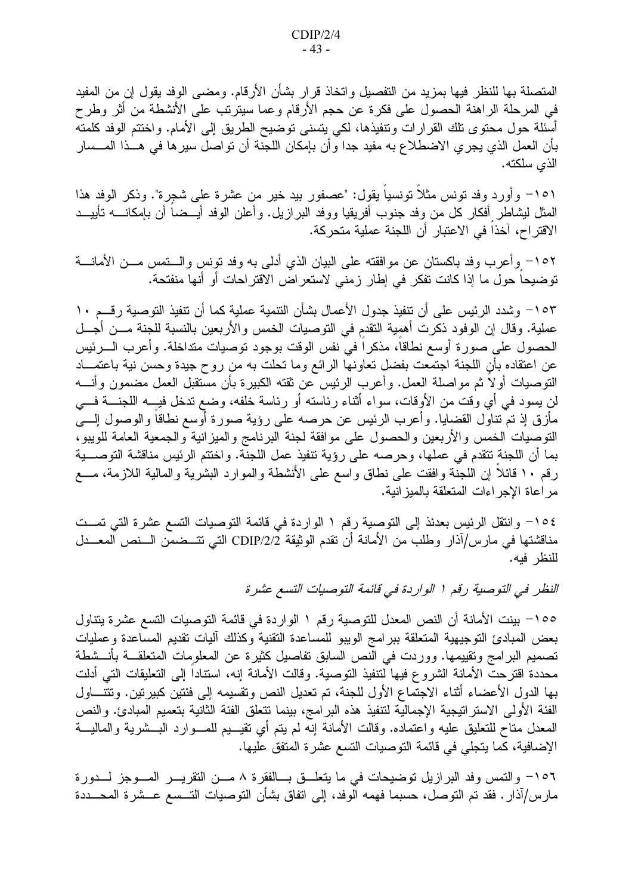المتصلة بها للنظر فيها بمزيد من التفصيل واتخاذ قرار بشأن الأرقام. ومضى الوفد يقول إن من المفيد في المرحلة الراهنة الحصول على فكرة عن حجم الأرقام وعما سيترتب على الأنشطة من أثر وطرح أسئلة حول محتوى تلك القرارات وتنفيذها، لكي يتسنى توضيح الطريق إلى الأمام. واختتم الوفد كلمته بأن العمل الذي يجري الاضطلاع به مفيد جدا وأن بإمكان اللجنة أن تواصل سيرها في هذا المسار الذي سلكته.

١٥١- وأورد وفد تونس مثلاً تونسياً يقول: "عصفور بيد خير من عشرة على شجرة". وذكر الوفد هذا المثل ليشاطر أفكار كل من وفد جنوب أفريقيا ووفد البرازيل. وأعلن الوفد أيضاً أن بإمكانه تأييد الاقتراح، آخذاً في الاعتبار أن اللجنة عملية متحركة.

١٥٢- وأعرب وفد باكستان عن موافقته على البيان الذي أدلى به وفد تونس والتمس من الأمانة توضيحاً حول ما إذا كانت تفكر في إطار زمني لاستعراض الاقتراحات أو أنها منفتحة.

١٥٣- وشدد الرئيس على أن تنفيذ جدول الأعمال بشأن التنمية عملية كما أن تنفيذ التوصية رقم ١٠ عملية. وقال إن الوفود ذكرت أهمية التقدم في التوصيات الخمس والأربعين بالنسبة للجنة من أجل الحصول على صورة أوسع نطاقاً، مذكراً في نفس الوقت بوجود توصيات متداخلة. وأعرب الرئيس عن اعتقاده بأن اللجنة اجتمعت بفضل تعاونها الرائع وما تحلت به من روح جيدة وحسن نية باعتماد التوصيات أولاً ثم مواصلة العمل. وأعرب الرئيس عن ثقته الكبيرة بأن مستقبل العمل مضمون وأنه لن يسود في أي وقت من الأوقات، سواء أثناء رئاسته أو رئاسة خلفه، وضع تدخل فيه اللجنة في مأزق إذ تم تناول القضايا. وأعرب الرئيس عن حرصه على رؤية صورة أوسع نطاقاً والوصول إلى التوصيات الخمس والأربعين والحصول على موافقة لجنة البرنامج والميزانية والجمعية العامة للويبو، بما أن اللجنة تتقدم في عملها، وحرصه على رؤية تنفيذ عمل اللجنة. واختتم الرئيس مناقشة التوصية رقم ١٠ قائلاً إن اللجنة وافقت على نطاق واسع على الأنشطة والموارد البشرية والمالية اللازمة، مع مراعاة الإجراءات المتعلقة بالميزانية.

١٥٤- وانتقل الرئيس بعدئذ إلى التوصية رقم ١ الواردة في قائمة التوصيات التسع عشرة التي تمت مناقشتها في مارس/آذار وطلب من الأمانة أن تقدم الوثيقة CDIP/2/2 التي تتضمن النص المعدل للنظر فيه.

*النظر في التوصية رقم ١ الواردة في قائمة التوصيات التسع عشرة*

١٥٥- بينت الأمانة أن النص المعدل للتوصية رقم ١ الواردة في قائمة التوصيات التسع عشرة يتناول بعض المبادئ التوجيهية المتعلقة ببرامج الويبو للمساعدة التقنية وكذلك آليات تقديم المساعدة وعمليات تصميم البرامج وتقييمها. ووردت في النص السابق تفاصيل كثيرة عن المعلومات المتعلقة بأنشطة محددة اقترحت الأمانة الشروع فيها لتنفيذ التوصية. وقالت الأمانة إنه، استناداً إلى التعليقات التي أدلت بها الدول الأعضاء أثناء الاجتماع الأول للجنة، تم تعديل النص وتقسيمه إلى فئتين كبيرتين. وتتناول الفئة الأولى الاستراتيجية الإجمالية لتنفيذ هذه البرامج، بينما تتعلق الفئة الثانية بتعميم المبادئ. والنص المعدل متاح للتعليق عليه واعتماده. وقالت الأمانة إنه لم يتم أي تقييم للموارد البشرية والمالية الإضافية، كما يتجلى في قائمة التوصيات التسع عشرة المتفق عليها.

١٥٦- والتمس وفد البرازيل توضيحات في ما يتعلق بالفقرة ٨ من التقرير الموجز لدورة مارس/آذار. فقد تم التوصل، حسبما فهمه الوفد، إلى اتفاق بشأن التوصيات التسع عشرة المحددة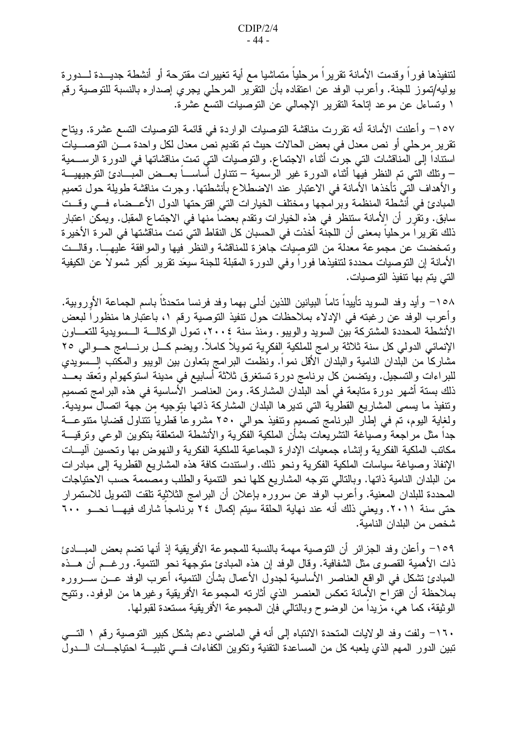لتنفيذها فوراً وقدمت الأمانة تقريراً مرحلياً متماشيا مع أية تغييرات مقترحة أو أنشطة جديدة لدورة يوليه/تموز للجنة. وأعرب الوفد عن اعتقاده بأن التقرير المرحلي يجري إصداره بالنسبة للتوصية رقم ١ وتساءل عن موعد إتاحة التقرير الإجمالي عن التوصيات التسع عشرة.

١٥٧- وأعلنت الأمانة أنه تقررت مناقشة التوصيات الواردة في قائمة التوصيات التسع عشرة. ويتاح تقرير مرحلي أو نص معدل في بعض الحالات حيث تم تقديم نص معدل لكل واحدة من التوصيات استناداً إلى المناقشات التي جرت أثناء الاجتماع. والتوصيات التي تمت مناقشاتها في الدورة الرسمية – وتلك التي تم النظر فيها أثناء الدورة غير الرسمية – تتناول أساساً بعض المبادئ التوجيهية والأهداف التي تأخذها الأمانة في الاعتبار عند الاضطلاع بأنشطتها. وجرت مناقشة طويلة حول تعميم المبادئ في أنشطة المنظمة وبرامجها ومختلف الخيارات التي اقترحتها الدول الأعضاء في وقت سابق. وتقرر أن الأمانة ستنظر في هذه الخيارات وتقدم بعضاً منها في الاجتماع المقبل. ويمكن اعتبار ذلك تقريراً مرحلياً بمعنى أن اللجنة أخذت في الحسبان كل النقاط التي تمت مناقشتها في المرة الأخيرة وتمخضت عن مجموعة معدلة من التوصيات جاهزة للمناقشة والنظر فيها والموافقة عليها. وقالت الأمانة إن التوصيات محددة لتنفيذها فوراً وفي الدورة المقبلة للجنة سيعَد تقرير أكبر شمولاً عن الكيفية التي يتم بها تنفيذ التوصيات.

١٥٨- وأيد وفد السويد تأييداً تاماً البيانين اللذين أدلى بهما وفد فرنسا متحدثاً باسم الجماعة الأوروبية. وأعرب الوفد عن رغبته في الإدلاء بملاحظات حول تنفيذ التوصية رقم ١، باعتبارها منظوراً لبعض الأنشطة المحددة المشتركة بين السويد والويبو. ومنذ سنة ٢٠٠٤، تمول الوكالة السويدية للتعاون الإنمائي الدولي كل سنة ثلاثة برامج للملكية الفكرية تمويلاً كاملاً. ويضم كل برنامج حوالي ٢٥ مشاركاً من البلدان النامية والبلدان الأقل نمواً. ونظمت البرامج بتعاون بين الويبو والمكتب السويدي للبراءات والتسجيل. ويتضمن كل برنامج دورة تستغرق ثلاثة أسابيع في مدينة استوكهولم وتعقد بعد ذلك بستة أشهر دورة متابعة في أحد البلدان المشاركة. ومن العناصر الأساسية في هذه البرامج تصميم وتنفيذ ما يسمى المشاريع القطرية التي تديرها البلدان المشاركة ذاتها بتوجيه من جهة اتصال سويدية. ولغاية اليوم، تم في إطار البرنامج تصميم وتنفيذ حوالي ٢٥٠ مشروعاً قطرياً تتناول قضايا متنوعة جداً مثل مراجعة وصياغة التشريعات بشأن الملكية الفكرية والأنشطة المتعلقة بتكوين الوعي وترقية مكاتب الملكية الفكرية وإنشاء جمعيات الإدارة الجماعية للملكية الفكرية والنهوض بها وتحسين آليات الإنفاذ وصياغة سياسات الملكية الفكرية ونحو ذلك. واستندت كافة هذه المشاريع القطرية إلى مبادرات من البلدان النامية ذاتها. وبالتالي تتوجه المشاريع كلها نحو التنمية والطلب ومصممة حسب الاحتياجات المحددة للبلدان المعنية. وأعرب الوفد عن سروره بإعلان أن البرامج الثلاثية تلقت التمويل للاستمرار حتى سنة ٢٠١١. ويعني ذلك أنه عند نهاية الحلقة سيتم إكمال ٢٤ برنامجاً شارك فيها نحو ٦٠٠ شخص من البلدان النامية.

١٥٩- وأعلن وفد الجزائر أن التوصية مهمة بالنسبة للمجموعة الأفريقية إذ أنها تضم بعض المبادئ ذات الأهمية القصوى مثل الشفافية. وقال الوفد إن هذه المبادئ متوجهة نحو التنمية. ورغم أن هذه المبادئ تشكل في الواقع العناصر الأساسية لجدول الأعمال بشأن التنمية، أعرب الوفد عن سروره بملاحظة أن اقتراح الأمانة تعكس العنصر الذي أثارته المجموعة الأفريقية وغيرها من الوفود. وتتيح الوثيقة، كما هي، مزيداً من الوضوح وبالتالي فإن المجموعة الأفريقية مستعدة لقبولها.

١٦٠- ولفت وفد الولايات المتحدة الانتباه إلى أنه في الماضي دعم بشكل كبير التوصية رقم ١ التي تبين الدور المهم الذي يلعبه كل من المساعدة التقنية وتكوين الكفاءات في تلبية احتياجات الدول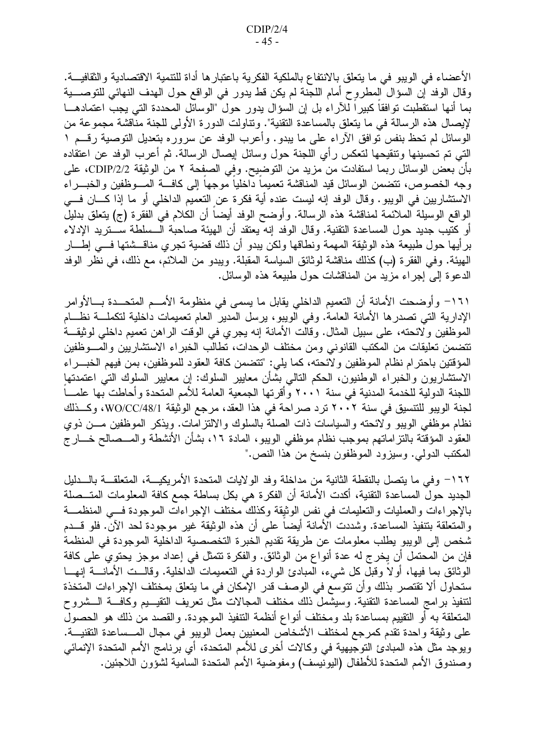الأعضاء في الويبو في ما يتعلق بالانتفاع بالملكية الفكرية باعتبارها أداة للتنمية الاقتصادية والثقافية. وقال الوفد إن السؤال المطروح أمام اللجنة لم يكن قط يدور في الواقع حول الهدف النهائي للتوصية بما أنها استقطبت توافقاً كبيراً للآراء بل إن السؤال يدور حول "الوسائل المحددة التي يجب اعتمادها لإيصال هذه الرسالة في ما يتعلق بالمساعدة التقنية". وتناولت الدورة الأولى للجنة مناقشة مجموعة من الوسائل لم تحظ بنفس توافق الآراء على ما يبدو. وأعرب الوفد عن سروره بتعديل التوصية رقم ١ التي تم تحسينها وتنقيحها لتعكس رأي اللجنة حول وسائل إيصال الرسالة. ثم أعرب الوفد عن اعتقاده بأن بعض الوسائل ربما استفادت من مزيد من التوضيح. وفي الصفحة ٢ من الوثيقة CDIP/2/2، على وجه الخصوص، تتضمن الوسائل قيد المناقشة تعميماً داخلياً موجهاً إلى كافة الموظفين والخبراء الاستشاريين في الويبو. وقال الوفد إنه ليست عنده أية فكرة عن التعميم الداخلي أو ما إذا كان في الواقع الوسيلة الملائمة لمناقشة هذه الرسالة. وأوضح الوفد أيضاً أن الكلام في الفقرة (ج) يتعلق بدليل أو كتيب جديد حول المساعدة التقنية. وقال الوفد إنه يعتقد أن الهيئة صاحبة السلطة ستريد الإدلاء برأيها حول طبيعة هذه الوثيقة المهمة ونطاقها ولكن يبدو أن ذلك قضية تجري مناقشتها في إطار الهيئة. وفي الفقرة (ب) كذلك مناقشة لوثائق السياسة المقبلة. ويبدو من الملائم، مع ذلك، في نظر الوفد الدعوة إلى إجراء مزيد من المناقشات حول طبيعة هذه الوسائل.

١٦١- وأوضحت الأمانة أن التعميم الداخلي يقابل ما يسمى في منظومة الأمم المتحدة بالأوامر الإدارية التي تصدرها الأمانة العامة. وفي الويبو، يرسل المدير العام تعميمات داخلية لتكملة نظام الموظفين ولائحته، على سبيل المثال. وقالت الأمانة إنه يجري في الوقت الراهن تعميم داخلي لوثيقة تتضمن تعليقات من المكتب القانوني ومن مختلف الوحدات، تطالب الخبراء الاستشاريين والموظفين المؤقتين باحترام نظام الموظفين ولائحته، كما يلي: "تتضمن كافة العقود للموظفين، بمن فيهم الخبراء الاستشاريون والخبراء الوطنيون، الحكم التالي بشأن معايير السلوك: إن معايير السلوك التي اعتمدتها اللجنة الدولية للخدمة المدنية في سنة ٢٠٠١ وأقرتها الجمعية العامة للأمم المتحدة وأحاطت بها علماً لجنة الويبو للتنسيق في سنة ٢٠٠٢ ترد صراحة في هذا العقد، مرجع الوثيقة WO/CC/48/1، وكذلك نظام موظفي الويبو ولائحته والسياسات ذات الصلة بالسلوك والالتزامات. ويذكر الموظفين من ذوي العقود المؤقتة بالتزاماتهم بموجب نظام موظفي الويبو، المادة ١٦، بشأن الأنشطة والمصالح خارج المكتب الدولي. وسيزود الموظفون بنسخ من هذا النص."

١٦٢- وفي ما يتصل بالنقطة الثانية من مداخلة وفد الولايات المتحدة الأمريكية، المتعلقة بالدليل الجديد حول المساعدة التقنية، أكدت الأمانة أن الفكرة هي بكل بساطة جمع كافة المعلومات المتصلة بالإجراءات والعمليات والتعليمات في نفس الوثيقة وكذلك مختلف الإجراءات الموجودة في المنظمة والمتعلقة بتنفيذ المساعدة. وشددت الأمانة أيضاً على أن هذه الوثيقة غير موجودة لحد الآن. فلو قدم شخص إلى الويبو يطلب معلومات عن طريقة تقديم الخبرة التخصصية الداخلية الموجودة في المنظمة فإن من المحتمل أن يخرج له عدة أنواع من الوثائق. والفكرة تتمثل في إعداد موجز يحتوي على كافة الوثائق بما فيها، أولاً وقبل كل شيء، المبادئ الواردة في التعميمات الداخلية. وقالت الأمانة إنها ستحاول ألا تقتصر بذلك وأن تتوسع في الوصف قدر الإمكان في ما يتعلق بمختلف الإجراءات المتخذة لتنفيذ برامج المساعدة التقنية. وسيشمل ذلك مختلف المجالات مثل تعريف التقييم وكافة الشروط المتعلقة به أو التقييم بمساعدة بلد ومختلف أنواع أنظمة التنفيذ الموجودة. والقصد من ذلك هو الحصول على وثيقة واحدة تقدم كمرجع لمختلف الأشخاص المعنيين بعمل الويبو في مجال المساعدة التقنية. ويوجد مثل هذه المبادئ التوجيهية في وكالات أخرى للأمم المتحدة، أي برنامج الأمم المتحدة الإنمائي وصندوق الأمم المتحدة للأطفال (اليونيسف) ومفوضية الأمم المتحدة السامية لشؤون اللاجئين.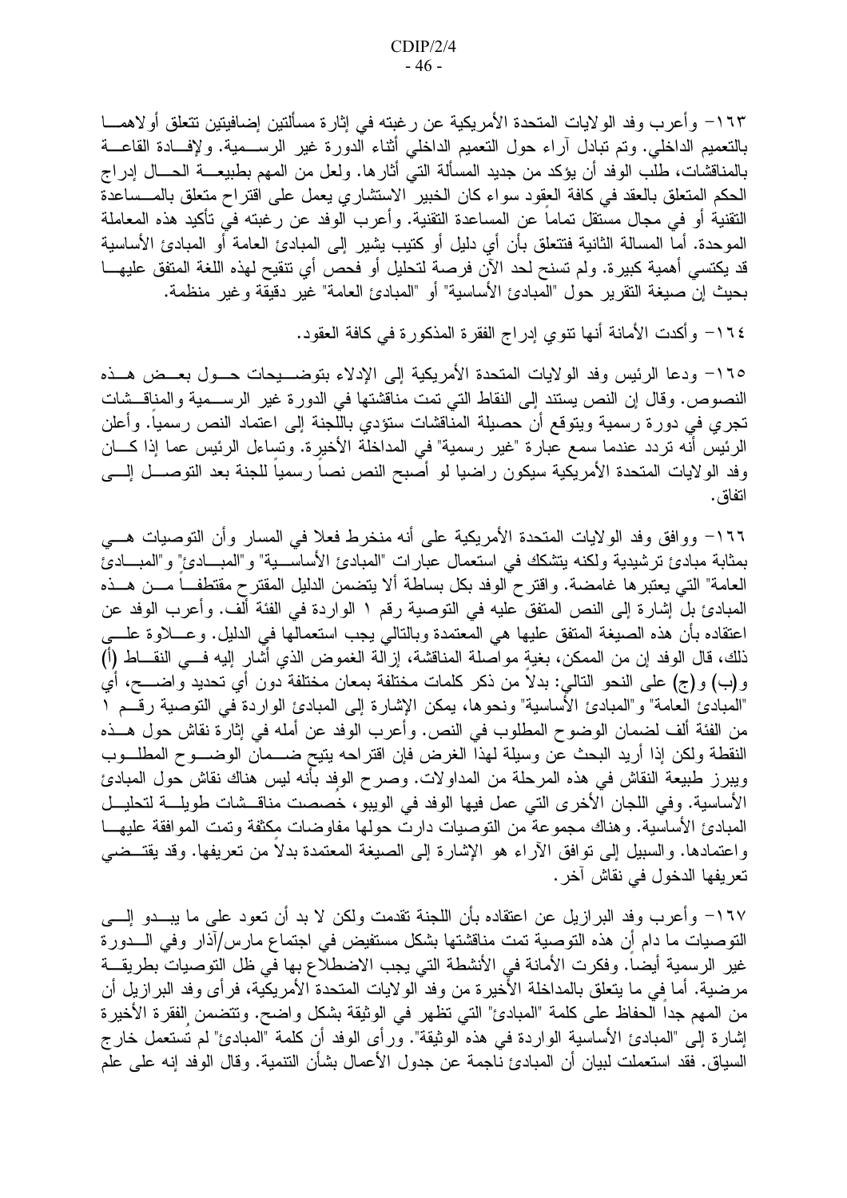١٦٣- وأعرب وفد الولايات المتحدة الأمريكية عن رغبته في إثارة مسألتين إضافيتين تتعلق أولاهما بالتعميم الداخلي. وتم تبادل آراء حول التعميم الداخلي أثناء الدورة غير الرسمية. ولإفادة القاعة بالمناقشات، طلب الوفد أن يؤكد من جديد المسألة التي أثارها. ولعل من المهم بطبيعة الحال إدراج الحكم المتعلق بالعقد في كافة العقود سواء كان الخبير الاستشاري يعمل على اقتراح متعلق بالمساعدة التقنية أو في مجال مستقل تماماً عن المساعدة التقنية. وأعرب الوفد عن رغبته في تأكيد هذه المعاملة الموحدة. أما المسالة الثانية فتتعلق بأن أي دليل أو كتيب يشير إلى المبادئ العامة أو المبادئ الأساسية قد يكتسي أهمية كبيرة. ولم تسنح لحد الآن فرصة لتحليل أو فحص أي تنقيح لهذه اللغة المتفق عليها بحيث إن صيغة التقرير حول "المبادئ الأساسية" أو "المبادئ العامة" غير دقيقة وغير منظمة.

١٦٤- وأكدت الأمانة أنها تنوي إدراج الفقرة المذكورة في كافة العقود.

١٦٥- ودعا الرئيس وفد الولايات المتحدة الأمريكية إلى الإدلاء بتوضيحات حول بعض هذه النصوص. وقال إن النص يستند إلى النقاط التي تمت مناقشتها في الدورة غير الرسمية والمناقشات تجري في دورة رسمية ويتوقع أن حصيلة المناقشات ستؤدي باللجنة إلى اعتماد النص رسمياً. وأعلن الرئيس أنه تردد عندما سمع عبارة "غير رسمية" في المداخلة الأخيرة. وتساءل الرئيس عما إذا كان وفد الولايات المتحدة الأمريكية سيكون راضيا لو أصبح النص نصاً رسمياً للجنة بعد التوصل إلى اتفاق.

١٦٦- ووافق وفد الولايات المتحدة الأمريكية على أنه منخرط فعلا في المسار وأن التوصيات هي بمثابة مبادئ ترشيدية ولكنه يتشكك في استعمال عبارات "المبادئ الأساسية" و"المبادئ" و"المبادئ العامة" التي يعتبرها غامضة. واقترح الوفد بكل بساطة ألا يتضمن الدليل المقترح مقتطفاً من هذه المبادئ بل إشارة إلى النص المتفق عليه في التوصية رقم ١ الواردة في الفئة ألف. وأعرب الوفد عن اعتقاده بأن هذه الصيغة المتفق عليها هي المعتمدة وبالتالي يجب استعمالها في الدليل. وعلاوة على ذلك، قال الوفد إن من الممكن، بغية مواصلة المناقشة، إزالة الغموض الذي أشار إليه في النقاط (أ) و(ب) و(ج) على النحو التالي: بدلاً من ذكر كلمات مختلفة بمعان مختلفة دون أي تحديد واضح، أي "المبادئ العامة" و"المبادئ الأساسية" ونحوها، يمكن الإشارة إلى المبادئ الواردة في التوصية رقم ١ من الفئة ألف لضمان الوضوح المطلوب في النص. وأعرب الوفد عن أمله في إثارة نقاش حول هذه النقطة ولكن إذا أريد البحث عن وسيلة لهذا الغرض فإن اقتراحه يتيح ضمان الوضوح المطلوب ويبرز طبيعة النقاش في هذه المرحلة من المداولات. وصرح الوفد بأنه ليس هناك نقاش حول المبادئ الأساسية. وفي اللجان الأخرى التي عمل فيها الوفد في الويبو، خصصت مناقشات طويلة لتحليل المبادئ الأساسية. وهناك مجموعة من التوصيات دارت حولها مفاوضات مكثفة وتمت الموافقة عليها واعتمادها. والسبيل إلى توافق الآراء هو الإشارة إلى الصيغة المعتمدة بدلاً من تعريفها. وقد يقتضي تعريفها الدخول في نقاش آخر.

١٦٧- وأعرب وفد البرازيل عن اعتقاده بأن اللجنة تقدمت ولكن لا بد أن تعود على ما يبدو إلى التوصيات ما دام أن هذه التوصية تمت مناقشتها بشكل مستفيض في اجتماع مارس/آذار وفي الدورة غير الرسمية أيضاً. وفكرت الأمانة في الأنشطة التي يجب الاضطلاع بها في ظل التوصيات بطريقة مرضية. أما في ما يتعلق بالمداخلة الأخيرة من وفد الولايات المتحدة الأمريكية، فرأى وفد البرازيل أن من المهم جداً الحفاظ على كلمة "المبادئ" التي تظهر في الوثيقة بشكل واضح. وتتضمن الفقرة الأخيرة إشارة إلى "المبادئ الأساسية الواردة في هذه الوثيقة". ورأى الوفد أن كلمة "المبادئ" لم تُستعمل خارج السياق. فقد استعملت لبيان أن المبادئ ناجمة عن جدول الأعمال بشأن التنمية. وقال الوفد إنه على علم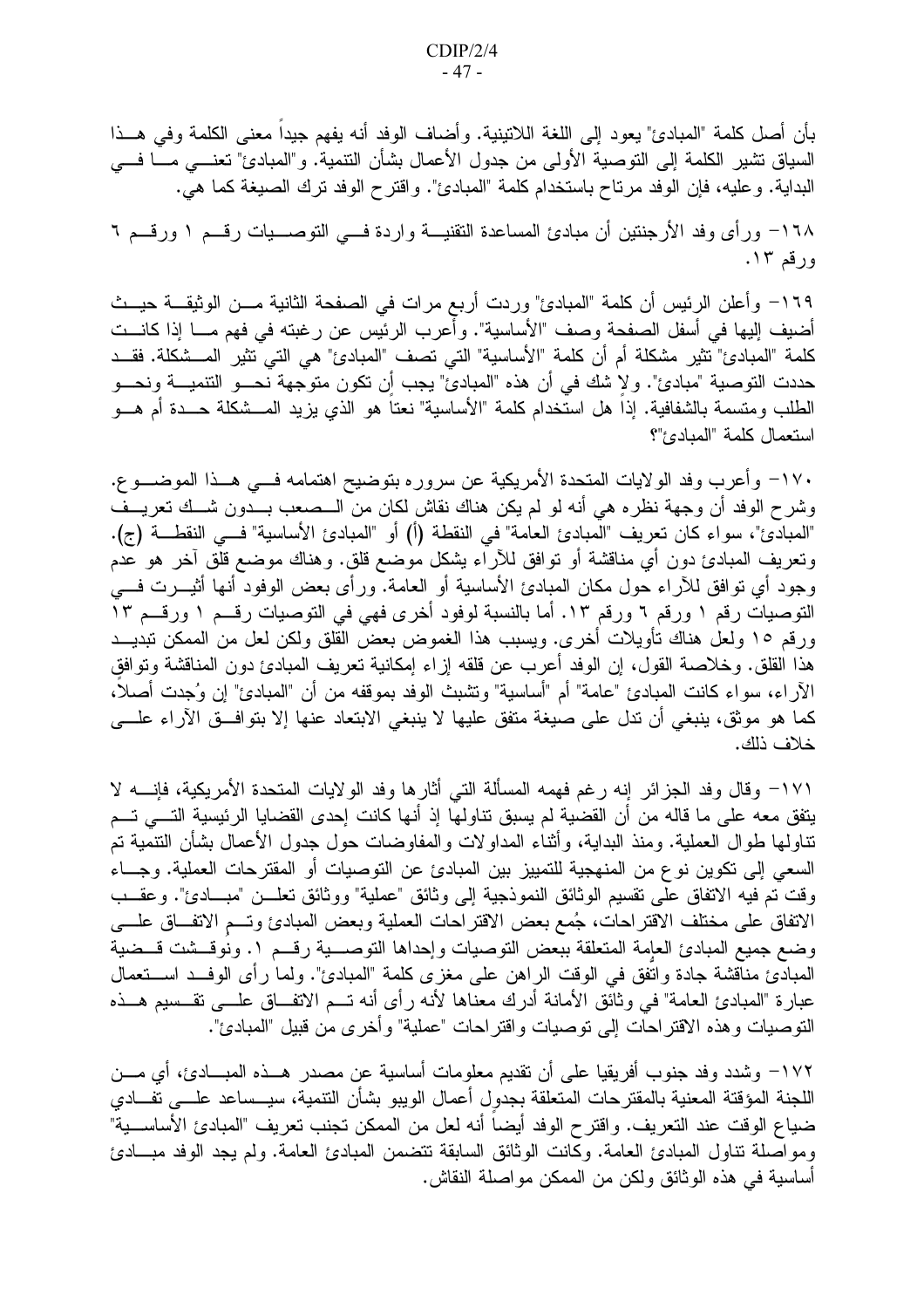بأن أصل كلمة "المبادئ" يعود إلى اللغة اللاتينية. وأضاف الوفد أنه يفهم جيداً معنى الكلمة وفي هذا السياق تشير الكلمة إلى التوصية الأولى من جدول الأعمال بشأن التنمية. و"المبادئ" تعني ما في البداية. وعليه، فإن الوفد مرتاح باستخدام كلمة "المبادئ". واقترح الوفد ترك الصيغة كما هي.

١٦٨- ورأى وفد الأرجنتين أن مبادئ المساعدة التقنية واردة في التوصيات رقم ١ ورقم ٦ ورقم ١٣.

١٦٩- وأعلن الرئيس أن كلمة "المبادئ" وردت أربع مرات في الصفحة الثانية من الوثيقة حيث أضيف إليها في أسفل الصفحة وصف "الأساسية". وأعرب الرئيس عن رغبته في فهم ما إذا كانت كلمة "المبادئ" تثير مشكلة أم أن كلمة "الأساسية" التي تصف "المبادئ" هي التي تثير المشكلة. فقد حددت التوصية "مبادئ". ولا شك في أن هذه "المبادئ" يجب أن تكون متوجهة نحو التنمية ونحو الطلب ومتسمة بالشفافية. إذاً هل استخدام كلمة "الأساسية" نعتاً هو الذي يزيد المشكلة حدة أم هو استعمال كلمة "المبادئ"؟

١٧٠- وأعرب وفد الولايات المتحدة الأمريكية عن سروره بتوضيح اهتمامه في هذا الموضوع. وشرح الوفد أن وجهة نظره هي أنه لو لم يكن هناك نقاش لكان من الصعب بدون شك تعريف "المبادئ"، سواء كان تعريف "المبادئ العامة" في النقطة (أ) أو "المبادئ الأساسية" في النقطة (ج). وتعريف المبادئ دون أي مناقشة أو توافق للآراء يشكل موضع قلق. وهناك موضع قلق آخر هو عدم وجود أي توافق للآراء حول مكان المبادئ الأساسية أو العامة. ورأى بعض الوفود أنها أثيرت في التوصيات رقم ١ ورقم ٦ ورقم ١٣. أما بالنسبة لوفود أخرى فهي في التوصيات رقم ١ ورقم ١٣ ورقم ١٥ ولعل هناك تأويلات أخرى. ويسبب هذا الغموض بعض القلق ولكن لعل من الممكن تبديد هذا القلق. وخلاصة القول، إن الوفد أعرب عن قلقه إزاء إمكانية تعريف المبادئ دون المناقشة وتوافق الآراء، سواء كانت المبادئ "عامة" أم "أساسية" وتشبث الوفد بموقفه من أن "المبادئ" إن وُجدت أصلاً، كما هو موثق، ينبغي أن تدل على صيغة متفق عليها لا ينبغي الابتعاد عنها إلا بتوافق الآراء على خلاف ذلك.

١٧١- وقال وفد الجزائر إنه رغم فهمه المسألة التي أثارها وفد الولايات المتحدة الأمريكية، فإنه لا يتفق معه على ما قاله من أن القضية لم يسبق تناولها إذ أنها كانت إحدى القضايا الرئيسية التي تم تناولها طوال العملية. ومنذ البداية، وأثناء المداولات والمفاوضات حول جدول الأعمال بشأن التنمية تم السعي إلى تكوين نوع من المنهجية للتمييز بين المبادئ عن التوصيات أو المقترحات العملية. وجاء وقت تم فيه الاتفاق على تقسيم الوثائق النموذجية إلى وثائق "عملية" ووثائق تعلن "مبادئ". وعقب الاتفاق على مختلف الاقتراحات، جُمع بعض الاقتراحات العملية وبعض المبادئ وتم الاتفاق على وضع جميع المبادئ العامة المتعلقة ببعض التوصيات وإحداها التوصية رقم ١. ونوقشت قضية المبادئ مناقشة جادة واتفق في الوقت الراهن على مغزى كلمة "المبادئ". ولما رأى الوفد استعمال عبارة "المبادئ العامة" في وثائق الأمانة أدرك معناها لأنه رأى أنه تم الاتفاق على تقسيم هذه التوصيات وهذه الاقتراحات إلى توصيات واقتراحات "عملية" وأخرى من قبيل "المبادئ".

١٧٢- وشدد وفد جنوب أفريقيا على أن تقديم معلومات أساسية عن مصدر هذه المبادئ، أي من اللجنة المؤقتة المعنية بالمقترحات المتعلقة بجدول أعمال الويبو بشأن التنمية، سيساعد على تفادي ضياع الوقت عند التعريف. واقترح الوفد أيضاً أنه لعل من الممكن تجنب تعريف "المبادئ الأساسية" ومواصلة تناول المبادئ العامة. وكانت الوثائق السابقة تتضمن المبادئ العامة. ولم يجد الوفد مبادئ أساسية في هذه الوثائق ولكن من الممكن مواصلة النقاش.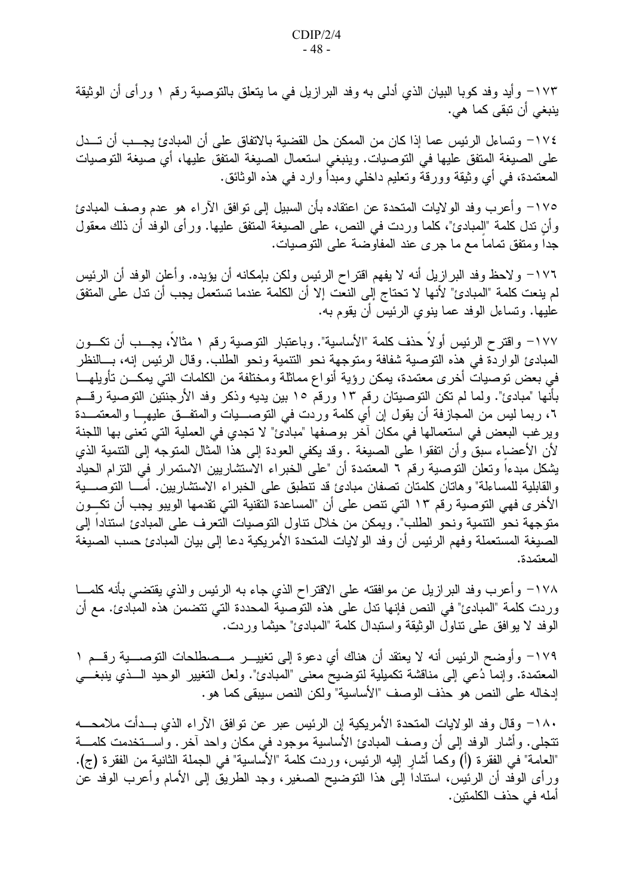١٧٣- وأيد وفد كوبا البيان الذي أدلى به وفد البرازيل في ما يتعلق بالتوصية رقم ١ ورأى أن الوثيقة ينبغي أن تبقى كما هي.

١٧٤- وتساءل الرئيس عما إذا كان من الممكن حل القضية بالاتفاق على أن المبادئ يجب أن تدل على الصيغة المتفق عليها في التوصيات. وينبغي استعمال الصيغة المتفق عليها، أي صيغة التوصيات المعتمدة، في أي وثيقة وورقة وتعليم داخلي ومبدأ وارد في هذه الوثائق.

١٧٥- وأعرب وفد الولايات المتحدة عن اعتقاده بأن السبيل إلى توافق الآراء هو عدم وصف المبادئ وأن تدل كلمة "المبادئ"، كلما وردت في النص، على الصيغة المتفق عليها. ورأى الوفد أن ذلك معقول جداً ومتفق تماماً مع ما جرى عند المفاوضة على التوصيات.

١٧٦- ولاحظ وفد البرازيل أنه لا يفهم اقتراح الرئيس ولكن بإمكانه أن يؤيده. وأعلن الوفد أن الرئيس لم ينعت كلمة "المبادئ" لأنها لا تحتاج إلى النعت إلا أن الكلمة عندما تستعمل يجب أن تدل على المتفق عليها. وتساءل الوفد عما ينوي الرئيس أن يقوم به.

١٧٧- واقترح الرئيس أولاً حذف كلمة "الأساسية". وباعتبار التوصية رقم ١ مثالاً، يجب أن تكون المبادئ الواردة في هذه التوصية شفافة ومتوجهة نحو التنمية ونحو الطلب. وقال الرئيس إنه، بالنظر في بعض توصيات أخرى معتمدة، يمكن رؤية أنواع مماثلة ومختلفة من الكلمات التي يمكن تأويلها بأنها "مبادئ". ولما لم تكن التوصيتان رقم ١٣ ورقم ١٥ بين يديه وذكر وفد الأرجنتين التوصية رقم ٦، ربما ليس من المجازفة أن يقول إن أي كلمة وردت في التوصيات والمتفق عليها والمعتمدة ويرغب البعض في استعمالها في مكان آخر بوصفها "مبادئ" لا تجدي في العملية التي تُعنى بها اللجنة لأن الأعضاء سبق وأن اتفقوا على الصيغة . وقد يكفي العودة إلى هذا المثال المتوجه إلى التنمية الذي يشكل مبدأً وتعلن التوصية رقم ٦ المعتمدة أن "على الخبراء الاستشاريين الاستمرار في التزام الحياد والقابلية للمساءلة" وهاتان كلمتان تصفان مبادئ قد تنطبق على الخبراء الاستشاريين. أما التوصية الأخرى فهي التوصية رقم ١٣ التي تنص على أن "المساعدة التقنية التي تقدمها الويبو يجب أن تكون متوجهة نحو التنمية ونحو الطلب". ويمكن من خلال تناول التوصيات التعرف على المبادئ استناداً إلى الصيغة المستعملة وفهم الرئيس أن وفد الولايات المتحدة الأمريكية دعا إلى بيان المبادئ حسب الصيغة المعتمدة.

١٧٨- وأعرب وفد البرازيل عن موافقته على الاقتراح الذي جاء به الرئيس والذي يقتضي بأنه كلما وردت كلمة "المبادئ" في النص فإنها تدل على هذه التوصية المحددة التي تتضمن هذه المبادئ. مع أن الوفد لا يوافق على تناول الوثيقة واستبدال كلمة "المبادئ" حيثما وردت.

١٧٩- وأوضح الرئيس أنه لا يعتقد أن هناك أي دعوة إلى تغيير مصطلحات التوصية رقم ١ المعتمدة. وإنما دُعي إلى مناقشة تكميلية لتوضيح معنى "المبادئ". ولعل التغيير الوحيد الذي ينبغي إدخاله على النص هو حذف الوصف "الأساسية" ولكن النص سيبقى كما هو.

١٨٠- وقال وفد الولايات المتحدة الأمريكية إن الرئيس عبر عن توافق الآراء الذي بدأت ملامحه تتجلى. وأشار الوفد إلى أن وصف المبادئ الأساسية موجود في مكان واحد آخر. واستخدمت كلمة "العامة" في الفقرة (أ) وكما أشار إليه الرئيس، وردت كلمة "الأساسية" في الجملة الثانية من الفقرة (ج). ورأى الوفد أن الرئيس، استناداً إلى هذا التوضيح الصغير، وجد الطريق إلى الأمام وأعرب الوفد عن أمله في حذف الكلمتين.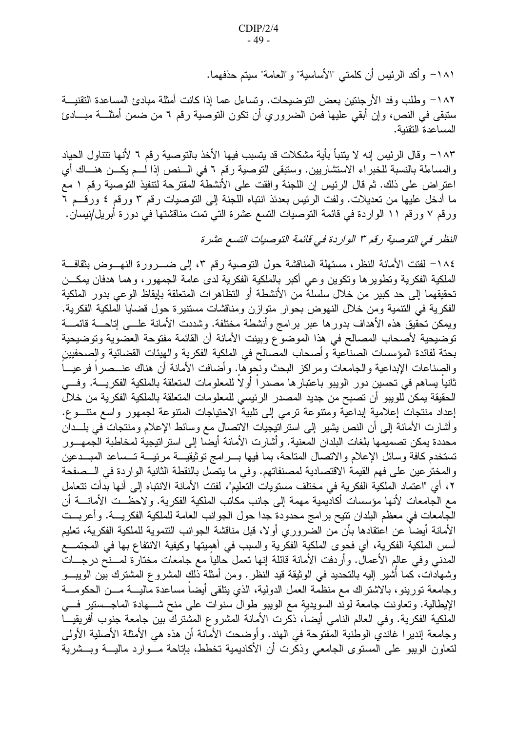١٨١- وأكد الرئيس أن كلمتي "الأساسية" و"العامة" سيتم حذفهما.

١٨٢- وطلب وفد الأرجنتين بعض التوضيحات. وتساءل عما إذا كانت أمثلة مبادئ المساعدة التقنية ستبقى في النص، وإن أبقي عليها فمن الضروري أن تكون التوصية رقم ٦ من ضمن أمثلة مبادئ المساعدة التقنية.

١٨٣- وقال الرئيس إنه لا يتنبأ بأية مشكلات قد يتسبب فيها الأخذ بالتوصية رقم ٦ لأنها تتناول الحياد والمساءلة بالنسبة للخبراء الاستشاريين. وستبقى التوصية رقم ٦ في النص إذا لم يكن هناك أي اعتراض على ذلك. ثم قال الرئيس إن اللجنة وافقت على الأنشطة المقترحة لتنفيذ التوصية رقم ١ مع ما أدخل عليها من تعديلات. ولفت الرئيس بعدئذ انتباه اللجنة إلى التوصيات رقم ٣ ورقم ٤ ورقم ٦ ورقم ٧ ورقم ١١ الواردة في قائمة التوصيات التسع عشرة التي تمت مناقشتها في دورة أبريل/نيسان.

*النظر في التوصية رقم ٣ الواردة في قائمة التوصيات التسع عشرة*

١٨٤- لفتت الأمانة النظر، مستهلة المناقشة حول التوصية رقم ٣، إلى ضرورة النهوض بثقافة الملكية الفكرية وتطويرها وتكوين وعي أكبر بالملكية الفكرية لدى عامة الجمهور، وهما هدفان يمكن تحقيقهما إلى حد كبير من خلال سلسلة من الأنشطة أو التظاهرات المتعلقة بإيقاظ الوعي بدور الملكية الفكرية في التنمية ومن خلال النهوض بحوار متوازن ومناقشات مستنيرة حول قضايا الملكية الفكرية. ويمكن تحقيق هذه الأهداف بدورها عبر برامج وأنشطة مختلفة. وشددت الأمانة على إتاحة قائمة توضيحية لأصحاب المصالح في هذا الموضوع وبينت الأمانة أن القائمة مفتوحة العضوية وتوضيحية بحتة لفائدة المؤسسات الصناعية وأصحاب المصالح في الملكية الفكرية والهيئات القضائية والصحفيين والصناعات الإبداعية والجامعات ومراكز البحث ونحوها. وأضافت الأمانة أن هناك عنصراً فرعياً ثانياً يساهم في تحسين دور الويبو باعتبارها مصدراً أولاً للمعلومات المتعلقة بالملكية الفكرية. وفي الحقيقة يمكن للويبو أن تصبح من جديد المصدر الرئيسي للمعلومات المتعلقة بالملكية الفكرية من خلال إعداد منتجات إعلامية إبداعية ومتنوعة ترمي إلى تلبية الاحتياجات المتنوعة لجمهور واسع متنوع. وأشارت الأمانة إلى أن النص يشير إلى استراتيجيات الاتصال مع وسائط الإعلام ومنتجات في بلدان محددة يمكن تصميمها بلغات البلدان المعنية. وأشارت الأمانة أيضا إلى استراتيجية لمخاطبة الجمهور تستخدم كافة وسائل الإعلام والاتصال المتاحة، بما فيها برامج توثيقية مرئية تساعد المبدعين والمخترعين على فهم القيمة الاقتصادية لمصنفاتهم. وفي ما يتصل بالنقطة الثانية الواردة في الصفحة ٢، أي "اعتماد الملكية الفكرية في مختلف مستويات التعليم"، لفتت الأمانة الانتباه إلى أنها بدأت تتعامل مع الجامعات لأنها مؤسسات أكاديمية مهمة إلى جانب مكاتب الملكية الفكرية. ولاحظت الأمانة أن الجامعات في معظم البلدان تتيح برامج محدودة جدا حول الجوانب العامة للملكية الفكرية. وأعربت الأمانة أيضاً عن اعتقادها بأن من الضروري أولا، قبل مناقشة الجوانب التنموية للملكية الفكرية، تعليم أسس الملكية الفكرية، أي فحوى الملكية الفكرية والسبب في أهميتها وكيفية الانتفاع بها في المجتمع المدني وفي عالم الأعمال. وأردفت الأمانة قائلة إنها تعمل حاليا مع جامعات مختارة لمنح درجات وشهادات، كما أُشير إليه بالتحديد في الوثيقة قيد النظر. ومن أمثلة ذلك المشروع المشترك بين الويبو وجامعة تورينو، بالاشتراك مع منظمة العمل الدولية، الذي يتلقى أيضاً مساعدة مالية من الحكومة الإيطالية. وتعاونت جامعة لوند السويدية مع الويبو طوال سنوات على منح شهادة الماجستير في الملكية الفكرية. وفي العالم النامي أيضاً، ذكرت الأمانة المشروع المشترك بين جامعة جنوب أفريقيا وجامعة إنديرا غاندي الوطنية المفتوحة في الهند. وأوضحت الأمانة أن هذه هي الأمثلة الأصلية الأولى لتعاون الويبو على المستوى الجامعي وذكرت أن الأكاديمية تخطط، بإتاحة موارد مالية وبشرية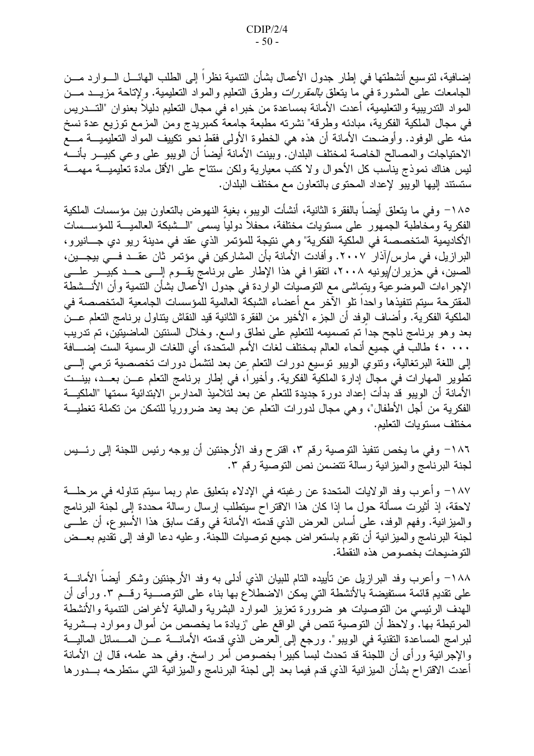إضافية، لتوسيع أنشطتها في إطار جدول الأعمال بشأن التنمية نظراً إلى الطلب الهائل الوارد من الجامعات على المشورة في ما يتعلق *بالمقررات* وطرق التعليم والمواد التعليمية. ولإتاحة مزيد من المواد التدريبية والتعليمية، أعدت الأمانة بمساعدة من خبراء في مجال التعليم دليلاً بعنوان "التدريس في مجال الملكية الفكرية، مبادئه وطرقه" نشرته مطبعة جامعة كمبريدج ومن المزمع توزيع عدة نسخ منه على الوفود. وأوضحت الأمانة أن هذه هي الخطوة الأولى فقط نحو تكييف المواد التعليمية مع الاحتياجات والمصالح الخاصة لمختلف البلدان. وبينت الأمانة أيضاً أن الويبو على وعي كبير بأنه ليس هناك نموذج يناسب كل الأحوال ولا كتب معيارية ولكن ستتاح على الأقل مادة تعليمية مهمة ستستند إليها الويبو لإعداد المحتوى بالتعاون مع مختلف البلدان.

١٨٥- وفي ما يتعلق أيضاً بالفقرة الثانية، أنشأت الويبو، بغية النهوض بالتعاون بين مؤسسات الملكية الفكرية ومخاطبة الجمهور على مستويات مختلفة، محفلاً دولياً يسمى "الشبكة العالمية للمؤسسات الأكاديمية المتخصصة في الملكية الفكرية" وهي نتيجة للمؤتمر الذي عقد في مدينة ريو دي جانيرو، البرازيل، في مارس/آذار ٢٠٠٧. وأفادت الأمانة بأن المشاركين في مؤتمر ثان عقد في بيجين، الصين، في حزيران/يونيه ٢٠٠٨، اتفقوا في هذا الإطار على برنامج يقوم إلى حد كبير على الإجراءات الموضوعية ويتماشى مع التوصيات الواردة في جدول الأعمال بشأن التنمية وأن الأنشطة المقترحة سيتم تنفيذها واحداً تلو الآخر مع أعضاء الشبكة العالمية للمؤسسات الجامعية المتخصصة في الملكية الفكرية. وأضاف الوفد أن الجزء الأخير من الفقرة الثانية قيد النقاش يتناول برنامج التعلم عن بعد وهو برنامج ناجح جداً تم تصميمه للتعليم على نطاق واسع. وخلال السنتين الماضيتين، تم تدريب ٤٠ ٠٠٠ طالب في جميع أنحاء العالم بمختلف لغات الأمم المتحدة، أي اللغات الرسمية الست إضافة إلى اللغة البرتغالية، وتنوي الويبو توسيع دورات التعلم عن بعد لتشمل دورات تخصصية ترمي إلى تطوير المهارات في مجال إدارة الملكية الفكرية. وأخيراً، في إطار برنامج التعلم عن بعد، بينت الأمانة أن الويبو قد بدأت إعداد دورة جديدة للتعلم عن بعد لتلاميذ المدارس الابتدائية سمتها "الملكية الفكرية من أجل الأطفال"، وهي مجال لدورات التعلم عن بعد يعد ضرورياً للتمكن من تكملة تغطية مختلف مستويات التعليم.

١٨٦- وفي ما يخص تنفيذ التوصية رقم ٣، اقترح وفد الأرجنتين أن يوجه رئيس اللجنة إلى رئيس لجنة البرنامج والميزانية رسالة تتضمن نص التوصية رقم ٣.

١٨٧- وأعرب وفد الولايات المتحدة عن رغبته في الإدلاء بتعليق عام ربما سيتم تناوله في مرحلة لاحقة، إذ أثيرت مسألة حول ما إذا كان هذا الاقتراح سيتطلب إرسال رسالة محددة إلى لجنة البرنامج والميزانية. وفهم الوفد، على أساس العرض الذي قدمته الأمانة في وقت سابق هذا الأسبوع، أن على لجنة البرنامج والميزانية أن تقوم باستعراض جميع توصيات اللجنة. وعليه دعا الوفد إلى تقديم بعض التوضيحات بخصوص هذه النقطة.

١٨٨- وأعرب وفد البرازيل عن تأييده التام للبيان الذي أدلى به وفد الأرجنتين وشكر أيضاً الأمانة على تقديم قائمة مستفيضة بالأنشطة التي يمكن الاضطلاع بها بناء على التوصية رقم ٣. ورأى أن الهدف الرئيسي من التوصيات هو ضرورة تعزيز الموارد البشرية والمالية لأغراض التنمية والأنشطة المرتبطة بها. ولاحظ أن التوصية تنص في الواقع على "زيادة ما يخصص من أموال وموارد بشرية لبرامج المساعدة التقنية في الويبو". ورجع إلى العرض الذي قدمته الأمانة عن المسائل المالية والإجرائية ورأى أن اللجنة قد تحدث لبساً كبيراً بخصوص أمر راسخ. وفي حد علمه، قال إن الأمانة أعدت الاقتراح بشأن الميزانية الذي قدم فيما بعد إلى لجنة البرنامج والميزانية التي ستطرحه بدورها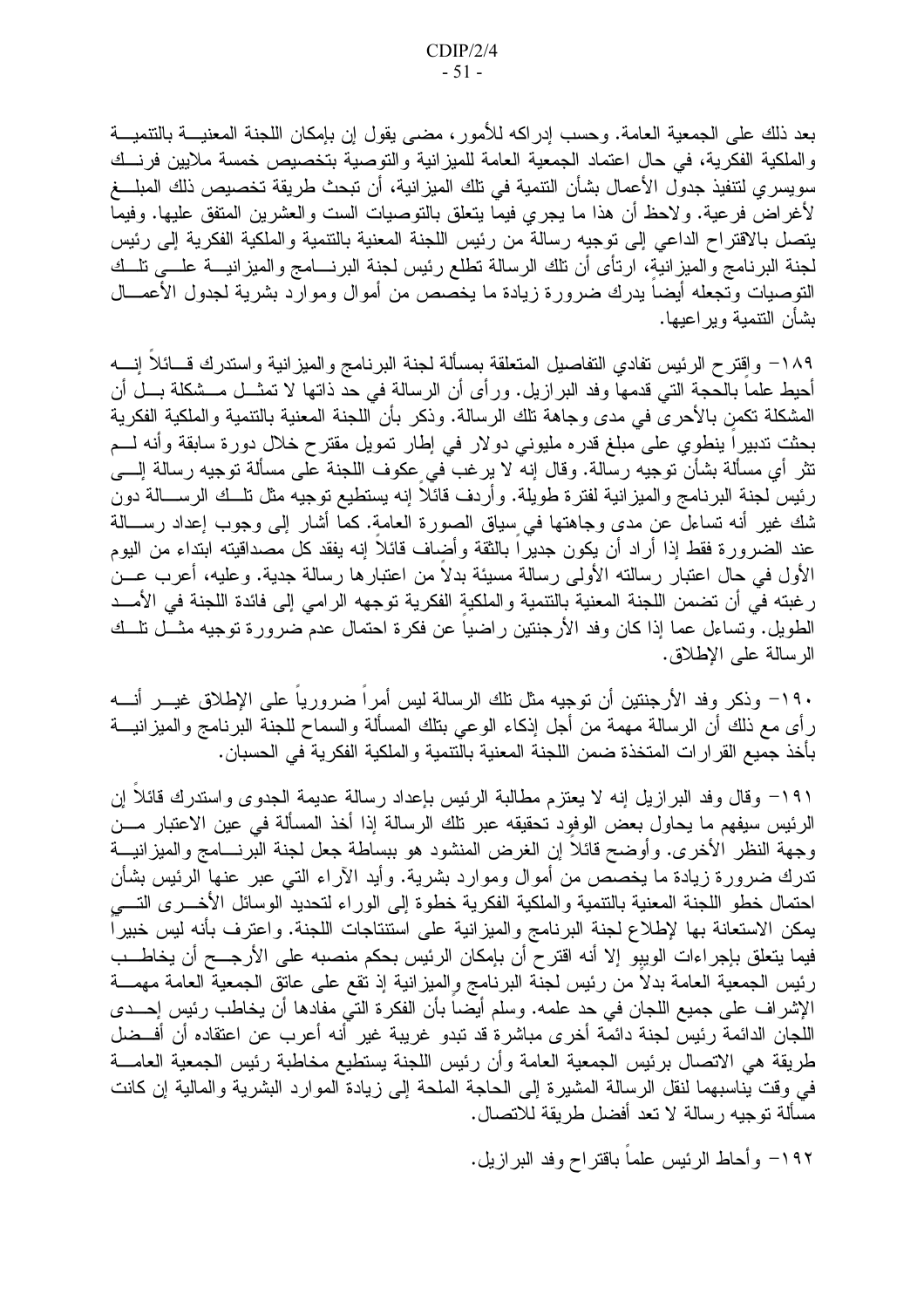بعد ذلك على الجمعية العامة. وحسب إدراكه للأمور، مضى يقول إن بإمكان اللجنة المعنية بالتنمية والملكية الفكرية، في حال اعتماد الجمعية العامة للميزانية والتوصية بتخصيص خمسة ملايين فرنك سويسري لتنفيذ جدول الأعمال بشأن التنمية في تلك الميزانية، أن تبحث طريقة تخصيص ذلك المبلغ لأغراض فرعية. ولاحظ أن هذا ما يجري فيما يتعلق بالتوصيات الست والعشرين المتفق عليها. وفيما يتصل بالاقتراح الداعي إلى توجيه رسالة من رئيس اللجنة المعنية بالتنمية والملكية الفكرية إلى رئيس لجنة البرنامج والميزانية، ارتأى أن تلك الرسالة تطلع رئيس لجنة البرنامج والميزانية على تلك التوصيات وتجعله أيضاً يدرك ضرورة زيادة ما يخصص من أموال وموارد بشرية لجدول الأعمال بشأن التنمية ويراعيها.

١٨٩- واقترح الرئيس تفادي التفاصيل المتعلقة بمسألة لجنة البرنامج والميزانية واستدرك قائلاً إنه أحيط علماً بالحجة التي قدمها وفد البرازيل. ورأى أن الرسالة في حد ذاتها لا تمثل مشكلة بل أن المشكلة تكمن بالأحرى في مدى وجاهة تلك الرسالة. وذكر بأن اللجنة المعنية بالتنمية والملكية الفكرية بحثت تدبيراً ينطوي على مبلغ قدره مليوني دولار في إطار تمويل مقترح خلال دورة سابقة وأنه لم تثر أي مسألة بشأن توجيه رسالة. وقال إنه لا يرغب في عكوف اللجنة على مسألة توجيه رسالة إلى رئيس لجنة البرنامج والميزانية لفترة طويلة. وأردف قائلاً إنه يستطيع توجيه مثل تلك الرسالة دون شك غير أنه تساءل عن مدى وجاهتها في سياق الصورة العامة. كما أشار إلى وجوب إعداد رسالة عند الضرورة فقط إذا أراد أن يكون جديراً بالثقة وأضاف قائلاً إنه يفقد كل مصداقيته ابتداء من اليوم الأول في حال اعتبار رسالته الأولى رسالة مسيئة بدلاً من اعتبارها رسالة جدية. وعليه، أعرب عن رغبته في أن تضمن اللجنة المعنية بالتنمية والملكية الفكرية توجهه الرامي إلى فائدة اللجنة في الأمد الطويل. وتساءل عما إذا كان وفد الأرجنتين راضياً عن فكرة احتمال عدم ضرورة توجيه مثل تلك الرسالة على الإطلاق.

١٩٠- وذكر وفد الأرجنتين أن توجيه مثل تلك الرسالة ليس أمراً ضرورياً على الإطلاق غير أنه رأى مع ذلك أن الرسالة مهمة من أجل إذكاء الوعي بتلك المسألة والسماح للجنة البرنامج والميزانية بأخذ جميع القرارات المتخذة ضمن اللجنة المعنية بالتنمية والملكية الفكرية في الحسبان.

١٩١- وقال وفد البرازيل إنه لا يعتزم مطالبة الرئيس بإعداد رسالة عديمة الجدوى واستدرك قائلاً إن الرئيس سيفهم ما يحاول بعض الوفود تحقيقه عبر تلك الرسالة إذا أخذ المسألة في عين الاعتبار من وجهة النظر الأخرى. وأوضح قائلاً إن الغرض المنشود هو ببساطة جعل لجنة البرنامج والميزانية تدرك ضرورة زيادة ما يخصص من أموال وموارد بشرية. وأيد الآراء التي عبر عنها الرئيس بشأن احتمال خطو اللجنة المعنية بالتنمية والملكية الفكرية خطوة إلى الوراء لتحديد الوسائل الأخرى التي يمكن الاستعانة بها لإطلاع لجنة البرنامج والميزانية على استنتاجات اللجنة. واعترف بأنه ليس خبيراً فيما يتعلق بإجراءات الويبو إلا أنه اقترح أن بإمكان الرئيس بحكم منصبه على الأرجح أن يخاطب رئيس الجمعية العامة بدلاً من رئيس لجنة البرنامج والميزانية إذ تقع على عاتق الجمعية العامة مهمة الإشراف على جميع اللجان في حد علمه. وسلم أيضاً بأن الفكرة التي مفادها أن يخاطب رئيس إحدى اللجان الدائمة رئيس لجنة دائمة أخرى مباشرة قد تبدو غريبة غير أنه أعرب عن اعتقاده أن أفضل طريقة هي الاتصال برئيس الجمعية العامة وأن رئيس اللجنة يستطيع مخاطبة رئيس الجمعية العامة في وقت يناسبهما لنقل الرسالة المشيرة إلى الحاجة الملحة إلى زيادة الموارد البشرية والمالية إن كانت مسألة توجيه رسالة لا تعد أفضل طريقة للاتصال.

١٩٢- وأحاط الرئيس علماً باقتراح وفد البرازيل.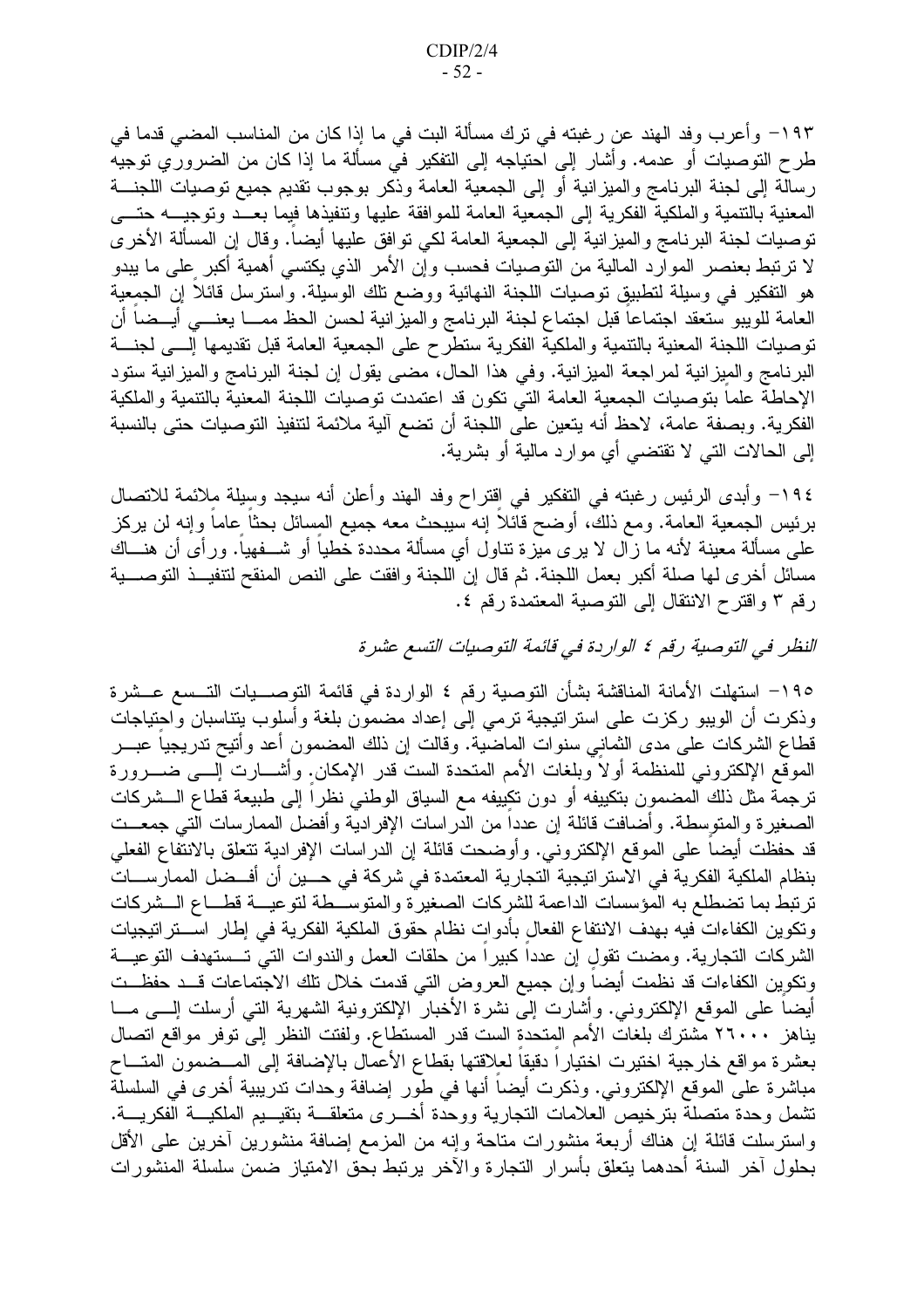١٩٣- وأعرب وفد الهند عن رغبته في ترك مسألة البت في ما إذا كان من المناسب المضي قدما في طرح التوصيات أو عدمه. وأشار إلى احتياجه إلى التفكير في مسألة ما إذا كان من الضروري توجيه رسالة إلى لجنة البرنامج والميزانية أو إلى الجمعية العامة وذكر بوجوب تقديم جميع توصيات اللجنة المعنية بالتنمية والملكية الفكرية إلى الجمعية العامة للموافقة عليها وتنفيذها فيما بعد وتوجيه حتى توصيات لجنة البرنامج والميزانية إلى الجمعية العامة لكي توافق عليها أيضاً. وقال إن المسألة الأخرى لا ترتبط بعنصر الموارد المالية من التوصيات فحسب وإن الأمر الذي يكتسي أهمية أكبر على ما يبدو هو التفكير في وسيلة لتطبيق توصيات اللجنة النهائية ووضع تلك الوسيلة. واسترسل قائلاً إن الجمعية العامة للويبو ستعقد اجتماعاً قبل اجتماع لجنة البرنامج والميزانية لحسن الحظ مما يعني أيضاً أن توصيات اللجنة المعنية بالتنمية والملكية الفكرية ستطرح على الجمعية العامة قبل تقديمها إلى لجنة البرنامج والميزانية لمراجعة الميزانية. وفي هذا الحال، مضى يقول إن لجنة البرنامج والميزانية ستود الإحاطة علماً بتوصيات الجمعية العامة التي تكون قد اعتمدت توصيات اللجنة المعنية بالتنمية والملكية الفكرية. وبصفة عامة، لاحظ أنه يتعين على اللجنة أن تضع آلية ملائمة لتنفيذ التوصيات حتى بالنسبة إلى الحالات التي لا تقتضي أي موارد مالية أو بشرية.

١٩٤- وأبدى الرئيس رغبته في التفكير في اقتراح وفد الهند وأعلن أنه سيجد وسيلة ملائمة للاتصال برئيس الجمعية العامة. ومع ذلك، أوضح قائلاً إنه سيبحث معه جميع المسائل بحثاً عاماً وإنه لن يركز على مسألة معينة لأنه ما زال لا يرى ميزة تناول أي مسألة محددة خطياً أو شفهياً. ورأى أن هناك مسائل أخرى لها صلة أكبر بعمل اللجنة. ثم قال إن اللجنة وافقت على النص المنقح لتنفيذ التوصية رقم ٣ واقترح الانتقال إلى التوصية المعتمدة رقم ٤.

*النظر في التوصية رقم ٤ الواردة في قائمة التوصيات التسع عشرة*

١٩٥- استهلت الأمانة المناقشة بشأن التوصية رقم ٤ الواردة في قائمة التوصيات التسع عشرة وذكرت أن الويبو ركزت على استراتيجية ترمي إلى إعداد مضمون بلغة وأسلوب يتناسبان واحتياجات قطاع الشركات على مدى الثماني سنوات الماضية. وقالت إن ذلك المضمون أعد وأتيح تدريجياً عبر الموقع الإلكتروني للمنظمة أولاً وبلغات الأمم المتحدة الست قدر الإمكان. وأشارت إلى ضرورة ترجمة مثل ذلك المضمون بتكييفه أو دون تكييفه مع السياق الوطني نظراً إلى طبيعة قطاع الشركات الصغيرة والمتوسطة. وأضافت قائلة إن عدداً من الدراسات الإفرادية وأفضل الممارسات التي جمعت قد حفظت أيضاً على الموقع الإلكتروني. وأوضحت قائلة إن الدراسات الإفرادية تتعلق بالانتفاع الفعلي بنظام الملكية الفكرية في الاستراتيجية التجارية المعتمدة في شركة في حين أن أفضل الممارسات ترتبط بما تضطلع به المؤسسات الداعمة للشركات الصغيرة والمتوسطة لتوعية قطاع الشركات وتكوين الكفاءات فيه بهدف الانتفاع الفعال بأدوات نظام حقوق الملكية الفكرية في إطار استراتيجيات الشركات التجارية. ومضت تقول إن عدداً كبيراً من حلقات العمل والندوات التي تستهدف التوعية وتكوين الكفاءات قد نظمت أيضاً وإن جميع العروض التي قدمت خلال تلك الاجتماعات قد حفظت أيضاً على الموقع الإلكتروني. وأشارت إلى نشرة الأخبار الإلكترونية الشهرية التي أرسلت إلى ما يناهز ٢٦٠٠٠ مشترك بلغات الأمم المتحدة الست قدر المستطاع. ولفتت النظر إلى توفر مواقع اتصال بعشرة مواقع خارجية اختيرت اختياراً دقيقاً لعلاقتها بقطاع الأعمال بالإضافة إلى المضمون المتاح مباشرة على الموقع الإلكتروني. وذكرت أيضاً أنها في طور إضافة وحدات تدريبية أخرى في السلسلة تشمل وحدة متصلة بترخيص العلامات التجارية ووحدة أخرى متعلقة بتقييم الملكية الفكرية. واسترسلت قائلة إن هناك أربعة منشورات متاحة وإنه من المزمع إضافة منشورين آخرين على الأقل بحلول آخر السنة أحدهما يتعلق بأسرار التجارة والآخر يرتبط بحق الامتياز ضمن سلسلة المنشورات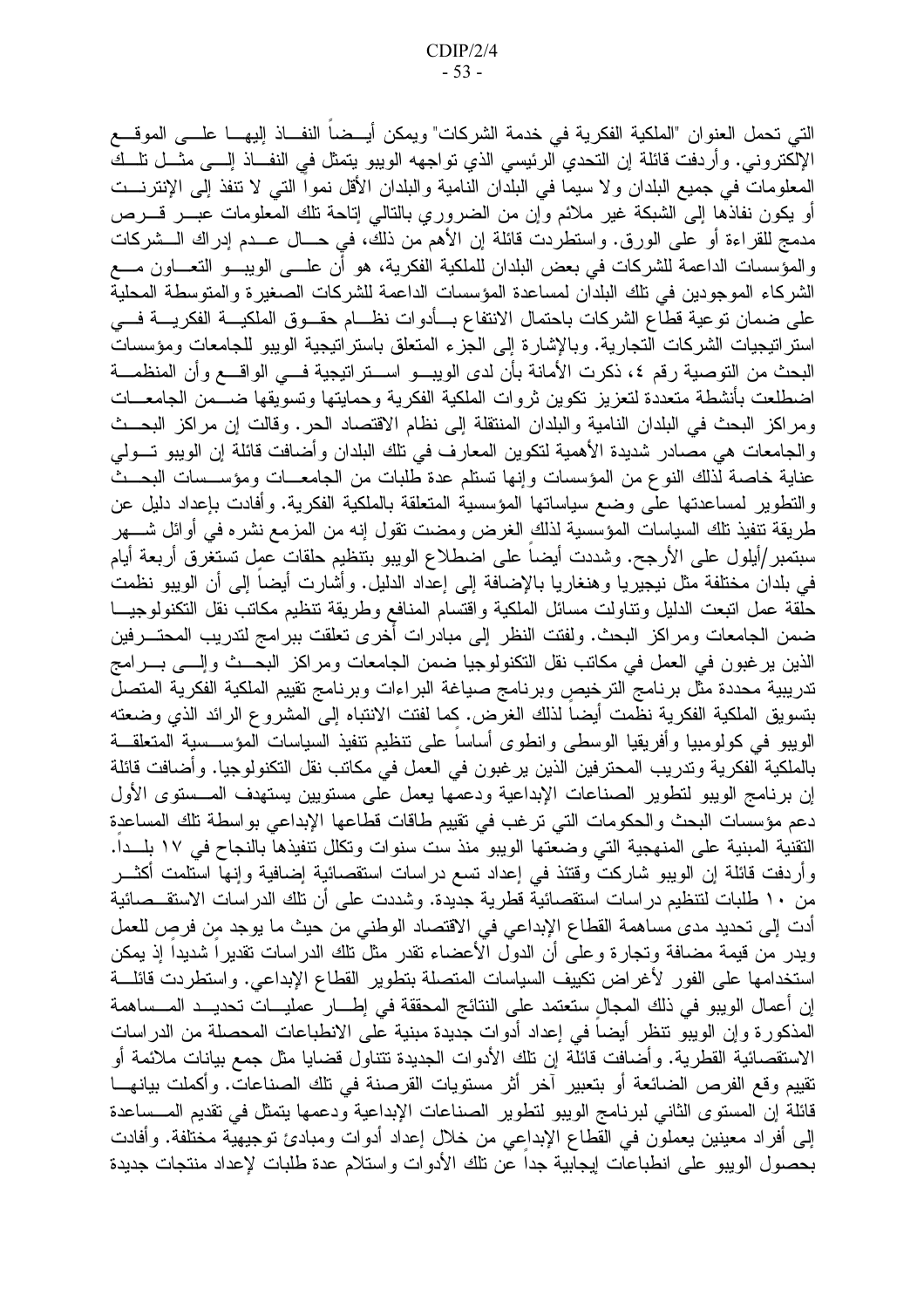التي تحمل العنوان "الملكية الفكرية في خدمة الشركات" ويمكن أيضاً النفاذ إليها على الموقع الإلكتروني. وأردفت قائلة إن التحدي الرئيسي الذي تواجهه الويبو يتمثل في النفاذ إلى مثل تلك المعلومات في جميع البلدان ولا سيما في البلدان النامية والبلدان الأقل نمواً التي لا تنفذ إلى الإنترنت أو يكون نفاذها إلى الشبكة غير ملائم وإن من الضروري بالتالي إتاحة تلك المعلومات عبر قرص مدمج للقراءة أو على الورق. واستطردت قائلة إن الأهم من ذلك، في حال عدم إدراك الشركات والمؤسسات الداعمة للشركات في بعض البلدان للملكية الفكرية، هو أن على الويبو التعاون مع الشركاء الموجودين في تلك البلدان لمساعدة المؤسسات الداعمة للشركات الصغيرة والمتوسطة المحلية على ضمان توعية قطاع الشركات باحتمال الانتفاع بأدوات نظام حقوق الملكية الفكرية في استراتيجيات الشركات التجارية. وبالإشارة إلى الجزء المتعلق باستراتيجية الويبو للجامعات ومؤسسات البحث من التوصية رقم ٤، ذكرت الأمانة بأن لدى الويبو استراتيجية في الواقع وأن المنظمة اضطلعت بأنشطة متعددة لتعزيز تكوين ثروات الملكية الفكرية وحمايتها وتسويقها ضمن الجامعات ومراكز البحث في البلدان النامية والبلدان المنتقلة إلى نظام الاقتصاد الحر. وقالت إن مراكز البحث والجامعات هي مصادر شديدة الأهمية لتكوين المعارف في تلك البلدان وأضافت قائلة إن الويبو تولي عناية خاصة لذلك النوع من المؤسسات وإنها تستلم عدة طلبات من الجامعات ومؤسسات البحث والتطوير لمساعدتها على وضع سياساتها المؤسسية المتعلقة بالملكية الفكرية. وأفادت بإعداد دليل عن طريقة تنفيذ تلك السياسات المؤسسية لذلك الغرض ومضت تقول إنه من المزمع نشره في أوائل شهر سبتمبر/أيلول على الأرجح. وشددت أيضاً على اضطلاع الويبو بتنظيم حلقات عمل تستغرق أربعة أيام في بلدان مختلفة مثل نيجيريا وهنغاريا بالإضافة إلى إعداد الدليل. وأشارت أيضاً إلى أن الويبو نظمت حلقة عمل اتبعت الدليل وتناولت مسائل الملكية واقتسام المنافع وطريقة تنظيم مكاتب نقل التكنولوجيا ضمن الجامعات ومراكز البحث. ولفتت النظر إلى مبادرات أخرى تعلقت ببرامج لتدريب المحترفين الذين يرغبون في العمل في مكاتب نقل التكنولوجيا ضمن الجامعات ومراكز البحث وإلى برامج تدريبية محددة مثل برنامج الترخيص وبرنامج صياغة البراءات وبرنامج تقييم الملكية الفكرية المتصل بتسويق الملكية الفكرية نظمت أيضاً لذلك الغرض. كما لفتت الانتباه إلى المشروع الرائد الذي وضعته الويبو في كولومبيا وأفريقيا الوسطى وانطوى أساساً على تنظيم تنفيذ السياسات المؤسسية المتعلقة بالملكية الفكرية وتدريب المحترفين الذين يرغبون في العمل في مكاتب نقل التكنولوجيا. وأضافت قائلة إن برنامج الويبو لتطوير الصناعات الإبداعية ودعمها يعمل على مستويين يستهدف المستوى الأول دعم مؤسسات البحث والحكومات التي ترغب في تقييم طاقات قطاعها الإبداعي بواسطة تلك المساعدة التقنية المبنية على المنهجية التي وضعتها الويبو منذ ست سنوات وتكلل تنفيذها بالنجاح في ١٧ بلداً. وأردفت قائلة إن الويبو شاركت وقتئذ في إعداد تسع دراسات استقصائية إضافية وإنها استلمت أكثر من ١٠ طلبات لتنظيم دراسات استقصائية قطرية جديدة. وشددت على أن تلك الدراسات الاستقصائية أدت إلى تحديد مدى مساهمة القطاع الإبداعي في الاقتصاد الوطني من حيث ما يوجد من فرص للعمل ويدر من قيمة مضافة وتجارة وعلى أن الدول الأعضاء تقدر مثل تلك الدراسات تقديراً شديداً إذ يمكن استخدامها على الفور لأغراض تكييف السياسات المتصلة بتطوير القطاع الإبداعي. واستطردت قائلة إن أعمال الويبو في ذلك المجال ستعتمد على النتائج المحققة في إطار عمليات تحديد المساهمة المذكورة وإن الويبو تنظر أيضاً في إعداد أدوات جديدة مبنية على الانطباعات المحصلة من الدراسات الاستقصائية القطرية. وأضافت قائلة إن تلك الأدوات الجديدة تتناول قضايا مثل جمع بيانات ملائمة أو تقييم وقع الفرص الضائعة أو بتعبير آخر أثر مستويات القرصنة في تلك الصناعات. وأكملت بيانها قائلة إن المستوى الثاني لبرنامج الويبو لتطوير الصناعات الإبداعية ودعمها يتمثل في تقديم المساعدة إلى أفراد معينين يعملون في القطاع الإبداعي من خلال إعداد أدوات ومبادئ توجيهية مختلفة. وأفادت بحصول الويبو على انطباعات إيجابية جداً عن تلك الأدوات واستلام عدة طلبات لإعداد منتجات جديدة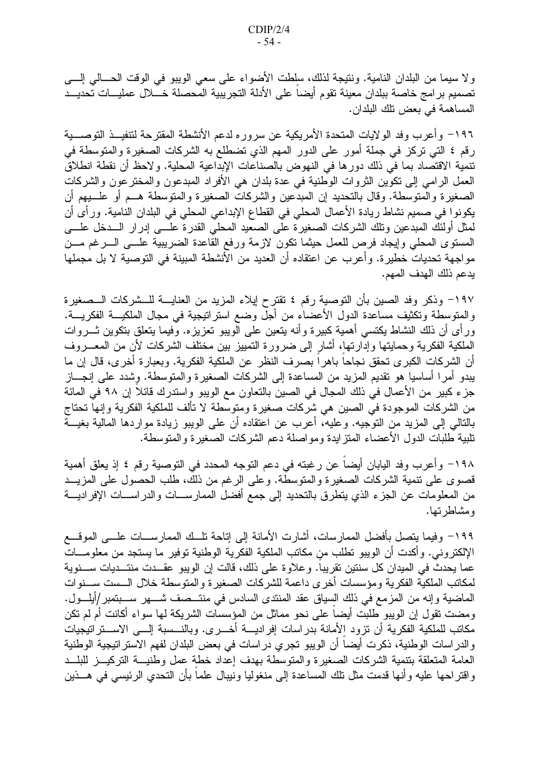ولا سيما من البلدان النامية. ونتيجة لذلك، سلطت الأضواء على سعي الويبو في الوقت الحالي إلى تصميم برامج خاصة ببلدان معينة تقوم أيضاً على الأدلة التجريبية المحصلة خلال عمليات تحديد المساهمة في بعض تلك البلدان.

١٩٦- وأعرب وفد الولايات المتحدة الأمريكية عن سروره لدعم الأنشطة المقترحة لتنفيذ التوصية رقم ٤ التي تركز في جملة أمور على الدور المهم الذي تضطلع به الشركات الصغيرة والمتوسطة في تنمية الاقتصاد بما في ذلك دورها في النهوض بالصناعات الإبداعية المحلية. ولاحظ أن نقطة انطلاق العمل الرامي إلى تكوين الثروات الوطنية في عدة بلدان هي الأفراد المبدعون والمخترعون والشركات الصغيرة والمتوسطة. وقال بالتحديد إن المبدعين والشركات الصغيرة والمتوسطة هم أو عليهم أن يكونوا في صميم نشاط ريادة الأعمال المحلي في القطاع الإبداعي المحلي في البلدان النامية. ورأى أن لمثل أولئك المبدعين وتلك الشركات الصغيرة على الصعيد المحلي القدرة على إدرار الدخل على المستوى المحلي وإيجاد فرص للعمل حيثما تكون لازمة ورفع القاعدة الضريبية على الرغم من مواجهة تحديات خطيرة. وأعرب عن اعتقاده أن العديد من الأنشطة المبينة في التوصية لا بل مجملها يدعم ذلك الهدف المهم.

١٩٧- وذكر وفد الصين بأن التوصية رقم ٤ تقترح إيلاء المزيد من العناية للشركات الصغيرة والمتوسطة وتكثيف مساعدة الدول الأعضاء من أجل وضع استراتيجية في مجال الملكية الفكرية. ورأى أن ذلك النشاط يكتسي أهمية كبيرة وأنه يتعين على الويبو تعزيزه. وفيما يتعلق بتكوين ثروات الملكية الفكرية وحمايتها وإدارتها، أشار إلى ضرورة التمييز بين مختلف الشركات لأن من المعروف أن الشركات الكبرى تحقق نجاحاً باهراً بصرف النظر عن الملكية الفكرية. وبعبارة أخرى، قال إن ما يبدو أمرا أساسيا هو تقديم المزيد من المساعدة إلى الشركات الصغيرة والمتوسطة. وشدد على إنجاز جزء كبير من الأعمال في ذلك المجال في الصين بالتعاون مع الويبو واستدرك قائلاً إن ٩٨ في المائة من الشركات الموجودة في الصين هي شركات صغيرة ومتوسطة لا تألف للملكية الفكرية وإنها تحتاج بالتالي إلى المزيد من التوجيه. وعليه، أعرب عن اعتقاده أن على الويبو زيادة مواردها المالية بغية تلبية طلبات الدول الأعضاء المتزايدة ومواصلة دعم الشركات الصغيرة والمتوسطة.

١٩٨- وأعرب وفد اليابان أيضاً عن رغبته في دعم التوجه المحدد في التوصية رقم ٤ إذ يعلق أهمية قصوى على تنمية الشركات الصغيرة والمتوسطة. وعلى الرغم من ذلك، طلب الحصول على المزيد من المعلومات عن الجزء الذي يتطرق بالتحديد إلى جمع أفضل الممارسات والدراسات الإفرادية ومشاطرتها.

١٩٩- وفيما يتصل بأفضل الممارسات، أشارت الأمانة إلى إتاحة تلك الممارسات على الموقع الإلكتروني. وأكدت أن الويبو تطلب من مكاتب الملكية الفكرية الوطنية توفير ما يستجد من معلومات عما يحدث في الميدان كل سنتين تقريباً. وعلاوة على ذلك، قالت إن الويبو عقدت منتديات سنوية لمكاتب الملكية الفكرية ومؤسسات أخرى داعمة للشركات الصغيرة والمتوسطة خلال الست سنوات الماضية وإنه من المزمع في ذلك السياق عقد المنتدى السادس في منتصف شهر سبتمبر/أيلول. ومضت تقول إن الويبو طلبت أيضاً على نحو مماثل من المؤسسات الشريكة لها سواء أكانت أم لم تكن مكاتب للملكية الفكرية أن تزود الأمانة بدراسات إفرادية أخرى. وبالنسبة إلى الاستراتيجيات والدراسات الوطنية، ذكرت أيضاً أن الويبو تجري دراسات في بعض البلدان لفهم الاستراتيجية الوطنية العامة المتعلقة بتنمية الشركات الصغيرة والمتوسطة بهدف إعداد خطة عمل وطنية التركيز للبلد واقتراحها عليه وأنها قدمت مثل تلك المساعدة إلى منغوليا ونيبال علماً بأن التحدي الرئيسي في هذين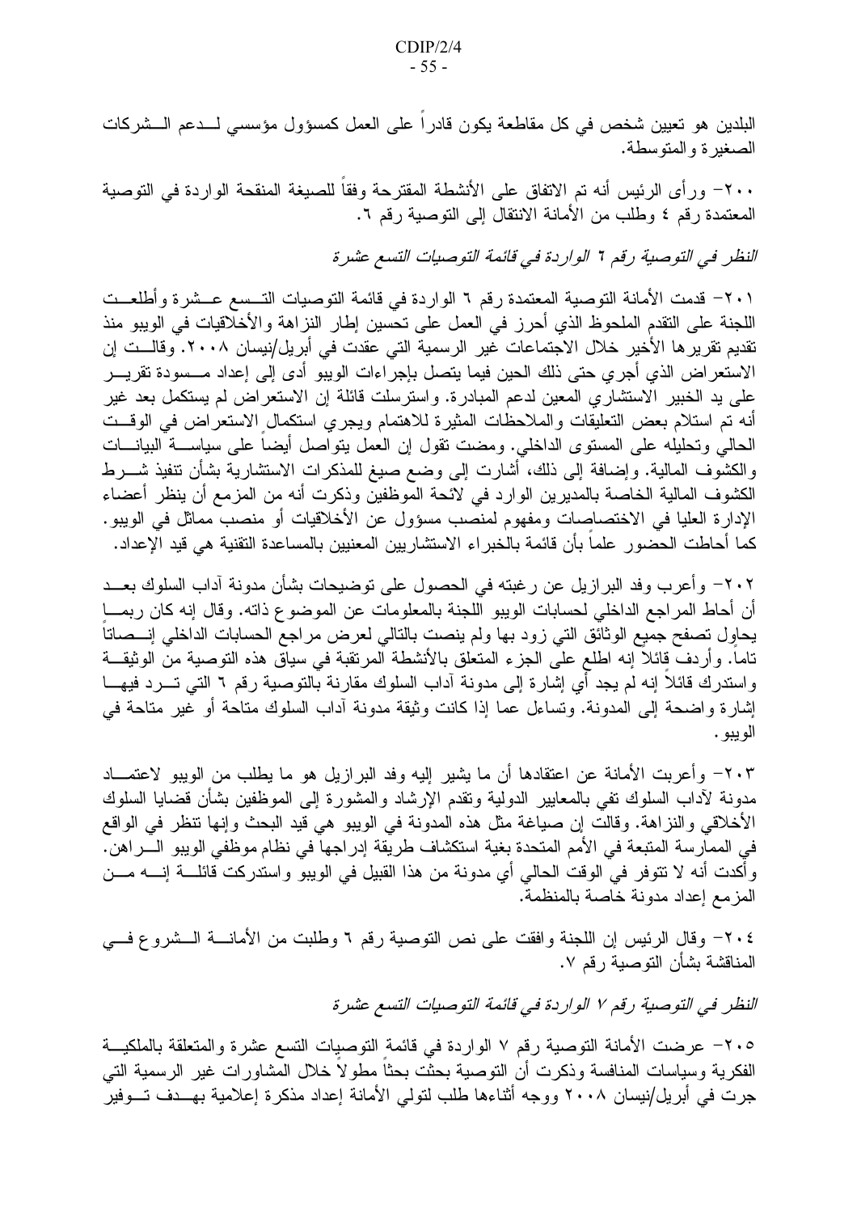البلدين هو تعيين شخص في كل مقاطعة يكون قادراً على العمل كمسؤول مؤسسي لدعم الشركات الصغيرة والمتوسطة.

٢٠٠- ورأى الرئيس أنه تم الاتفاق على الأنشطة المقترحة وفقاً للصيغة المنقحة الواردة في التوصية المعتمدة رقم ٤ وطلب من الأمانة الانتقال إلى التوصية رقم ٦.

*النظر في التوصية رقم ٦ الواردة في قائمة التوصيات التسع عشرة*

٢٠١- قدمت الأمانة التوصية المعتمدة رقم ٦ الواردة في قائمة التوصيات التسع عشرة وأطلعت اللجنة على التقدم الملحوظ الذي أحرز في العمل على تحسين إطار النزاهة والأخلاقيات في الويبو منذ تقديم تقريرها الأخير خلال الاجتماعات غير الرسمية التي عقدت في أبريل/نيسان ٢٠٠٨. وقالت إن الاستعراض الذي أجري حتى ذلك الحين فيما يتصل بإجراءات الويبو أدى إلى إعداد مسودة تقرير على يد الخبير الاستشاري المعين لدعم المبادرة. واسترسلت قائلة إن الاستعراض لم يستكمل بعد غير أنه تم استلام بعض التعليقات والملاحظات المثيرة للاهتمام ويجري استكمال الاستعراض في الوقت الحالي وتحليله على المستوى الداخلي. ومضت تقول إن العمل يتواصل أيضاً على سياسة البيانات والكشوف المالية. وإضافة إلى ذلك، أشارت إلى وضع صيغ للمذكرات الاستشارية بشأن تنفيذ شرط الكشوف المالية الخاصة بالمديرين الوارد في لائحة الموظفين وذكرت أنه من المزمع أن ينظر أعضاء الإدارة العليا في الاختصاصات ومفهوم لمنصب مسؤول عن الأخلاقيات أو منصب مماثل في الويبو. كما أحاطت الحضور علماً بأن قائمة بالخبراء الاستشاريين المعنيين بالمساعدة التقنية هي قيد الإعداد.

٢٠٢- وأعرب وفد البرازيل عن رغبته في الحصول على توضيحات بشأن مدونة آداب السلوك بعد أن أحاط المراجع الداخلي لحسابات الويبو اللجنة بالمعلومات عن الموضوع ذاته. وقال إنه كان ربما يحاول تصفح جميع الوثائق التي زود بها ولم ينصت بالتالي لعرض مراجع الحسابات الداخلي إنصاتاً تاماً. وأردف قائلاً إنه اطلع على الجزء المتعلق بالأنشطة المرتقبة في سياق هذه التوصية من الوثيقة واستدرك قائلاً إنه لم يجد أي إشارة إلى مدونة آداب السلوك مقارنة بالتوصية رقم ٦ التي ترد فيها إشارة واضحة إلى المدونة. وتساءل عما إذا كانت وثيقة مدونة آداب السلوك متاحة أو غير متاحة في الويبو.

٢٠٣- وأعربت الأمانة عن اعتقادها أن ما يشير إليه وفد البرازيل هو ما يطلب من الويبو لاعتماد مدونة لآداب السلوك تفي بالمعايير الدولية وتقدم الإرشاد والمشورة إلى الموظفين بشأن قضايا السلوك الأخلاقي والنزاهة. وقالت إن صياغة مثل هذه المدونة في الويبو هي قيد البحث وإنها تنظر في الواقع في الممارسة المتبعة في الأمم المتحدة بغية استكشاف طريقة إدراجها في نظام موظفي الويبو الراهن. وأكدت أنه لا تتوفر في الوقت الحالي أي مدونة من هذا القبيل في الويبو واستدركت قائلة إنه من المزمع إعداد مدونة خاصة بالمنظمة.

٢٠٤- وقال الرئيس إن اللجنة وافقت على نص التوصية رقم ٦ وطلبت من الأمانة الشروع في المناقشة بشأن التوصية رقم ٧.

*النظر في التوصية رقم ٧ الواردة في قائمة التوصيات التسع عشرة*

٢٠٥- عرضت الأمانة التوصية رقم ٧ الواردة في قائمة التوصيات التسع عشرة والمتعلقة بالملكية الفكرية وسياسات المنافسة وذكرت أن التوصية بحثت بحثاً مطولاً خلال المشاورات غير الرسمية التي جرت في أبريل/نيسان ٢٠٠٨ ووجه أثناءها طلب لتولي الأمانة إعداد مذكرة إعلامية بهدف توفير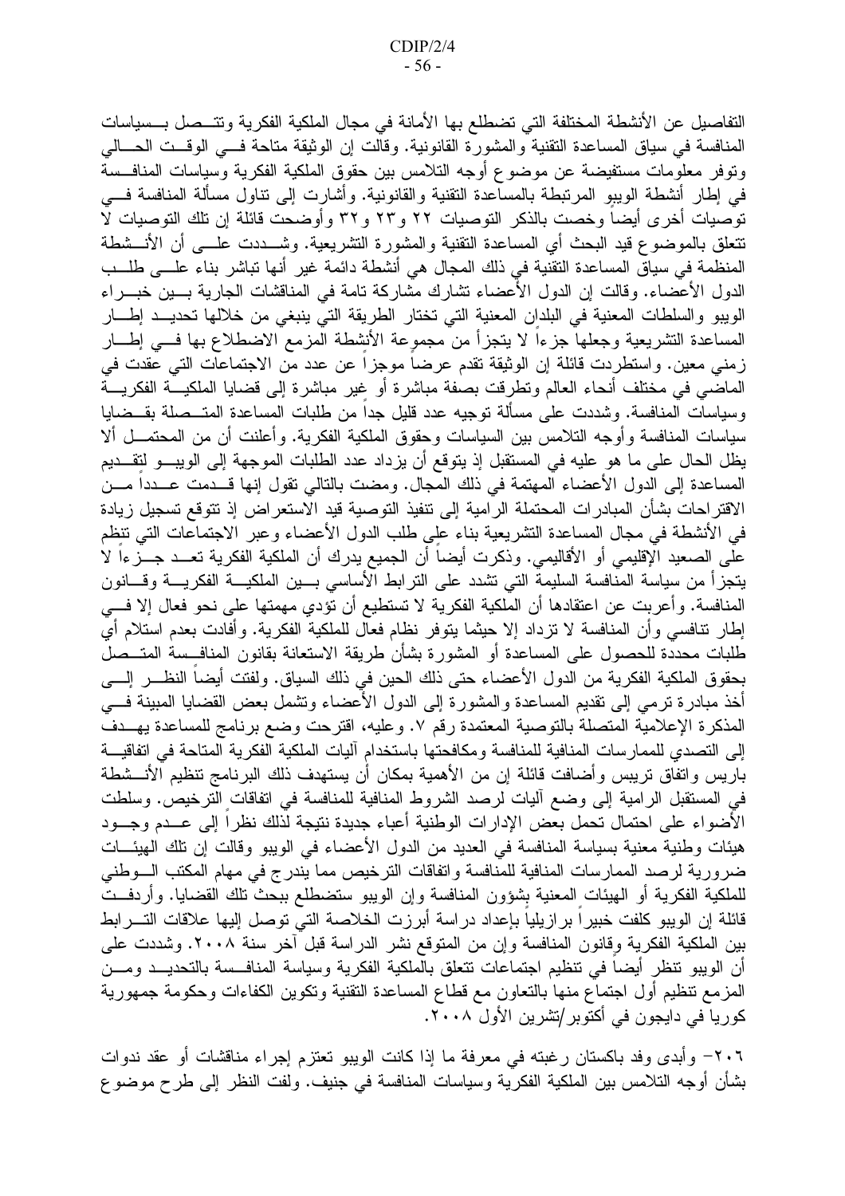التفاصيل عن الأنشطة المختلفة التي تضطلع بها الأمانة في مجال الملكية الفكرية وتتصل بسياسات المنافسة في سياق المساعدة التقنية والمشورة القانونية. وقالت إن الوثيقة متاحة في الوقت الحالي وتوفر معلومات مستفيضة عن موضوع أوجه التلامس بين حقوق الملكية الفكرية وسياسات المنافسة في إطار أنشطة الويبو المرتبطة بالمساعدة التقنية والقانونية. وأشارت إلى تناول مسألة المنافسة في توصيات أخرى أيضاً وخصت بالذكر التوصيات ٢٢ و٢٣ و٣٢ وأوضحت قائلة إن تلك التوصيات لا تتعلق بالموضوع قيد البحث أي المساعدة التقنية والمشورة التشريعية. وشددت على أن الأنشطة المنظمة في سياق المساعدة التقنية في ذلك المجال هي أنشطة دائمة غير أنها تباشر بناء على طلب الدول الأعضاء. وقالت إن الدول الأعضاء تشارك مشاركة تامة في المناقشات الجارية بين خبراء الويبو والسلطات المعنية في البلدان المعنية التي تختار الطريقة التي ينبغي من خلالها تحديد إطار المساعدة التشريعية وجعلها جزءاً لا يتجزأ من مجموعة الأنشطة المزمع الاضطلاع بها في إطار زمني معين. واستطردت قائلة إن الوثيقة تقدم عرضاً موجزاً عن عدد من الاجتماعات التي عقدت في الماضي في مختلف أنحاء العالم وتطرقت بصفة مباشرة أو غير مباشرة إلى قضايا الملكية الفكرية وسياسات المنافسة. وشددت على مسألة توجيه عدد قليل جداً من طلبات المساعدة المتصلة بقضايا سياسات المنافسة وأوجه التلامس بين السياسات وحقوق الملكية الفكرية. وأعلنت أن من المحتمل ألا يظل الحال على ما هو عليه في المستقبل إذ يتوقع أن يزداد عدد الطلبات الموجهة إلى الويبو لتقديم المساعدة إلى الدول الأعضاء المهتمة في ذلك المجال. ومضت بالتالي تقول إنها قدمت عدداً من الاقتراحات بشأن المبادرات المحتملة الرامية إلى تنفيذ التوصية قيد الاستعراض إذ تتوقع تسجيل زيادة في الأنشطة في مجال المساعدة التشريعية بناء على طلب الدول الأعضاء وعبر الاجتماعات التي تنظم على الصعيد الإقليمي أو الأقاليمي. وذكرت أيضاً أن الجميع يدرك أن الملكية الفكرية تعد جزءاً لا يتجزأ من سياسة المنافسة السليمة التي تشدد على الترابط الأساسي بين الملكية الفكرية وقانون المنافسة. وأعربت عن اعتقادها أن الملكية الفكرية لا تستطيع أن تؤدي مهمتها على نحو فعال إلا في إطار تنافسي وأن المنافسة لا تزداد إلا حيثما يتوفر نظام فعال للملكية الفكرية. وأفادت بعدم استلام أي طلبات محددة للحصول على المساعدة أو المشورة بشأن طريقة الاستعانة بقانون المنافسة المتصل بحقوق الملكية الفكرية من الدول الأعضاء حتى ذلك الحين في ذلك السياق. ولفتت أيضاً النظر إلى أخذ مبادرة ترمي إلى تقديم المساعدة والمشورة إلى الدول الأعضاء وتشمل بعض القضايا المبينة في المذكرة الإعلامية المتصلة بالتوصية المعتمدة رقم ٧. وعليه، اقترحت وضع برنامج للمساعدة يهدف إلى التصدي للممارسات المنافية للمنافسة ومكافحتها باستخدام آليات الملكية الفكرية المتاحة في اتفاقية باريس واتفاق تريبس وأضافت قائلة إن من الأهمية بمكان أن يستهدف ذلك البرنامج تنظيم الأنشطة في المستقبل الرامية إلى وضع آليات لرصد الشروط المنافية للمنافسة في اتفاقات الترخيص. وسلطت الأضواء على احتمال تحمل بعض الإدارات الوطنية أعباء جديدة نتيجة لذلك نظراً إلى عدم وجود هيئات وطنية معنية بسياسة المنافسة في العديد من الدول الأعضاء في الويبو وقالت إن تلك الهيئات ضرورية لرصد الممارسات المنافية للمنافسة واتفاقات الترخيص مما يندرج في مهام المكتب الوطني للملكية الفكرية أو الهيئات المعنية بشؤون المنافسة وإن الويبو ستضطلع ببحث تلك القضايا. وأردفت قائلة إن الويبو كلفت خبيراً برازيلياً بإعداد دراسة أبرزت الخلاصة التي توصل إليها علاقات الترابط بين الملكية الفكرية وقانون المنافسة وإن من المتوقع نشر الدراسة قبل آخر سنة ٢٠٠٨. وشددت على أن الويبو تنظر أيضاً في تنظيم اجتماعات تتعلق بالملكية الفكرية وسياسة المنافسة بالتحديد ومن المزمع تنظيم أول اجتماع منها بالتعاون مع قطاع المساعدة التقنية وتكوين الكفاءات وحكومة جمهورية كوريا في دايجون في أكتوبر/تشرين الأول ٢٠٠٨.

٢٠٦- وأبدى وفد باكستان رغبته في معرفة ما إذا كانت الويبو تعتزم إجراء مناقشات أو عقد ندوات بشأن أوجه التلامس بين الملكية الفكرية وسياسات المنافسة في جنيف. ولفت النظر إلى طرح موضوع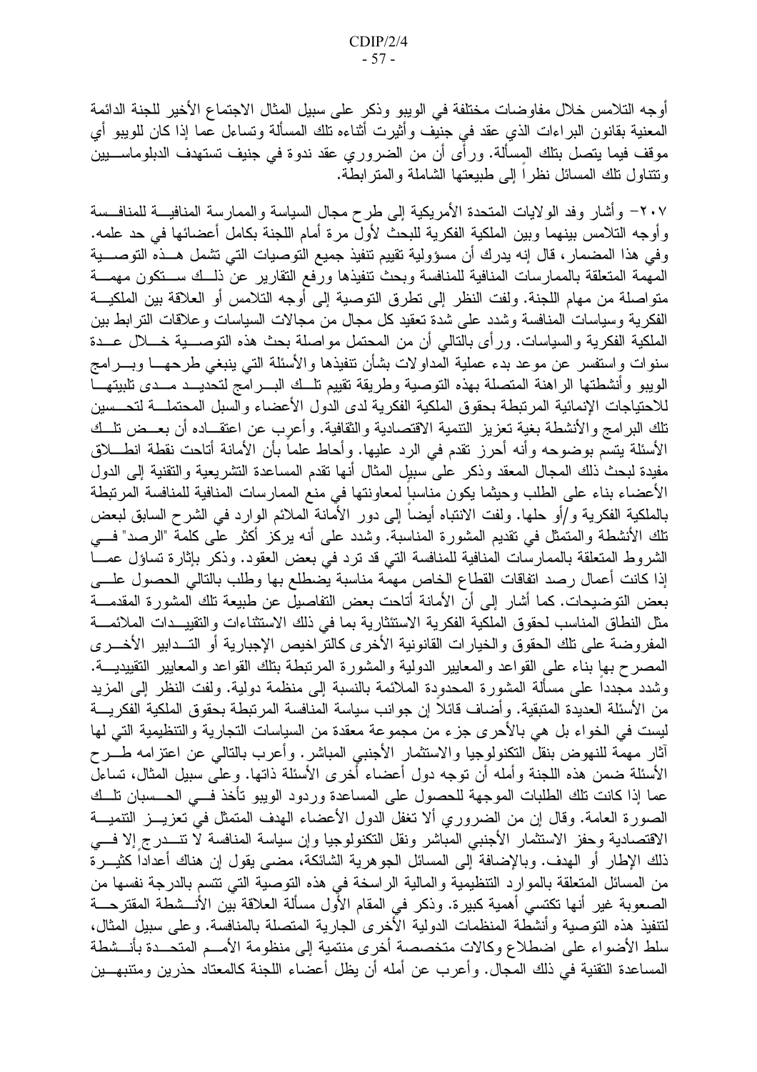أوجه التلامس خلال مفاوضات مختلفة في الويبو وذكر على سبيل المثال الاجتماع الأخير للجنة الدائمة المعنية بقانون البراءات الذي عقد في جنيف وأثيرت أثناءه تلك المسألة وتساءل عما إذا كان للويبو أي موقف فيما يتصل بتلك المسألة. ورأى أن من الضروري عقد ندوة في جنيف تستهدف الدبلوماسيين وتتناول تلك المسائل نظراً إلى طبيعتها الشاملة والمترابطة.

٢٠٧- وأشار وفد الولايات المتحدة الأمريكية إلى طرح مجال السياسة والممارسة المنافية للمنافسة وأوجه التلامس بينهما وبين الملكية الفكرية للبحث لأول مرة أمام اللجنة بكامل أعضائها في حد علمه. وفي هذا المضمار، قال إنه يدرك أن مسؤولية تقييم تنفيذ جميع التوصيات التي تشمل هذه التوصية المهمة المتعلقة بالممارسات المنافية للمنافسة وبحث تنفيذها ورفع التقارير عن ذلك ستكون مهمة متواصلة من مهام اللجنة. ولفت النظر إلى تطرق التوصية إلى أوجه التلامس أو العلاقة بين الملكية الفكرية وسياسات المنافسة وشدد على شدة تعقيد كل مجال من مجالات السياسات وعلاقات الترابط بين الملكية الفكرية والسياسات. ورأى بالتالي أن من المحتمل مواصلة بحث هذه التوصية خلال عدة سنوات واستفسر عن موعد بدء عملية المداولات بشأن تنفيذها والأسئلة التي ينبغي طرحها وبرامج الويبو وأنشطتها الراهنة المتصلة بهذه التوصية وطريقة تقييم تلك البرامج لتحديد مدى تلبيتها للاحتياجات الإنمائية المرتبطة بحقوق الملكية الفكرية لدى الدول الأعضاء والسبل المحتملة لتحسين تلك البرامج والأنشطة بغية تعزيز التنمية الاقتصادية والثقافية. وأعرب عن اعتقاده أن بعض تلك الأسئلة يتسم بوضوحه وأنه أحرز تقدم في الرد عليها. وأحاط علماً بأن الأمانة أتاحت نقطة انطلاق مفيدة لبحث ذلك المجال المعقد وذكر على سبيل المثال أنها تقدم المساعدة التشريعية والتقنية إلى الدول الأعضاء بناء على الطلب وحيثما يكون مناسباً لمعاونتها في منع الممارسات المنافية للمنافسة المرتبطة بالملكية الفكرية و/أو حلها. ولفت الانتباه أيضاً إلى دور الأمانة الملائم الوارد في الشرح السابق لبعض تلك الأنشطة والمتمثل في تقديم المشورة المناسبة. وشدد على أنه يركز أكثر على كلمة "الرصد" في الشروط المتعلقة بالممارسات المنافية للمنافسة التي قد ترد في بعض العقود. وذكر بإثارة تساؤل عما إذا كانت أعمال رصد اتفاقات القطاع الخاص مهمة مناسبة يضطلع بها وطلب بالتالي الحصول على بعض التوضيحات. كما أشار إلى أن الأمانة أتاحت بعض التفاصيل عن طبيعة تلك المشورة المقدمة مثل النطاق المناسب لحقوق الملكية الفكرية الاستئثارية بما في ذلك الاستثناءات والتقييدات الملائمة المفروضة على تلك الحقوق والخيارات القانونية الأخرى كالتراخيص الإجبارية أو التدابير الأخرى المصرح بها بناء على القواعد والمعايير الدولية والمشورة المرتبطة بتلك القواعد والمعايير التقييدية. وشدد مجدداً على مسألة المشورة المحدودة الملائمة بالنسبة إلى منظمة دولية. ولفت النظر إلى المزيد من الأسئلة العديدة المتبقية. وأضاف قائلاً إن جوانب سياسة المنافسة المرتبطة بحقوق الملكية الفكرية ليست في الخواء بل هي بالأحرى جزء من مجموعة معقدة من السياسات التجارية والتنظيمية التي لها آثار مهمة للنهوض بنقل التكنولوجيا والاستثمار الأجنبي المباشر. وأعرب بالتالي عن اعتزامه طرح الأسئلة ضمن هذه اللجنة وأمله أن توجه دول أعضاء أخرى الأسئلة ذاتها. وعلى سبيل المثال، تساءل عما إذا كانت تلك الطلبات الموجهة للحصول على المساعدة وردود الويبو تأخذ في الحسبان تلك الصورة العامة. وقال إن من الضروري ألا تغفل الدول الأعضاء الهدف المتمثل في تعزيز التنمية الاقتصادية وحفز الاستثمار الأجنبي المباشر ونقل التكنولوجيا وإن سياسة المنافسة لا تندرج إلا في ذلك الإطار أو الهدف. وبالإضافة إلى المسائل الجوهرية الشائكة، مضى يقول إن هناك أعداداً كثيرة من المسائل المتعلقة بالموارد التنظيمية والمالية الراسخة في هذه التوصية التي تتسم بالدرجة نفسها من الصعوبة غير أنها تكتسي أهمية كبيرة. وذكر في المقام الأول مسألة العلاقة بين الأنشطة المقترحة لتنفيذ هذه التوصية وأنشطة المنظمات الدولية الأخرى الجارية المتصلة بالمنافسة. وعلى سبيل المثال، سلط الأضواء على اضطلاع وكالات متخصصة أخرى منتمية إلى منظومة الأمم المتحدة بأنشطة المساعدة التقنية في ذلك المجال. وأعرب عن أمله أن يظل أعضاء اللجنة كالمعتاد حذرين ومتنبهين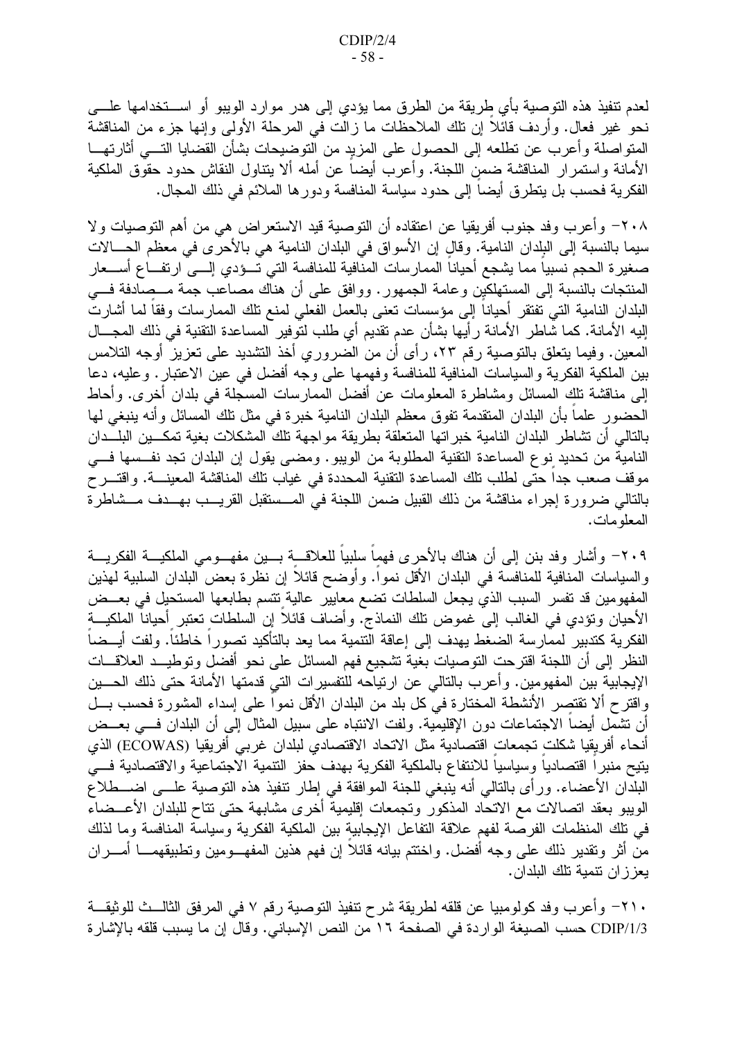لعدم تنفيذ هذه التوصية بأي طريقة من الطرق مما يؤدي إلى هدر موارد الويبو أو استخدامها على نحو غير فعال. وأردف قائلاً إن تلك الملاحظات ما زالت في المرحلة الأولى وإنها جزء من المناقشة المتواصلة وأعرب عن تطلعه إلى الحصول على المزيد من التوضيحات بشأن القضايا التي أثارتها الأمانة واستمرار المناقشة ضمن اللجنة. وأعرب أيضاً عن أمله ألا يتناول النقاش حدود حقوق الملكية الفكرية فحسب بل يتطرق أيضاً إلى حدود سياسة المنافسة ودورها الملائم في ذلك المجال.

٢٠٨- وأعرب وفد جنوب أفريقيا عن اعتقاده أن التوصية قيد الاستعراض هي من أهم التوصيات ولا سيما بالنسبة إلى البلدان النامية. وقال إن الأسواق في البلدان النامية هي بالأحرى في معظم الحالات صغيرة الحجم نسبياً مما يشجع أحياناً الممارسات المنافية للمنافسة التي تؤدي إلى ارتفاع أسعار المنتجات بالنسبة إلى المستهلكين وعامة الجمهور. ووافق على أن هناك مصاعب جمة مصادفة في البلدان النامية التي تفتقر أحياناً إلى مؤسسات تعنى بالعمل الفعلي لمنع تلك الممارسات وفقاً لما أشارت إليه الأمانة. كما شاطر الأمانة رأيها بشأن عدم تقديم أي طلب لتوفير المساعدة التقنية في ذلك المجال المعين. وفيما يتعلق بالتوصية رقم ٢٣، رأى أن من الضروري أخذ التشديد على تعزيز أوجه التلامس بين الملكية الفكرية والسياسات المنافية للمنافسة وفهمها على وجه أفضل في عين الاعتبار. وعليه، دعا إلى مناقشة تلك المسائل ومشاطرة المعلومات عن أفضل الممارسات المسجلة في بلدان أخرى. وأحاط الحضور علماً بأن البلدان المتقدمة تفوق معظم البلدان النامية خبرة في مثل تلك المسائل وأنه ينبغي لها بالتالي أن تشاطر البلدان النامية خبراتها المتعلقة بطريقة مواجهة تلك المشكلات بغية تمكين البلدان النامية من تحديد نوع المساعدة التقنية المطلوبة من الويبو. ومضى يقول إن البلدان تجد نفسها في موقف صعب جداً حتى لطلب تلك المساعدة التقنية المحددة في غياب تلك المناقشة المعينة. واقترح بالتالي ضرورة إجراء مناقشة من ذلك القبيل ضمن اللجنة في المستقبل القريب بهدف مشاطرة المعلومات.

٢٠٩- وأشار وفد بنن إلى أن هناك بالأحرى فهماً سلبياً للعلاقة بين مفهومي الملكية الفكرية والسياسات المنافية للمنافسة في البلدان الأقل نمواً. وأوضح قائلاً إن نظرة بعض البلدان السلبية لهذين المفهومين قد تفسر السبب الذي يجعل السلطات تضع معايير عالية تتسم بطابعها المستحيل في بعض الأحيان وتؤدي في الغالب إلى غموض تلك النماذج. وأضاف قائلاً إن السلطات تعتبر أحياناً الملكية الفكرية كتدبير لممارسة الضغط يهدف إلى إعاقة التنمية مما يعد بالتأكيد تصوراً خاطئاً. ولفت أيضاً النظر إلى أن اللجنة اقترحت التوصيات بغية تشجيع فهم المسائل على نحو أفضل وتوطيد العلاقات الإيجابية بين المفهومين. وأعرب بالتالي عن ارتياحه للتفسيرات التي قدمتها الأمانة حتى ذلك الحين واقترح ألا تقتصر الأنشطة المختارة في كل بلد من البلدان الأقل نمواً على إسداء المشورة فحسب بل أن تشمل أيضاً الاجتماعات دون الإقليمية. ولفت الانتباه على سبيل المثال إلى أن البلدان في بعض أنحاء أفريقيا شكلت تجمعات اقتصادية مثل الاتحاد الاقتصادي لبلدان غربي أفريقيا (ECOWAS) الذي يتيح منبراً اقتصادياً وسياسياً للانتفاع بالملكية الفكرية بهدف حفز التنمية الاجتماعية والاقتصادية في البلدان الأعضاء. ورأى بالتالي أنه ينبغي للجنة الموافقة في إطار تنفيذ هذه التوصية على اضطلاع الويبو بعقد اتصالات مع الاتحاد المذكور وتجمعات إقليمية أخرى مشابهة حتى تتاح للبلدان الأعضاء في تلك المنظمات الفرصة لفهم علاقة التفاعل الإيجابية بين الملكية الفكرية وسياسة المنافسة وما لذلك من أثر وتقدير ذلك على وجه أفضل. واختتم بيانه قائلاً إن فهم هذين المفهومين وتطبيقهما أمران يعززان تنمية تلك البلدان.

٢١٠- وأعرب وفد كولومبيا عن قلقه لطريقة شرح تنفيذ التوصية رقم ٧ في المرفق الثالث للوثيقة CDIP/1/3 حسب الصيغة الواردة في الصفحة ١٦ من النص الإسباني. وقال إن ما يسبب قلقه بالإشارة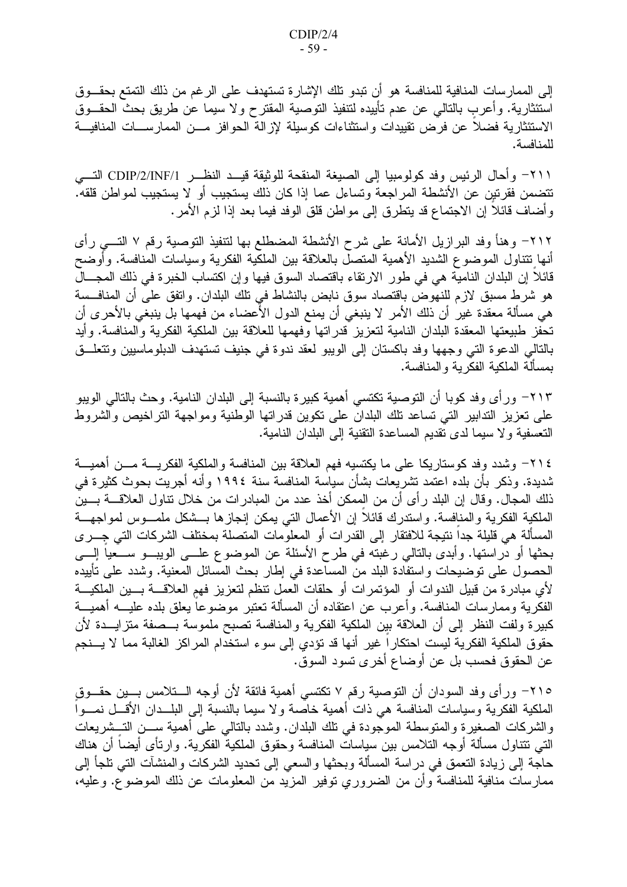إلى الممارسات المنافية للمنافسة هو أن تبدو تلك الإشارة تستهدف على الرغم من ذلك التمتع بحقوق استئثارية. وأعرب بالتالي عن عدم تأييده لتنفيذ التوصية المقترح ولا سيما عن طريق بحث الحقوق الاستئثارية فضلاً عن فرض تقييدات واستثناءات كوسيلة لإزالة الحوافز من الممارسات المنافية للمنافسة.

٢١١- وأحال الرئيس وفد كولومبيا إلى الصيغة المنقحة للوثيقة قيد النظر CDIP/2/INF/1 التي تتضمن فقرتين عن الأنشطة المراجعة وتساءل عما إذا كان ذلك يستجيب أو لا يستجيب لمواطن قلقه. وأضاف قائلاً إن الاجتماع قد يتطرق إلى مواطن قلق الوفد فيما بعد إذا لزم الأمر.

٢١٢- وهنأ وفد البرازيل الأمانة على شرح الأنشطة المضطلع بها لتنفيذ التوصية رقم ٧ التي رأى أنها تتناول الموضوع الشديد الأهمية المتصل بالعلاقة بين الملكية الفكرية وسياسات المنافسة. وأوضح قائلاً إن البلدان النامية هي في طور الارتقاء باقتصاد السوق فيها وإن اكتساب الخبرة في ذلك المجال هو شرط مسبق لازم للنهوض باقتصاد سوق نابض بالنشاط في تلك البلدان. واتفق على أن المنافسة هي مسألة معقدة غير أن ذلك الأمر لا ينبغي أن يمنع الدول الأعضاء من فهمها بل ينبغي بالأحرى أن تحفز طبيعتها المعقدة البلدان النامية لتعزيز قدراتها وفهمها للعلاقة بين الملكية الفكرية والمنافسة. وأيد بالتالي الدعوة التي وجهها وفد باكستان إلى الويبو لعقد ندوة في جنيف تستهدف الدبلوماسيين وتتعلق بمسألة الملكية الفكرية والمنافسة.

٢١٣- ورأى وفد كوبا أن التوصية تكتسي أهمية كبيرة بالنسبة إلى البلدان النامية. وحث بالتالي الويبو على تعزيز التدابير التي تساعد تلك البلدان على تكوين قدراتها الوطنية ومواجهة التراخيص والشروط التعسفية ولا سيما لدى تقديم المساعدة التقنية إلى البلدان النامية.

٢١٤- وشدد وفد كوستاريكا على ما يكتسيه فهم العلاقة بين المنافسة والملكية الفكرية من أهمية شديدة. وذكر بأن بلده اعتمد تشريعات بشأن سياسة المنافسة سنة ١٩٩٤ وأنه أجريت بحوث كثيرة في ذلك المجال. وقال إن البلد رأى أن من الممكن أخذ عدد من المبادرات من خلال تناول العلاقة بين الملكية الفكرية والمنافسة. واستدرك قائلاً إن الأعمال التي يمكن إنجازها بشكل ملموس لمواجهة المسألة هي قليلة جداً نتيجة للافتقار إلى القدرات أو المعلومات المتصلة بمختلف الشركات التي جرى بحثها أو دراستها. وأبدى بالتالي رغبته في طرح الأسئلة عن الموضوع على الويبو سعياً إلى الحصول على توضيحات واستفادة البلد من المساعدة في إطار بحث المسائل المعنية. وشدد على تأييده لأي مبادرة من قبيل الندوات أو المؤتمرات أو حلقات العمل تنظم لتعزيز فهم العلاقة بين الملكية الفكرية وممارسات المنافسة. وأعرب عن اعتقاده أن المسألة تعتبر موضوعاً يعلق بلده عليه أهمية كبيرة ولفت النظر إلى أن العلاقة بين الملكية الفكرية والمنافسة تصبح ملموسة بصفة متزايدة لأن حقوق الملكية الفكرية ليست احتكاراً غير أنها قد تؤدي إلى سوء استخدام المراكز الغالبة مما لا ينجم عن الحقوق فحسب بل عن أوضاع أخرى تسود السوق.

٢١٥- ورأى وفد السودان أن التوصية رقم ٧ تكتسي أهمية فائقة لأن أوجه التلامس بين حقوق الملكية الفكرية وسياسات المنافسة هي ذات أهمية خاصة ولا سيما بالنسبة إلى البلدان الأقل نمواً والشركات الصغيرة والمتوسطة الموجودة في تلك البلدان. وشدد بالتالي على أهمية التشريعات التي تتناول مسألة أوجه التلامس بين سياسات المنافسة وحقوق الملكية الفكرية. وارتأى أيضاً أن هناك حاجة إلى زيادة التعمق في دراسة المسألة وبحثها والسعي إلى تحديد الشركات والمنشآت التي تلجأ إلى ممارسات منافية للمنافسة وأن من الضروري توفير المزيد من المعلومات عن ذلك الموضوع. وعليه،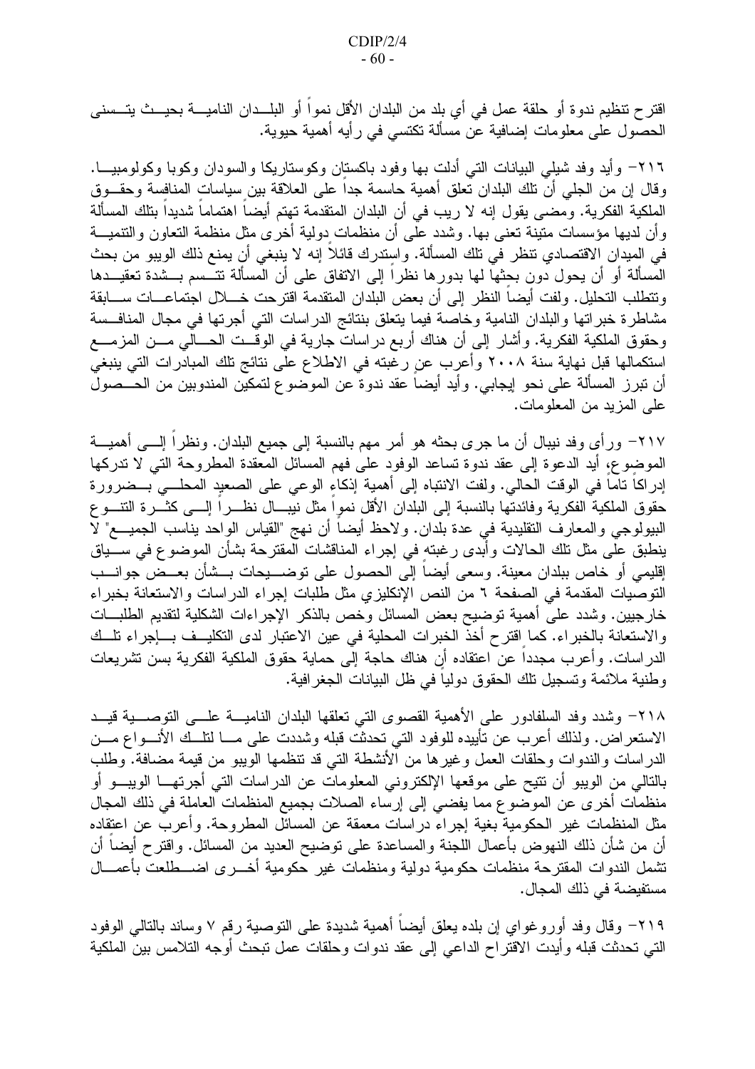اقترح تنظيم ندوة أو حلقة عمل في أي بلد من البلدان الأقل نمواً أو البلدان النامية بحيث يتسنى الحصول على معلومات إضافية عن مسألة تكتسي في رأيه أهمية حيوية.

٢١٦- وأيد وفد شيلي البيانات التي أدلت بها وفود باكستان وكوستاريكا والسودان وكوبا وكولومبيا. وقال إن من الجلي أن تلك البلدان تعلق أهمية حاسمة جداً على العلاقة بين سياسات المنافسة وحقوق الملكية الفكرية. ومضى يقول إنه لا ريب في أن البلدان المتقدمة تهتم أيضاً اهتماماً شديداً بتلك المسألة وأن لديها مؤسسات متينة تعنى بها. وشدد على أن منظمات دولية أخرى مثل منظمة التعاون والتنمية في الميدان الاقتصادي تنظر في تلك المسألة. واستدرك قائلاً إنه لا ينبغي أن يمنع ذلك الويبو من بحث المسألة أو أن يحول دون بحثها لها بدورها نظراً إلى الاتفاق على أن المسألة تتسم بشدة تعقيدها وتتطلب التحليل. ولفت أيضاً النظر إلى أن بعض البلدان المتقدمة اقترحت خلال اجتماعات سابقة مشاطرة خبراتها والبلدان النامية وخاصة فيما يتعلق بنتائج الدراسات التي أجرتها في مجال المنافسة وحقوق الملكية الفكرية. وأشار إلى أن هناك أربع دراسات جارية في الوقت الحالي من المزمع استكمالها قبل نهاية سنة ٢٠٠٨ وأعرب عن رغبته في الاطلاع على نتائج تلك المبادرات التي ينبغي أن تبرز المسألة على نحو إيجابي. وأيد أيضاً عقد ندوة عن الموضوع لتمكين المندوبين من الحصول على المزيد من المعلومات.

٢١٧- ورأى وفد نيبال أن ما جرى بحثه هو أمر مهم بالنسبة إلى جميع البلدان. ونظراً إلى أهمية الموضوع، أيد الدعوة إلى عقد ندوة تساعد الوفود على فهم المسائل المعقدة المطروحة التي لا تدركها إدراكاً تاماً في الوقت الحالي. ولفت الانتباه إلى أهمية إذكاء الوعي على الصعيد المحلي بضرورة حقوق الملكية الفكرية وفائدتها بالنسبة إلى البلدان الأقل نمواً مثل نيبال نظراً إلى كثرة التنوع البيولوجي والمعارف التقليدية في عدة بلدان. ولاحظ أيضاً أن نهج "القياس الواحد يناسب الجميع" لا ينطبق على مثل تلك الحالات وأبدى رغبته في إجراء المناقشات المقترحة بشأن الموضوع في سياق إقليمي أو خاص ببلدان معينة. وسعى أيضاً إلى الحصول على توضيحات بشأن بعض جوانب التوصيات المقدمة في الصفحة ٦ من النص الإنكليزي مثل طلبات إجراء الدراسات والاستعانة بخبراء خارجيين. وشدد على أهمية توضيح بعض المسائل وخص بالذكر الإجراءات الشكلية لتقديم الطلبات والاستعانة بالخبراء. كما اقترح أخذ الخبرات المحلية في عين الاعتبار لدى التكليف بإجراء تلك الدراسات. وأعرب مجدداً عن اعتقاده أن هناك حاجة إلى حماية حقوق الملكية الفكرية بسن تشريعات وطنية ملائمة وتسجيل تلك الحقوق دولياً في ظل البيانات الجغرافية.

٢١٨- وشدد وفد السلفادور على الأهمية القصوى التي تعلقها البلدان النامية على التوصية قيد الاستعراض. ولذلك أعرب عن تأييده للوفود التي تحدثت قبله وشددت على ما لتلك الأنواع من الدراسات والندوات وحلقات العمل وغيرها من الأنشطة التي قد تنظمها الويبو من قيمة مضافة. وطلب بالتالي من الويبو أن تتيح على موقعها الإلكتروني المعلومات عن الدراسات التي أجرتها الويبو أو منظمات أخرى عن الموضوع مما يفضي إلى إرساء الصلات بجميع المنظمات العاملة في ذلك المجال مثل المنظمات غير الحكومية بغية إجراء دراسات معمقة عن المسائل المطروحة. وأعرب عن اعتقاده أن من شأن ذلك النهوض بأعمال اللجنة والمساعدة على توضيح العديد من المسائل. واقترح أيضاً أن تشمل الندوات المقترحة منظمات حكومية دولية ومنظمات غير حكومية أخرى اضطلعت بأعمال مستفيضة في ذلك المجال.

٢١٩- وقال وفد أوروغواي إن بلده يعلق أيضاً أهمية شديدة على التوصية رقم ٧ وساند بالتالي الوفود التي تحدثت قبله وأيدت الاقتراح الداعي إلى عقد ندوات وحلقات عمل تبحث أوجه التلامس بين الملكية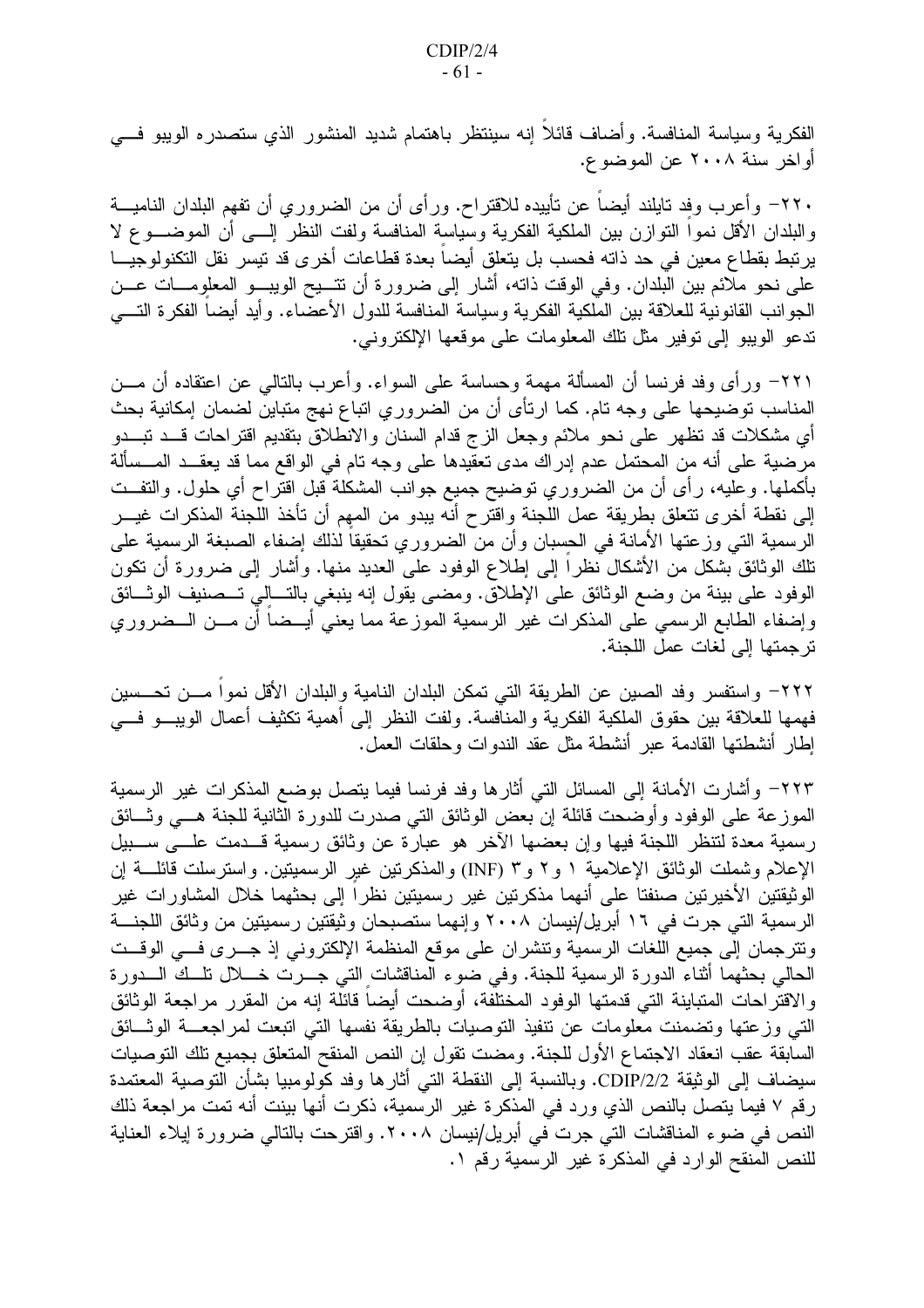الفكرية وسياسة المنافسة. وأضاف قائلاً إنه سينتظر باهتمام شديد المنشور الذي ستصدره الويبو في أواخر سنة ٢٠٠٨ عن الموضوع.

٢٢٠- وأعرب وفد تايلند أيضاً عن تأييده للاقتراح. ورأى أن من الضروري أن تفهم البلدان النامية والبلدان الأقل نمواً التوازن بين الملكية الفكرية وسياسة المنافسة ولفت النظر إلى أن الموضوع لا يرتبط بقطاع معين في حد ذاته فحسب بل يتعلق أيضاً بعدة قطاعات أخرى قد تيسر نقل التكنولوجيا على نحو ملائم بين البلدان. وفي الوقت ذاته، أشار إلى ضرورة أن تتيح الويبو المعلومات عن الجوانب القانونية للعلاقة بين الملكية الفكرية وسياسة المنافسة للدول الأعضاء. وأيد أيضاً الفكرة التي تدعو الويبو إلى توفير مثل تلك المعلومات على موقعها الإلكتروني.

٢٢١- ورأى وفد فرنسا أن المسألة مهمة وحساسة على السواء. وأعرب بالتالي عن اعتقاده أن من المناسب توضيحها على وجه تام. كما ارتأى أن من الضروري اتباع نهج متباين لضمان إمكانية بحث أي مشكلات قد تظهر على نحو ملائم وجعل الزج قدام السنان والانطلاق بتقديم اقتراحات قد تبدو مرضية على أنه من المحتمل عدم إدراك مدى تعقيدها على وجه تام في الواقع مما قد يعقد المسألة بأكملها. وعليه، رأى أن من الضروري توضيح جميع جوانب المشكلة قبل اقتراح أي حلول. والتفت إلى نقطة أخرى تتعلق بطريقة عمل اللجنة واقترح أنه يبدو من المهم أن تأخذ اللجنة المذكرات غير الرسمية التي وزعتها الأمانة في الحسبان وأن من الضروري تحقيقاً لذلك إضفاء الصبغة الرسمية على تلك الوثائق بشكل من الأشكال نظراً إلى إطلاع الوفود على العديد منها. وأشار إلى ضرورة أن تكون الوفود على بينة من وضع الوثائق على الإطلاق. ومضى يقول إنه ينبغي بالتالي تصنيف الوثائق وإضفاء الطابع الرسمي على المذكرات غير الرسمية الموزعة مما يعني أيضاً أن من الضروري ترجمتها إلى لغات عمل اللجنة.

٢٢٢- واستفسر وفد الصين عن الطريقة التي تمكن البلدان النامية والبلدان الأقل نمواً من تحسين فهمها للعلاقة بين حقوق الملكية الفكرية والمنافسة. ولفت النظر إلى أهمية تكثيف أعمال الويبو في إطار أنشطتها القادمة عبر أنشطة مثل عقد الندوات وحلقات العمل.

٢٢٣- وأشارت الأمانة إلى المسائل التي أثارها وفد فرنسا فيما يتصل بوضع المذكرات غير الرسمية الموزعة على الوفود وأوضحت قائلة إن بعض الوثائق التي صدرت للدورة الثانية للجنة هي وثائق رسمية معدة لتنظر اللجنة فيها وإن بعضها الآخر هو عبارة عن وثائق رسمية قدمت على سبيل الإعلام وشملت الوثائق الإعلامية ١ و٢ و٣ (INF) والمذكرتين غير الرسميتين. واسترسلت قائلة إن الوثيقتين الأخيرتين صنفتا على أنهما مذكرتين غير رسميتين نظراً إلى بحثهما خلال المشاورات غير الرسمية التي جرت في ١٦ أبريل/نيسان ٢٠٠٨ وإنهما ستصبحان وثيقتين رسميتين من وثائق اللجنة وتترجمان إلى جميع اللغات الرسمية وتنشران على موقع المنظمة الإلكتروني إذ جرى في الوقت الحالي بحثهما أثناء الدورة الرسمية للجنة. وفي ضوء المناقشات التي جرت خلال تلك الدورة والاقتراحات المتباينة التي قدمتها الوفود المختلفة، أوضحت أيضاً قائلة إنه من المقرر مراجعة الوثائق التي وزعتها وتضمنت معلومات عن تنفيذ التوصيات بالطريقة نفسها التي اتبعت لمراجعة الوثائق السابقة عقب انعقاد الاجتماع الأول للجنة. ومضت تقول إن النص المنقح المتعلق بجميع تلك التوصيات سيضاف إلى الوثيقة CDIP/2/2. وبالنسبة إلى النقطة التي أثارها وفد كولومبيا بشأن التوصية المعتمدة رقم ٧ فيما يتصل بالنص الذي ورد في المذكرة غير الرسمية، ذكرت أنها بينت أنه تمت مراجعة ذلك النص في ضوء المناقشات التي جرت في أبريل/نيسان ٢٠٠٨. واقترحت بالتالي ضرورة إيلاء العناية للنص المنقح الوارد في المذكرة غير الرسمية رقم ١.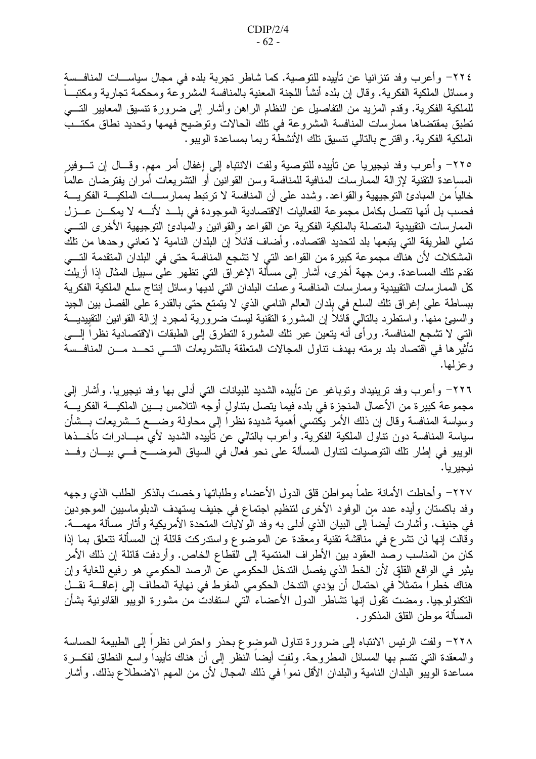٢٢٤- وأعرب وفد تنزانيا عن تأييده للتوصية. كما شاطر تجربة بلده في مجال سياسات المنافسة ومسائل الملكية الفكرية. وقال إن بلده أنشأ اللجنة المعنية بالمنافسة المشروعة ومحكمة تجارية ومكتباً للملكية الفكرية. وقدم المزيد من التفاصيل عن النظام الراهن وأشار إلى ضرورة تنسيق المعايير التي تطبق بمقتضاها ممارسات المنافسة المشروعة في تلك الحالات وتوضيح فهمها وتحديد نطاق مكتب الملكية الفكرية. واقترح بالتالي تنسيق تلك الأنشطة ربما بمساعدة الويبو.

٢٢٥- وأعرب وفد نيجيريا عن تأييده للتوصية ولفت الانتباه إلى إغفال أمر مهم. وقال إن توفير المساعدة التقنية لإزالة الممارسات المنافية للمنافسة وسن القوانين أو التشريعات أمران يفترضان عالماً خالياً من المبادئ التوجيهية والقواعد. وشدد على أن المنافسة لا ترتبط بممارسات الملكية الفكرية فحسب بل أنها تتصل بكامل مجموعة الفعاليات الاقتصادية الموجودة في بلد لأنه لا يمكن عزل الممارسات التقييدية المتصلة بالملكية الفكرية عن القواعد والقوانين والمبادئ التوجيهية الأخرى التي تملي الطريقة التي يتبعها بلد لتحديد اقتصاده. وأضاف قائلاً إن البلدان النامية لا تعاني وحدها من تلك المشكلات لأن هناك مجموعة كبيرة من القواعد التي لا تشجع المنافسة حتى في البلدان المتقدمة التي تقدم تلك المساعدة. ومن جهة أخرى، أشار إلى مسألة الإغراق التي تظهر على سبيل المثال إذا أزيلت كل الممارسات التقييدية وممارسات المنافسة وعملت البلدان التي لديها وسائل إنتاج سلع الملكية الفكرية ببساطة على إغراق تلك السلع في بلدان العالم النامي الذي لا يتمتع حتى بالقدرة على الفصل بين الجيد والسيئ منها. واستطرد بالتالي قائلاً إن المشورة التقنية ليست ضرورية لمجرد إزالة القوانين التقييدية التي لا تشجع المنافسة. ورأى أنه يتعين عبر تلك المشورة التطرق إلى الطبقات الاقتصادية نظراً إلى تأثيرها في اقتصاد بلد برمته بهدف تناول المجالات المتعلقة بالتشريعات التي تحد من المنافسة وعزلها.

٢٢٦- وأعرب وفد ترينيداد وتوباغو عن تأييده الشديد للبيانات التي أدلى بها وفد نيجيريا. وأشار إلى مجموعة كبيرة من الأعمال المنجزة في بلده فيما يتصل بتناول أوجه التلامس بين الملكية الفكرية وسياسة المنافسة وقال إن ذلك الأمر يكتسي أهمية شديدة نظراً إلى محاولة وضع تشريعات بشأن سياسة المنافسة دون تناول الملكية الفكرية. وأعرب بالتالي عن تأييده الشديد لأي مبادرات تأخذها الويبو في إطار تلك التوصيات لتناول المسألة على نحو فعال في السياق الموضح في بيان وفد نيجيريا.

٢٢٧- وأحاطت الأمانة علماً بمواطن قلق الدول الأعضاء وطلباتها وخصت بالذكر الطلب الذي وجهه وفد باكستان وأيده عدد من الوفود الأخرى لتنظيم اجتماع في جنيف يستهدف الدبلوماسيين الموجودين في جنيف. وأشارت أيضاً إلى البيان الذي أدلى به وفد الولايات المتحدة الأمريكية وأثار مسألة مهمة. وقالت إنها لن تشرع في مناقشة تقنية ومعقدة عن الموضوع واستدركت قائلة إن المسألة تتعلق بما إذا كان من المناسب رصد العقود بين الأطراف المنتمية إلى القطاع الخاص. وأردفت قائلة إن ذلك الأمر يثير في الواقع القلق لأن الخط الذي يفصل التدخل الحكومي عن الرصد الحكومي هو رفيع للغاية وإن هناك خطراً متمثلاً في احتمال أن يؤدي التدخل الحكومي المفرط في نهاية المطاف إلى إعاقة نقل التكنولوجيا. ومضت تقول إنها تشاطر الدول الأعضاء التي استفادت من مشورة الويبو القانونية بشأن المسألة موطن القلق المذكور.

٢٢٨- ولفت الرئيس الانتباه إلى ضرورة تناول الموضوع بحذر واحتراس نظراً إلى الطبيعة الحساسة والمعقدة التي تتسم بها المسائل المطروحة. ولفت أيضاً النظر إلى أن هناك تأييداً واسع النطاق لفكرة مساعدة الويبو البلدان النامية والبلدان الأقل نمواً في ذلك المجال لأن من المهم الاضطلاع بذلك. وأشار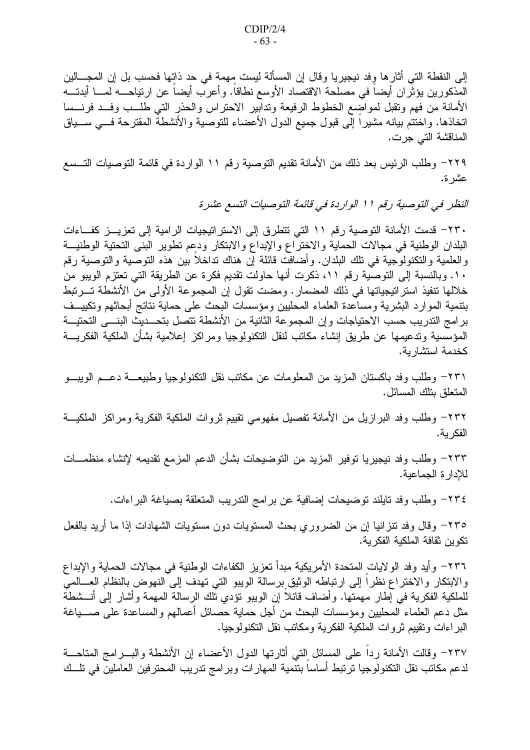إلى النقطة التي أثارها وفد نيجيريا وقال إن المسألة ليست مهمة في حد ذاتها فحسب بل إن المجالين المذكورين يؤثران أيضاً في مصلحة الاقتصاد الأوسع نطاقاً. وأعرب أيضاً عن ارتياحه لما أبدته الأمانة من فهم وتقبل لمواضع الخطوط الرفيعة وتدابير الاحتراس والحذر التي طلب وفد فرنسا اتخاذها. واختتم بيانه مشيراً إلى قبول جميع الدول الأعضاء للتوصية والأنشطة المقترحة في سياق المناقشة التي جرت.

٢٢٩- وطلب الرئيس بعد ذلك من الأمانة تقديم التوصية رقم ١١ الواردة في قائمة التوصيات التسع عشرة.

*النظر في التوصية رقم ١١ الواردة في قائمة التوصيات التسع عشرة*

٢٣٠- قدمت الأمانة التوصية رقم ١١ التي تتطرق إلى الاستراتيجيات الرامية إلى تعزيز كفاءات البلدان الوطنية في مجالات الحماية والاختراع والإبداع والابتكار ودعم تطوير البنى التحتية الوطنية والعلمية والتكنولوجية في تلك البلدان. وأضافت قائلة إن هناك تداخلاً بين هذه التوصية والتوصية رقم ١٠. وبالنسبة إلى التوصية رقم ١١، ذكرت أنها حاولت تقديم فكرة عن الطريقة التي تعتزم الويبو من خلالها تنفيذ استراتيجياتها في ذلك المضمار. ومضت تقول إن المجموعة الأولى من الأنشطة ترتبط بتنمية الموارد البشرية ومساعدة العلماء المحليين ومؤسسات البحث على حماية نتائج أبحاثهم وتكييف برامج التدريب حسب الاحتياجات وإن المجموعة الثانية من الأنشطة تتصل بتحديث البنى التحتية المؤسسية وتدعيمها عن طريق إنشاء مكاتب لنقل التكنولوجيا ومراكز إعلامية بشأن الملكية الفكرية كخدمة استشارية.

٢٣١- وطلب وفد باكستان المزيد من المعلومات عن مكاتب نقل التكنولوجيا وطبيعة دعم الويبو المتعلق بتلك المسائل.

٢٣٢- وطلب وفد البرازيل من الأمانة تفصيل مفهومي تقييم ثروات الملكية الفكرية ومراكز الملكية الفكرية.

٢٣٣- وطلب وفد نيجيريا توفير المزيد من التوضيحات بشأن الدعم المزمع تقديمه لإنشاء منظمات للإدارة الجماعية.

٢٣٤- وطلب وفد تايلند توضيحات إضافية عن برامج التدريب المتعلقة بصياغة البراءات.

٢٣٥- وقال وفد تنزانيا إن من الضروري بحث المستويات دون مستويات الشهادات إذا ما أريد بالفعل تكوين ثقافة الملكية الفكرية.

٢٣٦- وأيد وفد الولايات المتحدة الأمريكية مبدأ تعزيز الكفاءات الوطنية في مجالات الحماية والإبداع والابتكار والاختراع نظراً إلى ارتباطه الوثيق برسالة الويبو التي تهدف إلى النهوض بالنظام العالمي للملكية الفكرية في إطار مهمتها. وأضاف قائلاً إن الويبو تؤدي تلك الرسالة المهمة وأشار إلى أنشطة مثل دعم العلماء المحليين ومؤسسات البحث من أجل حماية حصائل أعمالهم والمساعدة على صياغة البراءات وتقييم ثروات الملكية الفكرية ومكاتب نقل التكنولوجيا.

٢٣٧- وقالت الأمانة رداً على المسائل التي أثارتها الدول الأعضاء إن الأنشطة والبرامج المتاحة لدعم مكاتب نقل التكنولوجيا ترتبط أساساً بتنمية المهارات وبرامج تدريب المحترفين العاملين في تلك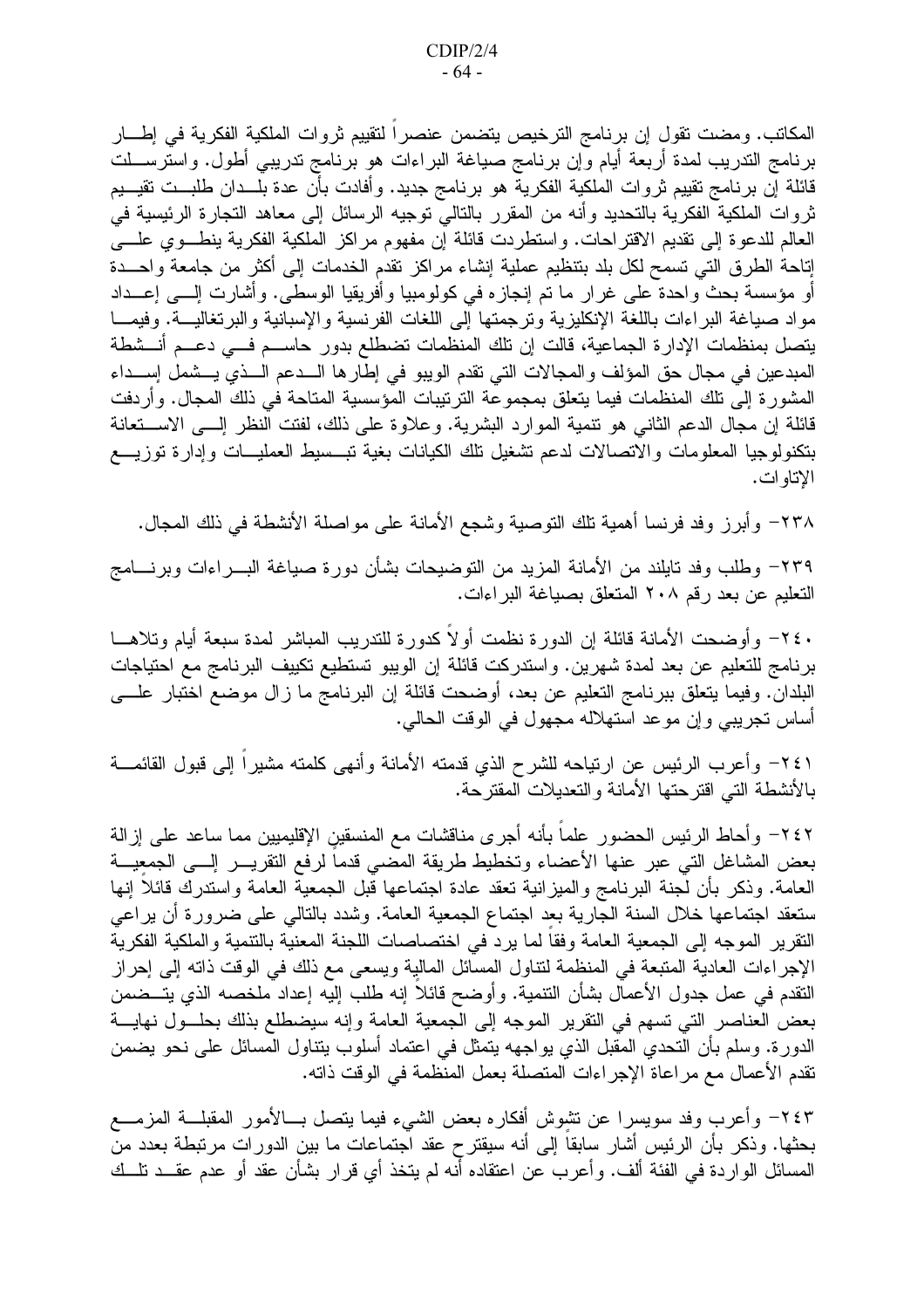المكاتب. ومضت تقول إن برنامج الترخيص يتضمن عنصراً لتقييم ثروات الملكية الفكرية في إطار برنامج التدريب لمدة أربعة أيام وإن برنامج صياغة البراءات هو برنامج تدريبي أطول. واسترسلت قائلة إن برنامج تقييم ثروات الملكية الفكرية هو برنامج جديد. وأفادت بأن عدة بلدان طلبت تقييم ثروات الملكية الفكرية بالتحديد وأنه من المقرر بالتالي توجيه الرسائل إلى معاهد التجارة الرئيسية في العالم للدعوة إلى تقديم الاقتراحات. واستطردت قائلة إن مفهوم مراكز الملكية الفكرية ينطوي على إتاحة الطرق التي تسمح لكل بلد بتنظيم عملية إنشاء مراكز تقدم الخدمات إلى أكثر من جامعة واحدة أو مؤسسة بحث واحدة على غرار ما تم إنجازه في كولومبيا وأفريقيا الوسطى. وأشارت إلى إعداد مواد صياغة البراءات باللغة الإنكليزية وترجمتها إلى اللغات الفرنسية والإسبانية والبرتغالية. وفيما يتصل بمنظمات الإدارة الجماعية، قالت إن تلك المنظمات تضطلع بدور حاسم في دعم أنشطة المبدعين في مجال حق المؤلف والمجالات التي تقدم الويبو في إطارها الدعم الذي يشمل إسداء المشورة إلى تلك المنظمات فيما يتعلق بمجموعة الترتيبات المؤسسية المتاحة في ذلك المجال. وأردفت قائلة إن مجال الدعم الثاني هو تنمية الموارد البشرية. وعلاوة على ذلك، لفتت النظر إلى الاستعانة بتكنولوجيا المعلومات والاتصالات لدعم تشغيل تلك الكيانات بغية تبسيط العمليات وإدارة توزيع الإتاوات.

٢٣٨- وأبرز وفد فرنسا أهمية تلك التوصية وشجع الأمانة على مواصلة الأنشطة في ذلك المجال.

٢٣٩- وطلب وفد تايلند من الأمانة المزيد من التوضيحات بشأن دورة صياغة البراءات وبرنامج التعليم عن بعد رقم ٢٠٨ المتعلق بصياغة البراءات.

٢٤٠- وأوضحت الأمانة قائلة إن الدورة نظمت أولاً كدورة للتدريب المباشر لمدة سبعة أيام وتلاها برنامج للتعليم عن بعد لمدة شهرين. واستدركت قائلة إن الويبو تستطيع تكييف البرنامج مع احتياجات البلدان. وفيما يتعلق ببرنامج التعليم عن بعد، أوضحت قائلة إن البرنامج ما زال موضع اختبار على أساس تجريبي وإن موعد استهلاله مجهول في الوقت الحالي.

٢٤١- وأعرب الرئيس عن ارتياحه للشرح الذي قدمته الأمانة وأنهى كلمته مشيراً إلى قبول القائمة بالأنشطة التي اقترحتها الأمانة والتعديلات المقترحة.

٢٤٢- وأحاط الرئيس الحضور علماً بأنه أجرى مناقشات مع المنسقين الإقليميين مما ساعد على إزالة بعض المشاغل التي عبر عنها الأعضاء وتخطيط طريقة المضي قدماً لرفع التقرير إلى الجمعية العامة. وذكر بأن لجنة البرنامج والميزانية تعقد عادة اجتماعها قبل الجمعية العامة واستدرك قائلاً إنها ستعقد اجتماعها خلال السنة الجارية بعد اجتماع الجمعية العامة. وشدد بالتالي على ضرورة أن يراعي التقرير الموجه إلى الجمعية العامة وفقاً لما يرد في اختصاصات اللجنة المعنية بالتنمية والملكية الفكرية الإجراءات العادية المتبعة في المنظمة لتناول المسائل المالية ويسعى مع ذلك في الوقت ذاته إلى إحراز التقدم في عمل جدول الأعمال بشأن التنمية. وأوضح قائلاً إنه طلب إليه إعداد ملخصه الذي يتضمن بعض العناصر التي تسهم في التقرير الموجه إلى الجمعية العامة وإنه سيضطلع بذلك بحلول نهاية الدورة. وسلم بأن التحدي المقبل الذي يواجهه يتمثل في اعتماد أسلوب يتناول المسائل على نحو يضمن تقدم الأعمال مع مراعاة الإجراءات المتصلة بعمل المنظمة في الوقت ذاته.

٢٤٣- وأعرب وفد سويسرا عن تشوش أفكاره بعض الشيء فيما يتصل بالأمور المقبلة المزمع بحثها. وذكر بأن الرئيس أشار سابقاً إلى أنه سيقترح عقد اجتماعات ما بين الدورات مرتبطة بعدد من المسائل الواردة في الفئة ألف. وأعرب عن اعتقاده أنه لم يتخذ أي قرار بشأن عقد أو عدم عقد تلك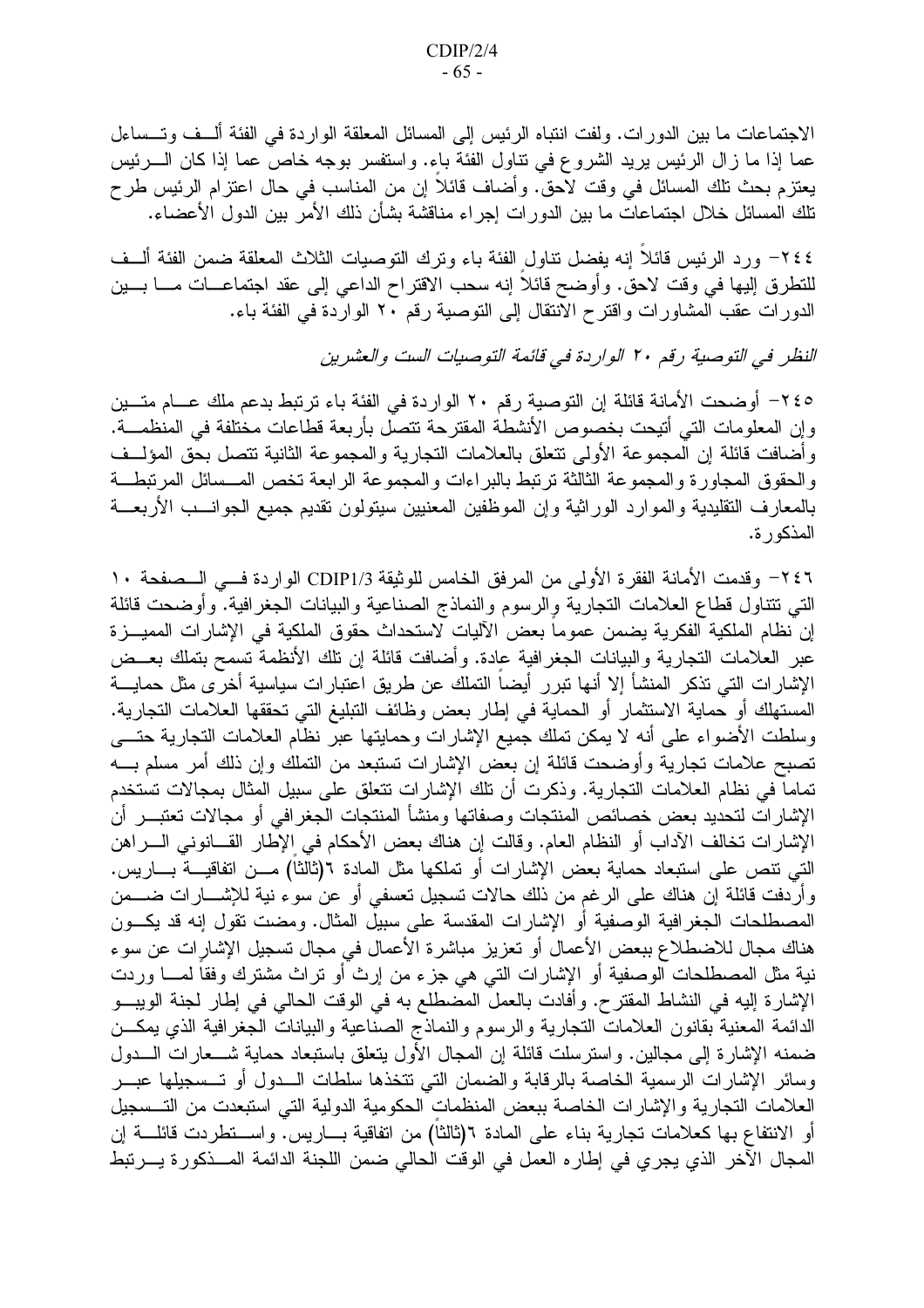الاجتماعات ما بين الدورات. ولفت انتباه الرئيس إلى المسائل المعلقة الواردة في الفئة ألــف وتــساءل عما إذا ما زال الرئيس يريد الشروع في تناول الفئة باء. واستفسر بوجه خاص عما إذا كان الــرئيس يعتزم بحث تلك المسائل في وقت لاحق. وأضاف قائلاً إن من المناسب في حال اعتزام الرئيس طرح تلك المسائل خلال اجتماعات ما بين الدورات إجراء مناقشة بشأن ذلك الأمر بين الدول الأعضاء.

٢٤٤- ورد الرئيس قائلاً إنه يفضل تناول الفئة باء وترك التوصيات الثلاث المعلقة ضمن الفئة ألــف للتطرق إليها في وقت لاحق. وأوضح قائلاً إنه سحب الاقتراح الداعي إلى عقد اجتماعــات مــا بــين الدورات عقب المشاورات واقترح الانتقال إلى التوصية رقم ٢٠ الواردة في الفئة باء.

*النظر في التوصية رقم ٢٠ الواردة في قائمة التوصيات الست والعشرين*

٢٤٥- أوضحت الأمانة قائلة إن التوصية رقم ٢٠ الواردة في الفئة باء ترتبط بدعم ملك عــام متــين وإن المعلومات التي أتيحت بخصوص الأنشطة المقترحة تتصل بأربعة قطاعات مختلفة في المنظمــة. وأضافت قائلة إن المجموعة الأولى تتعلق بالعلامات التجارية والمجموعة الثانية تتصل بحق المؤلــف والحقوق المجاورة والمجموعة الثالثة ترتبط بالبراءات والمجموعة الرابعة تخص المــسائل المرتبطــة بالمعارف التقليدية والموارد الوراثية وإن الموظفين المعنيين سيتولون تقديم جميع الجوانــب الأربعــة المذكورة.

٢٤٦- وقدمت الأمانة الفقرة الأولى من المرفق الخامس للوثيقة CDIP1/3 الواردة فــي الــصفحة ١٠ التي تتناول قطاع العلامات التجارية والرسوم والنماذج الصناعية والبيانات الجغرافية. وأوضحت قائلة إن نظام الملكية الفكرية يضمن عموماً بعض الآليات لاستحداث حقوق الملكية في الإشارات المميــزة عبر العلامات التجارية والبيانات الجغرافية عادة. وأضافت قائلة إن تلك الأنظمة تسمح بتملك بعــض الإشارات التي تذكر المنشأ إلا أنها تبرر أيضاً التملك عن طريق اعتبارات سياسية أخرى مثل حمايــة المستهلك أو حماية الاستثمار أو الحماية في إطار بعض وظائف التبليغ التي تحققها العلامات التجارية. وسلطت الأضواء على أنه لا يمكن تملك جميع الإشارات وحمايتها عبر نظام العلامات التجارية حتــى تصبح علامات تجارية وأوضحت قائلة إن بعض الإشارات تستبعد من التملك وإن ذلك أمر مسلم بــه تماماً في نظام العلامات التجارية. وذكرت أن تلك الإشارات تتعلق على سبيل المثال بمجالات تستخدم الإشارات لتحديد بعض خصائص المنتجات وصفاتها ومنشأ المنتجات الجغرافي أو مجالات تعتبــر أن الإشارات تخالف الآداب أو النظام العام. وقالت إن هناك بعض الأحكام في الإطار القــانوني الــراهن التي تنص على استبعاد حماية بعض الإشارات أو تملكها مثل المادة ٦(ثالثاً) مــن اتفاقيــة بــاريس. وأردفت قائلة إن هناك على الرغم من ذلك حالات تسجيل تعسفي أو عن سوء نية للإشــارات ضــمن المصطلحات الجغرافية الوصفية أو الإشارات المقدسة على سبيل المثال. ومضت تقول إنه قد يكــون هناك مجال للاضطلاع ببعض الأعمال أو تعزيز مباشرة الأعمال في مجال تسجيل الإشارات عن سوء نية مثل المصطلحات الوصفية أو الإشارات التي هي جزء من إرث أو تراث مشترك وفقاً لمــا وردت الإشارة إليه في النشاط المقترح. وأفادت بالعمل المضطلع به في الوقت الحالي في إطار لجنة الويبــو الدائمة المعنية بقانون العلامات التجارية والرسوم والنماذج الصناعية والبيانات الجغرافية الذي يمكــن ضمنه الإشارة إلى مجالين. واسترسلت قائلة إن المجال الأول يتعلق باستبعاد حماية شــعارات الــدول وسائر الإشارات الرسمية الخاصة بالرقابة والضمان التي تتخذها سلطات الــدول أو تــسجيلها عبــر العلامات التجارية والإشارات الخاصة ببعض المنظمات الحكومية الدولية التي استبعدت من التــسجيل أو الانتفاع بها كعلامات تجارية بناء على المادة ٦(ثالثاً) من اتفاقية بــاريس. واســتطردت قائلــة إن المجال الآخر الذي يجري في إطاره العمل في الوقت الحالي ضمن اللجنة الدائمة المــذكورة يــرتبط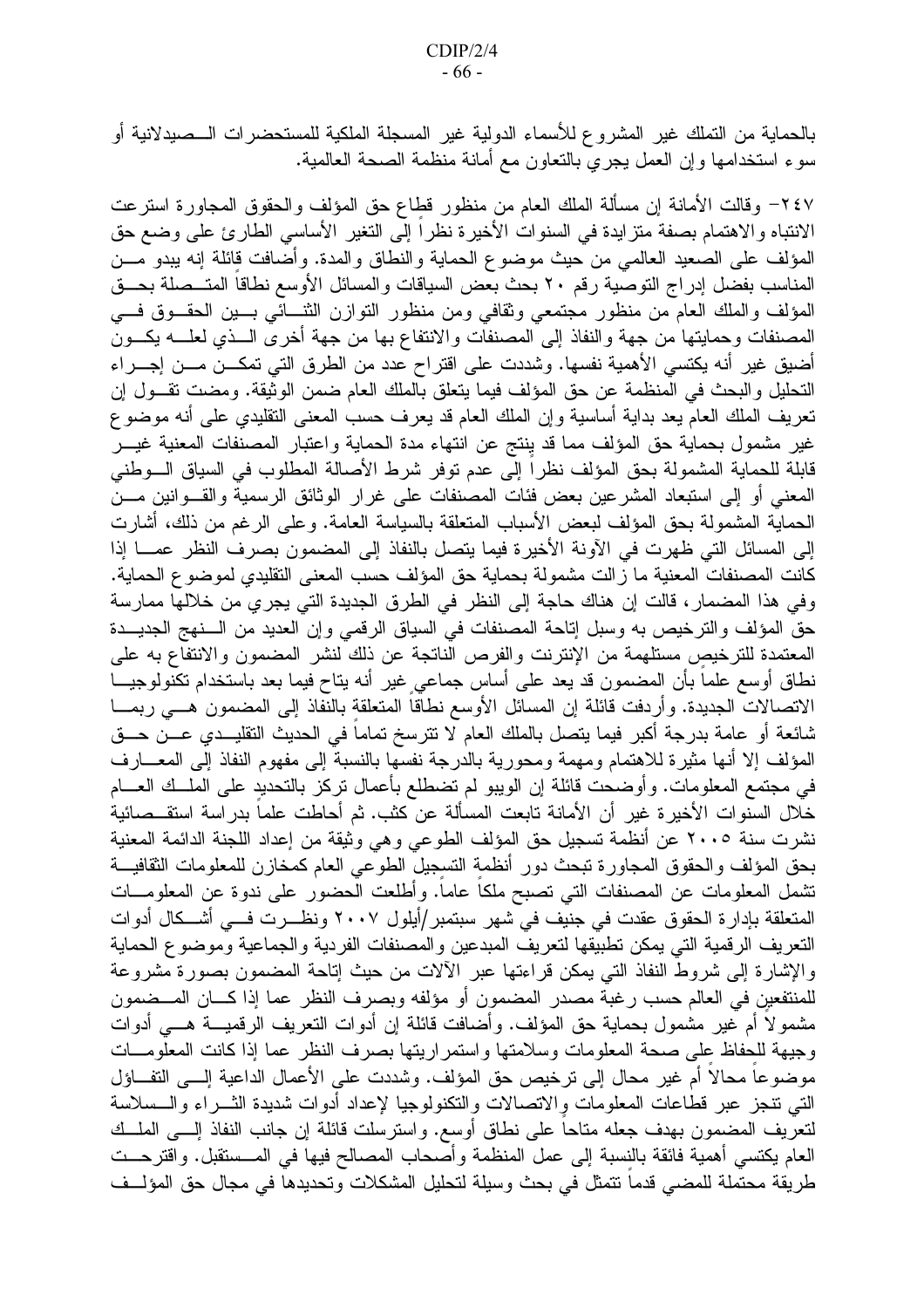بالحماية من التملك غير المشروع للأسماء الدولية غير المسجلة الملكية للمستحضرات الصيدلانية أو سوء استخدامها وإن العمل يجري بالتعاون مع أمانة منظمة الصحة العالمية.

٢٤٧- وقالت الأمانة إن مسألة الملك العام من منظور قطاع حق المؤلف والحقوق المجاورة استرعت الانتباه والاهتمام بصفة متزايدة في السنوات الأخيرة نظراً إلى التغير الأساسي الطارئ على وضع حق المؤلف على الصعيد العالمي من حيث موضوع الحماية والنطاق والمدة. وأضافت قائلة إنه يبدو من المناسب بفضل إدراج التوصية رقم ٢٠ بحث بعض السياقات والمسائل الأوسع نطاقاً المتصلة بحق المؤلف والملك العام من منظور مجتمعي وثقافي ومن منظور التوازن الثنائي بين الحقوق في المصنفات وحمايتها من جهة والنفاذ إلى المصنفات والانتفاع بها من جهة أخرى الذي لعله يكون أضيق غير أنه يكتسي الأهمية نفسها. وشددت على اقتراح عدد من الطرق التي تمكن من إجراء التحليل والبحث في المنظمة عن حق المؤلف فيما يتعلق بالملك العام ضمن الوثيقة. ومضت تقول إن تعريف الملك العام يعد بداية أساسية وإن الملك العام قد يعرف حسب المعنى التقليدي على أنه موضوع غير مشمول بحماية حق المؤلف مما قد ينتج عن انتهاء مدة الحماية واعتبار المصنفات المعنية غير قابلة للحماية المشمولة بحق المؤلف نظراً إلى عدم توفر شرط الأصالة المطلوب في السياق الوطني المعني أو إلى استبعاد المشرعين بعض فئات المصنفات على غرار الوثائق الرسمية والقوانين من الحماية المشمولة بحق المؤلف لبعض الأسباب المتعلقة بالسياسة العامة. وعلى الرغم من ذلك، أشارت إلى المسائل التي ظهرت في الآونة الأخيرة فيما يتصل بالنفاذ إلى المضمون بصرف النظر عما إذا كانت المصنفات المعنية ما زالت مشمولة بحماية حق المؤلف حسب المعنى التقليدي لموضوع الحماية. وفي هذا المضمار، قالت إن هناك حاجة إلى النظر في الطرق الجديدة التي يجري من خلالها ممارسة حق المؤلف والترخيص به وسبل إتاحة المصنفات في السياق الرقمي وإن العديد من النهج الجديدة المعتمدة للترخيص مستلهمة من الإنترنت والفرص الناتجة عن ذلك لنشر المضمون والانتفاع به على نطاق أوسع علماً بأن المضمون قد يعد على أساس جماعي غير أنه يتاح فيما بعد باستخدام تكنولوجيا الاتصالات الجديدة. وأردفت قائلة إن المسائل الأوسع نطاقاً المتعلقة بالنفاذ إلى المضمون هي ربما شائعة أو عامة بدرجة أكبر فيما يتصل بالملك العام لا تترسخ تماماً في الحديث التقليدي عن حق المؤلف إلا أنها مثيرة للاهتمام ومهمة ومحورية بالدرجة نفسها بالنسبة إلى مفهوم النفاذ إلى المعارف في مجتمع المعلومات. وأوضحت قائلة إن الويبو لم تضطلع بأعمال تركز بالتحديد على الملك العام خلال السنوات الأخيرة غير أن الأمانة تابعت المسألة عن كثب. ثم أحاطت علماً بدراسة استقصائية نشرت سنة ٢٠٠٥ عن أنظمة تسجيل حق المؤلف الطوعي وهي وثيقة من إعداد اللجنة الدائمة المعنية بحق المؤلف والحقوق المجاورة تبحث دور أنظمة التسجيل الطوعي العام كمخازن للمعلومات الثقافية تشمل المعلومات عن المصنفات التي تصبح ملكاً عاماً. وأطلعت الحضور على ندوة عن المعلومات المتعلقة بإدارة الحقوق عقدت في جنيف في شهر سبتمبر/أيلول ٢٠٠٧ ونظرت في أشكال أدوات التعريف الرقمية التي يمكن تطبيقها لتعريف المبدعين والمصنفات الفردية والجماعية وموضوع الحماية والإشارة إلى شروط النفاذ التي يمكن قراءتها عبر الآلات من حيث إتاحة المضمون بصورة مشروعة للمنتفعين في العالم حسب رغبة مصدر المضمون أو مؤلفه وبصرف النظر عما إذا كان المضمون مشمولاً أم غير مشمول بحماية حق المؤلف. وأضافت قائلة إن أدوات التعريف الرقمية هي أدوات وجيهة للحفاظ على صحة المعلومات وسلامتها واستمراريتها بصرف النظر عما إذا كانت المعلومات موضوعاً محالاً أم غير محال إلى ترخيص حق المؤلف. وشددت على الأعمال الداعية إلى التفاؤل التي تنجز عبر قطاعات المعلومات والاتصالات والتكنولوجيا لإعداد أدوات شديدة الثراء والسلاسة لتعريف المضمون بهدف جعله متاحاً على نطاق أوسع. واسترسلت قائلة إن جانب النفاذ إلى الملك العام يكتسي أهمية فائقة بالنسبة إلى عمل المنظمة وأصحاب المصالح فيها في المستقبل. واقترحت طريقة محتملة للمضي قدماً تتمثل في بحث وسيلة لتحليل المشكلات وتحديدها في مجال حق المؤلف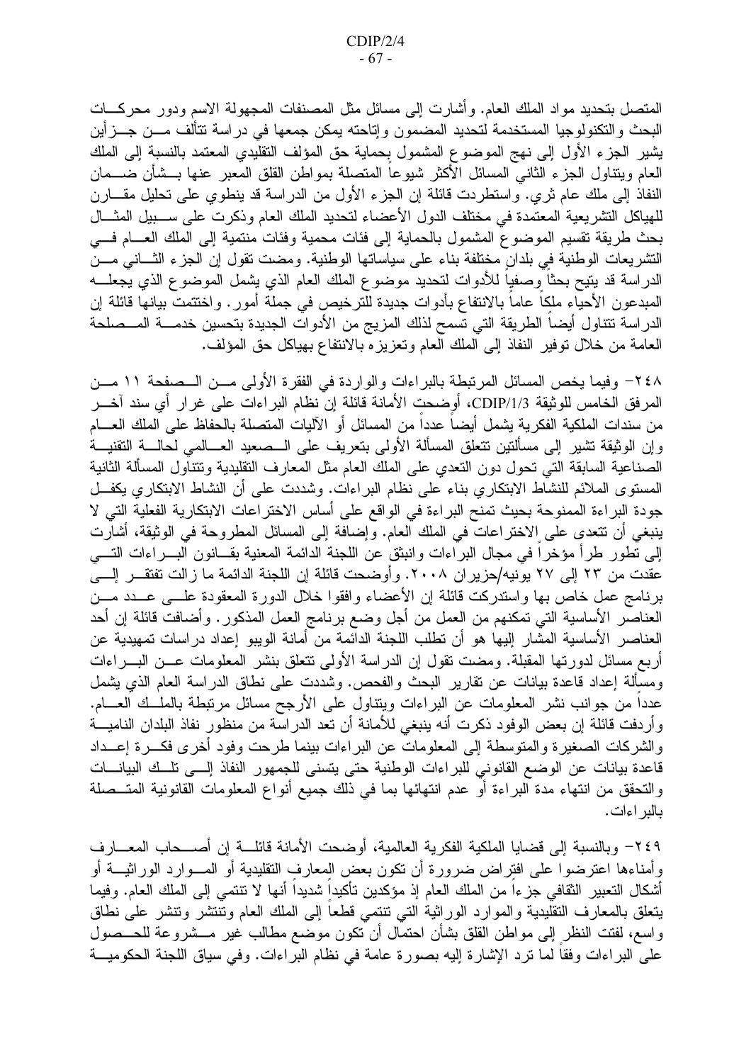المتصل بتحديد مواد الملك العام. وأشارت إلى مسائل مثل المصنفات المجهولة الاسم ودور محركات البحث والتكنولوجيا المستخدمة لتحديد المضمون وإتاحته يمكن جمعها في دراسة تتألف من جزأين يشير الجزء الأول إلى نهج الموضوع المشمول بحماية حق المؤلف التقليدي المعتمد بالنسبة إلى الملك العام ويتناول الجزء الثاني المسائل الأكثر شيوعاً المتصلة بمواطن القلق المعبر عنها بشأن ضمان النفاذ إلى ملك عام ثري. واستطردت قائلة إن الجزء الأول من الدراسة قد ينطوي على تحليل مقارن للهياكل التشريعية المعتمدة في مختلف الدول الأعضاء لتحديد الملك العام وذكرت على سبيل المثال بحث طريقة تقسيم الموضوع المشمول بالحماية إلى فئات محمية وفئات منتمية إلى الملك العام في التشريعات الوطنية في بلدان مختلفة بناء على سياساتها الوطنية. ومضت تقول إن الجزء الثاني من الدراسة قد يتيح بحثاً وصفياً للأدوات لتحديد موضوع الملك العام الذي يشمل الموضوع الذي يجعله المبدعون الأحياء ملكاً عاماً بالانتفاع بأدوات جديدة للترخيص في جملة أمور. واختتمت بيانها قائلة إن الدراسة تتناول أيضاً الطريقة التي تسمح لذلك المزيج من الأدوات الجديدة بتحسين خدمة المصلحة العامة من خلال توفير النفاذ إلى الملك العام وتعزيزه بالانتفاع بهياكل حق المؤلف.

٢٤٨- وفيما يخص المسائل المرتبطة بالبراءات والواردة في الفقرة الأولى من الصفحة ١١ من المرفق الخامس للوثيقة CDIP/1/3، أوضحت الأمانة قائلة إن نظام البراءات على غرار أي سند آخر من سندات الملكية الفكرية يشمل أيضاً عدداً من المسائل أو الآليات المتصلة بالحفاظ على الملك العام وإن الوثيقة تشير إلى مسألتين تتعلق المسألة الأولى بتعريف على الصعيد العالمي لحالة التقنية الصناعية السابقة التي تحول دون التعدي على الملك العام مثل المعارف التقليدية وتتناول المسألة الثانية المستوى الملائم للنشاط الابتكاري بناء على نظام البراءات. وشددت على أن النشاط الابتكاري يكفل جودة البراءة الممنوحة بحيث تمنح البراءة في الواقع على أساس الاختراعات الابتكارية الفعلية التي لا ينبغي أن تتعدى على الاختراعات في الملك العام. وإضافة إلى المسائل المطروحة في الوثيقة، أشارت إلى تطور طرأ مؤخراً في مجال البراءات وانبثق عن اللجنة الدائمة المعنية بقانون البراءات التي عقدت من ٢٣ إلى ٢٧ يونيه/حزيران ٢٠٠٨. وأوضحت قائلة إن اللجنة الدائمة ما زالت تفتقر إلى برنامج عمل خاص بها واستدركت قائلة إن الأعضاء وافقوا خلال الدورة المعقودة على عدد من العناصر الأساسية التي تمكنهم من العمل من أجل وضع برنامج العمل المذكور. وأضافت قائلة إن أحد العناصر الأساسية المشار إليها هو أن تطلب اللجنة الدائمة من أمانة الويبو إعداد دراسات تمهيدية عن أربع مسائل لدورتها المقبلة. ومضت تقول إن الدراسة الأولى تتعلق بنشر المعلومات عن البراءات ومسألة إعداد قاعدة بيانات عن تقارير البحث والفحص. وشددت على نطاق الدراسة العام الذي يشمل عدداً من جوانب نشر المعلومات عن البراءات ويتناول على الأرجح مسائل مرتبطة بالملك العام. وأردفت قائلة إن بعض الوفود ذكرت أنه ينبغي للأمانة أن تعد الدراسة من منظور نفاذ البلدان النامية والشركات الصغيرة والمتوسطة إلى المعلومات عن البراءات بينما طرحت وفود أخرى فكرة إعداد قاعدة بيانات عن الوضع القانوني للبراءات الوطنية حتى يتسنى للجمهور النفاذ إلى تلك البيانات والتحقق من انتهاء مدة البراءة أو عدم انتهائها بما في ذلك جميع أنواع المعلومات القانونية المتصلة بالبراءات.

٢٤٩- وبالنسبة إلى قضايا الملكية الفكرية العالمية، أوضحت الأمانة قائلة إن أصحاب المعارف وأمناءها اعترضوا على افتراض ضرورة أن تكون بعض المعارف التقليدية أو الموارد الوراثية أو أشكال التعبير الثقافي جزءاً من الملك العام إذ مؤكدين تأكيداً شديداً أنها لا تنتمي إلى الملك العام. وفيما يتعلق بالمعارف التقليدية والموارد الوراثية التي تنتمي قطعاً إلى الملك العام وتنتشر وتنشر على نطاق واسع، لفتت النظر إلى مواطن القلق بشأن احتمال أن تكون موضع مطالب غير مشروعة للحصول على البراءات وفقاً لما ترد الإشارة إليه بصورة عامة في نظام البراءات. وفي سياق اللجنة الحكومية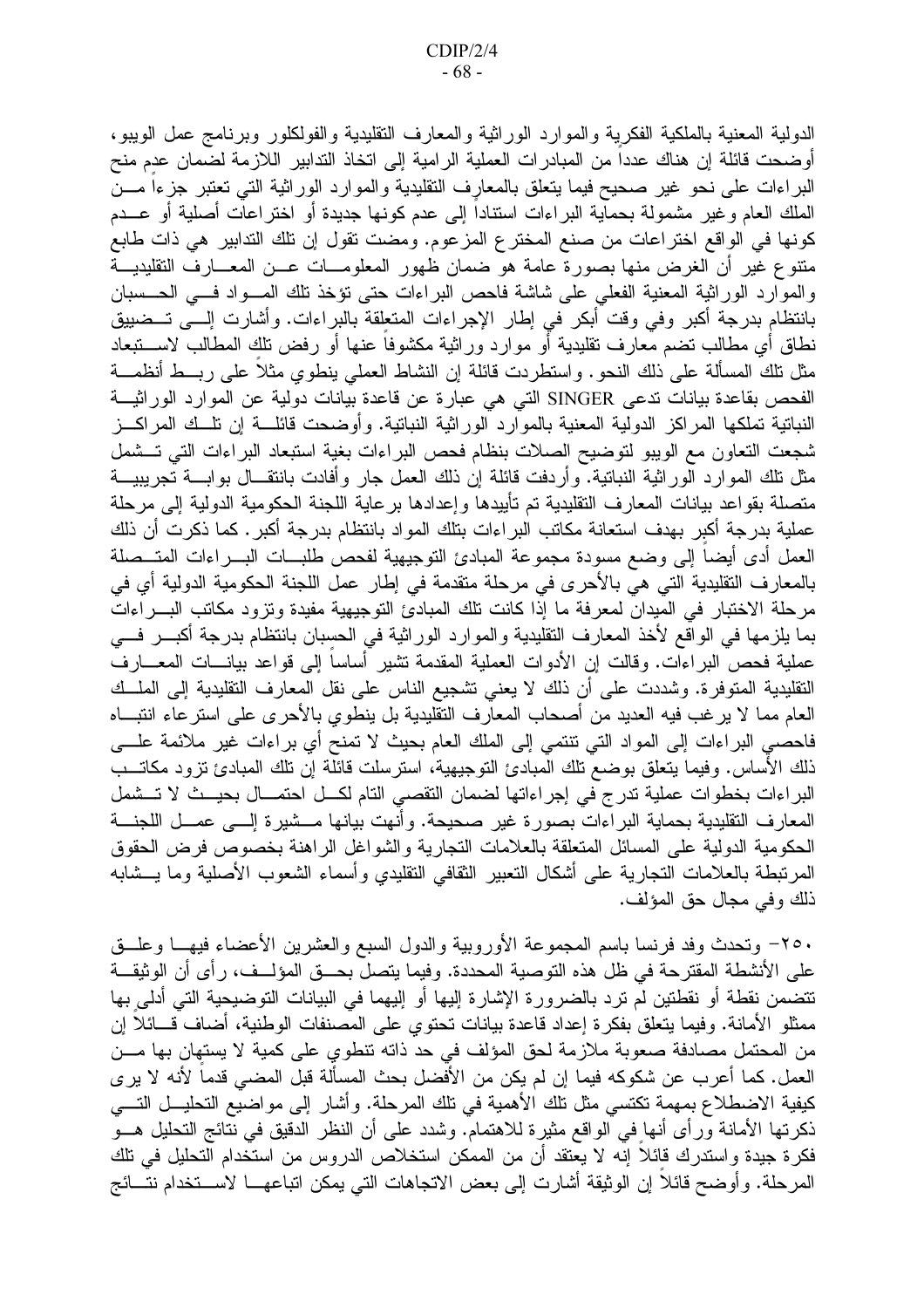الدولية المعنية بالملكية الفكرية والموارد الوراثية والمعارف التقليدية والفولكلور وبرنامج عمل الويبو، أوضحت قائلة إن هناك عدداً من المبادرات العملية الرامية إلى اتخاذ التدابير اللازمة لضمان عدم منح البراءات على نحو غير صحيح فيما يتعلق بالمعارف التقليدية والموارد الوراثية التي تعتبر جزءاً من الملك العام وغير مشمولة بحماية البراءات استناداً إلى عدم كونها جديدة أو اختراعات أصلية أو عدم كونها في الواقع اختراعات من صنع المخترع المزعوم. ومضت تقول إن تلك التدابير هي ذات طابع متنوع غير أن الغرض منها بصورة عامة هو ضمان ظهور المعلومات عن المعارف التقليدية والموارد الوراثية المعنية الفعلي على شاشة فاحص البراءات حتى تؤخذ تلك المواد في الحسبان بانتظام بدرجة أكبر وفي وقت أبكر في إطار الإجراءات المتعلقة بالبراءات. وأشارت إلى تضييق نطاق أي مطالب تضم معارف تقليدية أو موارد وراثية مكشوفاً عنها أو رفض تلك المطالب لاستبعاد مثل تلك المسألة على ذلك النحو. واستطردت قائلة إن النشاط العملي ينطوي مثلاً على ربط أنظمة الفحص بقاعدة بيانات تدعى SINGER التي هي عبارة عن قاعدة بيانات دولية عن الموارد الوراثية النباتية تملكها المراكز الدولية المعنية بالموارد الوراثية النباتية. وأوضحت قائلة إن تلك المراكز شجعت التعاون مع الويبو لتوضيح الصلات بنظام فحص البراءات بغية استبعاد البراءات التي تشمل مثل تلك الموارد الوراثية النباتية. وأردفت قائلة إن ذلك العمل جار وأفادت بانتقال بوابة تجريبية متصلة بقواعد بيانات المعارف التقليدية تم تأييدها وإعدادها برعاية اللجنة الحكومية الدولية إلى مرحلة عملية بدرجة أكبر بهدف استعانة مكاتب البراءات بتلك المواد بانتظام بدرجة أكبر. كما ذكرت أن ذلك العمل أدى أيضاً إلى وضع مسودة مجموعة المبادئ التوجيهية لفحص طلبات البراءات المتصلة بالمعارف التقليدية التي هي بالأحرى في مرحلة متقدمة في إطار عمل اللجنة الحكومية الدولية أي في مرحلة الاختبار في الميدان لمعرفة ما إذا كانت تلك المبادئ التوجيهية مفيدة وتزود مكاتب البراءات بما يلزمها في الواقع لأخذ المعارف التقليدية والموارد الوراثية في الحسبان بانتظام بدرجة أكبر في عملية فحص البراءات. وقالت إن الأدوات العملية المقدمة تشير أساساً إلى قواعد بيانات المعارف التقليدية المتوفرة. وشددت على أن ذلك لا يعني تشجيع الناس على نقل المعارف التقليدية إلى الملك العام مما لا يرغب فيه العديد من أصحاب المعارف التقليدية بل ينطوي بالأحرى على استرعاء انتباه فاحصي البراءات إلى المواد التي تنتمي إلى الملك العام بحيث لا تمنح أي براءات غير ملائمة على ذلك الأساس. وفيما يتعلق بوضع تلك المبادئ التوجيهية، استرسلت قائلة إن تلك المبادئ تزود مكاتب البراءات بخطوات عملية تدرج في إجراءاتها لضمان التقصي التام لكل احتمال بحيث لا تشمل المعارف التقليدية بحماية البراءات بصورة غير صحيحة. وأنهت بيانها مشيرة إلى عمل اللجنة الحكومية الدولية على المسائل المتعلقة بالعلامات التجارية والشواغل الراهنة بخصوص فرض الحقوق المرتبطة بالعلامات التجارية على أشكال التعبير الثقافي التقليدي وأسماء الشعوب الأصلية وما يشابه ذلك وفي مجال حق المؤلف.

٢٥٠- وتحدث وفد فرنسا باسم المجموعة الأوروبية والدول السبع والعشرين الأعضاء فيها وعلق على الأنشطة المقترحة في ظل هذه التوصية المحددة. وفيما يتصل بحق المؤلف، رأى أن الوثيقة تتضمن نقطة أو نقطتين لم ترد بالضرورة الإشارة إليها أو إليهما في البيانات التوضيحية التي أدلى بها ممثلو الأمانة. وفيما يتعلق بفكرة إعداد قاعدة بيانات تحتوي على المصنفات الوطنية، أضاف قائلاً إن من المحتمل مصادفة صعوبة ملازمة لحق المؤلف في حد ذاته تنطوي على كمية لا يستهان بها من العمل. كما أعرب عن شكوكه فيما إن لم يكن من الأفضل بحث المسألة قبل المضي قدماً لأنه لا يرى كيفية الاضطلاع بمهمة تكتسي مثل تلك الأهمية في تلك المرحلة. وأشار إلى مواضيع التحليل التي ذكرتها الأمانة ورأى أنها في الواقع مثيرة للاهتمام. وشدد على أن النظر الدقيق في نتائج التحليل هو فكرة جيدة واستدرك قائلاً إنه لا يعتقد أن من الممكن استخلاص الدروس من استخدام التحليل في تلك المرحلة. وأوضح قائلاً إن الوثيقة أشارت إلى بعض الاتجاهات التي يمكن اتباعها لاستخدام نتائج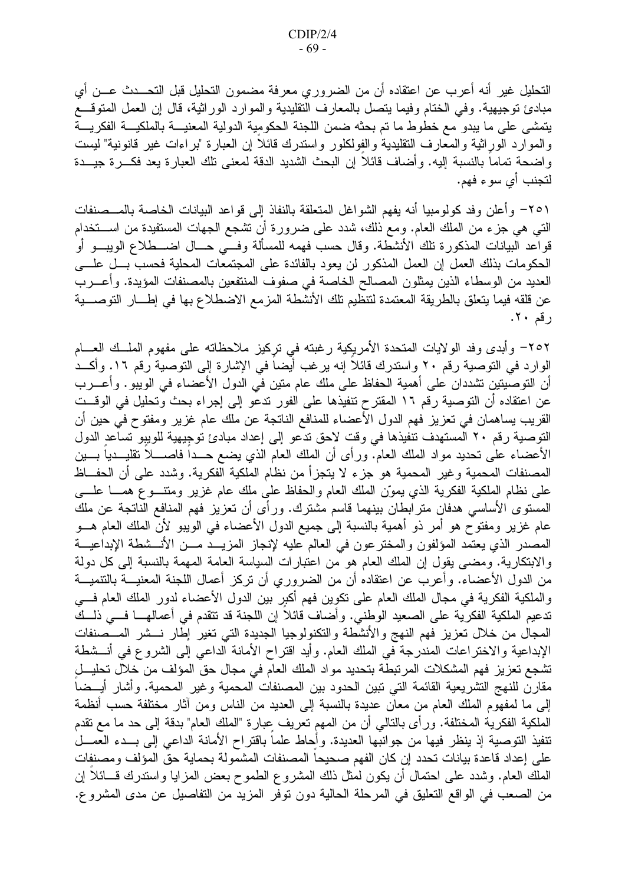التحليل غير أنه أعرب عن اعتقاده أن من الضروري معرفة مضمون التحليل قبل التحدث عن أي مبادئ توجيهية. وفي الختام وفيما يتصل بالمعارف التقليدية والموارد الوراثية، قال إن العمل المتوقع يتمشى على ما يبدو مع خطوط ما تم بحثه ضمن اللجنة الحكومية الدولية المعنية بالملكية الفكرية والموارد الوراثية والمعارف التقليدية والفولكلور واستدرك قائلاً إن العبارة "براءات غير قانونية" ليست واضحة تماماً بالنسبة إليه. وأضاف قائلاً إن البحث الشديد الدقة لمعنى تلك العبارة يعد فكرة جيدة لتجنب أي سوء فهم.

٢٥١- وأعلن وفد كولومبيا أنه يفهم الشواغل المتعلقة بالنفاذ إلى قواعد البيانات الخاصة بالمصنفات التي هي جزء من الملك العام. ومع ذلك، شدد على ضرورة أن تشجع الجهات المستفيدة من استخدام قواعد البيانات المذكورة تلك الأنشطة. وقال حسب فهمه للمسألة وفي حال اضطلاع الويبو أو الحكومات بذلك العمل إن العمل المذكور لن يعود بالفائدة على المجتمعات المحلية فحسب بل على العديد من الوسطاء الذين يمثلون المصالح الخاصة في صفوف المنتفعين بالمصنفات المؤيدة. وأعرب عن قلقه فيما يتعلق بالطريقة المعتمدة لتنظيم تلك الأنشطة المزمع الاضطلاع بها في إطار التوصية رقم ٢٠.

٢٥٢- وأبدى وفد الولايات المتحدة الأمريكية رغبته في تركيز ملاحظاته على مفهوم الملك العام الوارد في التوصية رقم ٢٠ واستدرك قائلاً إنه يرغب أيضاً في الإشارة إلى التوصية رقم ١٦. وأكد أن التوصيتين تشددان على أهمية الحفاظ على ملك عام متين في الدول الأعضاء في الويبو. وأعرب عن اعتقاده أن التوصية رقم ١٦ المقترح تنفيذها على الفور تدعو إلى إجراء بحث وتحليل في الوقت القريب يساهمان في تعزيز فهم الدول الأعضاء للمنافع الناتجة عن ملك عام غزير ومفتوح في حين أن التوصية رقم ٢٠ المستهدف تنفيذها في وقت لاحق تدعو إلى إعداد مبادئ توجيهية للويبو تساعد الدول الأعضاء على تحديد مواد الملك العام. ورأى أن الملك العام الذي يضع حداً فاصلاً تقليدياً بين المصنفات المحمية وغير المحمية هو جزء لا يتجزأ من نظام الملكية الفكرية. وشدد على أن الحفاظ على نظام الملكية الفكرية الذي يموّن الملك العام والحفاظ على ملك عام غزير ومتنوع هما على المستوى الأساسي هدفان مترابطان بينهما قاسم مشترك. ورأى أن تعزيز فهم المنافع الناتجة عن ملك عام غزير ومفتوح هو أمر ذو أهمية بالنسبة إلى جميع الدول الأعضاء في الويبو لأن الملك العام هو المصدر الذي يعتمد المؤلفون والمخترعون في العالم عليه لإنجاز المزيد من الأنشطة الإبداعية والابتكارية. ومضى يقول إن الملك العام هو من اعتبارات السياسة العامة المهمة بالنسبة إلى كل دولة من الدول الأعضاء. وأعرب عن اعتقاده أن من الضروري أن تركز أعمال اللجنة المعنية بالتنمية والملكية الفكرية في مجال الملك العام على تكوين فهم أكبر بين الدول الأعضاء لدور الملك العام في تدعيم الملكية الفكرية على الصعيد الوطني. وأضاف قائلاً إن اللجنة قد تتقدم في أعمالها في ذلك المجال من خلال تعزيز فهم النهج والأنشطة والتكنولوجيا الجديدة التي تغير إطار نشر المصنفات الإبداعية والاختراعات المندرجة في الملك العام. وأيد اقتراح الأمانة الداعي إلى الشروع في أنشطة تشجع تعزيز فهم المشكلات المرتبطة بتحديد مواد الملك العام في مجال حق المؤلف من خلال تحليل مقارن للنهج التشريعية القائمة التي تبين الحدود بين المصنفات المحمية وغير المحمية. وأشار أيضاً إلى ما لمفهوم الملك العام من معان عديدة بالنسبة إلى العديد من الناس ومن آثار مختلفة حسب أنظمة الملكية الفكرية المختلفة. ورأى بالتالي أن من المهم تعريف عبارة "الملك العام" بدقة إلى حد ما مع تقدم تنفيذ التوصية إذ ينظر فيها من جوانبها العديدة. وأحاط علماً باقتراح الأمانة الداعي إلى بدء العمل على إعداد قاعدة بيانات تحدد إن كان الفهم صحيحاً المصنفات المشمولة بحماية حق المؤلف ومصنفات الملك العام. وشدد على احتمال أن يكون لمثل ذلك المشروع الطموح بعض المزايا واستدرك قائلاً إن من الصعب في الواقع التعليق في المرحلة الحالية دون توفر المزيد من التفاصيل عن مدى المشروع.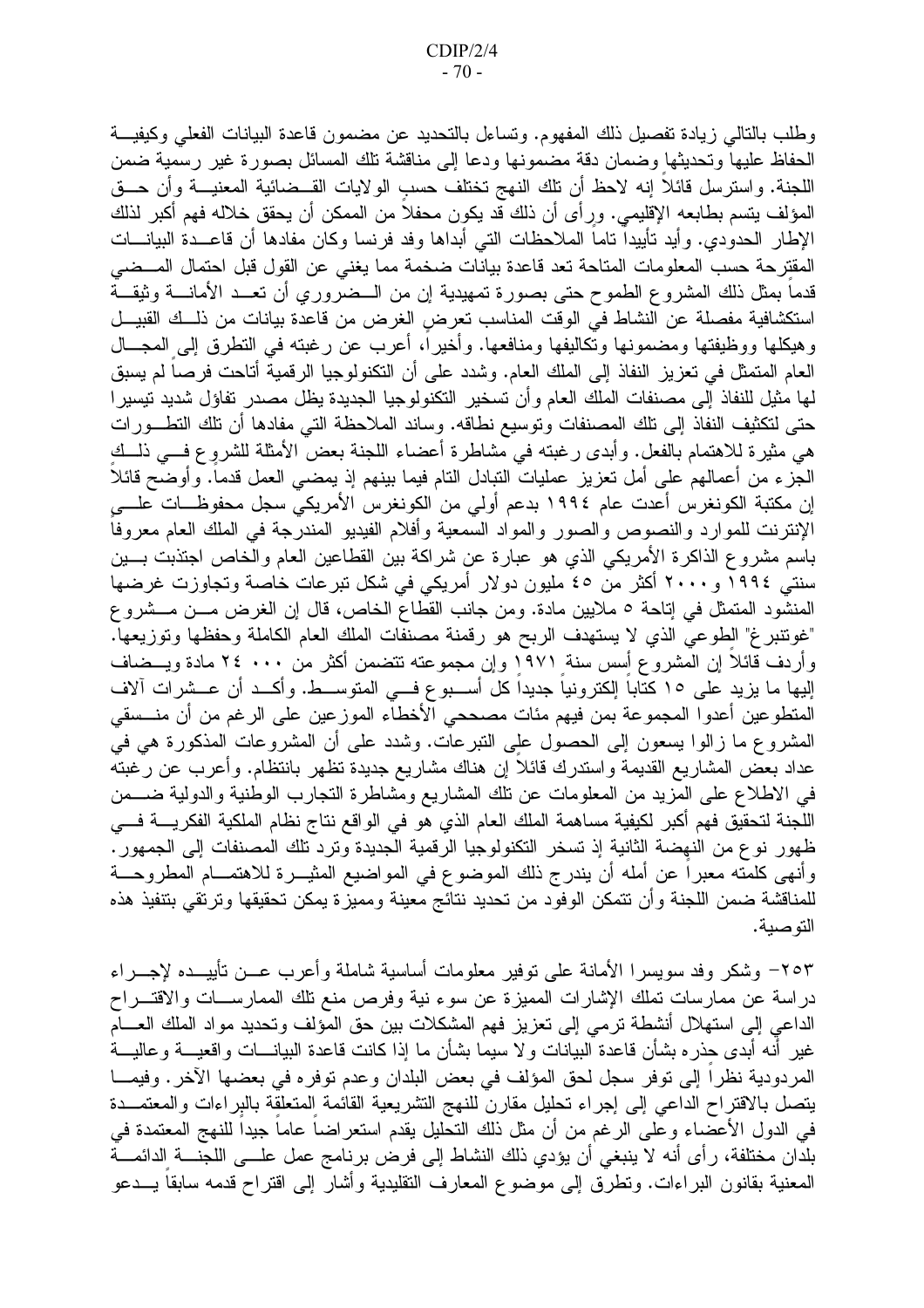وطلب بالتالي زيادة تفصيل ذلك المفهوم. وتساءل بالتحديد عن مضمون قاعدة البيانات الفعلي وكيفية الحفاظ عليها وتحديثها وضمان دقة مضمونها ودعا إلى مناقشة تلك المسائل بصورة غير رسمية ضمن اللجنة. واسترسل قائلاً إنه لاحظ أن تلك النهج تختلف حسب الولايات القضائية المعنية وأن حق المؤلف يتسم بطابعه الإقليمي. ورأى أن ذلك قد يكون محفلاً من الممكن أن يحقق خلاله فهم أكبر لذلك الإطار الحدودي. وأيد تأييداً تاماً الملاحظات التي أبداها وفد فرنسا وكان مفادها أن قاعدة البيانات المقترحة حسب المعلومات المتاحة تعد قاعدة بيانات ضخمة مما يغني عن القول قبل احتمال المضي قدماً بمثل ذلك المشروع الطموح حتى بصورة تمهيدية إن من الضروري أن تعد الأمانة وثيقة استكشافية مفصلة عن النشاط في الوقت المناسب تعرض الغرض من قاعدة بيانات من ذلك القبيل وهيكلها ووظيفتها ومضمونها وتكاليفها ومنافعها. وأخيراً، أعرب عن رغبته في التطرق إلى المجال العام المتمثل في تعزيز النفاذ إلى الملك العام. وشدد على أن التكنولوجيا الرقمية أتاحت فرصاً لم يسبق لها مثيل للنفاذ إلى مصنفات الملك العام وأن تسخير التكنولوجيا الجديدة يظل مصدر تفاؤل شديد تيسيرا حتى لتكثيف النفاذ إلى تلك المصنفات وتوسيع نطاقه. وساند الملاحظة التي مفادها أن تلك التطورات هي مثيرة للاهتمام بالفعل. وأبدى رغبته في مشاطرة أعضاء اللجنة بعض الأمثلة للشروع في ذلك الجزء من أعمالهم على أمل تعزيز عمليات التبادل التام فيما بينهم إذ يمضي العمل قدماً. وأوضح قائلاً إن مكتبة الكونغرس أعدت عام ١٩٩٤ بدعم أولي من الكونغرس الأمريكي سجل محفوظات على الإنترنت للموارد والنصوص والصور والمواد السمعية وأفلام الفيديو المندرجة في الملك العام معروفاً باسم مشروع الذاكرة الأمريكي الذي هو عبارة عن شراكة بين القطاعين العام والخاص اجتذبت بين سنتي ١٩٩٤ و٢٠٠٠ أكثر من ٤٥ مليون دولار أمريكي في شكل تبرعات خاصة وتجاوزت غرضها المنشود المتمثل في إتاحة ٥ ملايين مادة. ومن جانب القطاع الخاص، قال إن الغرض من مشروع "غوتنبرغ" الطوعي الذي لا يستهدف الربح هو رقمنة مصنفات الملك العام الكاملة وحفظها وتوزيعها. وأردف قائلاً إن المشروع أسس سنة ١٩٧١ وإن مجموعته تتضمن أكثر من ٢٤ ٠٠٠ مادة ويضاف إليها ما يزيد على ١٥ كتاباً إلكترونياً جديداً كل أسبوع في المتوسط. وأكد أن عشرات آلاف المتطوعين أعدوا المجموعة بمن فيهم مئات مصححي الأخطاء الموزعين على الرغم من أن منسقي المشروع ما زالوا يسعون إلى الحصول على التبرعات. وشدد على أن المشروعات المذكورة هي في عداد بعض المشاريع القديمة واستدرك قائلاً إن هناك مشاريع جديدة تظهر بانتظام. وأعرب عن رغبته في الاطلاع على المزيد من المعلومات عن تلك المشاريع ومشاطرة التجارب الوطنية والدولية ضمن اللجنة لتحقيق فهم أكبر لكيفية مساهمة الملك العام الذي هو في الواقع نتاج نظام الملكية الفكرية في ظهور نوع من النهضة الثانية إذ تسخر التكنولوجيا الرقمية الجديدة وترد تلك المصنفات إلى الجمهور. وأنهى كلمته معبراً عن أمله أن يندرج ذلك الموضوع في المواضيع المثيرة للاهتمام المطروحة للمناقشة ضمن اللجنة وأن تتمكن الوفود من تحديد نتائج معينة ومميزة يمكن تحقيقها وترتقي بتنفيذ هذه التوصية.

٢٥٣- وشكر وفد سويسرا الأمانة على توفير معلومات أساسية شاملة وأعرب عن تأييده لإجراء دراسة عن ممارسات تملك الإشارات المميزة عن سوء نية وفرص منع تلك الممارسات والاقتراح الداعي إلى استهلال أنشطة ترمي إلى تعزيز فهم المشكلات بين حق المؤلف وتحديد مواد الملك العام غير أنه أبدى حذره بشأن قاعدة البيانات ولا سيما بشأن ما إذا كانت قاعدة البيانات واقعية وعالية المردودية نظراً إلى توفر سجل لحق المؤلف في بعض البلدان وعدم توفره في بعضها الآخر. وفيما يتصل بالاقتراح الداعي إلى إجراء تحليل مقارن للنهج التشريعية القائمة المتعلقة بالبراءات والمعتمدة في الدول الأعضاء وعلى الرغم من أن مثل ذلك التحليل يقدم استعراضاً عاماً جيداً للنهج المعتمدة في بلدان مختلفة، رأى أنه لا ينبغي أن يؤدي ذلك النشاط إلى فرض برنامج عمل على اللجنة الدائمة المعنية بقانون البراءات. وتطرق إلى موضوع المعارف التقليدية وأشار إلى اقتراح قدمه سابقاً يدعو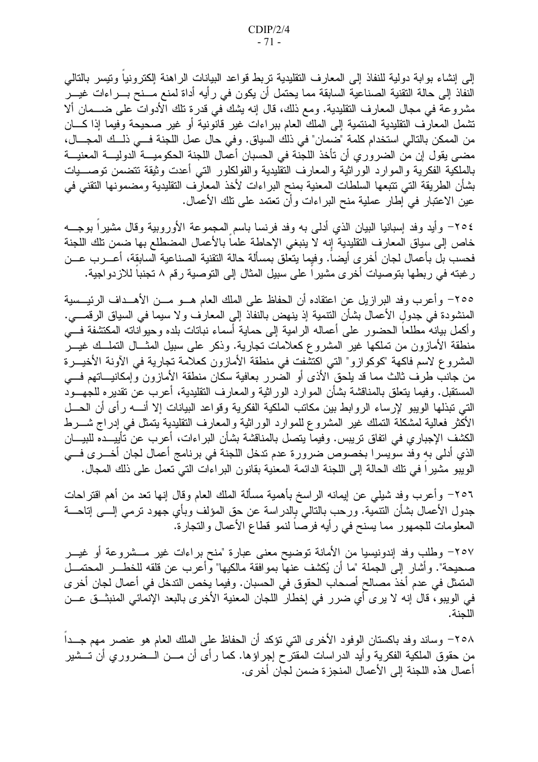إلى إنشاء بوابة دولية للنفاذ إلى المعارف التقليدية تربط قواعد البيانات الراهنة إلكترونياً وتيسر بالتالي النفاذ إلى حالة التقنية الصناعية السابقة مما يحتمل أن يكون في رأيه أداة لمنع منح براءات غير مشروعة في مجال المعارف التقليدية. ومع ذلك، قال إنه يشك في قدرة تلك الأدوات على ضمان ألا تشمل المعارف التقليدية المنتمية إلى الملك العام ببراءات غير قانونية أو غير صحيحة وفيما إذا كان من الممكن بالتالي استخدام كلمة "ضمان" في ذلك السياق. وفي حال عمل اللجنة في ذلك المجال، مضى يقول إن من الضروري أن تأخذ اللجنة في الحسبان أعمال اللجنة الحكومية الدولية المعنية بالملكية الفكرية والموارد الوراثية والمعارف التقليدية والفولكلور التي أعدت وثيقة تتضمن توصيات بشأن الطريقة التي تتبعها السلطات المعنية بمنح البراءات لأخذ المعارف التقليدية ومضمونها التقني في عين الاعتبار في إطار عملية منح البراءات وأن تعتمد على تلك الأعمال.

٢٥٤- وأيد وفد إسبانيا البيان الذي أدلى به وفد فرنسا باسم المجموعة الأوروبية وقال مشيراً بوجه خاص إلى سياق المعارف التقليدية إنه لا ينبغي الإحاطة علماً بالأعمال المضطلع بها ضمن تلك اللجنة فحسب بل بأعمال لجان أخرى أيضاً. وفيما يتعلق بمسألة حالة التقنية الصناعية السابقة، أعرب عن رغبته في ربطها بتوصيات أخرى مشيراً على سبيل المثال إلى التوصية رقم ٨ تجنباً للازدواجية.

٢٥٥- وأعرب وفد البرازيل عن اعتقاده أن الحفاظ على الملك العام هو من الأهداف الرئيسية المنشودة في جدول الأعمال بشأن التنمية إذ ينهض بالنفاذ إلى المعارف ولا سيما في السياق الرقمي. وأكمل بيانه مطلعاً الحضور على أعماله الرامية إلى حماية أسماء نباتات بلده وحيواناته المكتشفة في منطقة الأمازون من تملكها غير المشروع كعلامات تجارية. وذكر على سبيل المثال التملك غير المشروع لاسم فاكهة "كوكوازو" التي اكتشفت في منطقة الأمازون كعلامة تجارية في الآونة الأخيرة من جانب طرف ثالث مما قد يلحق الأذى أو الضرر بعافية سكان منطقة الأمازون وإمكانياتهم في المستقبل. وفيما يتعلق بالمناقشة بشأن الموارد الوراثية والمعارف التقليدية، أعرب عن تقديره للجهود التي تبذلها الويبو لإرساء الروابط بين مكاتب الملكية الفكرية وقواعد البيانات إلا أنه رأى أن الحل الأكثر فعالية لمشكلة التملك غير المشروع للموارد الوراثية والمعارف التقليدية يتمثل في إدراج شرط الكشف الإجباري في اتفاق تريبس. وفيما يتصل بالمناقشة بشأن البراءات، أعرب عن تأييده للبيان الذي أدلى به وفد سويسرا بخصوص ضرورة عدم تدخل اللجنة في برنامج أعمال لجان أخرى في الويبو مشيراً في تلك الحالة إلى اللجنة الدائمة المعنية بقانون البراءات التي تعمل على ذلك المجال.

٢٥٦- وأعرب وفد شيلي عن إيمانه الراسخ بأهمية مسألة الملك العام وقال إنها تعد من أهم اقتراحات جدول الأعمال بشأن التنمية. ورحب بالتالي بالدراسة عن حق المؤلف وبأي جهود ترمي إلى إتاحة المعلومات للجمهور مما يسنح في رأيه فرصاً لنمو قطاع الأعمال والتجارة.

٢٥٧- وطلب وفد إندونيسيا من الأمانة توضيح معنى عبارة "منح براءات غير مشروعة أو غير صحيحة". وأشار إلى الجملة "ما أن يُكشف عنها بموافقة مالكيها" وأعرب عن قلقه للخطر المحتمل المتمثل في عدم أخذ مصالح أصحاب الحقوق في الحسبان. وفيما يخص التدخل في أعمال لجان أخرى في الويبو، قال إنه لا يرى أي ضرر في إخطار اللجان المعنية الأخرى بالبعد الإنمائي المنبثق عن اللجنة.

٢٥٨- وساند وفد باكستان الوفود الأخرى التي تؤكد أن الحفاظ على الملك العام هو عنصر مهم جداً من حقوق الملكية الفكرية وأيد الدراسات المقترح إجراؤها. كما رأى أن من الضروري أن تشير أعمال هذه اللجنة إلى الأعمال المنجزة ضمن لجان أخرى.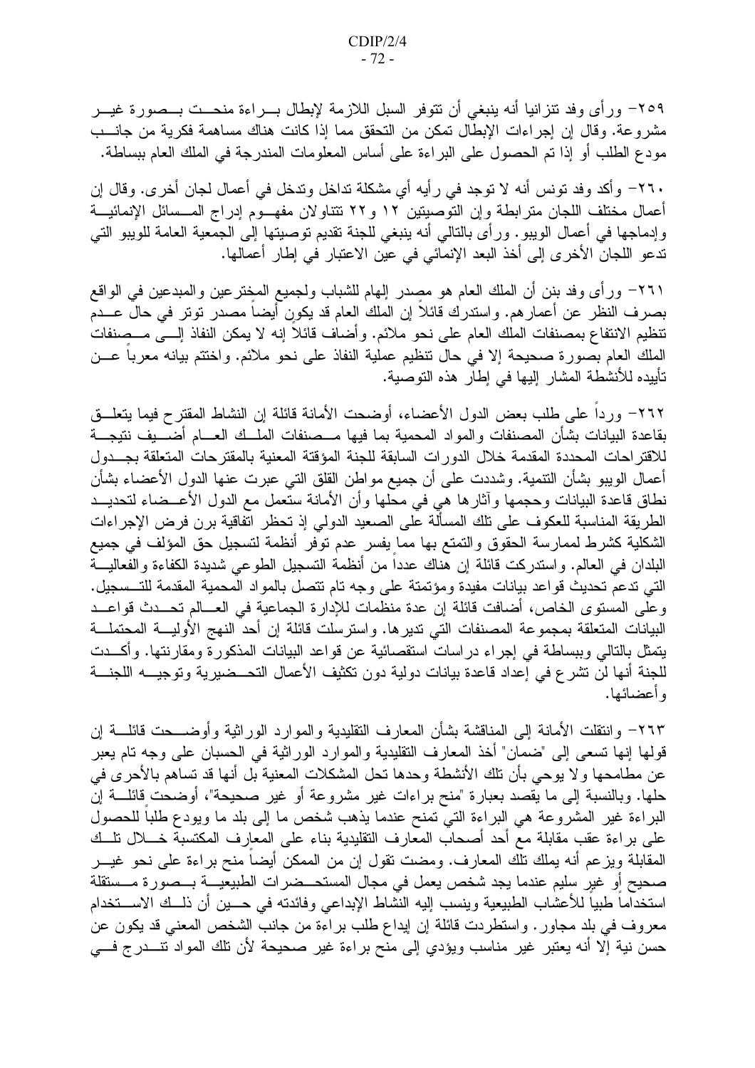٢٥٩- ورأى وفد تنزانيا أنه ينبغي أن تتوفر السبل اللازمة لإبطال بـراءة منحـت بـصورة غيـر مشروعة. وقال إن إجراءات الإبطال تمكن من التحقق مما إذا كانت هناك مساهمة فكرية من جانـب مودع الطلب أو إذا تم الحصول على البراءة على أساس المعلومات المندرجة في الملك العام ببساطة.

٢٦٠- وأكد وفد تونس أنه لا توجد في رأيه أي مشكلة تداخل وتدخل في أعمال لجان أخرى. وقال إن أعمال مختلف اللجان مترابطة وإن التوصيتين ١٢ و٢٢ تتناولان مفهـوم إدراج المـسائل الإنمائيـة وإدماجها في أعمال الويبو. ورأى بالتالي أنه ينبغي للجنة تقديم توصيتها إلى الجمعية العامة للويبو التي تدعو اللجان الأخرى إلى أخذ البعد الإنمائي في عين الاعتبار في إطار أعمالها.

٢٦١- ورأى وفد بنن أن الملك العام هو مصدر إلهام للشباب ولجميع المخترعين والمبدعين في الواقع بصرف النظر عن أعمارهم. واستدرك قائلاً إن الملك العام قد يكون أيضاً مصدر توتر في حال عـدم تنظيم الانتفاع بمصنفات الملك العام على نحو ملائم. وأضاف قائلاً إنه لا يمكن النفاذ إلـى مـصنفات الملك العام بصورة صحيحة إلا في حال تنظيم عملية النفاذ على نحو ملائم. واختتم بيانه معرباً عـن تأييده للأنشطة المشار إليها في إطار هذه التوصية.

٢٦٢- ورداً على طلب بعض الدول الأعضاء، أوضحت الأمانة قائلة إن النشاط المقترح فيما يتعلـق بقاعدة البيانات بشأن المصنفات والمواد المحمية بما فيها مـصنفات الملـك العـام أضـيف نتيجـة للاقتراحات المحددة المقدمة خلال الدورات السابقة للجنة المؤقتة المعنية بالمقترحات المتعلقة بجـدول أعمال الويبو بشأن التنمية. وشددت على أن جميع مواطن القلق التي عبرت عنها الدول الأعضاء بشأن نطاق قاعدة البيانات وحجمها وآثارها هي في محلها وأن الأمانة ستعمل مع الدول الأعـضاء لتحديـد الطريقة المناسبة للعكوف على تلك المسألة على الصعيد الدولي إذ تحظر اتفاقية برن فرض الإجراءات الشكلية كشرط لممارسة الحقوق والتمتع بها مما يفسر عدم توفر أنظمة لتسجيل حق المؤلف في جميع البلدان في العالم. واستدركت قائلة إن هناك عدداً من أنظمة التسجيل الطوعي شديدة الكفاءة والفعاليـة التي تدعم تحديث قواعد بيانات مفيدة ومؤتمتة على وجه تام تتصل بالمواد المحمية المقدمة للتـسجيل. وعلى المستوى الخاص، أضافت قائلة إن عدة منظمات للإدارة الجماعية في العـالم تحـدث قواعـد البيانات المتعلقة بمجموعة المصنفات التي تديرها. واسترسلت قائلة إن أحد النهج الأوليـة المحتملـة يتمثل بالتالي وببساطة في إجراء دراسات استقصائية عن قواعد البيانات المذكورة ومقارنتها. وأكـدت للجنة أنها لن تشرع في إعداد قاعدة بيانات دولية دون تكثيف الأعمال التحـضيرية وتوجيـه اللجنـة وأعضائها.

٢٦٣- وانتقلت الأمانة إلى المناقشة بشأن المعارف التقليدية والموارد الوراثية وأوضـحت قائلـة إن قولها إنها تسعى إلى "ضمان" أخذ المعارف التقليدية والموارد الوراثية في الحسبان على وجه تام يعبر عن مطامحها ولا يوحي بأن تلك الأنشطة وحدها تحل المشكلات المعنية بل أنها قد تساهم بالأحرى في حلها. وبالنسبة إلى ما يقصد بعبارة "منح براءات غير مشروعة أو غير صحيحة"، أوضحت قائلـة إن البراءة غير المشروعة هي البراءة التي تمنح عندما يذهب شخص ما إلى بلد ما ويودع طلباً للحصول على براءة عقب مقابلة مع أحد أصحاب المعارف التقليدية بناء على المعارف المكتسبة خـلال تلـك المقابلة ويزعم أنه يملك تلك المعارف. ومضت تقول إن من الممكن أيضاً منح براءة على نحو غيـر صحيح أو غير سليم عندما يجد شخص يعمل في مجال المستحـضرات الطبيعيـة بـصورة مـستقلة استخداماً طبياً للأعشاب الطبيعية وينسب إليه النشاط الإبداعي وفائدته في حـين أن ذلـك الاسـتخدام معروف في بلد مجاور. واستطردت قائلة إن إيداع طلب براءة من جانب الشخص المعني قد يكون عن حسن نية إلا أنه يعتبر غير مناسب ويؤدي إلى منح براءة غير صحيحة لأن تلك المواد تنـدرج فـي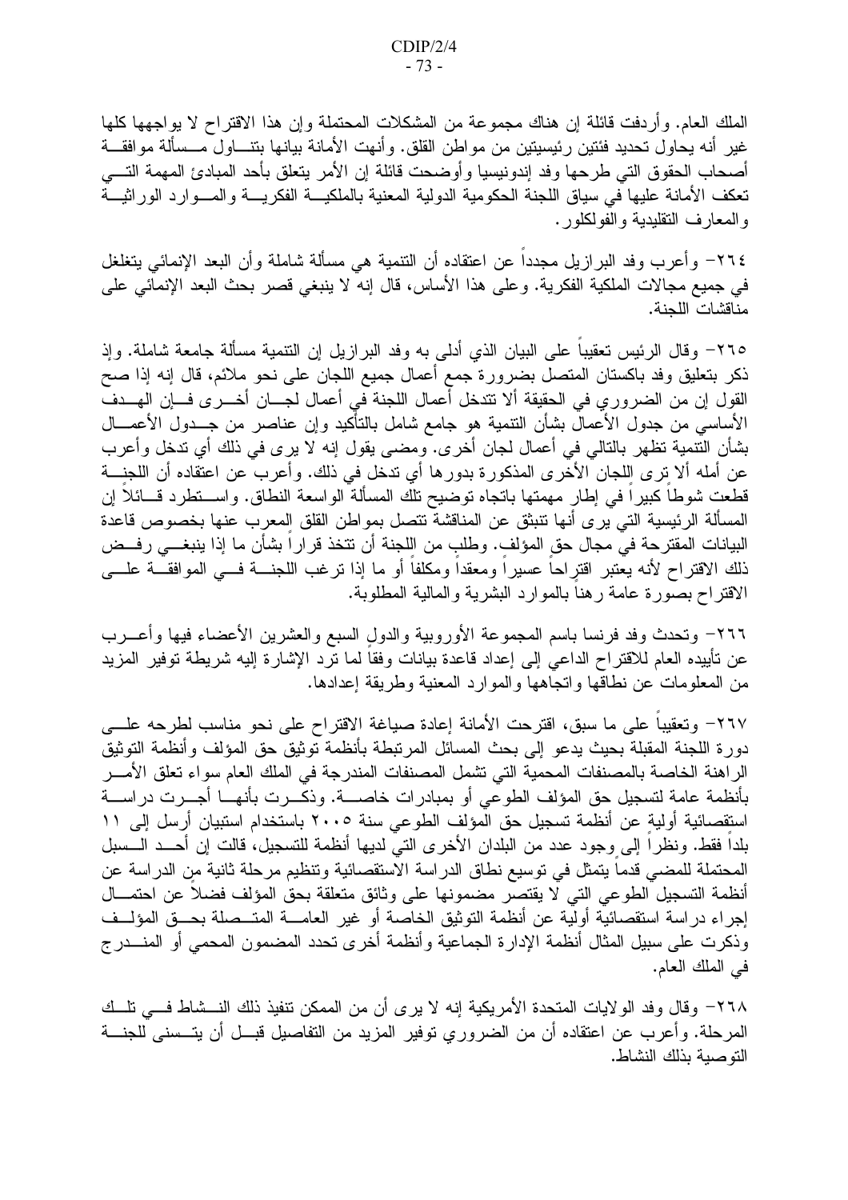الملك العام. وأردفت قائلة إن هناك مجموعة من المشكلات المحتملة وإن هذا الاقتراح لا يواجهها كلها غير أنه يحاول تحديد فئتين رئيسيتين من مواطن القلق. وأنهت الأمانة بيانها بتناول مسألة موافقة أصحاب الحقوق التي طرحها وفد إندونيسيا وأوضحت قائلة إن الأمر يتعلق بأحد المبادئ المهمة التي تعكف الأمانة عليها في سياق اللجنة الحكومية الدولية المعنية بالملكية الفكرية والموارد الوراثية والمعارف التقليدية والفولكلور.

٢٦٤- وأعرب وفد البرازيل مجدداً عن اعتقاده أن التنمية هي مسألة شاملة وأن البعد الإنمائي يتغلغل في جميع مجالات الملكية الفكرية. وعلى هذا الأساس، قال إنه لا ينبغي قصر بحث البعد الإنمائي على مناقشات اللجنة.

٢٦٥- وقال الرئيس تعقيباً على البيان الذي أدلى به وفد البرازيل إن التنمية مسألة جامعة شاملة. وإذ ذكر بتعليق وفد باكستان المتصل بضرورة جمع أعمال جميع اللجان على نحو ملائم، قال إنه إذا صح القول إن من الضروري في الحقيقة ألا تتدخل أعمال اللجنة في أعمال لجان أخرى فإن الهدف الأساسي من جدول الأعمال بشأن التنمية هو جامع شامل بالتأكيد وإن عناصر من جدول الأعمال بشأن التنمية تظهر بالتالي في أعمال لجان أخرى. ومضى يقول إنه لا يرى في ذلك أي تدخل وأعرب عن أمله ألا ترى اللجان الأخرى المذكورة بدورها أي تدخل في ذلك. وأعرب عن اعتقاده أن اللجنة قطعت شوطاً كبيراً في إطار مهمتها باتجاه توضيح تلك المسألة الواسعة النطاق. واستطرد قائلاً إن المسألة الرئيسية التي يرى أنها تنبثق عن المناقشة تتصل بمواطن القلق المعرب عنها بخصوص قاعدة البيانات المقترحة في مجال حق المؤلف. وطلب من اللجنة أن تتخذ قراراً بشأن ما إذا ينبغي رفض ذلك الاقتراح لأنه يعتبر اقتراحاً عسيراً ومعقداً ومكلفاً أو ما إذا ترغب اللجنة في الموافقة على الاقتراح بصورة عامة رهناً بالموارد البشرية والمالية المطلوبة.

٢٦٦- وتحدث وفد فرنسا باسم المجموعة الأوروبية والدول السبع والعشرين الأعضاء فيها وأعرب عن تأييده العام للاقتراح الداعي إلى إعداد قاعدة بيانات وفقاً لما ترد الإشارة إليه شريطة توفير المزيد من المعلومات عن نطاقها واتجاهها والموارد المعنية وطريقة إعدادها.

٢٦٧- وتعقيباً على ما سبق، اقترحت الأمانة إعادة صياغة الاقتراح على نحو مناسب لطرحه على دورة اللجنة المقبلة بحيث يدعو إلى بحث المسائل المرتبطة بأنظمة توثيق حق المؤلف وأنظمة التوثيق الراهنة الخاصة بالمصنفات المحمية التي تشمل المصنفات المندرجة في الملك العام سواء تعلق الأمر بأنظمة عامة لتسجيل حق المؤلف الطوعي أو بمبادرات خاصة. وذكرت بأنها أجرت دراسة استقصائية أولية عن أنظمة تسجيل حق المؤلف الطوعي سنة ٢٠٠٥ باستخدام استبيان أرسل إلى ١١ بلداً فقط. ونظراً إلى وجود عدد من البلدان الأخرى التي لديها أنظمة للتسجيل، قالت إن أحد السبل المحتملة للمضي قدماً يتمثل في توسيع نطاق الدراسة الاستقصائية وتنظيم مرحلة ثانية من الدراسة عن أنظمة التسجيل الطوعي التي لا يقتصر مضمونها على وثائق متعلقة بحق المؤلف فضلاً عن احتمال إجراء دراسة استقصائية أولية عن أنظمة التوثيق الخاصة أو غير العامة المتصلة بحق المؤلف وذكرت على سبيل المثال أنظمة الإدارة الجماعية وأنظمة أخرى تحدد المضمون المحمي أو المندرج في الملك العام.

٢٦٨- وقال وفد الولايات المتحدة الأمريكية إنه لا يرى أن من الممكن تنفيذ ذلك النشاط في تلك المرحلة. وأعرب عن اعتقاده أن من الضروري توفير المزيد من التفاصيل قبل أن يتسنى للجنة التوصية بذلك النشاط.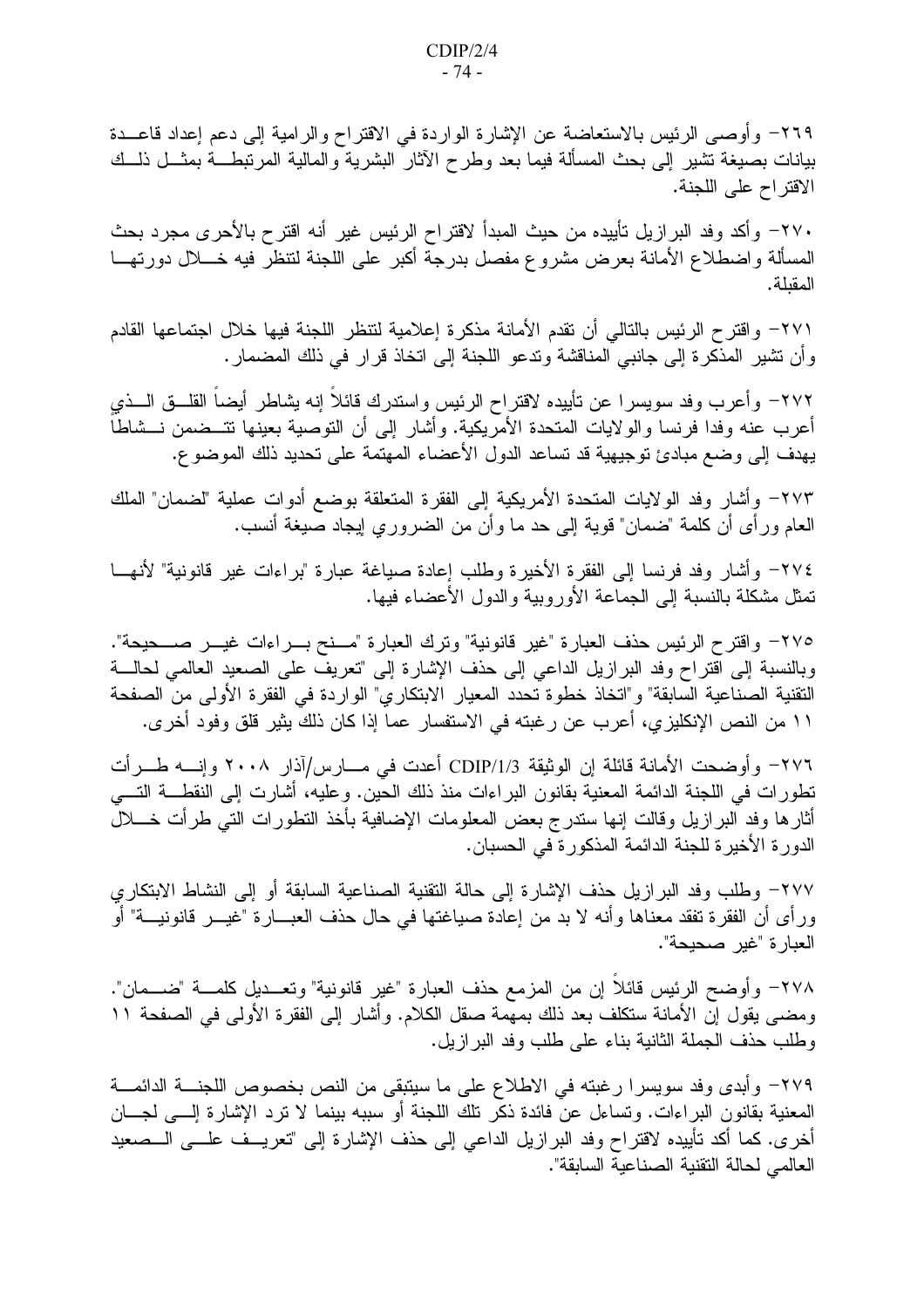٢٦٩- وأوصى الرئيس بالاستعاضة عن الإشارة الواردة في الاقتراح والرامية إلى دعم إعداد قاعدة بيانات بصيغة تشير إلى بحث المسألة فيما بعد وطرح الآثار البشرية والمالية المرتبطة بمثل ذلك الاقتراح على اللجنة.

٢٧٠- وأكد وفد البرازيل تأييده من حيث المبدأ لاقتراح الرئيس غير أنه اقترح بالأحرى مجرد بحث المسألة واضطلاع الأمانة بعرض مشروع مفصل بدرجة أكبر على اللجنة لتنظر فيه خلال دورتها المقبلة.

٢٧١- واقترح الرئيس بالتالي أن تقدم الأمانة مذكرة إعلامية لتنظر اللجنة فيها خلال اجتماعها القادم وأن تشير المذكرة إلى جانبي المناقشة وتدعو اللجنة إلى اتخاذ قرار في ذلك المضمار.

٢٧٢- وأعرب وفد سويسرا عن تأييده لاقتراح الرئيس واستدرك قائلاً إنه يشاطر أيضاً القلق الذي أعرب عنه وفدا فرنسا والولايات المتحدة الأمريكية. وأشار إلى أن التوصية بعينها تتضمن نشاطاً يهدف إلى وضع مبادئ توجيهية قد تساعد الدول الأعضاء المهتمة على تحديد ذلك الموضوع.

٢٧٣- وأشار وفد الولايات المتحدة الأمريكية إلى الفقرة المتعلقة بوضع أدوات عملية "لضمان" الملك العام ورأى أن كلمة "ضمان" قوية إلى حد ما وأن من الضروري إيجاد صيغة أنسب.

٢٧٤- وأشار وفد فرنسا إلى الفقرة الأخيرة وطلب إعادة صياغة عبارة "براءات غير قانونية" لأنها تمثل مشكلة بالنسبة إلى الجماعة الأوروبية والدول الأعضاء فيها.

٢٧٥- واقترح الرئيس حذف العبارة "غير قانونية" وترك العبارة "منح براءات غير صحيحة". وبالنسبة إلى اقتراح وفد البرازيل الداعي إلى حذف الإشارة إلى "تعريف على الصعيد العالمي لحالة التقنية الصناعية السابقة" و"اتخاذ خطوة تحدد المعيار الابتكاري" الواردة في الفقرة الأولى من الصفحة ١١ من النص الإنكليزي، أعرب عن رغبته في الاستفسار عما إذا كان ذلك يثير قلق وفود أخرى.

٢٧٦- وأوضحت الأمانة قائلة إن الوثيقة CDIP/1/3 أعدت في مارس/آذار ٢٠٠٨ وإنه طرأت تطورات في اللجنة الدائمة المعنية بقانون البراءات منذ ذلك الحين. وعليه، أشارت إلى النقطة التي أثارها وفد البرازيل وقالت إنها ستدرج بعض المعلومات الإضافية بأخذ التطورات التي طرأت خلال الدورة الأخيرة للجنة الدائمة المذكورة في الحسبان.

٢٧٧- وطلب وفد البرازيل حذف الإشارة إلى حالة التقنية الصناعية السابقة أو إلى النشاط الابتكاري ورأى أن الفقرة تفقد معناها وأنه لا بد من إعادة صياغتها في حال حذف العبارة "غير قانونية" أو العبارة "غير صحيحة".

٢٧٨- وأوضح الرئيس قائلاً إن من المزمع حذف العبارة "غير قانونية" وتعديل كلمة "ضمان". ومضى يقول إن الأمانة ستكلف بعد ذلك بمهمة صقل الكلام. وأشار إلى الفقرة الأولى في الصفحة ١١ وطلب حذف الجملة الثانية بناء على طلب وفد البرازيل.

٢٧٩- وأبدى وفد سويسرا رغبته في الاطلاع على ما سيتبقى من النص بخصوص اللجنة الدائمة المعنية بقانون البراءات. وتساءل عن فائدة ذكر تلك اللجنة أو سببه بينما لا ترد الإشارة إلى لجان أخرى. كما أكد تأييده لاقتراح وفد البرازيل الداعي إلى حذف الإشارة إلى "تعريف على الصعيد العالمي لحالة التقنية الصناعية السابقة".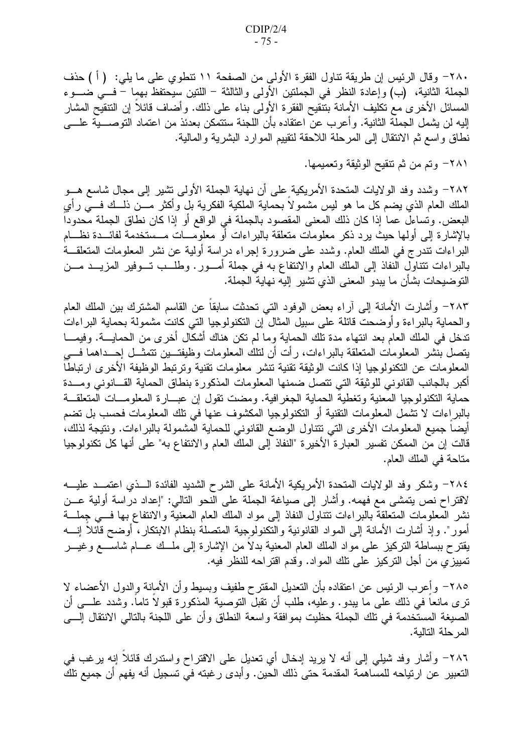٢٨٠- وقال الرئيس إن طريقة تناول الفقرة الأولى من الصفحة ١١ تنطوي على ما يلي: (أ) حذف الجملة الثانية، (ب) وإعادة النظر في الجملتين الأولى والثالثة - اللتين سيحتفظ بهما - في ضوء المسائل الأخرى مع تكليف الأمانة بتنقيح الفقرة الأولى بناء على ذلك. وأضاف قائلاً إن التنقيح المشار إليه لن يشمل الجملة الثانية. وأعرب عن اعتقاده بأن اللجنة ستتمكن بعدئذ من اعتماد التوصية على نطاق واسع ثم الانتقال إلى المرحلة اللاحقة لتقييم الموارد البشرية والمالية.

٢٨١- وتم من ثم تنقيح الوثيقة وتعميمها.

٢٨٢- وشدد وفد الولايات المتحدة الأمريكية على أن نهاية الجملة الأولى تشير إلى مجال شاسع هو الملك العام الذي يضم كل ما هو ليس مشمولاً بحماية الملكية الفكرية بل وأكثر من ذلك في رأي البعض. وتساءل عما إذا كان ذلك المعنى المقصود بالجملة في الواقع أو إذا كان نطاق الجملة محدوداً بالإشارة إلى أولها حيث يرد ذكر معلومات متعلقة بالبراءات أو معلومات مستخدمة لفائدة نظام البراءات تندرج في الملك العام. وشدد على ضرورة إجراء دراسة أولية عن نشر المعلومات المتعلقة بالبراءات تتناول النفاذ إلى الملك العام والانتفاع به في جملة أمور. وطلب توفير المزيد من التوضيحات بشأن ما يبدو المعنى الذي تشير إليه نهاية الجملة.

٢٨٣- وأشارت الأمانة إلى آراء بعض الوفود التي تحدثت سابقاً عن القاسم المشترك بين الملك العام والحماية بالبراءة وأوضحت قائلة على سبيل المثال إن التكنولوجيا التي كانت مشمولة بحماية البراءات تدخل في الملك العام بعد انتهاء مدة تلك الحماية وما لم تكن هناك أشكال أخرى من الحماية. وفيما يتصل بنشر المعلومات المتعلقة بالبراءات، رأت أن لتلك المعلومات وظيفتين تتمثل إحداهما في المعلومات عن التكنولوجيا إذا كانت الوثيقة تقنية تنشر معلومات تقنية وترتبط الوظيفة الأخرى ارتباطاً أكبر بالجانب القانوني للوثيقة التي تتصل ضمنها المعلومات المذكورة بنطاق الحماية القانوني ومدة حماية التكنولوجيا المعنية وتغطية الحماية الجغرافية. ومضت تقول إن عبارة المعلومات المتعلقة بالبراءات لا تشمل المعلومات التقنية أو التكنولوجيا المكشوف عنها في تلك المعلومات فحسب بل تضم أيضاً جميع المعلومات الأخرى التي تتناول الوضع القانوني للحماية المشمولة بالبراءات. ونتيجة لذلك، قالت إن من الممكن تفسير العبارة الأخيرة "النفاذ إلى الملك العام والانتفاع به" على أنها كل تكنولوجيا متاحة في الملك العام.

٢٨٤- وشكر وفد الولايات المتحدة الأمريكية الأمانة على الشرح الشديد الفائدة الذي اعتمد عليه لاقتراح نص يتمشى مع فهمه. وأشار إلى صياغة الجملة على النحو التالي: "إعداد دراسة أولية عن نشر المعلومات المتعلقة بالبراءات تتناول النفاذ إلى مواد الملك العام المعنية والانتفاع بها في جملة أمور". وإذ أشارت الأمانة إلى المواد القانونية والتكنولوجية المتصلة بنظام الابتكار، أوضح قائلاً إنه يقترح ببساطة التركيز على مواد الملك العام المعنية بدلاً من الإشارة إلى ملك عام شاسع وغير تمييزي من أجل التركيز على تلك المواد. وقدم اقتراحه للنظر فيه.

٢٨٥- وأعرب الرئيس عن اعتقاده بأن التعديل المقترح طفيف وبسيط وأن الأمانة والدول الأعضاء لا ترى مانعاً في ذلك على ما يبدو. وعليه، طلب أن تقبل التوصية المذكورة قبولاً تاماً. وشدد على أن الصيغة المستخدمة في تلك الجملة حظيت بموافقة واسعة النطاق وأن على اللجنة بالتالي الانتقال إلى المرحلة التالية.

٢٨٦- وأشار وفد شيلي إلى أنه لا يريد إدخال أي تعديل على الاقتراح واستدرك قائلاً إنه يرغب في التعبير عن ارتياحه للمساهمة المقدمة حتى ذلك الحين. وأبدى رغبته في تسجيل أنه يفهم أن جميع تلك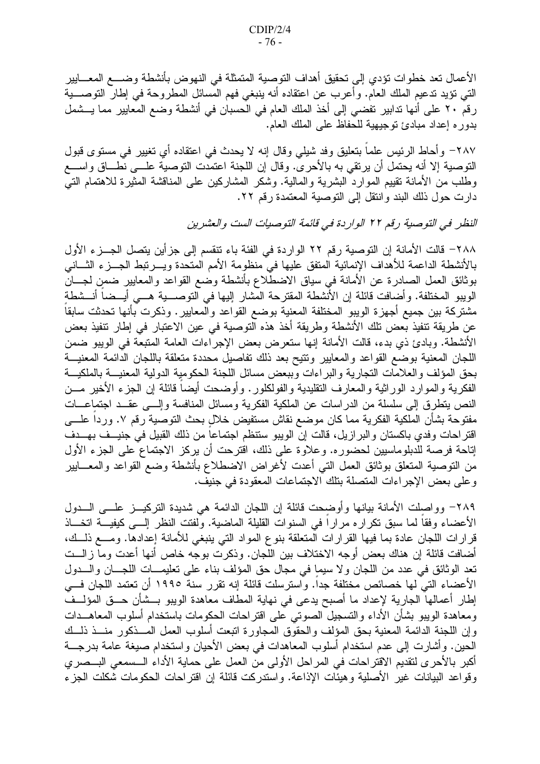الأعمال تعد خطوات تؤدي إلى تحقيق أهداف التوصية المتمثلة في النهوض بأنشطة وضع المعايير التي تؤيد تدعيم الملك العام. وأعرب عن اعتقاده أنه ينبغي فهم المسائل المطروحة في إطار التوصية رقم ٢٠ على أنها تدابير تفضي إلى أخذ الملك العام في الحسبان في أنشطة وضع المعايير مما يشمل بدوره إعداد مبادئ توجيهية للحفاظ على الملك العام.

٢٨٧- وأحاط الرئيس علماً بتعليق وفد شيلي وقال إنه لا يحدث في اعتقاده أي تغيير في مستوى قبول التوصية إلا أنه يحتمل أن يرتقي به بالأحرى. وقال إن اللجنة اعتمدت التوصية على نطاق واسع وطلب من الأمانة تقييم الموارد البشرية والمالية. وشكر المشاركين على المناقشة المثيرة للاهتمام التي دارت حول ذلك البند وانتقل إلى التوصية المعتمدة رقم ٢٢.

*النظر في التوصية رقم ٢٢ الواردة في قائمة التوصيات الست والعشرين*

٢٨٨- قالت الأمانة إن التوصية رقم ٢٢ الواردة في الفئة باء تنقسم إلى جزأين يتصل الجزء الأول بالأنشطة الداعمة للأهداف الإنمائية المتفق عليها في منظومة الأمم المتحدة ويرتبط الجزء الثاني بوثائق العمل الصادرة عن الأمانة في سياق الاضطلاع بأنشطة وضع القواعد والمعايير ضمن لجان الويبو المختلفة. وأضافت قائلة إن الأنشطة المقترحة المشار إليها في التوصية هي أيضاً أنشطة مشتركة بين جميع أجهزة الويبو المختلفة المعنية بوضع القواعد والمعايير. وذكرت بأنها تحدثت سابقاً عن طريقة تنفيذ بعض تلك الأنشطة وطريقة أخذ هذه التوصية في عين الاعتبار في إطار تنفيذ بعض الأنشطة. وبادئ ذي بدء، قالت الأمانة إنها ستعرض بعض الإجراءات العامة المتبعة في الويبو ضمن اللجان المعنية بوضع القواعد والمعايير وتتيح بعد ذلك تفاصيل محددة متعلقة باللجان الدائمة المعنية بحق المؤلف والعلامات التجارية والبراءات وببعض مسائل اللجنة الحكومية الدولية المعنية بالملكية الفكرية والموارد الوراثية والمعارف التقليدية والفولكلور. وأوضحت أيضاً قائلة إن الجزء الأخير من النص يتطرق إلى سلسلة من الدراسات عن الملكية الفكرية ومسائل المنافسة وإلى عقد اجتماعات مفتوحة بشأن الملكية الفكرية مما كان موضع نقاش مستفيض خلال بحث التوصية رقم ٧. ورداً على اقتراحات وفدي باكستان والبرازيل، قالت إن الويبو ستنظم اجتماعاً من ذلك القبيل في جنيف بهدف إتاحة فرصة للدبلوماسيين لحضوره. وعلاوة على ذلك، اقترحت أن يركز الاجتماع على الجزء الأول من التوصية المتعلق بوثائق العمل التي أعدت لأغراض الاضطلاع بأنشطة وضع القواعد والمعايير وعلى بعض الإجراءات المتصلة بتلك الاجتماعات المعقودة في جنيف.

٢٨٩- وواصلت الأمانة بيانها وأوضحت قائلة إن اللجان الدائمة هي شديدة التركيز على الدول الأعضاء وفقاً لما سبق تكراره مراراً في السنوات القليلة الماضية. ولفتت النظر إلى كيفية اتخاذ قرارات اللجان عادة بما فيها القرارات المتعلقة بنوع المواد التي ينبغي للأمانة إعدادها. ومع ذلك، أضافت قائلة إن هناك بعض أوجه الاختلاف بين اللجان. وذكرت بوجه خاص أنها أعدت وما زالت تعد الوثائق في عدد من اللجان ولا سيما في مجال حق المؤلف بناء على تعليمات اللجان والدول الأعضاء التي لها خصائص مختلفة جداً. واسترسلت قائلة إنه تقرر سنة ١٩٩٥ أن تعتمد اللجان في إطار أعمالها الجارية لإعداد ما أصبح يدعى في نهاية المطاف معاهدة الويبو بشأن حق المؤلف ومعاهدة الويبو بشأن الأداء والتسجيل الصوتي على اقتراحات الحكومات باستخدام أسلوب المعاهدات وإن اللجنة الدائمة المعنية بحق المؤلف والحقوق المجاورة اتبعت أسلوب العمل المذكور منذ ذلك الحين. وأشارت إلى عدم استخدام أسلوب المعاهدات في بعض الأحيان واستخدام صيغة عامة بدرجة أكبر بالأحرى لتقديم الاقتراحات في المراحل الأولى من العمل على حماية الأداء السمعي البصري وقواعد البيانات غير الأصلية وهيئات الإذاعة. واستدركت قائلة إن اقتراحات الحكومات شكلت الجزء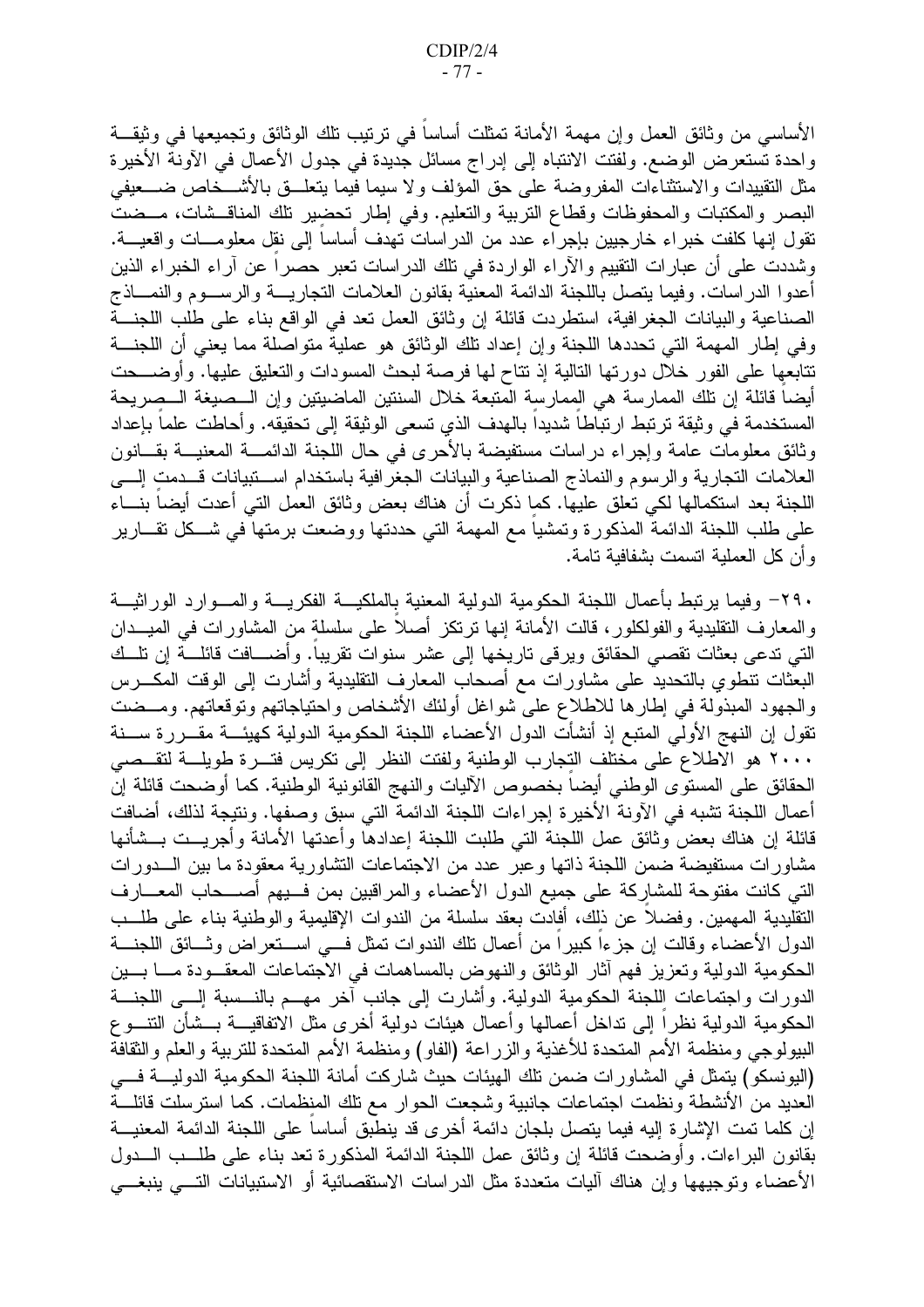الأساسي من وثائق العمل وإن مهمة الأمانة تمثلت أساساً في ترتيب تلك الوثائق وتجميعها في وثيقة واحدة تستعرض الوضع. ولفتت الانتباه إلى إدراج مسائل جديدة في جدول الأعمال في الآونة الأخيرة مثل التقييدات والاستثناءات المفروضة على حق المؤلف ولا سيما فيما يتعلق بالأشخاص ضعيفي البصر والمكتبات والمحفوظات وقطاع التربية والتعليم. وفي إطار تحضير تلك المناقشات، مضت تقول إنها كلفت خبراء خارجيين بإجراء عدد من الدراسات تهدف أساساً إلى نقل معلومات واقعية. وشددت على أن عبارات التقييم والآراء الواردة في تلك الدراسات تعبر حصراً عن آراء الخبراء الذين أعدوا الدراسات. وفيما يتصل باللجنة الدائمة المعنية بقانون العلامات التجارية والرسوم والنماذج الصناعية والبيانات الجغرافية، استطردت قائلة إن وثائق العمل تعد في الواقع بناء على طلب اللجنة وفي إطار المهمة التي تحددها اللجنة وإن إعداد تلك الوثائق هو عملية متواصلة مما يعني أن اللجنة تتابعها على الفور خلال دورتها التالية إذ تتاح لها فرصة لبحث المسودات والتعليق عليها. وأوضحت أيضاً قائلة إن تلك الممارسة هي الممارسة المتبعة خلال السنتين الماضيتين وإن الصيغة الصريحة المستخدمة في وثيقة ترتبط ارتباطاً شديداً بالهدف الذي تسعى الوثيقة إلى تحقيقه. وأحاطت علماً بإعداد وثائق معلومات عامة وإجراء دراسات مستفيضة بالأحرى في حال اللجنة الدائمة المعنية بقانون العلامات التجارية والرسوم والنماذج الصناعية والبيانات الجغرافية باستخدام استبيانات قدمت إلى اللجنة بعد استكمالها لكي تعلق عليها. كما ذكرت أن هناك بعض وثائق العمل التي أعدت أيضاً بناء على طلب اللجنة الدائمة المذكورة وتمشياً مع المهمة التي حددتها ووضعت برمتها في شكل تقارير وأن كل العملية اتسمت بشفافية تامة.

٢٩٠- وفيما يرتبط بأعمال اللجنة الحكومية الدولية المعنية بالملكية الفكرية والموارد الوراثية والمعارف التقليدية والفولكلور، قالت الأمانة إنها ترتكز أصلاً على سلسلة من المشاورات في الميدان التي تدعى بعثات تقصي الحقائق ويرقى تاريخها إلى عشر سنوات تقريباً. وأضافت قائلة إن تلك البعثات تنطوي بالتحديد على مشاورات مع أصحاب المعارف التقليدية وأشارت إلى الوقت المكرس والجهود المبذولة في إطارها للاطلاع على شواغل أولئك الأشخاص واحتياجاتهم وتوقعاتهم. ومضت تقول إن النهج الأولي المتبع إذ أنشأت الدول الأعضاء اللجنة الحكومية الدولية كهيئة مقررة سنة ٢٠٠٠ هو الاطلاع على مختلف التجارب الوطنية ولفتت النظر إلى تكريس فترة طويلة لتقصي الحقائق على المستوى الوطني أيضاً بخصوص الآليات والنهج القانونية الوطنية. كما أوضحت قائلة إن أعمال اللجنة تشبه في الآونة الأخيرة إجراءات اللجنة الدائمة التي سبق وصفها. ونتيجة لذلك، أضافت قائلة إن هناك بعض وثائق عمل اللجنة التي طلبت اللجنة إعدادها وأعدتها الأمانة وأجريت بشأنها مشاورات مستفيضة ضمن اللجنة ذاتها وعبر عدد من الاجتماعات التشاورية معقودة ما بين الدورات التي كانت مفتوحة للمشاركة على جميع الدول الأعضاء والمراقبين بمن فيهم أصحاب المعارف التقليدية المهمين. وفضلاً عن ذلك، أفادت بعقد سلسلة من الندوات الإقليمية والوطنية بناء على طلب الدول الأعضاء وقالت إن جزءاً كبيراً من أعمال تلك الندوات تمثل في استعراض وثائق اللجنة الحكومية الدولية وتعزيز فهم آثار الوثائق والنهوض بالمساهمات في الاجتماعات المعقودة ما بين الدورات واجتماعات اللجنة الحكومية الدولية. وأشارت إلى جانب آخر مهم بالنسبة إلى اللجنة الحكومية الدولية نظراً إلى تداخل أعمالها وأعمال هيئات دولية أخرى مثل الاتفاقية بشأن التنوع البيولوجي ومنظمة الأمم المتحدة للأغذية والزراعة (الفاو) ومنظمة الأمم المتحدة للتربية والعلم والثقافة (اليونسكو) يتمثل في المشاورات ضمن تلك الهيئات حيث شاركت أمانة اللجنة الحكومية الدولية في العديد من الأنشطة ونظمت اجتماعات جانبية وشجعت الحوار مع تلك المنظمات. كما استرسلت قائلة إن كلما تمت الإشارة إليه فيما يتصل بلجان دائمة أخرى قد ينطبق أساساً على اللجنة الدائمة المعنية بقانون البراءات. وأوضحت قائلة إن وثائق عمل اللجنة الدائمة المذكورة تعد بناء على طلب الدول الأعضاء وتوجيهها وإن هناك آليات متعددة مثل الدراسات الاستقصائية أو الاستبيانات التي ينبغي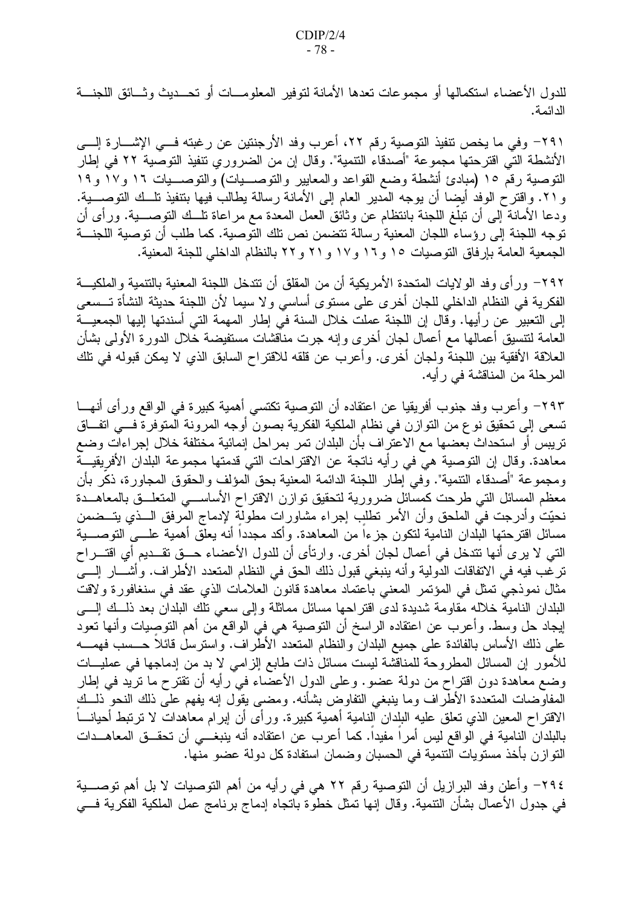للدول الأعضاء استكمالها أو مجموعات تعدها الأمانة لتوفير المعلومات أو تحديث وثائق اللجنة الدائمة.

٢٩١- وفي ما يخص تنفيذ التوصية رقم ٢٢، أعرب وفد الأرجنتين عن رغبته في الإشارة إلى الأنشطة التي اقترحتها مجموعة "أصدقاء التنمية". وقال إن من الضروري تنفيذ التوصية ٢٢ في إطار التوصية رقم ١٥ (مبادئ أنشطة وضع القواعد والمعايير والتوصيات) والتوصيات ١٦ و١٧ و١٩ و٢١. واقترح الوفد أيضا أن يوجه المدير العام إلى الأمانة رسالة يطالب فيها بتنفيذ تلك التوصية. ودعا الأمانة إلى أن تبلّغ اللجنة بانتظام عن وثائق العمل المعدة مع مراعاة تلك التوصية. ورأى أن توجه اللجنة إلى رؤساء اللجان المعنية رسالة تتضمن نص تلك التوصية. كما طلب أن توصية اللجنة الجمعية العامة بإرفاق التوصيات ١٥ و١٦ و١٧ و٢١ و٢٢ بالنظام الداخلي للجنة المعنية.

٢٩٢- ورأى وفد الولايات المتحدة الأمريكية أن من المقلق أن تتدخل اللجنة المعنية بالتنمية والملكية الفكرية في النظام الداخلي للجان أخرى على مستوى أساسي ولا سيما لأن اللجنة حديثة النشأة تسعى إلى التعبير عن رأيها. وقال إن اللجنة عملت خلال السنة في إطار المهمة التي أسندتها إليها الجمعية العامة لتنسيق أعمالها مع أعمال لجان أخرى وإنه جرت مناقشات مستفيضة خلال الدورة الأولى بشأن العلاقة الأفقية بين اللجنة ولجان أخرى. وأعرب عن قلقه للاقتراح السابق الذي لا يمكن قبوله في تلك المرحلة من المناقشة في رأيه.

٢٩٣- وأعرب وفد جنوب أفريقيا عن اعتقاده أن التوصية تكتسي أهمية كبيرة في الواقع ورأى أنها تسعى إلى تحقيق نوع من التوازن في نظام الملكية الفكرية بصون أوجه المرونة المتوفرة في اتفاق تريبس أو استحداث بعضها مع الاعتراف بأن البلدان تمر بمراحل إنمائية مختلفة خلال إجراءات وضع معاهدة. وقال إن التوصية هي في رأيه ناتجة عن الاقتراحات التي قدمتها مجموعة البلدان الأفريقية ومجموعة "أصدقاء التنمية". وفي إطار اللجنة الدائمة المعنية بحق المؤلف والحقوق المجاورة، ذكر بأن معظم المسائل التي طرحت كمسائل ضرورية لتحقيق توازن الاقتراح الأساسي المتعلق بالمعاهدة نحيّت وأدرجت في الملحق وأن الأمر تطلب إجراء مشاورات مطولة لإدماج المرفق الذي يتضمن مسائل اقترحتها البلدان النامية لتكون جزءاً من المعاهدة. وأكد مجدداً أنه يعلق أهمية على التوصية التي لا يرى أنها تتدخل في أعمال لجان أخرى. وارتأى أن للدول الأعضاء حق تقديم أي اقتراح ترغب فيه في الاتفاقات الدولية وأنه ينبغي قبول ذلك الحق في النظام المتعدد الأطراف. وأشار إلى مثال نموذجي تمثل في المؤتمر المعني باعتماد معاهدة قانون العلامات الذي عقد في سنغافورة ولاقت البلدان النامية خلاله مقاومة شديدة لدى اقتراحها مسائل مماثلة وإلى سعي تلك البلدان بعد ذلك إلى إيجاد حل وسط. وأعرب عن اعتقاده الراسخ أن التوصية هي في الواقع من أهم التوصيات وأنها تعود على ذلك الأساس بالفائدة على جميع البلدان والنظام المتعدد الأطراف. واسترسل قائلاً حسب فهمه للأمور إن المسائل المطروحة للمناقشة ليست مسائل ذات طابع إلزامي لا بد من إدماجها في عمليات وضع معاهدة دون اقتراح من دولة عضو. وعلى الدول الأعضاء في رأيه أن تقترح ما تريد في إطار المفاوضات المتعددة الأطراف وما ينبغي التفاوض بشأنه. ومضى يقول إنه يفهم على ذلك النحو ذلك الاقتراح المعين الذي تعلق عليه البلدان النامية أهمية كبيرة. ورأى أن إبرام معاهدات لا ترتبط أحياناً بالبلدان النامية في الواقع ليس أمراً مفيداً. كما أعرب عن اعتقاده أنه ينبغي أن تحقق المعاهدات التوازن بأخذ مستويات التنمية في الحسبان وضمان استفادة كل دولة عضو منها.

٢٩٤- وأعلن وفد البرازيل أن التوصية رقم ٢٢ هي في رأيه من أهم التوصيات لا بل أهم توصية في جدول الأعمال بشأن التنمية. وقال إنها تمثل خطوة باتجاه إدماج برنامج عمل الملكية الفكرية في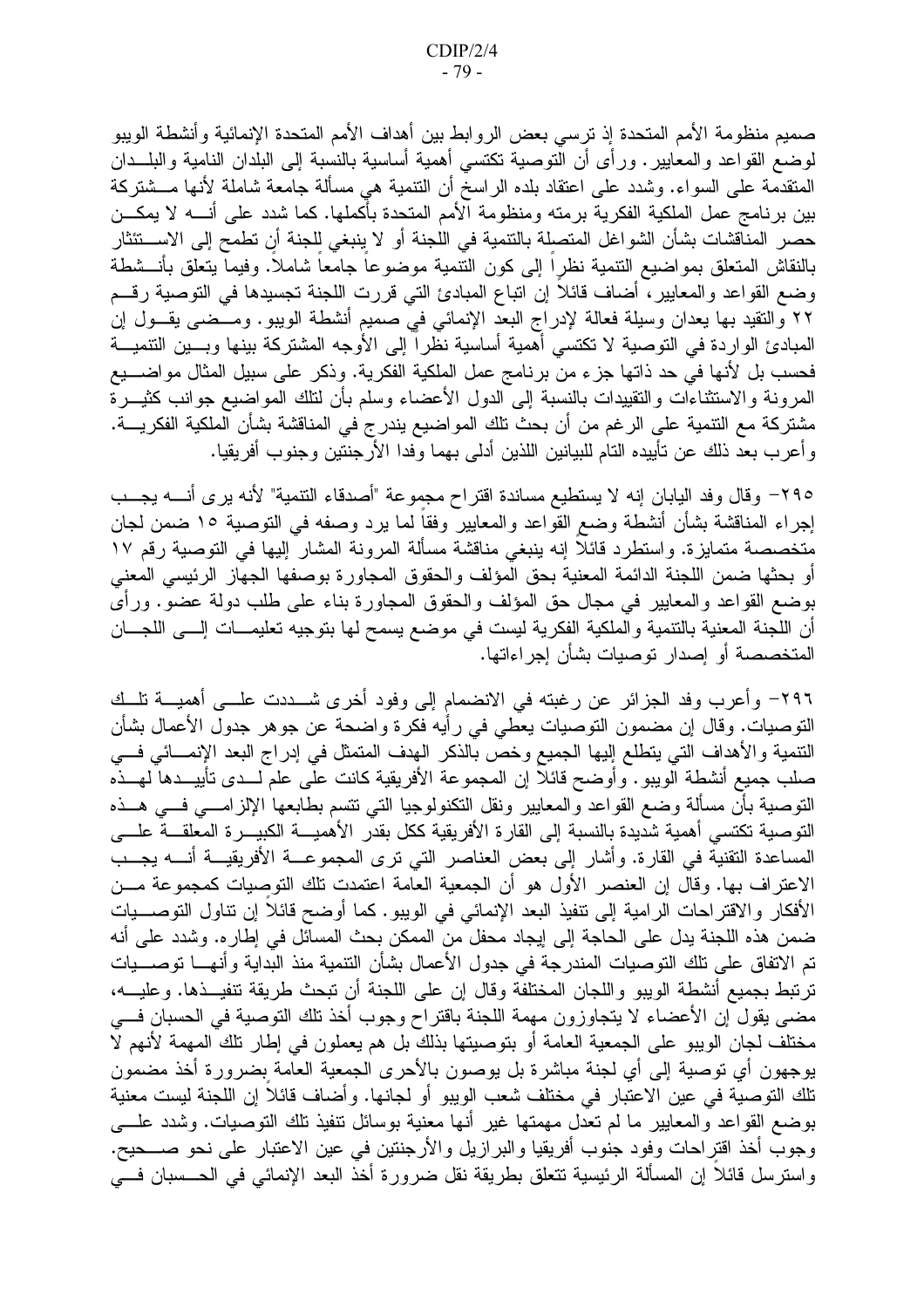صميم منظومة الأمم المتحدة إذ ترسي بعض الروابط بين أهداف الأمم المتحدة الإنمائية وأنشطة الويبو لوضع القواعد والمعايير. ورأى أن التوصية تكتسي أهمية أساسية بالنسبة إلى البلدان النامية والبلدان المتقدمة على السواء. وشدد على اعتقاد بلده الراسخ أن التنمية هي مسألة جامعة شاملة لأنها مشتركة بين برنامج عمل الملكية الفكرية برمته ومنظومة الأمم المتحدة بأكملها. كما شدد على أنه لا يمكن حصر المناقشات بشأن الشواغل المتصلة بالتنمية في اللجنة أو لا ينبغي للجنة أن تطمح إلى الاستئثار بالنقاش المتعلق بمواضيع التنمية نظراً إلى كون التنمية موضوعاً جامعاً شاملاً. وفيما يتعلق بأنشطة وضع القواعد والمعايير، أضاف قائلاً إن اتباع المبادئ التي قررت اللجنة تجسيدها في التوصية رقم ٢٢ والتقيد بها يعدان وسيلة فعالة لإدراج البعد الإنمائي في صميم أنشطة الويبو. ومضى يقول إن المبادئ الواردة في التوصية لا تكتسي أهمية أساسية نظراً إلى الأوجه المشتركة بينها وبين التنمية فحسب بل لأنها في حد ذاتها جزء من برنامج عمل الملكية الفكرية. وذكر على سبيل المثال مواضيع المرونة والاستثناءات والتقييدات بالنسبة إلى الدول الأعضاء وسلم بأن لتلك المواضيع جوانب كثيرة مشتركة مع التنمية على الرغم من أن بحث تلك المواضيع يندرج في المناقشة بشأن الملكية الفكرية. وأعرب بعد ذلك عن تأييده التام للبيانين اللذين أدلى بهما وفدا الأرجنتين وجنوب أفريقيا.

٢٩٥- وقال وفد اليابان إنه لا يستطيع مساندة اقتراح مجموعة "أصدقاء التنمية" لأنه يرى أنه يجب إجراء المناقشة بشأن أنشطة وضع القواعد والمعايير وفقاً لما يرد وصفه في التوصية ١٥ ضمن لجان متخصصة متمايزة. واستطرد قائلاً إنه ينبغي مناقشة مسألة المرونة المشار إليها في التوصية رقم ١٧ أو بحثها ضمن اللجنة الدائمة المعنية بحق المؤلف والحقوق المجاورة بوصفها الجهاز الرئيسي المعني بوضع القواعد والمعايير في مجال حق المؤلف والحقوق المجاورة بناء على طلب دولة عضو. ورأى أن اللجنة المعنية بالتنمية والملكية الفكرية ليست في موضع يسمح لها بتوجيه تعليمات إلى اللجان المتخصصة أو إصدار توصيات بشأن إجراءاتها.

٢٩٦- وأعرب وفد الجزائر عن رغبته في الانضمام إلى وفود أخرى شددت على أهمية تلك التوصيات. وقال إن مضمون التوصيات يعطي في رأيه فكرة واضحة عن جوهر جدول الأعمال بشأن التنمية والأهداف التي يتطلع إليها الجميع وخص بالذكر الهدف المتمثل في إدراج البعد الإنمائي في صلب جميع أنشطة الويبو. وأوضح قائلاً إن المجموعة الأفريقية كانت على علم لدى تأييدها لهذه التوصية بأن مسألة وضع القواعد والمعايير ونقل التكنولوجيا التي تتسم بطابعها الإلزامي في هذه التوصية تكتسي أهمية شديدة بالنسبة إلى القارة الأفريقية ككل بقدر الأهمية الكبيرة المعلقة على المساعدة التقنية في القارة. وأشار إلى بعض العناصر التي ترى المجموعة الأفريقية أنه يجب الاعتراف بها. وقال إن العنصر الأول هو أن الجمعية العامة اعتمدت تلك التوصيات كمجموعة من الأفكار والاقتراحات الرامية إلى تنفيذ البعد الإنمائي في الويبو. كما أوضح قائلاً إن تناول التوصيات ضمن هذه اللجنة يدل على الحاجة إلى إيجاد محفل من الممكن بحث المسائل في إطاره. وشدد على أنه تم الاتفاق على تلك التوصيات المندرجة في جدول الأعمال بشأن التنمية منذ البداية وأنها توصيات ترتبط بجميع أنشطة الويبو واللجان المختلفة وقال إن على اللجنة أن تبحث طريقة تنفيذها. وعليه، مضى يقول إن الأعضاء لا يتجاوزون مهمة اللجنة باقتراح وجوب أخذ تلك التوصية في الحسبان في مختلف لجان الويبو على الجمعية العامة أو بتوصيتها بذلك بل هم يعملون في إطار تلك المهمة لأنهم لا يوجهون أي توصية إلى أي لجنة مباشرة بل يوصون بالأحرى الجمعية العامة بضرورة أخذ مضمون تلك التوصية في عين الاعتبار في مختلف شعب الويبو أو لجانها. وأضاف قائلاً إن اللجنة ليست معنية بوضع القواعد والمعايير ما لم تعدل مهمتها غير أنها معنية بوسائل تنفيذ تلك التوصيات. وشدد على وجوب أخذ اقتراحات وفود جنوب أفريقيا والبرازيل والأرجنتين في عين الاعتبار على نحو صحيح. واسترسل قائلاً إن المسألة الرئيسية تتعلق بطريقة نقل ضرورة أخذ البعد الإنمائي في الحسبان في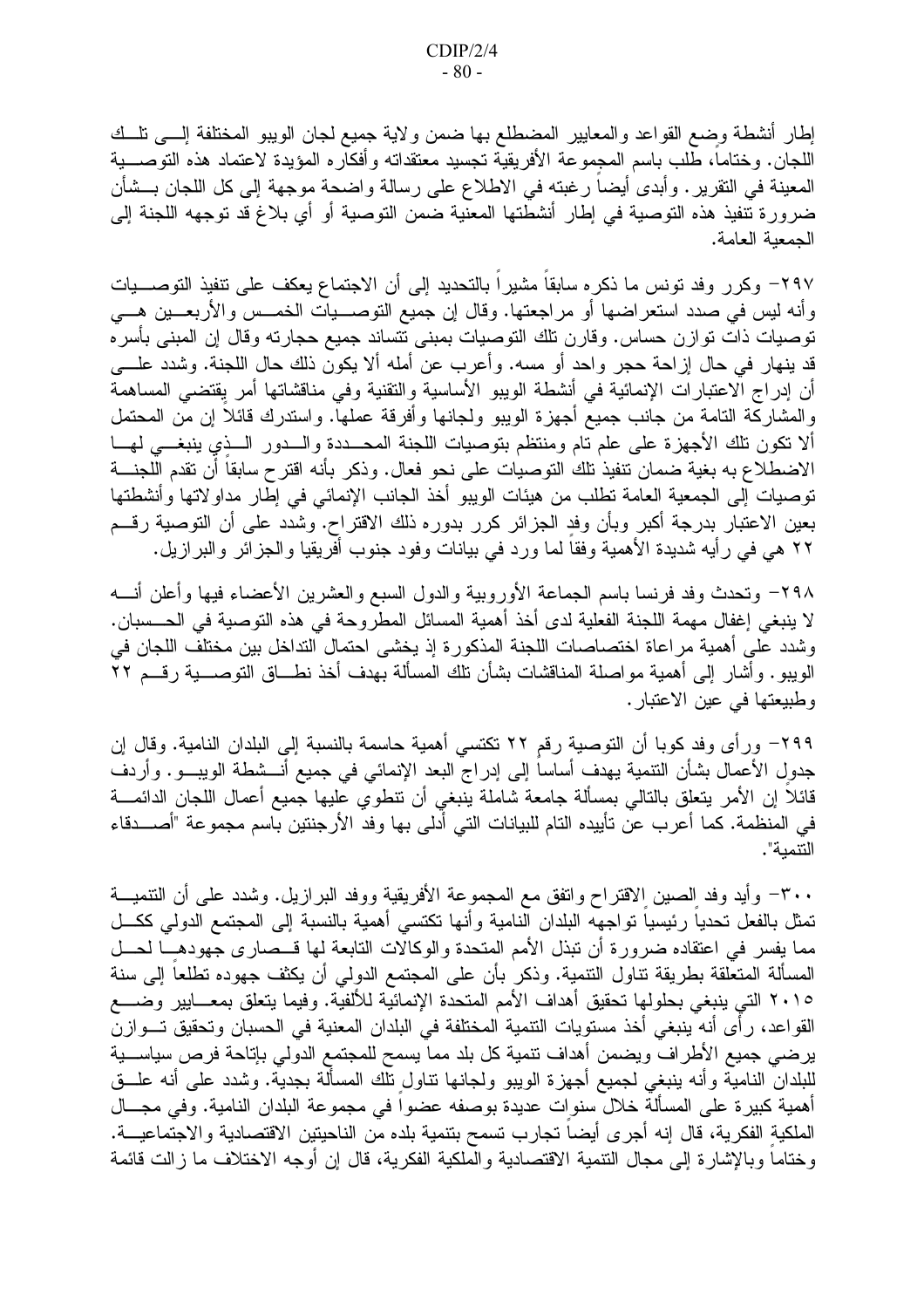إطار أنشطة وضع القواعد والمعايير المضطلع بها ضمن ولاية جميع لجان الويبو المختلفة إلى تلك اللجان. وختاماً، طلب باسم المجموعة الأفريقية تجسيد معتقداته وأفكاره المؤيدة لاعتماد هذه التوصية المعينة في التقرير. وأبدى أيضاً رغبته في الاطلاع على رسالة واضحة موجهة إلى كل اللجان بشأن ضرورة تنفيذ هذه التوصية في إطار أنشطتها المعنية ضمن التوصية أو أي بلاغ قد توجهه اللجنة إلى الجمعية العامة.

٢٩٧- وكرر وفد تونس ما ذكره سابقاً مشيراً بالتحديد إلى أن الاجتماع يعكف على تنفيذ التوصيات وأنه ليس في صدد استعراضها أو مراجعتها. وقال إن جميع التوصيات الخمس والأربعين هي توصيات ذات توازن حساس. وقارن تلك التوصيات بمبنى تتساند جميع حجارته وقال إن المبنى بأسره قد ينهار في حال إزاحة حجر واحد أو مسه. وأعرب عن أمله ألا يكون ذلك حال اللجنة. وشدد على أن إدراج الاعتبارات الإنمائية في أنشطة الويبو الأساسية والتقنية وفي مناقشاتها أمر يقتضي المساهمة والمشاركة التامة من جانب جميع أجهزة الويبو ولجانها وأفرقة عملها. واستدرك قائلاً إن من المحتمل ألا تكون تلك الأجهزة على علم تام ومنتظم بتوصيات اللجنة المحددة والدور الذي ينبغي لها الاضطلاع به بغية ضمان تنفيذ تلك التوصيات على نحو فعال. وذكر بأنه اقترح سابقاً أن تقدم اللجنة توصيات إلى الجمعية العامة تطلب من هيئات الويبو أخذ الجانب الإنمائي في إطار مداولاتها وأنشطتها بعين الاعتبار بدرجة أكبر وبأن وفد الجزائر كرر بدوره ذلك الاقتراح. وشدد على أن التوصية رقم ٢٢ هي في رأيه شديدة الأهمية وفقاً لما ورد في بيانات وفود جنوب أفريقيا والجزائر والبرازيل.

٢٩٨- وتحدث وفد فرنسا باسم الجماعة الأوروبية والدول السبع والعشرين الأعضاء فيها وأعلن أنه لا ينبغي إغفال مهمة اللجنة الفعلية لدى أخذ أهمية المسائل المطروحة في هذه التوصية في الحسبان. وشدد على أهمية مراعاة اختصاصات اللجنة المذكورة إذ يخشى احتمال التداخل بين مختلف اللجان في الويبو. وأشار إلى أهمية مواصلة المناقشات بشأن تلك المسألة بهدف أخذ نطاق التوصية رقم ٢٢ وطبيعتها في عين الاعتبار.

٢٩٩- ورأى وفد كوبا أن التوصية رقم ٢٢ تكتسي أهمية حاسمة بالنسبة إلى البلدان النامية. وقال إن جدول الأعمال بشأن التنمية يهدف أساساً إلى إدراج البعد الإنمائي في جميع أنشطة الويبو. وأردف قائلاً إن الأمر يتعلق بالتالي بمسألة جامعة شاملة ينبغي أن تنطوي عليها جميع أعمال اللجان الدائمة في المنظمة. كما أعرب عن تأييده التام للبيانات التي أدلى بها وفد الأرجنتين باسم مجموعة "أصدقاء التنمية".

٣٠٠- وأيد وفد الصين الاقتراح واتفق مع المجموعة الأفريقية ووفد البرازيل. وشدد على أن التنمية تمثل بالفعل تحدياً رئيسياً تواجهه البلدان النامية وأنها تكتسي أهمية بالنسبة إلى المجتمع الدولي ككل مما يفسر في اعتقاده ضرورة أن تبذل الأمم المتحدة والوكالات التابعة لها قصارى جهودها لحل المسألة المتعلقة بطريقة تناول التنمية. وذكر بأن على المجتمع الدولي أن يكثف جهوده تطلعاً إلى سنة ٢٠١٥ التي ينبغي بحلولها تحقيق أهداف الأمم المتحدة الإنمائية للألفية. وفيما يتعلق بمعايير وضع القواعد، رأى أنه ينبغي أخذ مستويات التنمية المختلفة في البلدان المعنية في الحسبان وتحقيق توازن يرضي جميع الأطراف ويضمن أهداف تنمية كل بلد مما يسمح للمجتمع الدولي بإتاحة فرص سياسية للبلدان النامية وأنه ينبغي لجميع أجهزة الويبو ولجانها تناول تلك المسألة بجدية. وشدد على أنه علق أهمية كبيرة على المسألة خلال سنوات عديدة بوصفه عضواً في مجموعة البلدان النامية. وفي مجال الملكية الفكرية، قال إنه أجرى أيضاً تجارب تسمح بتنمية بلده من الناحيتين الاقتصادية والاجتماعية. وختاماً وبالإشارة إلى مجال التنمية الاقتصادية والملكية الفكرية، قال إن أوجه الاختلاف ما زالت قائمة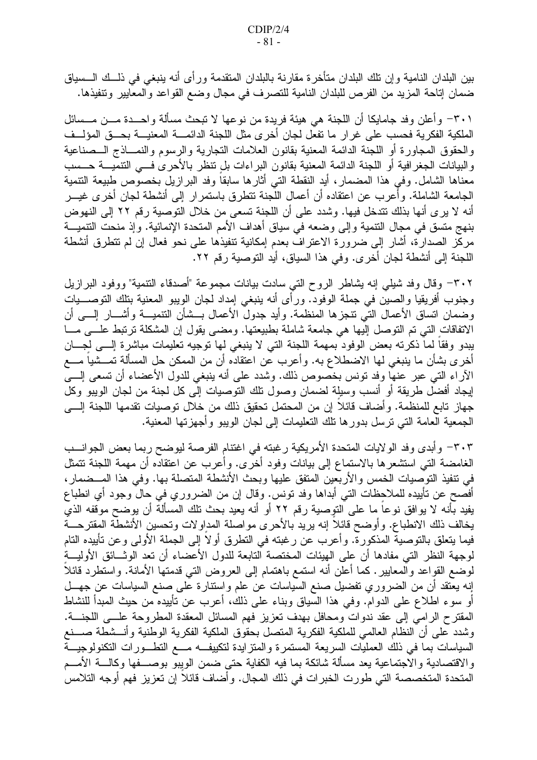بين البلدان النامية وإن تلك البلدان متأخرة مقارنة بالبلدان المتقدمة ورأى أنه ينبغي في ذلك السياق ضمان إتاحة المزيد من الفرص للبلدان النامية للتصرف في مجال وضع القواعد والمعايير وتنفيذها.

٣٠١- وأعلن وفد جامايكا أن اللجنة هي هيئة فريدة من نوعها لا تبحث مسألة واحدة من مسائل الملكية الفكرية فحسب على غرار ما تفعل لجان أخرى مثل اللجنة الدائمة المعنية بحق المؤلف والحقوق المجاورة أو اللجنة الدائمة المعنية بقانون العلامات التجارية والرسوم والنماذج الصناعية والبيانات الجغرافية أو اللجنة الدائمة المعنية بقانون البراءات بل تنظر بالأحرى في التنمية حسب معناها الشامل. وفي هذا المضمار، أيد النقطة التي أثارها سابقاً وفد البرازيل بخصوص طبيعة التنمية الجامعة الشاملة. وأعرب عن اعتقاده أن أعمال اللجنة تتطرق باستمرار إلى أنشطة لجان أخرى غير أنه لا يرى أنها بذلك تتدخل فيها. وشدد على أن اللجنة تسعى من خلال التوصية رقم ٢٢ إلى النهوض بنهج متسق في مجال التنمية وإلى وضعه في سياق أهداف الأمم المتحدة الإنمائية. وإذ منحت التنمية مركز الصدارة، أشار إلى ضرورة الاعتراف بعدم إمكانية تنفيذها على نحو فعال إن لم تتطرق أنشطة اللجنة إلى أنشطة لجان أخرى. وفي هذا السياق، أيد التوصية رقم ٢٢.

٣٠٢- وقال وفد شيلي إنه يشاطر الروح التي سادت بيانات مجموعة "أصدقاء التنمية" ووفود البرازيل وجنوب أفريقيا والصين في جملة الوفود. ورأى أنه ينبغي إمداد لجان الويبو المعنية بتلك التوصيات وضمان اتساق الأعمال التي تنجزها المنظمة. وأيد جدول الأعمال بشأن التنمية وأشار إلى أن الاتفاقات التي تم التوصل إليها هي جامعة شاملة بطبيعتها. ومضى يقول إن المشكلة ترتبط على ما يبدو وفقاً لما ذكرته بعض الوفود بمهمة اللجنة التي لا ينبغي لها توجيه تعليمات مباشرة إلى لجان أخرى بشأن ما ينبغي لها الاضطلاع به. وأعرب عن اعتقاده أن من الممكن حل المسألة تمشياً مع الآراء التي عبر عنها وفد تونس بخصوص ذلك. وشدد على أنه ينبغي للدول الأعضاء أن تسعى إلى إيجاد أفضل طريقة أو أنسب وسيلة لضمان وصول تلك التوصيات إلى كل لجنة من لجان الويبو وكل جهاز تابع للمنظمة. وأضاف قائلاً إن من المحتمل تحقيق ذلك من خلال توصيات تقدمها اللجنة إلى الجمعية العامة التي ترسل بدورها تلك التعليمات إلى لجان الويبو وأجهزتها المعنية.

٣٠٣- وأبدى وفد الولايات المتحدة الأمريكية رغبته في اغتنام الفرصة ليوضح ربما بعض الجوانب الغامضة التي استشعرها بالاستماع إلى بيانات وفود أخرى. وأعرب عن اعتقاده أن مهمة اللجنة تتمثل في تنفيذ التوصيات الخمس والأربعين المتفق عليها وبحث الأنشطة المتصلة بها. وفي هذا المضمار، أفصح عن تأييده للملاحظات التي أبداها وفد تونس. وقال إن من الضروري في حال وجود أي انطباع يفيد بأنه لا يوافق نوعاً ما على التوصية رقم ٢٢ أو أنه يعيد بحث تلك المسألة أن يوضح موقفه الذي يخالف ذلك الانطباع. وأوضح قائلاً إنه يريد بالأحرى مواصلة المداولات وتحسين الأنشطة المقترحة فيما يتعلق بالتوصية المذكورة. وأعرب عن رغبته في التطرق أولاً إلى الجملة الأولى وعن تأييده التام لوجهة النظر التي مفادها أن على الهيئات المختصة التابعة للدول الأعضاء أن تعد الوثائق الأولية لوضع القواعد والمعايير. كما أعلن أنه استمع باهتمام إلى العروض التي قدمتها الأمانة. واستطرد قائلاً إنه يعتقد أن من الضروري تفضيل صنع السياسات عن علم واستنارة على صنع السياسات عن جهل أو سوء اطلاع على الدوام. وفي هذا السياق وبناء على ذلك، أعرب عن تأييده من حيث المبدأ للنشاط المقترح الرامي إلى عقد ندوات ومحافل بهدف تعزيز فهم المسائل المعقدة المطروحة على اللجنة. وشدد على أن النظام العالمي للملكية الفكرية المتصل بحقوق الملكية الفكرية الوطنية وأنشطة صنع السياسات بما في ذلك العمليات السريعة المستمرة والمتزايدة لتكييفه مع التطورات التكنولوجية والاقتصادية والاجتماعية يعد مسألة شائكة بما فيه الكفاية حتى ضمن الويبو بوصفها وكالة الأمم المتحدة المتخصصة التي طورت الخبرات في ذلك المجال. وأضاف قائلاً إن تعزيز فهم أوجه التلامس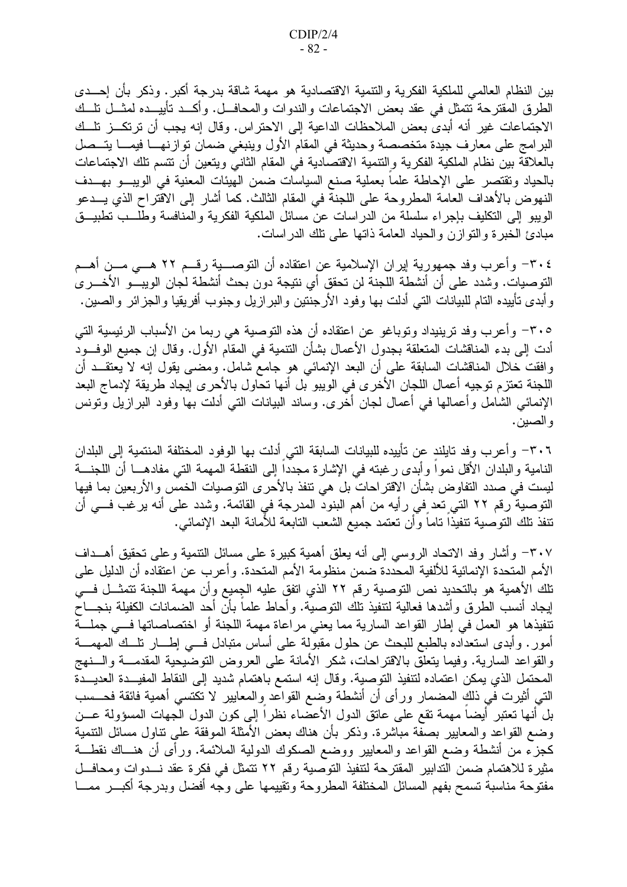بين النظام العالمي للملكية الفكرية والتنمية الاقتصادية هو مهمة شاقة بدرجة أكبر. وذكر بأن إحدى الطرق المقترحة تتمثل في عقد بعض الاجتماعات والندوات والمحافل. وأكد تأييده لمثل تلك الاجتماعات غير أنه أبدى بعض الملاحظات الداعية إلى الاحتراس. وقال إنه يجب أن ترتكز تلك البرامج على معارف جيدة متخصصة وحديثة في المقام الأول وينبغي ضمان توازنها فيما يتصل بالعلاقة بين نظام الملكية الفكرية والتنمية الاقتصادية في المقام الثاني ويتعين أن تتسم تلك الاجتماعات بالحياد وتقتصر على الإحاطة علماً بعملية صنع السياسات ضمن الهيئات المعنية في الويبو بهدف النهوض بالأهداف العامة المطروحة على اللجنة في المقام الثالث. كما أشار إلى الاقتراح الذي يدعو الويبو إلى التكليف بإجراء سلسلة من الدراسات عن مسائل الملكية الفكرية والمنافسة وطلب تطبيق مبادئ الخبرة والتوازن والحياد العامة ذاتها على تلك الدراسات.

٣٠٤- وأعرب وفد جمهورية إيران الإسلامية عن اعتقاده أن التوصية رقم ٢٢ هي من أهم التوصيات. وشدد على أن أنشطة اللجنة لن تحقق أي نتيجة دون بحث أنشطة لجان الويبو الأخرى وأبدى تأييده التام للبيانات التي أدلت بها وفود الأرجنتين والبرازيل وجنوب أفريقيا والجزائر والصين.

٣٠٥- وأعرب وفد ترينيداد وتوباغو عن اعتقاده أن هذه التوصية هي ربما من الأسباب الرئيسية التي أدت إلى بدء المناقشات المتعلقة بجدول الأعمال بشأن التنمية في المقام الأول. وقال إن جميع الوفود وافقت خلال المناقشات السابقة على أن البعد الإنمائي هو جامع شامل. ومضى يقول إنه لا يعتقد أن اللجنة تعتزم توجيه أعمال اللجان الأخرى في الويبو بل أنها تحاول بالأحرى إيجاد طريقة لإدماج البعد الإنمائي الشامل وأعمالها في أعمال لجان أخرى. وساند البيانات التي أدلت بها وفود البرازيل وتونس والصين.

٣٠٦- وأعرب وفد تايلند عن تأييده للبيانات السابقة التي أدلت بها الوفود المختلفة المنتمية إلى البلدان النامية والبلدان الأقل نمواً وأبدى رغبته في الإشارة مجدداً إلى النقطة المهمة التي مفادها أن اللجنة ليست في صدد التفاوض بشأن الاقتراحات بل هي تنفذ بالأحرى التوصيات الخمس والأربعين بما فيها التوصية رقم ٢٢ التي تعد في رأيه من أهم البنود المدرجة في القائمة. وشدد على أنه يرغب في أن تنفذ تلك التوصية تنفيذاً تاماً وأن تعتمد جميع الشعب التابعة للأمانة البعد الإنمائي.

٣٠٧- وأشار وفد الاتحاد الروسي إلى أنه يعلق أهمية كبيرة على مسائل التنمية وعلى تحقيق أهداف الأمم المتحدة الإنمائية للألفية المحددة ضمن منظومة الأمم المتحدة. وأعرب عن اعتقاده أن الدليل على تلك الأهمية هو بالتحديد نص التوصية رقم ٢٢ الذي اتفق عليه الجميع وأن مهمة اللجنة تتمثل في إيجاد أنسب الطرق وأشدها فعالية لتنفيذ تلك التوصية. وأحاط علماً بأن أحد الضمانات الكفيلة بنجاح تنفيذها هو العمل في إطار القواعد السارية مما يعني مراعاة مهمة اللجنة أو اختصاصاتها في جملة أمور. وأبدى استعداده بالطبع للبحث عن حلول مقبولة على أساس متبادل في إطار تلك المهمة والقواعد السارية. وفيما يتعلق بالاقتراحات، شكر الأمانة على العروض التوضيحية المقدمة والنهج المحتمل الذي يمكن اعتماده لتنفيذ التوصية. وقال إنه استمع باهتمام شديد إلى النقاط المفيدة العديدة التي أثيرت في ذلك المضمار ورأى أن أنشطة وضع القواعد والمعايير لا تكتسي أهمية فائقة فحسب بل أنها تعتبر أيضاً مهمة تقع على عاتق الدول الأعضاء نظراً إلى كون الدول الجهات المسؤولة عن وضع القواعد والمعايير بصفة مباشرة. وذكر بأن هناك بعض الأمثلة الموفقة على تناول مسائل التنمية كجزء من أنشطة وضع القواعد والمعايير ووضع الصكوك الدولية الملائمة. ورأى أن هناك نقطة مثيرة للاهتمام ضمن التدابير المقترحة لتنفيذ التوصية رقم ٢٢ تتمثل في فكرة عقد ندوات ومحافل مفتوحة مناسبة تسمح بفهم المسائل المختلفة المطروحة وتقييمها على وجه أفضل وبدرجة أكبر مما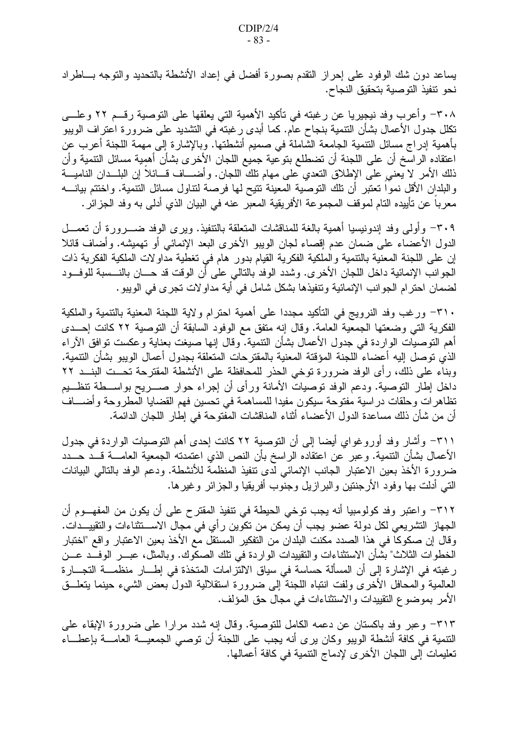يساعد دون شك الوفود على إحراز التقدم بصورة أفضل في إعداد الأنشطة بالتحديد والتوجه بــاطراد نحو تنفيذ التوصية بتحقيق النجاح.

٣٠٨- وأعرب وفد نيجيريا عن رغبته في تأكيد الأهمية التي يعلقها على التوصية رقــم ٢٢ وعلــى تكلل جدول الأعمال بشأن التنمية بنجاح عام. كما أبدى رغبته في التشديد على ضرورة اعتراف الويبو بأهمية إدراج مسائل التنمية الجامعة الشاملة في صميم أنشطتها. وبالإشارة إلى مهمة اللجنة أعرب عن اعتقاده الراسخ أن على اللجنة أن تضطلع بتوعية جميع اللجان الأخرى بشأن أهمية مسائل التنمية وأن ذلك الأمر لا يعني على الإطلاق التعدي على مهام تلك اللجان. وأضــاف قــائلاً إن البلــدان الناميــة والبلدان الأقل نمواً تعتبر أن تلك التوصية المعينة تتيح لها فرصة لتناول مسائل التنمية. واختتم بيانــه معرباً عن تأييده التام لموقف المجموعة الأفريقية المعبر عنه في البيان الذي أدلى به وفد الجزائر.

٣٠٩- وأولى وفد إندونيسيا أهمية بالغة للمناقشات المتعلقة بالتنفيذ. ويرى الوفد ضــرورة أن تعمــل الدول الأعضاء على ضمان عدم إقصاء لجان الويبو الأخرى البعد الإنمائي أو تهميشه. وأضاف قائلا إن على اللجنة المعنية بالتنمية والملكية الفكرية القيام بدور هام في تغطية مداولات الملكية الفكرية ذات الجوانب الإنمائية داخل اللجان الأخرى. وشدد الوفد بالتالي على أن الوقت قد حــان بالنــسبة للوفــود لضمان احترام الجوانب الإنمائية وتنفيذها بشكل شامل في أية مداولات تجرى في الويبو.

٣١٠- ورغب وفد النرويج في التأكيد مجددا على أهمية احترام ولاية اللجنة المعنية بالتنمية والملكية الفكرية التي وضعتها الجمعية العامة. وقال إنه متفق مع الوفود السابقة أن التوصية ٢٢ كانت إحــدى أهم التوصيات الواردة في جدول الأعمال بشأن التنمية. وقال إنها صيغت بعناية وعكست توافق الآراء الذي توصل إليه أعضاء اللجنة المؤقتة المعنية بالمقترحات المتعلقة بجدول أعمال الويبو بشأن التنمية. وبناء على ذلك، رأى الوفد ضرورة توخي الحذر للمحافظة على الأنشطة المقترحة تحــت البنــد ٢٢ داخل إطار التوصية. ودعم الوفد توصيات الأمانة ورأى أن إجراء حوار صــريح بواســطة تنظــيم تظاهرات وحلقات دراسية مفتوحة سيكون مفيدا للمساهمة في تحسين فهم القضايا المطروحة وأضــاف أن من شأن ذلك مساعدة الدول الأعضاء أثناء المناقشات المفتوحة في إطار اللجان الدائمة.

٣١١- وأشار وفد أوروغواي أيضا إلى أن التوصية ٢٢ كانت إحدى أهم التوصيات الواردة في جدول الأعمال بشأن التنمية. وعبر عن اعتقاده الراسخ بأن النص الذي اعتمدته الجمعية العامــة قــد حــدد ضرورة الأخذ بعين الاعتبار الجانب الإنمائي لدى تنفيذ المنظمة للأنشطة. ودعم الوفد بالتالي البيانات التي أدلت بها وفود الأرجنتين والبرازيل وجنوب أفريقيا والجزائر وغيرها.

٣١٢- واعتبر وفد كولومبيا أنه يجب توخي الحيطة في تنفيذ المقترح على أن يكون من المفهــوم أن الجهاز التشريعي لكل دولة عضو يجب أن يمكن من تكوين رأي في مجال الاســتثناءات والتقييــدات. وقال إن صكوكا في هذا الصدد مكنت البلدان من التفكير المستقل مع الأخذ بعين الاعتبار واقع "اختبار الخطوات الثلاث" بشأن الاستثناءات والتقييدات الواردة في تلك الصكوك. وبالمثل، عبــر الوفــد عــن رغبته في الإشارة إلى أن المسألة حساسة في سياق الالتزامات المتخذة في إطــار منظمــة التجــارة العالمية والمحافل الأخرى ولفت انتباه اللجنة إلى ضرورة استقلالية الدول بعض الشيء حينما يتعلــق الأمر بموضوع التقييدات والاستثناءات في مجال حق المؤلف.

٣١٣- وعبر وفد باكستان عن دعمه الكامل للتوصية. وقال إنه شدد مرارا على ضرورة الإبقاء على التنمية في كافة أنشطة الويبو وكان يرى أنه يجب على اللجنة أن توصي الجمعيــة العامــة بإعطــاء تعليمات إلى اللجان الأخرى لإدماج التنمية في كافة أعمالها.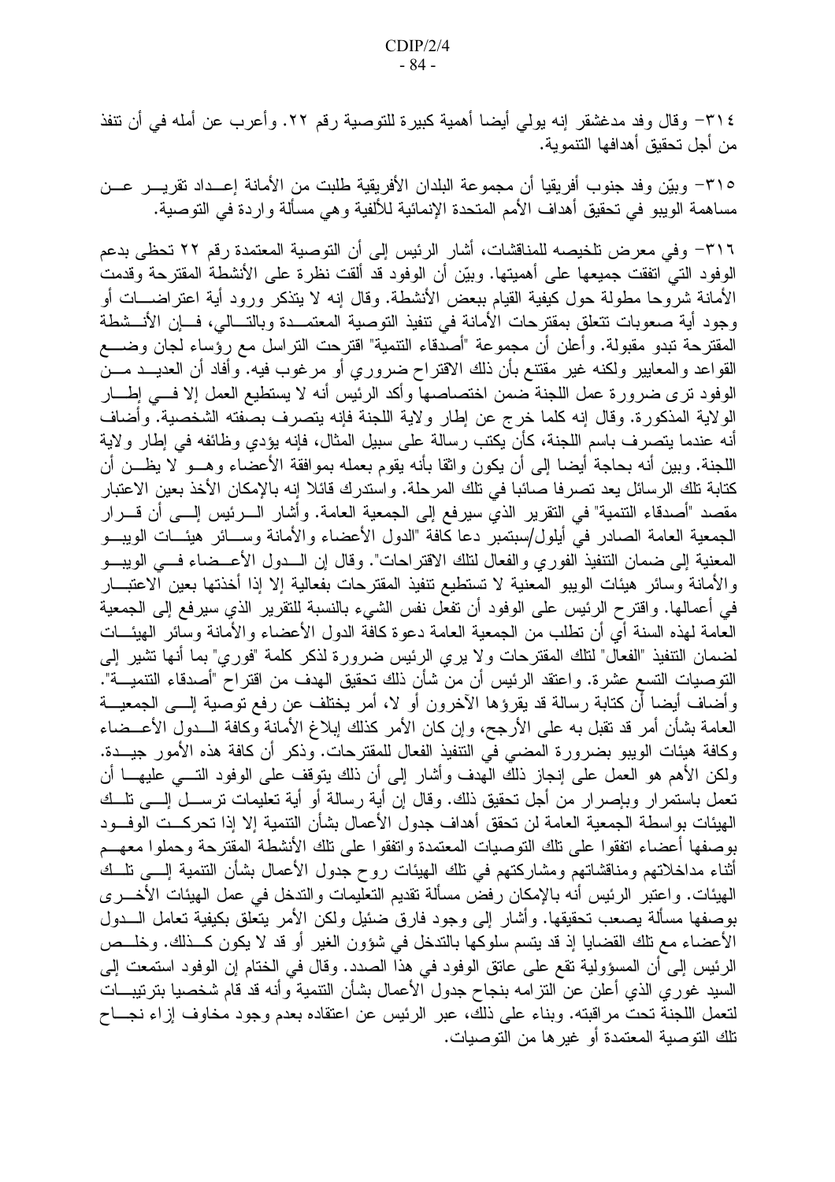٣١٤- وقال وفد مدغشقر إنه يولي أيضا أهمية كبيرة للتوصية رقم ٢٢. وأعرب عن أمله في أن تنفذ من أجل تحقيق أهدافها التنموية.

٣١٥- وبيّن وفد جنوب أفريقيا أن مجموعة البلدان الأفريقية طلبت من الأمانة إعداد تقرير عن مساهمة الويبو في تحقيق أهداف الأمم المتحدة الإنمائية للألفية وهي مسألة واردة في التوصية.

٣١٦- وفي معرض تلخيصه للمناقشات، أشار الرئيس إلى أن التوصية المعتمدة رقم ٢٢ تحظى بدعم الوفود التي اتفقت جميعها على أهميتها. وبيّن أن الوفود قد ألقت نظرة على الأنشطة المقترحة وقدمت الأمانة شروحا مطولة حول كيفية القيام ببعض الأنشطة. وقال إنه لا يتذكر ورود أية اعتراضات أو وجود أية صعوبات تتعلق بمقترحات الأمانة في تنفيذ التوصية المعتمدة وبالتالي، فإن الأنشطة المقترحة تبدو مقبولة. وأعلن أن مجموعة "أصدقاء التنمية" اقترحت التراسل مع رؤساء لجان وضع القواعد والمعايير ولكنه غير مقتنع بأن ذلك الاقتراح ضروري أو مرغوب فيه. وأفاد أن العديد من الوفود ترى ضرورة عمل اللجنة ضمن اختصاصها وأكد الرئيس أنه لا يستطيع العمل إلا في إطار الولاية المذكورة. وقال إنه كلما خرج عن إطار ولاية اللجنة فإنه يتصرف بصفته الشخصية. وأضاف أنه عندما يتصرف باسم اللجنة، كأن يكتب رسالة على سبيل المثال، فإنه يؤدي وظائفه في إطار ولاية اللجنة. وبين أنه بحاجة أيضا إلى أن يكون واثقا بأنه يقوم بعمله بموافقة الأعضاء وهو لا يظن أن كتابة تلك الرسائل يعد تصرفا صائبا في تلك المرحلة. واستدرك قائلا إنه بالإمكان الأخذ بعين الاعتبار مقصد "أصدقاء التنمية" في التقرير الذي سيرفع إلى الجمعية العامة. وأشار الرئيس إلى أن قرار الجمعية العامة الصادر في أيلول/سبتمبر دعا كافة "الدول الأعضاء والأمانة وسائر هيئات الويبو المعنية إلى ضمان التنفيذ الفوري والفعال لتلك الاقتراحات". وقال إن الدول الأعضاء في الويبو والأمانة وسائر هيئات الويبو المعنية لا تستطيع تنفيذ المقترحات بفعالية إلا إذا أخذتها بعين الاعتبار في أعمالها. واقترح الرئيس على الوفود أن تفعل نفس الشيء بالنسبة للتقرير الذي سيرفع إلى الجمعية العامة لهذه السنة أي أن تطلب من الجمعية العامة دعوة كافة الدول الأعضاء والأمانة وسائر الهيئات لضمان التنفيذ "الفعال" لتلك المقترحات ولا يري الرئيس ضرورة لذكر كلمة "فوري" بما أنها تشير إلى التوصيات التسع عشرة. واعتقد الرئيس أن من شأن ذلك تحقيق الهدف من اقتراح "أصدقاء التنمية". وأضاف أيضا أن كتابة رسالة قد يقرؤها الآخرون أو لا، أمر يختلف عن رفع توصية إلى الجمعية العامة بشأن أمر قد تقبل به على الأرجح، وإن كان الأمر كذلك إبلاغ الأمانة وكافة الدول الأعضاء وكافة هيئات الويبو بضرورة المضي في التنفيذ الفعال للمقترحات. وذكر أن كافة هذه الأمور جيدة. ولكن الأهم هو العمل على إنجاز ذلك الهدف وأشار إلى أن ذلك يتوقف على الوفود التي عليها أن تعمل باستمرار وبإصرار من أجل تحقيق ذلك. وقال إن أية رسالة أو أية تعليمات ترسل إلى تلك الهيئات بواسطة الجمعية العامة لن تحقق أهداف جدول الأعمال بشأن التنمية إلا إذا تحركت الوفود بوصفها أعضاء اتفقوا على تلك التوصيات المعتمدة واتفقوا على تلك الأنشطة المقترحة وحملوا معهم أثناء مداخلاتهم ومناقشاتهم ومشاركتهم في تلك الهيئات روح جدول الأعمال بشأن التنمية إلى تلك الهيئات. واعتبر الرئيس أنه بالإمكان رفض مسألة تقديم التعليمات والتدخل في عمل الهيئات الأخرى بوصفها مسألة يصعب تحقيقها. وأشار إلى وجود فارق ضئيل ولكن الأمر يتعلق بكيفية تعامل الدول الأعضاء مع تلك القضايا إذ قد يتسم سلوكها بالتدخل في شؤون الغير أو قد لا يكون كذلك. وخلص الرئيس إلى أن المسؤولية تقع على عاتق الوفود في هذا الصدد. وقال في الختام إن الوفود استمعت إلى السيد غوري الذي أعلن عن التزامه بنجاح جدول الأعمال بشأن التنمية وأنه قد قام شخصيا بترتيبات لتعمل اللجنة تحت مراقبته. وبناء على ذلك، عبر الرئيس عن اعتقاده بعدم وجود مخاوف إزاء نجاح تلك التوصية المعتمدة أو غيرها من التوصيات.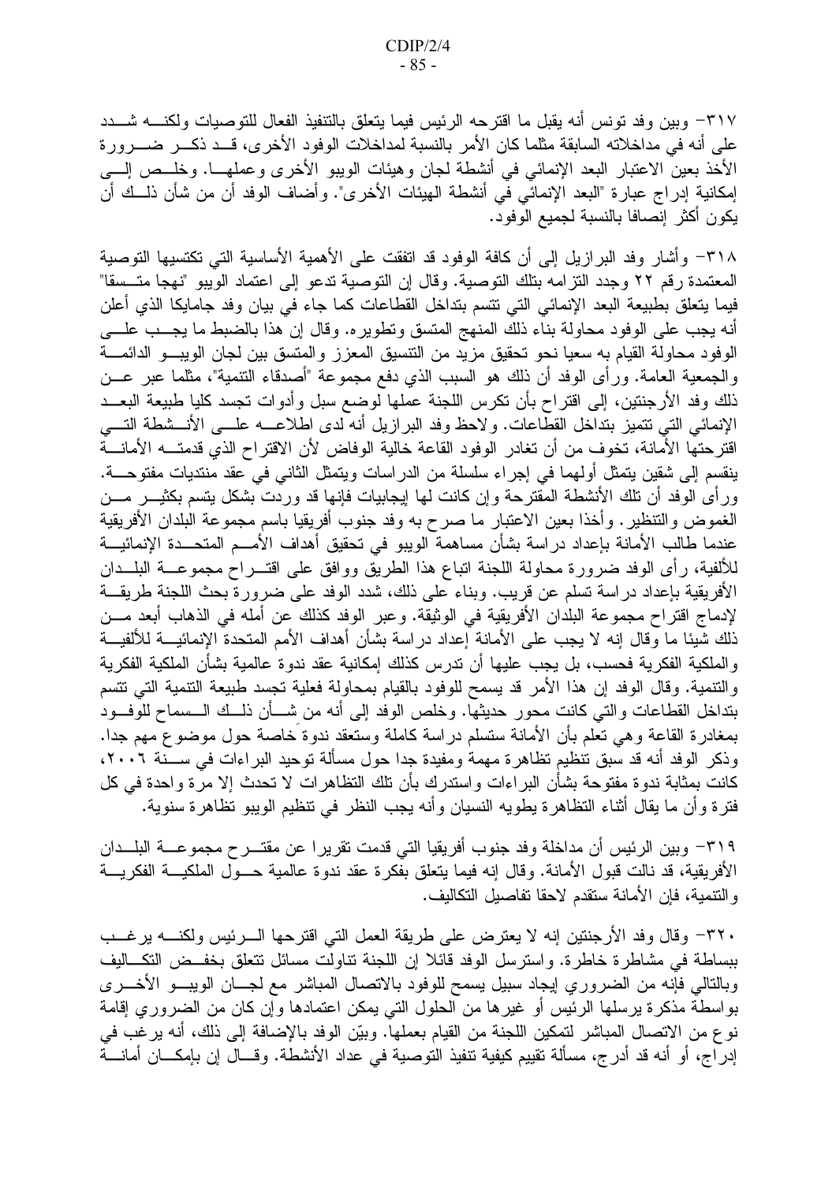٣١٧- وبين وفد تونس أنه يقبل ما اقترحه الرئيس فيما يتعلق بالتنفيذ الفعال للتوصيات ولكنه شدد على أنه في مداخلاته السابقة مثلما كان الأمر بالنسبة لمداخلات الوفود الأخرى، قد ذكر ضرورة الأخذ بعين الاعتبار البعد الإنمائي في أنشطة لجان وهيئات الويبو الأخرى وعملها. وخلص إلى إمكانية إدراج عبارة "البعد الإنمائي في أنشطة الهيئات الأخرى". وأضاف الوفد أن من شأن ذلك أن يكون أكثر إنصافا بالنسبة لجميع الوفود.

٣١٨- وأشار وفد البرازيل إلى أن كافة الوفود قد اتفقت على الأهمية الأساسية التي تكتسيها التوصية المعتمدة رقم ٢٢ وجدد التزامه بتلك التوصية. وقال إن التوصية تدعو إلى اعتماد الويبو "نهجا متسقا" فيما يتعلق بطبيعة البعد الإنمائي التي تتسم بتداخل القطاعات كما جاء في بيان وفد جامايكا الذي أعلن أنه يجب على الوفود محاولة بناء ذلك المنهج المتسق وتطويره. وقال إن هذا بالضبط ما يجب على الوفود محاولة القيام به سعيا نحو تحقيق مزيد من التنسيق المعزز والمتسق بين لجان الويبو الدائمة والجمعية العامة. ورأى الوفد أن ذلك هو السبب الذي دفع مجموعة "أصدقاء التنمية"، مثلما عبر عن ذلك وفد الأرجنتين، إلى اقتراح بأن تكرس اللجنة عملها لوضع سبل وأدوات تجسد كليا طبيعة البعد الإنمائي التي تتميز بتداخل القطاعات. ولاحظ وفد البرازيل أنه لدى اطلاعه على الأنشطة التي اقترحتها الأمانة، تخوف من أن تغادر الوفود القاعة خالية الوفاض لأن الاقتراح الذي قدمته الأمانة ينقسم إلى شقين يتمثل أولهما في إجراء سلسلة من الدراسات ويتمثل الثاني في عقد منتديات مفتوحة. ورأى الوفد أن تلك الأنشطة المقترحة وإن كانت لها إيجابيات فإنها قد وردت بشكل يتسم بكثير من الغموض والتنظير. وأخذا بعين الاعتبار ما صرح به وفد جنوب أفريقيا باسم مجموعة البلدان الأفريقية عندما طالب الأمانة بإعداد دراسة بشأن مساهمة الويبو في تحقيق أهداف الأمم المتحدة الإنمائية للألفية، رأى الوفد ضرورة محاولة اللجنة اتباع هذا الطريق ووافق على اقتراح مجموعة البلدان الأفريقية بإعداد دراسة تسلم عن قريب. وبناء على ذلك، شدد الوفد على ضرورة بحث اللجنة طريقة لإدماج اقتراح مجموعة البلدان الأفريقية في الوثيقة. وعبر الوفد كذلك عن أمله في الذهاب أبعد من ذلك شيئا ما وقال إنه لا يجب على الأمانة إعداد دراسة بشأن أهداف الأمم المتحدة الإنمائية للألفية والملكية الفكرية فحسب، بل يجب عليها أن تدرس كذلك إمكانية عقد ندوة عالمية بشأن الملكية الفكرية والتنمية. وقال الوفد إن هذا الأمر قد يسمح للوفود بالقيام بمحاولة فعلية تجسد طبيعة التنمية التي تتسم بتداخل القطاعات والتي كانت محور حديثها. وخلص الوفد إلى أنه من شأن ذلك السماح للوفود بمغادرة القاعة وهي تعلم بأن الأمانة ستسلم دراسة كاملة وستعقد ندوة خاصة حول موضوع مهم جدا. وذكر الوفد أنه قد سبق تنظيم تظاهرة مهمة ومفيدة جدا حول مسألة توحيد البراءات في سنة ٢٠٠٦، كانت بمثابة ندوة مفتوحة بشأن البراءات واستدرك بأن تلك التظاهرات لا تحدث إلا مرة واحدة في كل فترة وأن ما يقال أثناء التظاهرة يطويه النسيان وأنه يجب النظر في تنظيم الويبو تظاهرة سنوية.

٣١٩- وبين الرئيس أن مداخلة وفد جنوب أفريقيا التي قدمت تقريرا عن مقترح مجموعة البلدان الأفريقية، قد نالت قبول الأمانة. وقال إنه فيما يتعلق بفكرة عقد ندوة عالمية حول الملكية الفكرية والتنمية، فإن الأمانة ستقدم لاحقا تفاصيل التكاليف.

٣٢٠- وقال وفد الأرجنتين إنه لا يعترض على طريقة العمل التي اقترحها الرئيس ولكنه يرغب ببساطة في مشاطرة خاطرة. واسترسل الوفد قائلا إن اللجنة تناولت مسائل تتعلق بخفض التكاليف وبالتالي فإنه من الضروري إيجاد سبيل يسمح للوفود بالاتصال المباشر مع لجان الويبو الأخرى بواسطة مذكرة يرسلها الرئيس أو غيرها من الحلول التي يمكن اعتمادها وإن كان من الضروري إقامة نوع من الاتصال المباشر لتمكين اللجنة من القيام بعملها. وبيّن الوفد بالإضافة إلى ذلك، أنه يرغب في إدراج، أو أنه قد أدرج، مسألة تقييم كيفية تنفيذ التوصية في عداد الأنشطة. وقال إن بإمكان أمانة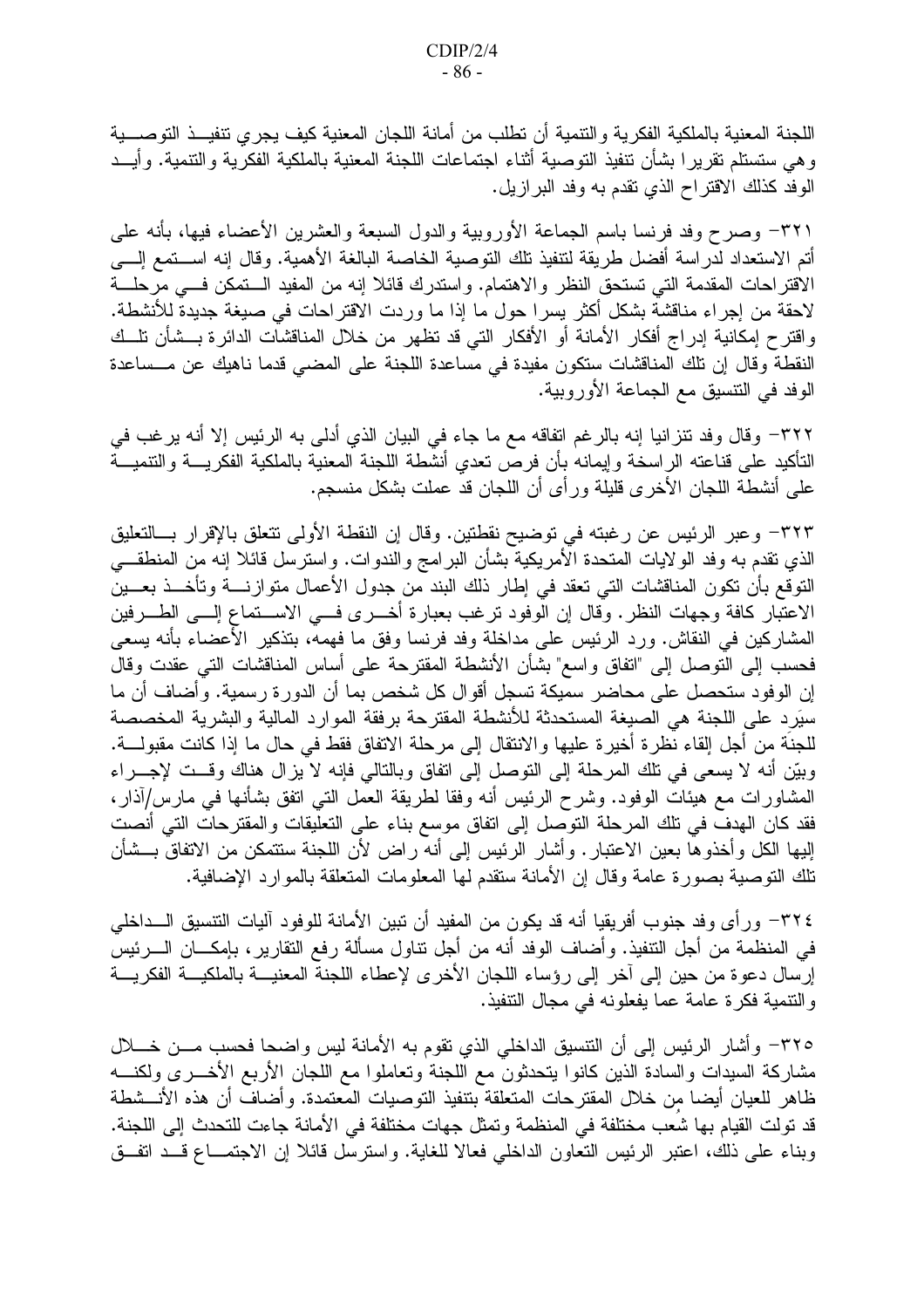اللجنة المعنية بالملكية الفكرية والتنمية أن تطلب من أمانة اللجان المعنية كيف يجري تنفيذ التوصية وهي ستستلم تقريرا بشأن تنفيذ التوصية أثناء اجتماعات اللجنة المعنية بالملكية الفكرية والتنمية. وأيد الوفد كذلك الاقتراح الذي تقدم به وفد البرازيل.

٣٢١- وصرح وفد فرنسا باسم الجماعة الأوروبية والدول السبعة والعشرين الأعضاء فيها، بأنه على أتم الاستعداد لدراسة أفضل طريقة لتنفيذ تلك التوصية الخاصة البالغة الأهمية. وقال إنه استمع إلى الاقتراحات المقدمة التي تستحق النظر والاهتمام. واستدرك قائلا إنه من المفيد التمكن في مرحلة لاحقة من إجراء مناقشة بشكل أكثر يسرا حول ما إذا ما وردت الاقتراحات في صيغة جديدة للأنشطة. واقترح إمكانية إدراج أفكار الأمانة أو الأفكار التي قد تظهر من خلال المناقشات الدائرة بشأن تلك النقطة وقال إن تلك المناقشات ستكون مفيدة في مساعدة اللجنة على المضي قدما ناهيك عن مساعدة الوفد في التنسيق مع الجماعة الأوروبية.

٣٢٢- وقال وفد تنزانيا إنه بالرغم اتفاقه مع ما جاء في البيان الذي أدلى به الرئيس إلا أنه يرغب في التأكيد على قناعته الراسخة وإيمانه بأن فرص تعدي أنشطة اللجنة المعنية بالملكية الفكرية والتنمية على أنشطة اللجان الأخرى قليلة ورأى أن اللجان قد عملت بشكل منسجم.

٣٢٣- وعبر الرئيس عن رغبته في توضيح نقطتين. وقال إن النقطة الأولى تتعلق بالإقرار بالتعليق الذي تقدم به وفد الولايات المتحدة الأمريكية بشأن البرامج والندوات. واسترسل قائلا إنه من المنطقي التوقع بأن تكون المناقشات التي تعقد في إطار ذلك البند من جدول الأعمال متوازنة وتأخذ بعين الاعتبار كافة وجهات النظر. وقال إن الوفود ترغب بعبارة أخرى في الاستماع إلى الطرفين المشاركين في النقاش. ورد الرئيس على مداخلة وفد فرنسا وفق ما فهمه، بتذكير الأعضاء بأنه يسعى فحسب إلى التوصل إلى "اتفاق واسع" بشأن الأنشطة المقترحة على أساس المناقشات التي عقدت وقال إن الوفود ستحصل على محاضر سميكة تسجل أقوال كل شخص بما أن الدورة رسمية. وأضاف أن ما سيَرد على اللجنة هي الصيغة المستحدثة للأنشطة المقترحة برفقة الموارد المالية والبشرية المخصصة للجنة من أجل إلقاء نظرة أخيرة عليها والانتقال إلى مرحلة الاتفاق فقط في حال ما إذا كانت مقبولة. وبيّن أنه لا يسعى في تلك المرحلة إلى التوصل إلى اتفاق وبالتالي فإنه لا يزال هناك وقت لإجراء المشاورات مع هيئات الوفود. وشرح الرئيس أنه وفقا لطريقة العمل التي اتفق بشأنها في مارس/آذار، فقد كان الهدف في تلك المرحلة التوصل إلى اتفاق موسع بناء على التعليقات والمقترحات التي أنصت إليها الكل وأخذوها بعين الاعتبار. وأشار الرئيس إلى أنه راض لأن اللجنة ستتمكن من الاتفاق بشأن تلك التوصية بصورة عامة وقال إن الأمانة ستقدم لها المعلومات المتعلقة بالموارد الإضافية.

٣٢٤- ورأى وفد جنوب أفريقيا أنه قد يكون من المفيد أن تبين الأمانة للوفود آليات التنسيق الداخلي في المنظمة من أجل التنفيذ. وأضاف الوفد أنه من أجل تناول مسألة رفع التقارير، بإمكان الرئيس إرسال دعوة من حين إلى آخر إلى رؤساء اللجان الأخرى لإعطاء اللجنة المعنية بالملكية الفكرية والتنمية فكرة عامة عما يفعلونه في مجال التنفيذ.

٣٢٥- وأشار الرئيس إلى أن التنسيق الداخلي الذي تقوم به الأمانة ليس واضحا فحسب من خلال مشاركة السيدات والسادة الذين كانوا يتحدثون مع اللجنة وتعاملوا مع اللجان الأربع الأخرى ولكنه ظاهر للعيان أيضا من خلال المقترحات المتعلقة بتنفيذ التوصيات المعتمدة. وأضاف أن هذه الأنشطة قد تولت القيام بها شُعب مختلفة في المنظمة وتمثل جهات مختلفة في الأمانة جاءت للتحدث إلى اللجنة. وبناء على ذلك، اعتبر الرئيس التعاون الداخلي فعالا للغاية. واسترسل قائلا إن الاجتماع قد اتفق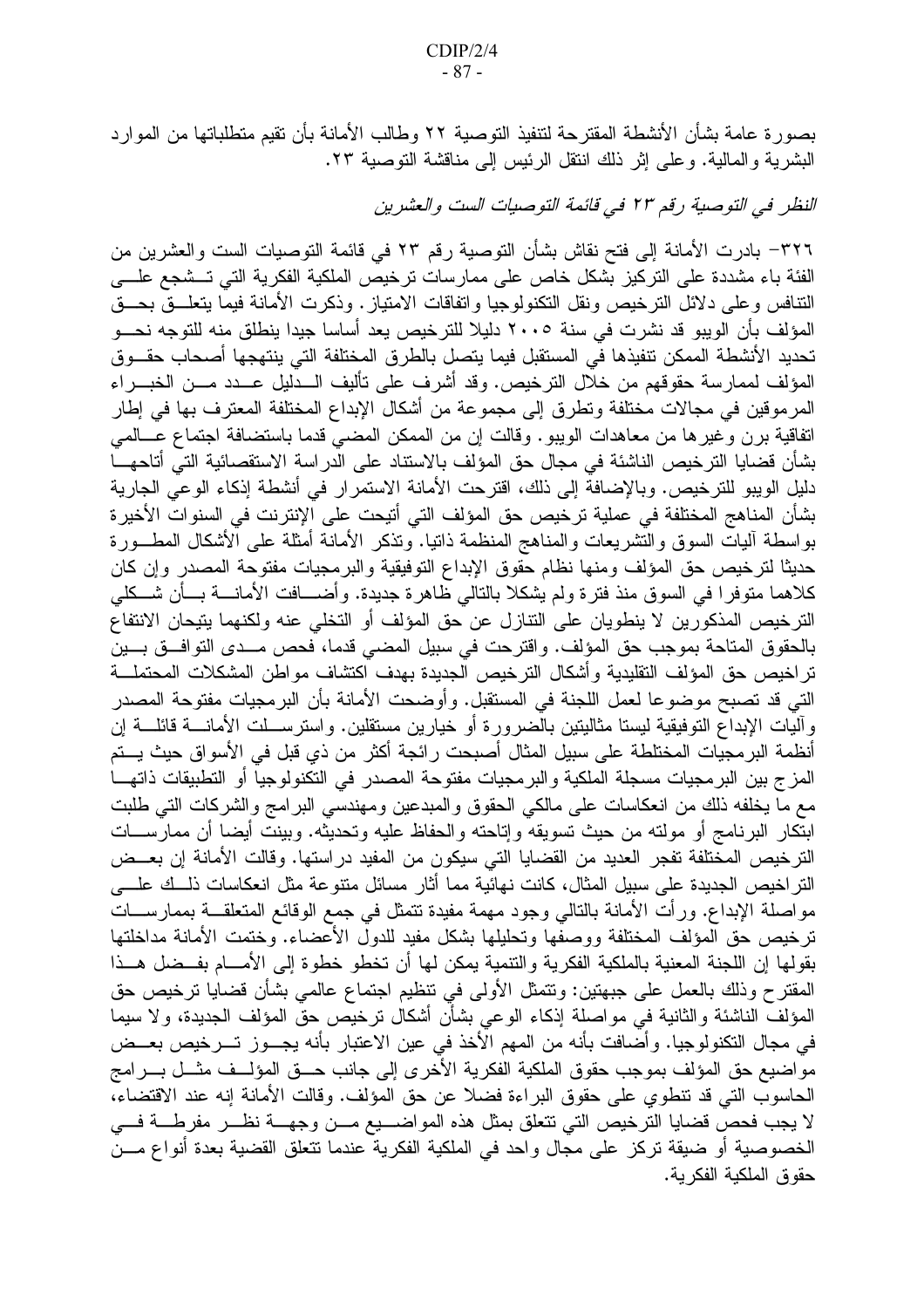بصورة عامة بشأن الأنشطة المقترحة لتنفيذ التوصية ٢٢ وطالب الأمانة بأن تقيم متطلباتها من الموارد البشرية والمالية. وعلى إثر ذلك انتقل الرئيس إلى مناقشة التوصية ٢٣.

*النظر في التوصية رقم ٢٣ في قائمة التوصيات الست والعشرين*

٣٢٦- بادرت الأمانة إلى فتح نقاش بشأن التوصية رقم ٢٣ في قائمة التوصيات الست والعشرين من الفئة باء مشددة على التركيز بشكل خاص على ممارسات ترخيص الملكية الفكرية التي تشجع على التنافس وعلى دلائل الترخيص ونقل التكنولوجيا واتفاقات الامتياز. وذكرت الأمانة فيما يتعلق بحق المؤلف بأن الويبو قد نشرت في سنة ٢٠٠٥ دليلا للترخيص يعد أساسا جيدا ينطلق منه للتوجه نحو تحديد الأنشطة الممكن تنفيذها في المستقبل فيما يتصل بالطرق المختلفة التي ينتهجها أصحاب حقوق المؤلف لممارسة حقوقهم من خلال الترخيص. وقد أشرف على تأليف الدليل عدد من الخبراء المرموقين في مجالات مختلفة وتطرق إلى مجموعة من أشكال الإبداع المختلفة المعترف بها في إطار اتفاقية برن وغيرها من معاهدات الويبو. وقالت إن من الممكن المضي قدما باستضافة اجتماع عالمي بشأن قضايا الترخيص الناشئة في مجال حق المؤلف بالاستناد على الدراسة الاستقصائية التي أتاحها دليل الويبو للترخيص. وبالإضافة إلى ذلك، اقترحت الأمانة الاستمرار في أنشطة إذكاء الوعي الجارية بشأن المناهج المختلفة في عملية ترخيص حق المؤلف التي أتيحت على الإنترنت في السنوات الأخيرة بواسطة آليات السوق والتشريعات والمناهج المنظمة ذاتيا. وتذكر الأمانة أمثلة على الأشكال المطورة حديثا لترخيص حق المؤلف ومنها نظام حقوق الإبداع التوفيقية والبرمجيات مفتوحة المصدر وإن كان كلاهما متوفرا في السوق منذ فترة ولم يشكلا بالتالي ظاهرة جديدة. وأضافت الأمانة بأن شكلي الترخيص المذكورين لا ينطويان على التنازل عن حق المؤلف أو التخلي عنه ولكنهما يتيحان الانتفاع بالحقوق المتاحة بموجب حق المؤلف. واقترحت في سبيل المضي قدما، فحص مدى التوافق بين تراخيص حق المؤلف التقليدية وأشكال الترخيص الجديدة بهدف اكتشاف مواطن المشكلات المحتملة التي قد تصبح موضوعا لعمل اللجنة في المستقبل. وأوضحت الأمانة بأن البرمجيات مفتوحة المصدر وآليات الإبداع التوفيقية ليستا مثاليتين بالضرورة أو خيارين مستقلين. واسترسلت الأمانة قائلة إن أنظمة البرمجيات المختلطة على سبيل المثال أصبحت رائجة أكثر من ذي قبل في الأسواق حيث يتم المزج بين البرمجيات مسجلة الملكية والبرمجيات مفتوحة المصدر في التكنولوجيا أو التطبيقات ذاتها مع ما يخلفه ذلك من انعكاسات على مالكي الحقوق والمبدعين ومهندسي البرامج والشركات التي طلبت ابتكار البرنامج أو مولته من حيث تسويقه وإتاحته والحفاظ عليه وتحديثه. وبينت أيضا أن ممارسات الترخيص المختلفة تفجر العديد من القضايا التي سيكون من المفيد دراستها. وقالت الأمانة إن بعض التراخيص الجديدة على سبيل المثال، كانت نهائية مما أثار مسائل متنوعة مثل انعكاسات ذلك على مواصلة الإبداع. ورأت الأمانة بالتالي وجود مهمة مفيدة تتمثل في جمع الوقائع المتعلقة بممارسات ترخيص حق المؤلف المختلفة ووصفها وتحليلها بشكل مفيد للدول الأعضاء. وختمت الأمانة مداخلتها بقولها إن اللجنة المعنية بالملكية الفكرية والتنمية يمكن لها أن تخطو خطوة إلى الأمام بفضل هذا المقترح وذلك بالعمل على جبهتين: وتتمثل الأولى في تنظيم اجتماع عالمي بشأن قضايا ترخيص حق المؤلف الناشئة والثانية في مواصلة إذكاء الوعي بشأن أشكال ترخيص حق المؤلف الجديدة، ولا سيما في مجال التكنولوجيا. وأضافت بأنه من المهم الأخذ في عين الاعتبار بأنه يجوز ترخيص بعض مواضيع حق المؤلف بموجب حقوق الملكية الفكرية الأخرى إلى جانب حق المؤلف مثل برامج الحاسوب التي قد تنطوي على حقوق البراءة فضلا عن حق المؤلف. وقالت الأمانة إنه عند الاقتضاء، لا يجب فحص قضايا الترخيص التي تتعلق بمثل هذه المواضيع من وجهة نظر مفرطة في الخصوصية أو ضيقة تركز على مجال واحد في الملكية الفكرية عندما تتعلق القضية بعدة أنواع من حقوق الملكية الفكرية.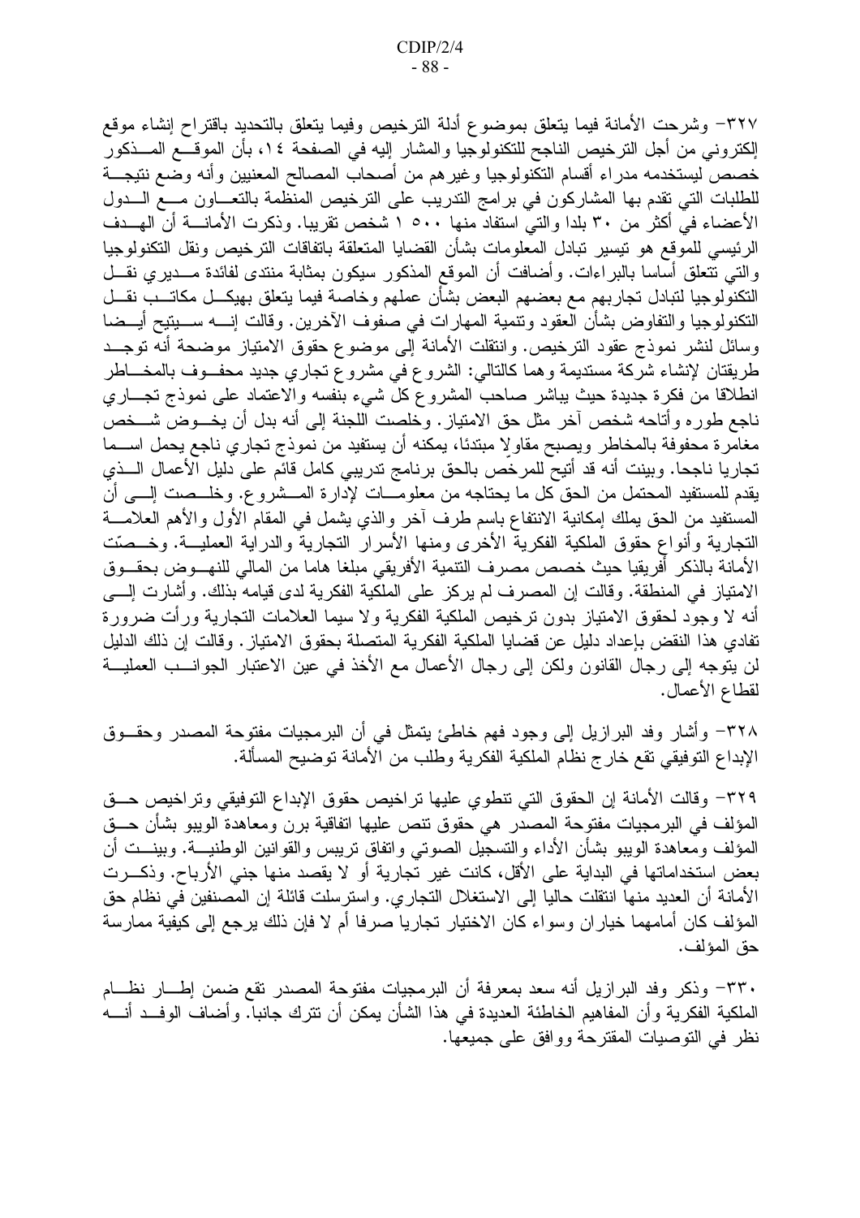٣٢٧- وشرحت الأمانة فيما يتعلق بموضوع أدلة الترخيص وفيما يتعلق بالتحديد باقتراح إنشاء موقع إلكتروني من أجل الترخيص الناجح للتكنولوجيا والمشار إليه في الصفحة ١٤، بأن الموقع المذكور خصص ليستخدمه مدراء أقسام التكنولوجيا وغيرهم من أصحاب المصالح المعنيين وأنه وضع نتيجة للطلبات التي تقدم بها المشاركون في برامج التدريب على الترخيص المنظمة بالتعاون مع الدول الأعضاء في أكثر من ٣٠ بلدا والتي استفاد منها ١ ٥٠٠ شخص تقريبا. وذكرت الأمانة أن الهدف الرئيسي للموقع هو تيسير تبادل المعلومات بشأن القضايا المتعلقة باتفاقات الترخيص ونقل التكنولوجيا والتي تتعلق أساسا بالبراءات. وأضافت أن الموقع المذكور سيكون بمثابة منتدى لفائدة مديري نقل التكنولوجيا لتبادل تجاربهم مع بعضهم البعض بشأن عملهم وخاصة فيما يتعلق بهيكل مكاتب نقل التكنولوجيا والتفاوض بشأن العقود وتنمية المهارات في صفوف الآخرين. وقالت إنه سيتيح أيضا وسائل لنشر نموذج عقود الترخيص. وانتقلت الأمانة إلى موضوع حقوق الامتياز موضحة أنه توجد طريقتان لإنشاء شركة مستديمة وهما كالتالي: الشروع في مشروع تجاري جديد محفوف بالمخاطر انطلاقا من فكرة جديدة حيث يباشر صاحب المشروع كل شيء بنفسه والاعتماد على نموذج تجاري ناجع طوره وأتاحه شخص آخر مثل حق الامتياز. وخلصت اللجنة إلى أنه بدل أن يخوض شخص مغامرة محفوفة بالمخاطر ويصبح مقاولا مبتدئا، يمكنه أن يستفيد من نموذج تجاري ناجع يحمل اسما تجاريا ناجحا. وبينت أنه قد أتيح للمرخص باللحق برنامج تدريبي كامل قائم على دليل الأعمال الذي يقدم للمستفيد المحتمل من الحق كل ما يحتاجه من معلومات لإدارة المشروع. وخلصت إلى أن المستفيد من الحق يملك إمكانية الانتفاع باسم طرف آخر والذي يشمل في المقام الأول والأهم العلامة التجارية وأنواع حقوق الملكية الفكرية الأخرى ومنها الأسرار التجارية والدراية العملية. وخصّت الأمانة بالذكر أفريقيا حيث خصص مصرف التنمية الأفريقي مبلغا هاما من المالي للنهوض بحقوق الامتياز في المنطقة. وقالت إن المصرف لم يركز على الملكية الفكرية لدى قيامه بذلك. وأشارت إلى أنه لا وجود لحقوق الامتياز بدون ترخيص الملكية الفكرية ولا سيما العلامات التجارية ورأت ضرورة تفادي هذا النقص بإعداد دليل عن قضايا الملكية الفكرية المتصلة بحقوق الامتياز. وقالت إن ذلك الدليل لن يتوجه إلى رجال القانون ولكن إلى رجال الأعمال مع الأخذ في عين الاعتبار الجوانب العملية لقطاع الأعمال.

٣٢٨- وأشار وفد البرازيل إلى وجود فهم خاطئ يتمثل في أن البرمجيات مفتوحة المصدر وحقوق الإبداع التوفيقي تقع خارج نظام الملكية الفكرية وطلب من الأمانة توضيح المسألة.

٣٢٩- وقالت الأمانة إن الحقوق التي تنطوي عليها تراخيص حقوق الإبداع التوفيقي وتراخيص حق المؤلف في البرمجيات مفتوحة المصدر هي حقوق تنص عليها اتفاقية برن ومعاهدة الويبو بشأن حق المؤلف ومعاهدة الويبو بشأن الأداء والتسجيل الصوتي واتفاق تريبس والقوانين الوطنية. وبينت أن بعض استخداماتها في البداية على الأقل، كانت غير تجارية أو لا يقصد منها جني الأرباح. وذكرت الأمانة أن العديد منها انتقلت حاليا إلى الاستغلال التجاري. واسترسلت قائلة إن المصنفين في نظام حق المؤلف كان أمامهما خياران وسواء كان الاختيار تجاريا صرفا أم لا فإن ذلك يرجع إلى كيفية ممارسة حق المؤلف.

٣٣٠- وذكر وفد البرازيل أنه سعد بمعرفة أن البرمجيات مفتوحة المصدر تقع ضمن إطار نظام الملكية الفكرية وأن المفاهيم الخاطئة العديدة في هذا الشأن يمكن أن تترك جانبا. وأضاف الوفد أنه نظر في التوصيات المقترحة ووافق على جميعها.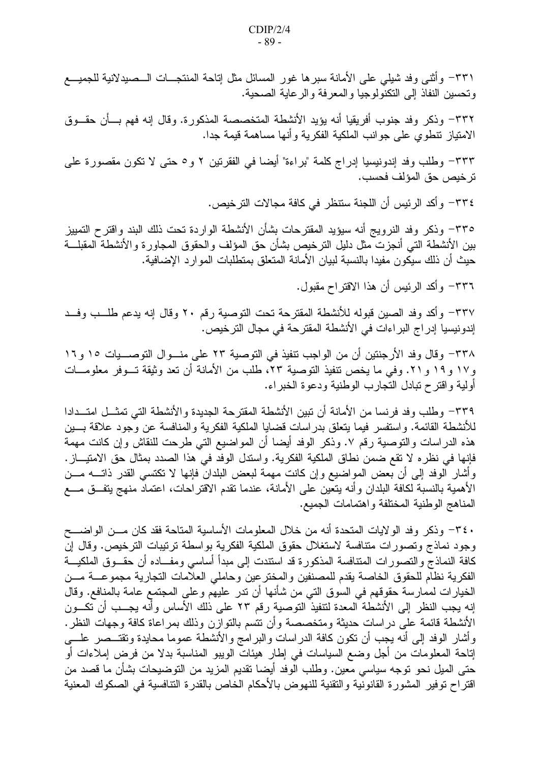٣٣١- وأثنى وفد شيلي على الأمانة سبرها غور المسائل مثل إتاحة المنتجات الصيدلانية للجميع وتحسين النفاذ إلى التكنولوجيا والمعرفة والرعاية الصحية.

٣٣٢- وذكر وفد جنوب أفريقيا أنه يؤيد الأنشطة المتخصصة المذكورة. وقال إنه فهم بأن حقوق الامتياز تنطوي على جوانب الملكية الفكرية وأنها مساهمة قيمة جدا.

٣٣٣- وطلب وفد إندونيسيا إدراج كلمة "براءة" أيضا في الفقرتين ٢ و٥ حتى لا تكون مقصورة على ترخيص حق المؤلف فحسب.

٣٣٤- وأكد الرئيس أن اللجنة ستنظر في كافة مجالات الترخيص.

٣٣٥- وذكر وفد النرويج أنه سيؤيد المقترحات بشأن الأنشطة الواردة تحت ذلك البند واقترح التمييز بين الأنشطة التي أنجزت مثل دليل الترخيص بشأن حق المؤلف والحقوق المجاورة والأنشطة المقبلة حيث أن ذلك سيكون مفيدا بالنسبة لبيان الأمانة المتعلق بمتطلبات الموارد الإضافية.

٣٣٦- وأكد الرئيس أن هذا الاقتراح مقبول.

٣٣٧- وأكد وفد الصين قبوله للأنشطة المقترحة تحت التوصية رقم ٢٠ وقال إنه يدعم طلب وفد إندونيسيا إدراج البراءات في الأنشطة المقترحة في مجال الترخيص.

٣٣٨- وقال وفد الأرجنتين أن من الواجب تنفيذ التوصية ٢٣ على منوال التوصيات ١٥ و١٦ و١٧ و١٩ و٢١. وفي ما يخص تنفيذ التوصية ٢٣، طلب من الأمانة أن تعد وثيقة توفر معلومات أولية واقترح تبادل التجارب الوطنية ودعوة الخبراء.

٣٣٩- وطلب وفد فرنسا من الأمانة أن تبين الأنشطة المقترحة الجديدة والأنشطة التي تمثل امتدادا للأنشطة القائمة. واستفسر فيما يتعلق بدراسات قضايا الملكية الفكرية والمنافسة عن وجود علاقة بين هذه الدراسات والتوصية رقم ٧. وذكر الوفد أيضا أن المواضيع التي طرحت للنقاش وإن كانت مهمة فإنها في نظره لا تقع ضمن نطاق الملكية الفكرية. واستدل الوفد في هذا الصدد بمثال حق الامتياز. وأشار الوفد إلى أن بعض المواضيع وإن كانت مهمة لبعض البلدان فإنها لا تكتسي القدر ذاته من الأهمية بالنسبة لكافة البلدان وأنه يتعين على الأمانة، عندما تقدم الاقتراحات، اعتماد منهج يتفق مع المناهج الوطنية المختلفة واهتمامات الجميع.

٣٤٠- وذكر وفد الولايات المتحدة أنه من خلال المعلومات الأساسية المتاحة فقد كان من الواضح وجود نماذج وتصورات متنافسة لاستغلال حقوق الملكية الفكرية بواسطة ترتيبات الترخيص. وقال إن كافة النماذج والتصورات المتنافسة المذكورة قد استندت إلى مبدأ أساسي ومفاده أن حقوق الملكية الفكرية نظام للحقوق الخاصة يقدم للمصنفين والمخترعين وحاملي العلامات التجارية مجموعة من الخيارات لممارسة حقوقهم في السوق التي من شأنها أن تدر عليهم وعلى المجتمع عامة بالمنافع. وقال إنه يجب النظر إلى الأنشطة المعدة لتنفيذ التوصية رقم ٢٣ على ذلك الأساس وأنه يجب أن تكون الأنشطة قائمة على دراسات حديثة ومتخصصة وأن تتسم بالتوازن وذلك بمراعاة كافة وجهات النظر. وأشار الوفد إلى أنه يجب أن تكون كافة الدراسات والبرامج والأنشطة عموما محايدة وتقتصر على إتاحة المعلومات من أجل وضع السياسات في إطار هيئات الويبو المناسبة بدلا من فرض إملاءات أو حتى الميل نحو توجه سياسي معين. وطلب الوفد أيضا تقديم المزيد من التوضيحات بشأن ما قصد من اقتراح توفير المشورة القانونية والتقنية للنهوض بالأحكام الخاص بالقدرة التنافسية في الصكوك المعنية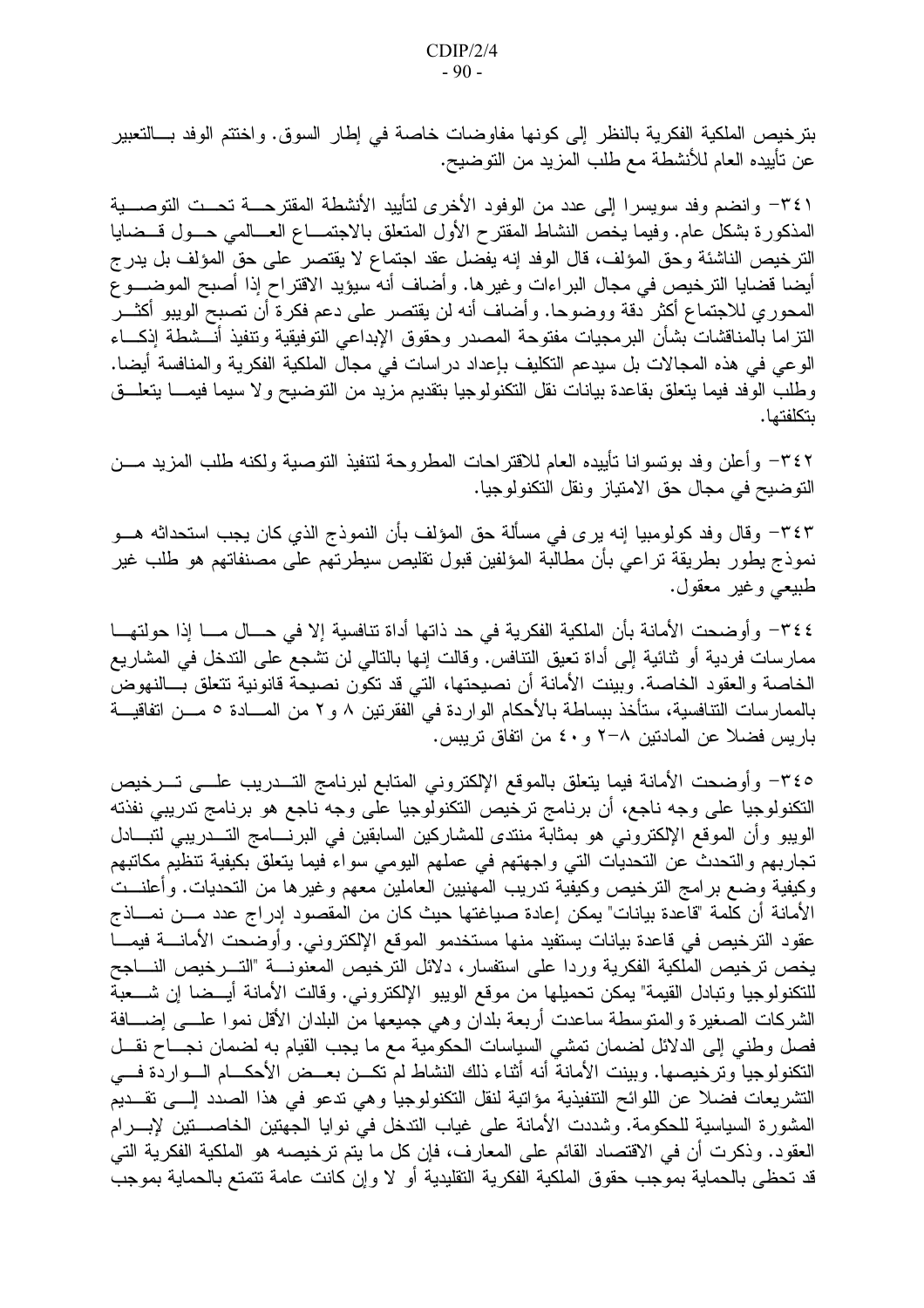بترخيص الملكية الفكرية بالنظر إلى كونها مفاوضات خاصة في إطار السوق. واختتم الوفد بالتعبير عن تأييده العام للأنشطة مع طلب المزيد من التوضيح.

٣٤١- وانضم وفد سويسرا إلى عدد من الوفود الأخرى لتأييد الأنشطة المقترحة تحت التوصية المذكورة بشكل عام. وفيما يخص النشاط المقترح الأول المتعلق بالاجتماع العالمي حول قضايا الترخيص الناشئة وحق المؤلف، قال الوفد إنه يفضل عقد اجتماع لا يقتصر على حق المؤلف بل يدرج أيضا قضايا الترخيص في مجال البراءات وغيرها. وأضاف أنه سيؤيد الاقتراح إذا أصبح الموضوع المحوري للاجتماع أكثر دقة ووضوحا. وأضاف أنه لن يقتصر على دعم فكرة أن تصبح الويبو أكثر التزاما بالمناقشات بشأن البرمجيات مفتوحة المصدر وحقوق الإبداعي التوفيقية وتنفيذ أنشطة إذكاء الوعي في هذه المجالات بل سيدعم التكليف بإعداد دراسات في مجال الملكية الفكرية والمنافسة أيضا. وطلب الوفد فيما يتعلق بقاعدة بيانات نقل التكنولوجيا بتقديم مزيد من التوضيح ولا سيما فيما يتعلق بتكلفتها.

٣٤٢- وأعلن وفد بوتسوانا تأييده العام للاقتراحات المطروحة لتنفيذ التوصية ولكنه طلب المزيد من التوضيح في مجال حق الامتياز ونقل التكنولوجيا.

٣٤٣- وقال وفد كولومبيا إنه يرى في مسألة حق المؤلف بأن النموذج الذي كان يجب استحداثه هو نموذج يطور بطريقة تراعي بأن مطالبة المؤلفين قبول تقليص سيطرتهم على مصنفاتهم هو طلب غير طبيعي وغير معقول.

٣٤٤- وأوضحت الأمانة بأن الملكية الفكرية في حد ذاتها أداة تنافسية إلا في حال ما إذا حولتها ممارسات فردية أو ثنائية إلى أداة تعيق التنافس. وقالت إنها بالتالي لن تشجع على التدخل في المشاريع الخاصة والعقود الخاصة. وبينت الأمانة أن نصيحتها، التي قد تكون نصيحة قانونية تتعلق بالنهوض بالممارسات التنافسية، ستأخذ ببساطة بالأحكام الواردة في الفقرتين ٨ و٢ من المادة ٥ من اتفاقية باريس فضلا عن المادتين ٨-٢ و٤٠ من اتفاق تريبس.

٣٤٥- وأوضحت الأمانة فيما يتعلق بالموقع الإلكتروني المتابع لبرنامج التدريب على ترخيص التكنولوجيا على وجه ناجع، أن برنامج ترخيص التكنولوجيا على وجه ناجع هو برنامج تدريبي نفذته الويبو وأن الموقع الإلكتروني هو بمثابة منتدى للمشاركين السابقين في البرنامج التدريبي لتبادل تجاربهم والتحدث عن التحديات التي واجهتهم في عملهم اليومي سواء فيما يتعلق بكيفية تنظيم مكاتبهم وكيفية وضع برامج الترخيص وكيفية تدريب المهنيين العاملين معهم وغيرها من التحديات. وأعلنت الأمانة أن كلمة "قاعدة بيانات" يمكن إعادة صياغتها حيث كان من المقصود إدراج عدد من نماذج عقود الترخيص في قاعدة بيانات يستفيد منها مستخدمو الموقع الإلكتروني. وأوضحت الأمانة فيما يخص ترخيص الملكية الفكرية وردا على استفسار، دلائل الترخيص المعنونة "الترخيص الناجح للتكنولوجيا وتبادل القيمة" يمكن تحميلها من موقع الويبو الإلكتروني. وقالت الأمانة أيضا إن شعبة الشركات الصغيرة والمتوسطة ساعدت أربعة بلدان وهي جميعها من البلدان الأقل نموا على إضافة فصل وطني إلى الدلائل لضمان تمشي السياسات الحكومية مع ما يجب القيام به لضمان نجاح نقل التكنولوجيا وترخيصها. وبينت الأمانة أنه أثناء ذلك النشاط لم تكن بعض الأحكام الواردة في التشريعات فضلا عن اللوائح التنفيذية مؤاتية لنقل التكنولوجيا وهي تدعو في هذا الصدد إلى تقديم المشورة السياسية للحكومة. وشددت الأمانة على غياب التدخل في نوايا الجهتين الخاصتين لإبرام العقود. وذكرت أن في الاقتصاد القائم على المعارف، فإن كل ما يتم ترخيصه هو الملكية الفكرية التي قد تحظى بالحماية بموجب حقوق الملكية الفكرية التقليدية أو لا وإن كانت عامة تتمتع بالحماية بموجب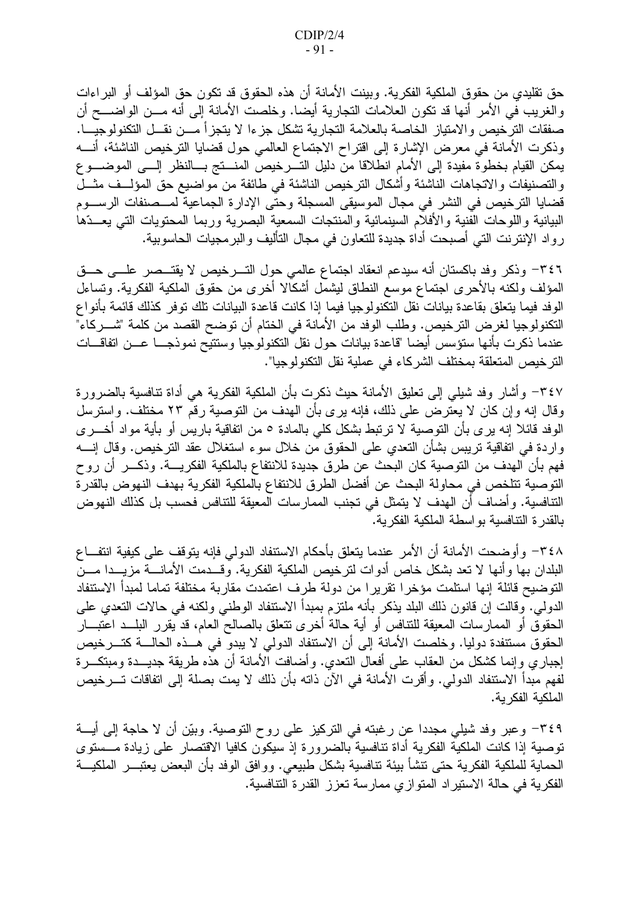حق تقليدي من حقوق الملكية الفكرية. وبينت الأمانة أن هذه الحقوق قد تكون حق المؤلف أو البراءات والغريب في الأمر أنها قد تكون العلامات التجارية أيضا. وخلصت الأمانة إلى أنه من الواضح أن صفقات الترخيص والامتياز الخاصة بالعلامة التجارية تشكل جزءا لا يتجزأ من نقل التكنولوجيا. وذكرت الأمانة في معرض الإشارة إلى اقتراح الاجتماع العالمي حول قضايا الترخيص الناشئة، أنه يمكن القيام بخطوة مفيدة إلى الأمام انطلاقا من دليل الترخيص المنتج بالنظر إلى الموضوع والتصنيفات والاتجاهات الناشئة وأشكال الترخيص الناشئة في طائفة من مواضيع حق المؤلف مثل قضايا الترخيص في النشر في مجال الموسيقى المسجلة وحتى الإدارة الجماعية لمصنفات الرسوم البيانية واللوحات الفنية والأفلام السينمائية والمنتجات السمعية البصرية وربما المحتويات التي يعدّها رواد الإنترنت التي أصبحت أداة جديدة للتعاون في مجال التأليف والبرمجيات الحاسوبية.

٣٤٦- وذكر وفد باكستان أنه سيدعم انعقاد اجتماع عالمي حول الترخيص لا يقتصر على حق المؤلف ولكنه بالأحرى اجتماع موسع النطاق ليشمل أشكالا أخرى من حقوق الملكية الفكرية. وتساءل الوفد فيما يتعلق بقاعدة بيانات نقل التكنولوجيا فيما إذا كانت قاعدة البيانات تلك توفر كذلك قائمة بأنواع التكنولوجيا لغرض الترخيص. وطلب الوفد من الأمانة في الختام أن توضح القصد من كلمة "شركاء" عندما ذكرت بأنها ستؤسس أيضا "قاعدة بيانات حول نقل التكنولوجيا وستتيح نموذجا عن اتفاقات الترخيص المتعلقة بمختلف الشركاء في عملية نقل التكنولوجيا".

٣٤٧- وأشار وفد شيلي إلى تعليق الأمانة حيث ذكرت بأن الملكية الفكرية هي أداة تنافسية بالضرورة وقال إنه وإن كان لا يعترض على ذلك، فإنه يرى بأن الهدف من التوصية رقم ٢٣ مختلف. واسترسل الوفد قائلا إنه يرى بأن التوصية لا ترتبط بشكل كلي بالمادة ٥ من اتفاقية باريس أو بأية مواد أخرى واردة في اتفاقية تريبس بشأن التعدي على الحقوق من خلال سوء استغلال عقد الترخيص. وقال إنه فهم بأن الهدف من التوصية كان البحث عن طرق جديدة للانتفاع بالملكية الفكرية. وذكر أن روح التوصية تتلخص في محاولة البحث عن أفضل الطرق للانتفاع بالملكية الفكرية بهدف النهوض بالقدرة التنافسية. وأضاف أن الهدف لا يتمثل في تجنب الممارسات المعيقة للتنافس فحسب بل كذلك النهوض بالقدرة التنافسية بواسطة الملكية الفكرية.

٣٤٨- وأوضحت الأمانة أن الأمر عندما يتعلق بأحكام الاستنفاد الدولي فإنه يتوقف على كيفية انتفاع البلدان بها وأنها لا تعد بشكل خاص أدوات لترخيص الملكية الفكرية. وقدمت الأمانة مزيدا من التوضيح قائلة إنها استلمت مؤخرا تقريرا من دولة طرف اعتمدت مقاربة مختلفة تماما لمبدأ الاستنفاد الدولي. وقالت إن قانون ذلك البلد يذكر بأنه ملتزم بمبدأ الاستنفاد الوطني ولكنه في حالات التعدي على الحقوق أو الممارسات المعيقة للتنافس أو أية حالة أخرى تتعلق بالصالح العام، قد يقرر البلد اعتبار الحقوق مستنفدة دوليا. وخلصت الأمانة إلى أن الاستنفاد الدولي لا يبدو في هذه الحالة كترخيص إجباري وإنما كشكل من العقاب على أفعال التعدي. وأضافت الأمانة أن هذه طريقة جديدة ومبتكرة لفهم مبدأ الاستنفاد الدولي. وأقرت الأمانة في الآن ذاته بأن ذلك لا يمت بصلة إلى اتفاقات ترخيص الملكية الفكرية.

٣٤٩- وعبر وفد شيلي مجددا عن رغبته في التركيز على روح التوصية. وبيّن أن لا حاجة إلى أية توصية إذا كانت الملكية الفكرية أداة تنافسية بالضرورة إذ سيكون كافيا الاقتصار على زيادة مستوى الحماية للملكية الفكرية حتى تنشأ بيئة تنافسية بشكل طبيعي. ووافق الوفد بأن البعض يعتبر الملكية الفكرية في حالة الاستيراد المتوازي ممارسة تعزز القدرة التنافسية.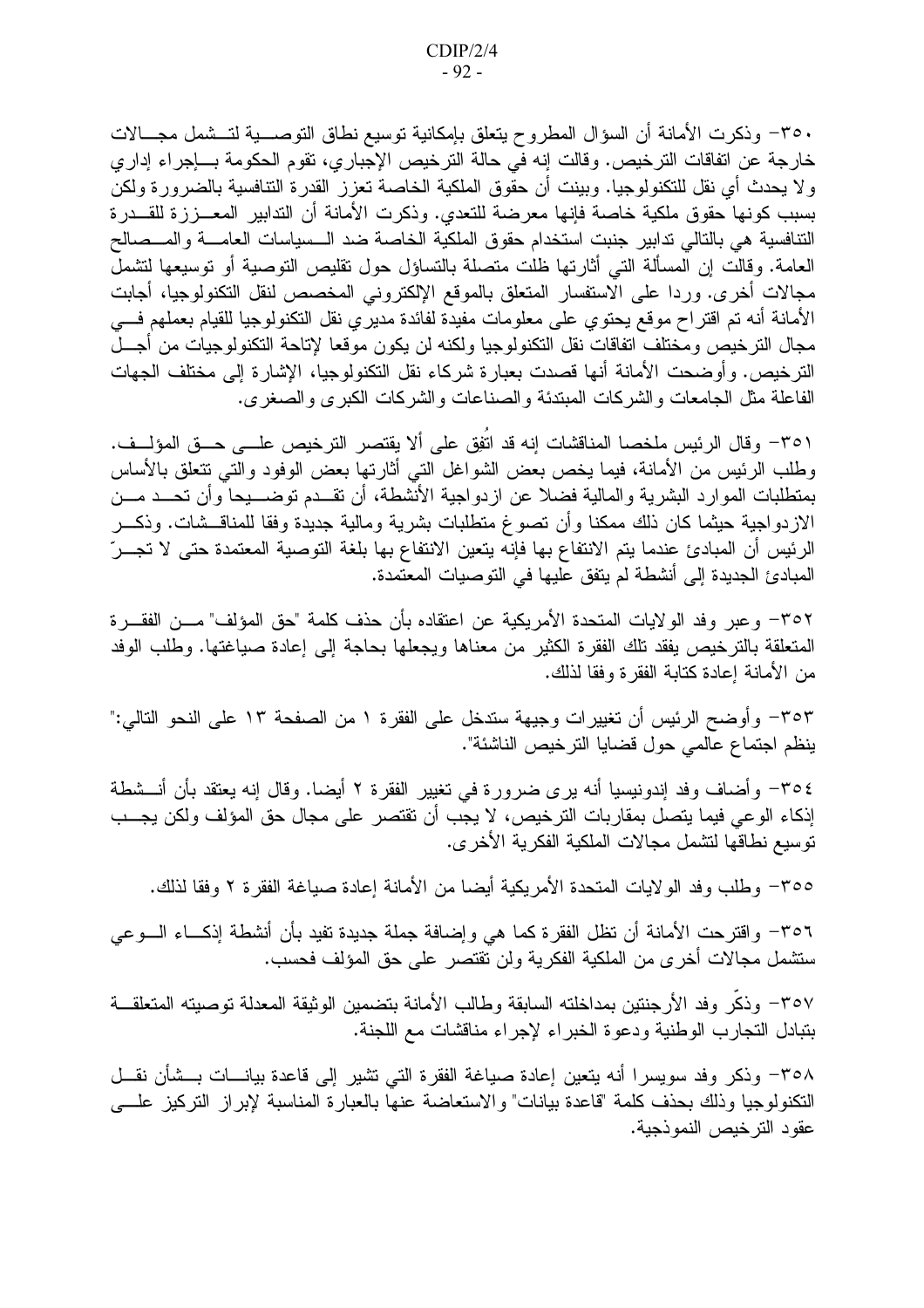٣٥٠- وذكرت الأمانة أن السؤال المطروح يتعلق بإمكانية توسيع نطاق التوصية لتشمل مجالات خارجة عن اتفاقات الترخيص. وقالت إنه في حالة الترخيص الإجباري، تقوم الحكومة بإجراء إداري ولا يحدث أي نقل للتكنولوجيا. وبينت أن حقوق الملكية الخاصة تعزز القدرة التنافسية بالضرورة ولكن بسبب كونها حقوق ملكية خاصة فإنها معرضة للتعدي. وذكرت الأمانة أن التدابير المعززة للقدرة التنافسية هي بالتالي تدابير جنبت استخدام حقوق الملكية الخاصة ضد السياسات العامة والمصالح العامة. وقالت إن المسألة التي أثارتها ظلت متصلة بالتساؤل حول تقليص التوصية أو توسيعها لتشمل مجالات أخرى. وردا على الاستفسار المتعلق بالموقع الإلكتروني المخصص لنقل التكنولوجيا، أجابت الأمانة أنه تم اقتراح موقع يحتوي على معلومات مفيدة لفائدة مديري نقل التكنولوجيا للقيام بعملهم في مجال الترخيص ومختلف اتفاقات نقل التكنولوجيا ولكنه لن يكون موقعا لإتاحة التكنولوجيات من أجل الترخيص. وأوضحت الأمانة أنها قصدت بعبارة شركاء نقل التكنولوجيا، الإشارة إلى مختلف الجهات الفاعلة مثل الجامعات والشركات المبتدئة والصناعات والشركات الكبرى والصغرى.

٣٥١- وقال الرئيس ملخصا المناقشات إنه قد اتُفق على ألا يقتصر الترخيص على حق المؤلف. وطلب الرئيس من الأمانة، فيما يخص بعض الشواغل التي أثارتها بعض الوفود والتي تتعلق بالأساس بمتطلبات الموارد البشرية والمالية فضلا عن ازدواجية الأنشطة، أن تقدم توضيحا وأن تحد من الازدواجية حيثما كان ذلك ممكنا وأن تصوغ متطلبات بشرية ومالية جديدة وفقا للمناقشات. وذكر الرئيس أن المبادئ عندما يتم الانتفاع بها فإنه يتعين الانتفاع بها بلغة التوصية المعتمدة حتى لا تجرّ المبادئ الجديدة إلى أنشطة لم يتفق عليها في التوصيات المعتمدة.

٣٥٢- وعبر وفد الولايات المتحدة الأمريكية عن اعتقاده بأن حذف كلمة "حق المؤلف" من الفقرة المتعلقة بالترخيص يفقد تلك الفقرة الكثير من معناها ويجعلها بحاجة إلى إعادة صياغتها. وطلب الوفد من الأمانة إعادة كتابة الفقرة وفقا لذلك.

٣٥٣- وأوضح الرئيس أن تغييرات وجيهة ستدخل على الفقرة ١ من الصفحة ١٣ على النحو التالي:" ينظم اجتماع عالمي حول قضايا الترخيص الناشئة".

٣٥٤- وأضاف وفد إندونيسيا أنه يرى ضرورة في تغيير الفقرة ٢ أيضا. وقال إنه يعتقد بأن أنشطة إذكاء الوعي فيما يتصل بمقاربات الترخيص، لا يجب أن تقتصر على مجال حق المؤلف ولكن يجب توسيع نطاقها لتشمل مجالات الملكية الفكرية الأخرى.

٣٥٥- وطلب وفد الولايات المتحدة الأمريكية أيضا من الأمانة إعادة صياغة الفقرة ٢ وفقا لذلك.

٣٥٦- واقترحت الأمانة أن تظل الفقرة كما هي وإضافة جملة جديدة تفيد بأن أنشطة إذكاء الوعي ستشمل مجالات أخرى من الملكية الفكرية ولن تقتصر على حق المؤلف فحسب.

٣٥٧- وذكّر وفد الأرجنتين بمداخلته السابقة وطالب الأمانة بتضمين الوثيقة المعدلة توصيته المتعلقة بتبادل التجارب الوطنية ودعوة الخبراء لإجراء مناقشات مع اللجنة.

٣٥٨- وذكر وفد سويسرا أنه يتعين إعادة صياغة الفقرة التي تشير إلى قاعدة بيانات بشأن نقل التكنولوجيا وذلك بحذف كلمة "قاعدة بيانات" والاستعاضة عنها بالعبارة المناسبة لإبراز التركيز على عقود الترخيص النموذجية.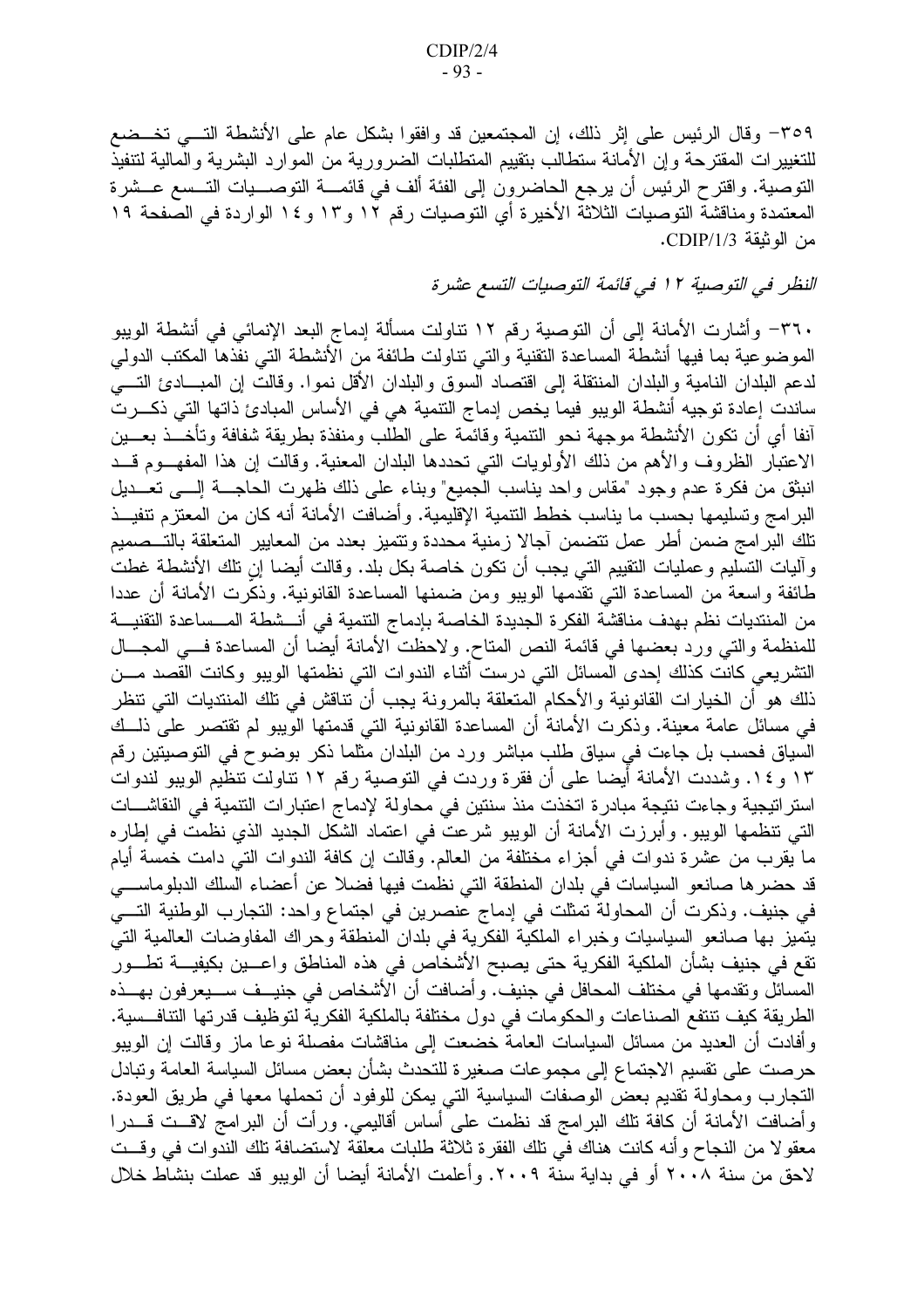٣٥٩- وقال الرئيس على إثر ذلك، إن المجتمعين قد وافقوا بشكل عام على الأنشطة التي تخضع للتغييرات المقترحة وإن الأمانة ستطالب بتقييم المتطلبات الضرورية من الموارد البشرية والمالية لتنفيذ التوصية. واقترح الرئيس أن يرجع الحاضرون إلى الفئة ألف في قائمة التوصيات التسع عشرة المعتمدة ومناقشة التوصيات الثلاثة الأخيرة أي التوصيات رقم ١٢ و١٣ و١٤ الواردة في الصفحة ١٩ من الوثيقة CDIP/1/3.

*النظر في التوصية ١٢ في قائمة التوصيات التسع عشرة*

٣٦٠- وأشارت الأمانة إلى أن التوصية رقم ١٢ تناولت مسألة إدماج البعد الإنمائي في أنشطة الويبو الموضوعية بما فيها أنشطة المساعدة التقنية والتي تناولت طائفة من الأنشطة التي نفذها المكتب الدولي لدعم البلدان النامية والبلدان المنتقلة إلى اقتصاد السوق والبلدان الأقل نموا. وقالت إن المبادئ التي ساندت إعادة توجيه أنشطة الويبو فيما يخص إدماج التنمية هي في الأساس المبادئ ذاتها التي ذكرت آنفا أي أن تكون الأنشطة موجهة نحو التنمية وقائمة على الطلب ومنفذة بطريقة شفافة وتأخذ بعين الاعتبار الظروف والأهم من ذلك الأولويات التي تحددها البلدان المعنية. وقالت إن هذا المفهوم قد انبثق من فكرة عدم وجود "مقاس واحد يناسب الجميع" وبناء على ذلك ظهرت الحاجة إلى تعديل البرامج وتسليمها بحسب ما يناسب خطط التنمية الإقليمية. وأضافت الأمانة أنه كان من المعتزم تنفيذ تلك البرامج ضمن أطر عمل تتضمن آجالا زمنية محددة وتتميز بعدد من المعايير المتعلقة بالتصميم وآليات التسليم وعمليات التقييم التي يجب أن تكون خاصة بكل بلد. وقالت أيضا إن تلك الأنشطة غطت طائفة واسعة من المساعدة التي تقدمها الويبو ومن ضمنها المساعدة القانونية. وذكرت الأمانة أن عددا من المنتديات نظم بهدف مناقشة الفكرة الجديدة الخاصة بإدماج التنمية في أنشطة المساعدة التقنية للمنظمة والتي ورد بعضها في قائمة النص المتاح. ولاحظت الأمانة أيضا أن المساعدة في المجال التشريعي كانت كذلك إحدى المسائل التي درست أثناء الندوات التي نظمتها الويبو وكانت القصد من ذلك هو أن الخيارات القانونية والأحكام المتعلقة بالمرونة يجب أن تناقش في تلك المنتديات التي تنظر في مسائل عامة معينة. وذكرت الأمانة أن المساعدة القانونية التي قدمتها الويبو لم تقتصر على ذلك السياق فحسب بل جاءت في سياق طلب مباشر ورد من البلدان مثلما ذكر بوضوح في التوصيتين رقم ١٣ و١٤. وشددت الأمانة أيضا على أن فقرة وردت في التوصية رقم ١٢ تناولت تنظيم الويبو لندوات استراتيجية وجاءت نتيجة مبادرة اتخذت منذ سنتين في محاولة لإدماج اعتبارات التنمية في النقاشات التي تنظمها الويبو. وأبرزت الأمانة أن الويبو شرعت في اعتماد الشكل الجديد الذي نظمت في إطاره ما يقرب من عشرة ندوات في أجزاء مختلفة من العالم. وقالت إن كافة الندوات التي دامت خمسة أيام قد حضرها صانعو السياسات في بلدان المنطقة التي نظمت فيها فضلا عن أعضاء السلك الدبلوماسي في جنيف. وذكرت أن المحاولة تمثلت في إدماج عنصرين في اجتماع واحد: التجارب الوطنية التي يتميز بها صانعو السياسيات وخبراء الملكية الفكرية في بلدان المنطقة وحراك المفاوضات العالمية التي تقع في جنيف بشأن الملكية الفكرية حتى يصبح الأشخاص في هذه المناطق واعين بكيفية تطور المسائل وتقدمها في مختلف المحافل في جنيف. وأضافت أن الأشخاص في جنيف سيعرفون بهذه الطريقة كيف تنتفع الصناعات والحكومات في دول مختلفة بالملكية الفكرية لتوظيف قدرتها التنافسية. وأفادت أن العديد من مسائل السياسات العامة خضعت إلى مناقشات مفصلة نوعا ما وقالت إن الويبو حرصت على تقسيم الاجتماع إلى مجموعات صغيرة للتحدث بشأن بعض مسائل السياسة العامة وتبادل التجارب ومحاولة تقديم بعض الوصفات السياسية التي يمكن للوفود أن تحملها معها في طريق العودة. وأضافت الأمانة أن كافة تلك البرامج قد نظمت على أساس أقاليمي. ورأت أن البرامج لاقت قدرا معقولا من النجاح وأنه كانت هناك في تلك الفقرة ثلاثة طلبات معلقة لاستضافة تلك الندوات في وقت لاحق من سنة ٢٠٠٨ أو في بداية سنة ٢٠٠٩. وأعلمت الأمانة أيضا أن الويبو قد عملت بنشاط خلال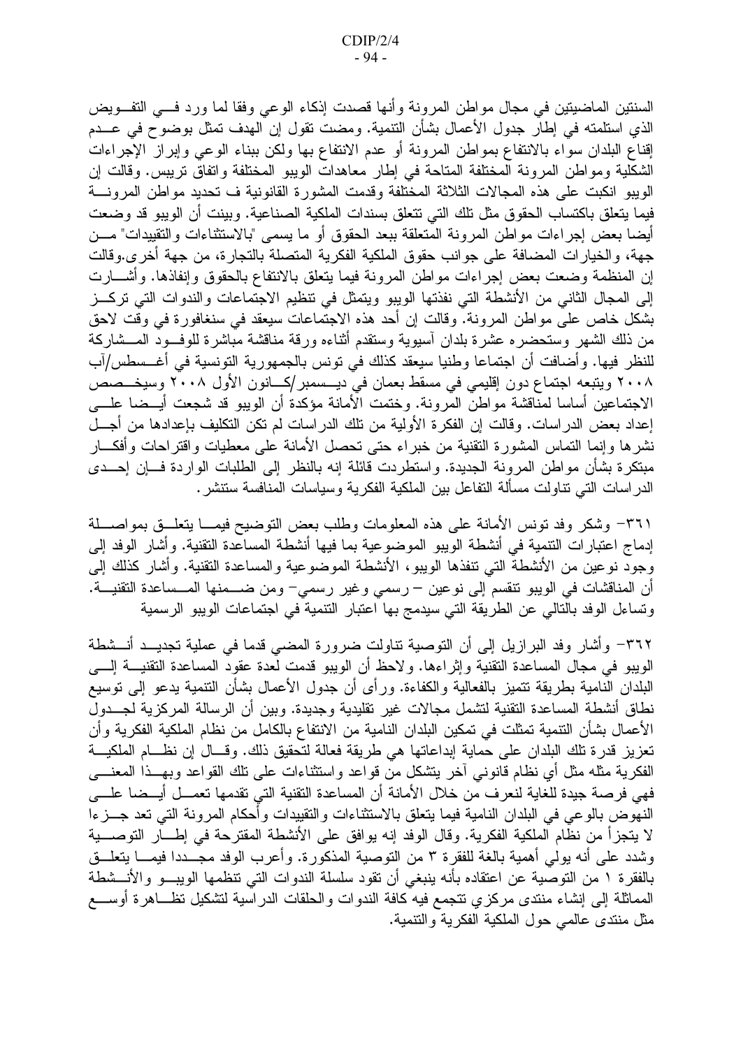السنتين الماضيتين في مجال مواطن المرونة وأنها قصدت إذكاء الوعي وفقا لما ورد في التفويض الذي استلمته في إطار جدول الأعمال بشأن التنمية. ومضت تقول إن الهدف تمثل بوضوح في عدم إقناع البلدان سواء بالانتفاع بمواطن المرونة أو عدم الانتفاع بها ولكن ببناء الوعي وإبراز الإجراءات الشكلية ومواطن المرونة المختلفة المتاحة في إطار معاهدات الويبو المختلفة واتفاق تريبس. وقالت إن الويبو انكبت على هذه المجالات الثلاثة المختلفة وقدمت المشورة القانونية ف تحديد مواطن المرونة فيما يتعلق باكتساب الحقوق مثل تلك التي تتعلق بسندات الملكية الصناعية. وبينت أن الويبو قد وضعت أيضا بعض إجراءات مواطن المرونة المتعلقة ببعد الحقوق أو ما يسمى "بالاستثناءات والتقييدات" من جهة، والخيارات المضافة على جوانب حقوق الملكية الفكرية المتصلة بالتجارة، من جهة أخرى.وقالت إن المنظمة وضعت بعض إجراءات مواطن المرونة فيما يتعلق بالانتفاع بالحقوق وإنفاذها. وأشارت إلى المجال الثاني من الأنشطة التي نفذتها الويبو ويتمثل في تنظيم الاجتماعات والندوات التي تركز بشكل خاص على مواطن المرونة. وقالت إن أحد هذه الاجتماعات سيعقد في سنغافورة في وقت لاحق من ذلك الشهر وستحضره عشرة بلدان آسيوية وستقدم أثناءه ورقة مناقشة مباشرة للوفود المشاركة للنظر فيها. وأضافت أن اجتماعا وطنيا سيعقد كذلك في تونس بالجمهورية التونسية في أغسطس/آب 2008 ويتبعه اجتماع دون إقليمي في مسقط بعمان في ديسمبر/كانون الأول 2008 وسيخصص الاجتماعين أساسا لمناقشة مواطن المرونة. وختمت الأمانة مؤكدة أن الويبو قد شجعت أيضا على إعداد بعض الدراسات. وقالت إن الفكرة الأولية من تلك الدراسات لم تكن التكليف بإعدادها من أجل نشرها وإنما التماس المشورة التقنية من خبراء حتى تحصل الأمانة على معطيات واقتراحات وأفكار مبتكرة بشأن مواطن المرونة الجديدة. واستطردت قائلة إنه بالنظر إلى الطلبات الواردة فإن إحدى الدراسات التي تناولت مسألة التفاعل بين الملكية الفكرية وسياسات المنافسة ستنشر.

361- وشكر وفد تونس الأمانة على هذه المعلومات وطلب بعض التوضيح فيما يتعلق بمواصلة إدماج اعتبارات التنمية في أنشطة الويبو الموضوعية بما فيها أنشطة المساعدة التقنية. وأشار الوفد إلى وجود نوعين من الأنشطة التي تنفذها الويبو، الأنشطة الموضوعية والمساعدة التقنية. وأشار كذلك إلى أن المناقشات في الويبو تنقسم إلى نوعين – رسمي وغير رسمي– ومن ضمنها المساعدة التقنية. وتساءل الوفد بالتالي عن الطريقة التي سيدمج بها اعتبار التنمية في اجتماعات الويبو الرسمية

362- وأشار وفد البرازيل إلى أن التوصية تناولت ضرورة المضي قدما في عملية تجديد أنشطة الويبو في مجال المساعدة التقنية وإثراءها. ولاحظ أن الويبو قدمت لعدة عقود المساعدة التقنية إلى البلدان النامية بطريقة تتميز بالفعالية والكفاءة. ورأى أن جدول الأعمال بشأن التنمية يدعو إلى توسيع نطاق أنشطة المساعدة التقنية لتشمل مجالات غير تقليدية وجديدة. وبين أن الرسالة المركزية لجدول الأعمال بشأن التنمية تمثلت في تمكين البلدان النامية من الانتفاع بالكامل من نظام الملكية الفكرية وأن تعزيز قدرة تلك البلدان على حماية إبداعاتها هي طريقة فعالة لتحقيق ذلك. وقال إن نظام الملكية الفكرية مثله مثل أي نظام قانوني آخر يتشكل من قواعد واستثناءات على تلك القواعد وبهذا المعنى فهي فرصة جيدة للغاية لنعرف من خلال الأمانة أن المساعدة التقنية التي تقدمها تعمل أيضا على النهوض بالوعي في البلدان النامية فيما يتعلق بالاستثناءات والتقييدات وأحكام المرونة التي تعد جزءا لا يتجزأ من نظام الملكية الفكرية. وقال الوفد إنه يوافق على الأنشطة المقترحة في إطار التوصية وشدد على أنه يولي أهمية بالغة للفقرة 3 من التوصية المذكورة. وأعرب الوفد مجددا فيما يتعلق بالفقرة 1 من التوصية عن اعتقاده بأنه ينبغي أن تقود سلسلة الندوات التي تنظمها الويبو والأنشطة المماثلة إلى إنشاء منتدى مركزي تتجمع فيه كافة الندوات والحلقات الدراسية لتشكيل تظاهرة أوسع مثل منتدى عالمي حول الملكية الفكرية والتنمية.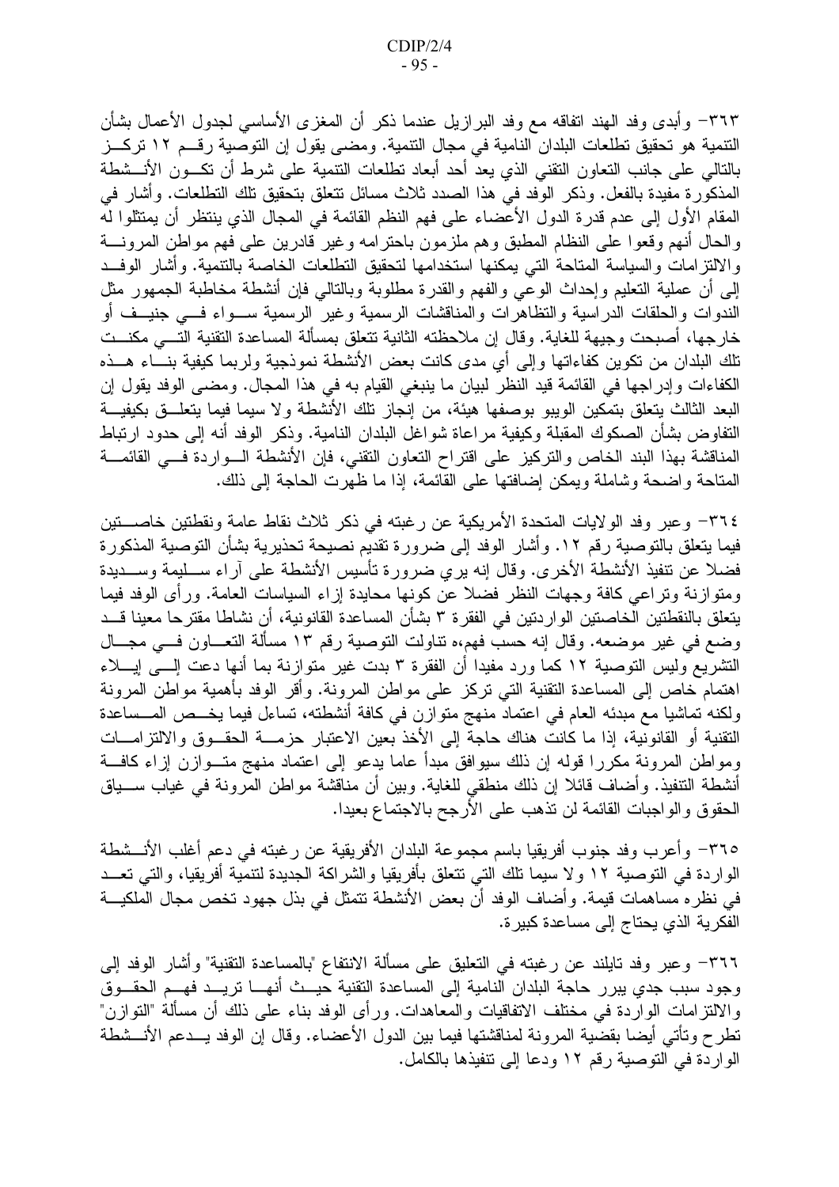٣٦٣- وأبدى وفد الهند اتفاقه مع وفد البرازيل عندما ذكر أن المغزى الأساسي لجدول الأعمال بشأن التنمية هو تحقيق تطلعات البلدان النامية في مجال التنمية. ومضى يقول إن التوصية رقم ١٢ تركز بالتالي على جانب التعاون التقني الذي يعد أحد أبعاد تطلعات التنمية على شرط أن تكون الأنشطة المذكورة مفيدة بالفعل. وذكر الوفد في هذا الصدد ثلاث مسائل تتعلق بتحقيق تلك التطلعات. وأشار في المقام الأول إلى عدم قدرة الدول الأعضاء على فهم النظم القائمة في المجال الذي ينتظر أن يمتثلوا له والحال أنهم وقعوا على النظام المطبق وهم ملزمون باحترامه وغير قادرين على فهم مواطن المرونة والالتزامات والسياسة المتاحة التي يمكنها استخدامها لتحقيق التطلعات الخاصة بالتنمية. وأشار الوفد إلى أن عملية التعليم وإحداث الوعي والفهم والقدرة مطلوبة وبالتالي فإن أنشطة مخاطبة الجمهور مثل الندوات والحلقات الدراسية والتظاهرات والمناقشات الرسمية وغير الرسمية سواء في جنيف أو خارجها، أصبحت وجيهة للغاية. وقال إن ملاحظته الثانية تتعلق بمسألة المساعدة التقنية التي مكنت تلك البلدان من تكوين كفاءاتها وإلى أي مدى كانت بعض الأنشطة نموذجية ولربما كيفية بناء هذه الكفاءات وإدراجها في القائمة قيد النظر لبيان ما ينبغي القيام به في هذا المجال. ومضى الوفد يقول إن البعد الثالث يتعلق بتمكين الويبو بوصفها هيئة، من إنجاز تلك الأنشطة ولا سيما فيما يتعلق بكيفية التفاوض بشأن الصكوك المقبلة وكيفية مراعاة شواغل البلدان النامية. وذكر الوفد أنه إلى حدود ارتباط المناقشة بهذا البند الخاص والتركيز على اقتراح التعاون التقني، فإن الأنشطة الواردة في القائمة المتاحة واضحة وشاملة ويمكن إضافتها على القائمة، إذا ما ظهرت الحاجة إلى ذلك.

٣٦٤- وعبر وفد الولايات المتحدة الأمريكية عن رغبته في ذكر ثلاث نقاط عامة ونقطتين خاصتين فيما يتعلق بالتوصية رقم ١٢. وأشار الوفد إلى ضرورة تقديم نصيحة تحذيرية بشأن التوصية المذكورة فضلا عن تنفيذ الأنشطة الأخرى. وقال إنه يري ضرورة تأسيس الأنشطة على آراء سليمة وسديدة ومتوازنة وتراعي كافة وجهات النظر فضلا عن كونها محايدة إزاء السياسات العامة. ورأى الوفد فيما يتعلق بالنقطتين الخاصتين الواردتين في الفقرة ٣ بشأن المساعدة القانونية، أن نشاطا مقترحا معينا قد وضع في غير موضعه. وقال إنه حسب فهمه أن التوصية رقم ١٣ تناولت مسألة التعاون في مجال التشريع وليس التوصية ١٢ كما ورد مفيدا أن الفقرة ٣ بدت غير متوازنة بما أنها دعت إلى إيلاء اهتمام خاص إلى المساعدة التقنية التي تركز على مواطن المرونة. وأقر الوفد بأهمية مواطن المرونة ولكنه تماشيا مع مبدئه العام في اعتماد منهج متوازن في كافة أنشطته، تساءل فيما يخص المساعدة التقنية أو القانونية، إذا ما كانت هناك حاجة إلى الأخذ بعين الاعتبار حزمة الحقوق والالتزامات ومواطن المرونة مكررا قوله إن ذلك سيوافق مبدأ عاما يدعو إلى اعتماد منهج متوازن إزاء كافة أنشطة التنفيذ. وأضاف قائلا إن ذلك منطقي للغاية. وبين أن مناقشة مواطن المرونة في غياب سياق الحقوق والواجبات القائمة لن تذهب على الأرجح بالاجتماع بعيدا.

٣٦٥- وأعرب وفد جنوب أفريقيا باسم مجموعة البلدان الأفريقية عن رغبته في دعم أغلب الأنشطة الواردة في التوصية ١٢ ولا سيما تلك التي تتعلق بأفريقيا والشراكة الجديدة لتنمية أفريقيا، والتي تعد في نظره مساهمات قيمة. وأضاف الوفد أن بعض الأنشطة تتمثل في بذل جهود تخص مجال الملكية الفكرية الذي يحتاج إلى مساعدة كبيرة.

٣٦٦- وعبر وفد تايلند عن رغبته في التعليق على مسألة الانتفاع "بالمساعدة التقنية" وأشار الوفد إلى وجود سبب جدي يبرر حاجة البلدان النامية إلى المساعدة التقنية حيث أنها تريد فهم الحقوق والالتزامات الواردة في مختلف الاتفاقيات والمعاهدات. ورأى الوفد بناء على ذلك أن مسألة "التوازن" تطرح وتأتي أيضا بقضية المرونة لمناقشتها فيما بين الدول الأعضاء. وقال إن الوفد يدعم الأنشطة الواردة في التوصية رقم ١٢ ودعا إلى تنفيذها بالكامل.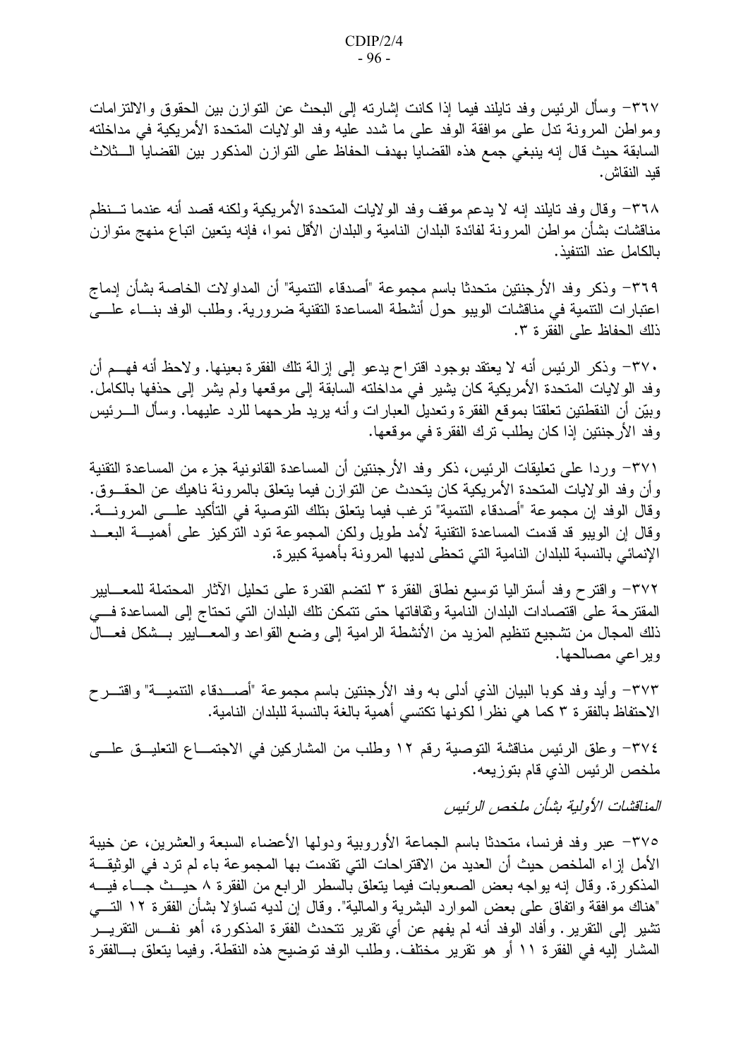٣٦٧- وسأل الرئيس وفد تايلند فيما إذا كانت إشارته إلى البحث عن التوازن بين الحقوق والالتزامات ومواطن المرونة تدل على موافقة الوفد على ما شدد عليه وفد الولايات المتحدة الأمريكية في مداخلته السابقة حيث قال إنه ينبغي جمع هذه القضايا بهدف الحفاظ على التوازن المذكور بين القضايا الثلاث قيد النقاش.

٣٦٨- وقال وفد تايلند إنه لا يدعم موقف وفد الولايات المتحدة الأمريكية ولكنه قصد أنه عندما تنظم مناقشات بشأن مواطن المرونة لفائدة البلدان النامية والبلدان الأقل نموا، فإنه يتعين اتباع منهج متوازن بالكامل عند التنفيذ.

٣٦٩- وذكر وفد الأرجنتين متحدثا باسم مجموعة "أصدقاء التنمية" أن المداولات الخاصة بشأن إدماج اعتبارات التنمية في مناقشات الويبو حول أنشطة المساعدة التقنية ضرورية. وطلب الوفد بناء على ذلك الحفاظ على الفقرة ٣.

٣٧٠- وذكر الرئيس أنه لا يعتقد بوجود اقتراح يدعو إلى إزالة تلك الفقرة بعينها. ولاحظ أنه فهم أن وفد الولايات المتحدة الأمريكية كان يشير في مداخلته السابقة إلى موقعها ولم يشر إلى حذفها بالكامل. وبيّن أن النقطتين تعلقتا بموقع الفقرة وتعديل العبارات وأنه يريد طرحهما للرد عليهما. وسأل الرئيس وفد الأرجنتين إذا كان يطلب ترك الفقرة في موقعها.

٣٧١- وردا على تعليقات الرئيس، ذكر وفد الأرجنتين أن المساعدة القانونية جزء من المساعدة التقنية وأن وفد الولايات المتحدة الأمريكية كان يتحدث عن التوازن فيما يتعلق بالمرونة ناهيك عن الحقوق. وقال الوفد إن مجموعة "أصدقاء التنمية" ترغب فيما يتعلق بتلك التوصية في التأكيد على المرونة. وقال إن الويبو قد قدمت المساعدة التقنية لأمد طويل ولكن المجموعة تود التركيز على أهمية البعد الإنمائي بالنسبة للبلدان النامية التي تحظى لديها المرونة بأهمية كبيرة.

٣٧٢- واقترح وفد أستراليا توسيع نطاق الفقرة ٣ لتضم القدرة على تحليل الآثار المحتملة للمعايير المقترحة على اقتصادات البلدان النامية وثقافاتها حتى تتمكن تلك البلدان التي تحتاج إلى المساعدة في ذلك المجال من تشجيع تنظيم المزيد من الأنشطة الرامية إلى وضع القواعد والمعايير بشكل فعال ويراعي مصالحها.

٣٧٣- وأيد وفد كوبا البيان الذي أدلى به وفد الأرجنتين باسم مجموعة "أصدقاء التنمية" واقترح الاحتفاظ بالفقرة ٣ كما هي نظرا لكونها تكتسي أهمية بالغة بالنسبة للبلدان النامية.

٣٧٤- وعلق الرئيس مناقشة التوصية رقم ١٢ وطلب من المشاركين في الاجتماع التعليق على ملخص الرئيس الذي قام بتوزيعه.

*المناقشات الأولية بشأن ملخص الرئيس*

٣٧٥- عبر وفد فرنسا، متحدثا باسم الجماعة الأوروبية ودولها الأعضاء السبعة والعشرين، عن خيبة الأمل إزاء الملخص حيث أن العديد من الاقتراحات التي تقدمت بها المجموعة باء لم ترد في الوثيقة المذكورة. وقال إنه يواجه بعض الصعوبات فيما يتعلق بالسطر الرابع من الفقرة ٨ حيث جاء فيه "هناك موافقة واتفاق على بعض الموارد البشرية والمالية". وقال إن لديه تساؤلا بشأن الفقرة ١٢ التي تشير إلى التقرير. وأفاد الوفد أنه لم يفهم عن أي تقرير تتحدث الفقرة المذكورة، أهو نفس التقرير المشار إليه في الفقرة ١١ أو هو تقرير مختلف. وطلب الوفد توضيح هذه النقطة. وفيما يتعلق بالفقرة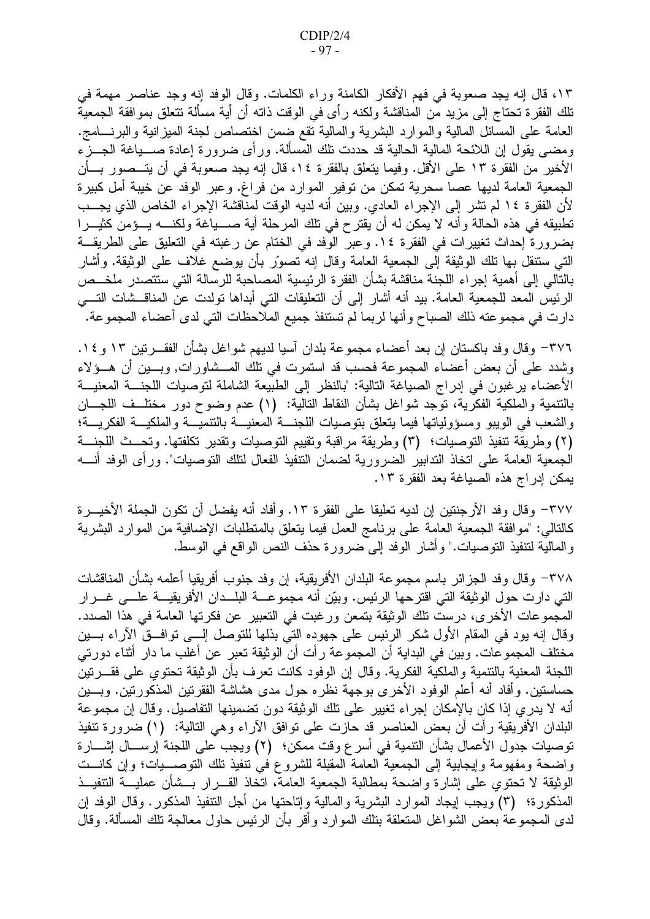١٣، قال إنه يجد صعوبة في فهم الأفكار الكامنة وراء الكلمات. وقال الوفد إنه وجد عناصر مهمة في تلك الفقرة تحتاج إلى مزيد من المناقشة ولكنه رأى في الوقت ذاته أن أية مسألة تتعلق بموافقة الجمعية العامة على المسائل المالية والموارد البشرية والمالية تقع ضمن اختصاص لجنة الميزانية والبرنامج. ومضى يقول إن اللائحة المالية الحالية قد حددت تلك المسألة. ورأى ضرورة إعادة صياغة الجزء الأخير من الفقرة ١٣ على الأقل. وفيما يتعلق بالفقرة ١٤، قال إنه يجد صعوبة في أن يتصور بأن الجمعية العامة لديها عصا سحرية تمكن من توفير الموارد من فراغ. وعبر الوفد عن خيبة أمل كبيرة لأن الفقرة ١٤ لم تشر إلى الإجراء العادي. وبين أنه لديه الوقت لمناقشة الإجراء الخاص الذي يجب تطبيقه في هذه الحالة وأنه لا يمكن له أن يقترح في تلك المرحلة أية صياغة ولكنه يؤمن كثيرا بضرورة إحداث تغييرات في الفقرة ١٤. وعبر الوفد في الختام عن رغبته في التعليق على الطريقة التي ستنقل بها تلك الوثيقة إلى الجمعية العامة وقال إنه تصوّر بأن يوضع غلاف على الوثيقة. وأشار بالتالي إلى أهمية إجراء اللجنة مناقشة بشأن الفقرة الرئيسية المصاحبة للرسالة التي ستتصدر ملخص الرئيس المعد للجمعية العامة. بيد أنه أشار إلى أن التعليقات التي أبداها تولدت عن المناقشات التي دارت في مجموعته ذلك الصباح وأنها لربما لم تستنفذ جميع الملاحظات التي لدى أعضاء المجموعة.

٣٧٦- وقال وفد باكستان إن بعد أعضاء مجموعة بلدان آسيا لديهم شواغل بشأن الفقرتين ١٣ و١٤. وشدد على أن بعض أعضاء المجموعة فحسب قد استمرت في تلك المشاورات, وبين أن هؤلاء الأعضاء يرغبون في إدراج الصياغة التالية: "بالنظر إلى الطبيعة الشاملة لتوصيات اللجنة المعنية بالتنمية والملكية الفكرية، توجد شواغل بشأن النقاط التالية: (١) عدم وضوح دور مختلف اللجان والشعب في الويبو ومسؤولياتها فيما يتعلق بتوصيات اللجنة المعنية بالتنمية والملكية الفكرية؛ (٢) وطريقة تنفيذ التوصيات؛ (٣) وطريقة مراقبة وتقييم التوصيات وتقدير تكلفتها. وتحث اللجنة الجمعية العامة على اتخاذ التدابير الضرورية لضمان التنفيذ الفعال لتلك التوصيات". ورأى الوفد أنه يمكن إدراج هذه الصياغة بعد الفقرة ١٣.

٣٧٧- وقال وفد الأرجنتين إن لديه تعليقا على الفقرة ١٣. وأفاد أنه يفضل أن تكون الجملة الأخيرة كالتالي: "موافقة الجمعية العامة على برنامج العمل فيما يتعلق بالمتطلبات الإضافية من الموارد البشرية والمالية لتنفيذ التوصيات." وأشار الوفد إلى ضرورة حذف النص الواقع في الوسط.

٣٧٨- وقال وفد الجزائر باسم مجموعة البلدان الأفريقية، إن وفد جنوب أفريقيا أعلمه بشأن المناقشات التي دارت حول الوثيقة التي اقترحها الرئيس. وبيّن أنه مجموعة البلدان الأفريقية على غرار المجموعات الأخرى، درست تلك الوثيقة بتمعن ورغبت في التعبير عن فكرتها العامة في هذا الصدد. وقال إنه يود في المقام الأول شكر الرئيس على جهوده التي بذلها للتوصل إلى توافق الآراء بين مختلف المجموعات. وبين في البداية أن المجموعة رأت أن الوثيقة تعبر عن أغلب ما دار أثناء دورتي اللجنة المعنية بالتنمية والملكية الفكرية. وقال إن الوفود كانت تعرف بأن الوثيقة تحتوي على فقرتين حساستين. وأفاد أنه أعلم الوفود الأخرى بوجهة نظره حول مدى هشاشة الفقرتين المذكورتين. وبين أنه لا يدري إذا كان بالإمكان إجراء تغيير على تلك الوثيقة دون تضمينها التفاصيل. وقال إن مجموعة البلدان الأفريقية رأت أن بعض العناصر قد حازت على توافق الآراء وهي التالية: (١) ضرورة تنفيذ توصيات جدول الأعمال بشأن التنمية في أسرع وقت ممكن؛ (٢) ويجب على اللجنة إرسال إشارة واضحة ومفهومة وإيجابية إلى الجمعية العامة المقبلة للشروع في تنفيذ تلك التوصيات؛ وإن كانت الوثيقة لا تحتوي على إشارة واضحة بمطالبة الجمعية العامة، اتخاذ القرار بشأن عملية التنفيذ المذكورة؛ (٣) ويجب إيجاد الموارد البشرية والمالية وإتاحتها من أجل التنفيذ المذكور. وقال الوفد إن لدى المجموعة بعض الشواغل المتعلقة بتلك الموارد وأقر بأن الرئيس حاول معالجة تلك المسألة. وقال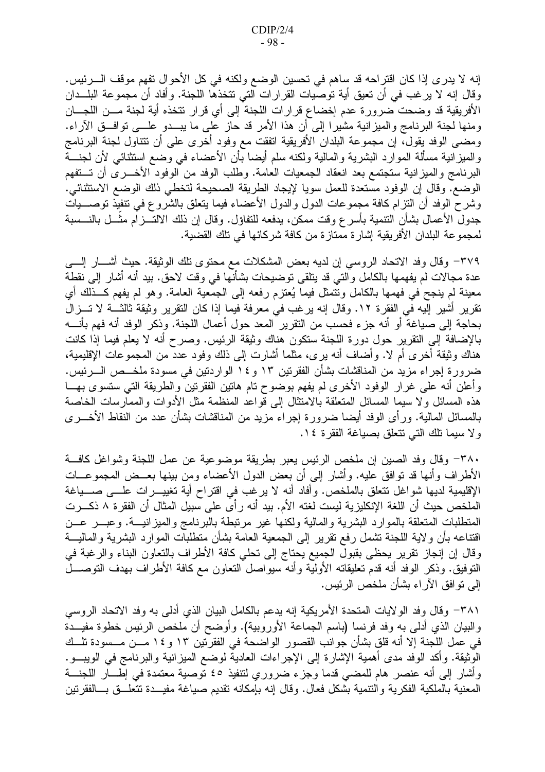إنه لا يدرى إذا كان اقتراحه قد ساهم في تحسين الوضع ولكنه في كل الأحوال تفهم موقف الرئيس. وقال إنه لا يرغب في أن تعيق أية توصيات القرارات التي تتخذها اللجنة. وأفاد أن مجموعة البلدان الأفريقية قد وضحت ضرورة عدم إخضاع قرارات اللجنة إلى أي قرار تتخذه أية لجنة من اللجان ومنها لجنة البرنامج والميزانية مشيرا إلى أن هذا الأمر قد حاز على ما يبدو على توافق الآراء. ومضى الوفد يقول، إن مجموعة البلدان الأفريقية اتفقت مع وفود أخرى على أن تتناول لجنة البرنامج والميزانية مسألة الموارد البشرية والمالية ولكنه سلم أيضا بأن الأعضاء في وضع استثنائي لأن لجنة البرنامج والميزانية ستجتمع بعد انعقاد الجمعيات العامة. وطلب الوفد من الوفود الأخرى أن تتفهم الوضع. وقال إن الوفود مستعدة للعمل سويا لإيجاد الطريقة الصحيحة لتخطي ذلك الوضع الاستثنائي. وشرح الوفد أن التزام كافة مجموعات الدول والدول الأعضاء فيما يتعلق بالشروع في تنفيذ توصيات جدول الأعمال بشأن التنمية بأسرع وقت ممكن، يدفعه للتفاؤل. وقال إن ذلك الالتزام مثّل بالنسبة لمجموعة البلدان الأفريقية إشارة ممتازة من كافة شركائها في تلك القضية.

٣٧٩- وقال وفد الاتحاد الروسي إن لديه بعض المشكلات مع محتوى تلك الوثيقة. حيث أشار إلى عدة مجالات لم يفهمها بالكامل والتي قد يتلقى توضيحات بشأنها في وقت لاحق. بيد أنه أشار إلى نقطة معينة لم ينجح في فهمها بالكامل وتتمثل فيما يُعتزم رفعه إلى الجمعية العامة. وهو لم يفهم كذلك أي تقرير أشير إليه في الفقرة ١٢. وقال إنه يرغب في معرفة فيما إذا كان التقرير وثيقة ثالثة لا تزال بحاجة إلى صياغة أو أنه جزء فحسب من التقرير المعد حول أعمال اللجنة. وذكر الوفد أنه فهم بأنه بالإضافة إلى التقرير حول دورة اللجنة ستكون هناك وثيقة الرئيس. وصرح أنه لا يعلم فيما إذا كانت هناك وثيقة أخرى أم لا. وأضاف أنه يرى، مثلما أشارت إلى ذلك وفود عدد من المجموعات الإقليمية، ضرورة إجراء مزيد من المناقشات بشأن الفقرتين ١٣ و١٤ الواردتين في مسودة ملخص الرئيس. وأعلن أنه على غرار الوفود الأخرى لم يفهم بوضوح تام هاتين الفقرتين والطريقة التي ستسوى بها هذه المسائل ولا سيما المسائل المتعلقة بالامتثال إلى قواعد المنظمة مثل الأدوات والممارسات الخاصة بالمسائل المالية. ورأى الوفد أيضا ضرورة إجراء مزيد من المناقشات بشأن عدد من النقاط الأخرى ولا سيما تلك التي تتعلق بصياغة الفقرة ١٤.

٣٨٠- وقال وفد الصين إن ملخص الرئيس يعبر بطريقة موضوعية عن عمل اللجنة وشواغل كافة الأطراف وأنها قد توافق عليه. وأشار إلى أن بعض الدول الأعضاء ومن بينها بعض المجموعات الإقليمية لديها شواغل تتعلق بالملخص. وأفاد أنه لا يرغب في اقتراح أية تغييرات على صياغة الملخص حيث أن اللغة الإنكليزية ليست لغته الأم. بيد أنه رأى على سبيل المثال أن الفقرة ٨ ذكرت المتطلبات المتعلقة بالموارد البشرية والمالية ولكنها غير مرتبطة بالبرنامج والميزانية. وعبر عن اقتناعه بأن ولاية اللجنة تشمل رفع تقرير إلى الجمعية العامة بشأن متطلبات الموارد البشرية والمالية وقال إن إنجاز تقرير يحظى بقبول الجميع يحتاج إلى تحلي كافة الأطراف بالتعاون البناء والرغبة في التوفيق. وذكر الوفد أنه قدم تعليقاته الأولية وأنه سيواصل التعاون مع كافة الأطراف بهدف التوصل إلى توافق الآراء بشأن ملخص الرئيس.

٣٨١- وقال وفد الولايات المتحدة الأمريكية إنه يدعم بالكامل البيان الذي أدلى به وفد الاتحاد الروسي والبيان الذي أدلى به وفد فرنسا (باسم الجماعة الأوروبية). وأوضح أن ملخص الرئيس خطوة مفيدة في عمل اللجنة إلا أنه قلق بشأن جوانب القصور الواضحة في الفقرتين ١٣ و١٤ من مسودة تلك الوثيقة. وأكد الوفد مدى أهمية الإشارة إلى الإجراءات العادية لوضع الميزانية والبرنامج في الويبو. وأشار إلى أنه عنصر هام للمضي قدما وجزء ضروري لتنفيذ ٤٥ توصية معتمدة في إطار اللجنة المعنية بالملكية الفكرية والتنمية بشكل فعال. وقال إنه بإمكانه تقديم صياغة مفيدة تتعلق بالفقرتين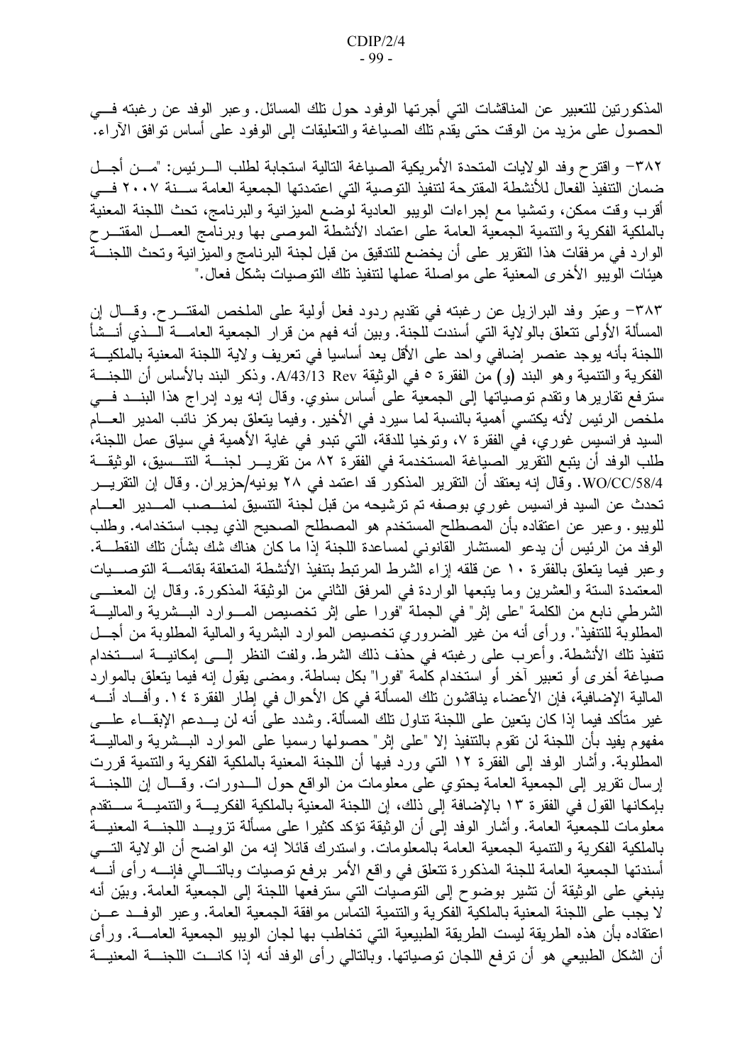المذكورتين للتعبير عن المناقشات التي أجرتها الوفود حول تلك المسائل. وعبر الوفد عن رغبته في الحصول على مزيد من الوقت حتى يقدم تلك الصياغة والتعليقات إلى الوفود على أساس توافق الآراء.

٣٨٢- واقترح وفد الولايات المتحدة الأمريكية الصياغة التالية استجابة لطلب الرئيس: "من أجل ضمان التنفيذ الفعال للأنشطة المقترحة لتنفيذ التوصية التي اعتمدتها الجمعية العامة سنة ٢٠٠٧ في أقرب وقت ممكن، وتمشيا مع إجراءات الويبو العادية لوضع الميزانية والبرنامج، تحث اللجنة المعنية بالملكية الفكرية والتنمية الجمعية العامة على اعتماد الأنشطة الموصى بها وبرنامج العمل المقترح الوارد في مرفقات هذا التقرير على أن يخضع للتدقيق من قبل لجنة البرنامج والميزانية وتحث اللجنة هيئات الويبو الأخرى المعنية على مواصلة عملها لتنفيذ تلك التوصيات بشكل فعال."

٣٨٣- وعبّر وفد البرازيل عن رغبته في تقديم ردود فعل أولية على الملخص المقترح. وقال إن المسألة الأولى تتعلق بالولاية التي أسندت للجنة. وبين أنه فهم من قرار الجمعية العامة الذي أنشأ اللجنة بأنه يوجد عنصر إضافي واحد على الأقل يعد أساسيا في تعريف ولاية اللجنة المعنية بالملكية الفكرية والتنمية وهو البند (و) من الفقرة ٥ في الوثيقة A/43/13 Rev. وذكر البند بالأساس أن اللجنة سترفع تقاريرها وتقدم توصياتها إلى الجمعية على أساس سنوي. وقال إنه يود إدراج هذا البند في ملخص الرئيس لأنه يكتسي أهمية بالنسبة لما سيرد في الأخير. وفيما يتعلق بمركز نائب المدير العام السيد فرانسيس غوري، في الفقرة ٧، وتوخيا للدقة، التي تبدو في غاية الأهمية في سياق عمل اللجنة، طلب الوفد أن يتبع التقرير الصياغة المستخدمة في الفقرة ٨٢ من تقرير لجنة التنسيق، الوثيقة WO/CC/58/4. وقال إنه يعتقد أن التقرير المذكور قد اعتمد في ٢٨ يونيه/حزيران. وقال إن التقرير تحدث عن السيد فرانسيس غوري بوصفه تم ترشيحه من قبل لجنة التنسيق لمنصب المدير العام للويبو. وعبر عن اعتقاده بأن المصطلح المستخدم هو المصطلح الصحيح الذي يجب استخدامه. وطلب الوفد من الرئيس أن يدعو المستشار القانوني لمساعدة اللجنة إذا ما كان هناك شك بشأن تلك النقطة. وعبر فيما يتعلق بالفقرة ١٠ عن قلقه إزاء الشرط المرتبط بتنفيذ الأنشطة المتعلقة بقائمة التوصيات المعتمدة الستة والعشرين وما يتبعها الواردة في المرفق الثاني من الوثيقة المذكورة. وقال إن المعنى الشرطي نابع من الكلمة "على إثر" في الجملة "فورا على إثر تخصيص الموارد البشرية والمالية المطلوبة للتنفيذ". ورأى أنه من غير الضروري تخصيص الموارد البشرية والمالية المطلوبة من أجل تنفيذ تلك الأنشطة. وأعرب عن رغبته في حذف ذلك الشرط. ولفت النظر إلى إمكانية استخدام صياغة أخرى أو تعبير آخر أو استخدام كلمة "فورا" بكل بساطة. ومضى يقول إنه فيما يتعلق بالموارد المالية الإضافية، فإن الأعضاء يناقشون تلك المسألة في كل الأحوال في إطار الفقرة ١٤. وأفاد أنه غير متأكد فيما إذا كان يتعين على اللجنة تناول تلك المسألة. وشدد على أنه لن يدعم الإبقاء على مفهوم يفيد بأن اللجنة لن تقوم بالتنفيذ إلا "على إثر" حصولها رسميا على الموارد البشرية والمالية المطلوبة. وأشار الوفد إلى الفقرة ١٢ التي ورد فيها أن اللجنة المعنية بالملكية الفكرية والتنمية قررت إرسال تقرير إلى الجمعية العامة يحتوي على معلومات من الواقع حول الدورات. وقال إن اللجنة بإمكانها القول في الفقرة ١٣ بالإضافة إلى ذلك، إن اللجنة المعنية بالملكية الفكرية والتنمية ستقدم معلومات للجمعية العامة. وأشار الوفد إلى أن الوثيقة تؤكد كثيرا على مسألة تزويد اللجنة المعنية بالملكية الفكرية والتنمية الجمعية العامة بالمعلومات. واستدرك قائلا إنه من الواضح أن الولاية التي أسندتها الجمعية العامة للجنة المذكورة تتعلق في واقع الأمر برفع توصيات وبالتالي فإنه رأى أنه ينبغي على الوثيقة أن تشير بوضوح إلى التوصيات التي سترفعها اللجنة إلى الجمعية العامة. وبيّن أنه لا يجب على اللجنة المعنية بالملكية الفكرية والتنمية التماس موافقة الجمعية العامة. وعبر الوفد عن اعتقاده بأن هذه الطريقة ليست الطريقة الطبيعية التي تخاطب بها لجان الويبو الجمعية العامة. ورأى أن الشكل الطبيعي هو أن ترفع اللجان توصياتها. وبالتالي رأى الوفد أنه إذا كانت اللجنة المعنية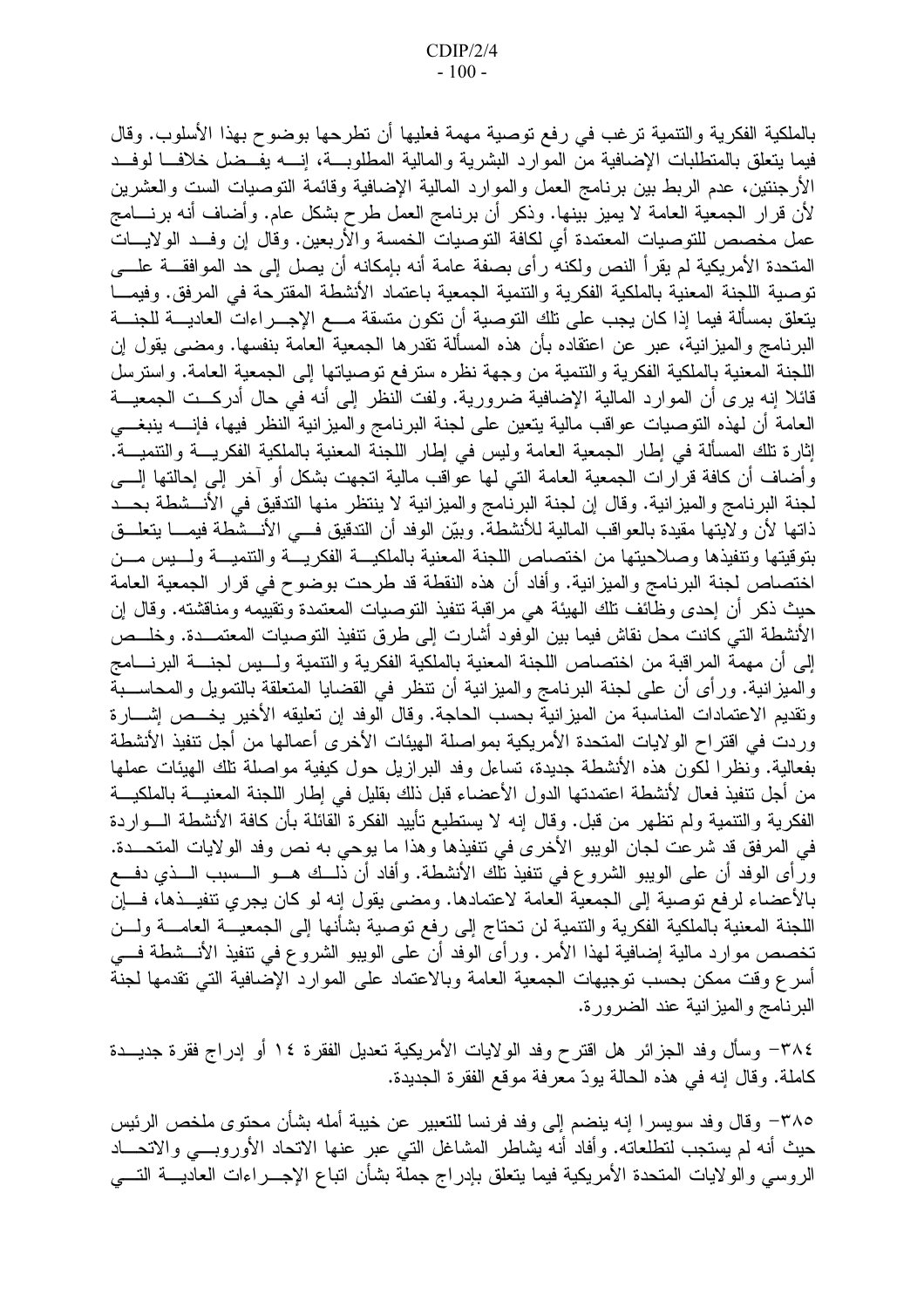بالملكية الفكرية والتنمية ترغب في رفع توصية مهمة فعليها أن تطرحها بوضوح بهذا الأسلوب. وقال فيما يتعلق بالمتطلبات الإضافية من الموارد البشرية والمالية المطلوبة، إنه يفضل خلافا لوفد الأرجنتين، عدم الربط بين برنامج العمل والموارد المالية الإضافية وقائمة التوصيات الست والعشرين لأن قرار الجمعية العامة لا يميز بينها. وذكر أن برنامج العمل طرح بشكل عام. وأضاف أنه برنامج عمل مخصص للتوصيات المعتمدة أي لكافة التوصيات الخمسة والأربعين. وقال إن وفد الولايات المتحدة الأمريكية لم يقرأ النص ولكنه رأى بصفة عامة أنه بإمكانه أن يصل إلى حد الموافقة على توصية اللجنة المعنية بالملكية الفكرية والتنمية الجمعية باعتماد الأنشطة المقترحة في المرفق. وفيما يتعلق بمسألة فيما إذا كان يجب على تلك التوصية أن تكون متسقة مع الإجراءات العادية للجنة البرنامج والميزانية، عبر عن اعتقاده بأن هذه المسألة تقدرها الجمعية العامة بنفسها. ومضى يقول إن اللجنة المعنية بالملكية الفكرية والتنمية من وجهة نظره سترفع توصياتها إلى الجمعية العامة. واسترسل قائلا إنه يرى أن الموارد المالية الإضافية ضرورية. ولفت النظر إلى أنه في حال أدركت الجمعية العامة أن لهذه التوصيات عواقب مالية يتعين على لجنة البرنامج والميزانية النظر فيها، فإنه ينبغي إثارة تلك المسألة في إطار الجمعية العامة وليس في إطار اللجنة المعنية بالملكية الفكرية والتنمية. وأضاف أن كافة قرارات الجمعية العامة التي لها عواقب مالية اتجهت بشكل أو آخر إلى إحالتها إلى لجنة البرنامج والميزانية. وقال إن لجنة البرنامج والميزانية لا ينتظر منها التدقيق في الأنشطة بحد ذاتها لأن ولايتها مقيدة بالعواقب المالية للأنشطة. وبيّن الوفد أن التدقيق في الأنشطة فيما يتعلق بتوقيتها وتنفيذها وصلاحيتها من اختصاص اللجنة المعنية بالملكية الفكرية والتنمية وليس من اختصاص لجنة البرنامج والميزانية. وأفاد أن هذه النقطة قد طرحت بوضوح في قرار الجمعية العامة حيث ذكر أن إحدى وظائف تلك الهيئة هي مراقبة تنفيذ التوصيات المعتمدة وتقييمه ومناقشته. وقال إن الأنشطة التي كانت محل نقاش فيما بين الوفود أشارت إلى طرق تنفيذ التوصيات المعتمدة. وخلص إلى أن مهمة المراقبة من اختصاص اللجنة المعنية بالملكية الفكرية والتنمية وليس لجنة البرنامج والميزانية. ورأى أن على لجنة البرنامج والميزانية أن تنظر في القضايا المتعلقة بالتمويل والمحاسبة وتقديم الاعتمادات المناسبة من الميزانية بحسب الحاجة. وقال الوفد إن تعليقه الأخير يخص إشارة وردت في اقتراح الولايات المتحدة الأمريكية بمواصلة الهيئات الأخرى أعمالها من أجل تنفيذ الأنشطة بفعالية. ونظرا لكون هذه الأنشطة جديدة، تساءل وفد البرازيل حول كيفية مواصلة تلك الهيئات عملها من أجل تنفيذ فعال لأنشطة اعتمدتها الدول الأعضاء قبل ذلك بقليل في إطار اللجنة المعنية بالملكية الفكرية والتنمية ولم تظهر من قبل. وقال إنه لا يستطيع تأييد الفكرة القائلة بأن كافة الأنشطة الواردة في المرفق قد شرعت لجان الويبو الأخرى في تنفيذها وهذا ما يوحي به نص وفد الولايات المتحدة. ورأى الوفد أن على الويبو الشروع في تنفيذ تلك الأنشطة. وأفاد أن ذلك هو السبب الذي دفع بالأعضاء لرفع توصية إلى الجمعية العامة لاعتمادها. ومضى يقول إنه لو كان يجري تنفيذها، فإن اللجنة المعنية بالملكية الفكرية والتنمية لن تحتاج إلى رفع توصية بشأنها إلى الجمعية العامة ولن تخصص موارد مالية إضافية لهذا الأمر. ورأى الوفد أن على الويبو الشروع في تنفيذ الأنشطة في أسرع وقت ممكن بحسب توجيهات الجمعية العامة وبالاعتماد على الموارد الإضافية التي تقدمها لجنة البرنامج والميزانية عند الضرورة.

٣٨٤- وسأل وفد الجزائر هل اقترح وفد الولايات الأمريكية تعديل الفقرة ١٤ أو إدراج فقرة جديدة كاملة. وقال إنه في هذه الحالة يودّ معرفة موقع الفقرة الجديدة.

٣٨٥- وقال وفد سويسرا إنه ينضم إلى وفد فرنسا للتعبير عن خيبة أمله بشأن محتوى ملخص الرئيس حيث أنه لم يستجب لتطلعاته. وأفاد أنه يشاطر المشاغل التي عبر عنها الاتحاد الأوروبي والاتحاد الروسي والولايات المتحدة الأمريكية فيما يتعلق بإدراج جملة بشأن اتباع الإجراءات العادية التي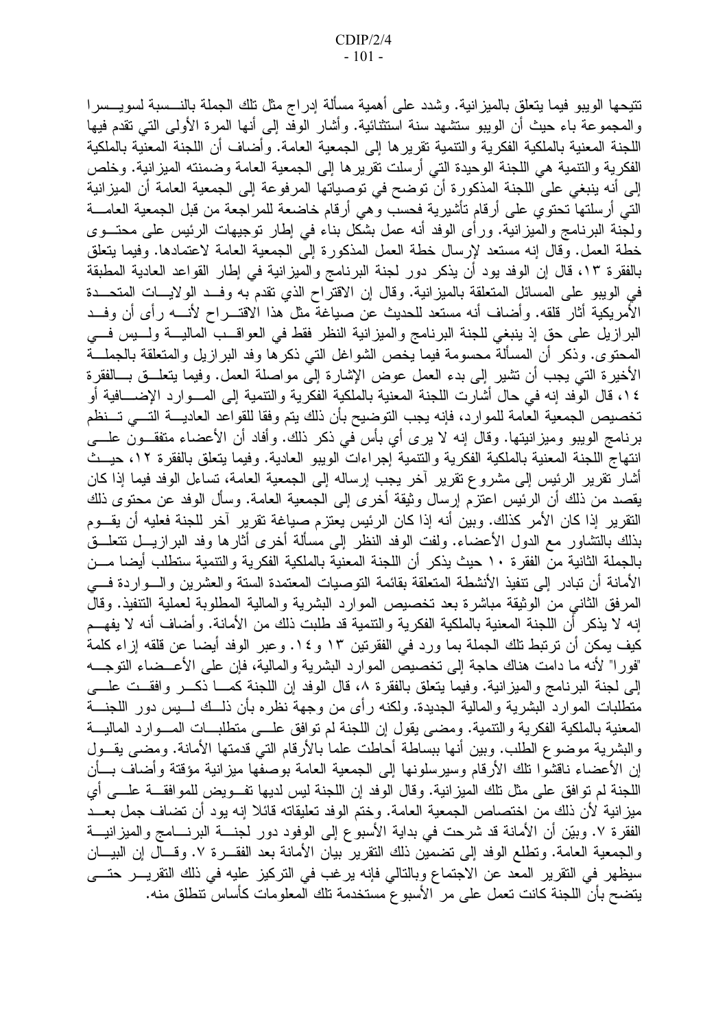تتيحها الويبو فيما يتعلق بالميزانية. وشدد على أهمية مسألة إدراج مثل تلك الجملة بالنسبة لسويسرا والمجموعة باء حيث أن الويبو ستشهد سنة استثنائية. وأشار الوفد إلى أنها المرة الأولى التي تقدم فيها اللجنة المعنية بالملكية الفكرية والتنمية تقريرها إلى الجمعية العامة. وأضاف أن اللجنة المعنية بالملكية الفكرية والتنمية هي اللجنة الوحيدة التي أرسلت تقريرها إلى الجمعية العامة وضمنته الميزانية. وخلص إلى أنه ينبغي على اللجنة المذكورة أن توضح في توصياتها المرفوعة إلى الجمعية العامة أن الميزانية التي أرسلتها تحتوي على أرقام تأشيرية فحسب وهي أرقام خاضعة للمراجعة من قبل الجمعية العامة ولجنة البرنامج والميزانية. ورأى الوفد أنه عمل بشكل بناء في إطار توجيهات الرئيس على محتوى خطة العمل. وقال إنه مستعد لإرسال خطة العمل المذكورة إلى الجمعية العامة لاعتمادها. وفيما يتعلق بالفقرة ١٣، قال إن الوفد يود أن يذكر دور لجنة البرنامج والميزانية في إطار القواعد العادية المطبقة في الويبو على المسائل المتعلقة بالميزانية. وقال إن الاقتراح الذي تقدم به وفد الولايات المتحدة الأمريكية أثار قلقه. وأضاف أنه مستعد للحديث عن صياغة مثل هذا الاقتراح لأنه رأى أن وفد البرازيل على حق إذ ينبغي للجنة البرنامج والميزانية النظر فقط في العواقب المالية وليس في المحتوى. وذكر أن المسألة محسومة فيما يخص الشواغل التي ذكرها وفد البرازيل والمتعلقة بالجملة الأخيرة التي يجب أن تشير إلى بدء العمل عوض الإشارة إلى مواصلة العمل. وفيما يتعلق بالفقرة ١٤، قال الوفد إنه في حال أشارت اللجنة المعنية بالملكية الفكرية والتنمية إلى الموارد الإضافية أو تخصيص الجمعية العامة للموارد، فإنه يجب التوضيح بأن ذلك يتم وفقا للقواعد العادية التي تنظم برنامج الويبو وميزانيتها. وقال إنه لا يرى أي بأس في ذكر ذلك. وأفاد أن الأعضاء متفقون على انتهاج اللجنة المعنية بالملكية الفكرية والتنمية إجراءات الويبو العادية. وفيما يتعلق بالفقرة ١٢، حيث أشار تقرير الرئيس إلى مشروع تقرير آخر يجب إرساله إلى الجمعية العامة، تساءل الوفد فيما إذا كان يقصد من ذلك أن الرئيس اعتزم إرسال وثيقة أخرى إلى الجمعية العامة. وسأل الوفد عن محتوى ذلك التقرير إذا كان الأمر كذلك. وبين أنه إذا كان الرئيس يعتزم صياغة تقرير آخر للجنة فعليه أن يقوم بذلك بالتشاور مع الدول الأعضاء. ولفت الوفد النظر إلى مسألة أخرى أثارها وفد البرازيل تتعلق بالجملة الثانية من الفقرة ١٠ حيث يذكر أن اللجنة المعنية بالملكية الفكرية والتنمية ستطلب أيضا من الأمانة أن تبادر إلى تنفيذ الأنشطة المتعلقة بقائمة التوصيات المعتمدة الستة والعشرين والواردة في المرفق الثاني من الوثيقة مباشرة بعد تخصيص الموارد البشرية والمالية المطلوبة لعملية التنفيذ. وقال إنه لا يذكر أن اللجنة المعنية بالملكية الفكرية والتنمية قد طلبت ذلك من الأمانة. وأضاف أنه لا يفهم كيف يمكن أن ترتبط تلك الجملة بما ورد في الفقرتين ١٣ و١٤. وعبر الوفد أيضا عن قلقه إزاء كلمة "فورا" لأنه ما دامت هناك حاجة إلى تخصيص الموارد البشرية والمالية، فإن على الأعضاء التوجه إلى لجنة البرنامج والميزانية. وفيما يتعلق بالفقرة ٨، قال الوفد إن اللجنة كما ذكر وافقت على متطلبات الموارد البشرية والمالية الجديدة. ولكنه رأى من وجهة نظره بأن ذلك ليس دور اللجنة المعنية بالملكية الفكرية والتنمية. ومضى يقول إن اللجنة لم توافق على متطلبات الموارد المالية والبشرية موضوع الطلب. وبين أنها ببساطة أحاطت علما بالأرقام التي قدمتها الأمانة. ومضى يقول إن الأعضاء ناقشوا تلك الأرقام وسيرسلونها إلى الجمعية العامة بوصفها ميزانية مؤقتة وأضاف بأن اللجنة لم توافق على مثل تلك الميزانية. وقال الوفد إن اللجنة ليس لديها تفويض للموافقة على أي ميزانية لأن ذلك من اختصاص الجمعية العامة. وختم الوفد تعليقاته قائلا إنه يود أن تضاف جمل بعد الفقرة ٧. وبيّن أن الأمانة قد شرحت في بداية الأسبوع إلى الوفود دور لجنة البرنامج والميزانية والجمعية العامة. وتطلع الوفد إلى تضمين ذلك التقرير بيان الأمانة بعد الفقرة ٧. وقال إن البيان سيظهر في التقرير المعد عن الاجتماع وبالتالي فإنه يرغب في التركيز عليه في ذلك التقرير حتى يتضح بأن اللجنة كانت تعمل على مر الأسبوع مستخدمة تلك المعلومات كأساس تنطلق منه.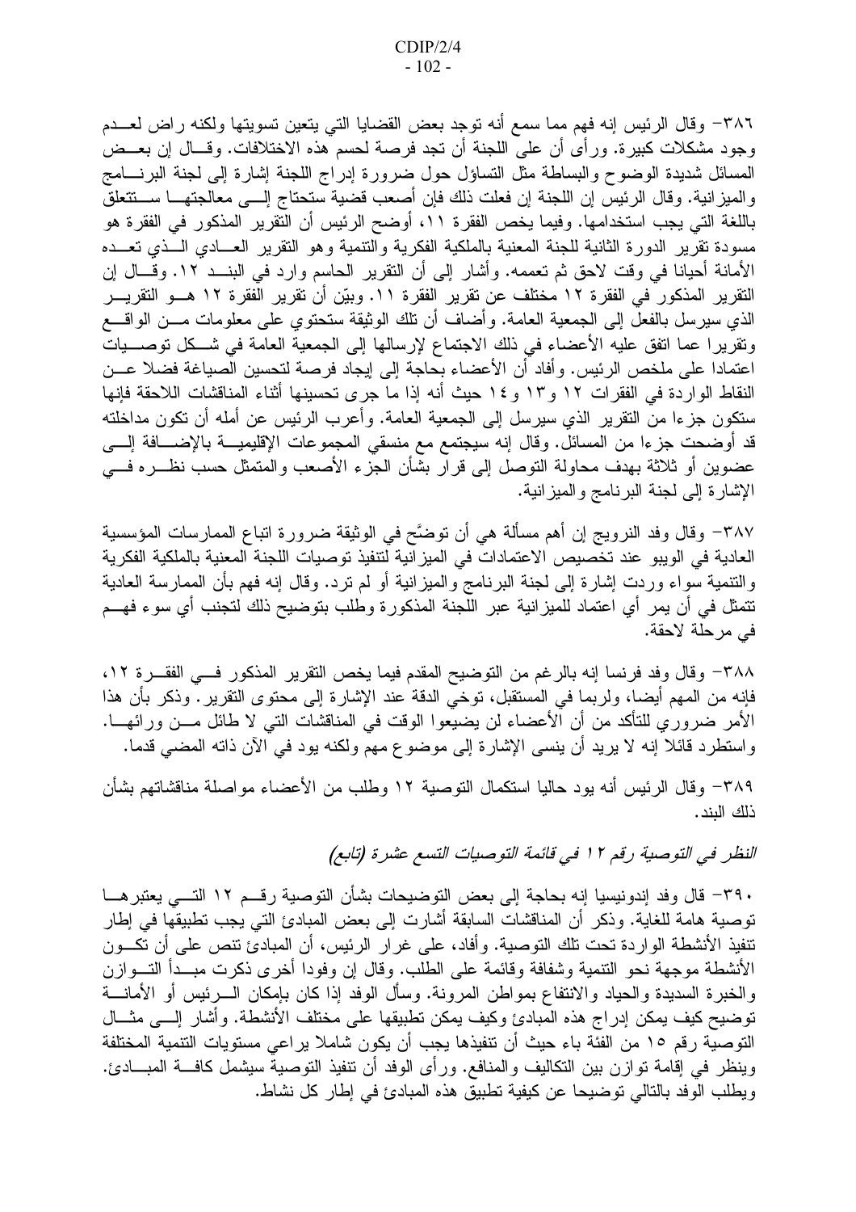٣٨٦- وقال الرئيس إنه فهم مما سمع أنه توجد بعض القضايا التي يتعين تسويتها ولكنه راض لعدم وجود مشكلات كبيرة. ورأى أن على اللجنة أن تجد فرصة لحسم هذه الاختلافات. وقال إن بعض المسائل شديدة الوضوح والبساطة مثل التساؤل حول ضرورة إدراج اللجنة إشارة إلى لجنة البرنامج والميزانية. وقال الرئيس إن اللجنة إن فعلت ذلك فإن أصعب قضية ستحتاج إلى معالجتها ستتعلق باللغة التي يجب استخدامها. وفيما يخص الفقرة ١١، أوضح الرئيس أن التقرير المذكور في الفقرة هو مسودة تقرير الدورة الثانية للجنة المعنية بالملكية الفكرية والتنمية وهو التقرير العادي الذي تعده الأمانة أحيانا في وقت لاحق ثم تعممه. وأشار إلى أن التقرير الحاسم وارد في البند ١٢. وقال إن التقرير المذكور في الفقرة ١٢ مختلف عن تقرير الفقرة ١١. وبيّن أن تقرير الفقرة ١٢ هو التقرير الذي سيرسل بالفعل إلى الجمعية العامة. وأضاف أن تلك الوثيقة ستحتوي على معلومات من الواقع وتقريرا عما اتفق عليه الأعضاء في ذلك الاجتماع لإرسالها إلى الجمعية العامة في شكل توصيات اعتمادا على ملخص الرئيس. وأفاد أن الأعضاء بحاجة إلى إيجاد فرصة لتحسين الصياغة فضلا عن النقاط الواردة في الفقرات ١٢ و١٣ و١٤ حيث أنه إذا ما جرى تحسينها أثناء المناقشات اللاحقة فإنها ستكون جزءا من التقرير الذي سيرسل إلى الجمعية العامة. وأعرب الرئيس عن أمله أن تكون مداخلته قد أوضحت جزءا من المسائل. وقال إنه سيجتمع مع منسقي المجموعات الإقليمية بالإضافة إلى عضوين أو ثلاثة بهدف محاولة التوصل إلى قرار بشأن الجزء الأصعب والمتمثل حسب نظره في الإشارة إلى لجنة البرنامج والميزانية.

٣٨٧- وقال وفد النرويج إن أهم مسألة هي أن توضَّح في الوثيقة ضرورة اتباع الممارسات المؤسسية العادية في الويبو عند تخصيص الاعتمادات في الميزانية لتنفيذ توصيات اللجنة المعنية بالملكية الفكرية والتنمية سواء وردت إشارة إلى لجنة البرنامج والميزانية أو لم ترد. وقال إنه فهم بأن الممارسة العادية تتمثل في أن يمر أي اعتماد للميزانية عبر اللجنة المذكورة وطلب بتوضيح ذلك لتجنب أي سوء فهم في مرحلة لاحقة.

٣٨٨- وقال وفد فرنسا إنه بالرغم من التوضيح المقدم فيما يخص التقرير المذكور في الفقرة ١٢، فإنه من المهم أيضا، ولربما في المستقبل، توخي الدقة عند الإشارة إلى محتوى التقرير. وذكر بأن هذا الأمر ضروري للتأكد من أن الأعضاء لن يضيعوا الوقت في المناقشات التي لا طائل من ورائها. واستطرد قائلا إنه لا يريد أن ينسى الإشارة إلى موضوع مهم ولكنه يود في الآن ذاته المضي قدما.

٣٨٩- وقال الرئيس أنه يود حاليا استكمال التوصية ١٢ وطلب من الأعضاء مواصلة مناقشاتهم بشأن ذلك البند.

*النظر في التوصية رقم ١٢ في قائمة التوصيات التسع عشرة (تابع)*

٣٩٠- قال وفد إندونيسيا إنه بحاجة إلى بعض التوضيحات بشأن التوصية رقم ١٢ التي يعتبرها توصية هامة للغاية. وذكر أن المناقشات السابقة أشارت إلى بعض المبادئ التي يجب تطبيقها في إطار تنفيذ الأنشطة الواردة تحت تلك التوصية. وأفاد، على غرار الرئيس، أن المبادئ تنص على أن تكون الأنشطة موجهة نحو التنمية وشفافة وقائمة على الطلب. وقال إن وفودا أخرى ذكرت مبدأ التوازن والخبرة السديدة والحياد والانتفاع بمواطن المرونة. وسأل الوفد إذا كان بإمكان الرئيس أو الأمانة توضيح كيف يمكن إدراج هذه المبادئ وكيف يمكن تطبيقها على مختلف الأنشطة. وأشار إلى مثال التوصية رقم ١٥ من الفئة باء حيث أن تنفيذها يجب أن يكون شاملا يراعي مستويات التنمية المختلفة وينظر في إقامة توازن بين التكاليف والمنافع. ورأى الوفد أن تنفيذ التوصية سيشمل كافة المبادئ. ويطلب الوفد بالتالي توضيحا عن كيفية تطبيق هذه المبادئ في إطار كل نشاط.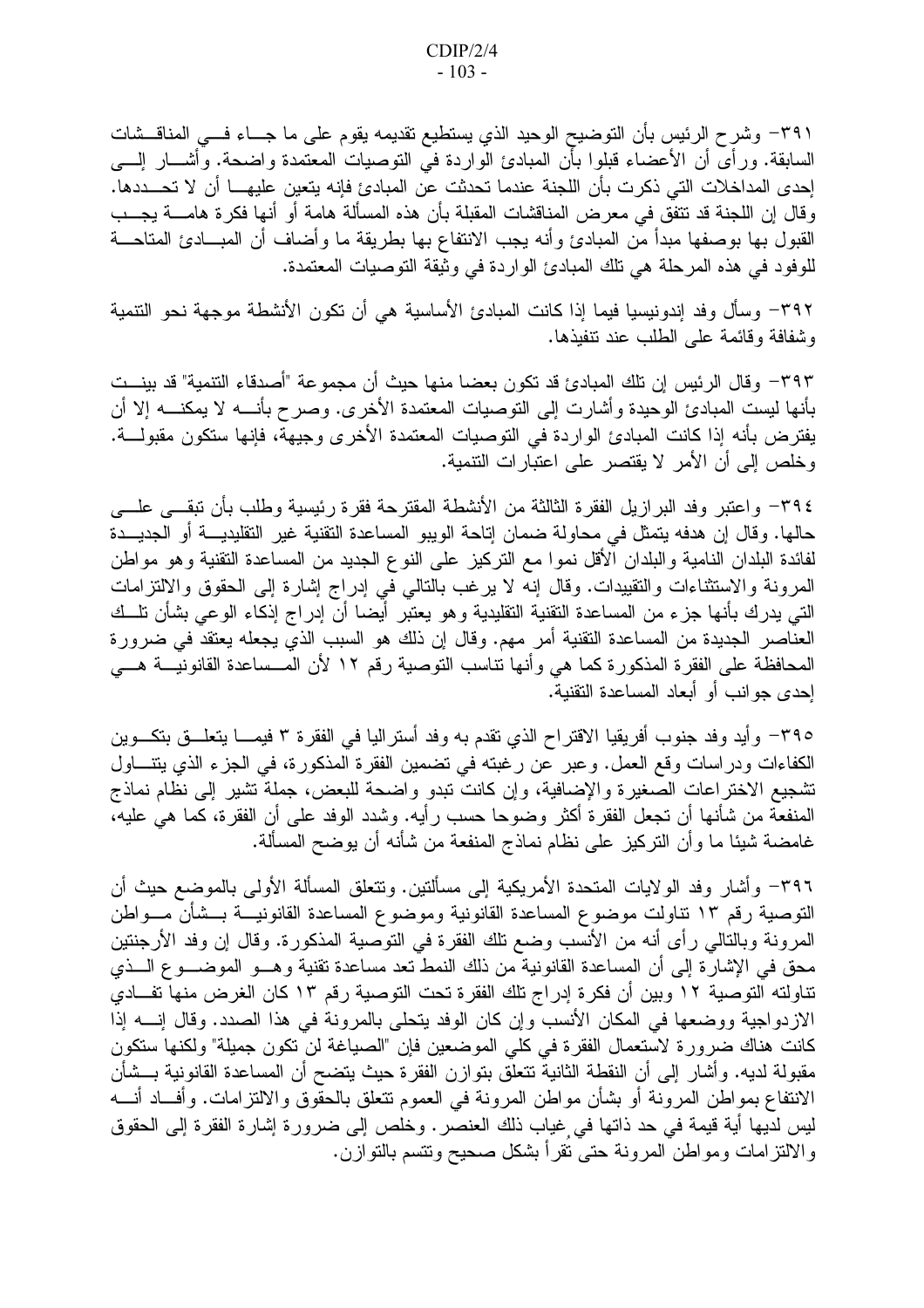٣٩١- وشرح الرئيس بأن التوضيح الوحيد الذي يستطيع تقديمه يقوم على ما جاء في المناقشات السابقة. ورأى أن الأعضاء قبلوا بأن المبادئ الواردة في التوصيات المعتمدة واضحة. وأشار إلى إحدى المداخلات التي ذكرت بأن اللجنة عندما تحدثت عن المبادئ فإنه يتعين عليها أن لا تحددها. وقال إن اللجنة قد تتفق في معرض المناقشات المقبلة بأن هذه المسألة هامة أو أنها فكرة هامة يجب القبول بها بوصفها مبدأ من المبادئ وأنه يجب الانتفاع بها بطريقة ما وأضاف أن المبادئ المتاحة للوفود في هذه المرحلة هي تلك المبادئ الواردة في وثيقة التوصيات المعتمدة.

٣٩٢- وسأل وفد إندونيسيا فيما إذا كانت المبادئ الأساسية هي أن تكون الأنشطة موجهة نحو التنمية وشفافة وقائمة على الطلب عند تنفيذها.

٣٩٣- وقال الرئيس إن تلك المبادئ قد تكون بعضا منها حيث أن مجموعة "أصدقاء التنمية" قد بينت بأنها ليست المبادئ الوحيدة وأشارت إلى التوصيات المعتمدة الأخرى. وصرح بأنه لا يمكنه إلا أن يفترض بأنه إذا كانت المبادئ الواردة في التوصيات المعتمدة الأخرى وجيهة، فإنها ستكون مقبولة. وخلص إلى أن الأمر لا يقتصر على اعتبارات التنمية.

٣٩٤- واعتبر وفد البرازيل الفقرة الثالثة من الأنشطة المقترحة فقرة رئيسية وطلب بأن تبقى على حالها. وقال إن هدفه يتمثل في محاولة ضمان إتاحة الويبو المساعدة التقنية غير التقليدية أو الجديدة لفائدة البلدان النامية والبلدان الأقل نموا مع التركيز على النوع الجديد من المساعدة التقنية وهو مواطن المرونة والاستثناءات والتقييدات. وقال إنه لا يرغب بالتالي في إدراج إشارة إلى الحقوق والالتزامات التي يدرك بأنها جزء من المساعدة التقنية التقليدية وهو يعتبر أيضا أن إدراج إذكاء الوعي بشأن تلك العناصر الجديدة من المساعدة التقنية أمر مهم. وقال إن ذلك هو السبب الذي يجعله يعتقد في ضرورة المحافظة على الفقرة المذكورة كما هي وأنها تناسب التوصية رقم ١٢ لأن المساعدة القانونية هي إحدى جوانب أو أبعاد المساعدة التقنية.

٣٩٥- وأيد وفد جنوب أفريقيا الاقتراح الذي تقدم به وفد أستراليا في الفقرة ٣ فيما يتعلق بتكوين الكفاءات ودراسات وقع العمل. وعبر عن رغبته في تضمين الفقرة المذكورة، في الجزء الذي يتناول تشجيع الاختراعات الصغيرة والإضافية، وإن كانت تبدو واضحة للبعض، جملة تشير إلى نظام نماذج المنفعة من شأنها أن تجعل الفقرة أكثر وضوحا حسب رأيه. وشدد الوفد على أن الفقرة، كما هي عليه، غامضة شيئا ما وأن التركيز على نظام نماذج المنفعة من شأنه أن يوضح المسألة.

٣٩٦- وأشار وفد الولايات المتحدة الأمريكية إلى مسألتين. وتتعلق المسألة الأولى بالموضع حيث أن التوصية رقم ١٣ تناولت موضوع المساعدة القانونية وموضوع المساعدة القانونية بشأن مواطن المرونة وبالتالي رأى أنه من الأنسب وضع تلك الفقرة في التوصية المذكورة. وقال إن وفد الأرجنتين محق في الإشارة إلى أن المساعدة القانونية من ذلك النمط تعد مساعدة تقنية وهو الموضوع الذي تناولته التوصية ١٢ وبين أن فكرة إدراج تلك الفقرة تحت التوصية رقم ١٣ كان الغرض منها تفادي الازدواجية ووضعها في المكان الأنسب وإن كان الوفد يتحلى بالمرونة في هذا الصدد. وقال إنه إذا كانت هناك ضرورة لاستعمال الفقرة في كلي الموضعين فإن "الصياغة لن تكون جميلة" ولكنها ستكون مقبولة لديه. وأشار إلى أن النقطة الثانية تتعلق بتوازن الفقرة حيث يتضح أن المساعدة القانونية بشأن الانتفاع بمواطن المرونة أو بشأن مواطن المرونة في العموم تتعلق بالحقوق والالتزامات. وأفاد أنه ليس لديها أية قيمة في حد ذاتها في غياب ذلك العنصر. وخلص إلى ضرورة إشارة الفقرة إلى الحقوق والالتزامات ومواطن المرونة حتى تقرأ بشكل صحيح وتتسم بالتوازن.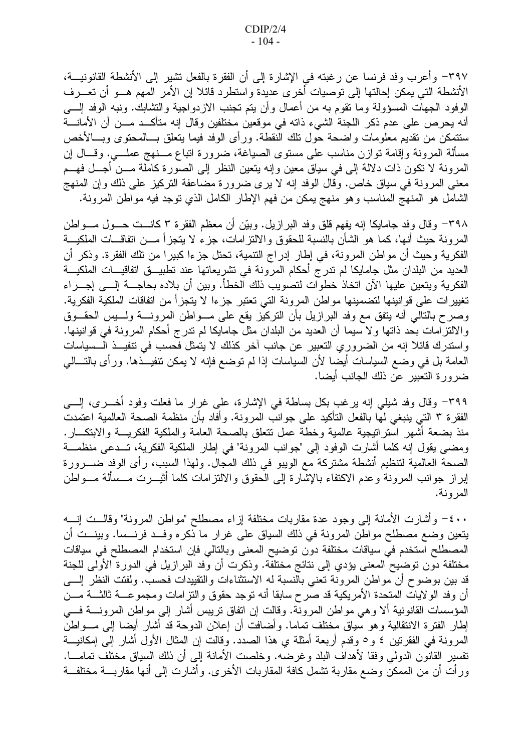٣٩٧- وأعرب وفد فرنسا عن رغبته في الإشارة إلى أن الفقرة بالفعل تشير إلى الأنشطة القانونية، الأنشطة التي يمكن إحالتها إلى توصيات أخرى عديدة واستطرد قائلا إن الأمر المهم هو أن تعرف الوفود الجهات المسؤولة وما تقوم به من أعمال وأن يتم تجنب الازدواجية والتشابك. ونبه الوفد إلى أنه يحرص على عدم ذكر اللجنة الشيء ذاته في موقعين مختلفين وقال إنه متأكد من أن الأمانة ستتمكن من تقديم معلومات واضحة حول تلك النقطة. ورأى الوفد فيما يتعلق بالمحتوى وبالأخص مسألة المرونة وإقامة توازن مناسب على مستوى الصياغة، ضرورة اتباع منهج عملي. وقال إن المرونة لا تكون ذات دلالة إلى في سياق معين وإنه يتعين النظر إلى الصورة كاملة من أجل فهم معنى المرونة في سياق خاص. وقال الوفد إنه لا يرى ضرورة مضاعفة التركيز على ذلك وإن المنهج الشامل هو المنهج المناسب وهو منهج يمكن من فهم الإطار الكامل الذي توجد فيه مواطن المرونة.

٣٩٨- وقال وفد جامايكا إنه يفهم قلق وفد البرازيل. وبيّن أن معظم الفقرة ٣ كانت حول مواطن المرونة حيث أنها، كما هو الشأن بالنسبة للحقوق والالتزامات، جزء لا يتجزأ من اتفاقات الملكية الفكرية وحيث أن مواطن المرونة، في إطار إدراج التنمية، تحتل جزءا كبيرا من تلك الفقرة. وذكر أن العديد من البلدان مثل جامايكا لم تدرج أحكام المرونة في تشريعاتها عند تطبيق اتفاقيات الملكية الفكرية ويتعين عليها الآن اتخاذ خطوات لتصويب ذلك الخطأ. وبين أن بلاده بحاجة إلى إجراء تغييرات على قوانينها لتضمينها مواطن المرونة التي تعتبر جزءا لا يتجزأ من اتفاقات الملكية الفكرية. وصرح بالتالي أنه يتفق مع وفد البرازيل بأن التركيز يقع على مواطن المرونة وليس الحقوق والالتزامات بحد ذاتها ولا سيما أن العديد من البلدان مثل جامايكا لم تدرج أحكام المرونة في قوانينها. واستدرك قائلا إنه من الضروري التعبير عن جانب آخر كذلك لا يتمثل فحسب في تنفيذ السياسات العامة بل في وضع السياسات أيضا لأن السياسات إذا لم توضع فإنه لا يمكن تنفيذها. ورأى بالتالي ضرورة التعبير عن ذلك الجانب أيضا.

٣٩٩- وقال وفد شيلي إنه يرغب بكل بساطة في الإشارة، على غرار ما فعلت وفود أخرى، إلى الفقرة ٣ التي ينبغي لها بالفعل التأكيد على جوانب المرونة. وأفاد بأن منظمة الصحة العالمية اعتمدت منذ بضعة أشهر استراتيجية عالمية وخطة عمل تتعلق بالصحة العامة والملكية الفكرية والابتكار. ومضى يقول إنه كلما أشارت الوفود إلى "جوانب المرونة" في إطار الملكية الفكرية، تدعى منظمة الصحة العالمية لتنظيم أنشطة مشتركة مع الويبو في ذلك المجال. ولهذا السبب، رأى الوفد ضرورة إبراز جوانب المرونة وعدم الاكتفاء بالإشارة إلى الحقوق والالتزامات كلما أثيرت مسألة مواطن المرونة.

٤٠٠- وأشارت الأمانة إلى وجود عدة مقاربات مختلفة إزاء مصطلح "مواطن المرونة" وقالت إنه يتعين وضع مصطلح مواطن المرونة في ذلك السياق على غرار ما ذكره وفد فرنسا. وبينت أن المصطلح استخدم في سياقات مختلفة دون توضيح المعنى وبالتالي فإن استخدام المصطلح في سياقات مختلفة دون توضيح المعنى يؤدي إلى نتائج مختلفة. وذكرت أن وفد البرازيل في الدورة الأولى للجنة قد بين بوضوح أن مواطن المرونة تعني بالنسبة له الاستثناءات والتقييدات فحسب. ولفتت النظر إلى أن وفد الولايات المتحدة الأمريكية قد صرح سابقا أنه توجد حقوق والتزامات ومجموعة ثالثة من المؤسسات القانونية ألا وهي مواطن المرونة. وقالت إن اتفاق تريبس أشار إلى مواطن المرونة في إطار الفترة الانتقالية وهو سياق مختلف تماما. وأضافت أن إعلان الدوحة قد أشار أيضا إلى مواطن المرونة في الفقرتين ٤ و٥ وقدم أربعة أمثلة ي هذا الصدد. وقالت إن المثال الأول أشار إلى إمكانية تفسير القانون الدولي وفقا لأهداف البلد وغرضه. وخلصت الأمانة إلى أن ذلك السياق مختلف تماما. ورأت أن من الممكن وضع مقاربة تشمل كافة المقاربات الأخرى. وأشارت إلى أنها مقاربة مختلفة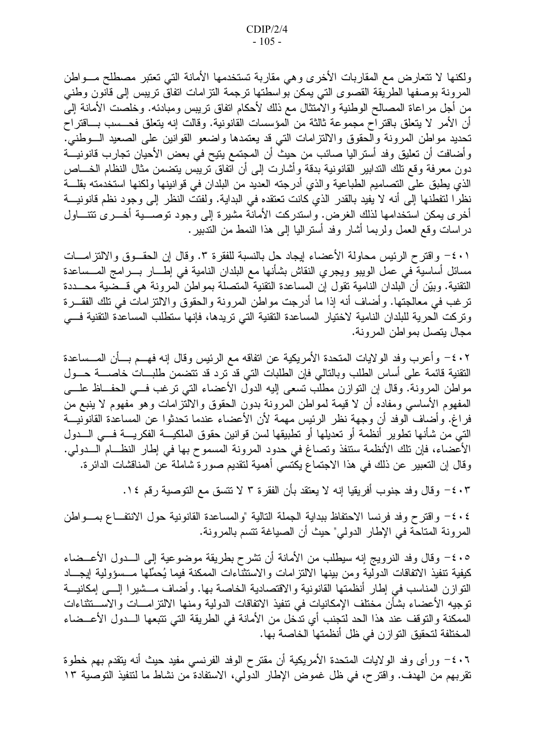ولكنها لا تتعارض مع المقاربات الأخرى وهي مقاربة تستخدمها الأمانة التي تعتبر مصطلح مواطن المرونة بوصفها الطريقة القصوى التي يمكن بواسطتها ترجمة التزامات اتفاق تريبس إلى قانون وطني من أجل مراعاة المصالح الوطنية والامتثال مع ذلك لأحكام اتفاق تريبس ومبادئه. وخلصت الأمانة إلى أن الأمر لا يتعلق باقتراح مجموعة ثالثة من المؤسسات القانونية. وقالت إنه يتعلق فحسب باقتراح تحديد مواطن المرونة والحقوق والالتزامات التي قد يعتمدها واضعو القوانين على الصعيد الوطني. وأضافت أن تعليق وفد أستراليا صائب من حيث أن المجتمع يتيح في بعض الأحيان تجارب قانونية دون معرفة وقع تلك التدابير القانونية بدقة وأشارت إلى أن اتفاق تريبس يتضمن مثال النظام الخاص الذي يطبق على التصاميم الطباعية والذي أدرجته العديد من البلدان في قوانينها ولكنها استخدمته بقلة نظرا لتفطنها إلى أنه لا يفيد بالقدر الذي كانت تعتقده في البداية. ولفتت النظر إلى وجود نظم قانونية أخرى يمكن استخدامها لذلك الغرض. واستدركت الأمانة مشيرة إلى وجود توصية أخرى تتناول دراسات وقع العمل ولربما أشار وفد أستراليا إلى هذا النمط من التدبير.

٤٠١- واقترح الرئيس محاولة الأعضاء إيجاد حل بالنسبة للفقرة ٣. وقال إن الحقوق والالتزامات مسائل أساسية في عمل الويبو ويجري النقاش بشأنها مع البلدان النامية في إطار برامج المساعدة التقنية. وبيّن أن البلدان النامية تقول إن المساعدة التقنية المتصلة بمواطن المرونة هي قضية محددة ترغب في معالجتها. وأضاف أنه إذا ما أدرجت مواطن المرونة والحقوق والالتزامات في تلك الفقرة وتركت الحرية للبلدان النامية لاختيار المساعدة التقنية التي تريدها، فإنها ستطلب المساعدة التقنية في مجال يتصل بمواطن المرونة.

٤٠٢- وأعرب وفد الولايات المتحدة الأمريكية عن اتفاقه مع الرئيس وقال إنه فهم بأن المساعدة التقنية قائمة على أساس الطلب وبالتالي فإن الطلبات التي قد ترد قد تتضمن طلبات خاصة حول مواطن المرونة. وقال إن التوازن مطلب تسعى إليه الدول الأعضاء التي ترغب في الحفاظ على المفهوم الأساسي ومفاده أن لا قيمة لمواطن المرونة بدون الحقوق والالتزامات وهو مفهوم لا ينبع من فراغ. وأضاف الوفد أن وجهة نظر الرئيس مهمة لأن الأعضاء عندما تحدثوا عن المساعدة القانونية التي من شأنها تطوير أنظمة أو تعديلها أو تطبيقها لسن قوانين حقوق الملكية الفكرية في الدول الأعضاء، فإن تلك الأنظمة ستنفذ وتصاغ في حدود المرونة المسموح بها في إطار النظام الدولي. وقال إن التعبير عن ذلك في هذا الاجتماع يكتسي أهمية لتقديم صورة شاملة عن المناقشات الدائرة.

٤٠٣- وقال وفد جنوب أفريقيا إنه لا يعتقد بأن الفقرة ٣ لا تتسق مع التوصية رقم ١٤.

٤٠٤- واقترح وفد فرنسا الاحتفاظ ببداية الجملة التالية "والمساعدة القانونية حول الانتفاع بمواطن المرونة المتاحة في الإطار الدولي" حيث أن الصياغة تتسم بالمرونة.

٤٠٥- وقال وفد النرويج إنه سيطلب من الأمانة أن تشرح بطريقة موضوعية إلى الدول الأعضاء كيفية تنفيذ الاتفاقات الدولية ومن بينها الالتزامات والاستثناءات الممكنة فيما يُحمِّلها مسؤولية إيجاد التوازن المناسب في إطار أنظمتها القانونية والاقتصادية الخاصة بها. وأضاف مشيرا إلى إمكانية توجيه الأعضاء بشأن مختلف الإمكانيات في تنفيذ الاتفاقات الدولية ومنها الالتزامات والاستثناءات الممكنة والتوقف عند هذا الحد لتجنب أي تدخل من الأمانة في الطريقة التي تتبعها الدول الأعضاء المختلفة لتحقيق التوازن في ظل أنظمتها الخاصة بها.

٤٠٦- ورأى وفد الولايات المتحدة الأمريكية أن مقترح الوفد الفرنسي مفيد حيث أنه يتقدم بهم خطوة تقربهم من الهدف. واقترح، في ظل غموض الإطار الدولي، الاستفادة من نشاط ما لتنفيذ التوصية ١٣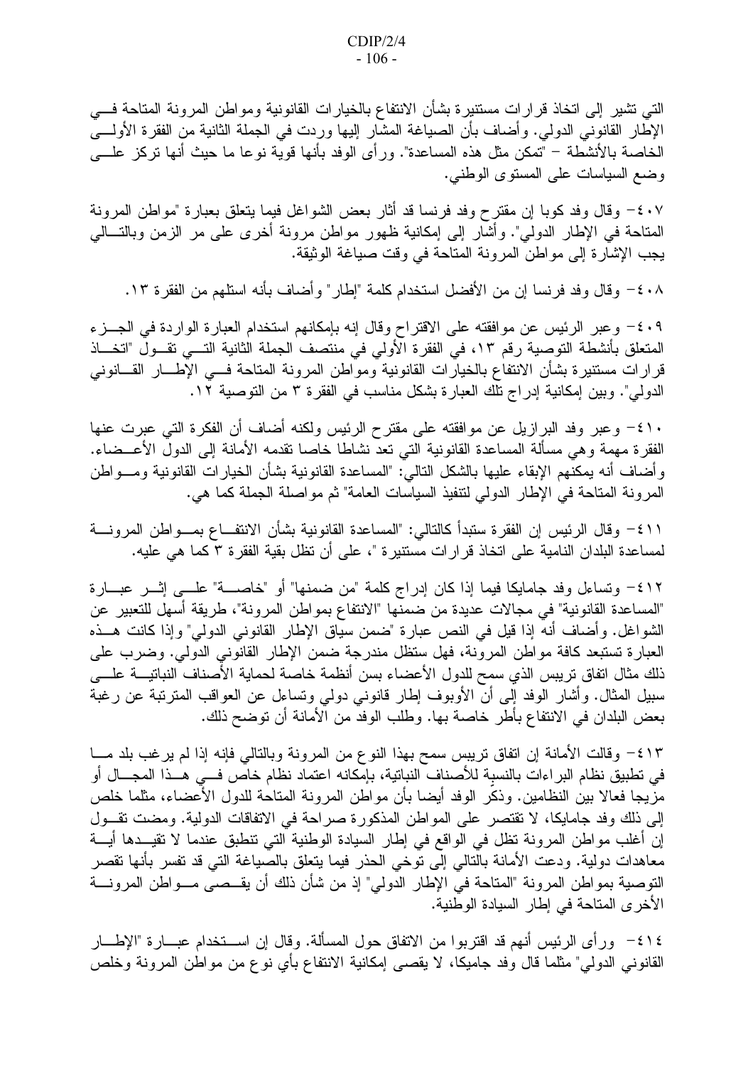التي تشير إلى اتخاذ قرارات مستنيرة بشأن الانتفاع بالخيارات القانونية ومواطن المرونة المتاحة في الإطار القانوني الدولي. وأضاف بأن الصياغة المشار إليها وردت في الجملة الثانية من الفقرة الأولى الخاصة بالأنشطة – "تمكن مثل هذه المساعدة". ورأى الوفد بأنها قوية نوعا ما حيث أنها تركز على وضع السياسات على المستوى الوطني.

٤٠٧– وقال وفد كوبا إن مقترح وفد فرنسا قد أثار بعض الشواغل فيما يتعلق بعبارة "مواطن المرونة المتاحة في الإطار الدولي". وأشار إلى إمكانية ظهور مواطن مرونة أخرى على مر الزمن وبالتالي يجب الإشارة إلى مواطن المرونة المتاحة في وقت صياغة الوثيقة.

٤٠٨– وقال وفد فرنسا إن من الأفضل استخدام كلمة "إطار" وأضاف بأنه استلهم من الفقرة ١٣.

٤٠٩– وعبر الرئيس عن موافقته على الاقتراح وقال إنه بإمكانهم استخدام العبارة الواردة في الجزء المتعلق بأنشطة التوصية رقم ١٣، في الفقرة الأولى في منتصف الجملة الثانية التي تقول "اتخاذ قرارات مستنيرة بشأن الانتفاع بالخيارات القانونية ومواطن المرونة المتاحة في الإطار القانوني الدولي". وبين إمكانية إدراج تلك العبارة بشكل مناسب في الفقرة ٣ من التوصية ١٢.

٤١٠– وعبر وفد البرازيل عن موافقته على مقترح الرئيس ولكنه أضاف أن الفكرة التي عبرت عنها الفقرة مهمة وهي مسألة المساعدة القانونية التي تعد نشاطا خاصا تقدمه الأمانة إلى الدول الأعضاء. وأضاف أنه يمكنهم الإبقاء عليها بالشكل التالي: "المساعدة القانونية بشأن الخيارات القانونية ومواطن المرونة المتاحة في الإطار الدولي لتنفيذ السياسات العامة" ثم مواصلة الجملة كما هي.

٤١١– وقال الرئيس إن الفقرة ستبدأ كالتالي: "المساعدة القانونية بشأن الانتفاع بمواطن المرونة لمساعدة البلدان النامية على اتخاذ قرارات مستنيرة "، على أن تظل بقية الفقرة ٣ كما هي عليه.

٤١٢– وتساءل وفد جامايكا فيما إذا كان إدراج كلمة "من ضمنها" أو "خاصة" على إثر عبارة "المساعدة القانونية" في مجالات عديدة من ضمنها "الانتفاع بمواطن المرونة"، طريقة أسهل للتعبير عن الشواغل. وأضاف أنه إذا قيل في النص عبارة "ضمن سياق الإطار القانوني الدولي" وإذا كانت هذه العبارة تستبعد كافة مواطن المرونة، فهل ستظل مندرجة ضمن الإطار القانوني الدولي. وضرب على ذلك مثال اتفاق تريبس الذي سمح للدول الأعضاء بسن أنظمة خاصة لحماية الأصناف النباتية على سبيل المثال. وأشار الوفد إلى أن الأوبوف إطار قانوني دولي وتساءل عن العواقب المترتبة عن رغبة بعض البلدان في الانتفاع بأطر خاصة بها. وطلب الوفد من الأمانة أن توضح ذلك.

٤١٣– وقالت الأمانة إن اتفاق تريبس سمح بهذا النوع من المرونة وبالتالي فإنه إذا لم يرغب بلد ما في تطبيق نظام البراءات بالنسبة للأصناف النباتية، بإمكانه اعتماد نظام خاص في هذا المجال أو مزيجا فعالا بين النظامين. وذكر الوفد أيضا بأن مواطن المرونة المتاحة للدول الأعضاء، مثلما خلص إلى ذلك وفد جامايكا، لا تقتصر على المواطن المذكورة صراحة في الاتفاقات الدولية. ومضت تقول إن أغلب مواطن المرونة تظل في الواقع في إطار السيادة الوطنية التي تنطبق عندما لا تقيدها أية معاهدات دولية. ودعت الأمانة بالتالي إلى توخي الحذر فيما يتعلق بالصياغة التي قد تفسر بأنها تقصر التوصية بمواطن المرونة "المتاحة في الإطار الدولي" إذ من شأن ذلك أن يقصي مواطن المرونة الأخرى المتاحة في إطار السيادة الوطنية.

٤١٤– ورأى الرئيس أنهم قد اقتربوا من الاتفاق حول المسألة. وقال إن استخدام عبارة "الإطار القانوني الدولي" مثلما قال وفد جاميكا، لا يقصي إمكانية الانتفاع بأي نوع من مواطن المرونة وخلص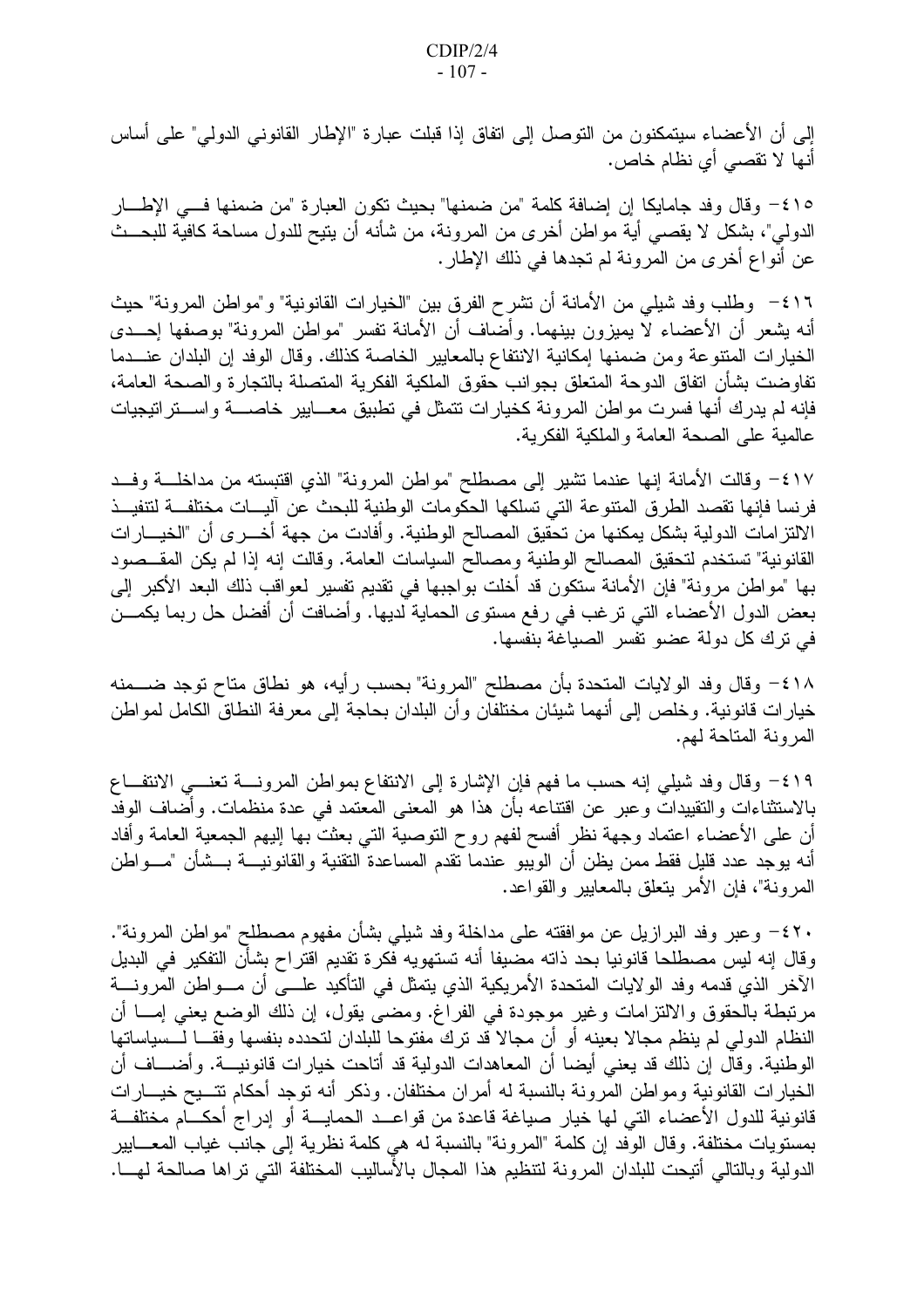إلى أن الأعضاء سيتمكنون من التوصل إلى اتفاق إذا قبلت عبارة "الإطار القانوني الدولي" على أساس أنها لا تقصي أي نظام خاص.

٤١٥- وقال وفد جامايكا إن إضافة كلمة "من ضمنها" بحيث تكون العبارة "من ضمنها في الإطار الدولي"، بشكل لا يقصي أية مواطن أخرى من المرونة، من شأنه أن يتيح للدول مساحة كافية للبحث عن أنواع أخرى من المرونة لم تجدها في ذلك الإطار.

٤١٦- وطلب وفد شيلي من الأمانة أن تشرح الفرق بين "الخيارات القانونية" و"مواطن المرونة" حيث أنه يشعر أن الأعضاء لا يميزون بينهما. وأضاف أن الأمانة تفسر "مواطن المرونة" بوصفها إحدى الخيارات المتنوعة ومن ضمنها إمكانية الانتفاع بالمعايير الخاصة كذلك. وقال الوفد إن البلدان عندما تفاوضت بشأن اتفاق الدوحة المتعلق بجوانب حقوق الملكية الفكرية المتصلة بالتجارة والصحة العامة، فإنه لم يدرك أنها فسرت مواطن المرونة كخيارات تتمثل في تطبيق معايير خاصة واستراتيجيات عالمية على الصحة العامة والملكية الفكرية.

٤١٧- وقالت الأمانة إنها عندما تشير إلى مصطلح "مواطن المرونة" الذي اقتبسته من مداخلة وفد فرنسا فإنها تقصد الطرق المتنوعة التي تسلكها الحكومات الوطنية للبحث عن آليات مختلفة لتنفيذ الالتزامات الدولية بشكل يمكنها من تحقيق المصالح الوطنية. وأفادت من جهة أخرى أن "الخيارات القانونية" تستخدم لتحقيق المصالح الوطنية ومصالح السياسات العامة. وقالت إنه إذا لم يكن المقصود بها "مواطن مرونة" فإن الأمانة ستكون قد أخلت بواجبها في تقديم تفسير لعواقب ذلك البعد الأكبر إلى بعض الدول الأعضاء التي ترغب في رفع مستوى الحماية لديها. وأضافت أن أفضل حل ربما يكمن في ترك كل دولة عضو تفسر الصياغة بنفسها.

٤١٨- وقال وفد الولايات المتحدة بأن مصطلح "المرونة" بحسب رأيه، هو نطاق متاح توجد ضمنه خيارات قانونية. وخلص إلى أنهما شيئان مختلفان وأن البلدان بحاجة إلى معرفة النطاق الكامل لمواطن المرونة المتاحة لهم.

٤١٩- وقال وفد شيلي إنه حسب ما فهم فإن الإشارة إلى الانتفاع بمواطن المرونة تعني الانتفاع بالاستثناءات والتقييدات وعبر عن اقتناعه بأن هذا هو المعنى المعتمد في عدة منظمات. وأضاف الوفد أن على الأعضاء اعتماد وجهة نظر أفسح لفهم روح التوصية التي بعثت بها إليهم الجمعية العامة وأفاد أنه يوجد عدد قليل فقط ممن يظن أن الويبو عندما تقدم المساعدة التقنية والقانونية بشأن "مواطن المرونة"، فإن الأمر يتعلق بالمعايير والقواعد.

٤٢٠- وعبر وفد البرازيل عن موافقته على مداخلة وفد شيلي بشأن مفهوم مصطلح "مواطن المرونة". وقال إنه ليس مصطلحا قانونيا بحد ذاته مضيفا أنه تستهويه فكرة تقديم اقتراح بشأن التفكير في البديل الآخر الذي قدمه وفد الولايات المتحدة الأمريكية الذي يتمثل في التأكيد على أن مواطن المرونة مرتبطة بالحقوق والالتزامات وغير موجودة في الفراغ. ومضى يقول، إن ذلك الوضع يعني إما أن النظام الدولي لم ينظم مجالا بعينه أو أن مجالا قد ترك مفتوحا للبلدان لتحدده بنفسها وفقا لسياساتها الوطنية. وقال إن ذلك قد يعني أيضا أن المعاهدات الدولية قد أتاحت خيارات قانونية. وأضاف أن الخيارات القانونية ومواطن المرونة بالنسبة له أمران مختلفان. وذكر أنه توجد أحكام تتيح خيارات قانونية للدول الأعضاء التي لها خيار صياغة قاعدة من قواعد الحماية أو إدراج أحكام مختلفة بمستويات مختلفة. وقال الوفد إن كلمة "المرونة" بالنسبة له هي كلمة نظرية إلى جانب غياب المعايير الدولية وبالتالي أتيحت للبلدان المرونة لتنظيم هذا المجال بالأساليب المختلفة التي تراها صالحة لها.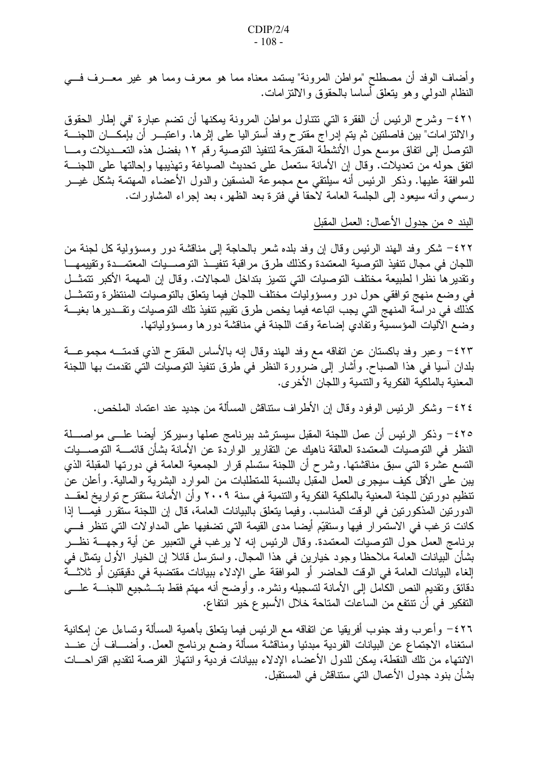وأضاف الوفد أن مصطلح "مواطن المرونة" يستمد معناه مما هو معرف ومما هو غير معـرف فـي النظام الدولي وهو يتعلق أساسا بالحقوق والالتزامات.

٤٢١- وشرح الرئيس أن الفقرة التي تتناول مواطن المرونة يمكنها أن تضم عبارة "في إطار الحقوق والالتزامات" بين فاصلتين ثم يتم إدراج مقترح وفد أستراليا على إثرها. واعتبـر أن بإمكـان اللجنـة التوصل إلى اتفاق موسع حول الأنشطة المقترحة لتنفيذ التوصية رقم ١٢ بفضل هذه التعـديلات ومـا اتفق حوله من تعديلات. وقال إن الأمانة ستعمل على تحديث الصياغة وتهذيبها وإحالتها على اللجنـة للموافقة عليها. وذكر الرئيس أنه سيلتقي مع مجموعة المنسقين والدول الأعضاء المهتمة بشكل غيـر رسمي وأنه سيعود إلى الجلسة العامة لاحقا في فترة بعد الظهر، بعد إجراء المشاورات.

البند ٥ من جدول الأعمال: العمل المقبل

٤٢٢- شكر وفد الهند الرئيس وقال إن وفد بلده شعر بالحاجة إلى مناقشة دور ومسؤولية كل لجنة من اللجان في مجال تنفيذ التوصية المعتمدة وكذلك طرق مراقبة تنفيـذ التوصيـات المعتمـدة وتقييمهـا وتقديرها نظرا لطبيعة مختلف التوصيات التي تتميز بتداخل المجالات. وقال إن المهمة الأكبر تتمثـل في وضع منهج توافقي حول دور ومسؤوليات مختلف اللجان فيما يتعلق بالتوصيات المنتظرة وتتمثـل كذلك في دراسة المنهج التي يجب اتباعه فيما يخص طرق تقييم تنفيذ تلك التوصيات وتقـديرها بغيـة وضع الآليات المؤسسية وتفادي إضاعة وقت اللجنة في مناقشة دورها ومسؤولياتها.

٤٢٣- وعبر وفد باكستان عن اتفاقه مع وفد الهند وقال إنه بالأساس المقترح الذي قدمتـه مجموعـة بلدان آسيا في هذا الصباح. وأشار إلى ضرورة النظر في طرق تنفيذ التوصيات التي تقدمت بها اللجنة المعنية بالملكية الفكرية والتنمية واللجان الأخرى.

٤٢٤- وشكر الرئيس الوفود وقال إن الأطراف ستناقش المسألة من جديد عند اعتماد الملخص.

٤٢٥- وذكر الرئيس أن عمل اللجنة المقبل سيسترشد ببرنامج عملها وسيركز أيضا علـى مواصـلة النظر في التوصيات المعتمدة العالقة ناهيك عن التقارير الواردة عن الأمانة بشأن قائمـة التوصـيات التسع عشرة التي سبق مناقشتها. وشرح أن اللجنة ستتسلم قرار الجمعية العامة في دورتها المقبلة الذي يبن على الأقل كيف سيجرى العمل المقبل بالنسبة للمتطلبات من الموارد البشرية والمالية. وأعلن عن تنظيم دورتين للجنة المعنية بالملكية الفكرية والتنمية في سنة ٢٠٠٩ وأن الأمانة ستقترح تواريخ لعقـد الدورتين المذكورتين في الوقت المناسب. وفيما يتعلق بالبيانات العامة، قال إن اللجنة ستقرر فيمـا إذا كانت ترغب في الاستمرار فيها وستقيّم أيضا مدى القيمة التي تضفيها على المداولات التي تنظر فـي برنامج العمل حول التوصيات المعتمدة. وقال الرئيس إنه لا يرغب في التعبير عن أية وجهـة نظـر بشأن البيانات العامة ملاحظا وجود خيارين في هذا المجال. واسترسل قائلا إن الخيار الأول يتمثل في إلغاء البيانات العامة في الوقت الحاضر أو الموافقة على الإدلاء ببيانات مقتضبة في دقيقتين أو ثلاثـة دقائق وتقديم النص الكامل إلى الأمانة لتسجيله ونشره. وأوضح أنه مهتم فقط بتـشجيع اللجنـة علـى التفكير في أن تنتفع من الساعات المتاحة خلال الأسبوع خير انتفاع.

٤٢٦- وأعرب وفد جنوب أفريقيا عن اتفاقه مع الرئيس فيما يتعلق بأهمية المسألة وتساءل عن إمكانية استغناء الاجتماع عن البيانات الفردية مبدئيا ومناقشة مسألة وضع برنامج العمل. وأضـاف أن عنـد الانتهاء من تلك النقطة، يمكن للدول الأعضاء الإدلاء ببيانات فردية وانتهاز الفرصة لتقديم اقتراحـات بشأن بنود جدول الأعمال التي ستناقش في المستقبل.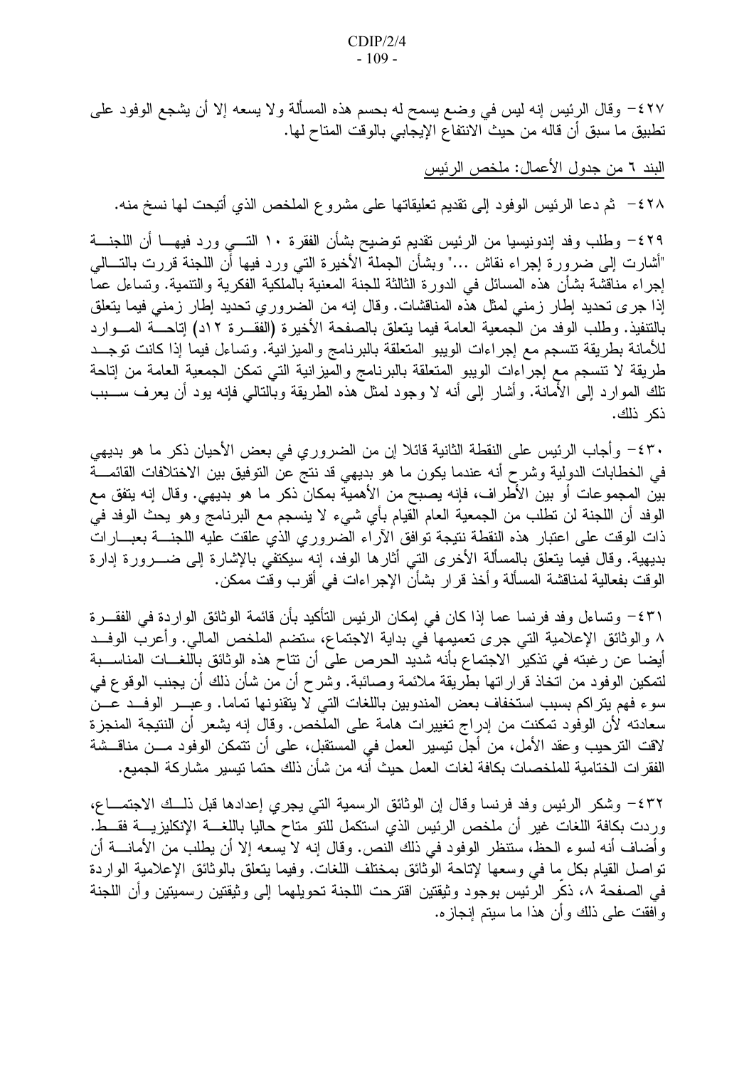٤٢٧- وقال الرئيس إنه ليس في وضع يسمح له بحسم هذه المسألة ولا يسعه إلا أن يشجع الوفود على تطبيق ما سبق أن قاله من حيث الانتفاع الإيجابي بالوقت المتاح لها.

البند ٦ من جدول الأعمال: ملخص الرئيس

٤٢٨- ثم دعا الرئيس الوفود إلى تقديم تعليقاتها على مشروع الملخص الذي أتيحت لها نسخ منه.

٤٢٩- وطلب وفد إندونيسيا من الرئيس تقديم توضيح بشأن الفقرة ١٠ التي ورد فيها أن اللجنة "أشارت إلى ضرورة إجراء نقاش ..." وبشأن الجملة الأخيرة التي ورد فيها أن اللجنة قررت بالتالي إجراء مناقشة بشأن هذه المسائل في الدورة الثالثة للجنة المعنية بالملكية الفكرية والتنمية. وتساءل عما إذا جرى تحديد إطار زمني لمثل هذه المناقشات. وقال إنه من الضروري تحديد إطار زمني فيما يتعلق بالتنفيذ. وطلب الوفد من الجمعية العامة فيما يتعلق بالصفحة الأخيرة (الفقرة ١٢د) إتاحة الموارد للأمانة بطريقة تنسجم مع إجراءات الويبو المتعلقة بالبرنامج والميزانية. وتساءل فيما إذا كانت توجد طريقة لا تنسجم مع إجراءات الويبو المتعلقة بالبرنامج والميزانية التي تمكن الجمعية العامة من إتاحة تلك الموارد إلى الأمانة. وأشار إلى أنه لا وجود لمثل هذه الطريقة وبالتالي فإنه يود أن يعرف سبب ذكر ذلك.

٤٣٠- وأجاب الرئيس على النقطة الثانية قائلا إن من الضروري في بعض الأحيان ذكر ما هو بديهي في الخطابات الدولية وشرح أنه عندما يكون ما هو بديهي قد نتج عن التوفيق بين الاختلافات القائمة بين المجموعات أو بين الأطراف، فإنه يصبح من الأهمية بمكان ذكر ما هو بديهي. وقال إنه يتفق مع الوفد أن اللجنة لن تطلب من الجمعية العام القيام بأي شيء لا ينسجم مع البرنامج وهو يحث الوفد في ذات الوقت على اعتبار هذه النقطة نتيجة توافق الآراء الضروري الذي علقت عليه اللجنة بعبارات بديهية. وقال فيما يتعلق بالمسألة الأخرى التي أثارها الوفد، إنه سيكتفي بالإشارة إلى ضرورة إدارة الوقت بفعالية لمناقشة المسألة وأخذ قرار بشأن الإجراءات في أقرب وقت ممكن.

٤٣١- وتساءل وفد فرنسا عما إذا كان في إمكان الرئيس التأكيد بأن قائمة الوثائق الواردة في الفقرة ٨ والوثائق الإعلامية التي جرى تعميمها في بداية الاجتماع، ستضم الملخص المالي. وأعرب الوفد أيضا عن رغبته في تذكير الاجتماع بأنه شديد الحرص على أن تتاح هذه الوثائق باللغات المناسبة لتمكين الوفود من اتخاذ قراراتها بطريقة ملائمة وصائبة. وشرح أن من شأن ذلك أن يجنب الوقوع في سوء فهم يتراكم بسبب استخفاف بعض المندوبين باللغات التي لا يتقنونها تماما. وعبر الوفد عن سعادته لأن الوفود تمكنت من إدراج تغييرات هامة على الملخص. وقال إنه يشعر أن النتيجة المنجزة لاقت الترحيب وعقد الأمل، من أجل تيسير العمل في المستقبل، على أن تتمكن الوفود من مناقشة الفقرات الختامية للملخصات بكافة لغات العمل حيث أنه من شأن ذلك حتما تيسير مشاركة الجميع.

٤٣٢- وشكر الرئيس وفد فرنسا وقال إن الوثائق الرسمية التي يجري إعدادها قبل ذلك الاجتماع، وردت بكافة اللغات غير أن ملخص الرئيس الذي استكمل للتو متاح حاليا باللغة الإنكليزية فقط. وأضاف أنه لسوء الحظ، ستنتظر الوفود في ذلك النص. وقال إنه لا يسعه إلا أن يطلب من الأمانة أن تواصل القيام بكل ما في وسعها لإتاحة الوثائق بمختلف اللغات. وفيما يتعلق بالوثائق الإعلامية الواردة في الصفحة ٨، ذكّر الرئيس بوجود وثيقتين اقترحت اللجنة تحويلهما إلى وثيقتين رسميتين وأن اللجنة وافقت على ذلك وأن هذا ما سيتم إنجازه.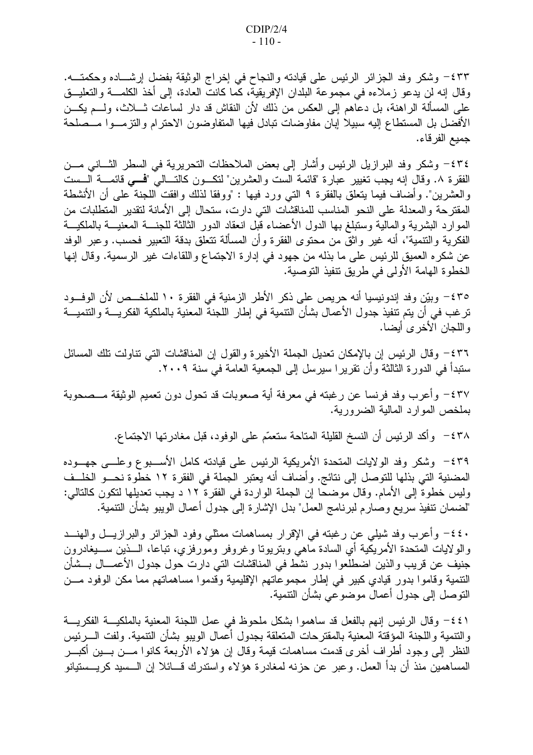٤٣٣- وشكر وفد الجزائر الرئيس على قيادته والنجاح في إخراج الوثيقة بفضل إرشاده وحكمته. وقال إنه لن يدعو زملاءه في مجموعة البلدان الإفريقية، كما كانت العادة، إلى أخذ الكلمة والتعليق على المسألة الراهنة، بل دعاهم إلى العكس من ذلك لأن النقاش قد دار لساعات ثلاث، ولم يكن الأفضل بل المستطاع إليه سبيلا إبان مفاوضات تبادل فيها المتفاوضون الاحترام والتزموا مصلحة جميع الفرقاء.

٤٣٤- وشكر وفد البرازيل الرئيس وأشار إلى بعض الملاحظات التحريرية في السطر الثاني من الفقرة ٨. وقال إنه يجب تغيير عبارة "قائمة الست والعشرين" لتكون كالتالي "**في** قائمة الست والعشرين". وأضاف فيما يتعلق بالفقرة ٩ التي ورد فيها : "ووفقا لذلك وافقت اللجنة على أن الأنشطة المقترحة والمعدلة على النحو المناسب للمناقشات التي دارت، ستحال إلى الأمانة لتقدير المتطلبات من الموارد البشرية والمالية وستبلغ بها الدول الأعضاء قبل انعقاد الدور الثالثة للجنة المعنية بالملكية الفكرية والتنمية"، أنه غير واثق من محتوى الفقرة وأن المسألة تتعلق بدقة التعبير فحسب. وعبر الوفد عن شكره العميق للرئيس على ما بذله من جهود في إدارة الاجتماع واللقاءات غير الرسمية. وقال إنها الخطوة الهامة الأولى في طريق تنفيذ التوصية.

٤٣٥- وبيّن وفد إندونيسيا أنه حريص على ذكر الأطر الزمنية في الفقرة ١٠ للملخص لأن الوفود ترغب في أن يتم تنفيذ جدول الأعمال بشأن التنمية في إطار اللجنة المعنية بالملكية الفكرية والتنمية واللجان الأخرى أيضا.

٤٣٦- وقال الرئيس إن بالإمكان تعديل الجملة الأخيرة والقول إن المناقشات التي تناولت تلك المسائل ستبدأ في الدورة الثالثة وأن تقريرا سيرسل إلى الجمعية العامة في سنة ٢٠٠٩.

٤٣٧- وأعرب وفد فرنسا عن رغبته في معرفة أية صعوبات قد تحول دون تعميم الوثيقة مصحوبة بملخص الموارد المالية الضرورية.

٤٣٨- وأكد الرئيس أن النسخ القليلة المتاحة ستعمّم على الوفود، قبل مغادرتها الاجتماع.

٤٣٩- وشكر وفد الولايات المتحدة الأمريكية الرئيس على قيادته كامل الأسبوع وعلى جهوده المضنية التي بذلها للتوصل إلى نتائج. وأضاف أنه يعتبر الجملة في الفقرة ١٢ خطوة نحو الخلف وليس خطوة إلى الأمام. وقال موضحا إن الجملة الواردة في الفقرة ١٢ د يجب تعديلها لتكون كالتالي: "لضمان تنفيذ سريع وصارم لبرنامج العمل" بدل الإشارة إلى جدول أعمال الويبو بشأن التنمية.

٤٤٠- وأعرب وفد شيلي عن رغبته في الإقرار بمساهمات ممثلي وفود الجزائر والبرازيل والهند والولايات المتحدة الأمريكية أي السادة ماهي وبتريوتا وغروفر ومورفزي، تباعا، الذين سيغادرون جنيف عن قريب والذين اضطلعوا بدور نشط في المناقشات التي دارت حول جدول الأعمال بشأن التنمية وقاموا بدور قيادي كبير في إطار مجموعاتهم الإقليمية وقدموا مساهماتهم مما مكن الوفود من التوصل إلى جدول أعمال موضوعي بشأن التنمية.

٤٤١- وقال الرئيس إنهم بالفعل قد ساهموا بشكل ملحوظ في عمل اللجنة المعنية بالملكية الفكرية والتنمية واللجنة المؤقتة المعنية بالمقترحات المتعلقة بجدول أعمال الويبو بشأن التنمية. ولفت الرئيس النظر إلى وجود أطراف أخرى قدمت مساهمات قيمة وقال إن هؤلاء الأربعة كانوا من بين أكبر المساهمين منذ أن بدأ العمل. وعبر عن حزنه لمغادرة هؤلاء واستدرك قائلا إن السيد كريستيانو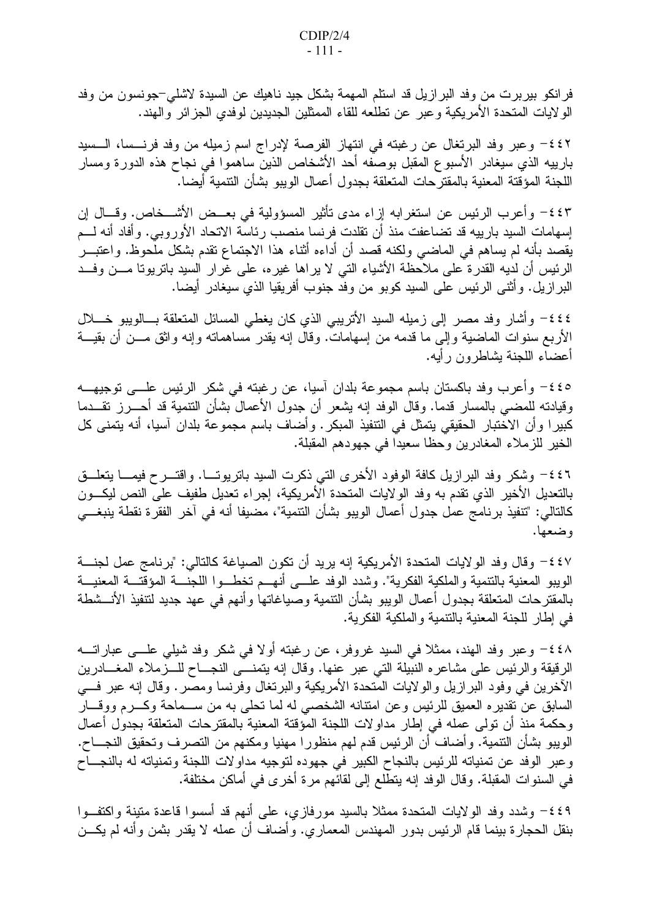فرانكو بيربرت من وفد البرازيل قد استلم المهمة بشكل جيد ناهيك عن السيدة لاشلي-جونسون من وفد الولايات المتحدة الأمريكية وعبر عن تطلعه للقاء الممثلين الجديدين لوفدي الجزائر والهند.

٤٤٢- وعبر وفد البرتغال عن رغبته في انتهاز الفرصة لإدراج اسم زميله من وفد فرنسا، السيد بارييه الذي سيغادر الأسبوع المقبل بوصفه أحد الأشخاص الذين ساهموا في نجاح هذه الدورة ومسار اللجنة المؤقتة المعنية بالمقترحات المتعلقة بجدول أعمال الويبو بشأن التنمية أيضا.

٤٤٣- وأعرب الرئيس عن استغرابه إزاء مدى تأثير المسؤولية في بعض الأشخاص. وقال إن إسهامات السيد بارييه قد تضاعفت منذ أن تقلدت فرنسا منصب رئاسة الاتحاد الأوروبي. وأفاد أنه لم يقصد بأنه لم يساهم في الماضي ولكنه قصد أن أداءه أثناء هذا الاجتماع تقدم بشكل ملحوظ. واعتبر الرئيس أن لديه القدرة على ملاحظة الأشياء التي لا يراها غيره، على غرار السيد باتريوتا من وفد البرازيل. وأثنى الرئيس على السيد كوبو من وفد جنوب أفريقيا الذي سيغادر أيضا.

٤٤٤- وأشار وفد مصر إلى زميله السيد الأتريبي الذي كان يغطي المسائل المتعلقة بالويبو خلال الأربع سنوات الماضية وإلى ما قدمه من إسهامات. وقال إنه يقدر مساهماته وإنه واثق من أن بقية أعضاء اللجنة يشاطرون رأيه.

٤٤٥- وأعرب وفد باكستان باسم مجموعة بلدان آسيا، عن رغبته في شكر الرئيس على توجيهه وقيادته للمضي بالمسار قدما. وقال الوفد إنه يشعر أن جدول الأعمال بشأن التنمية قد أحرز تقدما كبيرا وأن الاختبار الحقيقي يتمثل في التنفيذ المبكر. وأضاف باسم مجموعة بلدان آسيا، أنه يتمنى كل الخير للزملاء المغادرين وحظا سعيدا في جهودهم المقبلة.

٤٤٦- وشكر وفد البرازيل كافة الوفود الأخرى التي ذكرت السيد باتريوتا. واقترح فيما يتعلق بالتعديل الأخير الذي تقدم به وفد الولايات المتحدة الأمريكية، إجراء تعديل طفيف على النص ليكون كالتالي: "تنفيذ برنامج عمل جدول أعمال الويبو بشأن التنمية"، مضيفا أنه في آخر الفقرة نقطة ينبغي وضعها.

٤٤٧- وقال وفد الولايات المتحدة الأمريكية إنه يريد أن تكون الصياغة كالتالي: "برنامج عمل لجنة الويبو المعنية بالتنمية والملكية الفكرية". وشدد الوفد على أنهم تخطوا اللجنة المؤقتة المعنية بالمقترحات المتعلقة بجدول أعمال الويبو بشأن التنمية وصياغاتها وأنهم في عهد جديد لتنفيذ الأنشطة في إطار للجنة المعنية بالتنمية والملكية الفكرية.

٤٤٨- وعبر وفد الهند، ممثلا في السيد غروفر، عن رغبته أولا في شكر وفد شيلي على عباراته الرقيقة والرئيس على مشاعره النبيلة التي عبر عنها. وقال إنه يتمنى النجاح للزملاء المغادرين الآخرين في وفود البرازيل والولايات المتحدة الأمريكية والبرتغال وفرنسا ومصر. وقال إنه عبر في السابق عن تقديره العميق للرئيس وعن امتنانه الشخصي له لما تحلى به من سماحة وكرم ووقار وحكمة منذ أن تولى عمله في إطار مداولات اللجنة المؤقتة المعنية بالمقترحات المتعلقة بجدول أعمال الويبو بشأن التنمية. وأضاف أن الرئيس قدم لهم منظورا مهنيا ومكنهم من التصرف وتحقيق النجاح. وعبر الوفد عن تمنياته للرئيس بالنجاح الكبير في جهوده لتوجيه مداولات اللجنة وتمنياته له بالنجاح في السنوات المقبلة. وقال الوفد إنه يتطلع إلى لقائهم مرة أخرى في أماكن مختلفة.

٤٤٩- وشدد وفد الولايات المتحدة ممثلا بالسيد مورفازي، على أنهم قد أسسوا قاعدة متينة واكتفوا بنقل الحجارة بينما قام الرئيس بدور المهندس المعماري. وأضاف أن عمله لا يقدر بثمن وأنه لم يكن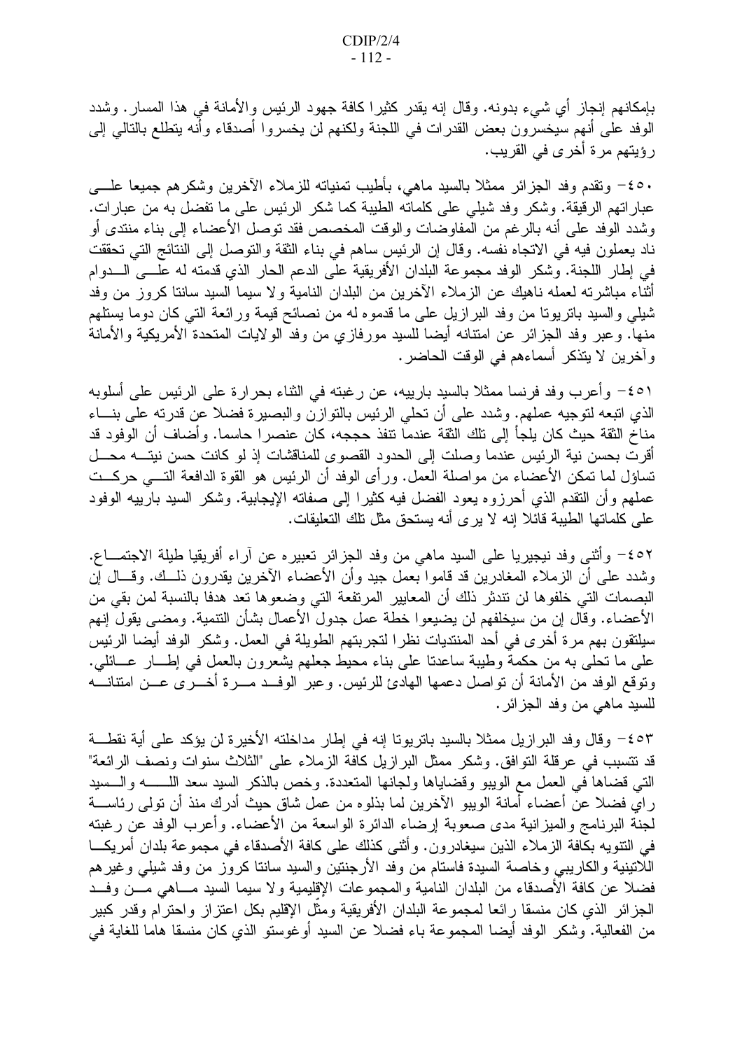بإمكانهم إنجاز أي شيء بدونه. وقال إنه يقدر كثيرا كافة جهود الرئيس والأمانة في هذا المسار. وشدد الوفد على أنهم سيخسرون بعض القدرات في اللجنة ولكنهم لن يخسروا أصدقاء وأنه يتطلع بالتالي إلى رؤيتهم مرة أخرى في القريب.

٤٥٠- وتقدم وفد الجزائر ممثلا بالسيد ماهي، بأطيب تمنياته للزملاء الآخرين وشكرهم جميعا على عباراتهم الرقيقة. وشكر وفد شيلي على كلماته الطيبة كما شكر الرئيس على ما تفضل به من عبارات. وشدد الوفد على أنه بالرغم من المفاوضات والوقت المخصص فقد توصل الأعضاء إلى بناء منتدى أو ناد يعملون فيه في الاتجاه نفسه. وقال إن الرئيس ساهم في بناء الثقة والتوصل إلى النتائج التي تحققت في إطار اللجنة. وشكر الوفد مجموعة البلدان الأفريقية على الدعم الحار الذي قدمته له على الدوام أثناء مباشرته لعمله ناهيك عن الزملاء الآخرين من البلدان النامية ولا سيما السيد سانتا كروز من وفد شيلي والسيد باتريوتا من وفد البرازيل على ما قدموه له من نصائح قيمة ورائعة التي كان دوما يستلهم منها. وعبر وفد الجزائر عن امتنانه أيضا للسيد مورفازي من وفد الولايات المتحدة الأمريكية والأمانة وآخرين لا يتذكر أسماءهم في الوقت الحاضر.

٤٥١- وأعرب وفد فرنسا ممثلا بالسيد بارييه، عن رغبته في الثناء بحرارة على الرئيس على أسلوبه الذي اتبعه لتوجيه عملهم. وشدد على أن تحلي الرئيس بالتوازن والبصيرة فضلا عن قدرته على بناء مناخ الثقة حيث كان يلجأ إلى تلك الثقة عندما تنفذ حججه، كان عنصرا حاسما. وأضاف أن الوفود قد أقرت بحسن نية الرئيس عندما وصلت إلى الحدود القصوى للمناقشات إذ لو كانت حسن نيته محل تساؤل لما تمكن الأعضاء من مواصلة العمل. ورأى الوفد أن الرئيس هو القوة الدافعة التي حركت عملهم وأن التقدم الذي أحرزوه يعود الفضل فيه كثيرا إلى صفاته الإيجابية. وشكر السيد بارييه الوفود على كلماتها الطيبة قائلا إنه لا يرى أنه يستحق مثل تلك التعليقات.

٤٥٢- وأثنى وفد نيجيريا على السيد ماهي من وفد الجزائر تعبيره عن آراء أفريقيا طيلة الاجتماع. وشدد على أن الزملاء المغادرين قد قاموا بعمل جيد وأن الأعضاء الآخرين يقدرون ذلك. وقال إن البصمات التي خلفوها لن تندثر ذلك أن المعايير المرتفعة التي وضعوها تعد هدفا بالنسبة لمن بقي من الأعضاء. وقال إن من سيخلفهم لن يضيعوا خطة عمل جدول الأعمال بشأن التنمية. ومضى يقول إنهم سيلتقون بهم مرة أخرى في أحد المنتديات نظرا لتجربتهم الطويلة في العمل. وشكر الوفد أيضا الرئيس على ما تحلى به من حكمة وطيبة ساعدتا على بناء محيط جعلهم يشعرون بالعمل في إطار عائلي. وتوقع الوفد من الأمانة أن تواصل دعمها الهادئ للرئيس. وعبر الوفد مرة أخرى عن امتنانه للسيد ماهي من وفد الجزائر.

٤٥٣- وقال وفد البرازيل ممثلا بالسيد باتريوتا إنه في إطار مداخلته الأخيرة لن يؤكد على أية نقطة قد تتسبب في عرقلة التوافق. وشكر ممثل البرازيل كافة الزملاء على "الثلاث سنوات ونصف الرائعة" التي قضاها في العمل مع الويبو وقضاياها ولجانها المتعددة. وخص بالذكر السيد سعد الله والسيد راي فضلا عن أعضاء أمانة الويبو الآخرين لما بذلوه من عمل شاق حيث أدرك منذ أن تولى رئاسة لجنة البرنامج والميزانية مدى صعوبة إرضاء الدائرة الواسعة من الأعضاء. وأعرب الوفد عن رغبته في التنويه بكافة الزملاء الذين سيغادرون. وأثنى كذلك على كافة الأصدقاء في مجموعة بلدان أمريكا اللاتينية والكاريبي وخاصة السيدة فاستام من وفد الأرجنتين والسيد سانتا كروز من وفد شيلي وغيرهم فضلا عن كافة الأصدقاء من البلدان النامية والمجموعات الإقليمية ولا سيما السيد ماهي من وفد الجزائر الذي كان منسقا رائعا لمجموعة البلدان الأفريقية ومثّل الإقليم بكل اعتزاز واحترام وقدر كبير من الفعالية. وشكر الوفد أيضا المجموعة باء فضلا عن السيد أوغوستو الذي كان منسقا هاما للغاية في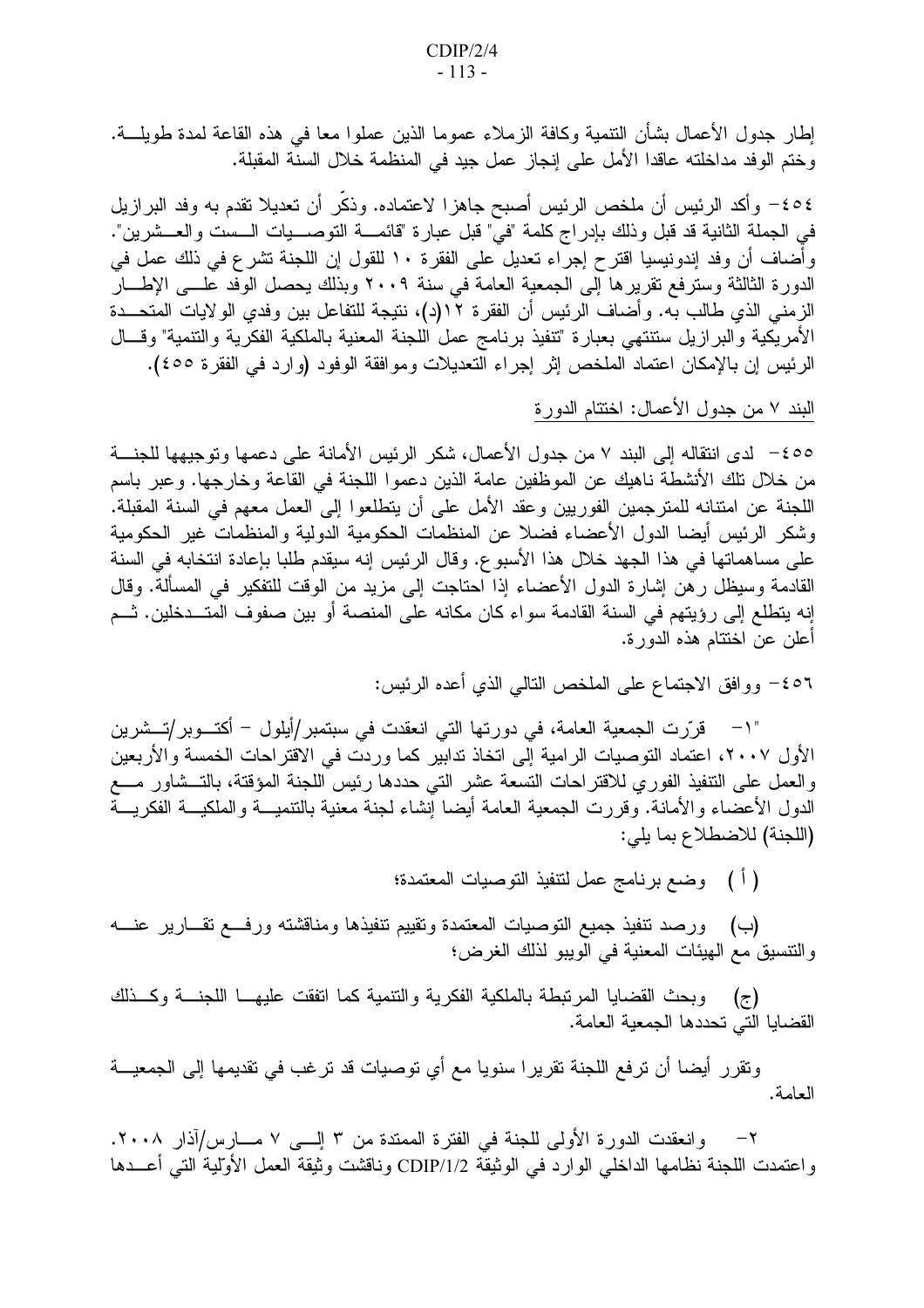إطار جدول الأعمال بشأن التنمية وكافة الزملاء عموما الذين عملوا معا في هذه القاعة لمدة طويلة. وختم الوفد مداخلته عاقدا الأمل على إنجاز عمل جيد في المنظمة خلال السنة المقبلة.

٤٥٤- وأكد الرئيس أن ملخص الرئيس أصبح جاهزا لاعتماده. وذكّر أن تعديلا تقدم به وفد البرازيل في الجملة الثانية قد قبل وذلك بإدراج كلمة "في" قبل عبارة "قائمة التوصيات الست والعشرين". وأضاف أن وفد إندونيسيا اقترح إجراء تعديل على الفقرة ١٠ للقول إن اللجنة تشرع في ذلك عمل في الدورة الثالثة وسترفع تقريرها إلى الجمعية العامة في سنة ٢٠٠٩ وبذلك يحصل الوفد على الإطار الزمني الذي طالب به. وأضاف الرئيس أن الفقرة ١٢(د)، نتيجة للتفاعل بين وفدي الولايات المتحدة الأمريكية والبرازيل ستنتهي بعبارة "تنفيذ برنامج عمل اللجنة المعنية بالملكية الفكرية والتنمية" وقال الرئيس إن بالإمكان اعتماد الملخص إثر إجراء التعديلات وموافقة الوفود (وارد في الفقرة ٤٥٥).

البند ٧ من جدول الأعمال: اختتام الدورة

٤٥٥- لدى انتقاله إلى البند ٧ من جدول الأعمال، شكر الرئيس الأمانة على دعمها وتوجيهها للجنة من خلال تلك الأنشطة ناهيك عن الموظفين عامة الذين دعموا اللجنة في القاعة وخارجها. وعبر باسم اللجنة عن امتنانه للمترجمين الفوريين وعقد الأمل على أن يتطلعوا إلى العمل معهم في السنة المقبلة. وشكر الرئيس أيضا الدول الأعضاء فضلا عن المنظمات الحكومية الدولية والمنظمات غير الحكومية على مساهماتها في هذا الجهد خلال هذا الأسبوع. وقال الرئيس إنه سيقدم طلبا بإعادة انتخابه في السنة القادمة وسيظل رهن إشارة الدول الأعضاء إذا احتاجت إلى مزيد من الوقت للتفكير في المسألة. وقال إنه يتطلع إلى رؤيتهم في السنة القادمة سواء كان مكانه على المنصة أو بين صفوف المتدخلين. ثم أعلن عن اختتام هذه الدورة.

٤٥٦- ووافق الاجتماع على الملخص التالي الذي أعده الرئيس:

"١- قرّرت الجمعية العامة، في دورتها التي انعقدت في سبتمبر/أيلول – أكتوبر/تشرين الأول ٢٠٠٧، اعتماد التوصيات الرامية إلى اتخاذ تدابير كما وردت في الاقتراحات الخمسة والأربعين والعمل على التنفيذ الفوري للاقتراحات التسعة عشر التي حددها رئيس اللجنة المؤقتة، بالتشاور مع الدول الأعضاء والأمانة. وقررت الجمعية العامة أيضا إنشاء لجنة معنية بالتنمية والملكية الفكرية (اللجنة) للاضطلاع بما يلي:

( أ ) وضع برنامج عمل لتنفيذ التوصيات المعتمدة؛

(ب) ورصد تنفيذ جميع التوصيات المعتمدة وتقييم تنفيذها ومناقشته ورفع تقارير عنه والتنسيق مع الهيئات المعنية في الويبو لذلك الغرض؛

(ج) وبحث القضايا المرتبطة بالملكية الفكرية والتنمية كما اتفقت عليها اللجنة وكذلك القضايا التي تحددها الجمعية العامة.

وتقرر أيضا أن ترفع اللجنة تقريرا سنويا مع أي توصيات قد ترغب في تقديمها إلى الجمعية العامة.

٢- وانعقدت الدورة الأولى للجنة في الفترة الممتدة من ٣ إلى ٧ مارس/آذار ٢٠٠٨. واعتمدت اللجنة نظامها الداخلي الوارد في الوثيقة CDIP/1/2 وناقشت وثيقة العمل الأوّلية التي أعدها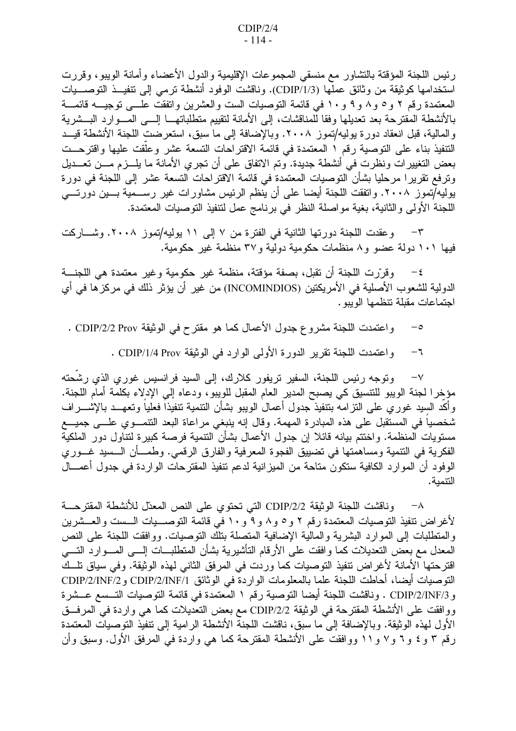رئيس اللجنة المؤقتة بالتشاور مع منسقي المجموعات الإقليمية والدول الأعضاء وأمانة الويبو، وقررت استخدامها كوثيقة من وثائق عملها (CDIP/1/3). وناقشت الوفود أنشطة ترمي إلى تنفيذ التوصيات المعتمدة رقم ٢ و٥ و٨ و٩ و١٠ في قائمة التوصيات الست والعشرين واتفقت على توجيه قائمة بالأنشطة المقترحة بعد تعديلها وفقا للمناقشات، إلى الأمانة لتقييم متطلباتها إلى الموارد البشرية والمالية، قبل انعقاد دورة يوليه/تموز ٢٠٠٨. وبالإضافة إلى ما سبق، استعرضت اللجنة الأنشطة قيد التنفيذ بناء على التوصية رقم ١ المعتمدة في قائمة الاقتراحات التسعة عشر وعلّقت عليها واقترحت بعض التغييرات ونظرت في أنشطة جديدة. وتم الاتفاق على أن تجري الأمانة ما يلزم من تعديل وترفع تقريرا مرحليا بشأن التوصيات المعتمدة في قائمة الاقتراحات التسعة عشر إلى اللجنة في دورة يوليه/تموز ٢٠٠٨. واتفقت اللجنة أيضا على أن ينظم الرئيس مشاورات غير رسمية بين دورتي اللجنة الأولى والثانية، بغية مواصلة النظر في برنامج عمل لتنفيذ التوصيات المعتمدة.

٣- وعقدت اللجنة دورتها الثانية في الفترة من ٧ إلى ١١ يوليه/تموز ٢٠٠٨. وشاركت فيها ١٠١ دولة عضو و٨ منظمات حكومية دولية و٣٧ منظمة غير حكومية.

٤- وقرّرت اللجنة أن تقبل، بصفة مؤقتة، منظمة غير حكومية وغير معتمدة هي اللجنة الدولية للشعوب الأصلية في الأمريكتين (INCOMINDIOS) من غير أن يؤثر ذلك في مركزها في أي اجتماعات مقبلة تنظمها الويبو.

٥- واعتمدت اللجنة مشروع جدول الأعمال كما هو مقترح في الوثيقة CDIP/2/2 Prov .

٦- واعتمدت اللجنة تقرير الدورة الأولى الوارد في الوثيقة CDIP/1/4 Prov .

٧- وتوجه رئيس اللجنة، السفير تريفور كلارك، إلى السيد فرانسيس غوري الذي رشّحته مؤخرا لجنة الويبو للتنسيق كي يصبح المدير العام المقبل للويبو، ودعاه إلى الإدلاء بكلمة أمام اللجنة. وأكد السيد غوري على التزامه بتنفيذ جدول أعمال الويبو بشأن التنمية تنفيذاً فعلياً وتعهد بالإشراف شخصياً في المستقبل على هذه المبادرة المهمة. وقال إنه ينبغي مراعاة البعد التنموي على جميع مستويات المنظمة. واختتم بيانه قائلا إن جدول الأعمال بشأن التنمية فرصة كبيرة لتناول دور الملكية الفكرية في التنمية ومساهمتها في تضييق الفجوة المعرفية والفارق الرقمي. وطمأن السيد غوري الوفود أن الموارد الكافية ستكون متاحة من الميزانية لدعم تنفيذ المقترحات الواردة في جدول أعمال التنمية.

٨- وناقشت اللجنة الوثيقة CDIP/2/2 التي تحتوي على النص المعدّل للأنشطة المقترحة لأغراض تنفيذ التوصيات المعتمدة رقم ٢ و٥ و٨ و٩ و١٠ في قائمة التوصيات الست والعشرين والمتطلبات إلى الموارد البشرية والمالية الإضافية المتصلة بتلك التوصيات. ووافقت اللجنة على النص المعدل مع بعض التعديلات كما وافقت على الأرقام التأشيرية بشأن المتطلبات إلى الموارد التي اقترحتها الأمانة لأغراض تنفيذ التوصيات كما وردت في المرفق الثاني لهذه الوثيقة. وفي سياق تلك التوصيات أيضا، أحاطت اللجنة علما بالمعلومات الواردة في الوثائق CDIP/2/INF/1 وCDIP/2/INF/2 وCDIP/2/INF/3 . وناقشت اللجنة أيضا التوصية رقم ١ المعتمدة في قائمة التوصيات التسع عشرة ووافقت على الأنشطة المقترحة في الوثيقة CDIP/2/2 مع بعض التعديلات كما هي واردة في المرفق الأول لهذه الوثيقة. وبالإضافة إلى ما سبق، ناقشت اللجنة الأنشطة الرامية إلى تنفيذ التوصيات المعتمدة رقم ٣ و٤ و٦ و٧ و١١ ووافقت على الأنشطة المقترحة كما هي واردة في المرفق الأول. وسبق وأن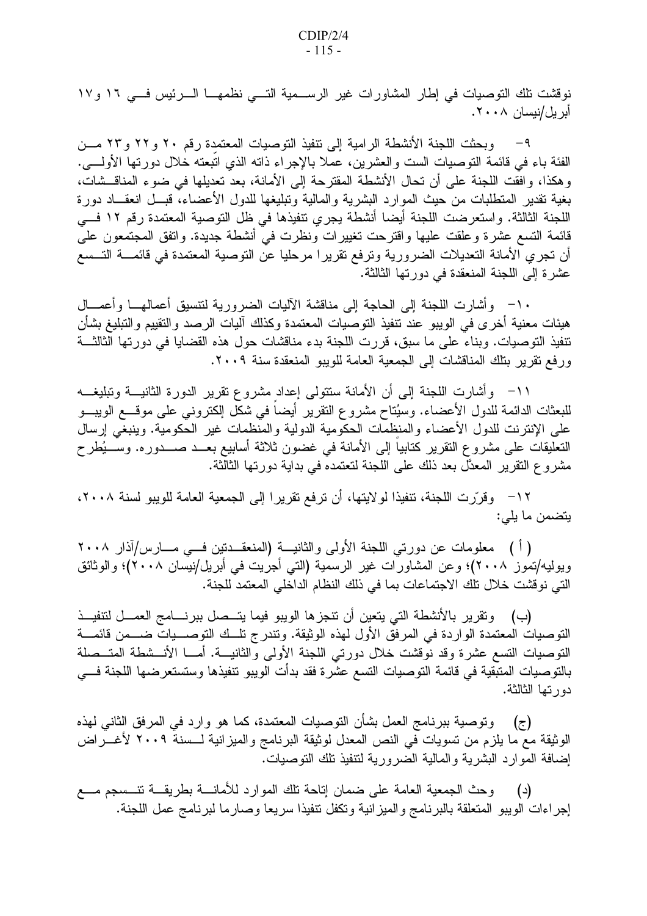نوقشت تلك التوصيات في إطار المشاورات غير الرسمية التي نظمها الرئيس في ١٦ و١٧ أبريل/نيسان ٢٠٠٨.

٩- وبحثت اللجنة الأنشطة الرامية إلى تنفيذ التوصيات المعتمدة رقم ٢٠ و٢٢ و٢٣ من الفئة باء في قائمة التوصيات الست والعشرين، عملا بالإجراء ذاته الذي اتّبعته خلال دورتها الأولى. وهكذا، وافقت اللجنة على أن تحال الأنشطة المقترحة إلى الأمانة، بعد تعديلها في ضوء المناقشات، بغية تقدير المتطلبات من حيث الموارد البشرية والمالية وتبليغها للدول الأعضاء، قبل انعقاد دورة اللجنة الثالثة. واستعرضت اللجنة أيضا أنشطة يجري تنفيذها في ظل التوصية المعتمدة رقم ١٢ في قائمة التسع عشرة وعلقت عليها واقترحت تغييرات ونظرت في أنشطة جديدة. واتفق المجتمعون على أن تجري الأمانة التعديلات الضرورية وترفع تقريرا مرحليا عن التوصية المعتمدة في قائمة التسع عشرة إلى اللجنة المنعقدة في دورتها الثالثة.

١٠- وأشارت اللجنة إلى الحاجة إلى مناقشة الآليات الضرورية لتنسيق أعمالها وأعمال هيئات معنية أخرى في الويبو عند تنفيذ التوصيات المعتمدة وكذلك آليات الرصد والتقييم والتبليغ بشأن تنفيذ التوصيات. وبناء على ما سبق، قررت اللجنة بدء مناقشات حول هذه القضايا في دورتها الثالثة ورفع تقرير بتلك المناقشات إلى الجمعية العامة للويبو المنعقدة سنة ٢٠٠٩.

١١- وأشارت اللجنة إلى أن الأمانة ستتولى إعداد مشروع تقرير الدورة الثانية وتبليغه للبعثات الدائمة للدول الأعضاء. وسيُتاح مشروع التقرير أيضاً في شكل إلكتروني على موقع الويبو على الإنترنت للدول الأعضاء والمنظمات الحكومية الدولية والمنظمات غير الحكومية. وينبغي إرسال التعليقات على مشروع التقرير كتابياً إلى الأمانة في غضون ثلاثة أسابيع بعد صدوره. وسيُطرح مشروع التقرير المعدّل بعد ذلك على اللجنة لتعتمده في بداية دورتها الثالثة.

١٢- وقرّرت اللجنة، تنفيذا لولايتها، أن ترفع تقريرا إلى الجمعية العامة للويبو لسنة ٢٠٠٨، يتضمن ما يلي:

(أ) معلومات عن دورتي اللجنة الأولى والثانية (المنعقدتين في مارس/آذار ٢٠٠٨ ويوليه/تموز ٢٠٠٨)؛ وعن المشاورات غير الرسمية (التي أجريت في أبريل/نيسان ٢٠٠٨)؛ والوثائق التي نوقشت خلال تلك الاجتماعات بما في ذلك النظام الداخلي المعتمد للجنة.

(ب) وتقرير بالأنشطة التي يتعين أن تنجزها الويبو فيما يتصل ببرنامج العمل لتنفيذ التوصيات المعتمدة الواردة في المرفق الأول لهذه الوثيقة. وتندرج تلك التوصيات ضمن قائمة التوصيات التسع عشرة وقد نوقشت خلال دورتي اللجنة الأولى والثانية. أما الأنشطة المتصلة بالتوصيات المتبقية في قائمة التوصيات التسع عشرة فقد بدأت الويبو تنفيذها وستستعرضها اللجنة في دورتها الثالثة.

(ج) وتوصية ببرنامج العمل بشأن التوصيات المعتمدة، كما هو وارد في المرفق الثاني لهذه الوثيقة مع ما يلزم من تسويات في النص المعدل لوثيقة البرنامج والميزانية لسنة ٢٠٠٩ لأغراض إضافة الموارد البشرية والمالية الضرورية لتنفيذ تلك التوصيات.

(د) وحث الجمعية العامة على ضمان إتاحة تلك الموارد للأمانة بطريقة تنسجم مع إجراءات الويبو المتعلقة بالبرنامج والميزانية وتكفل تنفيذا سريعا وصارما لبرنامج عمل اللجنة.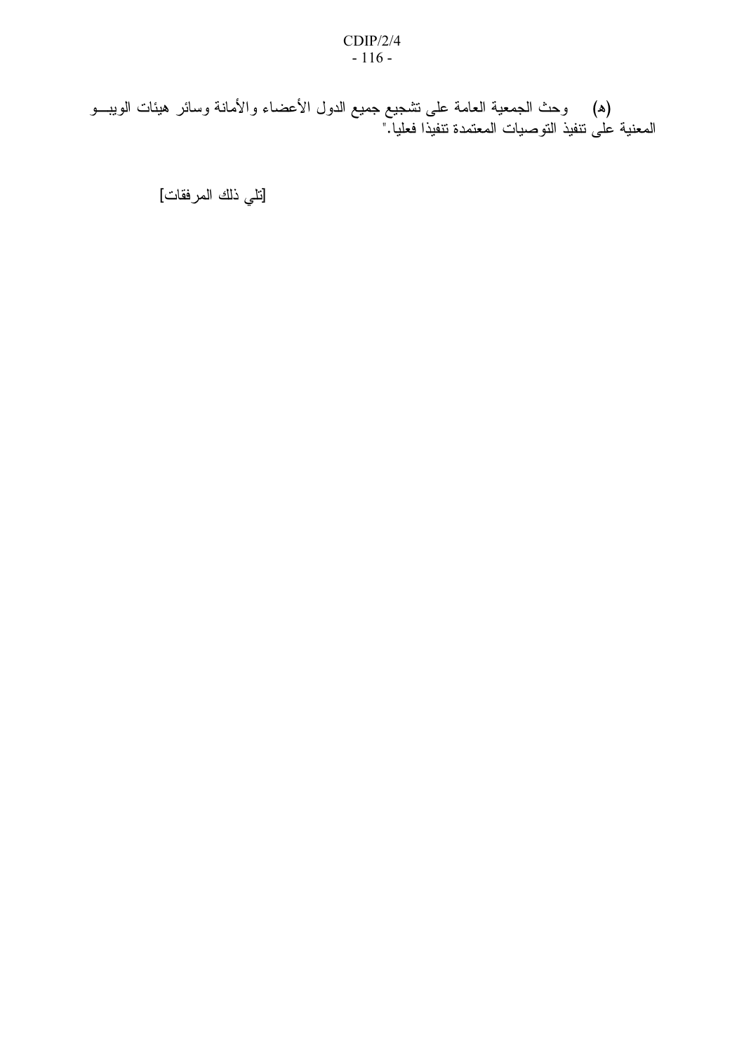(هـ) وحث الجمعية العامة على تشجيع جميع الدول الأعضاء والأمانة وسائر هيئات الويبــو المعنية على تنفيذ التوصيات المعتمدة تنفيذا فعليا."

[تلي ذلك المرفقات]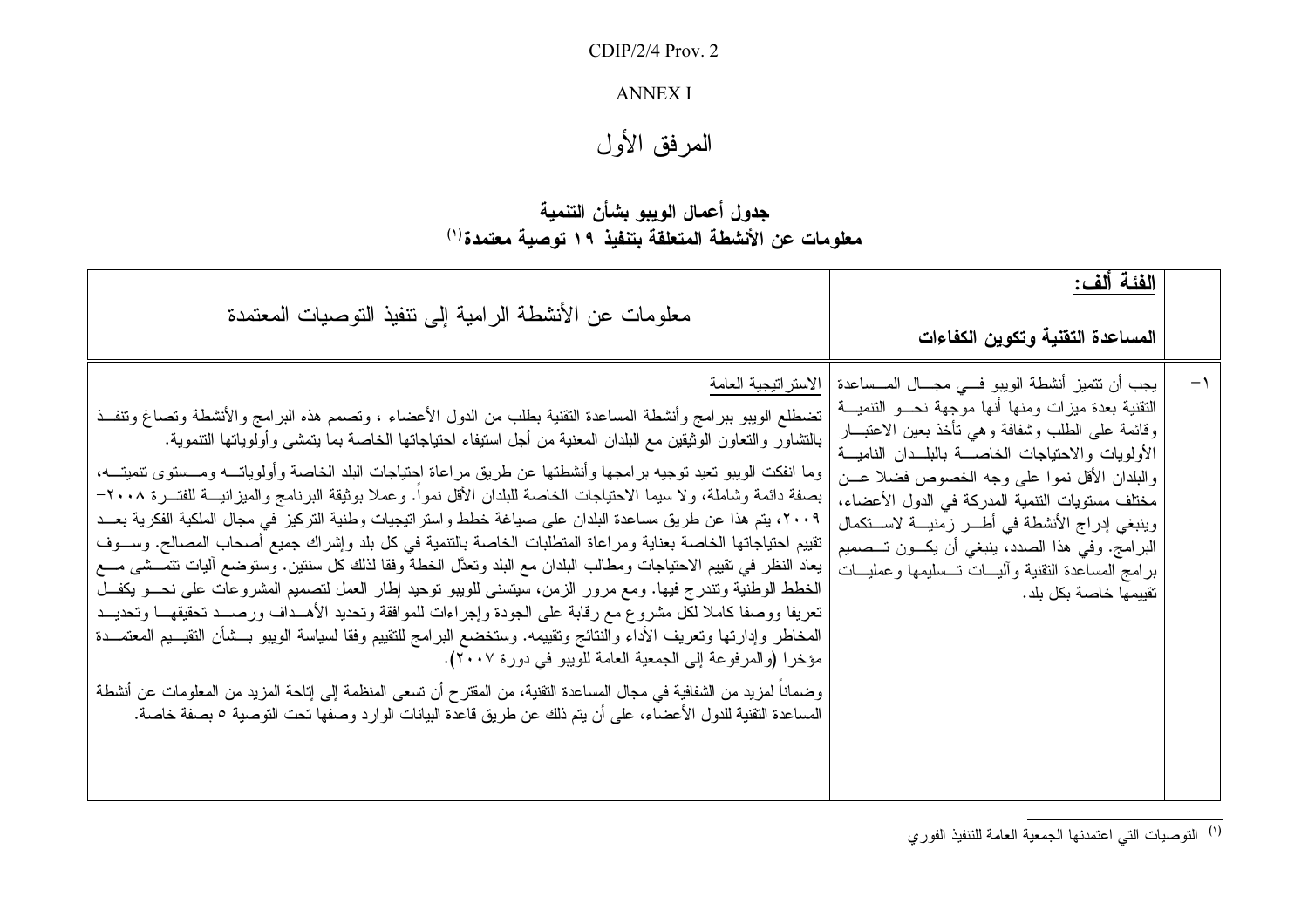CDIP/2/4 Prov. 2

ANNEX I

# المرفق الأول

## جدول أعمال الويبو بشأن التنمية
## معلومات عن الأنشطة المتعلقة بتنفيذ ١٩ توصية معتمدة[١]

| | **الفئة ألف:** **المساعدة التقنية وتكوين الكفاءات** | معلومات عن الأنشطة الرامية إلى تنفيذ التوصيات المعتمدة |
|---|---|---|
| ١- | يجب أن تتميز أنشطة الويبو في مجال المساعدة التقنية بعدة ميزات ومنها أنها موجهة نحو التنمية وقائمة على الطلب وشفافة وهي تأخذ بعين الاعتبار الأولويات والاحتياجات الخاصة بالبلدان النامية والبلدان الأقل نموا على وجه الخصوص فضلا عن مختلف مستويات التنمية المدركة في الدول الأعضاء، وينبغي إدراج الأنشطة في أطر زمنية لاستكمال البرامج. وفي هذا الصدد، ينبغي أن يكون تصميم برامج المساعدة التقنية وآليات تسليمها وعمليات تقييمها خاصة بكل بلد. | الاستراتيجية العامة<br>تضطلع الويبو ببرامج وأنشطة المساعدة التقنية بطلب من الدول الأعضاء ، وتصمم هذه البرامج والأنشطة وتصاغ وتنفذ بالتشاور والتعاون الوثيقين مع البلدان المعنية من أجل استيفاء احتياجاتها الخاصة بما يتمشى وأولوياتها التنموية.<br>وما انفكت الويبو تعيد توجيه برامجها وأنشطتها عن طريق مراعاة احتياجات البلد الخاصة وأولوياته ومستوى تنميته، بصفة دائمة وشاملة، ولا سيما الاحتياجات الخاصة للبلدان الأقل نمواً. وعملا بوثيقة البرنامج والميزانية للفترة ٢٠٠٨-٢٠٠٩، يتم هذا عن طريق مساعدة البلدان على صياغة خطط واستراتيجيات وطنية التركيز في مجال الملكية الفكرية بعد تقييم احتياجاتها الخاصة بعناية ومراعاة المتطلبات الخاصة بالتنمية في كل بلد وإشراك جميع أصحاب المصالح. وسوف يعاد النظر في تقييم الاحتياجات ومطالب البلدان مع البلد وتعدّل الخطة وفقا لذلك كل سنتين. وستوضع آليات تتمشى مع الخطط الوطنية وتندرج فيها. ومع مرور الزمن، سيتسنى للويبو توحيد إطار العمل لتصميم المشروعات على نحو يكفل تعريفا ووصفا كاملا لكل مشروع مع رقابة على الجودة وإجراءات للموافقة وتحديد الأهداف ورصد تحقيقها وتحديد المخاطر وإدارتها وتعريف الأداء والنتائج وتقييمه. وستخضع البرامج للتقييم وفقا لسياسة الويبو بشأن التقييم المعتمدة مؤخرا (والمرفوعة إلى الجمعية العامة للويبو في دورة ٢٠٠٧).<br>وضماناً لمزيد من الشفافية في مجال المساعدة التقنية، من المقترح أن تسعى المنظمة إلى إتاحة المزيد من المعلومات عن أنشطة المساعدة التقنية للدول الأعضاء، على أن يتم ذلك عن طريق قاعدة البيانات الوارد وصفها تحت التوصية ٥ بصفة خاصة. |

[١] التوصيات التي اعتمدتها الجمعية العامة للتنفيذ الفوري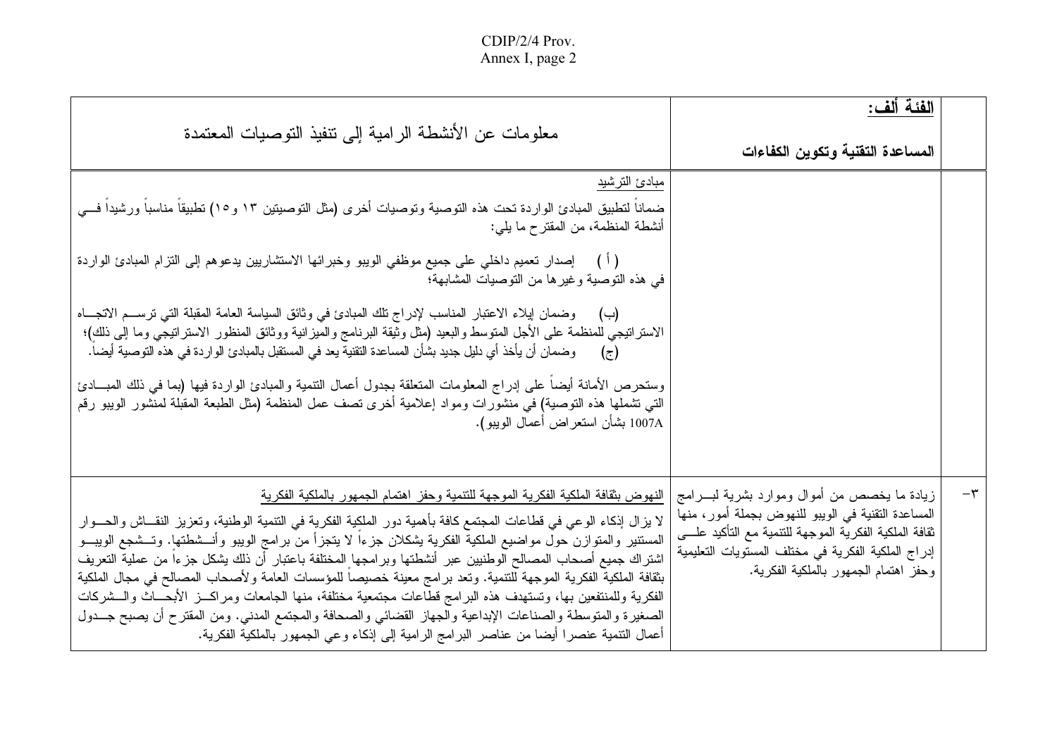| | الفئة ألف: المساعدة التقنية وتكوين الكفاءات | معلومات عن الأنشطة الرامية إلى تنفيذ التوصيات المعتمدة |
|---|---|---|
| | | مبادئ الترشيد<br><br>ضماناً لتطبيق المبادئ الواردة تحت هذه التوصية وتوصيات أخرى (مثل التوصيتين ١٣ و١٥) تطبيقاً مناسباً ورشيداً في أنشطة المنظمة، من المقترح ما يلي:<br><br>( أ ) إصدار تعميم داخلي على جميع موظفي الويبو وخبرائها الاستشاريين يدعوهم إلى التزام المبادئ الواردة في هذه التوصية وغيرها من التوصيات المشابهة؛<br><br>(ب) وضمان إيلاء الاعتبار المناسب لإدراج تلك المبادئ في وثائق السياسة العامة المقبلة التي ترسم الاتجاه الاستراتيجي للمنظمة على الأجل المتوسط والبعيد (مثل وثيقة البرنامج والميزانية ووثائق المنظور الاستراتيجي وما إلى ذلك)؛<br>(ج) وضمان أن يأخذ أي دليل جديد بشأن المساعدة التقنية يعد في المستقبل بالمبادئ الواردة في هذه التوصية أيضاً.<br><br>وستحرص الأمانة أيضاً على إدراج المعلومات المتعلقة بجدول أعمال التنمية والمبادئ الواردة فيها (بما في ذلك المبادئ التي تشملها هذه التوصية) في منشورات ومواد إعلامية أخرى تصف عمل المنظمة (مثل الطبعة المقبلة لمنشور الويبو رقم 1007A بشأن استعراض أعمال الويبو). |
| -٣ | زيادة ما يخصص من أموال وموارد بشرية لبرامج المساعدة التقنية في الويبو للنهوض بجملة أمور، منها ثقافة الملكية الفكرية الموجهة للتنمية مع التأكيد على إدراج الملكية الفكرية في مختلف المستويات التعليمية وحفز اهتمام الجمهور بالملكية الفكرية. | النهوض بثقافة الملكية الفكرية الموجهة للتنمية وحفز اهتمام الجمهور بالملكية الفكرية<br><br>لا يزال إذكاء الوعي في قطاعات المجتمع كافة بأهمية دور الملكية الفكرية في التنمية الوطنية، وتعزيز النقاش والحوار المستنير والمتوازن حول مواضيع الملكية الفكرية يشكلان جزءاً لا يتجزأ من برامج الويبو وأنشطتها. وتشجع الويبو اشتراك جميع أصحاب المصالح الوطنيين عبر أنشطتها وبرامجها المختلفة باعتبار أن ذلك يشكل جزءاً من عملية التعريف بثقافة الملكية الفكرية الموجهة للتنمية. وتعد برامج معينة خصيصاً للمؤسسات العامة ولأصحاب المصالح في مجال الملكية الفكرية وللمنتفعين بها، وتستهدف هذه البرامج قطاعات مجتمعية مختلفة، منها الجامعات ومراكز الأبحاث والشركات الصغيرة والمتوسطة والصناعات الإبداعية والجهاز القضائي والصحافة والمجتمع المدني. ومن المقترح أن يصبح جدول أعمال التنمية عنصرا أيضا من عناصر البرامج الرامية إلى إذكاء وعي الجمهور بالملكية الفكرية. |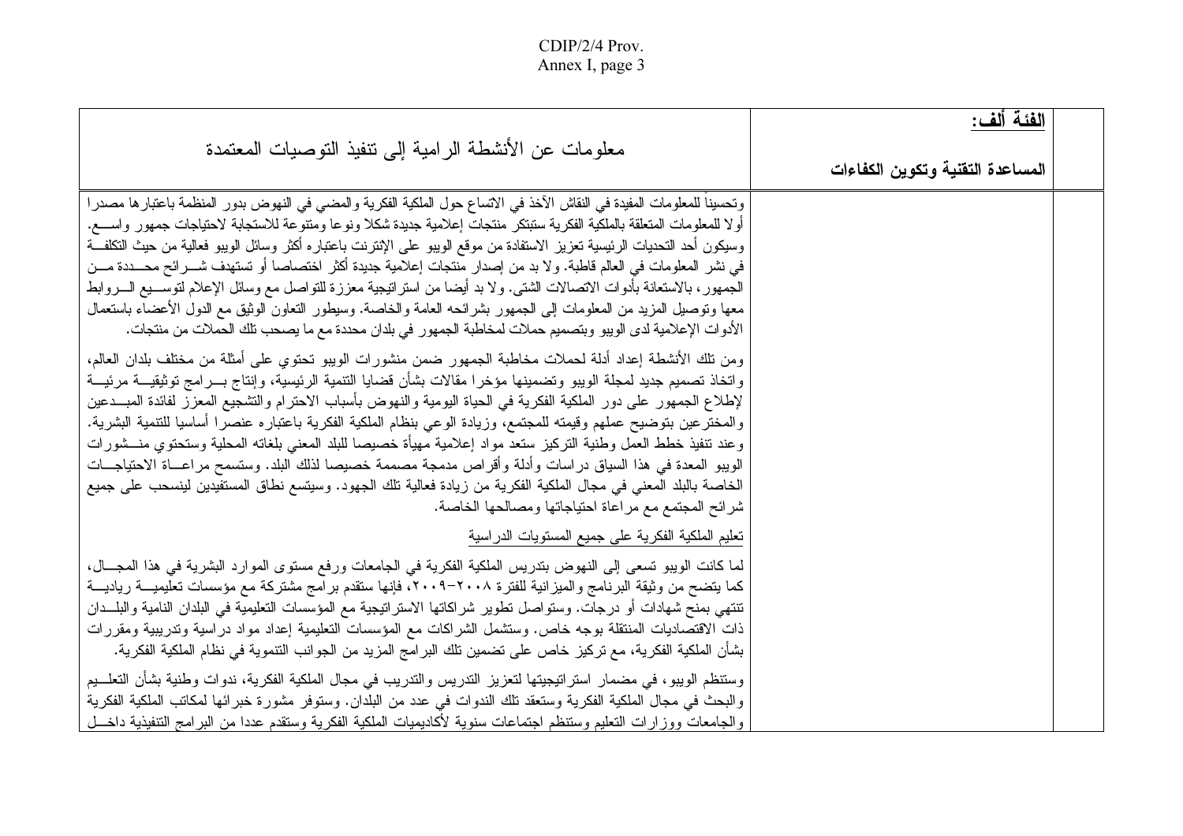| | الفئة ألف:<br><br>**المساعدة التقنية وتكوين الكفاءات** | معلومات عن الأنشطة الرامية إلى تنفيذ التوصيات المعتمدة |
|---|---|---|
| | | وتحسيناً للمعلومات المفيدة في النقاش الآخذ في الاتساع حول الملكية الفكرية والمضي في النهوض بدور المنظمة باعتبارها مصدرا أولا للمعلومات المتعلقة بالملكية الفكرية ستبتكر منتجات إعلامية جديدة شكلا ونوعا ومتنوعة للاستجابة لاحتياجات جمهور واسع. وسيكون أحد التحديات الرئيسية تعزيز الاستفادة من موقع الويبو على الإنترنت باعتباره أكثر وسائل الويبو فعالية من حيث التكلفة في نشر المعلومات في العالم قاطبة. ولا بد من إصدار منتجات إعلامية جديدة أكثر اختصاصا أو تستهدف شرائح محددة من الجمهور، بالاستعانة بأدوات الاتصالات الشتى. ولا بد أيضا من استراتيجية معززة للتواصل مع وسائل الإعلام لتوسيع الروابط معها وتوصيل المزيد من المعلومات إلى الجمهور بشرائحه العامة والخاصة. وسيطور التعاون الوثيق مع الدول الأعضاء باستعمال الأدوات الإعلامية لدى الويبو وبتصميم حملات لمخاطبة الجمهور في بلدان محددة مع ما يصحب تلك الحملات من منتجات.<br><br>ومن تلك الأنشطة إعداد أدلة لحملات مخاطبة الجمهور ضمن منشورات الويبو تحتوي على أمثلة من مختلف بلدان العالم، واتخاذ تصميم جديد لمجلة الويبو وتضمينها مؤخرا مقالات بشأن قضايا التنمية الرئيسية، وإنتاج برامج توثيقية مرئية لإطلاع الجمهور على دور الملكية الفكرية في الحياة اليومية والنهوض بأسباب الاحترام والتشجيع المعزز لفائدة المبدعين والمخترعين بتوضيح عملهم وقيمته للمجتمع، وزيادة الوعي بنظام الملكية الفكرية باعتباره عنصرا أساسيا للتنمية البشرية. وعند تنفيذ خطط العمل وطنية التركيز ستعد مواد إعلامية مهيأة خصيصا للبلد المعني بلغاته المحلية وستحتوي منشورات الويبو المعدة في هذا السياق دراسات وأدلة وأقراص مدمجة مصممة خصيصا لذلك البلد. وستسمح مراعاة الاحتياجات الخاصة بالبلد المعني في مجال الملكية الفكرية من زيادة فعالية تلك الجهود. وسيتسع نطاق المستفيدين لينسحب على جميع شرائح المجتمع مع مراعاة احتياجاتها ومصالحها الخاصة.<br><br><u>تعليم الملكية الفكرية على جميع المستويات الدراسية</u><br><br>لما كانت الويبو تسعى إلى النهوض بتدريس الملكية الفكرية في الجامعات ورفع مستوى الموارد البشرية في هذا المجال، كما يتضح من وثيقة البرنامج والميزانية للفترة ٢٠٠٨-٢٠٠٩، فإنها ستقدم برامج مشتركة مع مؤسسات تعليمية ريادية تنتهي بمنح شهادات أو درجات. وستواصل تطوير شراكاتها الاستراتيجية مع المؤسسات التعليمية في البلدان النامية والبلدان ذات الاقتصاديات المنتقلة بوجه خاص. وستشمل الشراكات مع المؤسسات التعليمية إعداد مواد دراسية وتدريبية ومقررات بشأن الملكية الفكرية، مع تركيز خاص على تضمين تلك البرامج المزيد من الجوانب التنموية في نظام الملكية الفكرية.<br><br>وستنظم الويبو، في مضمار استراتيجيتها لتعزيز التدريس والتدريب في مجال الملكية الفكرية، ندوات وطنية بشأن التعليم والبحث في مجال الملكية الفكرية وستعقد تلك الندوات في عدد من البلدان. وستوفر مشورة خبرائها لمكاتب الملكية الفكرية والجامعات ووزارات التعليم وستنظم اجتماعات سنوية لأكاديميات الملكية الفكرية وستقدم عددا من البرامج التنفيذية داخل |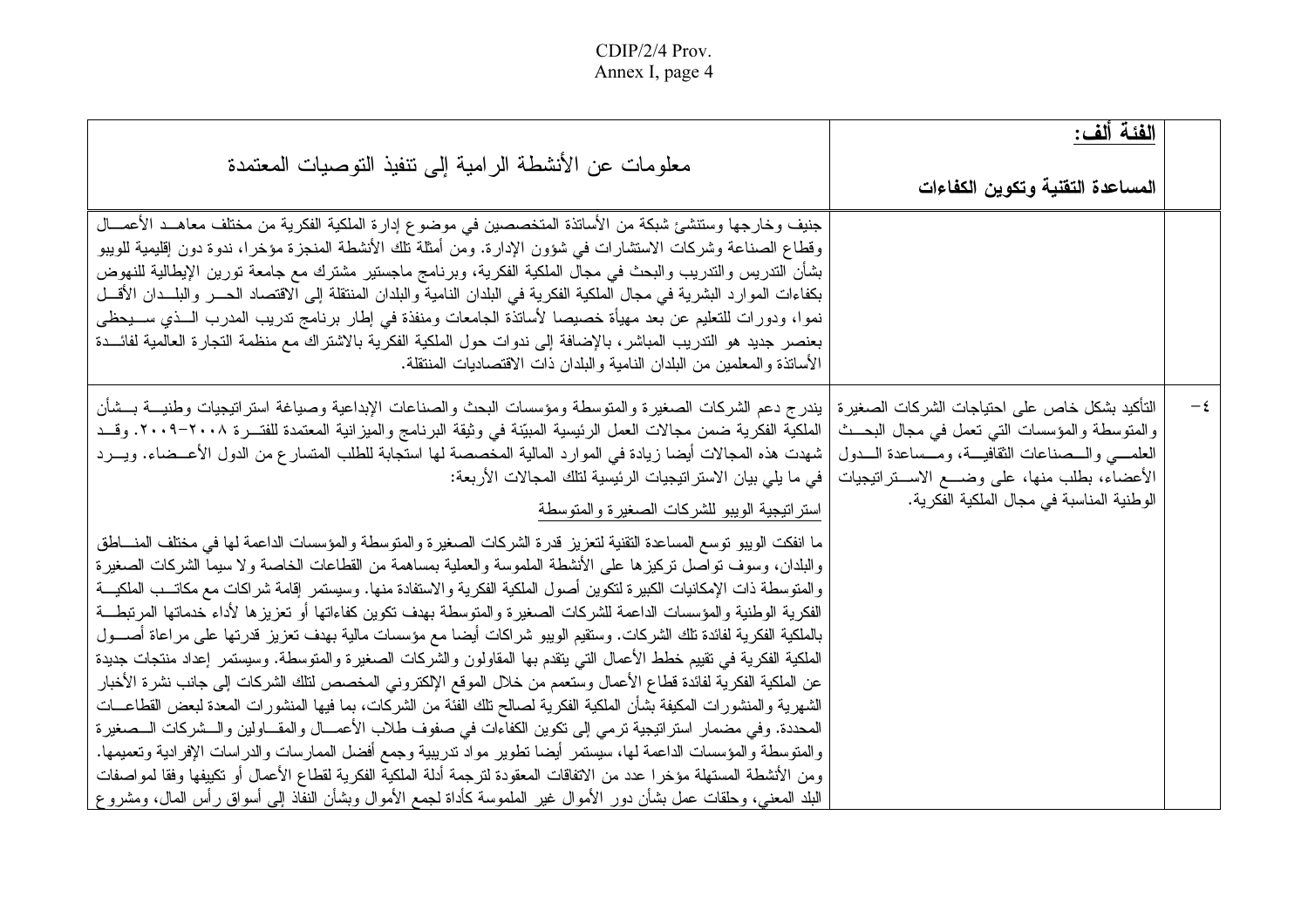| | الفئة ألف: المساعدة التقنية وتكوين الكفاءات | معلومات عن الأنشطة الرامية إلى تنفيذ التوصيات المعتمدة |
|---|---|---|
| | | جنيف وخارجها وستنشئ شبكة من الأساتذة المتخصصين في موضوع إدارة الملكية الفكرية من مختلف معاهد الأعمال وقطاع الصناعة وشركات الاستشارات في شؤون الإدارة. ومن أمثلة تلك الأنشطة المنجزة مؤخرا، ندوة دون إقليمية للويبو بشأن التدريس والتدريب والبحث في مجال الملكية الفكرية، وبرنامج ماجستير مشترك مع جامعة تورين الإيطالية للنهوض بكفاءات الموارد البشرية في مجال الملكية الفكرية في البلدان النامية والبلدان المنتقلة إلى الاقتصاد الحر والبلدان الأقل نموا، ودورات للتعليم عن بعد مهيأة خصيصا لأساتذة الجامعات ومنفذة في إطار برنامج تدريب المدرب الذي سيحظى بعنصر جديد هو التدريب المباشر، بالإضافة إلى ندوات حول الملكية الفكرية بالاشتراك مع منظمة التجارة العالمية لفائدة الأساتذة والمعلمين من البلدان النامية والبلدان ذات الاقتصاديات المنتقلة. |
| ٤- | التأكيد بشكل خاص على احتياجات الشركات الصغيرة والمتوسطة والمؤسسات التي تعمل في مجال البحث العلمي والصناعات الثقافية، ومساعدة الدول الأعضاء، بطلب منها، على وضع الاستراتيجيات الوطنية المناسبة في مجال الملكية الفكرية. | يندرج دعم الشركات الصغيرة والمتوسطة ومؤسسات البحث والصناعات الإبداعية وصياغة استراتيجيات وطنية بشأن الملكية الفكرية ضمن مجالات العمل الرئيسية المبيّنة في وثيقة البرنامج والميزانية المعتمدة للفترة ٢٠٠٨-٢٠٠٩. وقد شهدت هذه المجالات أيضا زيادة في الموارد المالية المخصصة لها استجابة للطلب المتسارع من الدول الأعضاء. ويرد في ما يلي بيان الاستراتيجيات الرئيسية لتلك المجالات الأربعة:<br><br>استراتيجية الويبو للشركات الصغيرة والمتوسطة<br><br>ما انفكت الويبو توسع المساعدة التقنية لتعزيز قدرة الشركات الصغيرة والمتوسطة والمؤسسات الداعمة لها في مختلف المناطق والبلدان، وسوف تواصل تركيزها على الأنشطة الملموسة والعملية بمساهمة من القطاعات الخاصة ولا سيما الشركات الصغيرة والمتوسطة ذات الإمكانيات الكبيرة لتكوين أصول الملكية الفكرية والاستفادة منها. وسيستمر إقامة شراكات مع مكاتب الملكية الفكرية الوطنية والمؤسسات الداعمة للشركات الصغيرة والمتوسطة بهدف تكوين كفاءاتها أو تعزيزها لأداء خدماتها المرتبطة بالملكية الفكرية لفائدة تلك الشركات. وستقيم الويبو شراكات أيضا مع مؤسسات مالية بهدف تعزيز قدرتها على مراعاة أصول الملكية الفكرية في تقييم خطط الأعمال التي يتقدم بها المقاولون والشركات الصغيرة والمتوسطة. وسيستمر إعداد منتجات جديدة عن الملكية الفكرية لفائدة قطاع الأعمال وستعمم من خلال الموقع الإلكتروني المخصص لتلك الشركات إلى جانب نشرة الأخبار الشهرية والمنشورات المكيفة بشأن الملكية الفكرية لصالح تلك الفئة من الشركات، بما فيها المنشورات المعدة لبعض القطاعات المحددة. وفي مضمار استراتيجية ترمي إلى تكوين الكفاءات في صفوف طلاب الأعمال والمقاولين والشركات الصغيرة والمتوسطة والمؤسسات الداعمة لها، سيستمر أيضا تطوير مواد تدريبية وجمع أفضل الممارسات والدراسات الإفرادية وتعميمها. ومن الأنشطة المستهلة مؤخرا عدد من الاتفاقات المعقودة لترجمة أدلة الملكية الفكرية لقطاع الأعمال أو تكييفها وفقا لمواصفات البلد المعني، وحلقات عمل بشأن دور الأموال غير الملموسة كأداة لجمع الأموال وبشأن النفاذ إلى أسواق رأس المال، ومشروع |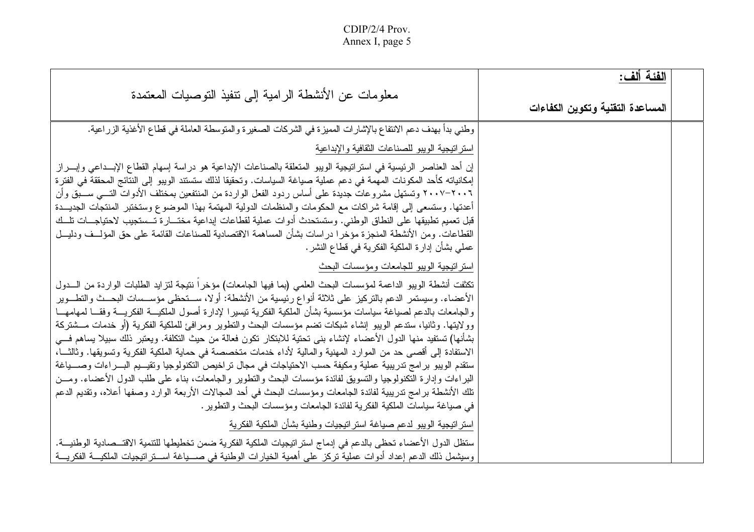| | الفئة ألف: المساعدة التقنية وتكوين الكفاءات | معلومات عن الأنشطة الرامية إلى تنفيذ التوصيات المعتمدة |
|---|---|---|
| | | وطني بدأ بهدف دعم الانتفاع بالإشارات المميزة في الشركات الصغيرة والمتوسطة العاملة في قطاع الأغذية الزراعية.<br><br>استراتيجية الويبو للصناعات الثقافية والإبداعية<br><br>إن أحد العناصر الرئيسية في استراتيجية الويبو المتعلقة بالصناعات الإبداعية هو دراسة إسهام القطاع الإبداعي وإبراز إمكانياته كأحد المكونات المهمة في دعم عملية صياغة السياسات. وتحقيقا لذلك ستستند الويبو إلى النتائج المحققة في الفترة ٢٠٠٦-٢٠٠٧ وتستهل مشروعات جديدة على أساس ردود الفعل الواردة من المنتفعين بمختلف الأدوات التي سبق وأن أعدتها. وستسعى إلى إقامة شراكات مع الحكومات والمنظمات الدولية المهتمة بهذا الموضوع وستختبر المنتجات الجديدة قبل تعميم تطبيقها على النطاق الوطني. وستستحدث أدوات عملية لقطاعات إبداعية مختارة تستجيب لاحتياجات تلك القطاعات. ومن الأنشطة المنجزة مؤخرا دراسات بشأن المساهمة الاقتصادية للصناعات القائمة على حق المؤلف ودليل عملي بشأن إدارة الملكية الفكرية في قطاع النشر.<br><br>استراتيجية الويبو للجامعات ومؤسسات البحث<br><br>تكثفت أنشطة الويبو الداعمة لمؤسسات البحث العلمي (بما فيها الجامعات) مؤخراً نتيجة لتزايد الطلبات الواردة من الدول الأعضاء. وسيستمر الدعم بالتركيز على ثلاثة أنواع رئيسية من الأنشطة: أولا، ستحظى مؤسسات البحث والتطوير والجامعات بالدعم لصياغة سياسات مؤسسية بشأن الملكية الفكرية تيسيرا لإدارة أصول الملكية الفكرية وفقا لمهامها وولايتها. وثانيا، ستدعم الويبو إنشاء شبكات تضم مؤسسات البحث والتطوير ومرافئ للملكية الفكرية (أو خدمات مشتركة بشأنها) تستفيد منها الدول الأعضاء لإنشاء بنى تحتية للابتكار تكون فعالة من حيث التكلفة. ويعتبر ذلك سبيلا يساهم في الاستفادة إلى أقصى حد من الموارد المهنية والمالية لأداء خدمات متخصصة في حماية الملكية الفكرية وتسويقها. وثالثا، ستقدم الويبو برامج تدريبية عملية ومكيفة حسب الاحتياجات في مجال تراخيص التكنولوجيا وتقييم البراءات وصياغة البراءات وإدارة التكنولوجيا والتسويق لفائدة مؤسسات البحث والتطوير والجامعات، بناء على طلب الدول الأعضاء. ومن تلك الأنشطة برامج تدريبية لفائدة الجامعات ومؤسسات البحث في أحد المجالات الأربعة الوارد وصفها أعلاه، وتقديم الدعم في صياغة سياسات الملكية الفكرية لفائدة الجامعات ومؤسسات البحث والتطوير.<br><br>استراتيجية الويبو لدعم صياغة استراتيجيات وطنية بشأن الملكية الفكرية<br><br>ستظل الدول الأعضاء تحظى بالدعم في إدماج استراتيجيات الملكية الفكرية ضمن تخطيطها للتنمية الاقتصادية الوطنية. وسيشمل ذلك الدعم إعداد أدوات عملية تركز على أهمية الخيارات الوطنية في صياغة استراتيجيات الملكية الفكرية |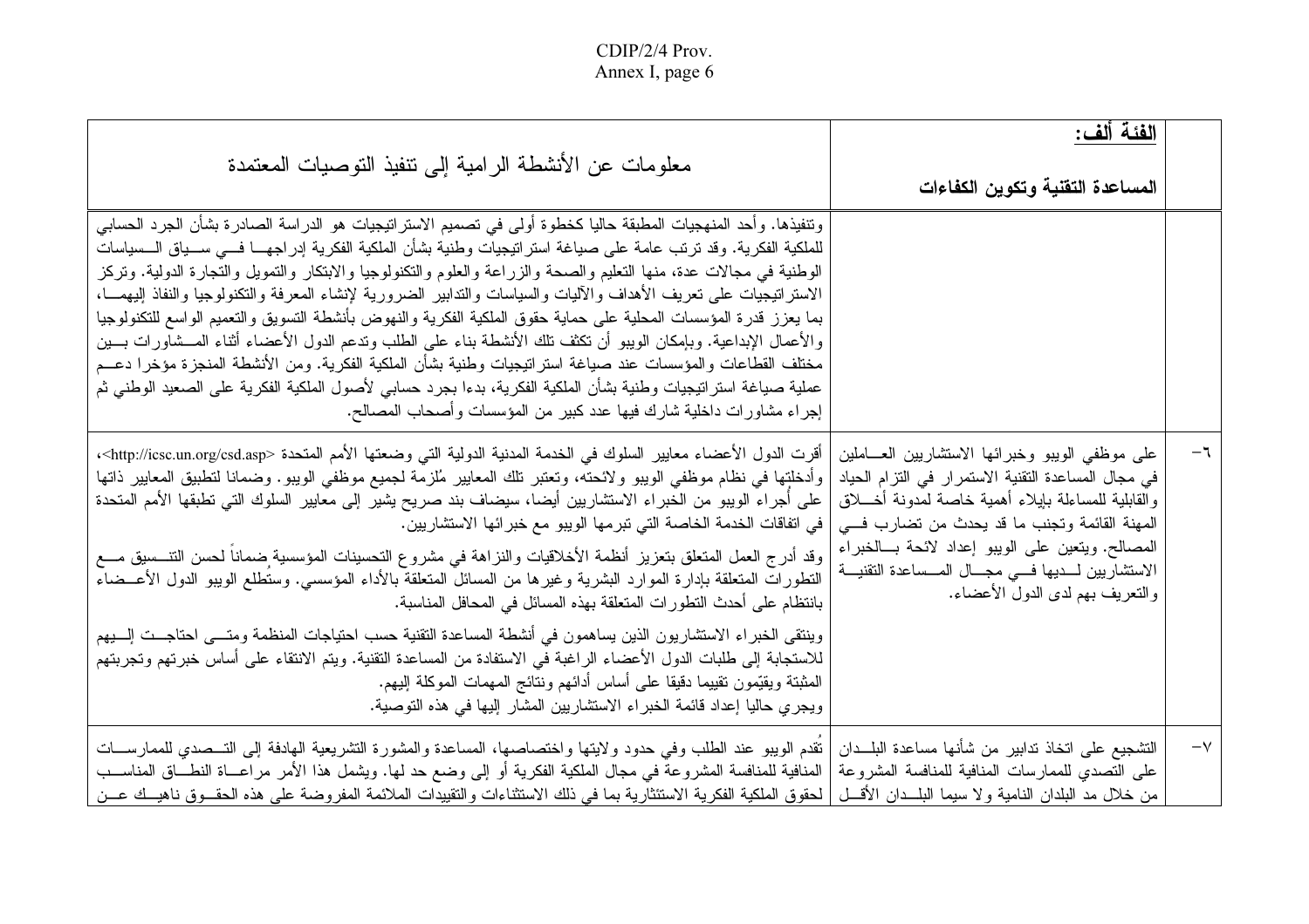| | الفئة ألف: المساعدة التقنية وتكوين الكفاءات | معلومات عن الأنشطة الرامية إلى تنفيذ التوصيات المعتمدة |
|---|---|---|
| | | وتنفيذها. وأحد المنهجيات المطبقة حاليا كخطوة أولى في تصميم الاستراتيجيات هو الدراسة الصادرة بشأن الجرد الحسابي للملكية الفكرية. وقد ترتب عامة على صياغة استراتيجيات وطنية بشأن الملكية الفكرية إدراجهـا فـي سـياق الـسياسات الوطنية في مجالات عدة، منها التعليم والصحة والزراعة والعلوم والتكنولوجيا والابتكار والتمويل والتجارة الدولية. وتركز الاستراتيجيات على تعريف الأهداف والآليات والسياسات والتدابير الضرورية لإنشاء المعرفة والتكنولوجيا والنفاذ إليهمـا، بما يعزز قدرة المؤسسات المحلية على حماية حقوق الملكية الفكرية والنهوض بأنشطة التسويق والتعميم الواسع للتكنولوجيا والأعمال الإبداعية. وبإمكان الويبو أن تكثف تلك الأنشطة بناء على الطلب وتدعم الدول الأعضاء أثناء المـشاورات بـين مختلف القطاعات والمؤسسات عند صياغة استراتيجيات وطنية بشأن الملكية الفكرية. ومن الأنشطة المنجزة مؤخرا دعـم عملية صياغة استراتيجيات وطنية بشأن الملكية الفكرية، بدءا بجرد حسابي لأصول الملكية الفكرية على الصعيد الوطني ثم إجراء مشاورات داخلية شارك فيها عدد كبير من المؤسسات وأصحاب المصالح. |
| -٦ | على موظفي الويبو وخبرائها الاستشاريين العـاملين في مجال المساعدة التقنية الاستمرار في التزام الحياد والقابلية للمساءلة بإيلاء أهمية خاصة لمدونة أخـلاق المهنة القائمة وتجنب ما قد يحدث من تضارب فـي المصالح. ويتعين على الويبو إعداد لائحة بـالخبراء الاستشاريين لـديها فـي مجـال المـساعدة التقنيـة والتعريف بهم لدى الدول الأعضاء. | أقرت الدول الأعضاء معايير السلوك في الخدمة المدنية الدولية التي وضعتها الأمم المتحدة <http://icsc.un.org/csd.asp>، وأدخلتها في نظام موظفي الويبو ولائحته، وتعتبر تلك المعايير مُلزمة لجميع موظفي الويبو. وضمانا لتطبيق المعايير ذاتها على أُجراء الويبو من الخبراء الاستشاريين أيضا، سيضاف بند صريح يشير إلى معايير السلوك التي تطبقها الأمم المتحدة في اتفاقات الخدمة الخاصة التي تبرمها الويبو مع خبرائها الاستشاريين.<br><br>وقد أدرج العمل المتعلق بتعزيز أنظمة الأخلاقيات والنزاهة في مشروع التحسينات المؤسسية ضماناً لحسن التنـسيق مـع التطورات المتعلقة بإدارة الموارد البشرية وغيرها من المسائل المتعلقة بالأداء المؤسسي. وستُطلع الويبو الدول الأعـضاء بانتظام على أحدث التطورات المتعلقة بهذه المسائل في المحافل المناسبة.<br><br>وينتقى الخبراء الاستشاريون الذين يساهمون في أنشطة المساعدة التقنية حسب احتياجات المنظمة ومتـى احتاجـت إلـيهم للاستجابة إلى طلبات الدول الأعضاء الراغبة في الاستفادة من المساعدة التقنية. ويتم الانتقاء على أساس خبرتهم وتجربتهم المثبتة ويقيّمون تقييما دقيقا على أساس أدائهم ونتائج المهمات الموكلة إليهم.<br>ويجري حاليا إعداد قائمة الخبراء الاستشاريين المشار إليها في هذه التوصية. |
| -٧ | التشجيع على اتخاذ تدابير من شأنها مساعدة البلـدان على التصدي للممارسات المنافية للمنافسة المشروعة من خلال مد البلدان النامية ولا سيما البلـدان الأقـل | تُقدم الويبو عند الطلب وفي حدود ولايتها واختصاصها، المساعدة والمشورة التشريعية الهادفة إلى التـصدي للممارسـات المنافية للمنافسة المشروعة في مجال الملكية الفكرية أو إلى وضع حد لها. ويشمل هذا الأمر مراعـاة النطـاق المناسـب لحقوق الملكية الفكرية الاستئثارية بما في ذلك الاستثناءات والتقييدات الملائمة المفروضة على هذه الحقـوق ناهيـك عـن |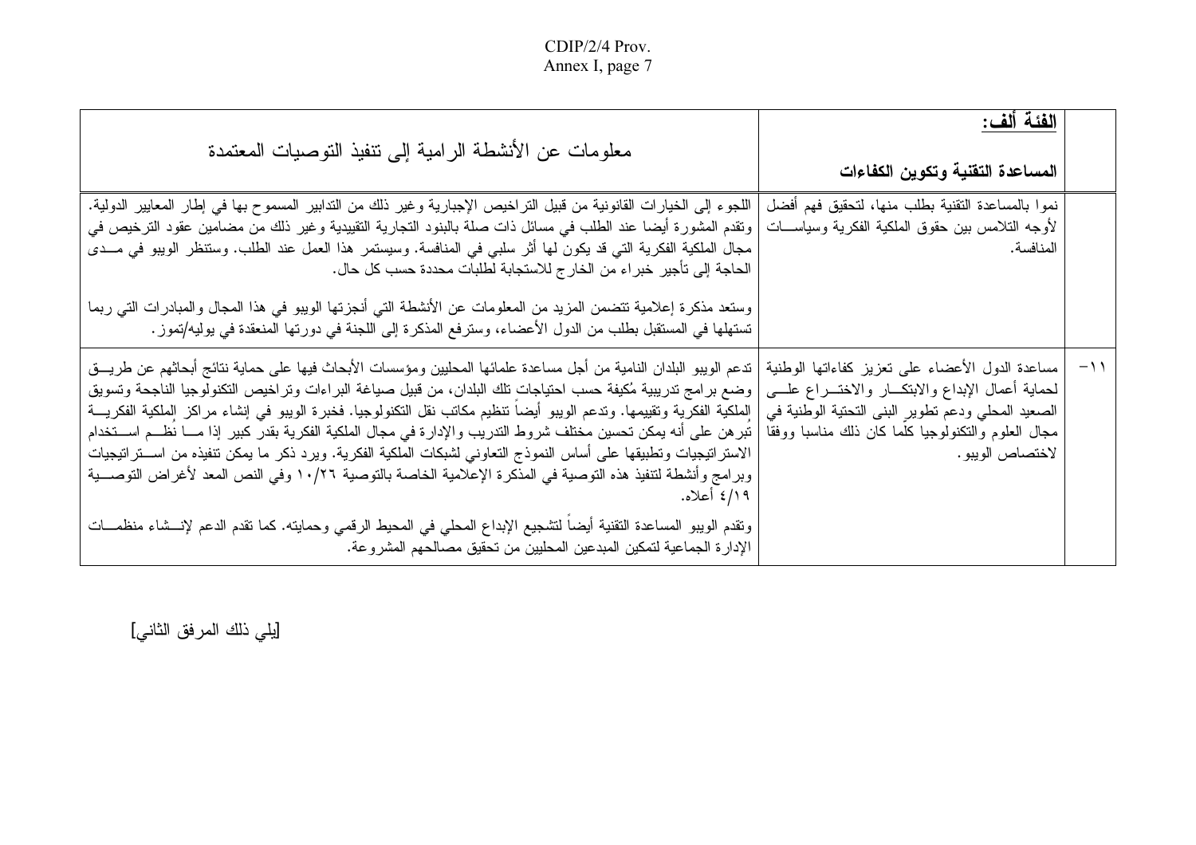| | الفئة ألف: المساعدة التقنية وتكوين الكفاءات | معلومات عن الأنشطة الرامية إلى تنفيذ التوصيات المعتمدة |
|---|---|---|
| | نموا بالمساعدة التقنية بطلب منها، لتحقيق فهم أفضل لأوجه التلامس بين حقوق الملكية الفكرية وسياسات المنافسة. | اللجوء إلى الخيارات القانونية من قبيل التراخيص الإجبارية وغير ذلك من التدابير المسموح بها في إطار المعايير الدولية. وتقدم المشورة أيضا عند الطلب في مسائل ذات صلة بالبنود التجارية التقييدية وغير ذلك من مضامين عقود الترخيص في مجال الملكية الفكرية التي قد يكون لها أثر سلبي في المنافسة. وسيستمر هذا العمل عند الطلب. وستنظر الويبو في مدى الحاجة إلى تأجير خبراء من الخارج للاستجابة لطلبات محددة حسب كل حال.<br><br>وستعد مذكرة إعلامية تتضمن المزيد من المعلومات عن الأنشطة التي أنجزتها الويبو في هذا المجال والمبادرات التي ربما تستهلها في المستقبل بطلب من الدول الأعضاء، وسترفع المذكرة إلى اللجنة في دورتها المنعقدة في يوليه/تموز. |
| -١١ | مساعدة الدول الأعضاء على تعزيز كفاءاتها الوطنية لحماية أعمال الإبداع والابتكار والاختراع على الصعيد المحلي ودعم تطوير البنى التحتية الوطنية في مجال العلوم والتكنولوجيا كلما كان ذلك مناسبا ووفقا لاختصاص الويبو. | تدعم الويبو البلدان النامية من أجل مساعدة علمائها المحليين ومؤسسات الأبحاث فيها على حماية نتائج أبحاثهم عن طريق وضع برامج تدريبية مُكيفة حسب احتياجات تلك البلدان، من قبيل صياغة البراءات وتراخيص التكنولوجيا الناجحة وتسويق الملكية الفكرية وتقييمها. وتدعم الويبو أيضاً تنظيم مكاتب نقل التكنولوجيا. فخبرة الويبو في إنشاء مراكز الملكية الفكرية تُبرهن على أنه يمكن تحسين مختلف شروط التدريب والإدارة في مجال الملكية الفكرية بقدر كبير إذا ما نُظم استخدام الاستراتيجيات وتطبيقها على أساس النموذج التعاوني لشبكات الملكية الفكرية. ويرد ذكر ما يمكن تنفيذه من استراتيجيات وبرامج وأنشطة لتنفيذ هذه التوصية في المذكرة الإعلامية الخاصة بالتوصية ١٠/٢٦ وفي النص المعد لأغراض التوصية ٤/١٩ أعلاه.<br><br>وتقدم الويبو المساعدة التقنية أيضاً لتشجيع الإبداع المحلي في المحيط الرقمي وحمايته. كما تقدم الدعم لإنشاء منظمات الإدارة الجماعية لتمكين المبدعين المحليين من تحقيق مصالحهم المشروعة. |

[يلي ذلك المرفق الثاني]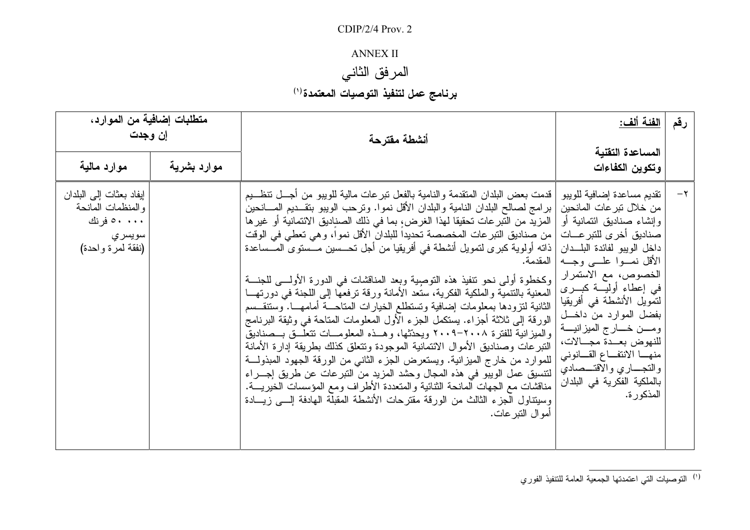ANNEX II

# المرفق الثاني

## برنامج عمل لتنفيذ التوصيات المعتمدة[1]

| رقم | الفئة ألف: المساعدة التقنية وتكوين الكفاءات | أنشطة مقترحة | متطلبات إضافية من الموارد، إن وجدت | |
|---|---|---|---|---|
| | | | موارد بشرية | موارد مالية |
| ٢- | تقديم مساعدة إضافية للويبو من خلال تبرعات المانحين وإنشاء صناديق ائتمانية أو صناديق أخرى للتبرعات داخل الويبو لفائدة البلدان الأقل نموا على وجه الخصوص، مع الاستمرار في إعطاء أولوية كبرى لتمويل الأنشطة في أفريقيا بفضل الموارد من داخل ومن خارج الميزانية للنهوض بعدة مجالات، منها الانتفاع القانوني والتجاري والاقتصادي بالملكية الفكرية في البلدان المذكورة. | قدمت بعض البلدان المتقدمة والنامية بالفعل تبرعات مالية للويبو من أجل تنظيم برامج لصالح البلدان النامية والبلدان الأقل نموا. وترحب الويبو بتقديم المانحين المزيد من التبرعات تحقيقا لهذا الغرض، بما في ذلك الصناديق الائتمانية أو غيرها من صناديق التبرعات المخصصة تحديداً للبلدان الأقل نمواً، وهي تعطي في الوقت ذاته أولوية كبرى لتمويل أنشطة في أفريقيا من أجل تحسين مستوى المساعدة المقدمة.<br><br>وكخطوة أولى نحو تنفيذ هذه التوصية وبعد المناقشات في الدورة الأولى للجنة المعنية بالتنمية والملكية الفكرية، ستُعد الأمانة ورقة ترفعها إلى اللجنة في دورتها الثانية لتزودها بمعلومات إضافية وتستطلع الخيارات المتاحة أمامها. وستنقسم الورقة إلى ثلاثة أجزاء. يستكمل الجزء الأول المعلومات المتاحة في وثيقة البرنامج والميزانية للفترة ٢٠٠٨-٢٠٠٩ ويحدّثها، وهذه المعلومات تتعلق بصناديق التبرعات وصناديق الأموال الائتمانية الموجودة وتتعلق كذلك بطريقة إدارة الأمانة للموارد من خارج الميزانية. ويستعرض الجزء الثاني من الورقة الجهود المبذولة لتنسيق عمل الويبو في هذه المجال وحشد المزيد من التبرعات عن طريق إجراء مناقشات مع الجهات المانحة الثنائية والمتعددة الأطراف ومع المؤسسات الخيرية. وسيتناول الجزء الثالث من الورقة مقترحات الأنشطة المقبلة الهادفة إلى زيادة أموال التبرعات. | | إيفاد بعثات إلى البلدان والمنظمات المانحة ٥٠٠٠٠ فرنك سويسري (نفقة لمرة واحدة) |

[1] التوصيات التي اعتمدتها الجمعية العامة للتنفيذ الفوري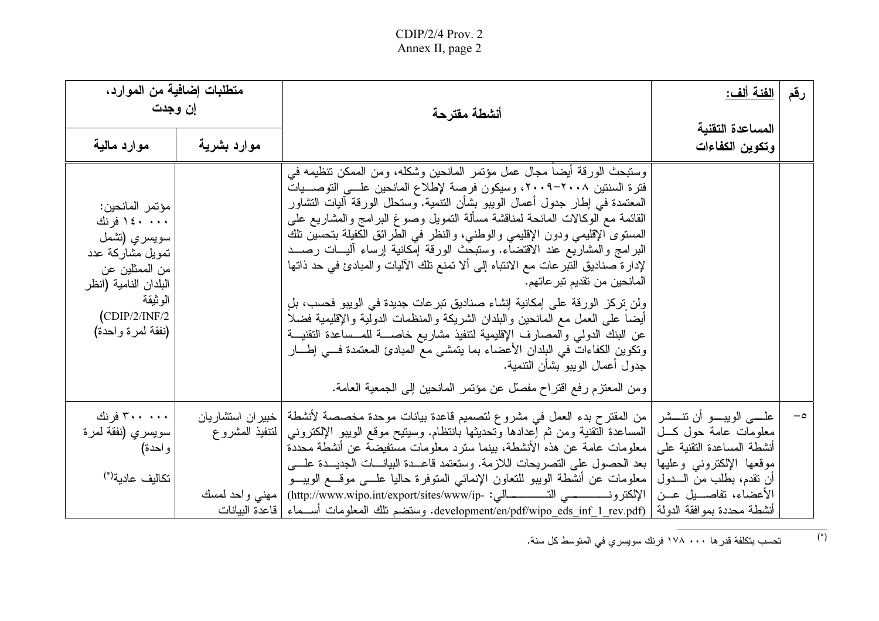| رقم | الفئة ألف: المساعدة التقنية وتكوين الكفاءات | أنشطة مقترحة | متطلبات إضافية من الموارد، إن وجدت | |
|---|---|---|---|---|
| | | | موارد بشرية | موارد مالية |
| | | وستبحث الورقة أيضاً مجال عمل مؤتمر المانحين وشكله، ومن الممكن تنظيمه في فترة السنتين ٢٠٠٨-٢٠٠٩، وسيكون فرصة لإطلاع المانحين على التوصيات المعتمدة في إطار جدول أعمال الويبو بشأن التنمية. وستحلل الورقة آليات التشاور القائمة مع الوكالات المانحة لمناقشة مسألة التمويل وصوغ البرامج والمشاريع على المستوى الإقليمي ودون الإقليمي والوطني، والنظر في الطرائق الكفيلة بتحسين تلك البرامج والمشاريع عند الاقتضاء. وستبحث الورقة إمكانية إرساء آليات رصد لإدارة صناديق التبرعات مع الانتباه إلى ألا تمنع تلك الآليات والمبادئ في حد ذاتها المانحين من تقديم تبرعاتهم.<br><br>ولن تركز الورقة على إمكانية إنشاء صناديق تبرعات جديدة في الويبو فحسب، بل أيضاً على العمل مع المانحين والبلدان الشريكة والمنظمات الدولية والإقليمية فضلاً عن البنك الدولي والمصارف الإقليمية لتنفيذ مشاريع خاصة للمساعدة التقنية وتكوين الكفاءات في البلدان الأعضاء بما يتمشى مع المبادئ المعتمدة في إطار جدول أعمال الويبو بشأن التنمية.<br><br>ومن المعتزم رفع اقتراح مفصّل عن مؤتمر المانحين إلى الجمعية العامة. | | مؤتمر المانحين: ١٤٠ ٠٠٠ فرنك سويسري (تشمل تمويل مشاركة عدد من الممثلين عن البلدان النامية (انظر الوثيقة CDIP/2/INF/2) (نفقة لمرة واحدة) |
| ٥- | على الويبو أن تنشر معلومات عامة حول كل أنشطة المساعدة التقنية على موقعها الإلكتروني وعليها أن تقدم، بطلب من الدول الأعضاء، تفاصيل عن أنشطة محددة بموافقة الدولة | من المقترح بدء العمل في مشروع لتصميم قاعدة بيانات موحدة مخصصة لأنشطة المساعدة التقنية ومن ثم إعدادها وتحديثها بانتظام. وسيتيح موقع الويبو الإلكتروني معلومات عامة عن هذه الأنشطة، بينما سترد معلومات مستفيضة عن أنشطة محددة بعد الحصول على التصريحات اللازمة. وستعتمد قاعدة البيانات الجديدة على معلومات عن أنشطة الويبو للتعاون الإنمائي المتوفرة حاليا على موقع الويبو الإلكتروني التالي: (http://www.wipo.int/export/sites/www/ip-development/en/pdf/wipo_eds_inf_1_rev.pdf). وستضم تلك المعلومات أسماء | خبيران استشاريان لتنفيذ المشروع<br><br>مهني واحد لمسك قاعدة البيانات | ٣٠٠ ٠٠٠ فرنك سويسري (نفقة لمرة واحدة)<br><br>تكاليف عادية(*) |

(*) تحسب بتكلفة قدرها ١٧٨ ٠٠٠ فرنك سويسري في المتوسط كل سنة.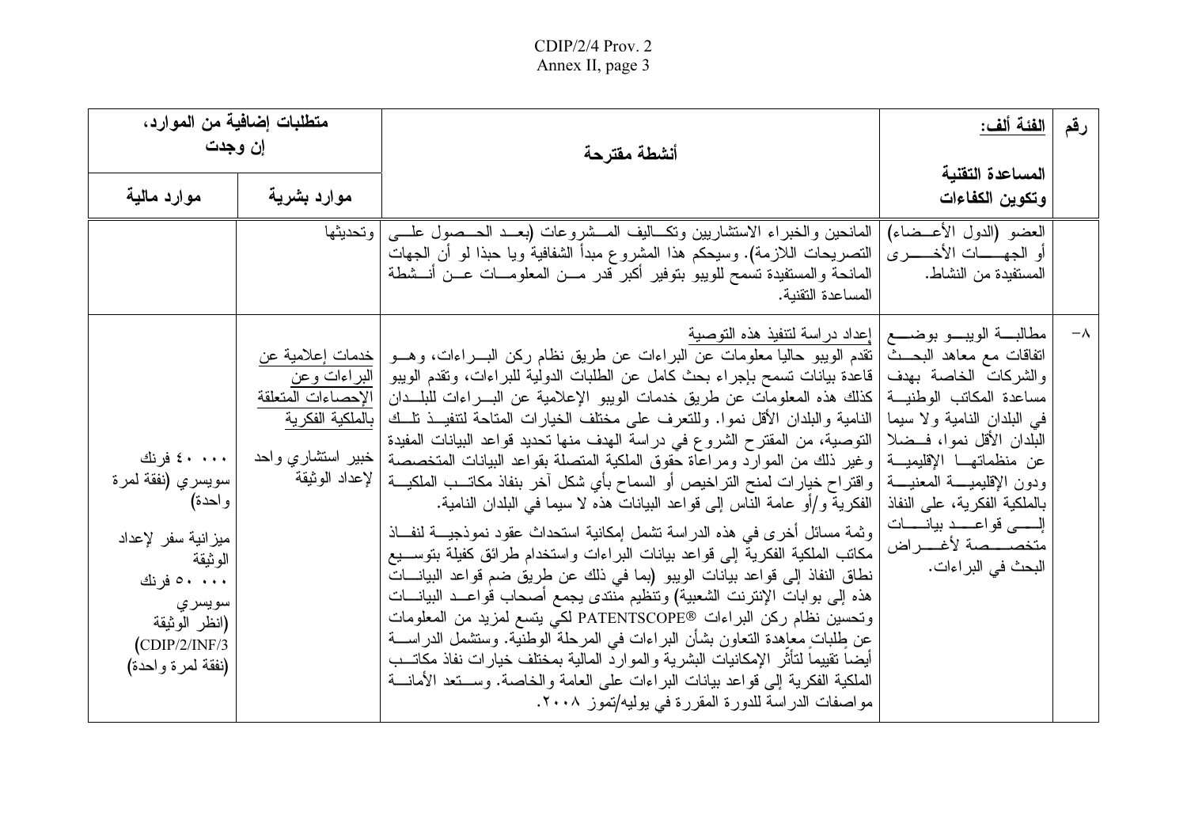| رقم | الفئة ألف: المساعدة التقنية وتكوين الكفاءات | أنشطة مقترحة | متطلبات إضافية من الموارد، إن وجدت | |
|---|---|---|---|---|
| | | | موارد بشرية | موارد مالية |
| | العضو (الدول الأعضاء) أو الجهات الأخرى المستفيدة من النشاط. | المانحين والخبراء الاستشاريين وتكاليف المشروعات (بعد الحصول على التصريحات اللازمة). وسيحكم هذا المشروع مبدأ الشفافية ويا حبذا لو أن الجهات المانحة والمستفيدة تسمح للويبو بتوفير أكبر قدر من المعلومات عن أنشطة المساعدة التقنية. | وتحديثها | |
| ٨- | مطالبة الويبو بوضع اتفاقات مع معاهد البحث والشركات الخاصة بهدف مساعدة المكاتب الوطنية في البلدان النامية ولا سيما البلدان الأقل نموا، فضلا عن منظماتها الإقليمية ودون الإقليمية المعنية بالملكية الفكرية، على النفاذ إلى قواعد بيانات متخصصة لأغراض البحث في البراءات. | إعداد دراسة لتنفيذ هذه التوصية<br>تقدم الويبو حاليا معلومات عن البراءات عن طريق نظام ركن البراءات، وهو قاعدة بيانات تسمح بإجراء بحث كامل عن الطلبات الدولية للبراءات، وتقدم الويبو كذلك هذه المعلومات عن طريق خدمات الويبو الإعلامية عن البراءات للبلدان النامية والبلدان الأقل نموا. وللتعرف على مختلف الخيارات المتاحة لتنفيذ تلك التوصية، من المقترح الشروع في دراسة الهدف منها تحديد قواعد البيانات المفيدة وغير ذلك من الموارد ومراعاة حقوق الملكية المتصلة بقواعد البيانات المتخصصة واقتراح خيارات لمنح التراخيص أو السماح بأي شكل آخر بنفاذ مكاتب الملكية الفكرية و/أو عامة الناس إلى قواعد البيانات هذه لا سيما في البلدان النامية.<br>وثمة مسائل أخرى في هذه الدراسة تشمل إمكانية استحداث عقود نموذجية لنفاذ مكاتب الملكية الفكرية إلى قواعد بيانات البراءات واستخدام طرائق كفيلة بتوسيع نطاق النفاذ إلى قواعد بيانات الويبو (بما في ذلك عن طريق ضم قواعد البيانات هذه إلى بوابات الإنترنت الشعبية) وتنظيم منتدى يجمع أصحاب قواعد البيانات وتحسين نظام ركن البراءات PATENTSCOPE® لكي يتسع لمزيد من المعلومات عن طلبات معاهدة التعاون بشأن البراءات في المرحلة الوطنية. وستشمل الدراسة أيضاً تقييماً لتأثّر الإمكانيات البشرية والموارد المالية بمختلف خيارات نفاذ مكاتب الملكية الفكرية إلى قواعد بيانات البراءات على العامة والخاصة. وستعد الأمانة مواصفات الدراسة للدورة المقررة في يوليه/تموز ٢٠٠٨. | خدمات إعلامية عن البراءات وعن الإحصاءات المتعلقة بالملكية الفكرية<br><br>خبير استشاري واحد لإعداد الوثيقة | ٤٠ ٠٠٠ فرنك سويسري (نفقة لمرة واحدة)<br><br>ميزانية سفر لإعداد الوثيقة<br>٥٠ ٠٠٠ فرنك سويسري<br>(انظر الوثيقة CDIP/2/INF/3)<br>(نفقة لمرة واحدة) |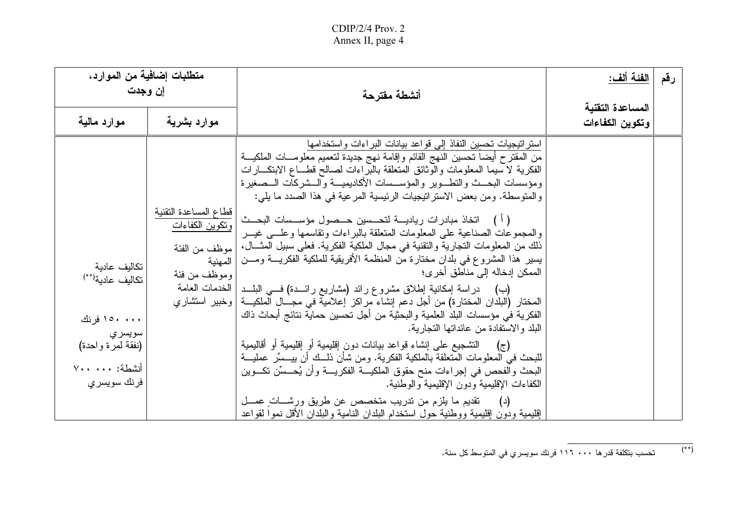| رقم | الفئة ألف: المساعدة التقنية وتكوين الكفاءات | أنشطة مقترحة | متطلبات إضافية من الموارد، إن وجدت | |
|---|---|---|---|---|
| | | | موارد بشرية | موارد مالية |
| | | استراتيجيات تحسين النفاذ إلى قواعد بيانات البراءات واستخدامها<br>من المقترح أيضاً تحسين النهج القائم وإقامة نهج جديدة لتعميم معلومات الملكية الفكرية لا سيما المعلومات والوثائق المتعلقة بالبراءات لصالح قطاع الابتكارات ومؤسسات البحث والتطوير والمؤسسات الأكاديمية والشركات الصغيرة والمتوسطة. ومن بعض الاستراتيجيات الرئيسية المرعية في هذا الصدد ما يلي:<br>(أ) اتخاذ مبادرات ريادية لتحسين حصول مؤسسات البحث والمجموعات الصناعية على المعلومات المتعلقة بالبراءات وتقاسمها وعلى غير ذلك من المعلومات التجارية والتقنية في مجال الملكية الفكرية. فعلى سبيل المثال، يسير هذا المشروع في بلدان مختارة من المنظمة الأفريقية للملكية الفكرية ومن الممكن إدخاله إلى مناطق أخرى؛<br>(ب) دراسة إمكانية إطلاق مشروع رائد (مشاريع رائدة) في البلد المختار (البلدان المختارة) من أجل دعم إنشاء مراكز إعلامية في مجال الملكية الفكرية في مؤسسات البلد العلمية والبحثية من أجل تحسين حماية نتائج أبحاث ذلك البلد والاستفادة من عائداتها التجارية.<br>(ج) التشجيع على إنشاء قواعد بيانات دون إقليمية أو إقليمية أو أقاليمية للبحث في المعلومات المتعلقة بالملكية الفكرية. ومن شأن ذلك أن ييسِّر عملية البحث والفحص في إجراءات منح حقوق الملكية الفكرية وأن يُحسِّن تكوين الكفاءات الإقليمية ودون الإقليمية والوطنية.<br>(د) تقديم ما يلزم من تدريب متخصص عن طريق ورشات عمل إقليمية ودون إقليمية ووطنية حول استخدام البلدان النامية والبلدان الأقل نمواً لقواعد | قطاع المساعدة التقنية وتكوين الكفاءات<br>موظف من الفئة المهنية وموظف من فئة الخدمات العامة وخبير استشاري | تكاليف عادية<br>تكاليف عادية(\*\*)<br>١٥٠ ٠٠٠ فرنك سويسري (نفقة لمرة واحدة)<br>أنشطة: ٧٠٠ ٠٠٠ فرنك سويسري |

(\*\*) تحسب بتكلفة قدرها ١١٦ ٠٠٠ فرنك سويسري في المتوسط كل سنة.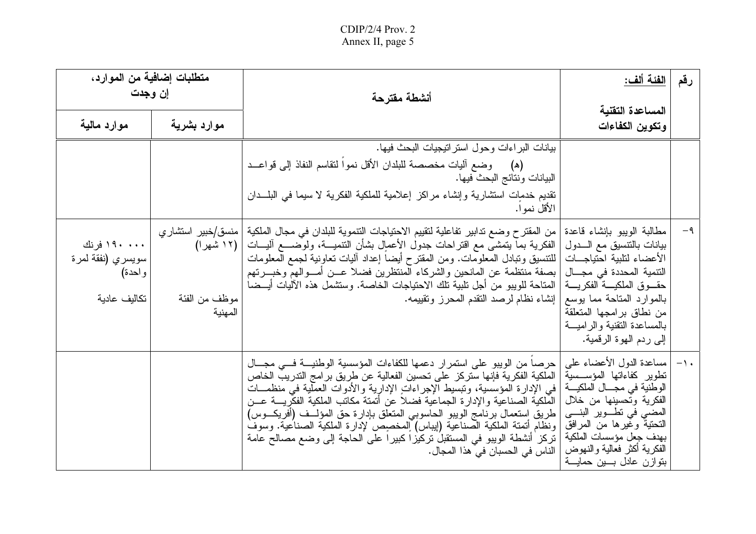| رقم | الفئة ألف: المساعدة التقنية وتكوين الكفاءات | أنشطة مقترحة | متطلبات إضافية من الموارد، إن وجدت | |
|---|---|---|---|---|
| | | | موارد بشرية | موارد مالية |
| | | بيانات البراءات وحول استراتيجيات البحث فيها. (هـ) وضع آليات مخصصة للبلدان الأقل نمواً لتقاسم النفاذ إلى قواعد البيانات ونتائج البحث فيها. تقديم خدمات استشارية وإنشاء مراكز إعلامية للملكية الفكرية لا سيما في البلدان الأقل نمواً. | | |
| -٩ | مطالبة الويبو بإنشاء قاعدة بيانات بالتنسيق مع الدول الأعضاء لتلبية احتياجات التنمية المحددة في مجال حقوق الملكية الفكرية بالموارد المتاحة مما يوسع من نطاق برامجها المتعلقة بالمساعدة التقنية والرامية إلى ردم الهوة الرقمية. | من المقترح وضع تدابير تفاعلية لتقييم الاحتياجات التنموية للبلدان في مجال الملكية الفكرية بما يتمشى مع اقتراحات جدول الأعمال بشأن التنمية، ولوضع آليات للتنسيق وتبادل المعلومات. ومن المقترح أيضاً إعداد آليات تعاونية لجمع المعلومات بصفة منتظمة عن المانحين والشركاء المنتظرين فضلا عن أموالهم وخبرتهم المتاحة للويبو من أجل تلبية تلك الاحتياجات الخاصة. وستشمل هذه الآليات أيضا إنشاء نظام لرصد التقدم المحرز وتقييمه. | منسق/خبير استشاري (١٢ شهرا) موظف من الفئة المهنية | ١٩٠ ٠٠٠ فرنك سويسري (نفقة لمرة واحدة) تكاليف عادية |
| -١٠ | مساعدة الدول الأعضاء على تطوير كفاءاتها المؤسسية الوطنية في مجال الملكية الفكرية وتحسينها من خلال المضي في تطوير البنى التحتية وغيرها من المرافق بهدف جعل مؤسسات الملكية الفكرية أكثر فعالية والنهوض بتوازن عادل بين حماية | حرصاً من الويبو على استمرار دعمها للكفاءات المؤسسية الوطنية في مجال الملكية الفكرية فإنها ستركز على تحسين الفعالية عن طريق برامج التدريب الخاص في الإدارة المؤسسية، وتبسيط الإجراءات الإدارية والأدوات العملية في منظمات الملكية الصناعية والإدارة الجماعية فضلاً عن أتمتة مكاتب الملكية الفكرية عن طريق استعمال برنامج الويبو الحاسوبي المتعلق بإدارة حق المؤلف (أفريكوس) ونظام أتمتة الملكية الصناعية (إيباس) المخصص لإدارة الملكية الصناعية. وسوف تركز أنشطة الويبو في المستقبل تركيزاً كبيراً على الحاجة إلى وضع مصالح عامة الناس في الحسبان في هذا المجال. | | |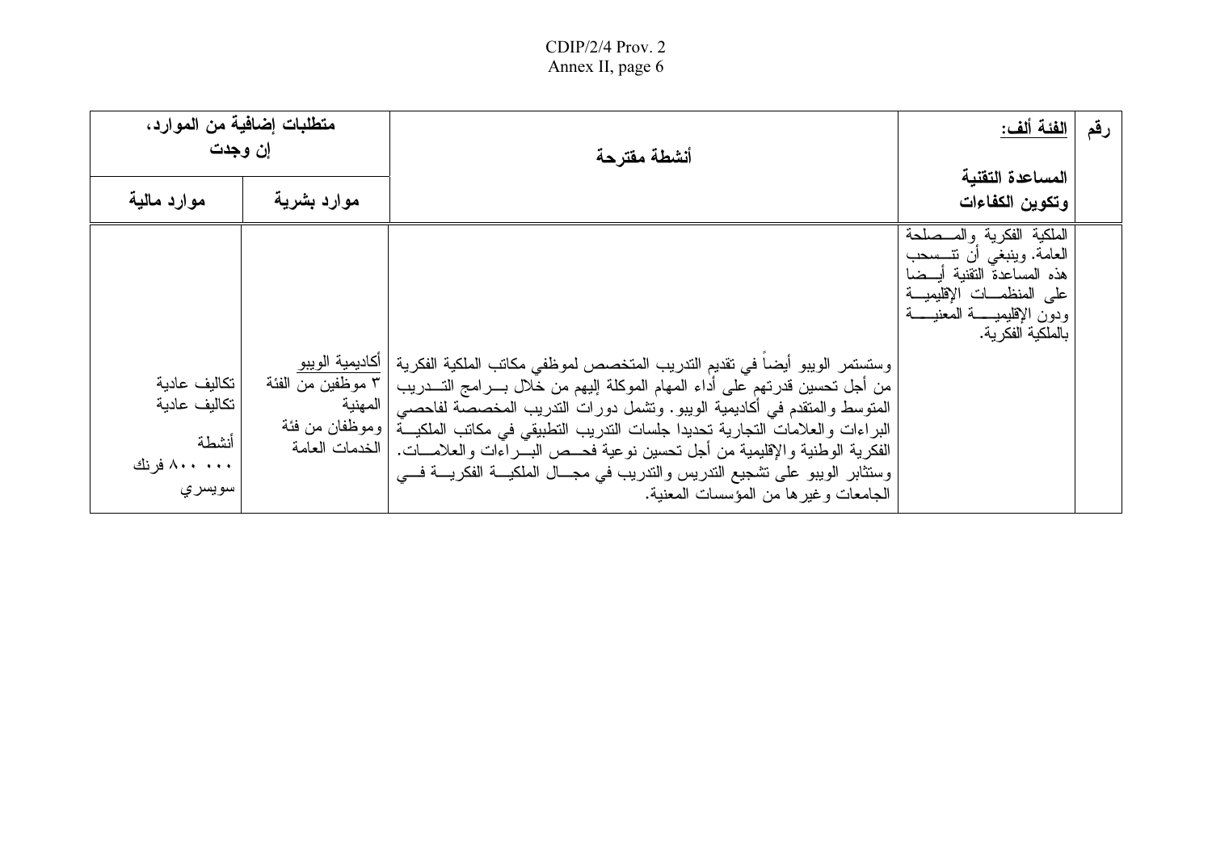| رقم | الفئة ألف: المساعدة التقنية وتكوين الكفاءات | أنشطة مقترحة | متطلبات إضافية من الموارد، إن وجدت | |
|---|---|---|---|---|
| | | | موارد بشرية | موارد مالية |
| | الملكية الفكرية والمصلحة العامة. وينبغي أن تنسحب هذه المساعدة التقنية أيضا على المنظمات الإقليمية ودون الإقليمية المعنية بالملكية الفكرية. | وستستمر الويبو أيضاً في تقديم التدريب المتخصص لموظفي مكاتب الملكية الفكرية من أجل تحسين قدرتهم على أداء المهام الموكلة إليهم من خلال برامج التدريب المتوسط والمتقدم في أكاديمية الويبو. وتشمل دورات التدريب المخصصة لفاحصي البراءات والعلامات التجارية تحديدا جلسات التدريب التطبيقي في مكاتب الملكية الفكرية الوطنية والإقليمية من أجل تحسين نوعية فحص البراءات والعلامات. وستثابر الويبو على تشجيع التدريس والتدريب في مجال الملكية الفكرية في الجامعات وغيرها من المؤسسات المعنية. | أكاديمية الويبو ٣ موظفين من الفئة المهنية وموظفان من فئة الخدمات العامة | تكاليف عادية تكاليف عادية أنشطة ٨٠٠ ٠٠٠ فرنك سويسري |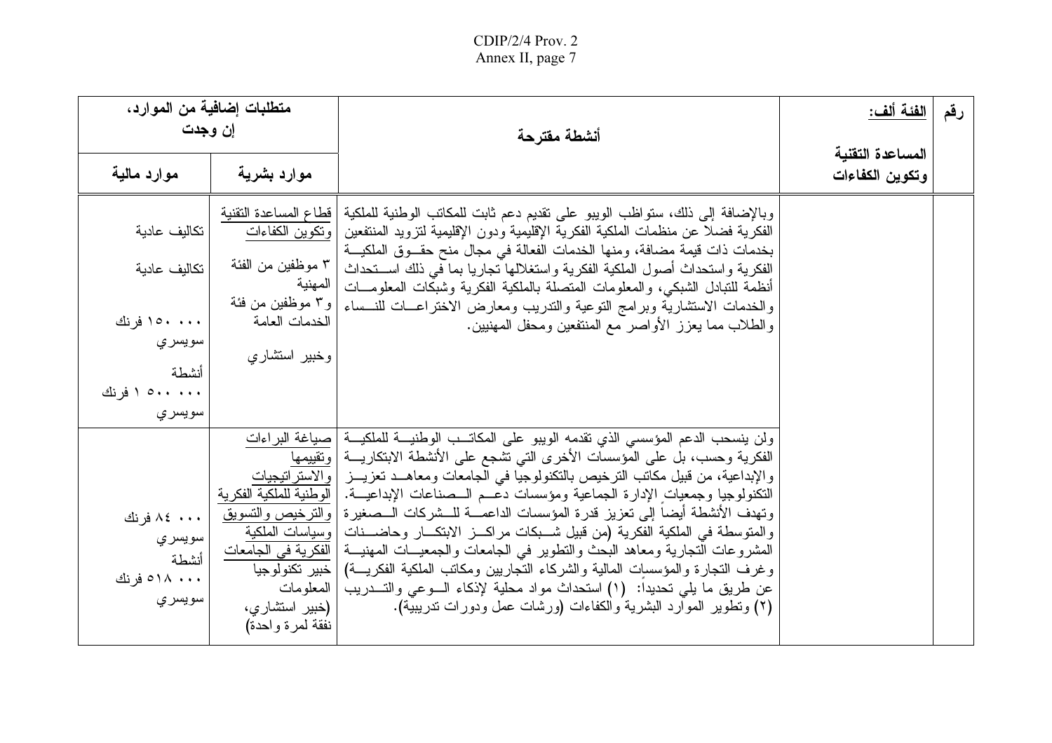| رقم | الفئة ألف: المساعدة التقنية وتكوين الكفاءات | أنشطة مقترحة | متطلبات إضافية من الموارد، إن وجدت | |
|---|---|---|---|---|
| | | | موارد بشرية | موارد مالية |
| | | وبالإضافة إلى ذلك، ستواظب الويبو على تقديم دعم ثابت للمكاتب الوطنية للملكية الفكرية فضلاً عن منظمات الملكية الفكرية الإقليمية ودون الإقليمية لتزويد المنتفعين بخدمات ذات قيمة مضافة، ومنها الخدمات الفعالة في مجال منح حقوق الملكية الفكرية واستحداث أصول الملكية الفكرية واستغلالها تجاريا بما في ذلك استحداث أنظمة للتبادل الشبكي، والمعلومات المتصلة بالملكية الفكرية وشبكات المعلومات والخدمات الاستشارية وبرامج التوعية والتدريب ومعارض الاختراعات للنساء والطلاب مما يعزز الأواصر مع المنتفعين ومحفل المهنيين. | قطاع المساعدة التقنية وتكوين الكفاءات<br>٣ موظفين من الفئة المهنية<br>و٣ موظفين من فئة الخدمات العامة<br>وخبير استشاري | تكاليف عادية<br>تكاليف عادية<br>١٥٠ ٠٠٠ فرنك سويسري<br>أنشطة<br>١ ٥٠٠ ٠٠٠ فرنك سويسري |
| | | ولن ينسحب الدعم المؤسسي الذي تقدمه الويبو على المكاتب الوطنية للملكية الفكرية وحسب، بل على المؤسسات الأخرى التي تشجع على الأنشطة الابتكارية والإبداعية، من قبيل مكاتب الترخيص بالتكنولوجيا في الجامعات ومعاهد تعزيز التكنولوجيا وجمعيات الإدارة الجماعية ومؤسسات دعم الصناعات الإبداعية. وتهدف الأنشطة أيضاً إلى تعزيز قدرة المؤسسات الداعمة للشركات الصغيرة والمتوسطة في الملكية الفكرية (من قبيل شبكات مراكز الابتكار وحاضنات المشروعات التجارية ومعاهد البحث والتطوير في الجامعات والجمعيات المهنية وغرف التجارة والمؤسسات المالية والشركاء التجاريين ومكاتب الملكية الفكرية) عن طريق ما يلي تحديداً: (١) استحداث مواد محلية لإذكاء الوعي والتدريب (٢) وتطوير الموارد البشرية والكفاءات (ورشات عمل ودورات تدريبية). | صياغة البراءات وتقييمها والاستراتيجيات الوطنية للملكية الفكرية والترخيص والتسويق وسياسات الملكية الفكرية في الجامعات<br>خبير تكنولوجيا المعلومات (خبير استشاري، نفقة لمرة واحدة) | ٨٤ ٠٠٠ فرنك سويسري<br>أنشطة<br>٥١٨ ٠٠٠ فرنك سويسري |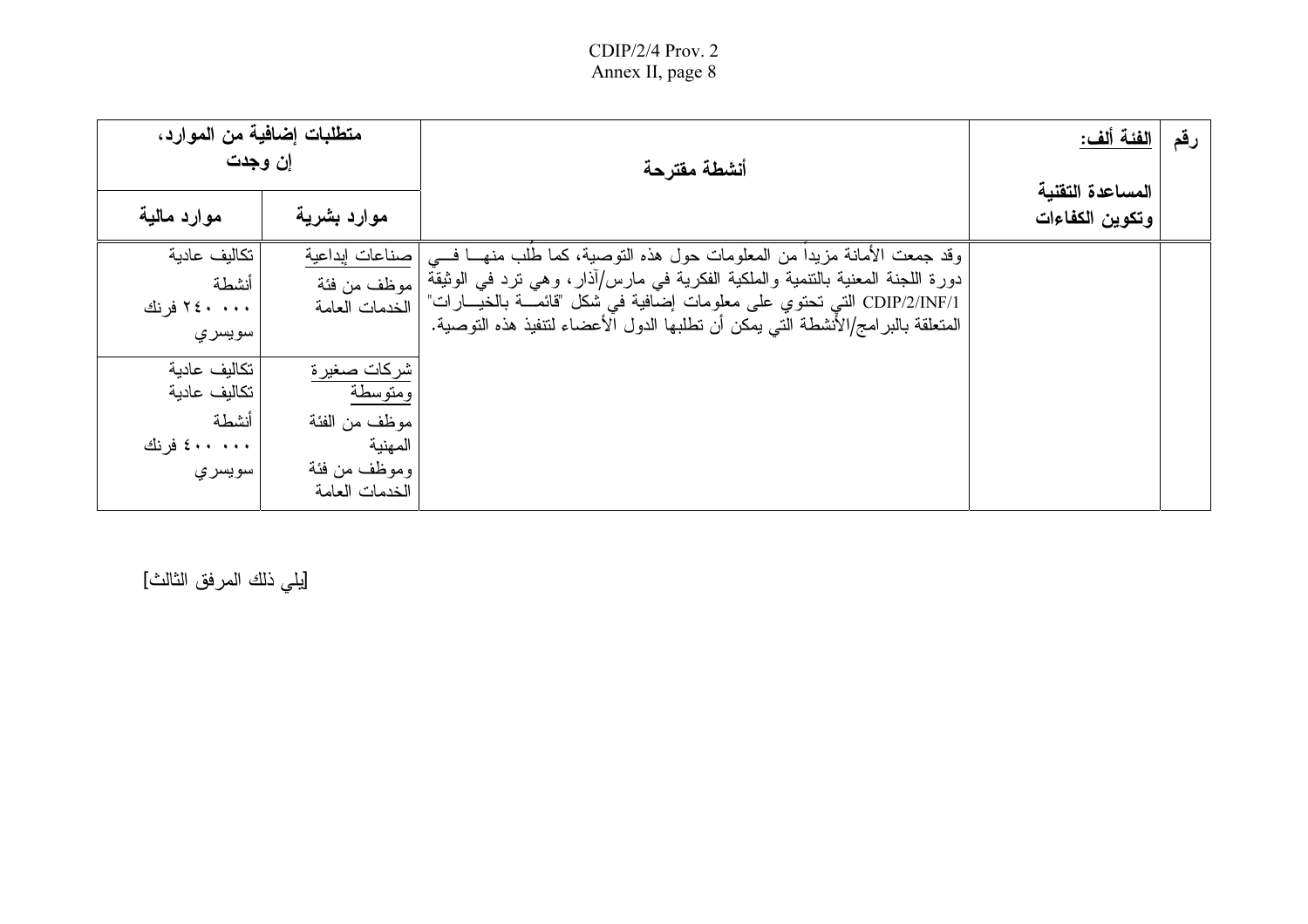| رقم | الفئة ألف: المساعدة التقنية وتكوين الكفاءات | أنشطة مقترحة | متطلبات إضافية من الموارد، إن وجدت | |
|---|---|---|---|---|
| | | | موارد بشرية | موارد مالية |
| | | وقد جمعت الأمانة مزيداً من المعلومات حول هذه التوصية، كما طُلب منها في دورة اللجنة المعنية بالتنمية والملكية الفكرية في مارس/آذار، وهي ترد في الوثيقة CDIP/2/INF/1 التي تحتوي على معلومات إضافية في شكل "قائمة بالخيارات" المتعلقة بالبرامج/الأنشطة التي يمكن أن تطلبها الدول الأعضاء لتنفيذ هذه التوصية. | صناعات إبداعية موظف من فئة الخدمات العامة | تكاليف عادية أنشطة ٢٤٠ ٠٠٠ فرنك سويسري |
| | | | شركات صغيرة ومتوسطة موظف من الفئة المهنية وموظف من فئة الخدمات العامة | تكاليف عادية تكاليف عادية أنشطة ٤٠٠ ٠٠٠ فرنك سويسري |

[يلي ذلك المرفق الثالث]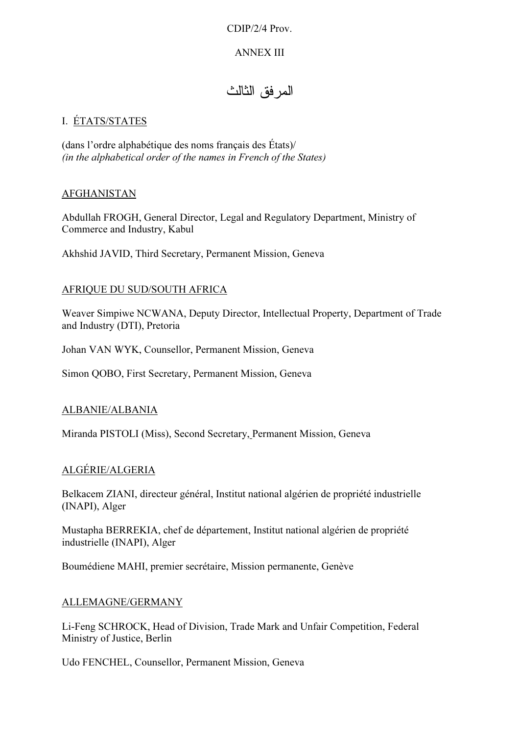ANNEX III

المرفق الثالث

## I. ÉTATS/STATES

(dans l'ordre alphabétique des noms français des États)/
*(in the alphabetical order of the names in French of the States)*

### AFGHANISTAN

Abdullah FROGH, General Director, Legal and Regulatory Department, Ministry of Commerce and Industry, Kabul

Akhshid JAVID, Third Secretary, Permanent Mission, Geneva

### AFRIQUE DU SUD/SOUTH AFRICA

Weaver Simpiwe NCWANA, Deputy Director, Intellectual Property, Department of Trade and Industry (DTI), Pretoria

Johan VAN WYK, Counsellor, Permanent Mission, Geneva

Simon QOBO, First Secretary, Permanent Mission, Geneva

### ALBANIE/ALBANIA

Miranda PISTOLI (Miss), Second Secretary, Permanent Mission, Geneva

### ALGÉRIE/ALGERIA

Belkacem ZIANI, directeur général, Institut national algérien de propriété industrielle (INAPI), Alger

Mustapha BERREKIA, chef de département, Institut national algérien de propriété industrielle (INAPI), Alger

Boumédiene MAHI, premier secrétaire, Mission permanente, Genève

### ALLEMAGNE/GERMANY

Li-Feng SCHROCK, Head of Division, Trade Mark and Unfair Competition, Federal Ministry of Justice, Berlin

Udo FENCHEL, Counsellor, Permanent Mission, Geneva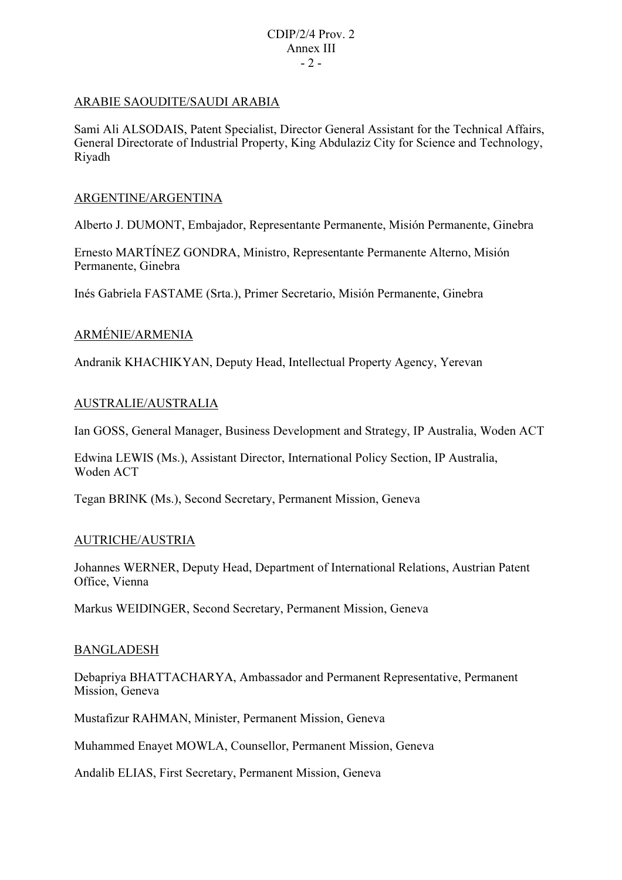ARABIE SAOUDITE/SAUDI ARABIA

Sami Ali ALSODAIS, Patent Specialist, Director General Assistant for the Technical Affairs, General Directorate of Industrial Property, King Abdulaziz City for Science and Technology, Riyadh

ARGENTINE/ARGENTINA

Alberto J. DUMONT, Embajador, Representante Permanente, Misión Permanente, Ginebra

Ernesto MARTÍNEZ GONDRA, Ministro, Representante Permanente Alterno, Misión Permanente, Ginebra

Inés Gabriela FASTAME (Srta.), Primer Secretario, Misión Permanente, Ginebra

ARMÉNIE/ARMENIA

Andranik KHACHIKYAN, Deputy Head, Intellectual Property Agency, Yerevan

AUSTRALIE/AUSTRALIA

Ian GOSS, General Manager, Business Development and Strategy, IP Australia, Woden ACT

Edwina LEWIS (Ms.), Assistant Director, International Policy Section, IP Australia, Woden ACT

Tegan BRINK (Ms.), Second Secretary, Permanent Mission, Geneva

AUTRICHE/AUSTRIA

Johannes WERNER, Deputy Head, Department of International Relations, Austrian Patent Office, Vienna

Markus WEIDINGER, Second Secretary, Permanent Mission, Geneva

BANGLADESH

Debapriya BHATTACHARYA, Ambassador and Permanent Representative, Permanent Mission, Geneva

Mustafizur RAHMAN, Minister, Permanent Mission, Geneva

Muhammed Enayet MOWLA, Counsellor, Permanent Mission, Geneva

Andalib ELIAS, First Secretary, Permanent Mission, Geneva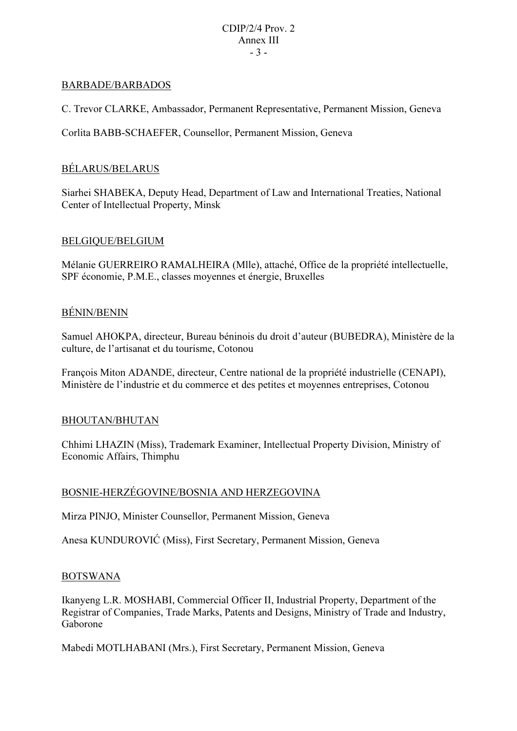BARBADE/BARBADOS

C. Trevor CLARKE, Ambassador, Permanent Representative, Permanent Mission, Geneva

Corlita BABB-SCHAEFER, Counsellor, Permanent Mission, Geneva

BÉLARUS/BELARUS

Siarhei SHABEKA, Deputy Head, Department of Law and International Treaties, National Center of Intellectual Property, Minsk

BELGIQUE/BELGIUM

Mélanie GUERREIRO RAMALHEIRA (Mlle), attaché, Office de la propriété intellectuelle, SPF économie, P.M.E., classes moyennes et énergie, Bruxelles

BÉNIN/BENIN

Samuel AHOKPA, directeur, Bureau béninois du droit d'auteur (BUBEDRA), Ministère de la culture, de l'artisanat et du tourisme, Cotonou

François Miton ADANDE, directeur, Centre national de la propriété industrielle (CENAPI), Ministère de l'industrie et du commerce et des petites et moyennes entreprises, Cotonou

BHOUTAN/BHUTAN

Chhimi LHAZIN (Miss), Trademark Examiner, Intellectual Property Division, Ministry of Economic Affairs, Thimphu

BOSNIE-HERZÉGOVINE/BOSNIA AND HERZEGOVINA

Mirza PINJO, Minister Counsellor, Permanent Mission, Geneva

Anesa KUNDUROVIĆ (Miss), First Secretary, Permanent Mission, Geneva

BOTSWANA

Ikanyeng L.R. MOSHABI, Commercial Officer II, Industrial Property, Department of the Registrar of Companies, Trade Marks, Patents and Designs, Ministry of Trade and Industry, Gaborone

Mabedi MOTLHABANI (Mrs.), First Secretary, Permanent Mission, Geneva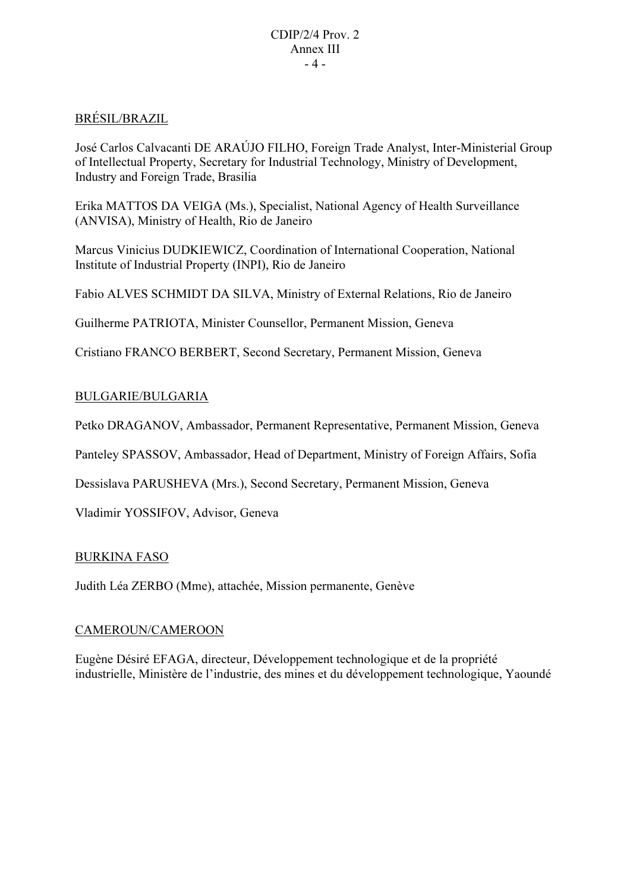BRÉSIL/BRAZIL

José Carlos Calvacanti DE ARAÚJO FILHO, Foreign Trade Analyst, Inter-Ministerial Group of Intellectual Property, Secretary for Industrial Technology, Ministry of Development, Industry and Foreign Trade, Brasilia

Erika MATTOS DA VEIGA (Ms.), Specialist, National Agency of Health Surveillance (ANVISA), Ministry of Health, Rio de Janeiro

Marcus Vinicius DUDKIEWICZ, Coordination of International Cooperation, National Institute of Industrial Property (INPI), Rio de Janeiro

Fabio ALVES SCHMIDT DA SILVA, Ministry of External Relations, Rio de Janeiro

Guilherme PATRIOTA, Minister Counsellor, Permanent Mission, Geneva

Cristiano FRANCO BERBERT, Second Secretary, Permanent Mission, Geneva

BULGARIE/BULGARIA

Petko DRAGANOV, Ambassador, Permanent Representative, Permanent Mission, Geneva

Panteley SPASSOV, Ambassador, Head of Department, Ministry of Foreign Affairs, Sofia

Dessislava PARUSHEVA (Mrs.), Second Secretary, Permanent Mission, Geneva

Vladimir YOSSIFOV, Advisor, Geneva

BURKINA FASO

Judith Léa ZERBO (Mme), attachée, Mission permanente, Genève

CAMEROUN/CAMEROON

Eugène Désiré EFAGA, directeur, Développement technologique et de la propriété industrielle, Ministère de l'industrie, des mines et du développement technologique, Yaoundé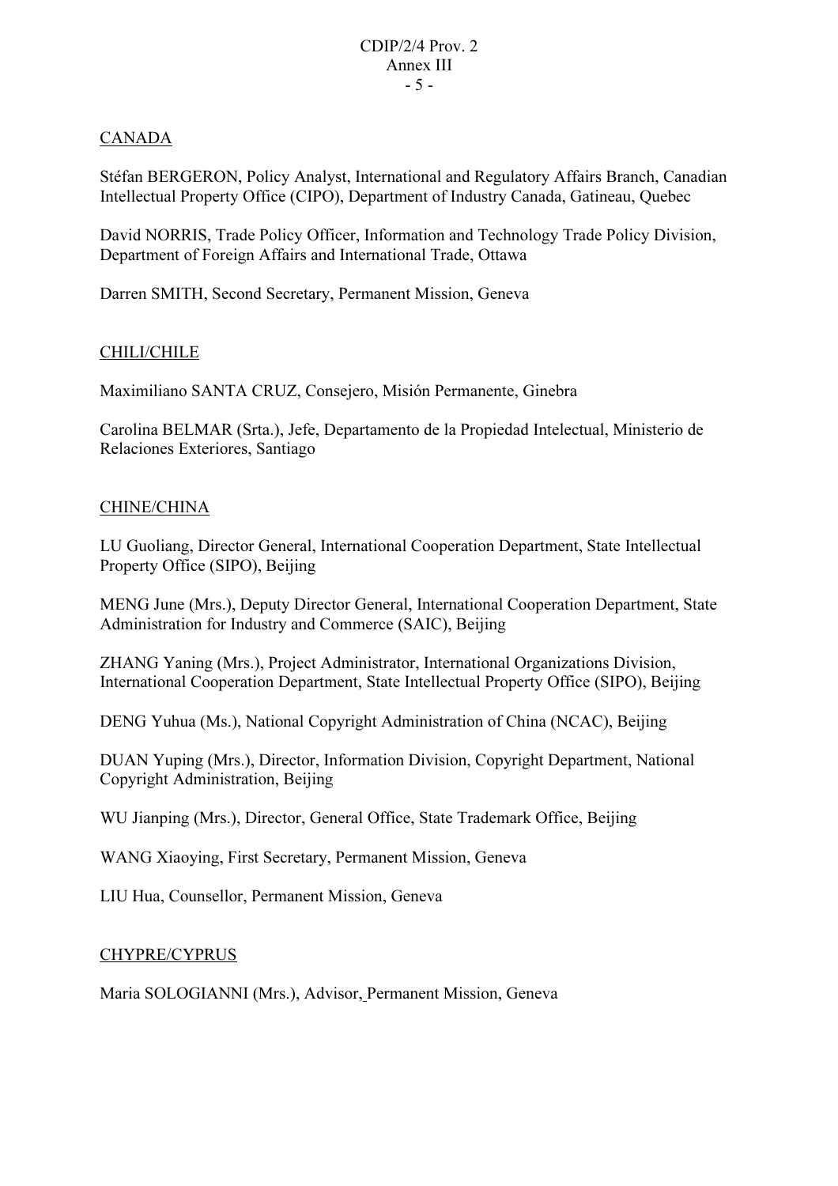CANADA

Stéfan BERGERON, Policy Analyst, International and Regulatory Affairs Branch, Canadian Intellectual Property Office (CIPO), Department of Industry Canada, Gatineau, Quebec

David NORRIS, Trade Policy Officer, Information and Technology Trade Policy Division, Department of Foreign Affairs and International Trade, Ottawa

Darren SMITH, Second Secretary, Permanent Mission, Geneva

CHILI/CHILE

Maximiliano SANTA CRUZ, Consejero, Misión Permanente, Ginebra

Carolina BELMAR (Srta.), Jefe, Departamento de la Propiedad Intelectual, Ministerio de Relaciones Exteriores, Santiago

CHINE/CHINA

LU Guoliang, Director General, International Cooperation Department, State Intellectual Property Office (SIPO), Beijing

MENG June (Mrs.), Deputy Director General, International Cooperation Department, State Administration for Industry and Commerce (SAIC), Beijing

ZHANG Yaning (Mrs.), Project Administrator, International Organizations Division, International Cooperation Department, State Intellectual Property Office (SIPO), Beijing

DENG Yuhua (Ms.), National Copyright Administration of China (NCAC), Beijing

DUAN Yuping (Mrs.), Director, Information Division, Copyright Department, National Copyright Administration, Beijing

WU Jianping (Mrs.), Director, General Office, State Trademark Office, Beijing

WANG Xiaoying, First Secretary, Permanent Mission, Geneva

LIU Hua, Counsellor, Permanent Mission, Geneva

CHYPRE/CYPRUS

Maria SOLOGIANNI (Mrs.), Advisor, Permanent Mission, Geneva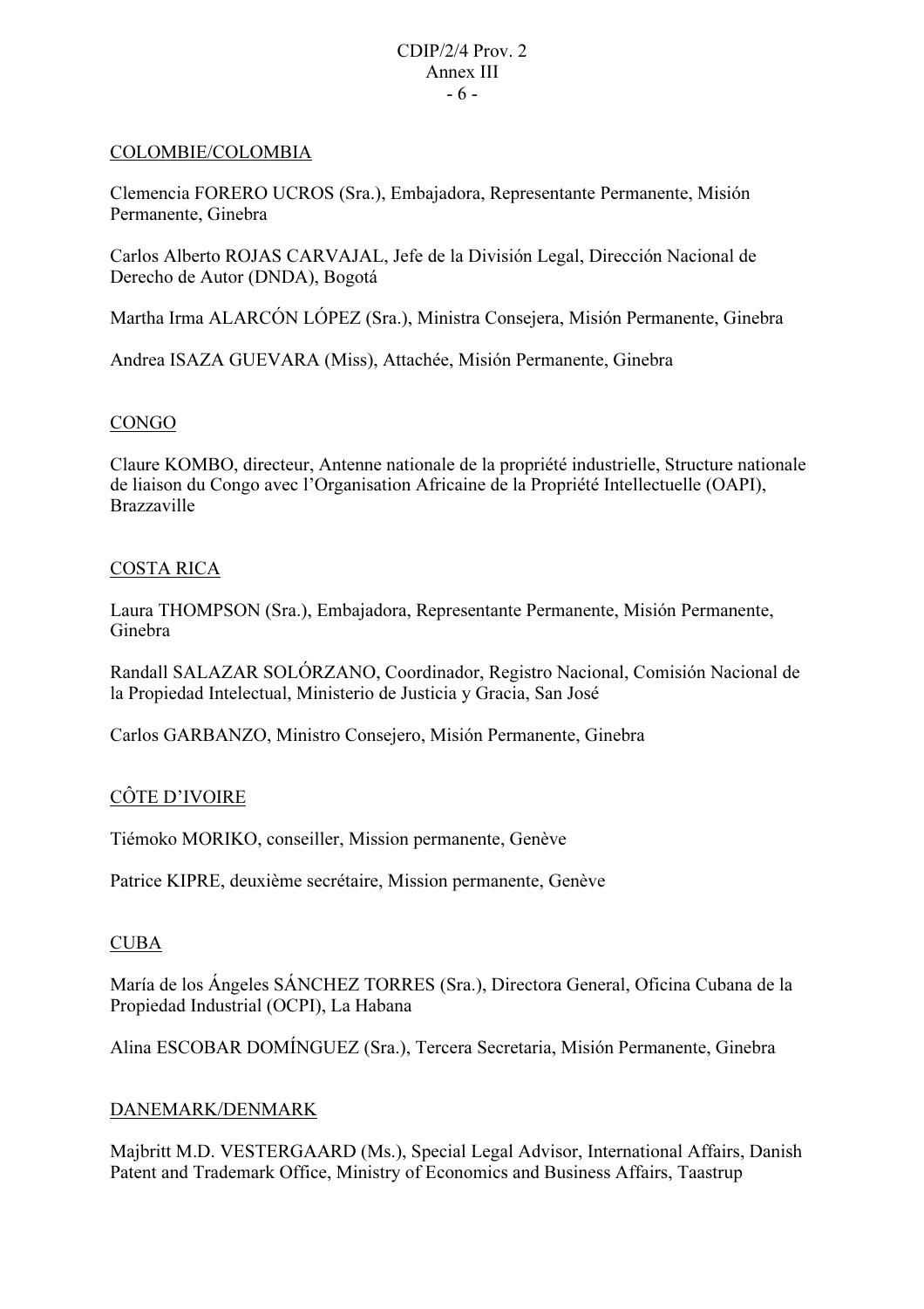COLOMBIE/COLOMBIA

Clemencia FORERO UCROS (Sra.), Embajadora, Representante Permanente, Misión Permanente, Ginebra

Carlos Alberto ROJAS CARVAJAL, Jefe de la División Legal, Dirección Nacional de Derecho de Autor (DNDA), Bogotá

Martha Irma ALARCÓN LÓPEZ (Sra.), Ministra Consejera, Misión Permanente, Ginebra

Andrea ISAZA GUEVARA (Miss), Attachée, Misión Permanente, Ginebra

CONGO

Claure KOMBO, directeur, Antenne nationale de la propriété industrielle, Structure nationale de liaison du Congo avec l'Organisation Africaine de la Propriété Intellectuelle (OAPI), Brazzaville

COSTA RICA

Laura THOMPSON (Sra.), Embajadora, Representante Permanente, Misión Permanente, Ginebra

Randall SALAZAR SOLÓRZANO, Coordinador, Registro Nacional, Comisión Nacional de la Propiedad Intelectual, Ministerio de Justicia y Gracia, San José

Carlos GARBANZO, Ministro Consejero, Misión Permanente, Ginebra

CÔTE D'IVOIRE

Tiémoko MORIKO, conseiller, Mission permanente, Genève

Patrice KIPRE, deuxième secrétaire, Mission permanente, Genève

CUBA

María de los Ángeles SÁNCHEZ TORRES (Sra.), Directora General, Oficina Cubana de la Propiedad Industrial (OCPI), La Habana

Alina ESCOBAR DOMÍNGUEZ (Sra.), Tercera Secretaria, Misión Permanente, Ginebra

DANEMARK/DENMARK

Majbritt M.D. VESTERGAARD (Ms.), Special Legal Advisor, International Affairs, Danish Patent and Trademark Office, Ministry of Economics and Business Affairs, Taastrup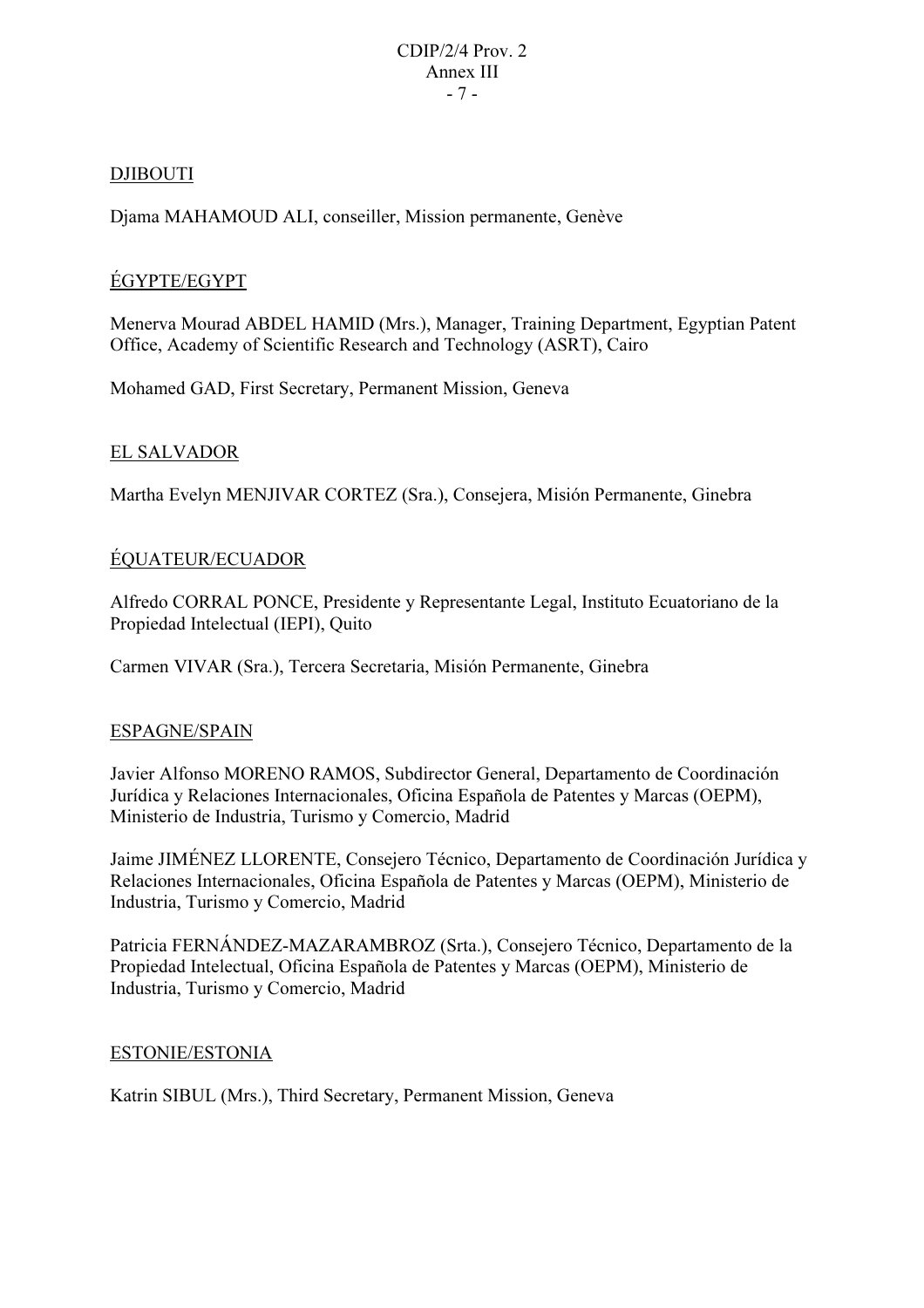DJIBOUTI

Djama MAHAMOUD ALI, conseiller, Mission permanente, Genève

ÉGYPTE/EGYPT

Menerva Mourad ABDEL HAMID (Mrs.), Manager, Training Department, Egyptian Patent Office, Academy of Scientific Research and Technology (ASRT), Cairo

Mohamed GAD, First Secretary, Permanent Mission, Geneva

EL SALVADOR

Martha Evelyn MENJIVAR CORTEZ (Sra.), Consejera, Misión Permanente, Ginebra

ÉQUATEUR/ECUADOR

Alfredo CORRAL PONCE, Presidente y Representante Legal, Instituto Ecuatoriano de la Propiedad Intelectual (IEPI), Quito

Carmen VIVAR (Sra.), Tercera Secretaria, Misión Permanente, Ginebra

ESPAGNE/SPAIN

Javier Alfonso MORENO RAMOS, Subdirector General, Departamento de Coordinación Jurídica y Relaciones Internacionales, Oficina Española de Patentes y Marcas (OEPM), Ministerio de Industria, Turismo y Comercio, Madrid

Jaime JIMÉNEZ LLORENTE, Consejero Técnico, Departamento de Coordinación Jurídica y Relaciones Internacionales, Oficina Española de Patentes y Marcas (OEPM), Ministerio de Industria, Turismo y Comercio, Madrid

Patricia FERNÁNDEZ-MAZARAMBROZ (Srta.), Consejero Técnico, Departamento de la Propiedad Intelectual, Oficina Española de Patentes y Marcas (OEPM), Ministerio de Industria, Turismo y Comercio, Madrid

ESTONIE/ESTONIA

Katrin SIBUL (Mrs.), Third Secretary, Permanent Mission, Geneva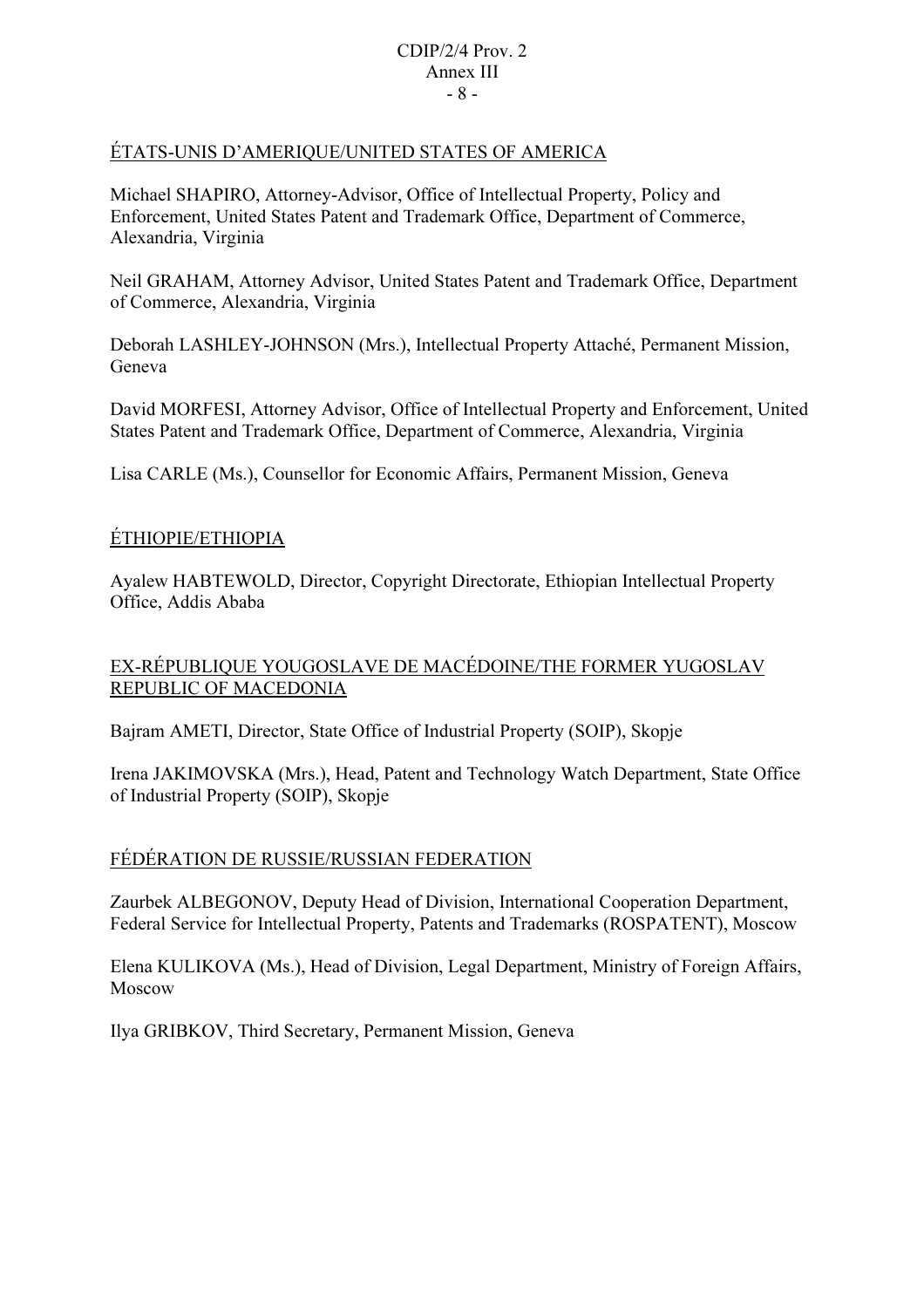<u>ÉTATS-UNIS D'AMERIQUE/UNITED STATES OF AMERICA</u>

Michael SHAPIRO, Attorney-Advisor, Office of Intellectual Property, Policy and Enforcement, United States Patent and Trademark Office, Department of Commerce, Alexandria, Virginia

Neil GRAHAM, Attorney Advisor, United States Patent and Trademark Office, Department of Commerce, Alexandria, Virginia

Deborah LASHLEY-JOHNSON (Mrs.), Intellectual Property Attaché, Permanent Mission, Geneva

David MORFESI, Attorney Advisor, Office of Intellectual Property and Enforcement, United States Patent and Trademark Office, Department of Commerce, Alexandria, Virginia

Lisa CARLE (Ms.), Counsellor for Economic Affairs, Permanent Mission, Geneva

<u>ÉTHIOPIE/ETHIOPIA</u>

Ayalew HABTEWOLD, Director, Copyright Directorate, Ethiopian Intellectual Property Office, Addis Ababa

<u>EX-RÉPUBLIQUE YOUGOSLAVE DE MACÉDOINE/THE FORMER YUGOSLAV REPUBLIC OF MACEDONIA</u>

Bajram AMETI, Director, State Office of Industrial Property (SOIP), Skopje

Irena JAKIMOVSKA (Mrs.), Head, Patent and Technology Watch Department, State Office of Industrial Property (SOIP), Skopje

<u>FÉDÉRATION DE RUSSIE/RUSSIAN FEDERATION</u>

Zaurbek ALBEGONOV, Deputy Head of Division, International Cooperation Department, Federal Service for Intellectual Property, Patents and Trademarks (ROSPATENT), Moscow

Elena KULIKOVA (Ms.), Head of Division, Legal Department, Ministry of Foreign Affairs, Moscow

Ilya GRIBKOV, Third Secretary, Permanent Mission, Geneva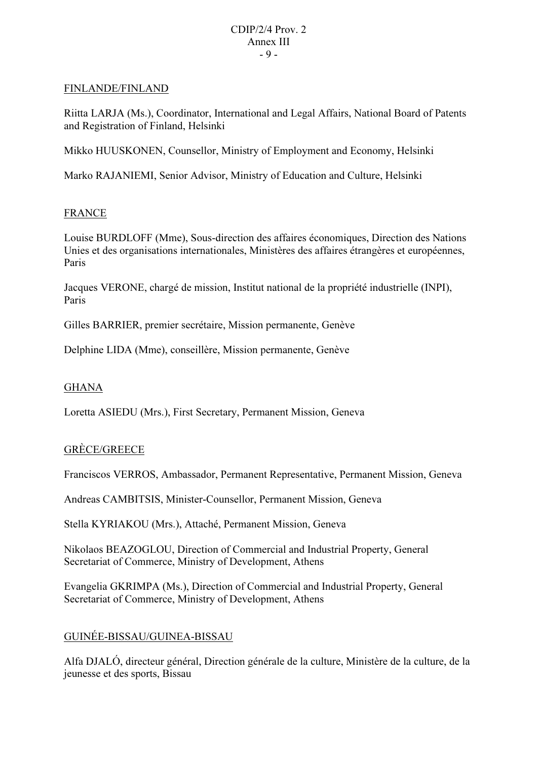FINLANDE/FINLAND

Riitta LARJA (Ms.), Coordinator, International and Legal Affairs, National Board of Patents and Registration of Finland, Helsinki

Mikko HUUSKONEN, Counsellor, Ministry of Employment and Economy, Helsinki

Marko RAJANIEMI, Senior Advisor, Ministry of Education and Culture, Helsinki

FRANCE

Louise BURDLOFF (Mme), Sous-direction des affaires économiques, Direction des Nations Unies et des organisations internationales, Ministères des affaires étrangères et européennes, Paris

Jacques VERONE, chargé de mission, Institut national de la propriété industrielle (INPI), Paris

Gilles BARRIER, premier secrétaire, Mission permanente, Genève

Delphine LIDA (Mme), conseillère, Mission permanente, Genève

GHANA

Loretta ASIEDU (Mrs.), First Secretary, Permanent Mission, Geneva

GRÈCE/GREECE

Franciscos VERROS, Ambassador, Permanent Representative, Permanent Mission, Geneva

Andreas CAMBITSIS, Minister-Counsellor, Permanent Mission, Geneva

Stella KYRIAKOU (Mrs.), Attaché, Permanent Mission, Geneva

Nikolaos BEAZOGLOU, Direction of Commercial and Industrial Property, General Secretariat of Commerce, Ministry of Development, Athens

Evangelia GKRIMPA (Ms.), Direction of Commercial and Industrial Property, General Secretariat of Commerce, Ministry of Development, Athens

GUINÉE-BISSAU/GUINEA-BISSAU

Alfa DJALÓ, directeur général, Direction générale de la culture, Ministère de la culture, de la jeunesse et des sports, Bissau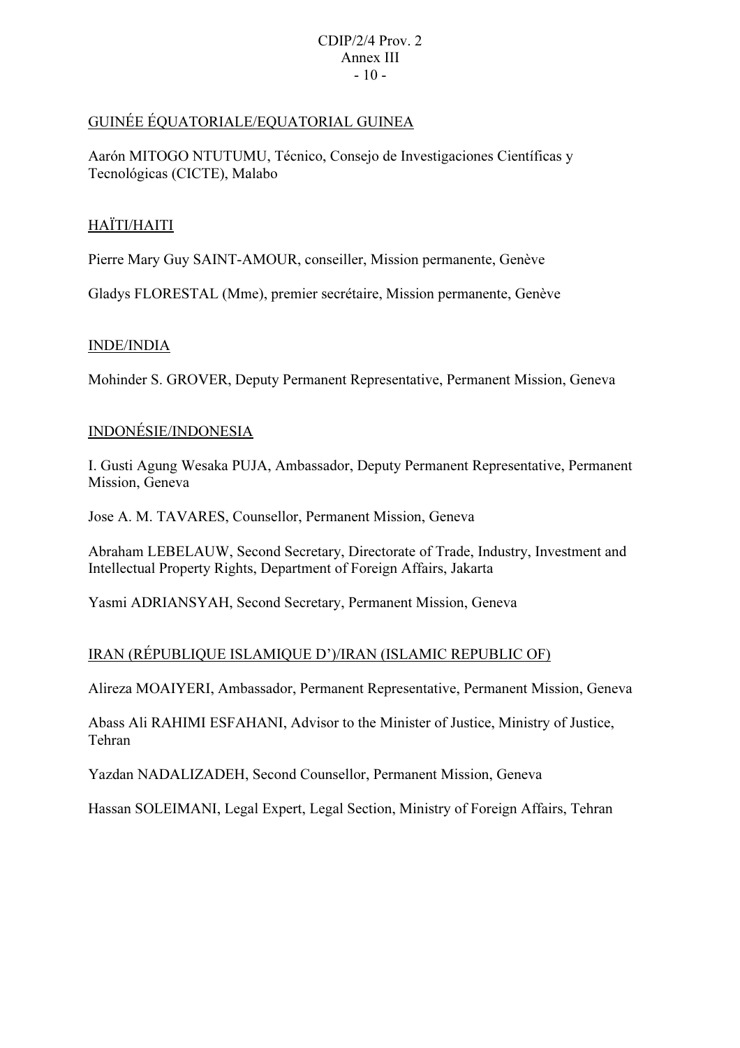<u>GUINÉE ÉQUATORIALE/EQUATORIAL GUINEA</u>

Aarón MITOGO NTUTUMU, Técnico, Consejo de Investigaciones Científicas y Tecnológicas (CICTE), Malabo

<u>HAÏTI/HAITI</u>

Pierre Mary Guy SAINT-AMOUR, conseiller, Mission permanente, Genève

Gladys FLORESTAL (Mme), premier secrétaire, Mission permanente, Genève

<u>INDE/INDIA</u>

Mohinder S. GROVER, Deputy Permanent Representative, Permanent Mission, Geneva

<u>INDONÉSIE/INDONESIA</u>

I. Gusti Agung Wesaka PUJA, Ambassador, Deputy Permanent Representative, Permanent Mission, Geneva

Jose A. M. TAVARES, Counsellor, Permanent Mission, Geneva

Abraham LEBELAUW, Second Secretary, Directorate of Trade, Industry, Investment and Intellectual Property Rights, Department of Foreign Affairs, Jakarta

Yasmi ADRIANSYAH, Second Secretary, Permanent Mission, Geneva

<u>IRAN (RÉPUBLIQUE ISLAMIQUE D')/IRAN (ISLAMIC REPUBLIC OF)</u>

Alireza MOAIYERI, Ambassador, Permanent Representative, Permanent Mission, Geneva

Abass Ali RAHIMI ESFAHANI, Advisor to the Minister of Justice, Ministry of Justice, Tehran

Yazdan NADALIZADEH, Second Counsellor, Permanent Mission, Geneva

Hassan SOLEIMANI, Legal Expert, Legal Section, Ministry of Foreign Affairs, Tehran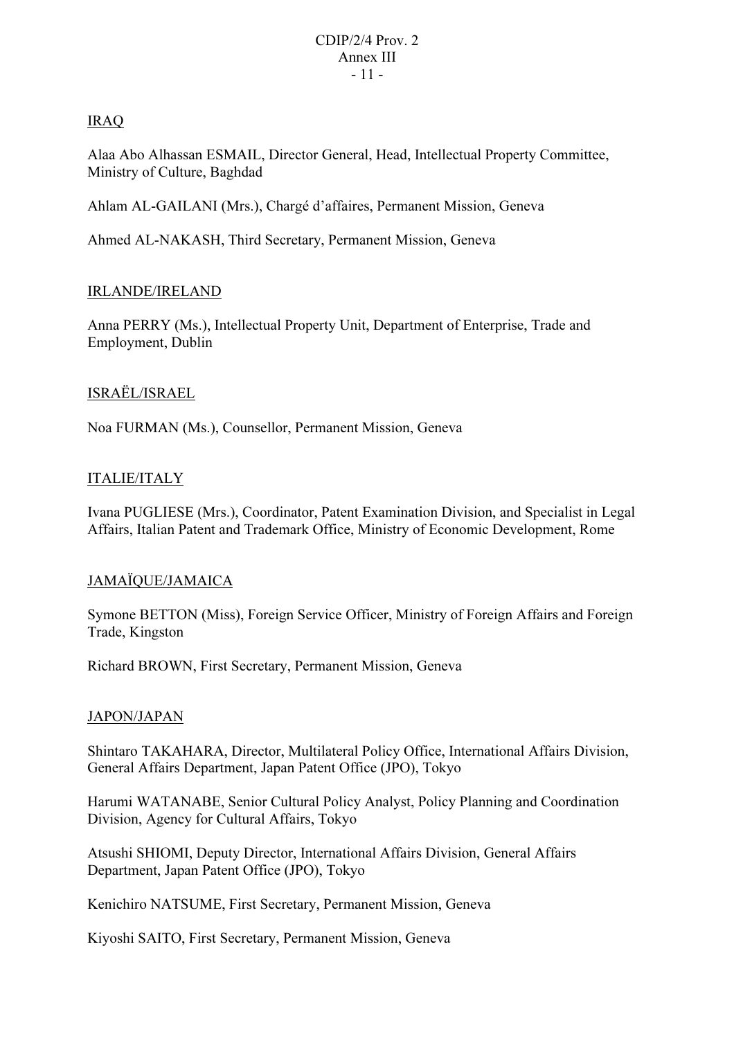IRAQ

Alaa Abo Alhassan ESMAIL, Director General, Head, Intellectual Property Committee, Ministry of Culture, Baghdad

Ahlam AL-GAILANI (Mrs.), Chargé d'affaires, Permanent Mission, Geneva

Ahmed AL-NAKASH, Third Secretary, Permanent Mission, Geneva

IRLANDE/IRELAND

Anna PERRY (Ms.), Intellectual Property Unit, Department of Enterprise, Trade and Employment, Dublin

ISRAËL/ISRAEL

Noa FURMAN (Ms.), Counsellor, Permanent Mission, Geneva

ITALIE/ITALY

Ivana PUGLIESE (Mrs.), Coordinator, Patent Examination Division, and Specialist in Legal Affairs, Italian Patent and Trademark Office, Ministry of Economic Development, Rome

JAMAÏQUE/JAMAICA

Symone BETTON (Miss), Foreign Service Officer, Ministry of Foreign Affairs and Foreign Trade, Kingston

Richard BROWN, First Secretary, Permanent Mission, Geneva

JAPON/JAPAN

Shintaro TAKAHARA, Director, Multilateral Policy Office, International Affairs Division, General Affairs Department, Japan Patent Office (JPO), Tokyo

Harumi WATANABE, Senior Cultural Policy Analyst, Policy Planning and Coordination Division, Agency for Cultural Affairs, Tokyo

Atsushi SHIOMI, Deputy Director, International Affairs Division, General Affairs Department, Japan Patent Office (JPO), Tokyo

Kenichiro NATSUME, First Secretary, Permanent Mission, Geneva

Kiyoshi SAITO, First Secretary, Permanent Mission, Geneva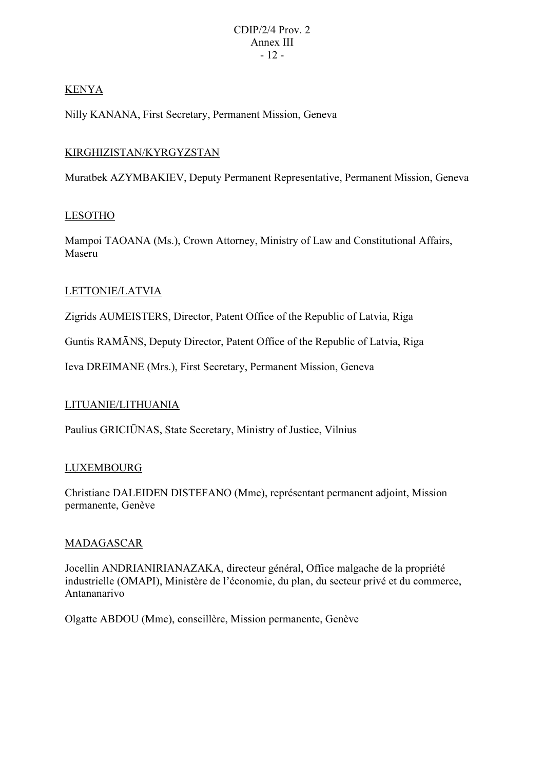KENYA

Nilly KANANA, First Secretary, Permanent Mission, Geneva

KIRGHIZISTAN/KYRGYZSTAN

Muratbek AZYMBAKIEV, Deputy Permanent Representative, Permanent Mission, Geneva

LESOTHO

Mampoi TAOANA (Ms.), Crown Attorney, Ministry of Law and Constitutional Affairs, Maseru

LETTONIE/LATVIA

Zigrids AUMEISTERS, Director, Patent Office of the Republic of Latvia, Riga

Guntis RAMĀNS, Deputy Director, Patent Office of the Republic of Latvia, Riga

Ieva DREIMANE (Mrs.), First Secretary, Permanent Mission, Geneva

LITUANIE/LITHUANIA

Paulius GRICIŪNAS, State Secretary, Ministry of Justice, Vilnius

LUXEMBOURG

Christiane DALEIDEN DISTEFANO (Mme), représentant permanent adjoint, Mission permanente, Genève

MADAGASCAR

Jocellin ANDRIANIRIANAZAKA, directeur général, Office malgache de la propriété industrielle (OMAPI), Ministère de l'économie, du plan, du secteur privé et du commerce, Antananarivo

Olgatte ABDOU (Mme), conseillère, Mission permanente, Genève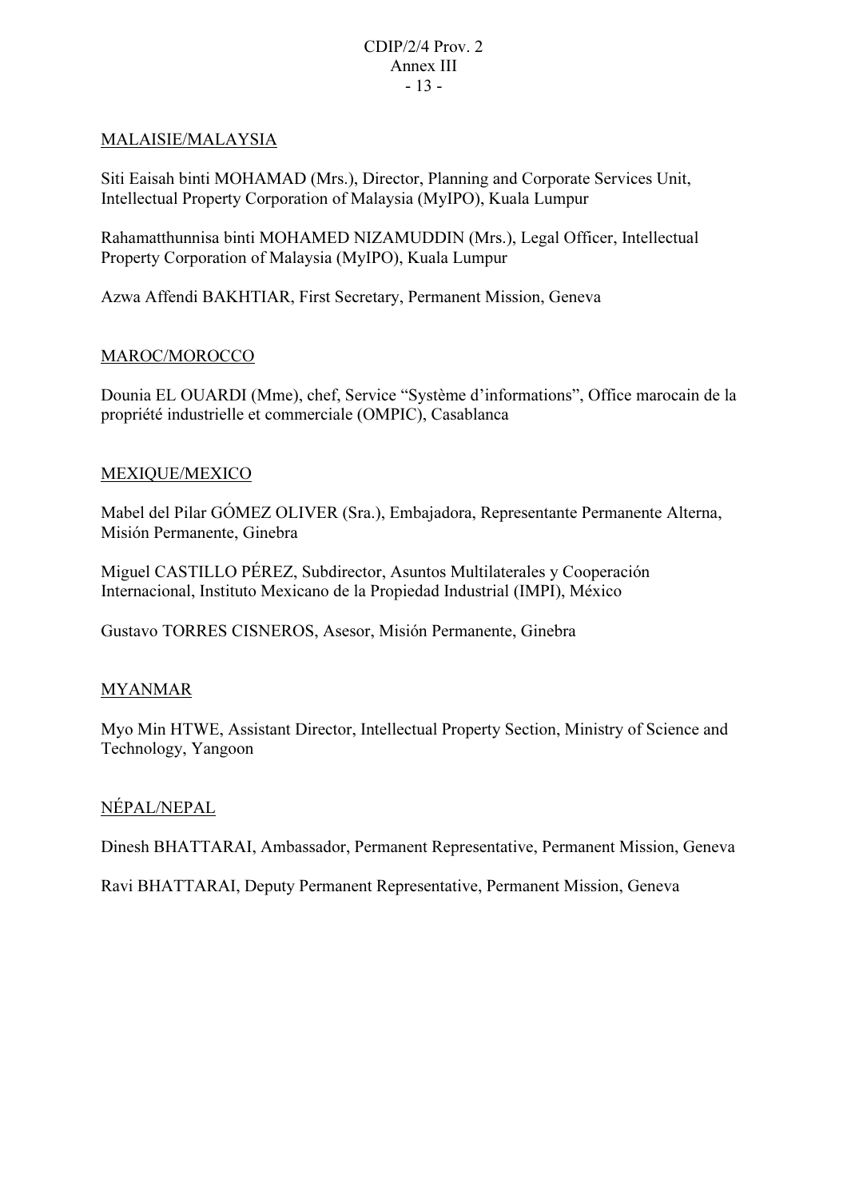MALAISIE/MALAYSIA

Siti Eaisah binti MOHAMAD (Mrs.), Director, Planning and Corporate Services Unit, Intellectual Property Corporation of Malaysia (MyIPO), Kuala Lumpur

Rahamatthunnisa binti MOHAMED NIZAMUDDIN (Mrs.), Legal Officer, Intellectual Property Corporation of Malaysia (MyIPO), Kuala Lumpur

Azwa Affendi BAKHTIAR, First Secretary, Permanent Mission, Geneva

MAROC/MOROCCO

Dounia EL OUARDI (Mme), chef, Service "Système d'informations", Office marocain de la propriété industrielle et commerciale (OMPIC), Casablanca

MEXIQUE/MEXICO

Mabel del Pilar GÓMEZ OLIVER (Sra.), Embajadora, Representante Permanente Alterna, Misión Permanente, Ginebra

Miguel CASTILLO PÉREZ, Subdirector, Asuntos Multilaterales y Cooperación Internacional, Instituto Mexicano de la Propiedad Industrial (IMPI), México

Gustavo TORRES CISNEROS, Asesor, Misión Permanente, Ginebra

MYANMAR

Myo Min HTWE, Assistant Director, Intellectual Property Section, Ministry of Science and Technology, Yangoon

NÉPAL/NEPAL

Dinesh BHATTARAI, Ambassador, Permanent Representative, Permanent Mission, Geneva

Ravi BHATTARAI, Deputy Permanent Representative, Permanent Mission, Geneva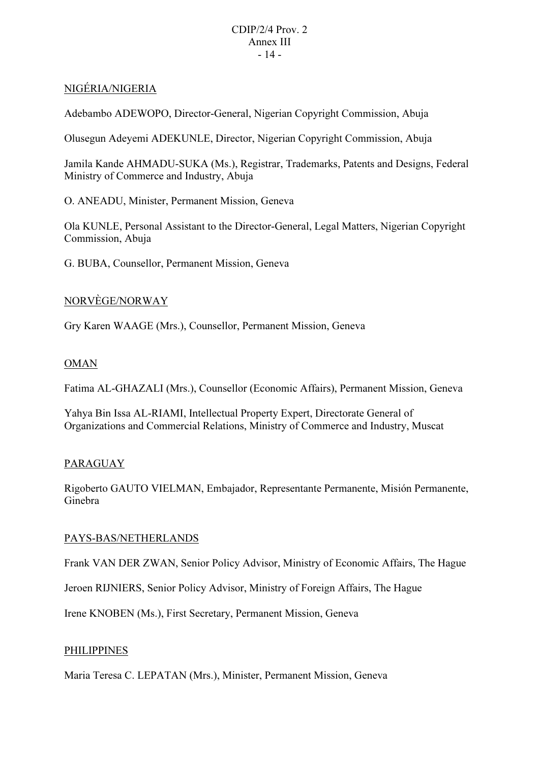NIGÉRIA/NIGERIA

Adebambo ADEWOPO, Director-General, Nigerian Copyright Commission, Abuja

Olusegun Adeyemi ADEKUNLE, Director, Nigerian Copyright Commission, Abuja

Jamila Kande AHMADU-SUKA (Ms.), Registrar, Trademarks, Patents and Designs, Federal Ministry of Commerce and Industry, Abuja

O. ANEADU, Minister, Permanent Mission, Geneva

Ola KUNLE, Personal Assistant to the Director-General, Legal Matters, Nigerian Copyright Commission, Abuja

G. BUBA, Counsellor, Permanent Mission, Geneva

NORVÈGE/NORWAY

Gry Karen WAAGE (Mrs.), Counsellor, Permanent Mission, Geneva

OMAN

Fatima AL-GHAZALI (Mrs.), Counsellor (Economic Affairs), Permanent Mission, Geneva

Yahya Bin Issa AL-RIAMI, Intellectual Property Expert, Directorate General of Organizations and Commercial Relations, Ministry of Commerce and Industry, Muscat

PARAGUAY

Rigoberto GAUTO VIELMAN, Embajador, Representante Permanente, Misión Permanente, Ginebra

PAYS-BAS/NETHERLANDS

Frank VAN DER ZWAN, Senior Policy Advisor, Ministry of Economic Affairs, The Hague

Jeroen RIJNIERS, Senior Policy Advisor, Ministry of Foreign Affairs, The Hague

Irene KNOBEN (Ms.), First Secretary, Permanent Mission, Geneva

PHILIPPINES

Maria Teresa C. LEPATAN (Mrs.), Minister, Permanent Mission, Geneva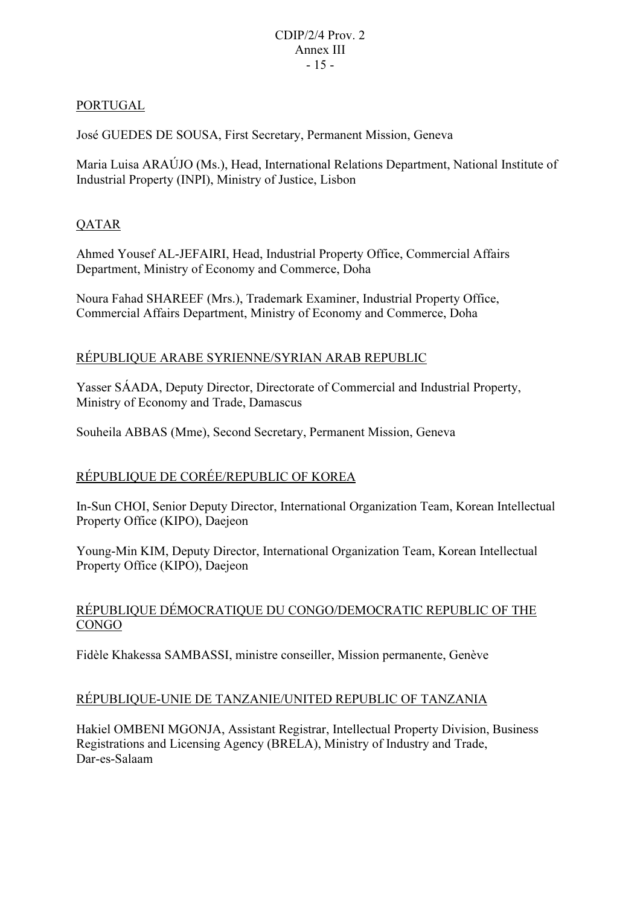PORTUGAL

José GUEDES DE SOUSA, First Secretary, Permanent Mission, Geneva

Maria Luisa ARAÚJO (Ms.), Head, International Relations Department, National Institute of Industrial Property (INPI), Ministry of Justice, Lisbon

QATAR

Ahmed Yousef AL-JEFAIRI, Head, Industrial Property Office, Commercial Affairs Department, Ministry of Economy and Commerce, Doha

Noura Fahad SHAREEF (Mrs.), Trademark Examiner, Industrial Property Office, Commercial Affairs Department, Ministry of Economy and Commerce, Doha

RÉPUBLIQUE ARABE SYRIENNE/SYRIAN ARAB REPUBLIC

Yasser SÁADA, Deputy Director, Directorate of Commercial and Industrial Property, Ministry of Economy and Trade, Damascus

Souheila ABBAS (Mme), Second Secretary, Permanent Mission, Geneva

RÉPUBLIQUE DE CORÉE/REPUBLIC OF KOREA

In-Sun CHOI, Senior Deputy Director, International Organization Team, Korean Intellectual Property Office (KIPO), Daejeon

Young-Min KIM, Deputy Director, International Organization Team, Korean Intellectual Property Office (KIPO), Daejeon

RÉPUBLIQUE DÉMOCRATIQUE DU CONGO/DEMOCRATIC REPUBLIC OF THE CONGO

Fidèle Khakessa SAMBASSI, ministre conseiller, Mission permanente, Genève

RÉPUBLIQUE-UNIE DE TANZANIE/UNITED REPUBLIC OF TANZANIA

Hakiel OMBENI MGONJA, Assistant Registrar, Intellectual Property Division, Business Registrations and Licensing Agency (BRELA), Ministry of Industry and Trade, Dar-es-Salaam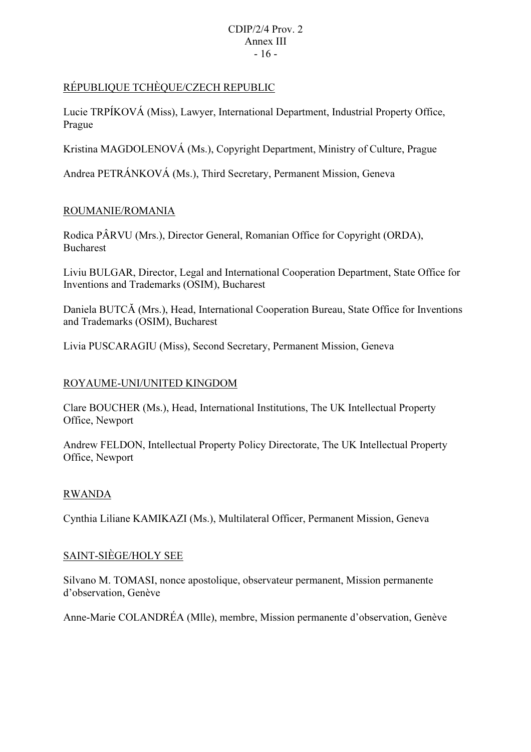RÉPUBLIQUE TCHÈQUE/CZECH REPUBLIC

Lucie TRPÍKOVÁ (Miss), Lawyer, International Department, Industrial Property Office, Prague

Kristina MAGDOLENOVÁ (Ms.), Copyright Department, Ministry of Culture, Prague

Andrea PETRÁNKOVÁ (Ms.), Third Secretary, Permanent Mission, Geneva

ROUMANIE/ROMANIA

Rodica PÂRVU (Mrs.), Director General, Romanian Office for Copyright (ORDA), Bucharest

Liviu BULGAR, Director, Legal and International Cooperation Department, State Office for Inventions and Trademarks (OSIM), Bucharest

Daniela BUTCĂ (Mrs.), Head, International Cooperation Bureau, State Office for Inventions and Trademarks (OSIM), Bucharest

Livia PUSCARAGIU (Miss), Second Secretary, Permanent Mission, Geneva

ROYAUME-UNI/UNITED KINGDOM

Clare BOUCHER (Ms.), Head, International Institutions, The UK Intellectual Property Office, Newport

Andrew FELDON, Intellectual Property Policy Directorate, The UK Intellectual Property Office, Newport

RWANDA

Cynthia Liliane KAMIKAZI (Ms.), Multilateral Officer, Permanent Mission, Geneva

SAINT-SIÈGE/HOLY SEE

Silvano M. TOMASI, nonce apostolique, observateur permanent, Mission permanente d'observation, Genève

Anne-Marie COLANDRÉA (Mlle), membre, Mission permanente d'observation, Genève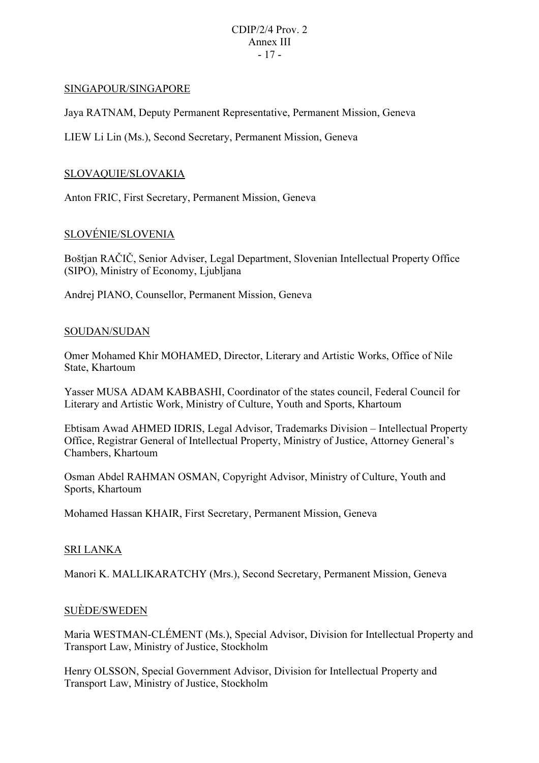SINGAPOUR/SINGAPORE

Jaya RATNAM, Deputy Permanent Representative, Permanent Mission, Geneva

LIEW Li Lin (Ms.), Second Secretary, Permanent Mission, Geneva

SLOVAQUIE/SLOVAKIA

Anton FRIC, First Secretary, Permanent Mission, Geneva

SLOVÉNIE/SLOVENIA

Boštjan RAČIČ, Senior Adviser, Legal Department, Slovenian Intellectual Property Office (SIPO), Ministry of Economy, Ljubljana

Andrej PIANO, Counsellor, Permanent Mission, Geneva

SOUDAN/SUDAN

Omer Mohamed Khir MOHAMED, Director, Literary and Artistic Works, Office of Nile State, Khartoum

Yasser MUSA ADAM KABBASHI, Coordinator of the states council, Federal Council for Literary and Artistic Work, Ministry of Culture, Youth and Sports, Khartoum

Ebtisam Awad AHMED IDRIS, Legal Advisor, Trademarks Division – Intellectual Property Office, Registrar General of Intellectual Property, Ministry of Justice, Attorney General's Chambers, Khartoum

Osman Abdel RAHMAN OSMAN, Copyright Advisor, Ministry of Culture, Youth and Sports, Khartoum

Mohamed Hassan KHAIR, First Secretary, Permanent Mission, Geneva

SRI LANKA

Manori K. MALLIKARATCHY (Mrs.), Second Secretary, Permanent Mission, Geneva

SUÈDE/SWEDEN

Maria WESTMAN-CLÉMENT (Ms.), Special Advisor, Division for Intellectual Property and Transport Law, Ministry of Justice, Stockholm

Henry OLSSON, Special Government Advisor, Division for Intellectual Property and Transport Law, Ministry of Justice, Stockholm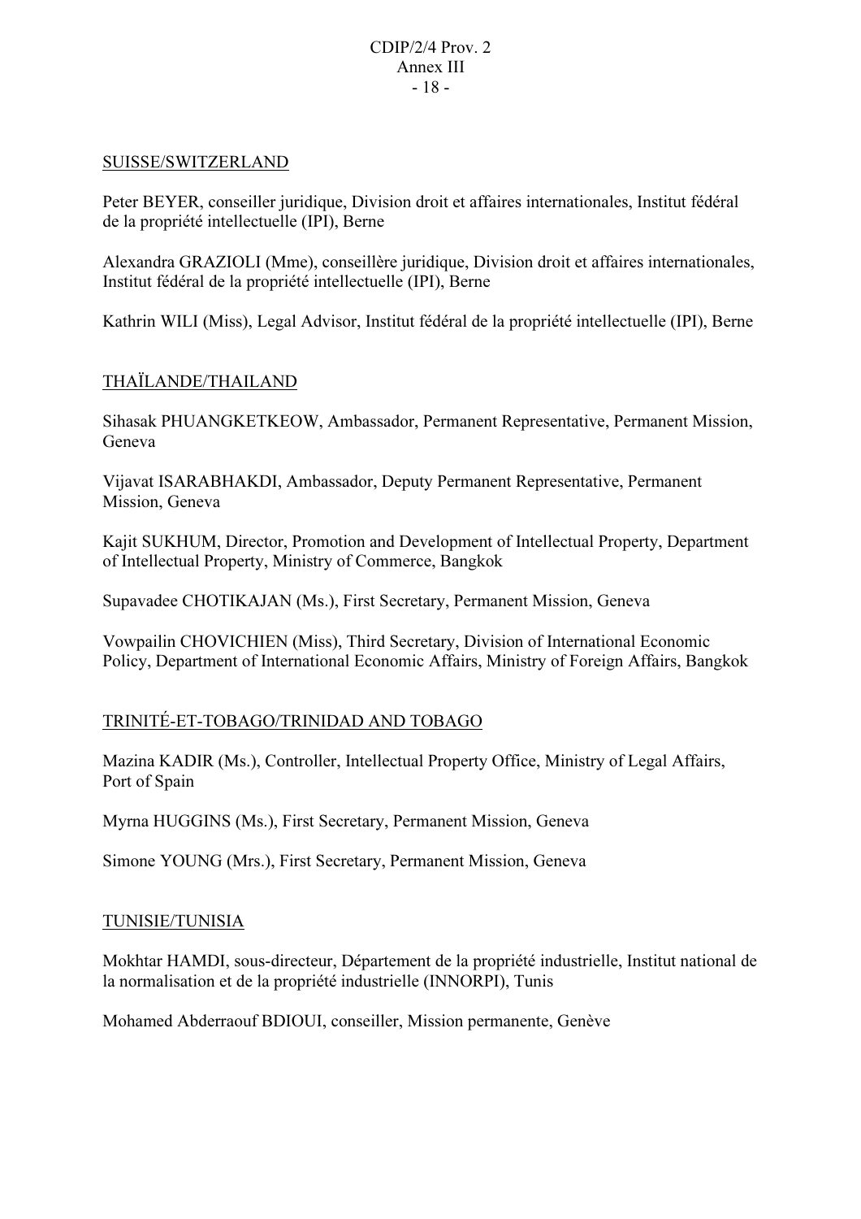SUISSE/SWITZERLAND

Peter BEYER, conseiller juridique, Division droit et affaires internationales, Institut fédéral de la propriété intellectuelle (IPI), Berne

Alexandra GRAZIOLI (Mme), conseillère juridique, Division droit et affaires internationales, Institut fédéral de la propriété intellectuelle (IPI), Berne

Kathrin WILI (Miss), Legal Advisor, Institut fédéral de la propriété intellectuelle (IPI), Berne

THAÏLANDE/THAILAND

Sihasak PHUANGKETKEOW, Ambassador, Permanent Representative, Permanent Mission, Geneva

Vijavat ISARABHAKDI, Ambassador, Deputy Permanent Representative, Permanent Mission, Geneva

Kajit SUKHUM, Director, Promotion and Development of Intellectual Property, Department of Intellectual Property, Ministry of Commerce, Bangkok

Supavadee CHOTIKAJAN (Ms.), First Secretary, Permanent Mission, Geneva

Vowpailin CHOVICHIEN (Miss), Third Secretary, Division of International Economic Policy, Department of International Economic Affairs, Ministry of Foreign Affairs, Bangkok

TRINITÉ-ET-TOBAGO/TRINIDAD AND TOBAGO

Mazina KADIR (Ms.), Controller, Intellectual Property Office, Ministry of Legal Affairs, Port of Spain

Myrna HUGGINS (Ms.), First Secretary, Permanent Mission, Geneva

Simone YOUNG (Mrs.), First Secretary, Permanent Mission, Geneva

TUNISIE/TUNISIA

Mokhtar HAMDI, sous-directeur, Département de la propriété industrielle, Institut national de la normalisation et de la propriété industrielle (INNORPI), Tunis

Mohamed Abderraouf BDIOUI, conseiller, Mission permanente, Genève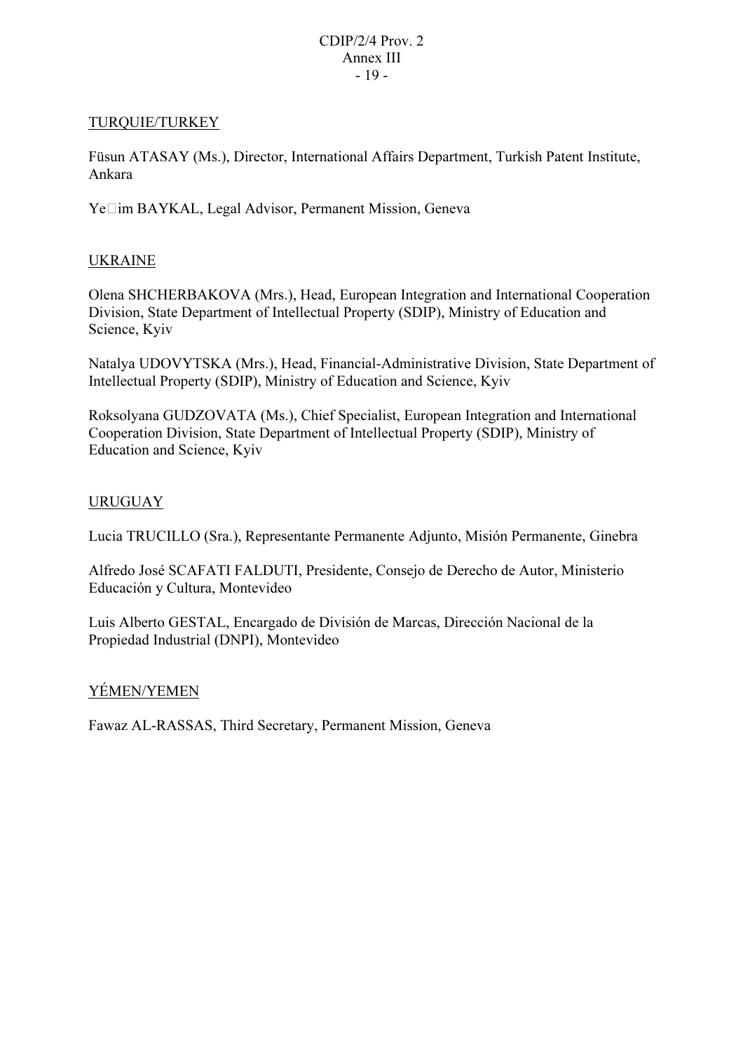TURQUIE/TURKEY

Füsun ATASAY (Ms.), Director, International Affairs Department, Turkish Patent Institute, Ankara

Ye□im BAYKAL, Legal Advisor, Permanent Mission, Geneva

UKRAINE

Olena SHCHERBAKOVA (Mrs.), Head, European Integration and International Cooperation Division, State Department of Intellectual Property (SDIP), Ministry of Education and Science, Kyiv

Natalya UDOVYTSKA (Mrs.), Head, Financial-Administrative Division, State Department of Intellectual Property (SDIP), Ministry of Education and Science, Kyiv

Roksolyana GUDZOVATA (Ms.), Chief Specialist, European Integration and International Cooperation Division, State Department of Intellectual Property (SDIP), Ministry of Education and Science, Kyiv

URUGUAY

Lucia TRUCILLO (Sra.), Representante Permanente Adjunto, Misión Permanente, Ginebra

Alfredo José SCAFATI FALDUTI, Presidente, Consejo de Derecho de Autor, Ministerio Educación y Cultura, Montevideo

Luis Alberto GESTAL, Encargado de División de Marcas, Dirección Nacional de la Propiedad Industrial (DNPI), Montevideo

YÉMEN/YEMEN

Fawaz AL-RASSAS, Third Secretary, Permanent Mission, Geneva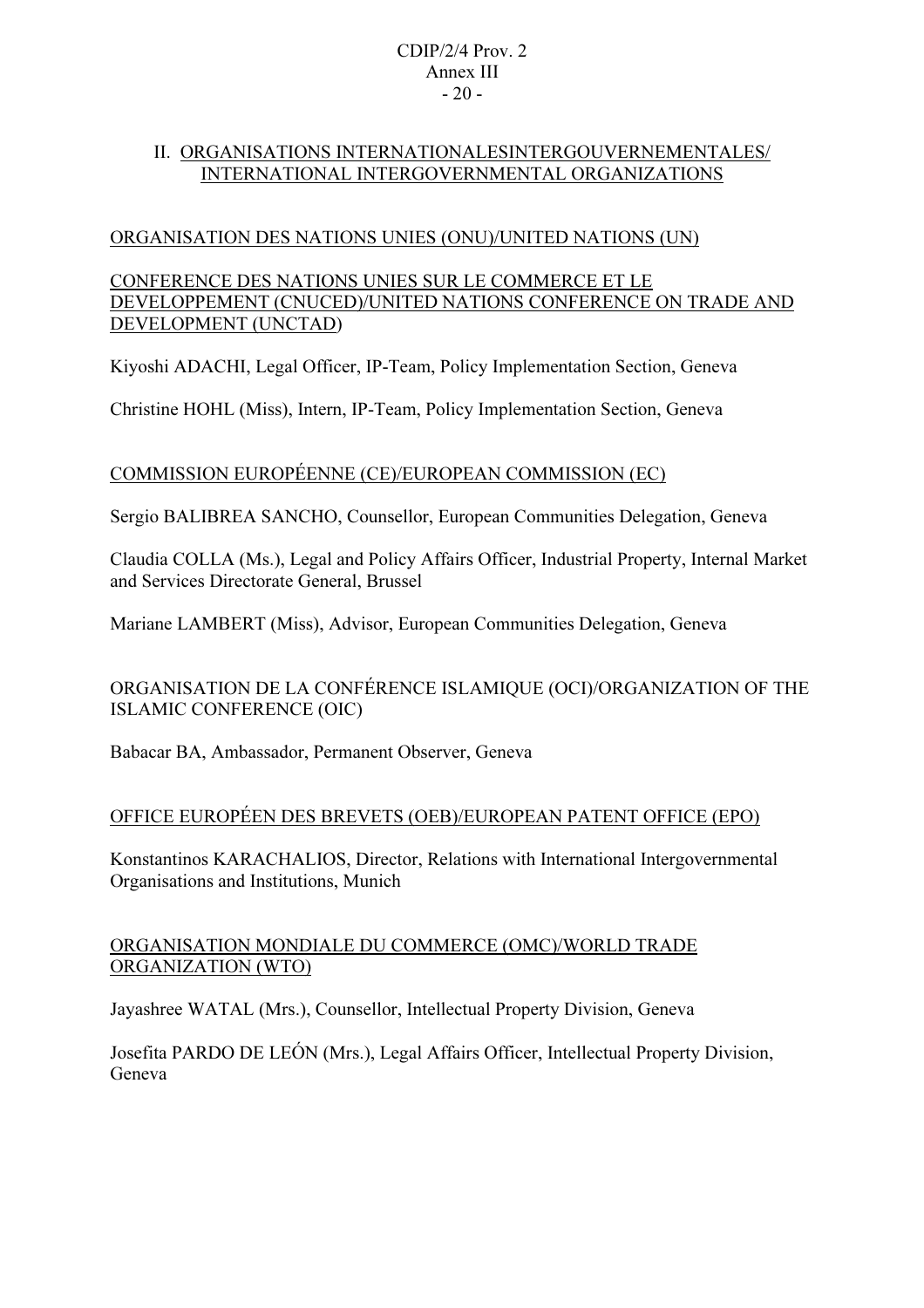## II. ORGANISATIONS INTERNATIONALESINTERGOUVERNEMENTALES/ INTERNATIONAL INTERGOVERNMENTAL ORGANIZATIONS

### ORGANISATION DES NATIONS UNIES (ONU)/UNITED NATIONS (UN)

### CONFERENCE DES NATIONS UNIES SUR LE COMMERCE ET LE DEVELOPPEMENT (CNUCED)/UNITED NATIONS CONFERENCE ON TRADE AND DEVELOPMENT (UNCTAD)

Kiyoshi ADACHI, Legal Officer, IP-Team, Policy Implementation Section, Geneva

Christine HOHL (Miss), Intern, IP-Team, Policy Implementation Section, Geneva

### COMMISSION EUROPÉENNE (CE)/EUROPEAN COMMISSION (EC)

Sergio BALIBREA SANCHO, Counsellor, European Communities Delegation, Geneva

Claudia COLLA (Ms.), Legal and Policy Affairs Officer, Industrial Property, Internal Market and Services Directorate General, Brussel

Mariane LAMBERT (Miss), Advisor, European Communities Delegation, Geneva

### ORGANISATION DE LA CONFÉRENCE ISLAMIQUE (OCI)/ORGANIZATION OF THE ISLAMIC CONFERENCE (OIC)

Babacar BA, Ambassador, Permanent Observer, Geneva

### OFFICE EUROPÉEN DES BREVETS (OEB)/EUROPEAN PATENT OFFICE (EPO)

Konstantinos KARACHALIOS, Director, Relations with International Intergovernmental Organisations and Institutions, Munich

### ORGANISATION MONDIALE DU COMMERCE (OMC)/WORLD TRADE ORGANIZATION (WTO)

Jayashree WATAL (Mrs.), Counsellor, Intellectual Property Division, Geneva

Josefita PARDO DE LEÓN (Mrs.), Legal Affairs Officer, Intellectual Property Division, Geneva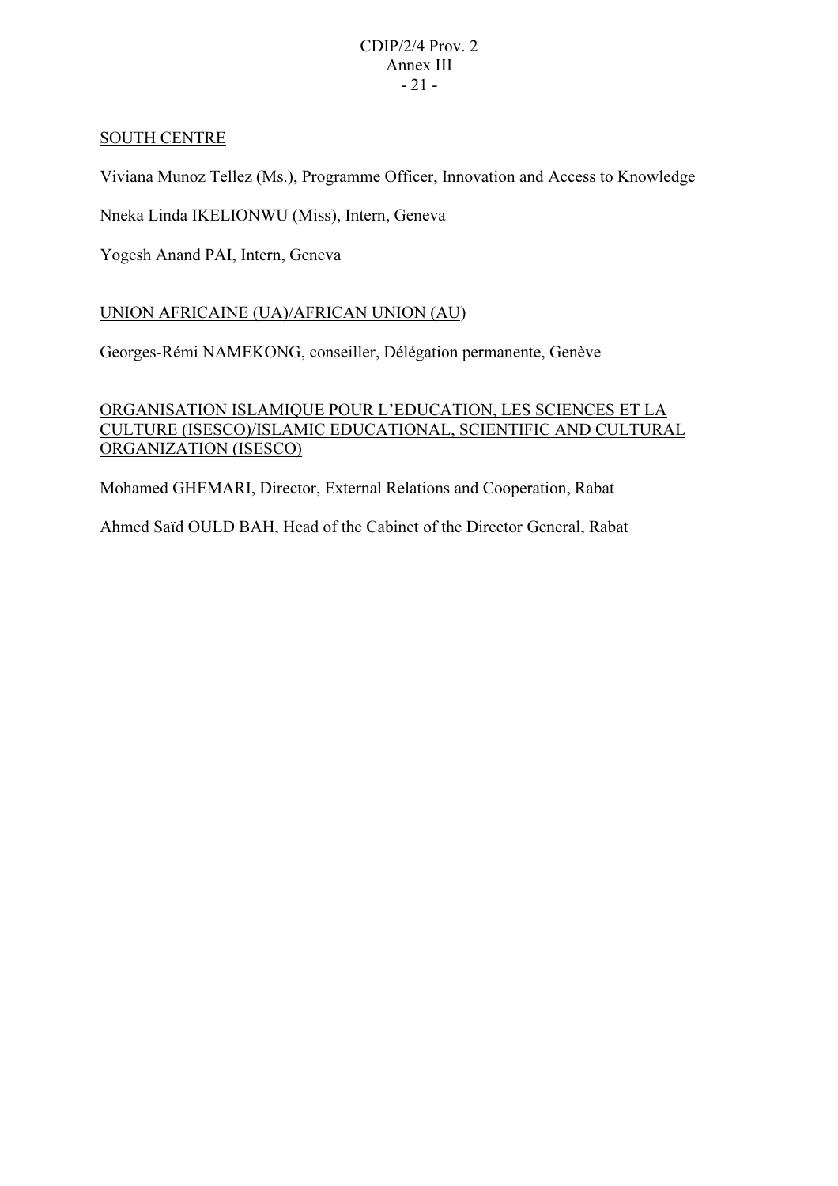SOUTH CENTRE

Viviana Munoz Tellez (Ms.), Programme Officer, Innovation and Access to Knowledge

Nneka Linda IKELIONWU (Miss), Intern, Geneva

Yogesh Anand PAI, Intern, Geneva

UNION AFRICAINE (UA)/AFRICAN UNION (AU)

Georges-Rémi NAMEKONG, conseiller, Délégation permanente, Genève

ORGANISATION ISLAMIQUE POUR L'EDUCATION, LES SCIENCES ET LA CULTURE (ISESCO)/ISLAMIC EDUCATIONAL, SCIENTIFIC AND CULTURAL ORGANIZATION (ISESCO)

Mohamed GHEMARI, Director, External Relations and Cooperation, Rabat

Ahmed Saïd OULD BAH, Head of the Cabinet of the Director General, Rabat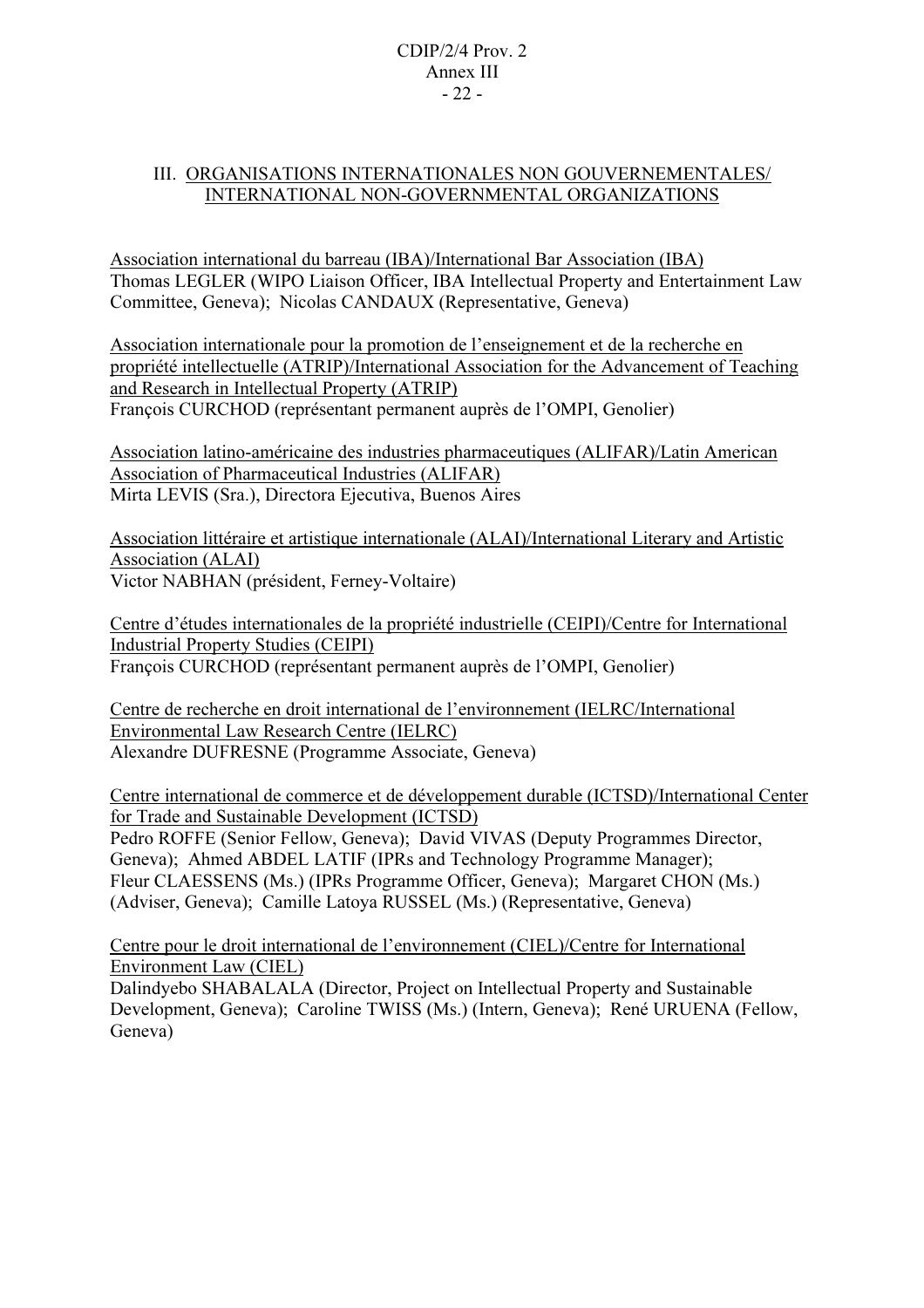## III. <u>ORGANISATIONS INTERNATIONALES NON GOUVERNEMENTALES/ INTERNATIONAL NON-GOVERNMENTAL ORGANIZATIONS</u>

<u>Association international du barreau (IBA)/International Bar Association (IBA)</u>
Thomas LEGLER (WIPO Liaison Officer, IBA Intellectual Property and Entertainment Law Committee, Geneva); Nicolas CANDAUX (Representative, Geneva)

<u>Association internationale pour la promotion de l'enseignement et de la recherche en propriété intellectuelle (ATRIP)/International Association for the Advancement of Teaching and Research in Intellectual Property (ATRIP)</u>
François CURCHOD (représentant permanent auprès de l'OMPI, Genolier)

<u>Association latino-américaine des industries pharmaceutiques (ALIFAR)/Latin American Association of Pharmaceutical Industries (ALIFAR)</u>
Mirta LEVIS (Sra.), Directora Ejecutiva, Buenos Aires

<u>Association littéraire et artistique internationale (ALAI)/International Literary and Artistic Association (ALAI)</u>
Victor NABHAN (président, Ferney-Voltaire)

<u>Centre d'études internationales de la propriété industrielle (CEIPI)/Centre for International Industrial Property Studies (CEIPI)</u>
François CURCHOD (représentant permanent auprès de l'OMPI, Genolier)

<u>Centre de recherche en droit international de l'environnement (IELRC/International Environmental Law Research Centre (IELRC)</u>
Alexandre DUFRESNE (Programme Associate, Geneva)

<u>Centre international de commerce et de développement durable (ICTSD)/International Center for Trade and Sustainable Development (ICTSD)</u>
Pedro ROFFE (Senior Fellow, Geneva); David VIVAS (Deputy Programmes Director, Geneva); Ahmed ABDEL LATIF (IPRs and Technology Programme Manager); Fleur CLAESSENS (Ms.) (IPRs Programme Officer, Geneva); Margaret CHON (Ms.) (Adviser, Geneva); Camille Latoya RUSSEL (Ms.) (Representative, Geneva)

<u>Centre pour le droit international de l'environnement (CIEL)/Centre for International Environment Law (CIEL)</u>
Dalindyebo SHABALALA (Director, Project on Intellectual Property and Sustainable Development, Geneva); Caroline TWISS (Ms.) (Intern, Geneva); René URUENA (Fellow, Geneva)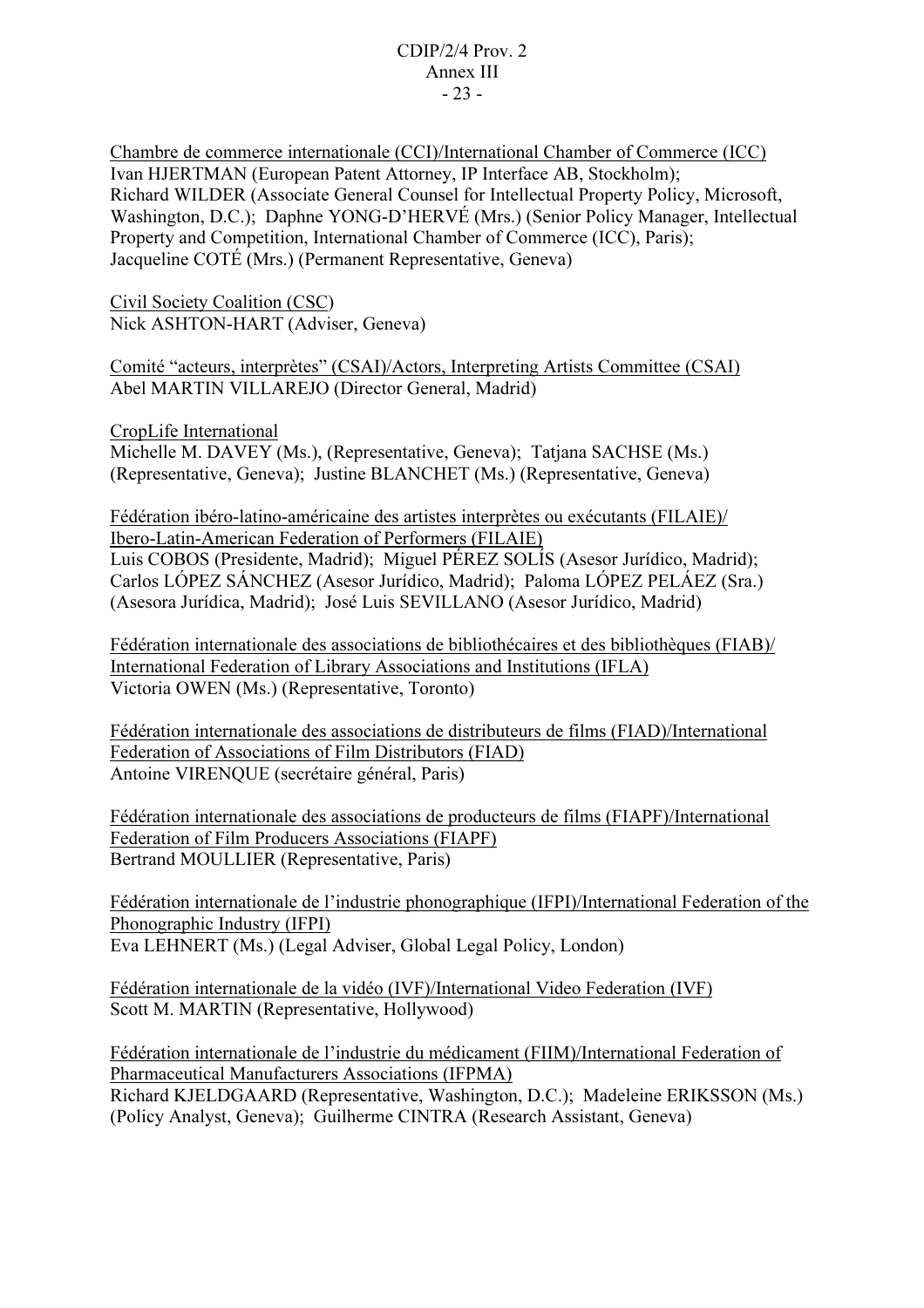Chambre de commerce internationale (CCI)/International Chamber of Commerce (ICC)
Ivan HJERTMAN (European Patent Attorney, IP Interface AB, Stockholm); Richard WILDER (Associate General Counsel for Intellectual Property Policy, Microsoft, Washington, D.C.); Daphne YONG-D'HERVÉ (Mrs.) (Senior Policy Manager, Intellectual Property and Competition, International Chamber of Commerce (ICC), Paris); Jacqueline COTÉ (Mrs.) (Permanent Representative, Geneva)

Civil Society Coalition (CSC)
Nick ASHTON-HART (Adviser, Geneva)

Comité "acteurs, interprètes" (CSAI)/Actors, Interpreting Artists Committee (CSAI)
Abel MARTIN VILLAREJO (Director General, Madrid)

CropLife International
Michelle M. DAVEY (Ms.), (Representative, Geneva); Tatjana SACHSE (Ms.) (Representative, Geneva); Justine BLANCHET (Ms.) (Representative, Geneva)

Fédération ibéro-latino-américaine des artistes interprètes ou exécutants (FILAIE)/ Ibero-Latin-American Federation of Performers (FILAIE)
Luis COBOS (Presidente, Madrid); Miguel PÉREZ SOLÍS (Asesor Jurídico, Madrid); Carlos LÓPEZ SÁNCHEZ (Asesor Jurídico, Madrid); Paloma LÓPEZ PELÁEZ (Sra.) (Asesora Jurídica, Madrid); José Luis SEVILLANO (Asesor Jurídico, Madrid)

Fédération internationale des associations de bibliothécaires et des bibliothèques (FIAB)/ International Federation of Library Associations and Institutions (IFLA)
Victoria OWEN (Ms.) (Representative, Toronto)

Fédération internationale des associations de distributeurs de films (FIAD)/International Federation of Associations of Film Distributors (FIAD)
Antoine VIRENQUE (secrétaire général, Paris)

Fédération internationale des associations de producteurs de films (FIAPF)/International Federation of Film Producers Associations (FIAPF)
Bertrand MOULLIER (Representative, Paris)

Fédération internationale de l'industrie phonographique (IFPI)/International Federation of the Phonographic Industry (IFPI)
Eva LEHNERT (Ms.) (Legal Adviser, Global Legal Policy, London)

Fédération internationale de la vidéo (IVF)/International Video Federation (IVF)
Scott M. MARTIN (Representative, Hollywood)

Fédération internationale de l'industrie du médicament (FIIM)/International Federation of Pharmaceutical Manufacturers Associations (IFPMA)
Richard KJELDGAARD (Representative, Washington, D.C.); Madeleine ERIKSSON (Ms.) (Policy Analyst, Geneva); Guilherme CINTRA (Research Assistant, Geneva)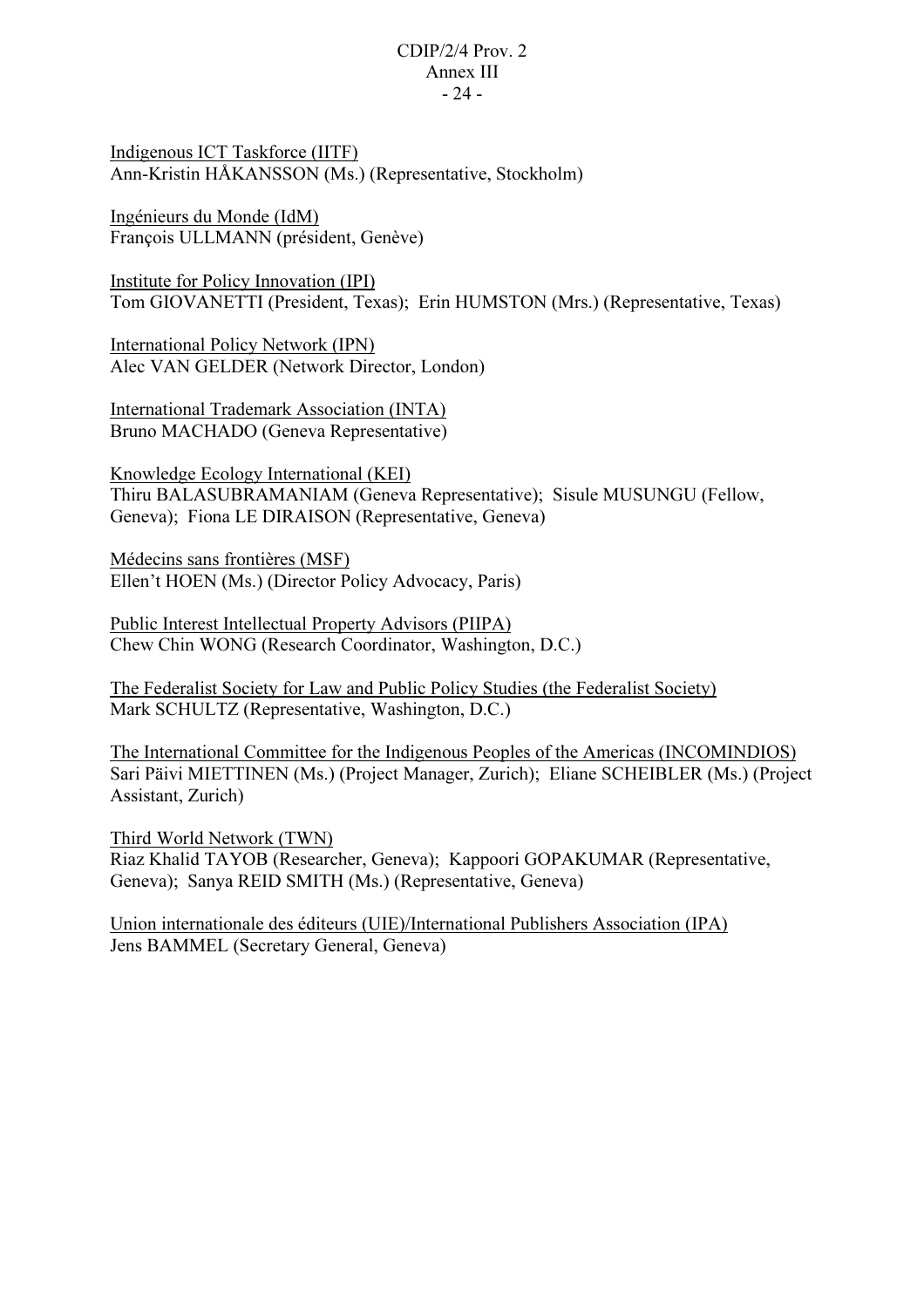Indigenous ICT Taskforce (IITF)
Ann-Kristin HÅKANSSON (Ms.) (Representative, Stockholm)

Ingénieurs du Monde (IdM)
François ULLMANN (président, Genève)

Institute for Policy Innovation (IPI)
Tom GIOVANETTI (President, Texas); Erin HUMSTON (Mrs.) (Representative, Texas)

International Policy Network (IPN)
Alec VAN GELDER (Network Director, London)

International Trademark Association (INTA)
Bruno MACHADO (Geneva Representative)

Knowledge Ecology International (KEI)
Thiru BALASUBRAMANIAM (Geneva Representative); Sisule MUSUNGU (Fellow, Geneva); Fiona LE DIRAISON (Representative, Geneva)

Médecins sans frontières (MSF)
Ellen't HOEN (Ms.) (Director Policy Advocacy, Paris)

Public Interest Intellectual Property Advisors (PIIPA)
Chew Chin WONG (Research Coordinator, Washington, D.C.)

The Federalist Society for Law and Public Policy Studies (the Federalist Society)
Mark SCHULTZ (Representative, Washington, D.C.)

The International Committee for the Indigenous Peoples of the Americas (INCOMINDIOS)
Sari Päivi MIETTINEN (Ms.) (Project Manager, Zurich); Eliane SCHEIBLER (Ms.) (Project Assistant, Zurich)

Third World Network (TWN)
Riaz Khalid TAYOB (Researcher, Geneva); Kappoori GOPAKUMAR (Representative, Geneva); Sanya REID SMITH (Ms.) (Representative, Geneva)

Union internationale des éditeurs (UIE)/International Publishers Association (IPA)
Jens BAMMEL (Secretary General, Geneva)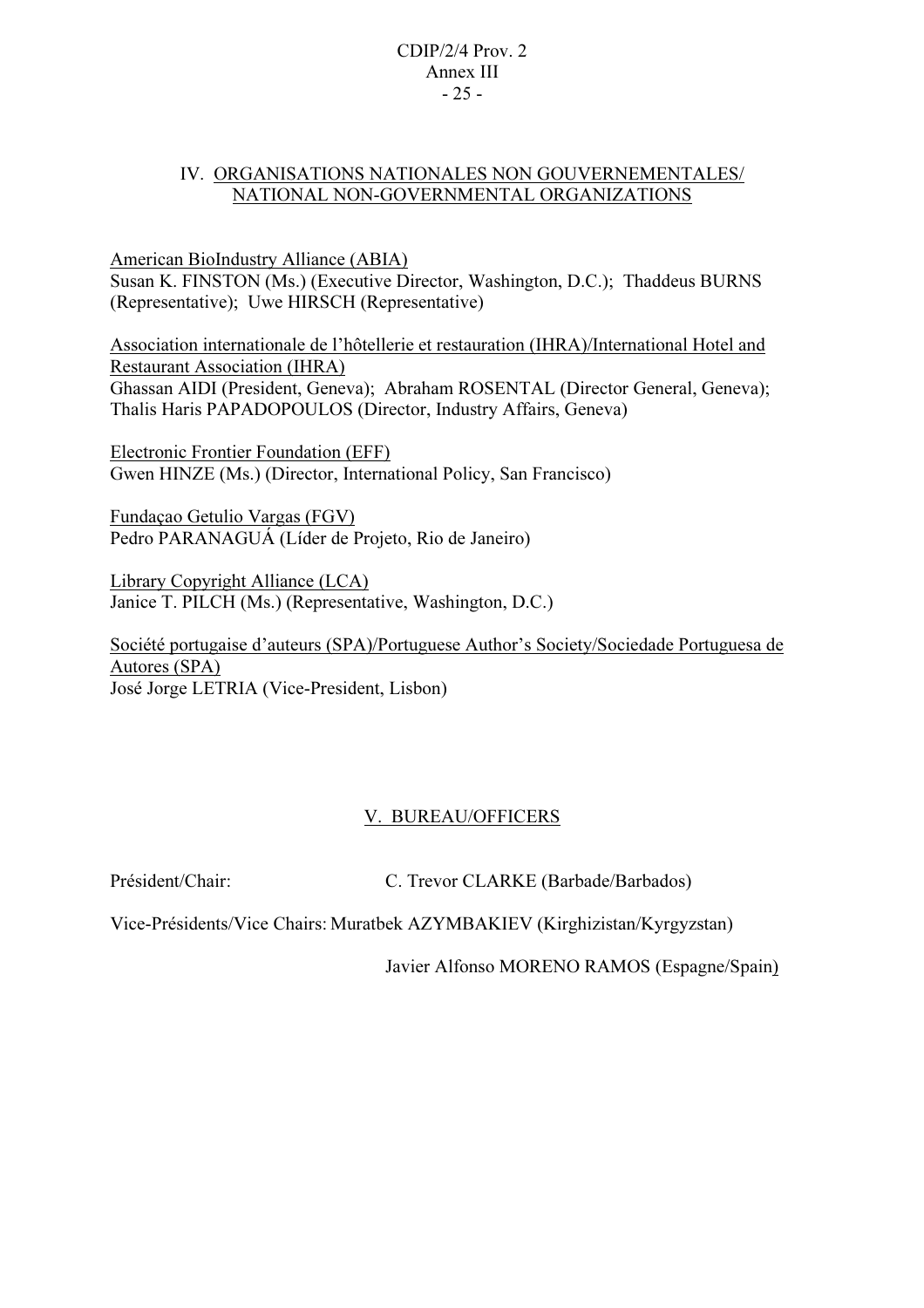## IV. ORGANISATIONS NATIONALES NON GOUVERNEMENTALES/ NATIONAL NON-GOVERNMENTAL ORGANIZATIONS

American BioIndustry Alliance (ABIA)
Susan K. FINSTON (Ms.) (Executive Director, Washington, D.C.); Thaddeus BURNS (Representative); Uwe HIRSCH (Representative)

Association internationale de l'hôtellerie et restauration (IHRA)/International Hotel and Restaurant Association (IHRA)
Ghassan AIDI (President, Geneva); Abraham ROSENTAL (Director General, Geneva); Thalis Haris PAPADOPOULOS (Director, Industry Affairs, Geneva)

Electronic Frontier Foundation (EFF)
Gwen HINZE (Ms.) (Director, International Policy, San Francisco)

Fundaçao Getulio Vargas (FGV)
Pedro PARANAGUÁ (Líder de Projeto, Rio de Janeiro)

Library Copyright Alliance (LCA)
Janice T. PILCH (Ms.) (Representative, Washington, D.C.)

Société portugaise d'auteurs (SPA)/Portuguese Author's Society/Sociedade Portuguesa de Autores (SPA)
José Jorge LETRIA (Vice-President, Lisbon)

## V. BUREAU/OFFICERS

Président/Chair: C. Trevor CLARKE (Barbade/Barbados)

Vice-Présidents/Vice Chairs: Muratbek AZYMBAKIEV (Kirghizistan/Kyrgyzstan)

Javier Alfonso MORENO RAMOS (Espagne/Spain)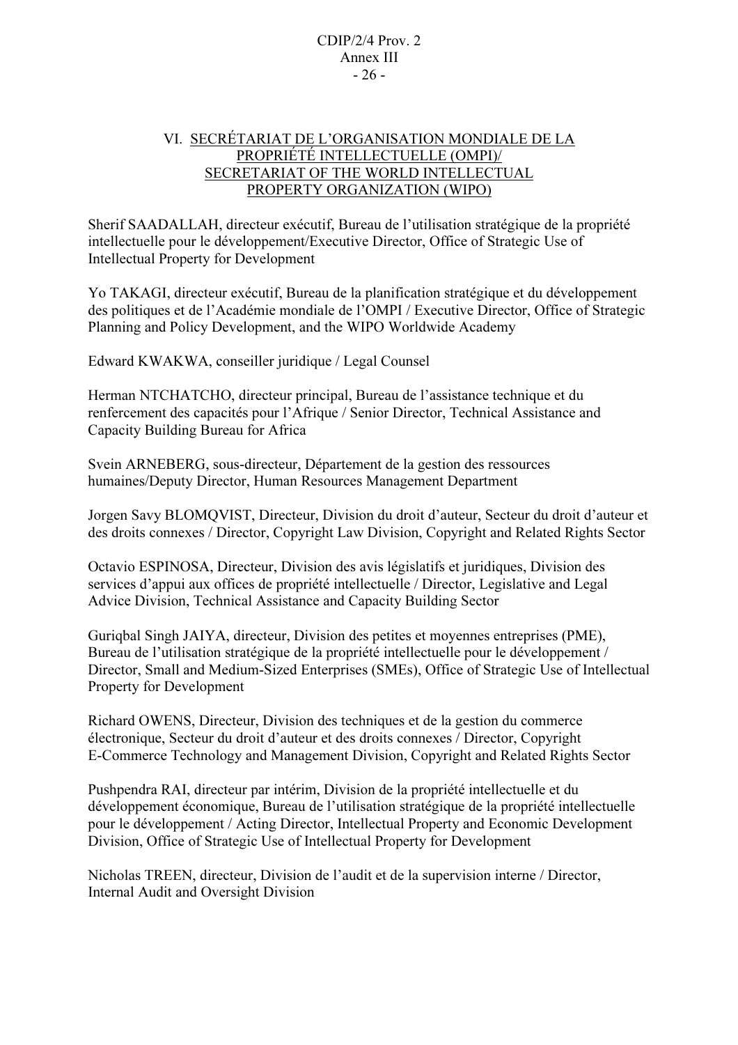## VI. SECRÉTARIAT DE L'ORGANISATION MONDIALE DE LA PROPRIÉTÉ INTELLECTUELLE (OMPI)/ SECRETARIAT OF THE WORLD INTELLECTUAL PROPERTY ORGANIZATION (WIPO)

Sherif SAADALLAH, directeur exécutif, Bureau de l'utilisation stratégique de la propriété intellectuelle pour le développement/Executive Director, Office of Strategic Use of Intellectual Property for Development

Yo TAKAGI, directeur exécutif, Bureau de la planification stratégique et du développement des politiques et de l'Académie mondiale de l'OMPI / Executive Director, Office of Strategic Planning and Policy Development, and the WIPO Worldwide Academy

Edward KWAKWA, conseiller juridique / Legal Counsel

Herman NTCHATCHO, directeur principal, Bureau de l'assistance technique et du renfercement des capacités pour l'Afrique / Senior Director, Technical Assistance and Capacity Building Bureau for Africa

Svein ARNEBERG, sous-directeur, Département de la gestion des ressources humaines/Deputy Director, Human Resources Management Department

Jorgen Savy BLOMQVIST, Directeur, Division du droit d'auteur, Secteur du droit d'auteur et des droits connexes / Director, Copyright Law Division, Copyright and Related Rights Sector

Octavio ESPINOSA, Directeur, Division des avis législatifs et juridiques, Division des services d'appui aux offices de propriété intellectuelle / Director, Legislative and Legal Advice Division, Technical Assistance and Capacity Building Sector

Guriqbal Singh JAIYA, directeur, Division des petites et moyennes entreprises (PME), Bureau de l'utilisation stratégique de la propriété intellectuelle pour le développement / Director, Small and Medium-Sized Enterprises (SMEs), Office of Strategic Use of Intellectual Property for Development

Richard OWENS, Directeur, Division des techniques et de la gestion du commerce électronique, Secteur du droit d'auteur et des droits connexes / Director, Copyright E-Commerce Technology and Management Division, Copyright and Related Rights Sector

Pushpendra RAI, directeur par intérim, Division de la propriété intellectuelle et du développement économique, Bureau de l'utilisation stratégique de la propriété intellectuelle pour le développement / Acting Director, Intellectual Property and Economic Development Division, Office of Strategic Use of Intellectual Property for Development

Nicholas TREEN, directeur, Division de l'audit et de la supervision interne / Director, Internal Audit and Oversight Division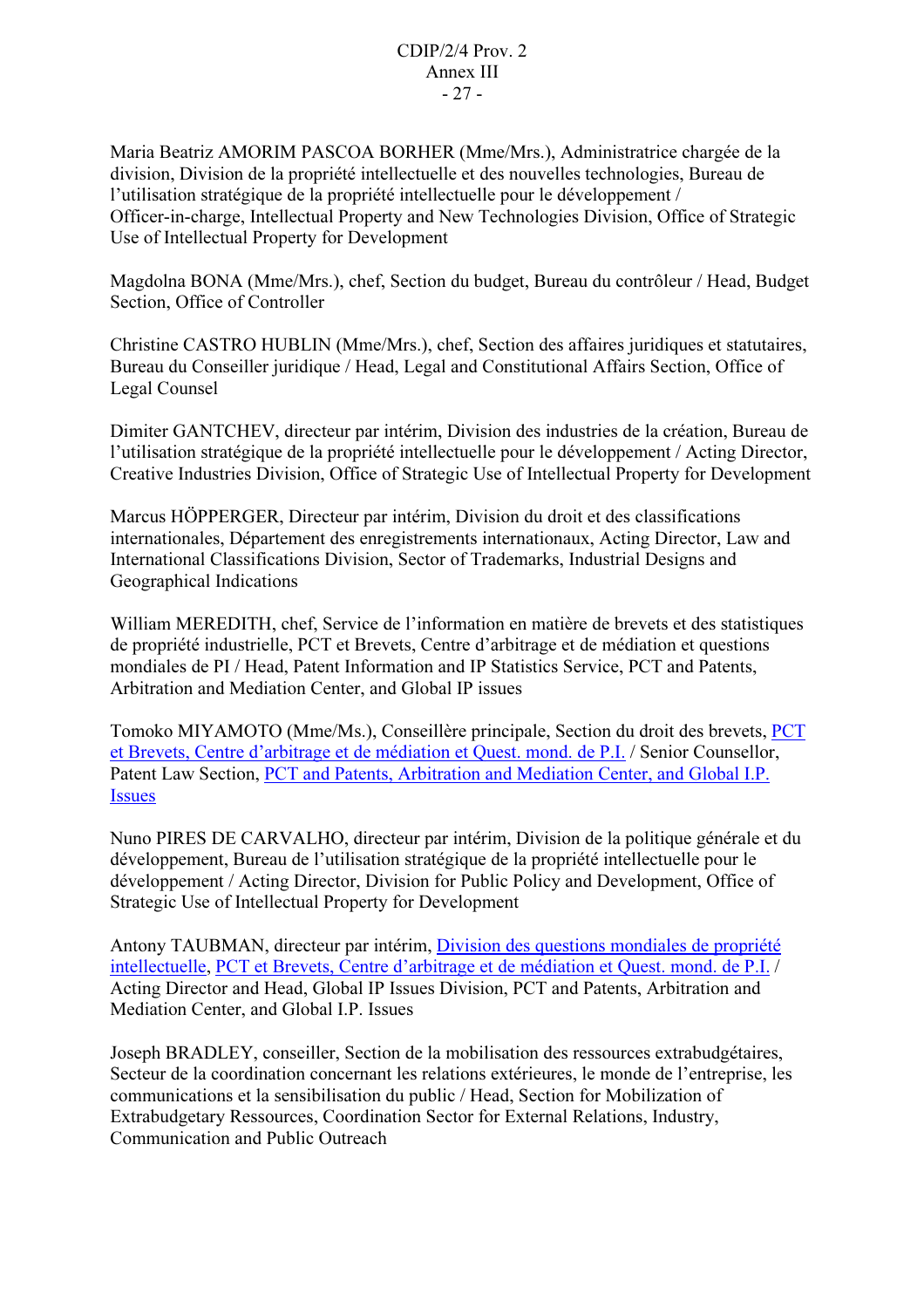Maria Beatriz AMORIM PASCOA BORHER (Mme/Mrs.), Administratrice chargée de la division, Division de la propriété intellectuelle et des nouvelles technologies, Bureau de l'utilisation stratégique de la propriété intellectuelle pour le développement / Officer-in-charge, Intellectual Property and New Technologies Division, Office of Strategic Use of Intellectual Property for Development

Magdolna BONA (Mme/Mrs.), chef, Section du budget, Bureau du contrôleur / Head, Budget Section, Office of Controller

Christine CASTRO HUBLIN (Mme/Mrs.), chef, Section des affaires juridiques et statutaires, Bureau du Conseiller juridique / Head, Legal and Constitutional Affairs Section, Office of Legal Counsel

Dimiter GANTCHEV, directeur par intérim, Division des industries de la création, Bureau de l'utilisation stratégique de la propriété intellectuelle pour le développement / Acting Director, Creative Industries Division, Office of Strategic Use of Intellectual Property for Development

Marcus HÖPPERGER, Directeur par intérim, Division du droit et des classifications internationales, Département des enregistrements internationaux, Acting Director, Law and International Classifications Division, Sector of Trademarks, Industrial Designs and Geographical Indications

William MEREDITH, chef, Service de l'information en matière de brevets et des statistiques de propriété industrielle, PCT et Brevets, Centre d'arbitrage et de médiation et questions mondiales de PI / Head, Patent Information and IP Statistics Service, PCT and Patents, Arbitration and Mediation Center, and Global IP issues

Tomoko MIYAMOTO (Mme/Ms.), Conseillère principale, Section du droit des brevets, PCT et Brevets, Centre d'arbitrage et de médiation et Quest. mond. de P.I. / Senior Counsellor, Patent Law Section, PCT and Patents, Arbitration and Mediation Center, and Global I.P. Issues

Nuno PIRES DE CARVALHO, directeur par intérim, Division de la politique générale et du développement, Bureau de l'utilisation stratégique de la propriété intellectuelle pour le développement / Acting Director, Division for Public Policy and Development, Office of Strategic Use of Intellectual Property for Development

Antony TAUBMAN, directeur par intérim, Division des questions mondiales de propriété intellectuelle, PCT et Brevets, Centre d'arbitrage et de médiation et Quest. mond. de P.I. / Acting Director and Head, Global IP Issues Division, PCT and Patents, Arbitration and Mediation Center, and Global I.P. Issues

Joseph BRADLEY, conseiller, Section de la mobilisation des ressources extrabudgétaires, Secteur de la coordination concernant les relations extérieures, le monde de l'entreprise, les communications et la sensibilisation du public / Head, Section for Mobilization of Extrabudgetary Ressources, Coordination Sector for External Relations, Industry, Communication and Public Outreach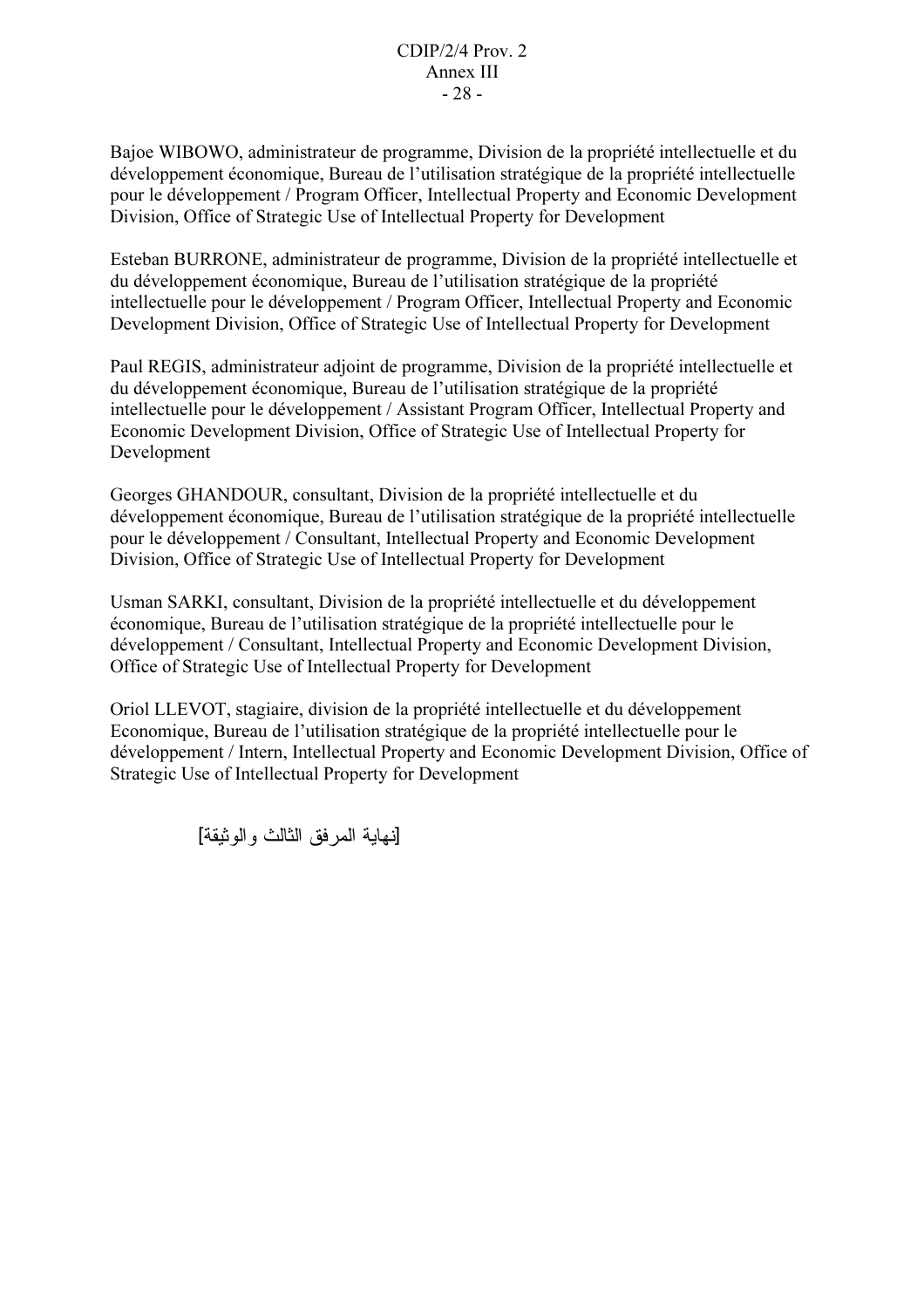Bajoe WIBOWO, administrateur de programme, Division de la propriété intellectuelle et du développement économique, Bureau de l'utilisation stratégique de la propriété intellectuelle pour le développement / Program Officer, Intellectual Property and Economic Development Division, Office of Strategic Use of Intellectual Property for Development

Esteban BURRONE, administrateur de programme, Division de la propriété intellectuelle et du développement économique, Bureau de l'utilisation stratégique de la propriété intellectuelle pour le développement / Program Officer, Intellectual Property and Economic Development Division, Office of Strategic Use of Intellectual Property for Development

Paul REGIS, administrateur adjoint de programme, Division de la propriété intellectuelle et du développement économique, Bureau de l'utilisation stratégique de la propriété intellectuelle pour le développement / Assistant Program Officer, Intellectual Property and Economic Development Division, Office of Strategic Use of Intellectual Property for Development

Georges GHANDOUR, consultant, Division de la propriété intellectuelle et du développement économique, Bureau de l'utilisation stratégique de la propriété intellectuelle pour le développement / Consultant, Intellectual Property and Economic Development Division, Office of Strategic Use of Intellectual Property for Development

Usman SARKI, consultant, Division de la propriété intellectuelle et du développement économique, Bureau de l'utilisation stratégique de la propriété intellectuelle pour le développement / Consultant, Intellectual Property and Economic Development Division, Office of Strategic Use of Intellectual Property for Development

Oriol LLEVOT, stagiaire, division de la propriété intellectuelle et du développement Economique, Bureau de l'utilisation stratégique de la propriété intellectuelle pour le développement / Intern, Intellectual Property and Economic Development Division, Office of Strategic Use of Intellectual Property for Development

[نهاية المرفق الثالث والوثيقة]